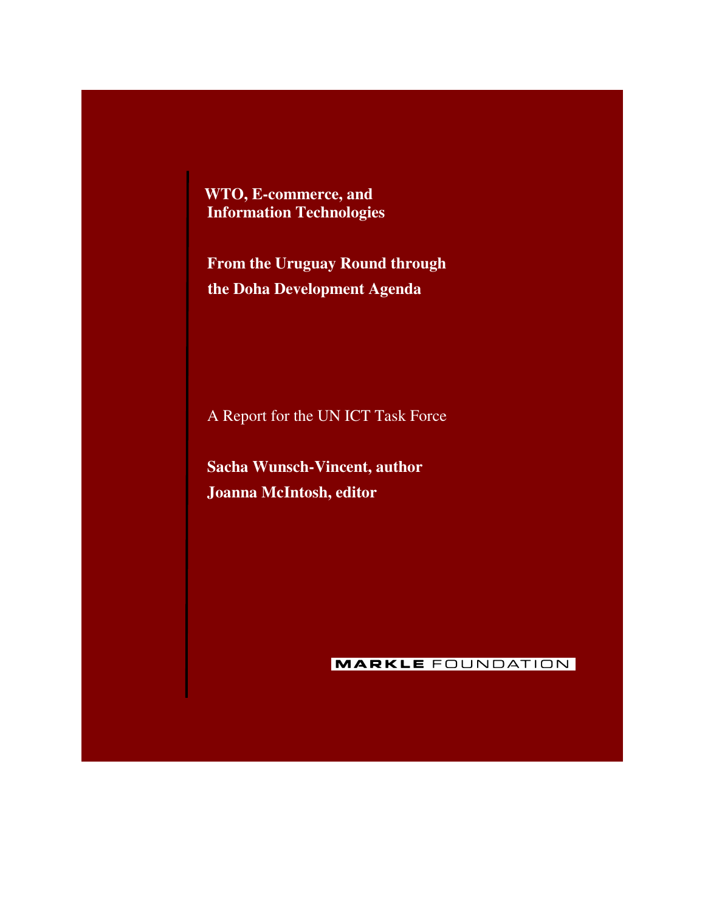# WTO, E-commerce, and Information Technologies

## From the Uruguay Round through the Doha Development Agenda

A Report for the UN ICT Task Force

**Sacha Wunsch-Vincent, author**

**Joanna McIntosh, editor**

MARKLE FOUNDATION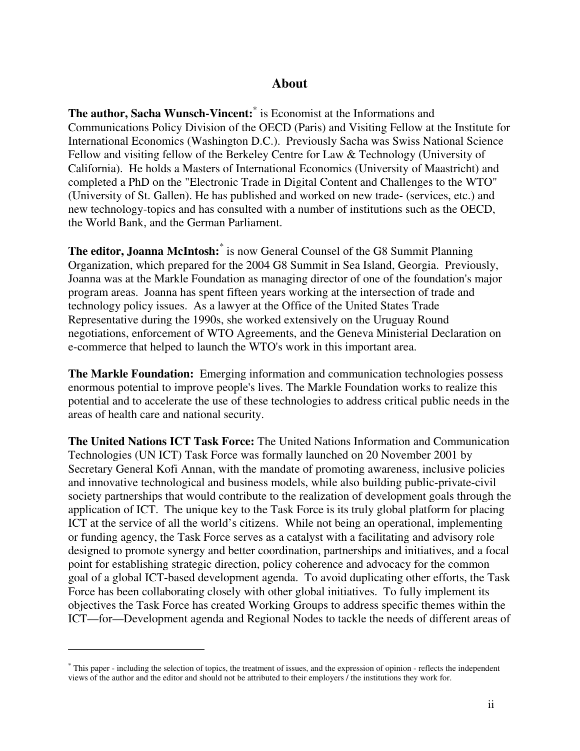## About

**The author, Sacha Wunsch-Vincent:**[*] is Economist at the Informations and Communications Policy Division of the OECD (Paris) and Visiting Fellow at the Institute for International Economics (Washington D.C.). Previously Sacha was Swiss National Science Fellow and visiting fellow of the Berkeley Centre for Law & Technology (University of California). He holds a Masters of International Economics (University of Maastricht) and completed a PhD on the "Electronic Trade in Digital Content and Challenges to the WTO" (University of St. Gallen). He has published and worked on new trade- (services, etc.) and new technology-topics and has consulted with a number of institutions such as the OECD, the World Bank, and the German Parliament.

**The editor, Joanna McIntosh:**[*] is now General Counsel of the G8 Summit Planning Organization, which prepared for the 2004 G8 Summit in Sea Island, Georgia. Previously, Joanna was at the Markle Foundation as managing director of one of the foundation's major program areas. Joanna has spent fifteen years working at the intersection of trade and technology policy issues. As a lawyer at the Office of the United States Trade Representative during the 1990s, she worked extensively on the Uruguay Round negotiations, enforcement of WTO Agreements, and the Geneva Ministerial Declaration on e-commerce that helped to launch the WTO's work in this important area.

**The Markle Foundation:** Emerging information and communication technologies possess enormous potential to improve people's lives. The Markle Foundation works to realize this potential and to accelerate the use of these technologies to address critical public needs in the areas of health care and national security.

**The United Nations ICT Task Force:** The United Nations Information and Communication Technologies (UN ICT) Task Force was formally launched on 20 November 2001 by Secretary General Kofi Annan, with the mandate of promoting awareness, inclusive policies and innovative technological and business models, while also building public-private-civil society partnerships that would contribute to the realization of development goals through the application of ICT. The unique key to the Task Force is its truly global platform for placing ICT at the service of all the world's citizens. While not being an operational, implementing or funding agency, the Task Force serves as a catalyst with a facilitating and advisory role designed to promote synergy and better coordination, partnerships and initiatives, and a focal point for establishing strategic direction, policy coherence and advocacy for the common goal of a global ICT-based development agenda. To avoid duplicating other efforts, the Task Force has been collaborating closely with other global initiatives. To fully implement its objectives the Task Force has created Working Groups to address specific themes within the ICT—for—Development agenda and Regional Nodes to tackle the needs of different areas of

---

[*] This paper - including the selection of topics, the treatment of issues, and the expression of opinion - reflects the independent views of the author and the editor and should not be attributed to their employers / the institutions they work for.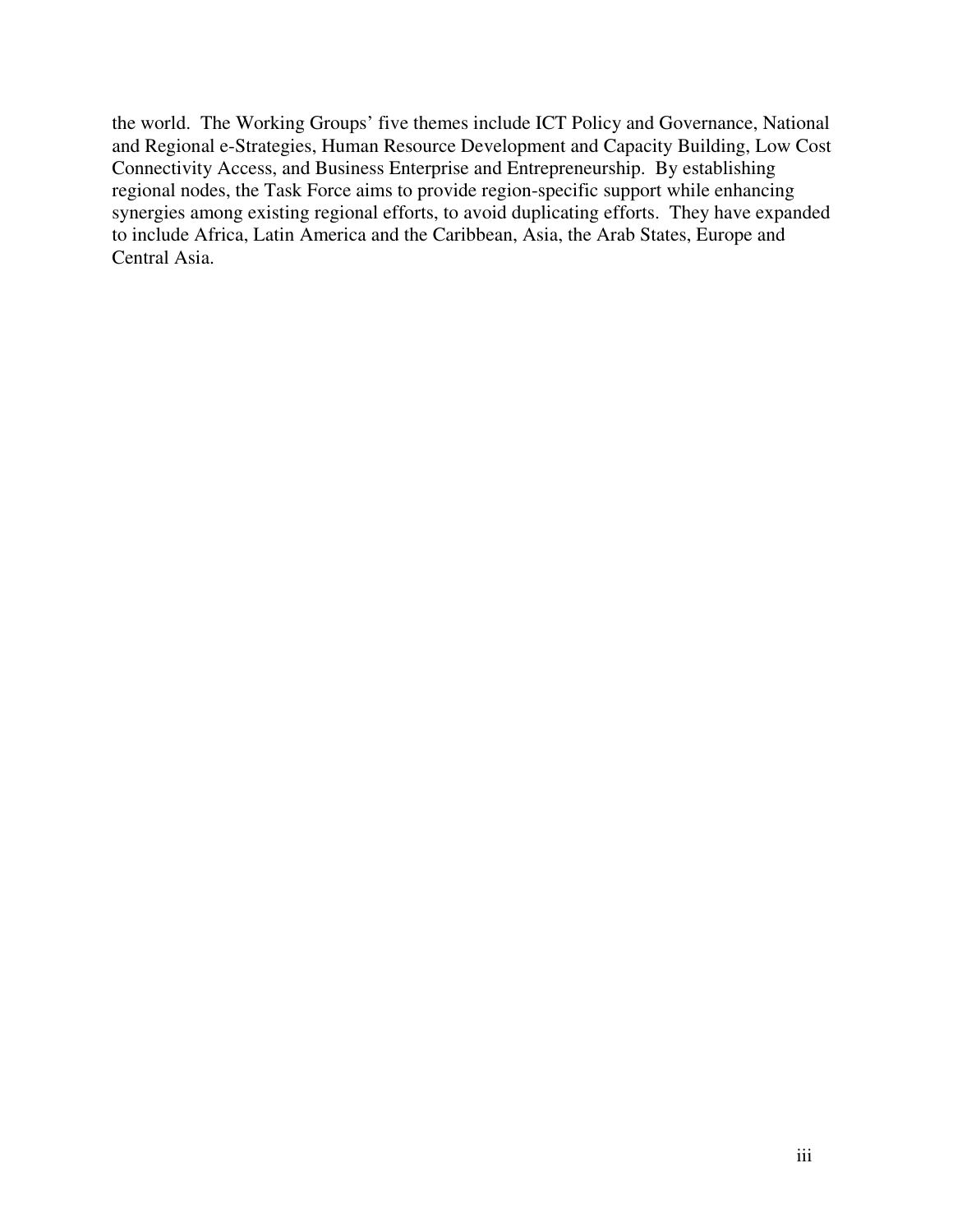the world. The Working Groups' five themes include ICT Policy and Governance, National and Regional e-Strategies, Human Resource Development and Capacity Building, Low Cost Connectivity Access, and Business Enterprise and Entrepreneurship. By establishing regional nodes, the Task Force aims to provide region-specific support while enhancing synergies among existing regional efforts, to avoid duplicating efforts. They have expanded to include Africa, Latin America and the Caribbean, Asia, the Arab States, Europe and Central Asia.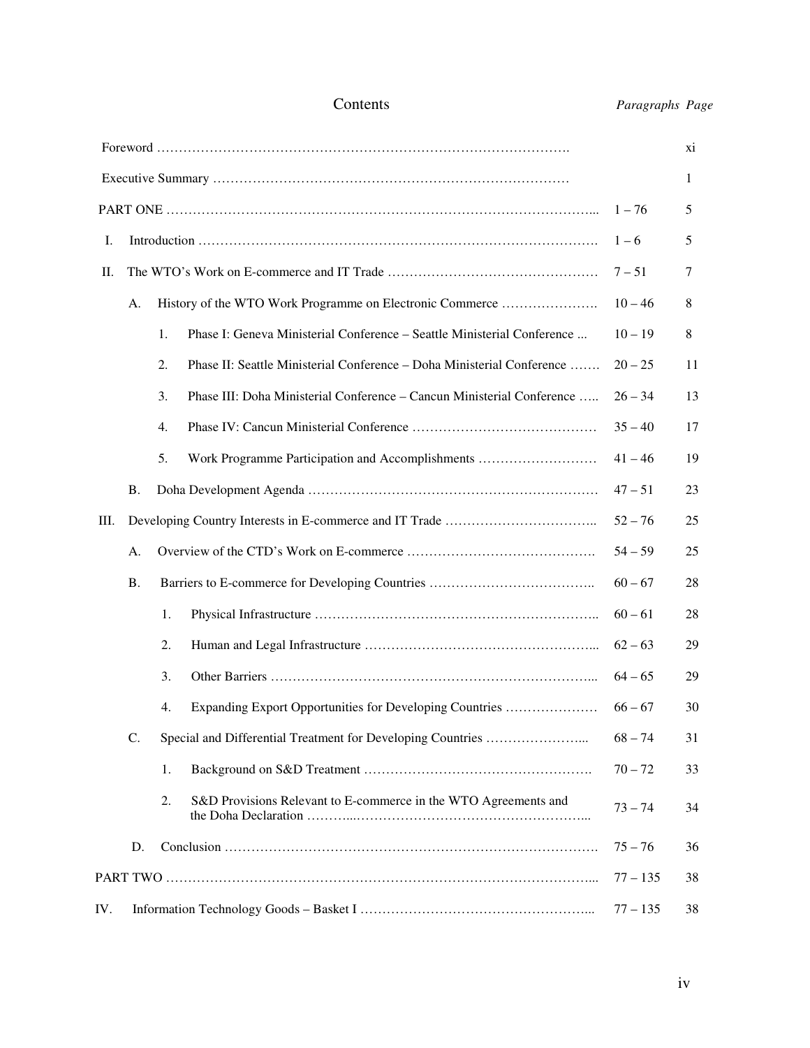# Contents

| | Paragraphs | Page |
|---|---|---|
| Foreword | | xi |
| Executive Summary | | 1 |
| PART ONE | 1 – 76 | 5 |
| I. Introduction | 1 – 6 | 5 |
| II. The WTO's Work on E-commerce and IT Trade | 7 – 51 | 7 |
| A. History of the WTO Work Programme on Electronic Commerce | 10 – 46 | 8 |
| 1. Phase I: Geneva Ministerial Conference – Seattle Ministerial Conference ... | 10 – 19 | 8 |
| 2. Phase II: Seattle Ministerial Conference – Doha Ministerial Conference | 20 – 25 | 11 |
| 3. Phase III: Doha Ministerial Conference – Cancun Ministerial Conference | 26 – 34 | 13 |
| 4. Phase IV: Cancun Ministerial Conference | 35 – 40 | 17 |
| 5. Work Programme Participation and Accomplishments | 41 – 46 | 19 |
| B. Doha Development Agenda | 47 – 51 | 23 |
| III. Developing Country Interests in E-commerce and IT Trade | 52 – 76 | 25 |
| A. Overview of the CTD's Work on E-commerce | 54 – 59 | 25 |
| B. Barriers to E-commerce for Developing Countries | 60 – 67 | 28 |
| 1. Physical Infrastructure | 60 – 61 | 28 |
| 2. Human and Legal Infrastructure | 62 – 63 | 29 |
| 3. Other Barriers | 64 – 65 | 29 |
| 4. Expanding Export Opportunities for Developing Countries | 66 – 67 | 30 |
| C. Special and Differential Treatment for Developing Countries | 68 – 74 | 31 |
| 1. Background on S&D Treatment | 70 – 72 | 33 |
| 2. S&D Provisions Relevant to E-commerce in the WTO Agreements and the Doha Declaration | 73 – 74 | 34 |
| D. Conclusion | 75 – 76 | 36 |
| PART TWO | 77 – 135 | 38 |
| IV. Information Technology Goods – Basket I | 77 – 135 | 38 |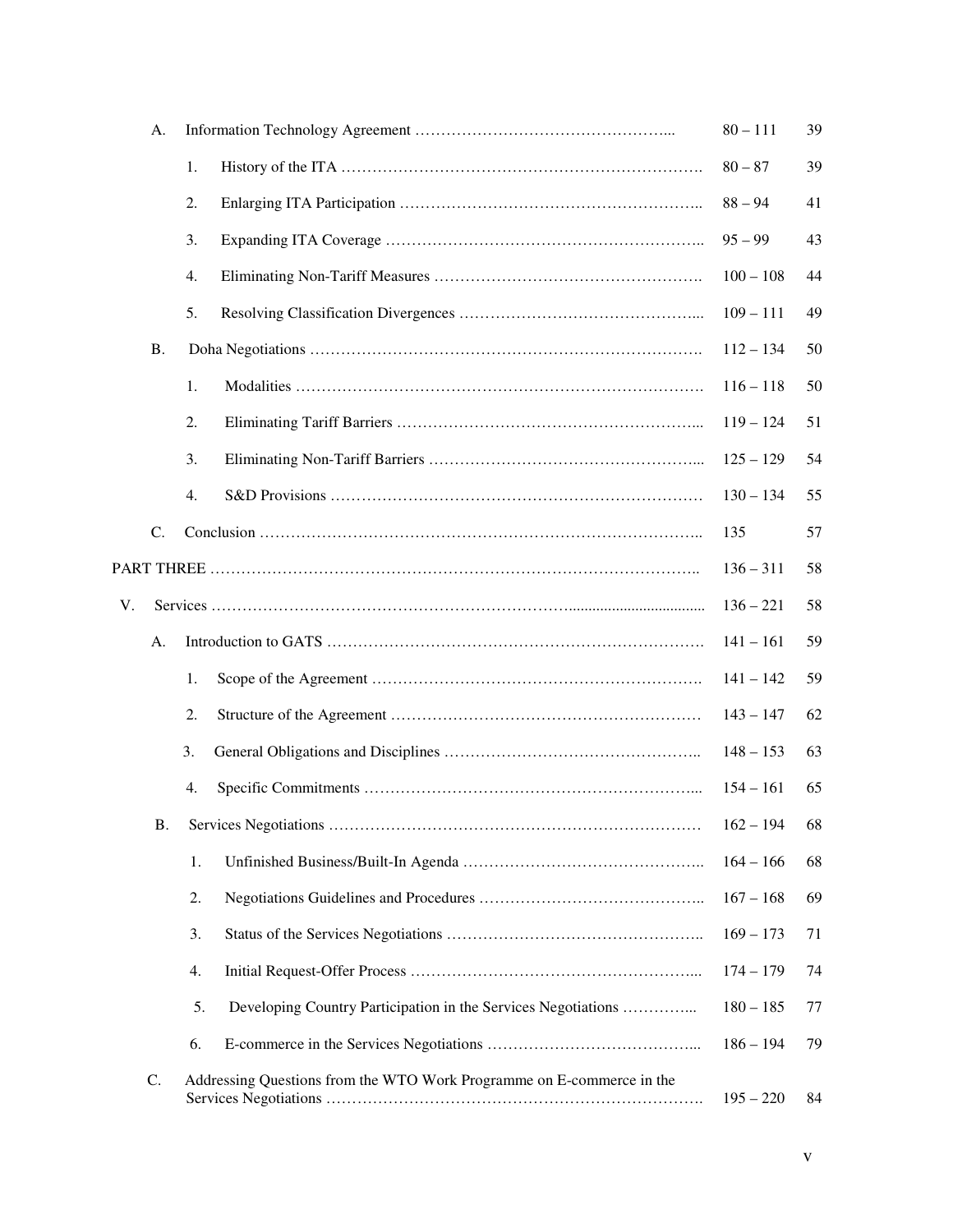| | Paragraphs | Page |
|---|---|---|
| A. Information Technology Agreement | 80 – 111 | 39 |
| 1. History of the ITA | 80 – 87 | 39 |
| 2. Enlarging ITA Participation | 88 – 94 | 41 |
| 3. Expanding ITA Coverage | 95 – 99 | 43 |
| 4. Eliminating Non-Tariff Measures | 100 – 108 | 44 |
| 5. Resolving Classification Divergences | 109 – 111 | 49 |
| B. Doha Negotiations | 112 – 134 | 50 |
| 1. Modalities | 116 – 118 | 50 |
| 2. Eliminating Tariff Barriers | 119 – 124 | 51 |
| 3. Eliminating Non-Tariff Barriers | 125 – 129 | 54 |
| 4. S&D Provisions | 130 – 134 | 55 |
| C. Conclusion | 135 | 57 |
| PART THREE | 136 – 311 | 58 |
| V. Services | 136 – 221 | 58 |
| A. Introduction to GATS | 141 – 161 | 59 |
| 1. Scope of the Agreement | 141 – 142 | 59 |
| 2. Structure of the Agreement | 143 – 147 | 62 |
| 3. General Obligations and Disciplines | 148 – 153 | 63 |
| 4. Specific Commitments | 154 – 161 | 65 |
| B. Services Negotiations | 162 – 194 | 68 |
| 1. Unfinished Business/Built-In Agenda | 164 – 166 | 68 |
| 2. Negotiations Guidelines and Procedures | 167 – 168 | 69 |
| 3. Status of the Services Negotiations | 169 – 173 | 71 |
| 4. Initial Request-Offer Process | 174 – 179 | 74 |
| 5. Developing Country Participation in the Services Negotiations | 180 – 185 | 77 |
| 6. E-commerce in the Services Negotiations | 186 – 194 | 79 |
| C. Addressing Questions from the WTO Work Programme on E-commerce in the Services Negotiations | 195 – 220 | 84 |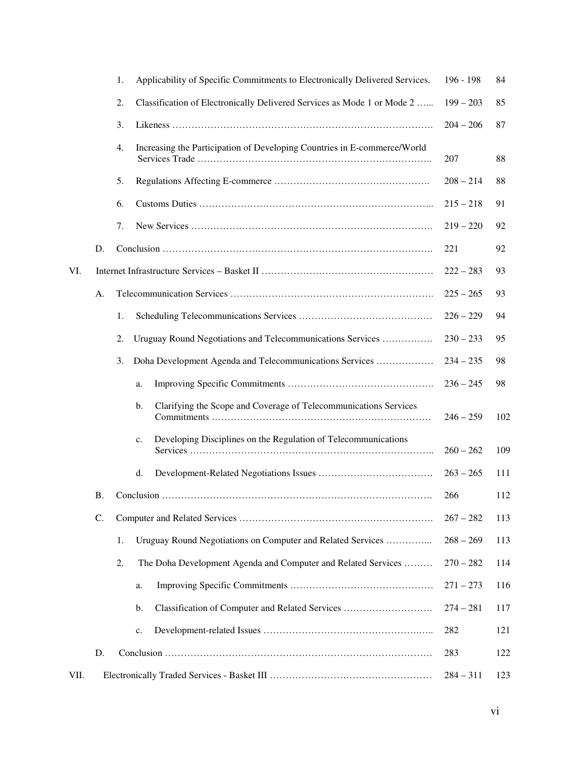| | | | | | |
|---|---|---|---|---|---|
| | | 1. | Applicability of Specific Commitments to Electronically Delivered Services. | 196 - 198 | 84 |
| | | 2. | Classification of Electronically Delivered Services as Mode 1 or Mode 2 ….. | 199 – 203 | 85 |
| | | 3. | Likeness ………………………………………………………………………. | 204 – 206 | 87 |
| | | 4. | Increasing the Participation of Developing Countries in E-commerce/World Services Trade ……………………………………………………………….. | 207 | 88 |
| | | 5. | Regulations Affecting E-commerce …………………………………………. | 208 – 214 | 88 |
| | | 6. | Customs Duties ……………………………………………………………….. | 215 – 218 | 91 |
| | | 7. | New Services …………………………………………………………………. | 219 – 220 | 92 |
| | D. | | Conclusion ………………………………………………………………………. | 221 | 92 |
| VI. | | | Internet Infrastructure Services – Basket II ……………………………………………… | 222 – 283 | 93 |
| | A. | | Telecommunication Services …………………………………………………….. | 225 – 265 | 93 |
| | | 1. | Scheduling Telecommunications Services …………………………………… | 226 – 229 | 94 |
| | | 2. | Uruguay Round Negotiations and Telecommunications Services ……………. | 230 – 233 | 95 |
| | | 3. | Doha Development Agenda and Telecommunications Services ……………… | 234 – 235 | 98 |
| | | | a. Improving Specific Commitments ………………………………………. | 236 – 245 | 98 |
| | | | b. Clarifying the Scope and Coverage of Telecommunications Services Commitments …………………………………………………………… | 246 – 259 | 102 |
| | | | c. Developing Disciplines on the Regulation of Telecommunications Services ……………………………………………………………….. | 260 – 262 | 109 |
| | | | d. Development-Related Negotiations Issues ……………………………… | 263 – 265 | 111 |
| | B. | | Conclusion ………………………………………………………………………. | 266 | 112 |
| | C. | | Computer and Related Services …………………………………………………. | 267 – 282 | 113 |
| | | 1. | Uruguay Round Negotiations on Computer and Related Services …………... | 268 – 269 | 113 |
| | | 2. | The Doha Development Agenda and Computer and Related Services ……… | 270 – 282 | 114 |
| | | | a. Improving Specific Commitments ………………………………………. | 271 – 273 | 116 |
| | | | b. Classification of Computer and Related Services ………………………. | 274 – 281 | 117 |
| | | | c. Development-related Issues ……………………………………………... | 282 | 121 |
| | D. | | Conclusion ………………………………………………………………………. | 283 | 122 |
| VII. | | | Electronically Traded Services - Basket III …………………………………………… | 284 – 311 | 123 |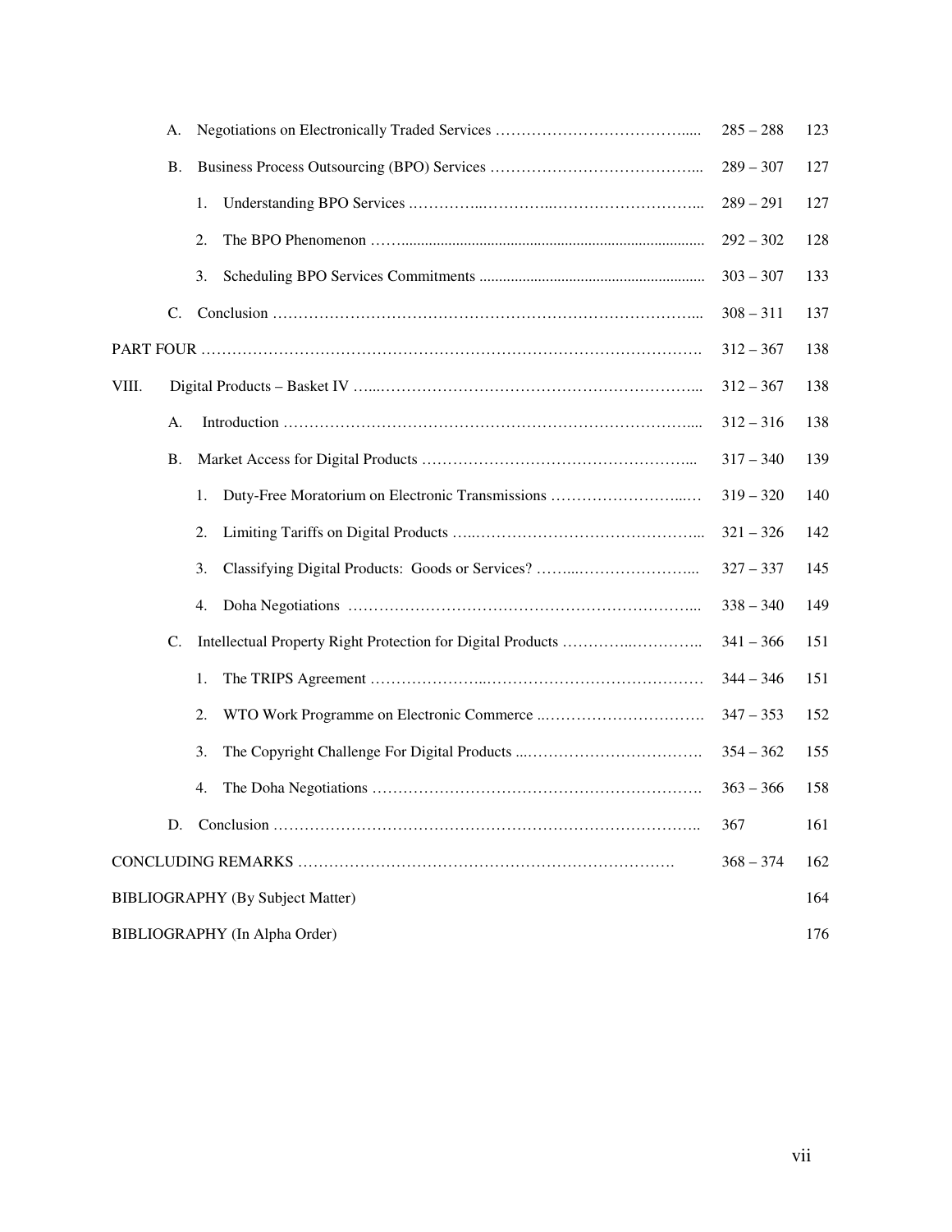| | | | |
|---|---|---|---|
| A. | Negotiations on Electronically Traded Services | 285 – 288 | 123 |
| B. | Business Process Outsourcing (BPO) Services | 289 – 307 | 127 |
| | 1. Understanding BPO Services | 289 – 291 | 127 |
| | 2. The BPO Phenomenon | 292 – 302 | 128 |
| | 3. Scheduling BPO Services Commitments | 303 – 307 | 133 |
| C. | Conclusion | 308 – 311 | 137 |
| PART FOUR | | 312 – 367 | 138 |
| VIII. | Digital Products – Basket IV | 312 – 367 | 138 |
| A. | Introduction | 312 – 316 | 138 |
| B. | Market Access for Digital Products | 317 – 340 | 139 |
| | 1. Duty-Free Moratorium on Electronic Transmissions | 319 – 320 | 140 |
| | 2. Limiting Tariffs on Digital Products | 321 – 326 | 142 |
| | 3. Classifying Digital Products: Goods or Services? | 327 – 337 | 145 |
| | 4. Doha Negotiations | 338 – 340 | 149 |
| C. | Intellectual Property Right Protection for Digital Products | 341 – 366 | 151 |
| | 1. The TRIPS Agreement | 344 – 346 | 151 |
| | 2. WTO Work Programme on Electronic Commerce | 347 – 353 | 152 |
| | 3. The Copyright Challenge For Digital Products | 354 – 362 | 155 |
| | 4. The Doha Negotiations | 363 – 366 | 158 |
| D. | Conclusion | 367 | 161 |
| CONCLUDING REMARKS | | 368 – 374 | 162 |
| BIBLIOGRAPHY (By Subject Matter) | | | 164 |
| BIBLIOGRAPHY (In Alpha Order) | | | 176 |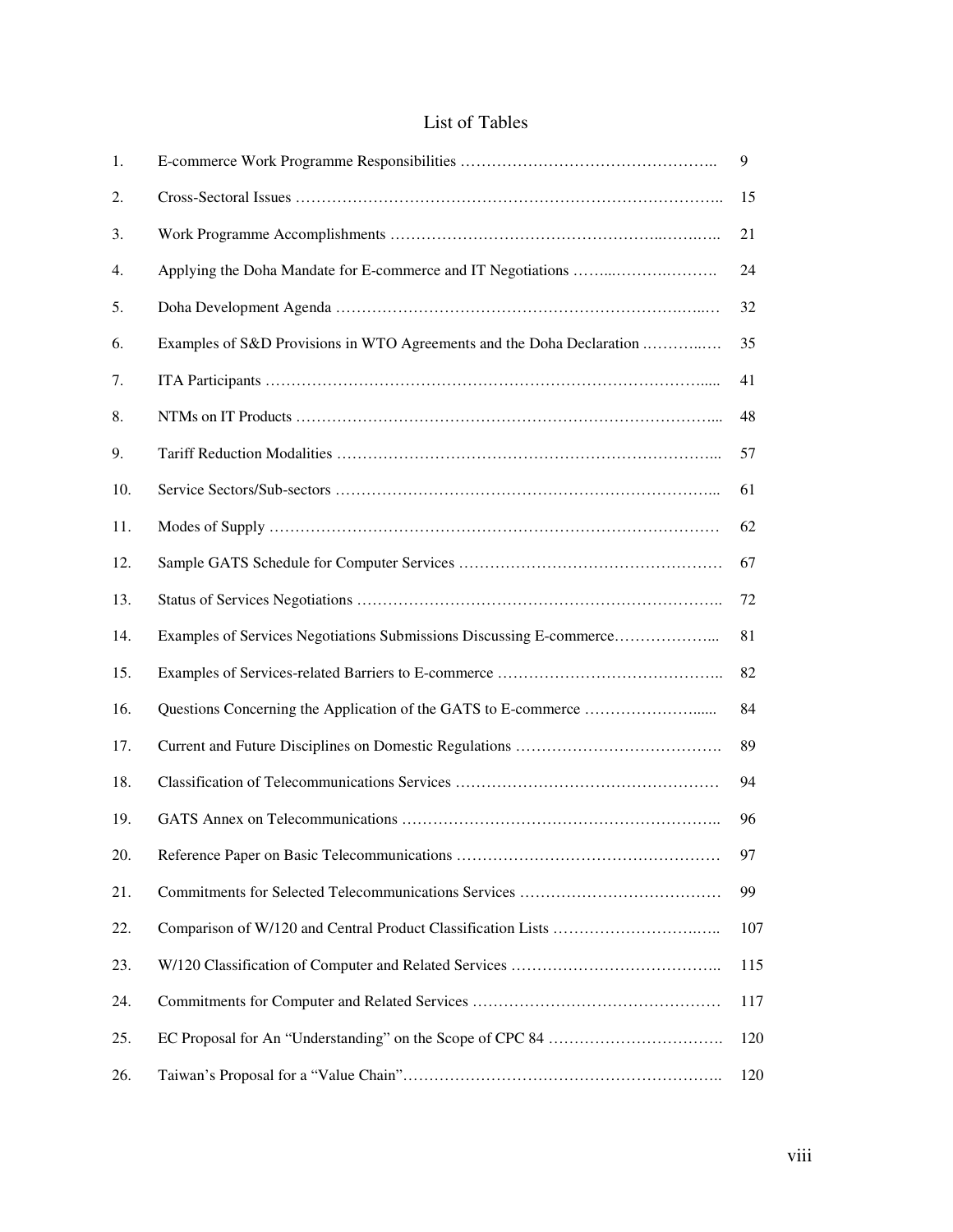# List of Tables

| | | |
|---|---|---|
| 1. | E-commerce Work Programme Responsibilities | 9 |
| 2. | Cross-Sectoral Issues | 15 |
| 3. | Work Programme Accomplishments | 21 |
| 4. | Applying the Doha Mandate for E-commerce and IT Negotiations | 24 |
| 5. | Doha Development Agenda | 32 |
| 6. | Examples of S&D Provisions in WTO Agreements and the Doha Declaration | 35 |
| 7. | ITA Participants | 41 |
| 8. | NTMs on IT Products | 48 |
| 9. | Tariff Reduction Modalities | 57 |
| 10. | Service Sectors/Sub-sectors | 61 |
| 11. | Modes of Supply | 62 |
| 12. | Sample GATS Schedule for Computer Services | 67 |
| 13. | Status of Services Negotiations | 72 |
| 14. | Examples of Services Negotiations Submissions Discussing E-commerce | 81 |
| 15. | Examples of Services-related Barriers to E-commerce | 82 |
| 16. | Questions Concerning the Application of the GATS to E-commerce | 84 |
| 17. | Current and Future Disciplines on Domestic Regulations | 89 |
| 18. | Classification of Telecommunications Services | 94 |
| 19. | GATS Annex on Telecommunications | 96 |
| 20. | Reference Paper on Basic Telecommunications | 97 |
| 21. | Commitments for Selected Telecommunications Services | 99 |
| 22. | Comparison of W/120 and Central Product Classification Lists | 107 |
| 23. | W/120 Classification of Computer and Related Services | 115 |
| 24. | Commitments for Computer and Related Services | 117 |
| 25. | EC Proposal for An "Understanding" on the Scope of CPC 84 | 120 |
| 26. | Taiwan's Proposal for a "Value Chain" | 120 |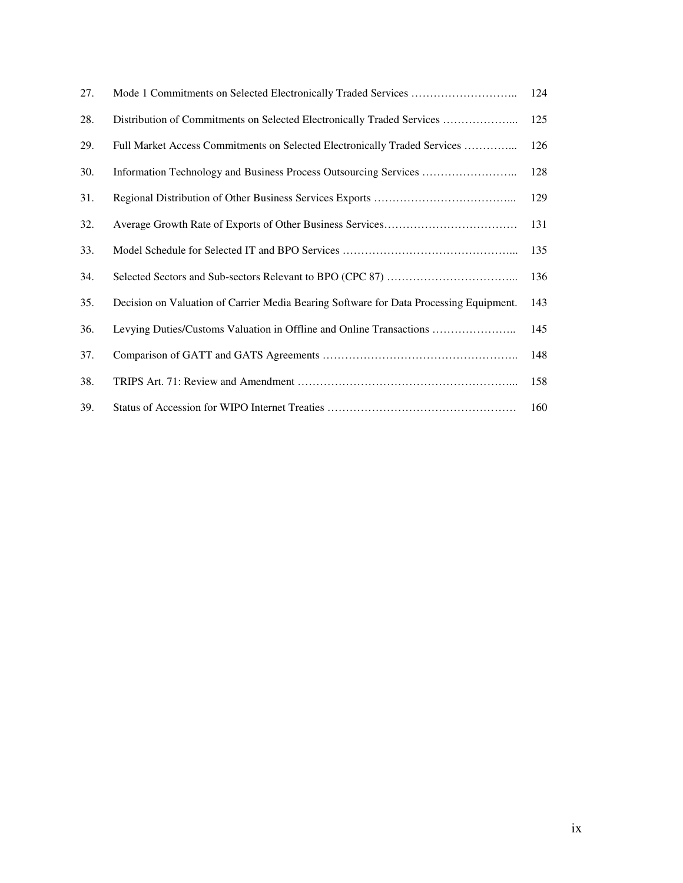| | | |
|---|---|---|
| 27. | Mode 1 Commitments on Selected Electronically Traded Services ……………………….. | 124 |
| 28. | Distribution of Commitments on Selected Electronically Traded Services ………………... | 125 |
| 29. | Full Market Access Commitments on Selected Electronically Traded Services …………... | 126 |
| 30. | Information Technology and Business Process Outsourcing Services …………………….. | 128 |
| 31. | Regional Distribution of Other Business Services Exports ………………………………... | 129 |
| 32. | Average Growth Rate of Exports of Other Business Services……………………………… | 131 |
| 33. | Model Schedule for Selected IT and BPO Services ………………………………………... | 135 |
| 34. | Selected Sectors and Sub-sectors Relevant to BPO (CPC 87) ……………………………... | 136 |
| 35. | Decision on Valuation of Carrier Media Bearing Software for Data Processing Equipment. | 143 |
| 36. | Levying Duties/Customs Valuation in Offline and Online Transactions ………………….. | 145 |
| 37. | Comparison of GATT and GATS Agreements …………………………………………….. | 148 |
| 38. | TRIPS Art. 71: Review and Amendment …………………………………………………... | 158 |
| 39. | Status of Accession for WIPO Internet Treaties …………………………………………… | 160 |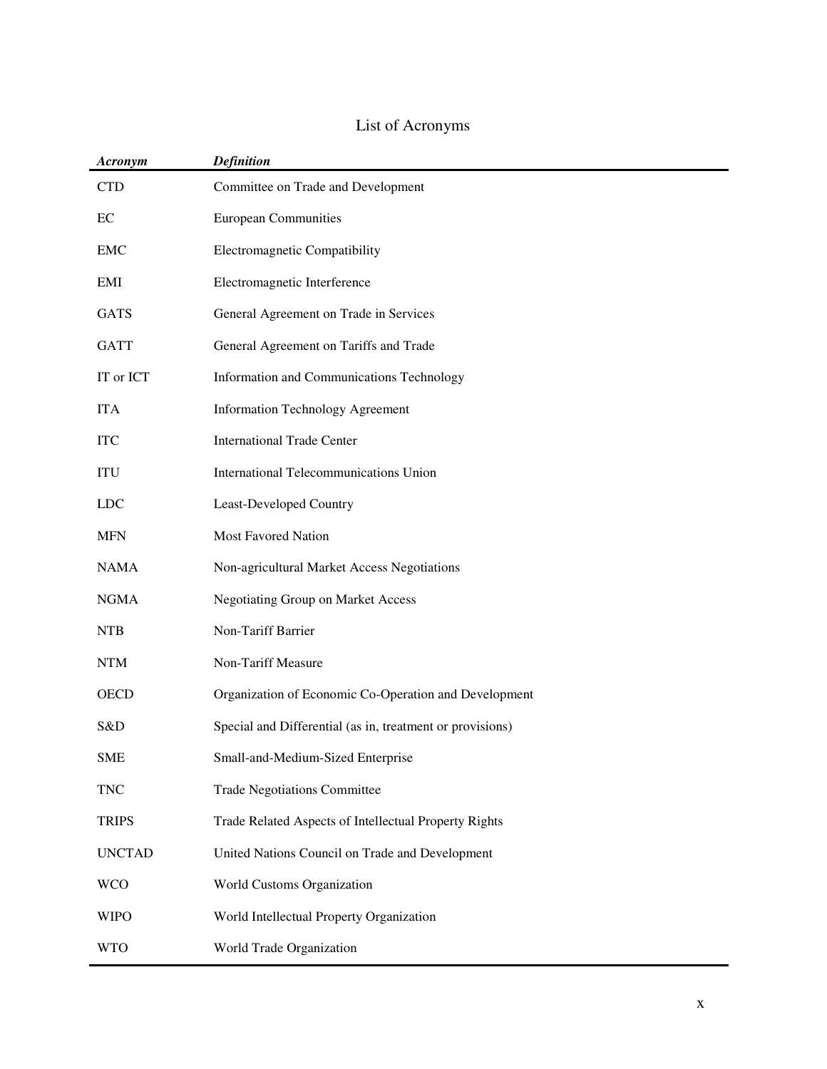# List of Acronyms

| *Acronym* | *Definition* |
|---|---|
| CTD | Committee on Trade and Development |
| EC | European Communities |
| EMC | Electromagnetic Compatibility |
| EMI | Electromagnetic Interference |
| GATS | General Agreement on Trade in Services |
| GATT | General Agreement on Tariffs and Trade |
| IT or ICT | Information and Communications Technology |
| ITA | Information Technology Agreement |
| ITC | International Trade Center |
| ITU | International Telecommunications Union |
| LDC | Least-Developed Country |
| MFN | Most Favored Nation |
| NAMA | Non-agricultural Market Access Negotiations |
| NGMA | Negotiating Group on Market Access |
| NTB | Non-Tariff Barrier |
| NTM | Non-Tariff Measure |
| OECD | Organization of Economic Co-Operation and Development |
| S&D | Special and Differential (as in, treatment or provisions) |
| SME | Small-and-Medium-Sized Enterprise |
| TNC | Trade Negotiations Committee |
| TRIPS | Trade Related Aspects of Intellectual Property Rights |
| UNCTAD | United Nations Council on Trade and Development |
| WCO | World Customs Organization |
| WIPO | World Intellectual Property Organization |
| WTO | World Trade Organization |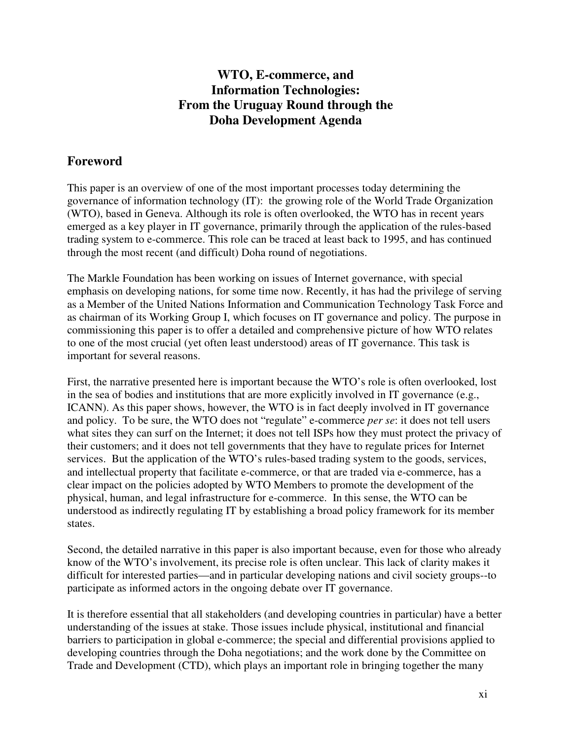# WTO, E-commerce, and Information Technologies: From the Uruguay Round through the Doha Development Agenda

## Foreword

This paper is an overview of one of the most important processes today determining the governance of information technology (IT): the growing role of the World Trade Organization (WTO), based in Geneva. Although its role is often overlooked, the WTO has in recent years emerged as a key player in IT governance, primarily through the application of the rules-based trading system to e-commerce. This role can be traced at least back to 1995, and has continued through the most recent (and difficult) Doha round of negotiations.

The Markle Foundation has been working on issues of Internet governance, with special emphasis on developing nations, for some time now. Recently, it has had the privilege of serving as a Member of the United Nations Information and Communication Technology Task Force and as chairman of its Working Group I, which focuses on IT governance and policy. The purpose in commissioning this paper is to offer a detailed and comprehensive picture of how WTO relates to one of the most crucial (yet often least understood) areas of IT governance. This task is important for several reasons.

First, the narrative presented here is important because the WTO's role is often overlooked, lost in the sea of bodies and institutions that are more explicitly involved in IT governance (e.g., ICANN). As this paper shows, however, the WTO is in fact deeply involved in IT governance and policy. To be sure, the WTO does not "regulate" e-commerce *per se*: it does not tell users what sites they can surf on the Internet; it does not tell ISPs how they must protect the privacy of their customers; and it does not tell governments that they have to regulate prices for Internet services. But the application of the WTO's rules-based trading system to the goods, services, and intellectual property that facilitate e-commerce, or that are traded via e-commerce, has a clear impact on the policies adopted by WTO Members to promote the development of the physical, human, and legal infrastructure for e-commerce. In this sense, the WTO can be understood as indirectly regulating IT by establishing a broad policy framework for its member states.

Second, the detailed narrative in this paper is also important because, even for those who already know of the WTO's involvement, its precise role is often unclear. This lack of clarity makes it difficult for interested parties—and in particular developing nations and civil society groups--to participate as informed actors in the ongoing debate over IT governance.

It is therefore essential that all stakeholders (and developing countries in particular) have a better understanding of the issues at stake. Those issues include physical, institutional and financial barriers to participation in global e-commerce; the special and differential provisions applied to developing countries through the Doha negotiations; and the work done by the Committee on Trade and Development (CTD), which plays an important role in bringing together the many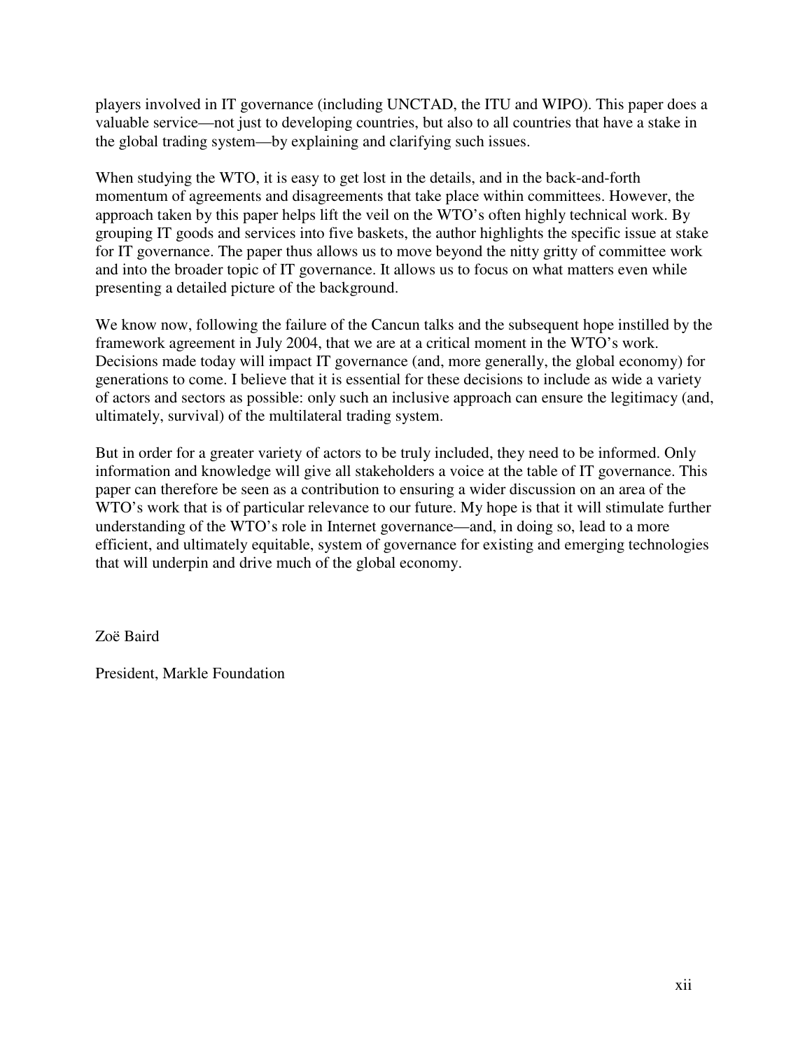players involved in IT governance (including UNCTAD, the ITU and WIPO). This paper does a valuable service—not just to developing countries, but also to all countries that have a stake in the global trading system—by explaining and clarifying such issues.

When studying the WTO, it is easy to get lost in the details, and in the back-and-forth momentum of agreements and disagreements that take place within committees. However, the approach taken by this paper helps lift the veil on the WTO's often highly technical work. By grouping IT goods and services into five baskets, the author highlights the specific issue at stake for IT governance. The paper thus allows us to move beyond the nitty gritty of committee work and into the broader topic of IT governance. It allows us to focus on what matters even while presenting a detailed picture of the background.

We know now, following the failure of the Cancun talks and the subsequent hope instilled by the framework agreement in July 2004, that we are at a critical moment in the WTO's work. Decisions made today will impact IT governance (and, more generally, the global economy) for generations to come. I believe that it is essential for these decisions to include as wide a variety of actors and sectors as possible: only such an inclusive approach can ensure the legitimacy (and, ultimately, survival) of the multilateral trading system.

But in order for a greater variety of actors to be truly included, they need to be informed. Only information and knowledge will give all stakeholders a voice at the table of IT governance. This paper can therefore be seen as a contribution to ensuring a wider discussion on an area of the WTO's work that is of particular relevance to our future. My hope is that it will stimulate further understanding of the WTO's role in Internet governance—and, in doing so, lead to a more efficient, and ultimately equitable, system of governance for existing and emerging technologies that will underpin and drive much of the global economy.

Zoë Baird

President, Markle Foundation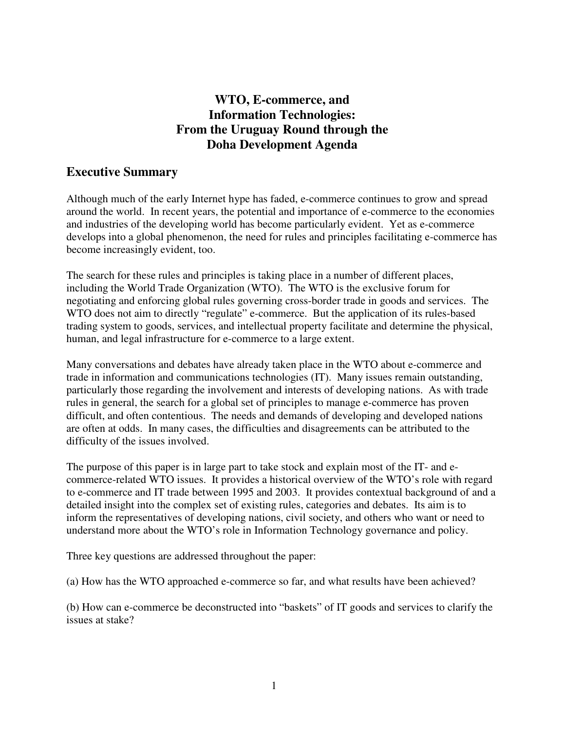# WTO, E-commerce, and Information Technologies: From the Uruguay Round through the Doha Development Agenda

## Executive Summary

Although much of the early Internet hype has faded, e-commerce continues to grow and spread around the world. In recent years, the potential and importance of e-commerce to the economies and industries of the developing world has become particularly evident. Yet as e-commerce develops into a global phenomenon, the need for rules and principles facilitating e-commerce has become increasingly evident, too.

The search for these rules and principles is taking place in a number of different places, including the World Trade Organization (WTO). The WTO is the exclusive forum for negotiating and enforcing global rules governing cross-border trade in goods and services. The WTO does not aim to directly "regulate" e-commerce. But the application of its rules-based trading system to goods, services, and intellectual property facilitate and determine the physical, human, and legal infrastructure for e-commerce to a large extent.

Many conversations and debates have already taken place in the WTO about e-commerce and trade in information and communications technologies (IT). Many issues remain outstanding, particularly those regarding the involvement and interests of developing nations. As with trade rules in general, the search for a global set of principles to manage e-commerce has proven difficult, and often contentious. The needs and demands of developing and developed nations are often at odds. In many cases, the difficulties and disagreements can be attributed to the difficulty of the issues involved.

The purpose of this paper is in large part to take stock and explain most of the IT- and e-commerce-related WTO issues. It provides a historical overview of the WTO's role with regard to e-commerce and IT trade between 1995 and 2003. It provides contextual background of and a detailed insight into the complex set of existing rules, categories and debates. Its aim is to inform the representatives of developing nations, civil society, and others who want or need to understand more about the WTO's role in Information Technology governance and policy.

Three key questions are addressed throughout the paper:

(a) How has the WTO approached e-commerce so far, and what results have been achieved?

(b) How can e-commerce be deconstructed into "baskets" of IT goods and services to clarify the issues at stake?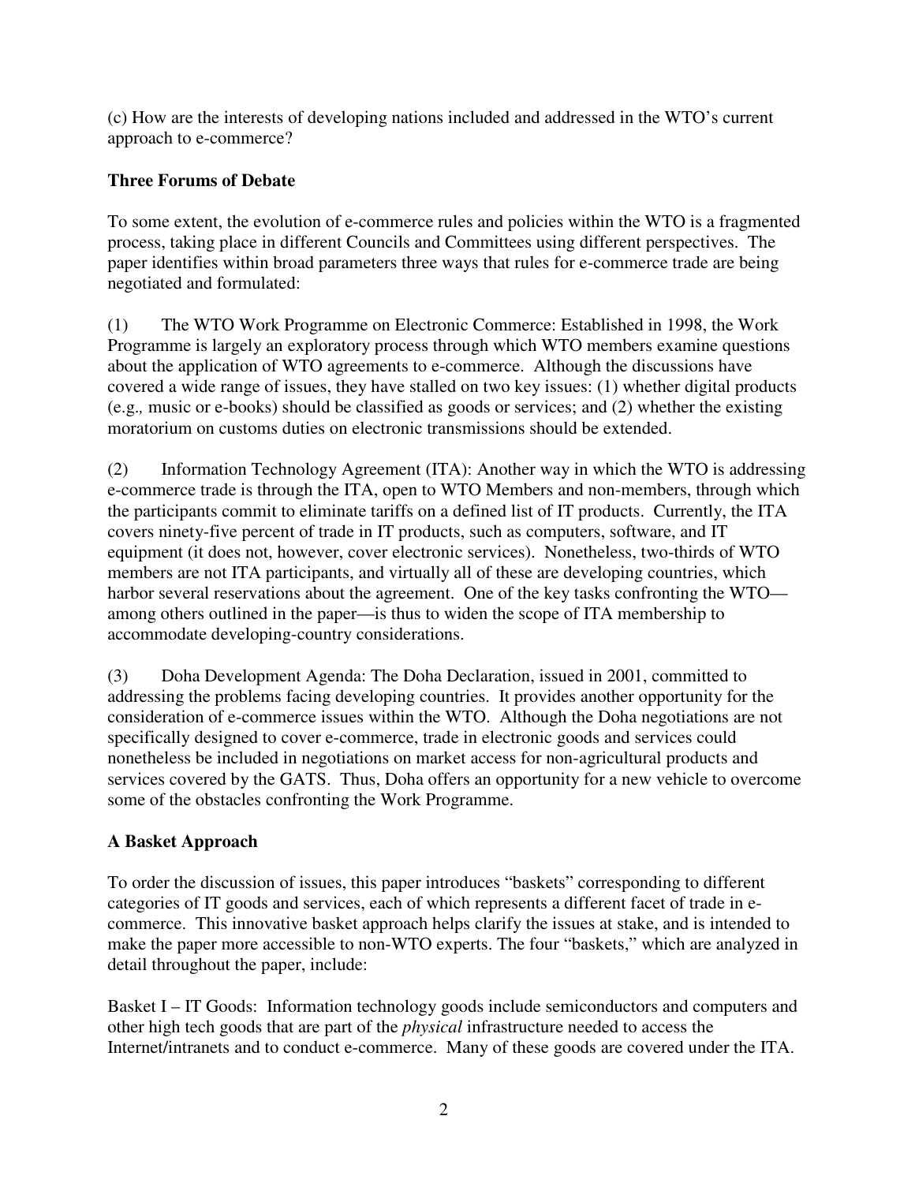(c) How are the interests of developing nations included and addressed in the WTO's current approach to e-commerce?

**Three Forums of Debate**

To some extent, the evolution of e-commerce rules and policies within the WTO is a fragmented process, taking place in different Councils and Committees using different perspectives. The paper identifies within broad parameters three ways that rules for e-commerce trade are being negotiated and formulated:

(1) The WTO Work Programme on Electronic Commerce: Established in 1998, the Work Programme is largely an exploratory process through which WTO members examine questions about the application of WTO agreements to e-commerce. Although the discussions have covered a wide range of issues, they have stalled on two key issues: (1) whether digital products (e.g.*,* music or e-books) should be classified as goods or services; and (2) whether the existing moratorium on customs duties on electronic transmissions should be extended.

(2) Information Technology Agreement (ITA): Another way in which the WTO is addressing e-commerce trade is through the ITA, open to WTO Members and non-members, through which the participants commit to eliminate tariffs on a defined list of IT products. Currently, the ITA covers ninety-five percent of trade in IT products, such as computers, software, and IT equipment (it does not, however, cover electronic services). Nonetheless, two-thirds of WTO members are not ITA participants, and virtually all of these are developing countries, which harbor several reservations about the agreement. One of the key tasks confronting the WTO—among others outlined in the paper—is thus to widen the scope of ITA membership to accommodate developing-country considerations.

(3) Doha Development Agenda: The Doha Declaration, issued in 2001, committed to addressing the problems facing developing countries. It provides another opportunity for the consideration of e-commerce issues within the WTO. Although the Doha negotiations are not specifically designed to cover e-commerce, trade in electronic goods and services could nonetheless be included in negotiations on market access for non-agricultural products and services covered by the GATS. Thus, Doha offers an opportunity for a new vehicle to overcome some of the obstacles confronting the Work Programme.

**A Basket Approach**

To order the discussion of issues, this paper introduces "baskets" corresponding to different categories of IT goods and services, each of which represents a different facet of trade in e-commerce. This innovative basket approach helps clarify the issues at stake, and is intended to make the paper more accessible to non-WTO experts. The four "baskets," which are analyzed in detail throughout the paper, include:

Basket I – IT Goods: Information technology goods include semiconductors and computers and other high tech goods that are part of the *physical* infrastructure needed to access the Internet/intranets and to conduct e-commerce. Many of these goods are covered under the ITA.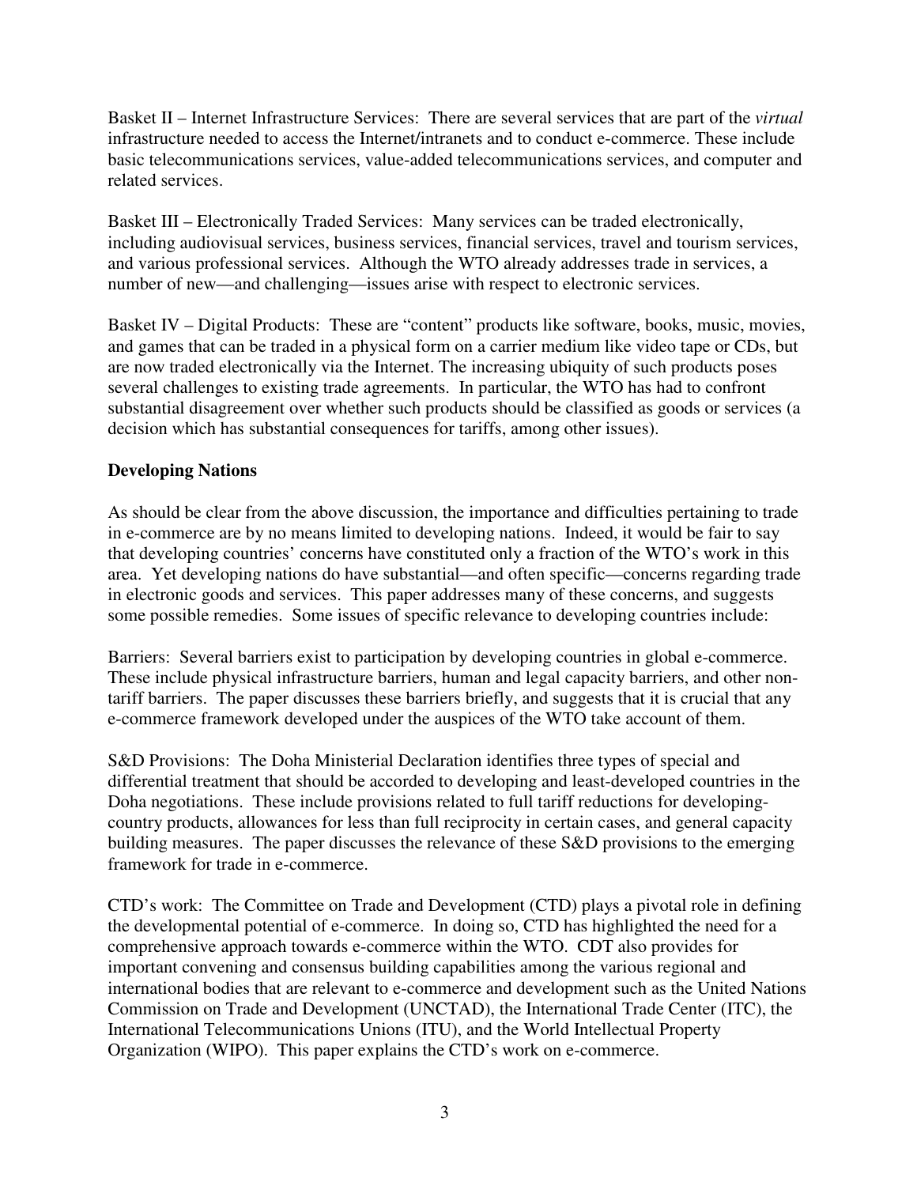Basket II – Internet Infrastructure Services: There are several services that are part of the *virtual* infrastructure needed to access the Internet/intranets and to conduct e-commerce. These include basic telecommunications services, value-added telecommunications services, and computer and related services.

Basket III – Electronically Traded Services: Many services can be traded electronically, including audiovisual services, business services, financial services, travel and tourism services, and various professional services. Although the WTO already addresses trade in services, a number of new—and challenging—issues arise with respect to electronic services.

Basket IV – Digital Products: These are "content" products like software, books, music, movies, and games that can be traded in a physical form on a carrier medium like video tape or CDs, but are now traded electronically via the Internet. The increasing ubiquity of such products poses several challenges to existing trade agreements. In particular, the WTO has had to confront substantial disagreement over whether such products should be classified as goods or services (a decision which has substantial consequences for tariffs, among other issues).

**Developing Nations**

As should be clear from the above discussion, the importance and difficulties pertaining to trade in e-commerce are by no means limited to developing nations. Indeed, it would be fair to say that developing countries' concerns have constituted only a fraction of the WTO's work in this area. Yet developing nations do have substantial—and often specific—concerns regarding trade in electronic goods and services. This paper addresses many of these concerns, and suggests some possible remedies. Some issues of specific relevance to developing countries include:

Barriers: Several barriers exist to participation by developing countries in global e-commerce. These include physical infrastructure barriers, human and legal capacity barriers, and other non-tariff barriers. The paper discusses these barriers briefly, and suggests that it is crucial that any e-commerce framework developed under the auspices of the WTO take account of them.

S&D Provisions: The Doha Ministerial Declaration identifies three types of special and differential treatment that should be accorded to developing and least-developed countries in the Doha negotiations. These include provisions related to full tariff reductions for developing-country products, allowances for less than full reciprocity in certain cases, and general capacity building measures. The paper discusses the relevance of these S&D provisions to the emerging framework for trade in e-commerce.

CTD's work: The Committee on Trade and Development (CTD) plays a pivotal role in defining the developmental potential of e-commerce. In doing so, CTD has highlighted the need for a comprehensive approach towards e-commerce within the WTO. CDT also provides for important convening and consensus building capabilities among the various regional and international bodies that are relevant to e-commerce and development such as the United Nations Commission on Trade and Development (UNCTAD), the International Trade Center (ITC), the International Telecommunications Unions (ITU), and the World Intellectual Property Organization (WIPO). This paper explains the CTD's work on e-commerce.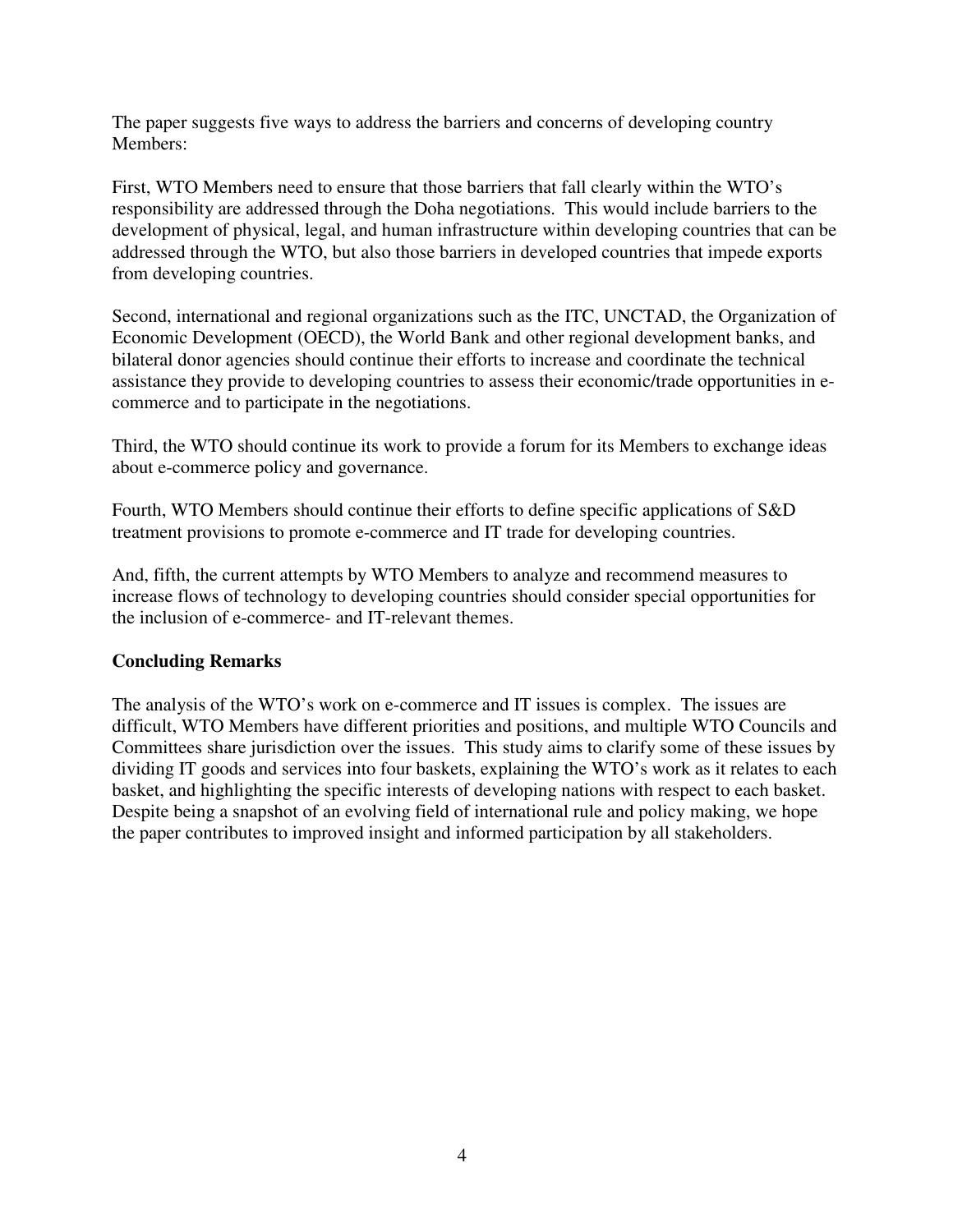The paper suggests five ways to address the barriers and concerns of developing country Members:

First, WTO Members need to ensure that those barriers that fall clearly within the WTO's responsibility are addressed through the Doha negotiations. This would include barriers to the development of physical, legal, and human infrastructure within developing countries that can be addressed through the WTO, but also those barriers in developed countries that impede exports from developing countries.

Second, international and regional organizations such as the ITC, UNCTAD, the Organization of Economic Development (OECD), the World Bank and other regional development banks, and bilateral donor agencies should continue their efforts to increase and coordinate the technical assistance they provide to developing countries to assess their economic/trade opportunities in e-commerce and to participate in the negotiations.

Third, the WTO should continue its work to provide a forum for its Members to exchange ideas about e-commerce policy and governance.

Fourth, WTO Members should continue their efforts to define specific applications of S&D treatment provisions to promote e-commerce and IT trade for developing countries.

And, fifth, the current attempts by WTO Members to analyze and recommend measures to increase flows of technology to developing countries should consider special opportunities for the inclusion of e-commerce- and IT-relevant themes.

**Concluding Remarks**

The analysis of the WTO's work on e-commerce and IT issues is complex. The issues are difficult, WTO Members have different priorities and positions, and multiple WTO Councils and Committees share jurisdiction over the issues. This study aims to clarify some of these issues by dividing IT goods and services into four baskets, explaining the WTO's work as it relates to each basket, and highlighting the specific interests of developing nations with respect to each basket. Despite being a snapshot of an evolving field of international rule and policy making, we hope the paper contributes to improved insight and informed participation by all stakeholders.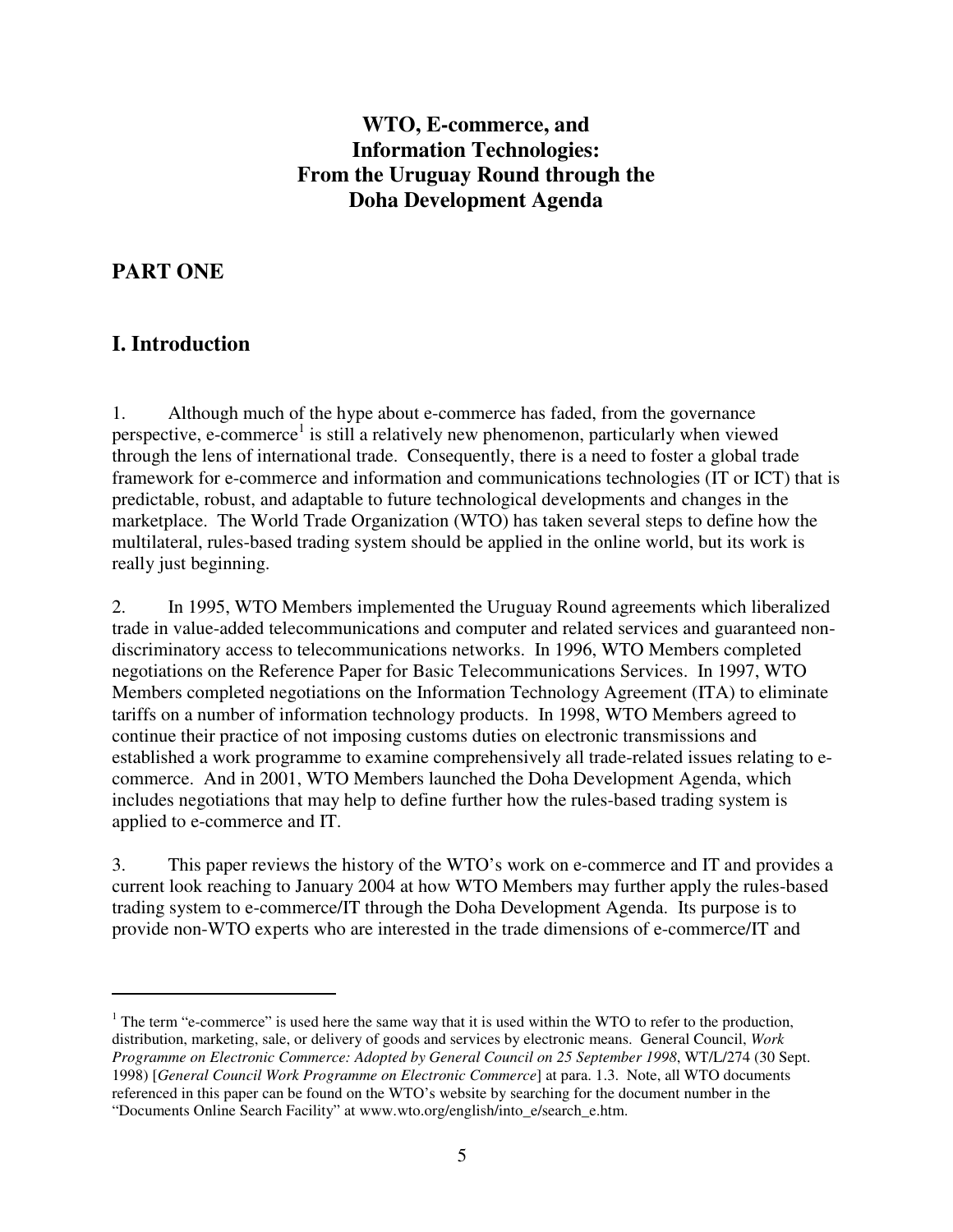# WTO, E-commerce, and Information Technologies: From the Uruguay Round through the Doha Development Agenda

## PART ONE

## I. Introduction

1. Although much of the hype about e-commerce has faded, from the governance perspective, e-commerce[1] is still a relatively new phenomenon, particularly when viewed through the lens of international trade. Consequently, there is a need to foster a global trade framework for e-commerce and information and communications technologies (IT or ICT) that is predictable, robust, and adaptable to future technological developments and changes in the marketplace. The World Trade Organization (WTO) has taken several steps to define how the multilateral, rules-based trading system should be applied in the online world, but its work is really just beginning.

2. In 1995, WTO Members implemented the Uruguay Round agreements which liberalized trade in value-added telecommunications and computer and related services and guaranteed non-discriminatory access to telecommunications networks. In 1996, WTO Members completed negotiations on the Reference Paper for Basic Telecommunications Services. In 1997, WTO Members completed negotiations on the Information Technology Agreement (ITA) to eliminate tariffs on a number of information technology products. In 1998, WTO Members agreed to continue their practice of not imposing customs duties on electronic transmissions and established a work programme to examine comprehensively all trade-related issues relating to e-commerce. And in 2001, WTO Members launched the Doha Development Agenda, which includes negotiations that may help to define further how the rules-based trading system is applied to e-commerce and IT.

3. This paper reviews the history of the WTO's work on e-commerce and IT and provides a current look reaching to January 2004 at how WTO Members may further apply the rules-based trading system to e-commerce/IT through the Doha Development Agenda. Its purpose is to provide non-WTO experts who are interested in the trade dimensions of e-commerce/IT and

[1] The term "e-commerce" is used here the same way that it is used within the WTO to refer to the production, distribution, marketing, sale, or delivery of goods and services by electronic means. General Council, *Work Programme on Electronic Commerce: Adopted by General Council on 25 September 1998*, WT/L/274 (30 Sept. 1998) [*General Council Work Programme on Electronic Commerce*] at para. 1.3. Note, all WTO documents referenced in this paper can be found on the WTO's website by searching for the document number in the "Documents Online Search Facility" at www.wto.org/english/into_e/search_e.htm.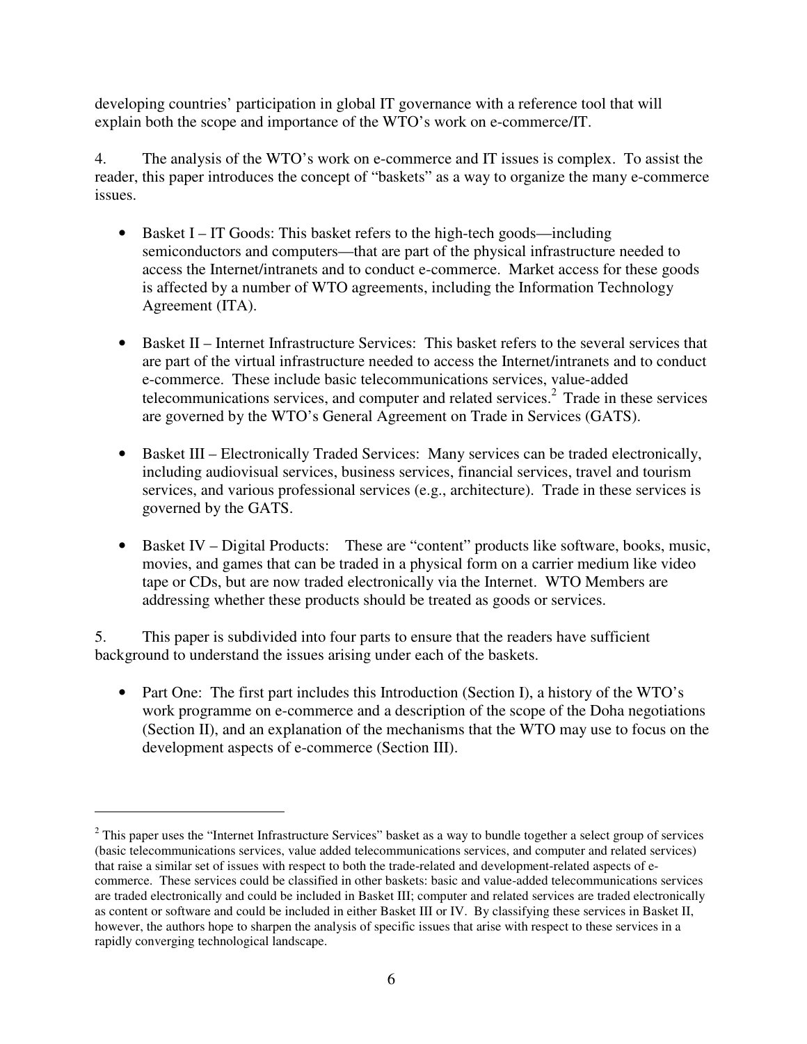developing countries' participation in global IT governance with a reference tool that will explain both the scope and importance of the WTO's work on e-commerce/IT.

4. The analysis of the WTO's work on e-commerce and IT issues is complex. To assist the reader, this paper introduces the concept of "baskets" as a way to organize the many e-commerce issues.

- Basket I – IT Goods: This basket refers to the high-tech goods—including semiconductors and computers—that are part of the physical infrastructure needed to access the Internet/intranets and to conduct e-commerce. Market access for these goods is affected by a number of WTO agreements, including the Information Technology Agreement (ITA).

- Basket II – Internet Infrastructure Services: This basket refers to the several services that are part of the virtual infrastructure needed to access the Internet/intranets and to conduct e-commerce. These include basic telecommunications services, value-added telecommunications services, and computer and related services.[2] Trade in these services are governed by the WTO's General Agreement on Trade in Services (GATS).

- Basket III – Electronically Traded Services: Many services can be traded electronically, including audiovisual services, business services, financial services, travel and tourism services, and various professional services (e.g., architecture). Trade in these services is governed by the GATS.

- Basket IV – Digital Products: These are "content" products like software, books, music, movies, and games that can be traded in a physical form on a carrier medium like video tape or CDs, but are now traded electronically via the Internet. WTO Members are addressing whether these products should be treated as goods or services.

5. This paper is subdivided into four parts to ensure that the readers have sufficient background to understand the issues arising under each of the baskets.

- Part One: The first part includes this Introduction (Section I), a history of the WTO's work programme on e-commerce and a description of the scope of the Doha negotiations (Section II), and an explanation of the mechanisms that the WTO may use to focus on the development aspects of e-commerce (Section III).

---

[2] This paper uses the "Internet Infrastructure Services" basket as a way to bundle together a select group of services (basic telecommunications services, value added telecommunications services, and computer and related services) that raise a similar set of issues with respect to both the trade-related and development-related aspects of e-commerce. These services could be classified in other baskets: basic and value-added telecommunications services are traded electronically and could be included in Basket III; computer and related services are traded electronically as content or software and could be included in either Basket III or IV. By classifying these services in Basket II, however, the authors hope to sharpen the analysis of specific issues that arise with respect to these services in a rapidly converging technological landscape.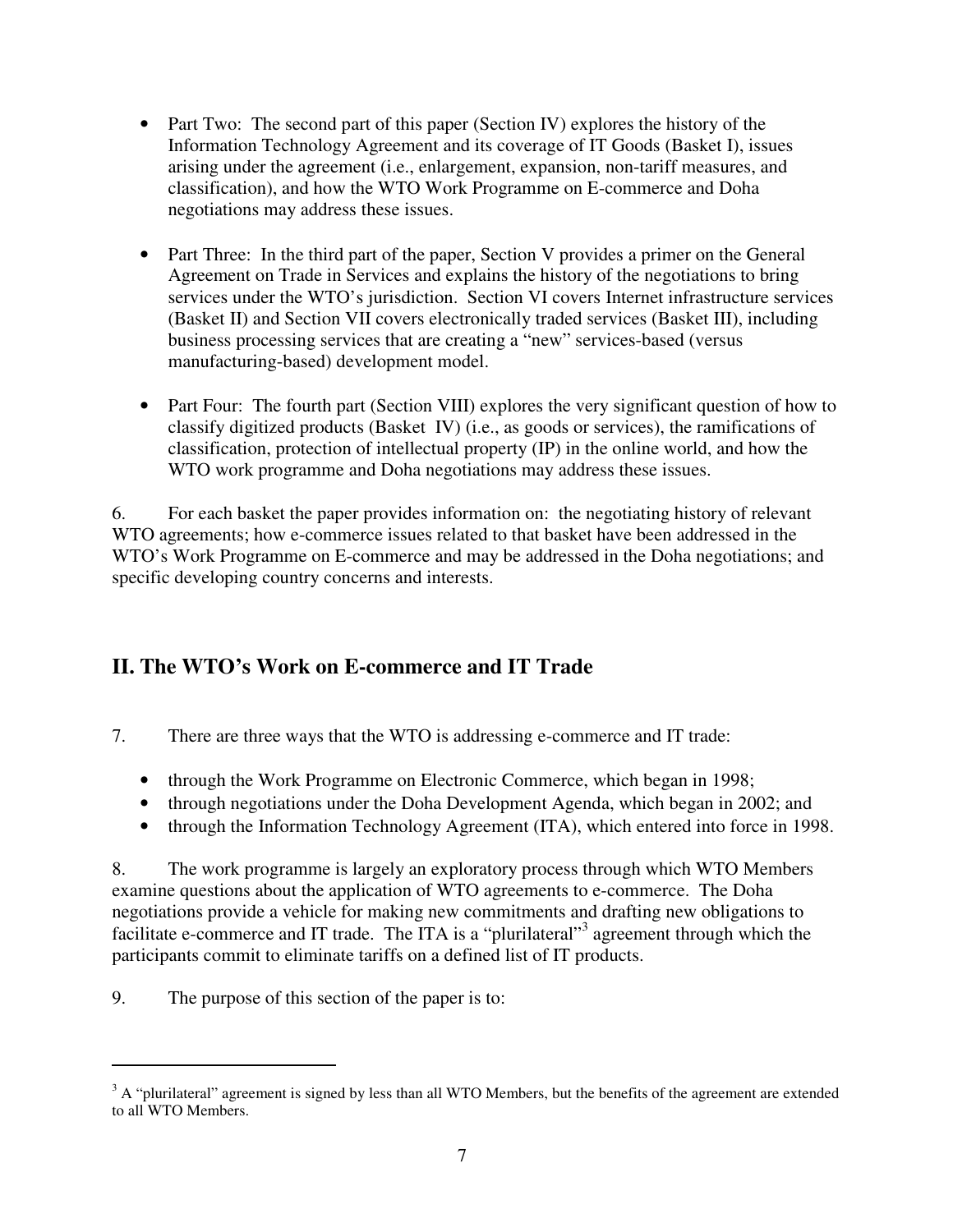- Part Two: The second part of this paper (Section IV) explores the history of the Information Technology Agreement and its coverage of IT Goods (Basket I), issues arising under the agreement (i.e., enlargement, expansion, non-tariff measures, and classification), and how the WTO Work Programme on E-commerce and Doha negotiations may address these issues.

- Part Three: In the third part of the paper, Section V provides a primer on the General Agreement on Trade in Services and explains the history of the negotiations to bring services under the WTO's jurisdiction. Section VI covers Internet infrastructure services (Basket II) and Section VII covers electronically traded services (Basket III), including business processing services that are creating a "new" services-based (versus manufacturing-based) development model.

- Part Four: The fourth part (Section VIII) explores the very significant question of how to classify digitized products (Basket IV) (i.e., as goods or services), the ramifications of classification, protection of intellectual property (IP) in the online world, and how the WTO work programme and Doha negotiations may address these issues.

6. For each basket the paper provides information on: the negotiating history of relevant WTO agreements; how e-commerce issues related to that basket have been addressed in the WTO's Work Programme on E-commerce and may be addressed in the Doha negotiations; and specific developing country concerns and interests.

## II. The WTO's Work on E-commerce and IT Trade

7. There are three ways that the WTO is addressing e-commerce and IT trade:

- through the Work Programme on Electronic Commerce, which began in 1998;
- through negotiations under the Doha Development Agenda, which began in 2002; and
- through the Information Technology Agreement (ITA), which entered into force in 1998.

8. The work programme is largely an exploratory process through which WTO Members examine questions about the application of WTO agreements to e-commerce. The Doha negotiations provide a vehicle for making new commitments and drafting new obligations to facilitate e-commerce and IT trade. The ITA is a "plurilateral"[3] agreement through which the participants commit to eliminate tariffs on a defined list of IT products.

9. The purpose of this section of the paper is to:

[3] A "plurilateral" agreement is signed by less than all WTO Members, but the benefits of the agreement are extended to all WTO Members.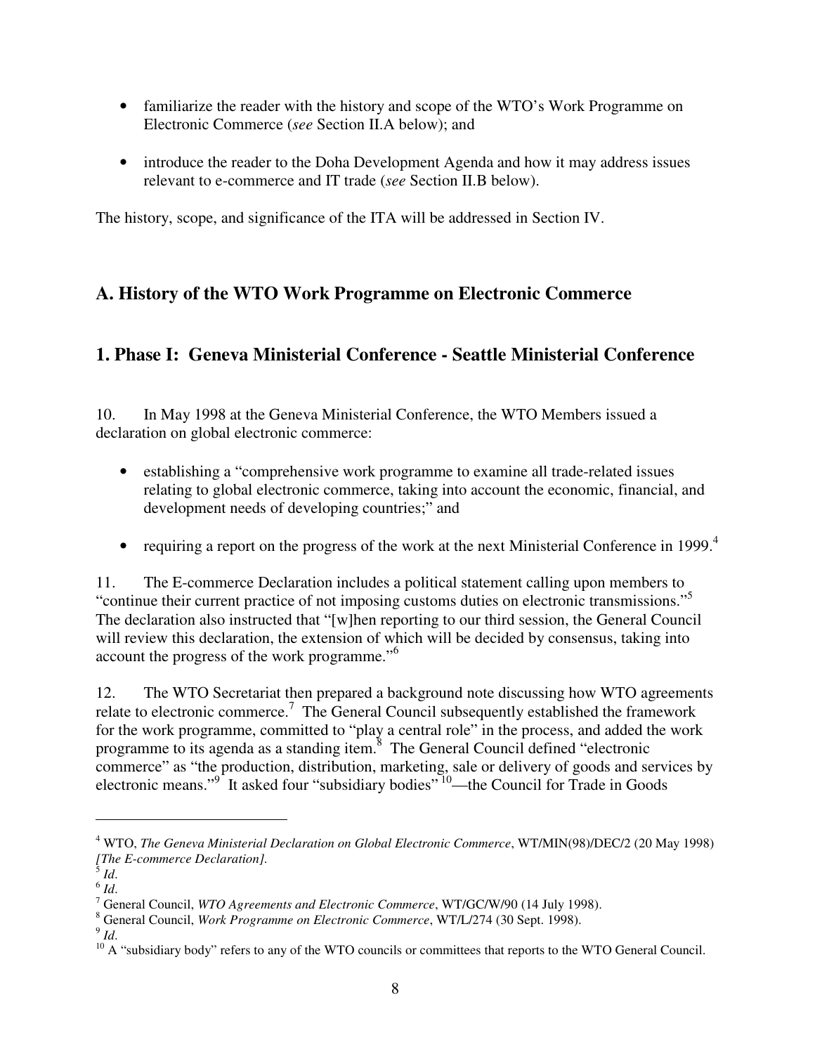- familiarize the reader with the history and scope of the WTO's Work Programme on Electronic Commerce (*see* Section II.A below); and

- introduce the reader to the Doha Development Agenda and how it may address issues relevant to e-commerce and IT trade (*see* Section II.B below).

The history, scope, and significance of the ITA will be addressed in Section IV.

## A. History of the WTO Work Programme on Electronic Commerce

## 1. Phase I: Geneva Ministerial Conference - Seattle Ministerial Conference

10. In May 1998 at the Geneva Ministerial Conference, the WTO Members issued a declaration on global electronic commerce:

- establishing a "comprehensive work programme to examine all trade-related issues relating to global electronic commerce, taking into account the economic, financial, and development needs of developing countries;" and

- requiring a report on the progress of the work at the next Ministerial Conference in 1999.[4]

11. The E-commerce Declaration includes a political statement calling upon members to "continue their current practice of not imposing customs duties on electronic transmissions."[5] The declaration also instructed that "[w]hen reporting to our third session, the General Council will review this declaration, the extension of which will be decided by consensus, taking into account the progress of the work programme."[6]

12. The WTO Secretariat then prepared a background note discussing how WTO agreements relate to electronic commerce.[7] The General Council subsequently established the framework for the work programme, committed to "play a central role" in the process, and added the work programme to its agenda as a standing item.[8] The General Council defined "electronic commerce" as "the production, distribution, marketing, sale or delivery of goods and services by electronic means."[9] It asked four "subsidiary bodies"[10]—the Council for Trade in Goods

---

[4] WTO, *The Geneva Ministerial Declaration on Global Electronic Commerce*, WT/MIN(98)/DEC/2 (20 May 1998) *[The E-commerce Declaration].*

[5] *Id*.

[6] *Id*.

[7] General Council, *WTO Agreements and Electronic Commerce*, WT/GC/W/90 (14 July 1998).

[8] General Council, *Work Programme on Electronic Commerce*, WT/L/274 (30 Sept. 1998).

[9] *Id*.

[10] A "subsidiary body" refers to any of the WTO councils or committees that reports to the WTO General Council.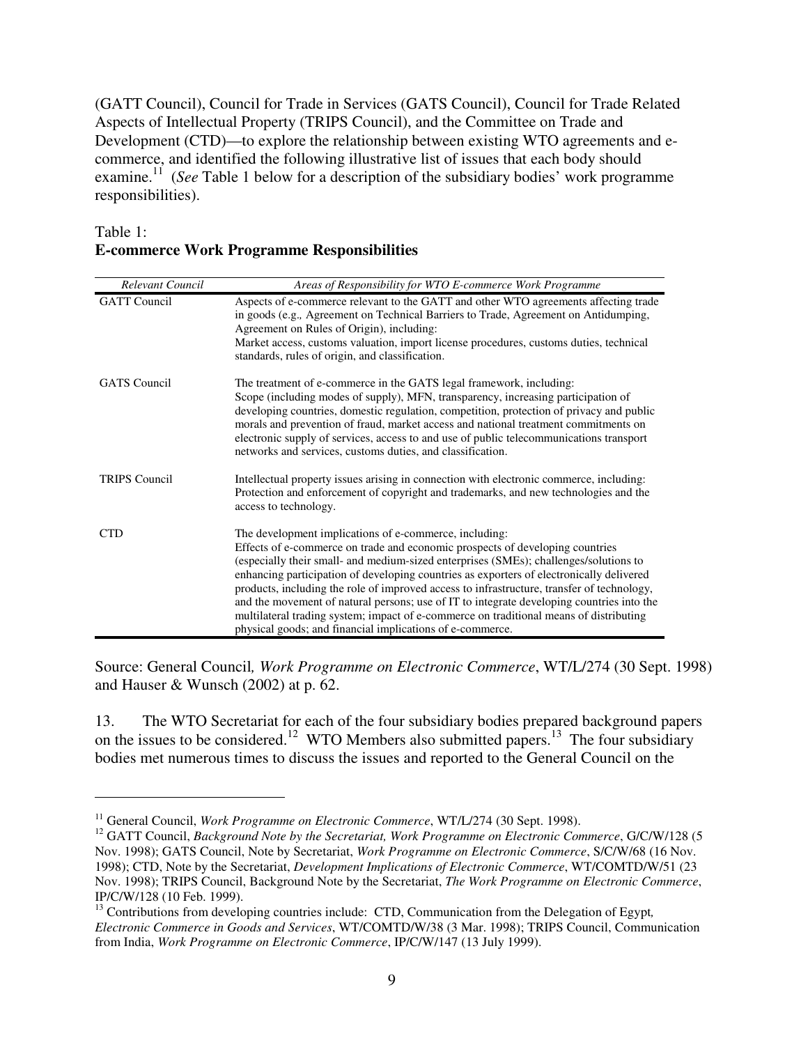(GATT Council), Council for Trade in Services (GATS Council), Council for Trade Related Aspects of Intellectual Property (TRIPS Council), and the Committee on Trade and Development (CTD)—to explore the relationship between existing WTO agreements and e-commerce, and identified the following illustrative list of issues that each body should examine.[11] (*See* Table 1 below for a description of the subsidiary bodies' work programme responsibilities).

Table 1:
**E-commerce Work Programme Responsibilities**

| *Relevant Council* | *Areas of Responsibility for WTO E-commerce Work Programme* |
|---|---|
| GATT Council | Aspects of e-commerce relevant to the GATT and other WTO agreements affecting trade in goods (e.g., Agreement on Technical Barriers to Trade, Agreement on Antidumping, Agreement on Rules of Origin), including: Market access, customs valuation, import license procedures, customs duties, technical standards, rules of origin, and classification. |
| GATS Council | The treatment of e-commerce in the GATS legal framework, including: Scope (including modes of supply), MFN, transparency, increasing participation of developing countries, domestic regulation, competition, protection of privacy and public morals and prevention of fraud, market access and national treatment commitments on electronic supply of services, access to and use of public telecommunications transport networks and services, customs duties, and classification. |
| TRIPS Council | Intellectual property issues arising in connection with electronic commerce, including: Protection and enforcement of copyright and trademarks, and new technologies and the access to technology. |
| CTD | The development implications of e-commerce, including: Effects of e-commerce on trade and economic prospects of developing countries (especially their small- and medium-sized enterprises (SMEs); challenges/solutions to enhancing participation of developing countries as exporters of electronically delivered products, including the role of improved access to infrastructure, transfer of technology, and the movement of natural persons; use of IT to integrate developing countries into the multilateral trading system; impact of e-commerce on traditional means of distributing physical goods; and financial implications of e-commerce. |

Source: General Council*, Work Programme on Electronic Commerce*, WT/L/274 (30 Sept. 1998) and Hauser & Wunsch (2002) at p. 62.

13. The WTO Secretariat for each of the four subsidiary bodies prepared background papers on the issues to be considered.[12] WTO Members also submitted papers.[13] The four subsidiary bodies met numerous times to discuss the issues and reported to the General Council on the

---

[11] General Council, *Work Programme on Electronic Commerce*, WT/L/274 (30 Sept. 1998).

[12] GATT Council, *Background Note by the Secretariat, Work Programme on Electronic Commerce*, G/C/W/128 (5 Nov. 1998); GATS Council, Note by Secretariat, *Work Programme on Electronic Commerce*, S/C/W/68 (16 Nov. 1998); CTD, Note by the Secretariat, *Development Implications of Electronic Commerce*, WT/COMTD/W/51 (23 Nov. 1998); TRIPS Council, Background Note by the Secretariat, *The Work Programme on Electronic Commerce*, IP/C/W/128 (10 Feb. 1999).

[13] Contributions from developing countries include: CTD, Communication from the Delegation of Egypt*, Electronic Commerce in Goods and Services*, WT/COMTD/W/38 (3 Mar. 1998); TRIPS Council, Communication from India, *Work Programme on Electronic Commerce*, IP/C/W/147 (13 July 1999).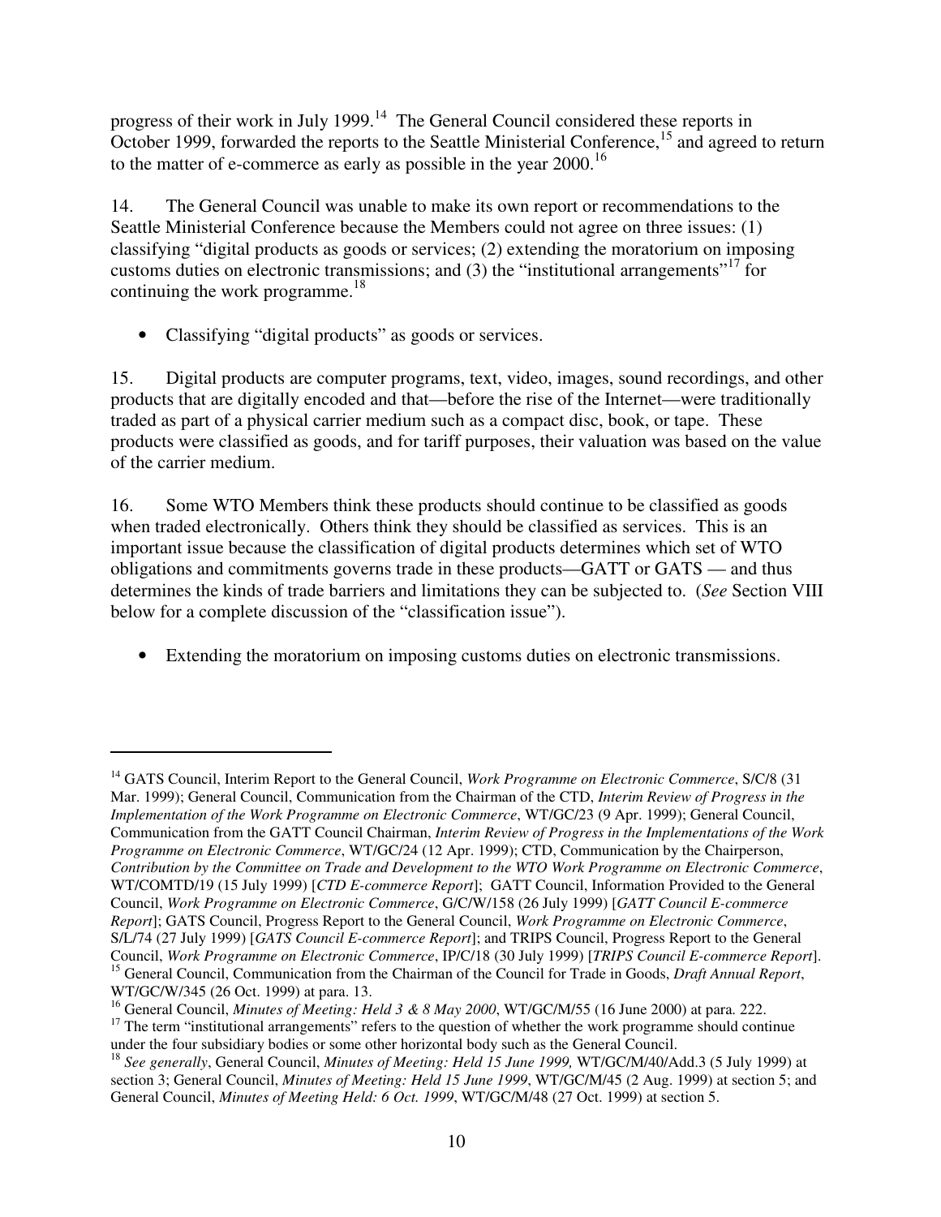progress of their work in July 1999.[14] The General Council considered these reports in October 1999, forwarded the reports to the Seattle Ministerial Conference,[15] and agreed to return to the matter of e-commerce as early as possible in the year 2000.[16]

14. The General Council was unable to make its own report or recommendations to the Seattle Ministerial Conference because the Members could not agree on three issues: (1) classifying "digital products as goods or services; (2) extending the moratorium on imposing customs duties on electronic transmissions; and (3) the "institutional arrangements"[17] for continuing the work programme.[18]

- Classifying "digital products" as goods or services.

15. Digital products are computer programs, text, video, images, sound recordings, and other products that are digitally encoded and that—before the rise of the Internet—were traditionally traded as part of a physical carrier medium such as a compact disc, book, or tape. These products were classified as goods, and for tariff purposes, their valuation was based on the value of the carrier medium.

16. Some WTO Members think these products should continue to be classified as goods when traded electronically. Others think they should be classified as services. This is an important issue because the classification of digital products determines which set of WTO obligations and commitments governs trade in these products—GATT or GATS — and thus determines the kinds of trade barriers and limitations they can be subjected to. (*See* Section VIII below for a complete discussion of the "classification issue").

- Extending the moratorium on imposing customs duties on electronic transmissions.

---

[14] GATS Council, Interim Report to the General Council, *Work Programme on Electronic Commerce*, S/C/8 (31 Mar. 1999); General Council, Communication from the Chairman of the CTD, *Interim Review of Progress in the Implementation of the Work Programme on Electronic Commerce*, WT/GC/23 (9 Apr. 1999); General Council, Communication from the GATT Council Chairman, *Interim Review of Progress in the Implementations of the Work Programme on Electronic Commerce*, WT/GC/24 (12 Apr. 1999); CTD, Communication by the Chairperson, *Contribution by the Committee on Trade and Development to the WTO Work Programme on Electronic Commerce*, WT/COMTD/19 (15 July 1999) [*CTD E-commerce Report*]; GATT Council, Information Provided to the General Council, *Work Programme on Electronic Commerce*, G/C/W/158 (26 July 1999) [*GATT Council E-commerce Report*]; GATS Council, Progress Report to the General Council, *Work Programme on Electronic Commerce*, S/L/74 (27 July 1999) [*GATS Council E-commerce Report*]; and TRIPS Council, Progress Report to the General Council, *Work Programme on Electronic Commerce*, IP/C/18 (30 July 1999) [*TRIPS Council E-commerce Report*].

[15] General Council, Communication from the Chairman of the Council for Trade in Goods, *Draft Annual Report*, WT/GC/W/345 (26 Oct. 1999) at para. 13.

[16] General Council, *Minutes of Meeting: Held 3 & 8 May 2000*, WT/GC/M/55 (16 June 2000) at para. 222.

[17] The term "institutional arrangements" refers to the question of whether the work programme should continue under the four subsidiary bodies or some other horizontal body such as the General Council.

[18] *See generally*, General Council, *Minutes of Meeting: Held 15 June 1999,* WT/GC/M/40/Add.3 (5 July 1999) at section 3; General Council, *Minutes of Meeting: Held 15 June 1999*, WT/GC/M/45 (2 Aug. 1999) at section 5; and General Council, *Minutes of Meeting Held: 6 Oct. 1999*, WT/GC/M/48 (27 Oct. 1999) at section 5.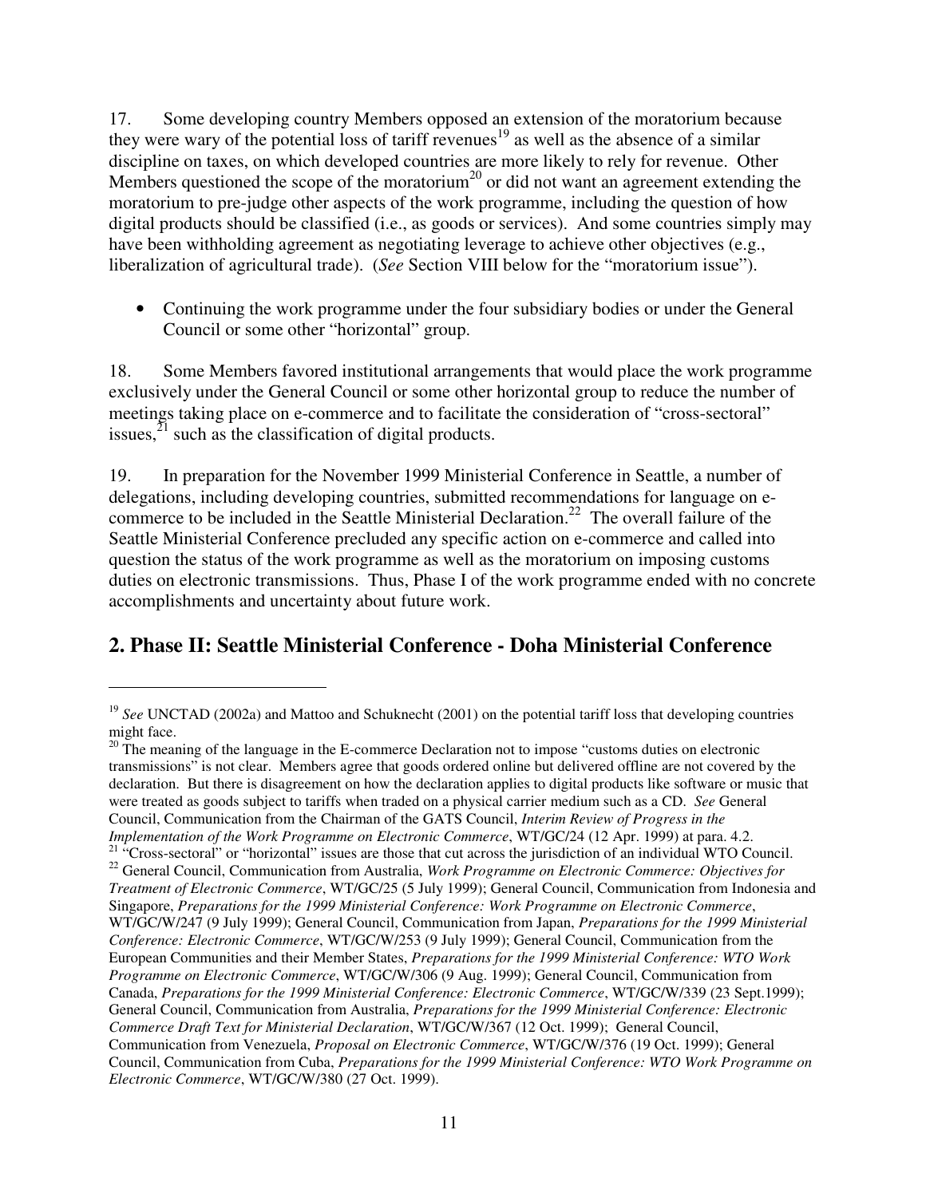17. Some developing country Members opposed an extension of the moratorium because they were wary of the potential loss of tariff revenues[19] as well as the absence of a similar discipline on taxes, on which developed countries are more likely to rely for revenue. Other Members questioned the scope of the moratorium[20] or did not want an agreement extending the moratorium to pre-judge other aspects of the work programme, including the question of how digital products should be classified (i.e., as goods or services). And some countries simply may have been withholding agreement as negotiating leverage to achieve other objectives (e.g., liberalization of agricultural trade). (*See* Section VIII below for the "moratorium issue").

- Continuing the work programme under the four subsidiary bodies or under the General Council or some other "horizontal" group.

18. Some Members favored institutional arrangements that would place the work programme exclusively under the General Council or some other horizontal group to reduce the number of meetings taking place on e-commerce and to facilitate the consideration of "cross-sectoral" issues,[21] such as the classification of digital products.

19. In preparation for the November 1999 Ministerial Conference in Seattle, a number of delegations, including developing countries, submitted recommendations for language on e-commerce to be included in the Seattle Ministerial Declaration.[22] The overall failure of the Seattle Ministerial Conference precluded any specific action on e-commerce and called into question the status of the work programme as well as the moratorium on imposing customs duties on electronic transmissions. Thus, Phase I of the work programme ended with no concrete accomplishments and uncertainty about future work.

## 2. Phase II: Seattle Ministerial Conference - Doha Ministerial Conference

---

[19] *See* UNCTAD (2002a) and Mattoo and Schuknecht (2001) on the potential tariff loss that developing countries might face.

[20] The meaning of the language in the E-commerce Declaration not to impose "customs duties on electronic transmissions" is not clear. Members agree that goods ordered online but delivered offline are not covered by the declaration. But there is disagreement on how the declaration applies to digital products like software or music that were treated as goods subject to tariffs when traded on a physical carrier medium such as a CD. *See* General Council, Communication from the Chairman of the GATS Council, *Interim Review of Progress in the Implementation of the Work Programme on Electronic Commerce*, WT/GC/24 (12 Apr. 1999) at para. 4.2.

[21] "Cross-sectoral" or "horizontal" issues are those that cut across the jurisdiction of an individual WTO Council.

[22] General Council, Communication from Australia, *Work Programme on Electronic Commerce: Objectives for Treatment of Electronic Commerce*, WT/GC/25 (5 July 1999); General Council, Communication from Indonesia and Singapore, *Preparations for the 1999 Ministerial Conference: Work Programme on Electronic Commerce*, WT/GC/W/247 (9 July 1999); General Council, Communication from Japan, *Preparations for the 1999 Ministerial Conference: Electronic Commerce*, WT/GC/W/253 (9 July 1999); General Council, Communication from the European Communities and their Member States, *Preparations for the 1999 Ministerial Conference: WTO Work Programme on Electronic Commerce*, WT/GC/W/306 (9 Aug. 1999); General Council, Communication from Canada, *Preparations for the 1999 Ministerial Conference: Electronic Commerce*, WT/GC/W/339 (23 Sept.1999); General Council, Communication from Australia, *Preparations for the 1999 Ministerial Conference: Electronic Commerce Draft Text for Ministerial Declaration*, WT/GC/W/367 (12 Oct. 1999); General Council, Communication from Venezuela, *Proposal on Electronic Commerce*, WT/GC/W/376 (19 Oct. 1999); General Council, Communication from Cuba, *Preparations for the 1999 Ministerial Conference: WTO Work Programme on Electronic Commerce*, WT/GC/W/380 (27 Oct. 1999).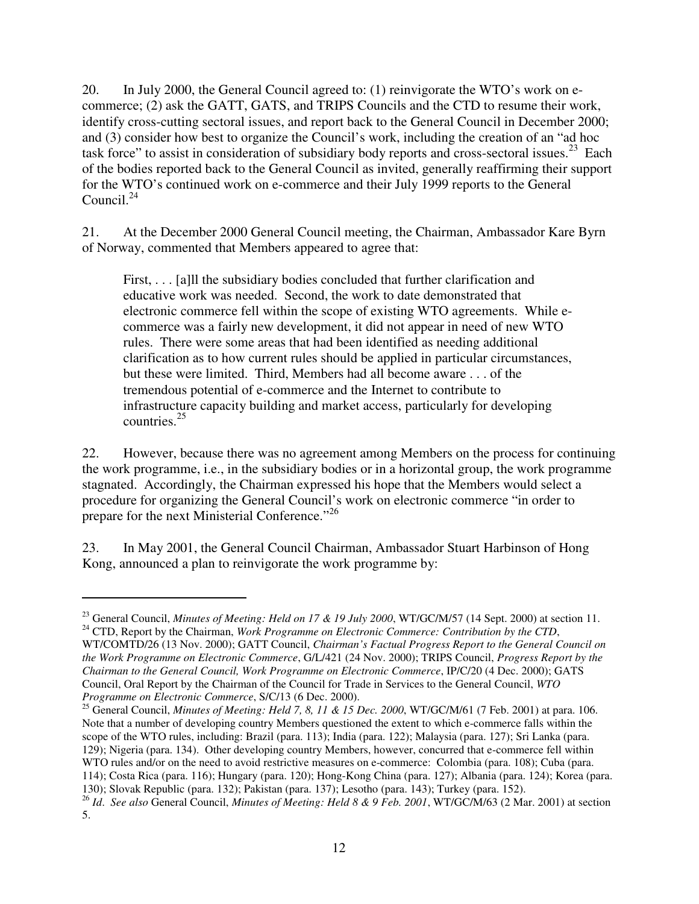20. In July 2000, the General Council agreed to: (1) reinvigorate the WTO's work on e-commerce; (2) ask the GATT, GATS, and TRIPS Councils and the CTD to resume their work, identify cross-cutting sectoral issues, and report back to the General Council in December 2000; and (3) consider how best to organize the Council's work, including the creation of an "ad hoc task force" to assist in consideration of subsidiary body reports and cross-sectoral issues.[23] Each of the bodies reported back to the General Council as invited, generally reaffirming their support for the WTO's continued work on e-commerce and their July 1999 reports to the General Council.[24]

21. At the December 2000 General Council meeting, the Chairman, Ambassador Kare Byrn of Norway, commented that Members appeared to agree that:

> First, . . . [a]ll the subsidiary bodies concluded that further clarification and educative work was needed. Second, the work to date demonstrated that electronic commerce fell within the scope of existing WTO agreements. While e-commerce was a fairly new development, it did not appear in need of new WTO rules. There were some areas that had been identified as needing additional clarification as to how current rules should be applied in particular circumstances, but these were limited. Third, Members had all become aware . . . of the tremendous potential of e-commerce and the Internet to contribute to infrastructure capacity building and market access, particularly for developing countries.[25]

22. However, because there was no agreement among Members on the process for continuing the work programme, i.e., in the subsidiary bodies or in a horizontal group, the work programme stagnated. Accordingly, the Chairman expressed his hope that the Members would select a procedure for organizing the General Council's work on electronic commerce "in order to prepare for the next Ministerial Conference."[26]

23. In May 2001, the General Council Chairman, Ambassador Stuart Harbinson of Hong Kong, announced a plan to reinvigorate the work programme by:

---

[23] General Council, *Minutes of Meeting: Held on 17 & 19 July 2000*, WT/GC/M/57 (14 Sept. 2000) at section 11.

[24] CTD, Report by the Chairman, *Work Programme on Electronic Commerce: Contribution by the CTD*, WT/COMTD/26 (13 Nov. 2000); GATT Council, *Chairman's Factual Progress Report to the General Council on the Work Programme on Electronic Commerce*, G/L/421 (24 Nov. 2000); TRIPS Council, *Progress Report by the Chairman to the General Council, Work Programme on Electronic Commerce*, IP/C/20 (4 Dec. 2000); GATS Council, Oral Report by the Chairman of the Council for Trade in Services to the General Council, *WTO Programme on Electronic Commerce*, S/C/13 (6 Dec. 2000).

[25] General Council, *Minutes of Meeting: Held 7, 8, 11 & 15 Dec. 2000*, WT/GC/M/61 (7 Feb. 2001) at para. 106. Note that a number of developing country Members questioned the extent to which e-commerce falls within the scope of the WTO rules, including: Brazil (para. 113); India (para. 122); Malaysia (para. 127); Sri Lanka (para. 129); Nigeria (para. 134). Other developing country Members, however, concurred that e-commerce fell within WTO rules and/or on the need to avoid restrictive measures on e-commerce: Colombia (para. 108); Cuba (para. 114); Costa Rica (para. 116); Hungary (para. 120); Hong-Kong China (para. 127); Albania (para. 124); Korea (para. 130); Slovak Republic (para. 132); Pakistan (para. 137); Lesotho (para. 143); Turkey (para. 152).

[26] *Id*. *See also* General Council, *Minutes of Meeting: Held 8 & 9 Feb. 2001*, WT/GC/M/63 (2 Mar. 2001) at section 5.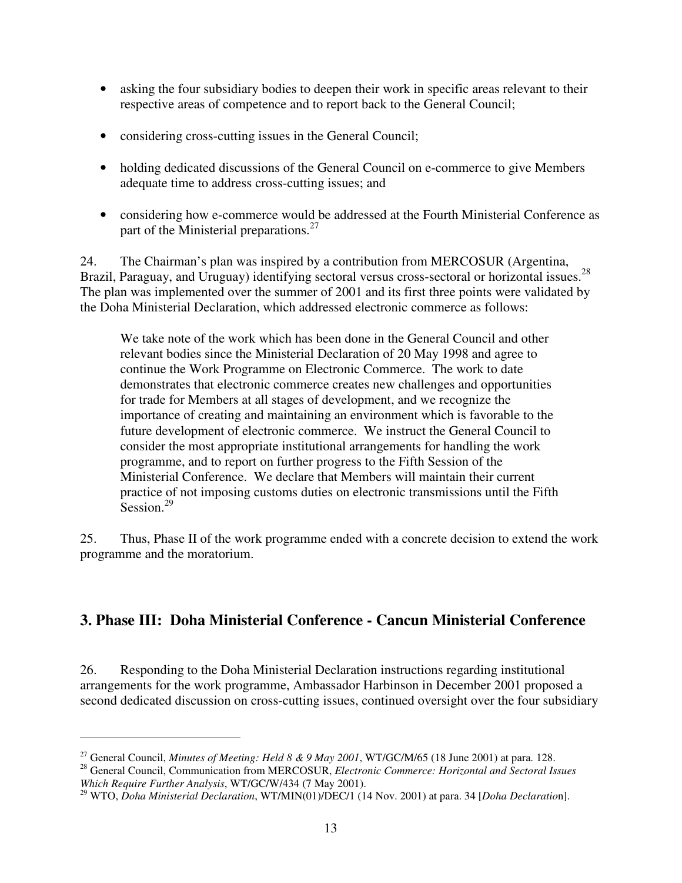- asking the four subsidiary bodies to deepen their work in specific areas relevant to their respective areas of competence and to report back to the General Council;
- considering cross-cutting issues in the General Council;
- holding dedicated discussions of the General Council on e-commerce to give Members adequate time to address cross-cutting issues; and
- considering how e-commerce would be addressed at the Fourth Ministerial Conference as part of the Ministerial preparations.[27]

24. The Chairman's plan was inspired by a contribution from MERCOSUR (Argentina, Brazil, Paraguay, and Uruguay) identifying sectoral versus cross-sectoral or horizontal issues.[28] The plan was implemented over the summer of 2001 and its first three points were validated by the Doha Ministerial Declaration, which addressed electronic commerce as follows:

> We take note of the work which has been done in the General Council and other relevant bodies since the Ministerial Declaration of 20 May 1998 and agree to continue the Work Programme on Electronic Commerce. The work to date demonstrates that electronic commerce creates new challenges and opportunities for trade for Members at all stages of development, and we recognize the importance of creating and maintaining an environment which is favorable to the future development of electronic commerce. We instruct the General Council to consider the most appropriate institutional arrangements for handling the work programme, and to report on further progress to the Fifth Session of the Ministerial Conference. We declare that Members will maintain their current practice of not imposing customs duties on electronic transmissions until the Fifth Session.[29]

25. Thus, Phase II of the work programme ended with a concrete decision to extend the work programme and the moratorium.

## 3. Phase III: Doha Ministerial Conference - Cancun Ministerial Conference

26. Responding to the Doha Ministerial Declaration instructions regarding institutional arrangements for the work programme, Ambassador Harbinson in December 2001 proposed a second dedicated discussion on cross-cutting issues, continued oversight over the four subsidiary

---

[27] General Council, *Minutes of Meeting: Held 8 & 9 May 2001*, WT/GC/M/65 (18 June 2001) at para. 128.

[28] General Council, Communication from MERCOSUR, *Electronic Commerce: Horizontal and Sectoral Issues Which Require Further Analysis*, WT/GC/W/434 (7 May 2001).

[29] WTO, *Doha Ministerial Declaration*, WT/MIN(01)/DEC/1 (14 Nov. 2001) at para. 34 [*Doha Declaration*].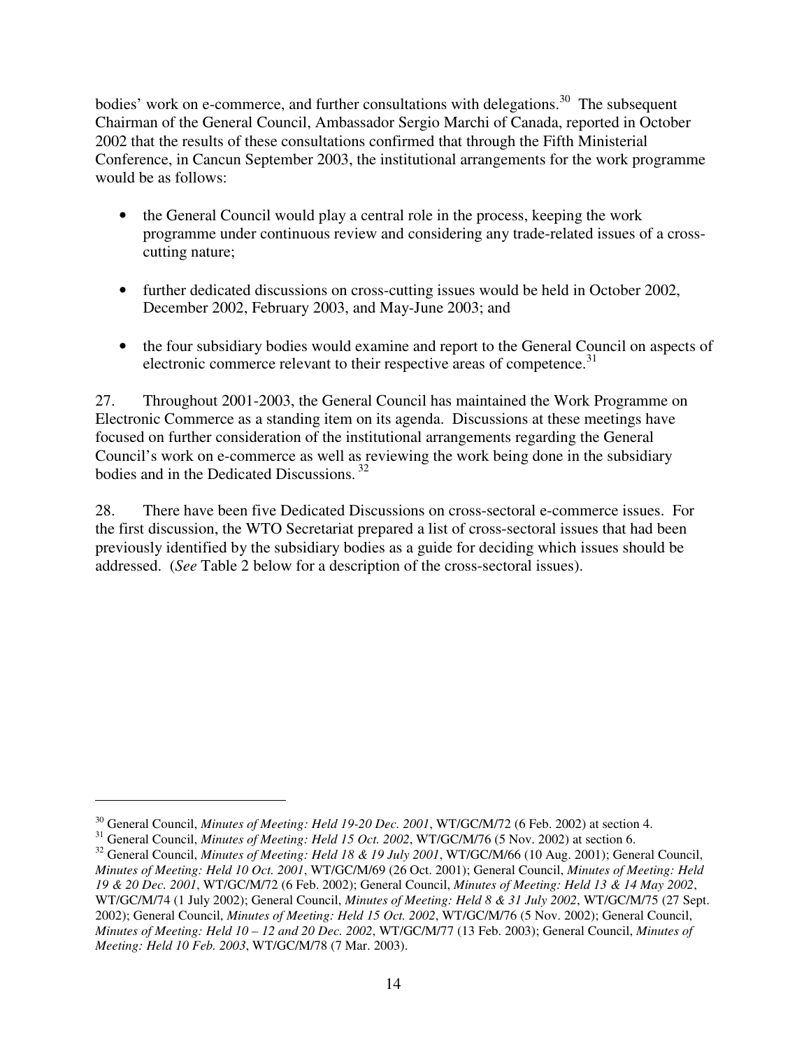bodies' work on e-commerce, and further consultations with delegations.[30] The subsequent Chairman of the General Council, Ambassador Sergio Marchi of Canada, reported in October 2002 that the results of these consultations confirmed that through the Fifth Ministerial Conference, in Cancun September 2003, the institutional arrangements for the work programme would be as follows:

- the General Council would play a central role in the process, keeping the work programme under continuous review and considering any trade-related issues of a cross-cutting nature;

- further dedicated discussions on cross-cutting issues would be held in October 2002, December 2002, February 2003, and May-June 2003; and

- the four subsidiary bodies would examine and report to the General Council on aspects of electronic commerce relevant to their respective areas of competence.[31]

27. Throughout 2001-2003, the General Council has maintained the Work Programme on Electronic Commerce as a standing item on its agenda. Discussions at these meetings have focused on further consideration of the institutional arrangements regarding the General Council's work on e-commerce as well as reviewing the work being done in the subsidiary bodies and in the Dedicated Discussions.[32]

28. There have been five Dedicated Discussions on cross-sectoral e-commerce issues. For the first discussion, the WTO Secretariat prepared a list of cross-sectoral issues that had been previously identified by the subsidiary bodies as a guide for deciding which issues should be addressed. (*See* Table 2 below for a description of the cross-sectoral issues).

---

[30] General Council, *Minutes of Meeting: Held 19-20 Dec. 2001*, WT/GC/M/72 (6 Feb. 2002) at section 4.

[31] General Council, *Minutes of Meeting: Held 15 Oct. 2002*, WT/GC/M/76 (5 Nov. 2002) at section 6.

[32] General Council, *Minutes of Meeting: Held 18 & 19 July 2001*, WT/GC/M/66 (10 Aug. 2001); General Council, *Minutes of Meeting: Held 10 Oct. 2001*, WT/GC/M/69 (26 Oct. 2001); General Council, *Minutes of Meeting: Held 19 & 20 Dec. 2001*, WT/GC/M/72 (6 Feb. 2002); General Council, *Minutes of Meeting: Held 13 & 14 May 2002*, WT/GC/M/74 (1 July 2002); General Council, *Minutes of Meeting: Held 8 & 31 July 2002*, WT/GC/M/75 (27 Sept. 2002); General Council, *Minutes of Meeting: Held 15 Oct. 2002*, WT/GC/M/76 (5 Nov. 2002); General Council, *Minutes of Meeting: Held 10 – 12 and 20 Dec. 2002*, WT/GC/M/77 (13 Feb. 2003); General Council, *Minutes of Meeting: Held 10 Feb. 2003*, WT/GC/M/78 (7 Mar. 2003).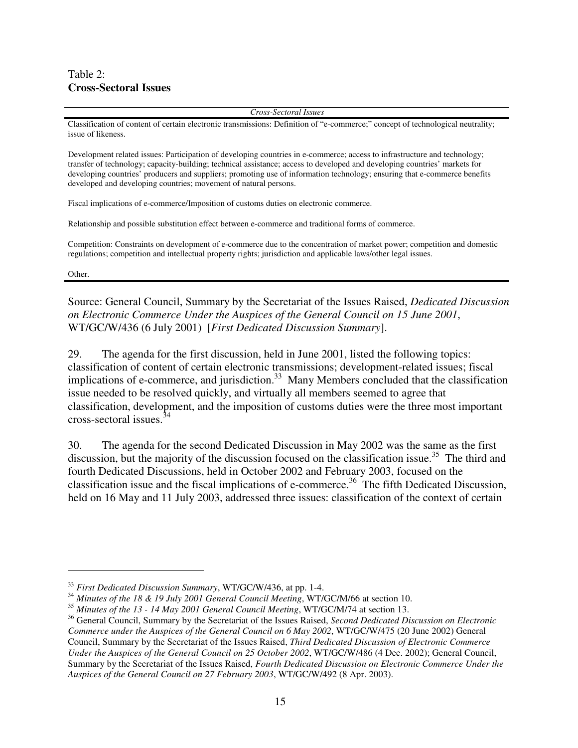Table 2:
**Cross-Sectoral Issues**

| *Cross-Sectoral Issues* |
| --- |
| Classification of content of certain electronic transmissions: Definition of "e-commerce;" concept of technological neutrality; issue of likeness. |
| Development related issues: Participation of developing countries in e-commerce; access to infrastructure and technology; transfer of technology; capacity-building; technical assistance; access to developed and developing countries' markets for developing countries' producers and suppliers; promoting use of information technology; ensuring that e-commerce benefits developed and developing countries; movement of natural persons. |
| Fiscal implications of e-commerce/Imposition of customs duties on electronic commerce. |
| Relationship and possible substitution effect between e-commerce and traditional forms of commerce. |
| Competition: Constraints on development of e-commerce due to the concentration of market power; competition and domestic regulations; competition and intellectual property rights; jurisdiction and applicable laws/other legal issues. |
| Other. |

Source: General Council, Summary by the Secretariat of the Issues Raised, *Dedicated Discussion on Electronic Commerce Under the Auspices of the General Council on 15 June 2001*, WT/GC/W/436 (6 July 2001) [*First Dedicated Discussion Summary*].

29. The agenda for the first discussion, held in June 2001, listed the following topics: classification of content of certain electronic transmissions; development-related issues; fiscal implications of e-commerce, and jurisdiction.[33] Many Members concluded that the classification issue needed to be resolved quickly, and virtually all members seemed to agree that classification, development, and the imposition of customs duties were the three most important cross-sectoral issues.[34]

30. The agenda for the second Dedicated Discussion in May 2002 was the same as the first discussion, but the majority of the discussion focused on the classification issue.[35] The third and fourth Dedicated Discussions, held in October 2002 and February 2003, focused on the classification issue and the fiscal implications of e-commerce.[36] The fifth Dedicated Discussion, held on 16 May and 11 July 2003, addressed three issues: classification of the context of certain

---

[33] *First Dedicated Discussion Summary*, WT/GC/W/436, at pp. 1-4.

[34] *Minutes of the 18 & 19 July 2001 General Council Meeting*, WT/GC/M/66 at section 10.

[35] *Minutes of the 13 - 14 May 2001 General Council Meeting*, WT/GC/M/74 at section 13.

[36] General Council, Summary by the Secretariat of the Issues Raised, *Second Dedicated Discussion on Electronic Commerce under the Auspices of the General Council on 6 May 2002*, WT/GC/W/475 (20 June 2002) General Council, Summary by the Secretariat of the Issues Raised, *Third Dedicated Discussion of Electronic Commerce Under the Auspices of the General Council on 25 October 2002*, WT/GC/W/486 (4 Dec. 2002); General Council, Summary by the Secretariat of the Issues Raised, *Fourth Dedicated Discussion on Electronic Commerce Under the Auspices of the General Council on 27 February 2003*, WT/GC/W/492 (8 Apr. 2003).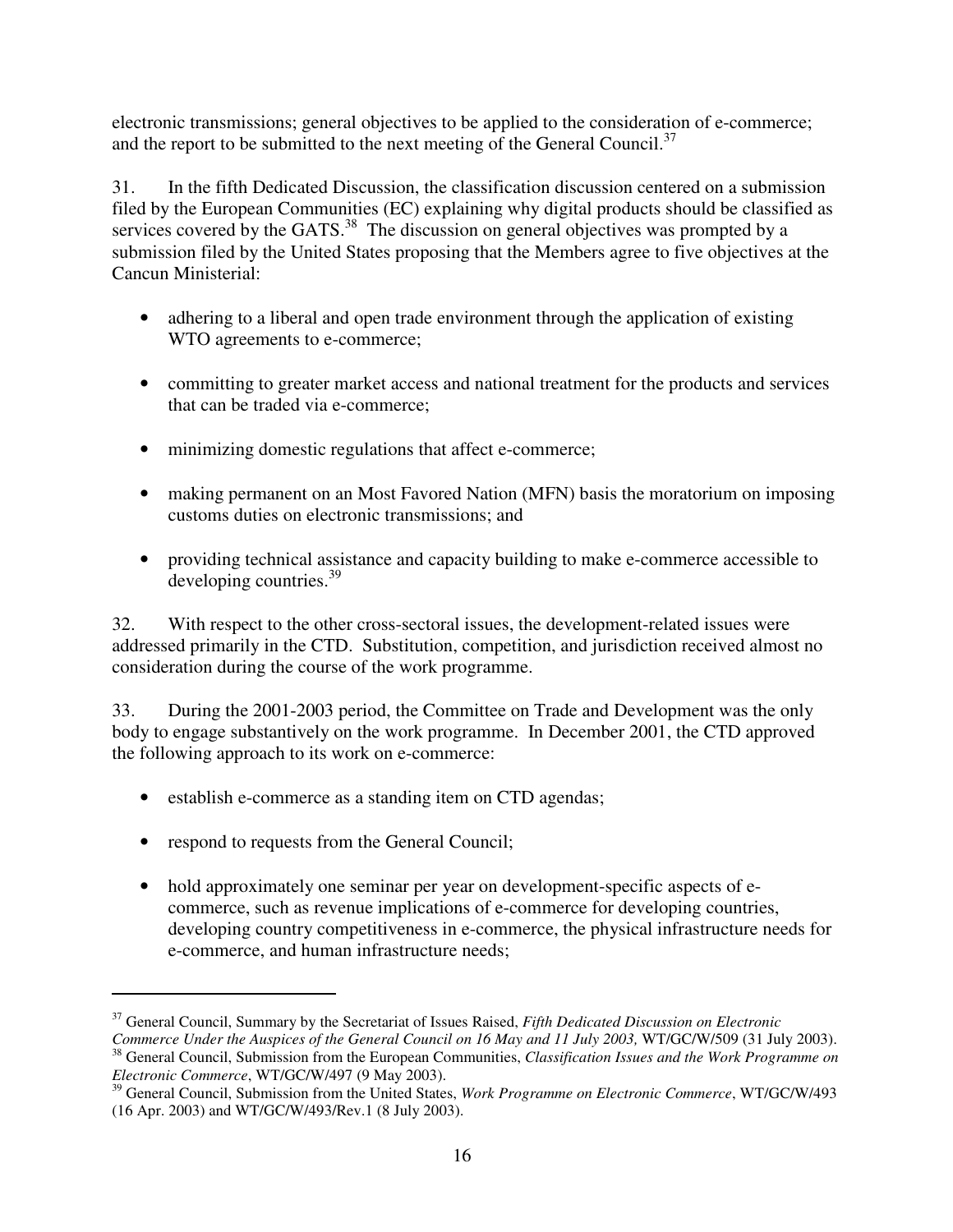electronic transmissions; general objectives to be applied to the consideration of e-commerce; and the report to be submitted to the next meeting of the General Council.[37]

31. In the fifth Dedicated Discussion, the classification discussion centered on a submission filed by the European Communities (EC) explaining why digital products should be classified as services covered by the GATS.[38] The discussion on general objectives was prompted by a submission filed by the United States proposing that the Members agree to five objectives at the Cancun Ministerial:

- adhering to a liberal and open trade environment through the application of existing WTO agreements to e-commerce;
- committing to greater market access and national treatment for the products and services that can be traded via e-commerce;
- minimizing domestic regulations that affect e-commerce;
- making permanent on an Most Favored Nation (MFN) basis the moratorium on imposing customs duties on electronic transmissions; and
- providing technical assistance and capacity building to make e-commerce accessible to developing countries.[39]

32. With respect to the other cross-sectoral issues, the development-related issues were addressed primarily in the CTD. Substitution, competition, and jurisdiction received almost no consideration during the course of the work programme.

33. During the 2001-2003 period, the Committee on Trade and Development was the only body to engage substantively on the work programme. In December 2001, the CTD approved the following approach to its work on e-commerce:

- establish e-commerce as a standing item on CTD agendas;
- respond to requests from the General Council;
- hold approximately one seminar per year on development-specific aspects of e-commerce, such as revenue implications of e-commerce for developing countries, developing country competitiveness in e-commerce, the physical infrastructure needs for e-commerce, and human infrastructure needs;

---

[37] General Council, Summary by the Secretariat of Issues Raised, *Fifth Dedicated Discussion on Electronic Commerce Under the Auspices of the General Council on 16 May and 11 July 2003,* WT/GC/W/509 (31 July 2003).

[38] General Council, Submission from the European Communities, *Classification Issues and the Work Programme on Electronic Commerce*, WT/GC/W/497 (9 May 2003).

[39] General Council, Submission from the United States, *Work Programme on Electronic Commerce*, WT/GC/W/493 (16 Apr. 2003) and WT/GC/W/493/Rev.1 (8 July 2003).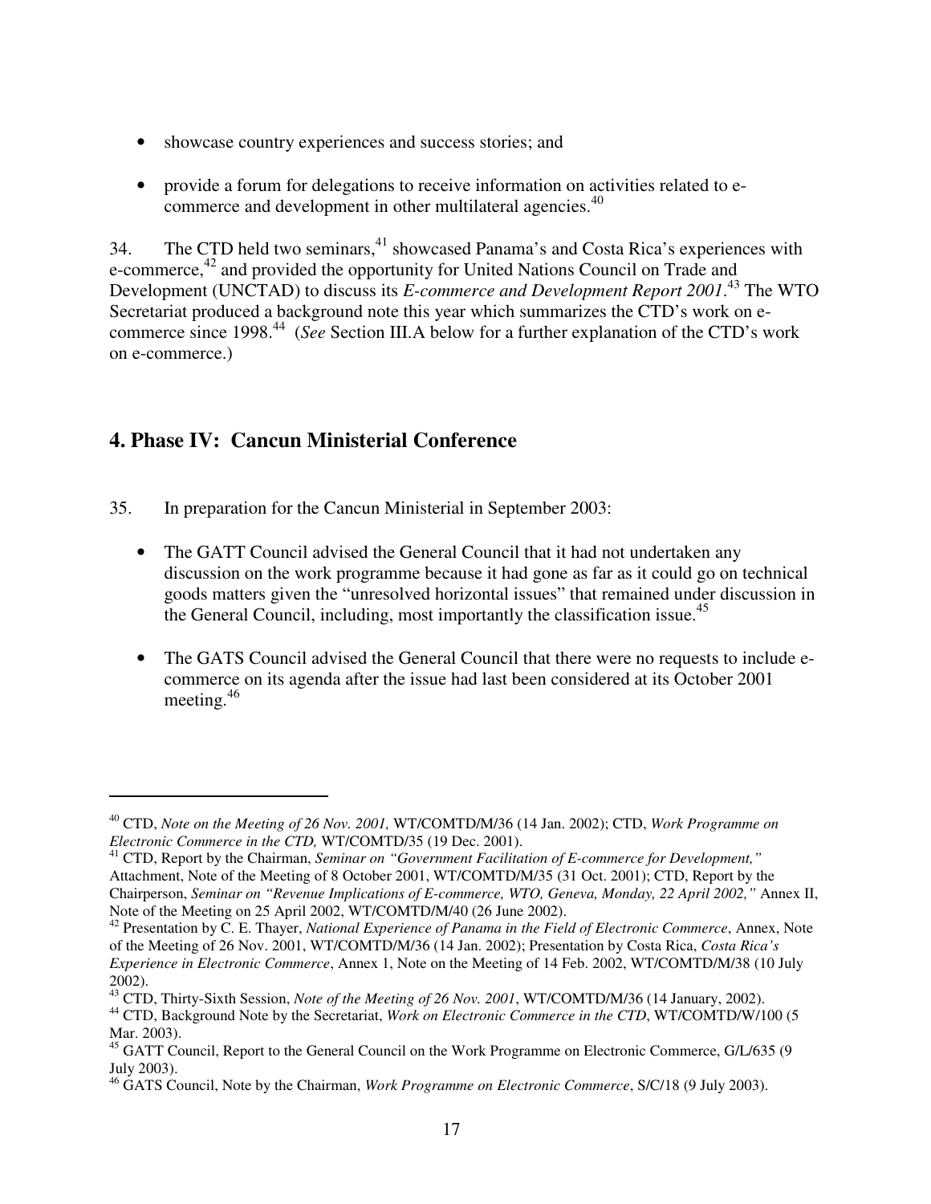- showcase country experiences and success stories; and
- provide a forum for delegations to receive information on activities related to e-commerce and development in other multilateral agencies.[40]

34. The CTD held two seminars,[41] showcased Panama's and Costa Rica's experiences with e-commerce,[42] and provided the opportunity for United Nations Council on Trade and Development (UNCTAD) to discuss its *E-commerce and Development Report 2001*.[43] The WTO Secretariat produced a background note this year which summarizes the CTD's work on e-commerce since 1998.[44] (*See* Section III.A below for a further explanation of the CTD's work on e-commerce.)

## 4. Phase IV: Cancun Ministerial Conference

35. In preparation for the Cancun Ministerial in September 2003:

- The GATT Council advised the General Council that it had not undertaken any discussion on the work programme because it had gone as far as it could go on technical goods matters given the "unresolved horizontal issues" that remained under discussion in the General Council, including, most importantly the classification issue.[45]
- The GATS Council advised the General Council that there were no requests to include e-commerce on its agenda after the issue had last been considered at its October 2001 meeting.[46]

---

[40] CTD, *Note on the Meeting of 26 Nov. 2001,* WT/COMTD/M/36 (14 Jan. 2002); CTD, *Work Programme on Electronic Commerce in the CTD,* WT/COMTD/35 (19 Dec. 2001).

[41] CTD, Report by the Chairman, *Seminar on "Government Facilitation of E-commerce for Development,"* Attachment, Note of the Meeting of 8 October 2001, WT/COMTD/M/35 (31 Oct. 2001); CTD, Report by the Chairperson, *Seminar on "Revenue Implications of E-commerce, WTO, Geneva, Monday, 22 April 2002,"* Annex II, Note of the Meeting on 25 April 2002, WT/COMTD/M/40 (26 June 2002).

[42] Presentation by C. E. Thayer, *National Experience of Panama in the Field of Electronic Commerce*, Annex, Note of the Meeting of 26 Nov. 2001, WT/COMTD/M/36 (14 Jan. 2002); Presentation by Costa Rica, *Costa Rica's Experience in Electronic Commerce*, Annex 1, Note on the Meeting of 14 Feb. 2002, WT/COMTD/M/38 (10 July 2002).

[43] CTD, Thirty-Sixth Session, *Note of the Meeting of 26 Nov. 2001*, WT/COMTD/M/36 (14 January, 2002).

[44] CTD, Background Note by the Secretariat, *Work on Electronic Commerce in the CTD*, WT/COMTD/W/100 (5 Mar. 2003).

[45] GATT Council, Report to the General Council on the Work Programme on Electronic Commerce, G/L/635 (9 July 2003).

[46] GATS Council, Note by the Chairman, *Work Programme on Electronic Commerce*, S/C/18 (9 July 2003).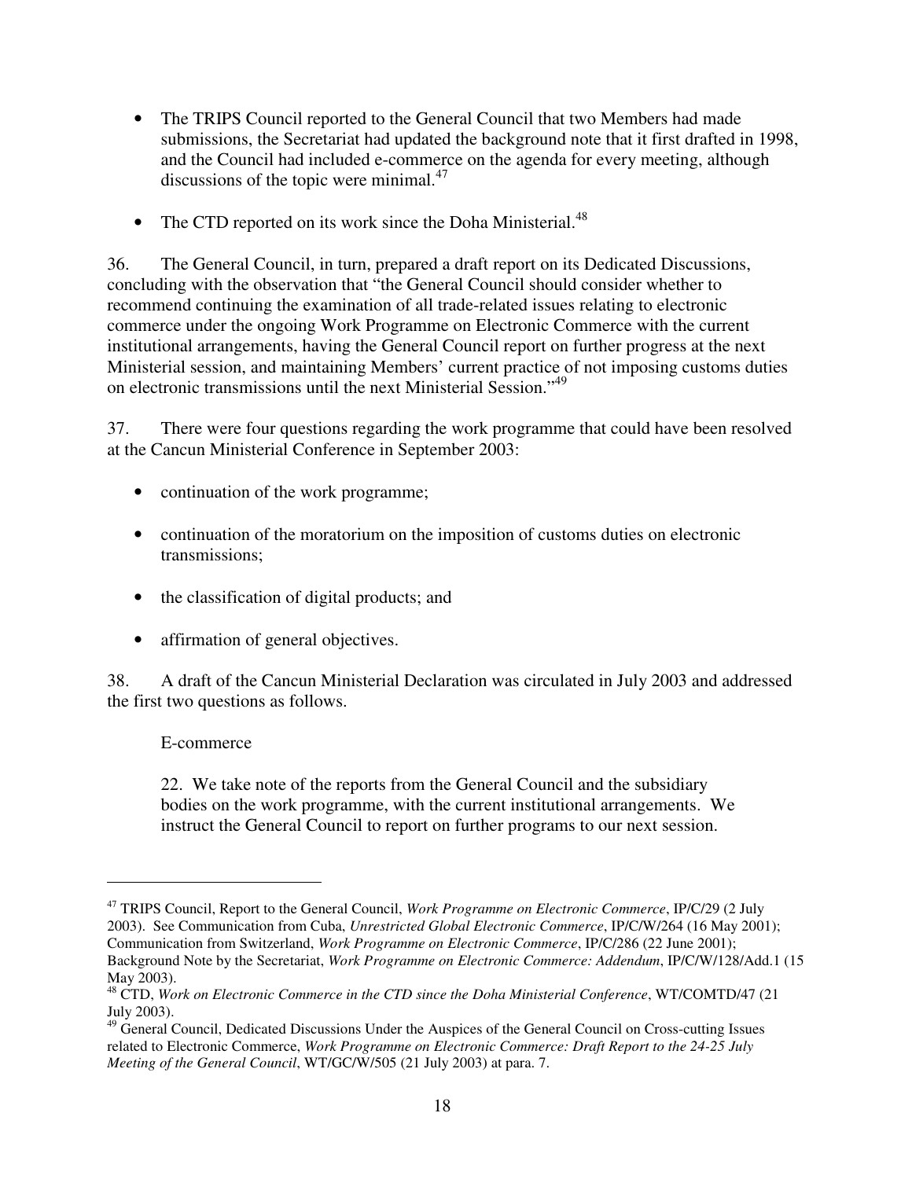- The TRIPS Council reported to the General Council that two Members had made submissions, the Secretariat had updated the background note that it first drafted in 1998, and the Council had included e-commerce on the agenda for every meeting, although discussions of the topic were minimal.[47]

- The CTD reported on its work since the Doha Ministerial.[48]

36. The General Council, in turn, prepared a draft report on its Dedicated Discussions, concluding with the observation that "the General Council should consider whether to recommend continuing the examination of all trade-related issues relating to electronic commerce under the ongoing Work Programme on Electronic Commerce with the current institutional arrangements, having the General Council report on further progress at the next Ministerial session, and maintaining Members' current practice of not imposing customs duties on electronic transmissions until the next Ministerial Session."[49]

37. There were four questions regarding the work programme that could have been resolved at the Cancun Ministerial Conference in September 2003:

- continuation of the work programme;

- continuation of the moratorium on the imposition of customs duties on electronic transmissions;

- the classification of digital products; and

- affirmation of general objectives.

38. A draft of the Cancun Ministerial Declaration was circulated in July 2003 and addressed the first two questions as follows.

> E-commerce
>
> 22. We take note of the reports from the General Council and the subsidiary bodies on the work programme, with the current institutional arrangements. We instruct the General Council to report on further programs to our next session.

---

[47] TRIPS Council, Report to the General Council, *Work Programme on Electronic Commerce*, IP/C/29 (2 July 2003). See Communication from Cuba, *Unrestricted Global Electronic Commerce*, IP/C/W/264 (16 May 2001); Communication from Switzerland, *Work Programme on Electronic Commerce*, IP/C/286 (22 June 2001); Background Note by the Secretariat, *Work Programme on Electronic Commerce: Addendum*, IP/C/W/128/Add.1 (15 May 2003).

[48] CTD, *Work on Electronic Commerce in the CTD since the Doha Ministerial Conference*, WT/COMTD/47 (21 July 2003).

[49] General Council, Dedicated Discussions Under the Auspices of the General Council on Cross-cutting Issues related to Electronic Commerce, *Work Programme on Electronic Commerce: Draft Report to the 24-25 July Meeting of the General Council*, WT/GC/W/505 (21 July 2003) at para. 7.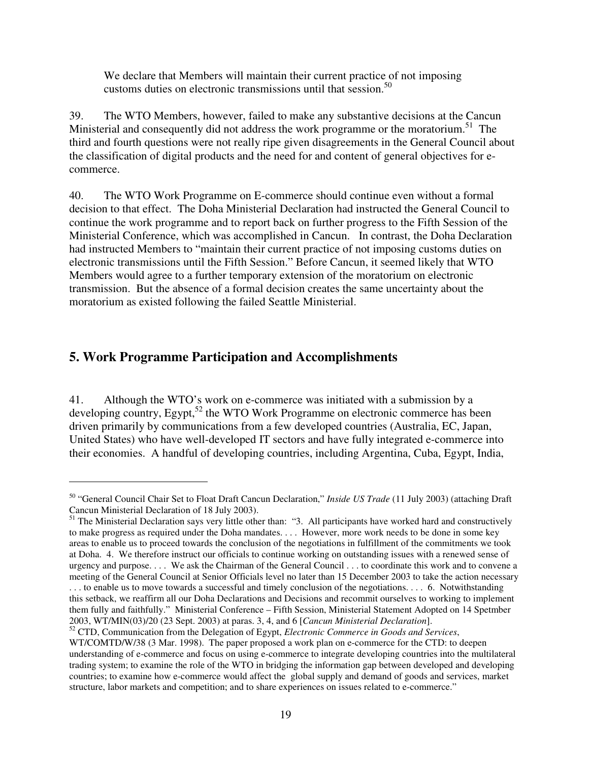We declare that Members will maintain their current practice of not imposing customs duties on electronic transmissions until that session.[50]

39. The WTO Members, however, failed to make any substantive decisions at the Cancun Ministerial and consequently did not address the work programme or the moratorium.[51] The third and fourth questions were not really ripe given disagreements in the General Council about the classification of digital products and the need for and content of general objectives for e-commerce.

40. The WTO Work Programme on E-commerce should continue even without a formal decision to that effect. The Doha Ministerial Declaration had instructed the General Council to continue the work programme and to report back on further progress to the Fifth Session of the Ministerial Conference, which was accomplished in Cancun. In contrast, the Doha Declaration had instructed Members to "maintain their current practice of not imposing customs duties on electronic transmissions until the Fifth Session." Before Cancun, it seemed likely that WTO Members would agree to a further temporary extension of the moratorium on electronic transmission. But the absence of a formal decision creates the same uncertainty about the moratorium as existed following the failed Seattle Ministerial.

## 5. Work Programme Participation and Accomplishments

41. Although the WTO's work on e-commerce was initiated with a submission by a developing country, Egypt,[52] the WTO Work Programme on electronic commerce has been driven primarily by communications from a few developed countries (Australia, EC, Japan, United States) who have well-developed IT sectors and have fully integrated e-commerce into their economies. A handful of developing countries, including Argentina, Cuba, Egypt, India,

---

[50] "General Council Chair Set to Float Draft Cancun Declaration," *Inside US Trade* (11 July 2003) (attaching Draft Cancun Ministerial Declaration of 18 July 2003).

[51] The Ministerial Declaration says very little other than: "3. All participants have worked hard and constructively to make progress as required under the Doha mandates. . . . However, more work needs to be done in some key areas to enable us to proceed towards the conclusion of the negotiations in fulfillment of the commitments we took at Doha. 4. We therefore instruct our officials to continue working on outstanding issues with a renewed sense of urgency and purpose. . . . We ask the Chairman of the General Council . . . to coordinate this work and to convene a meeting of the General Council at Senior Officials level no later than 15 December 2003 to take the action necessary . . . to enable us to move towards a successful and timely conclusion of the negotiations. . . . 6. Notwithstanding this setback, we reaffirm all our Doha Declarations and Decisions and recommit ourselves to working to implement them fully and faithfully." Ministerial Conference – Fifth Session, Ministerial Statement Adopted on 14 Spetmber 2003, WT/MIN(03)/20 (23 Sept. 2003) at paras. 3, 4, and 6 [*Cancun Ministerial Declaration*].

[52] CTD, Communication from the Delegation of Egypt, *Electronic Commerce in Goods and Services*, WT/COMTD/W/38 (3 Mar. 1998). The paper proposed a work plan on e-commerce for the CTD: to deepen understanding of e-commerce and focus on using e-commerce to integrate developing countries into the multilateral trading system; to examine the role of the WTO in bridging the information gap between developed and developing countries; to examine how e-commerce would affect the global supply and demand of goods and services, market structure, labor markets and competition; and to share experiences on issues related to e-commerce."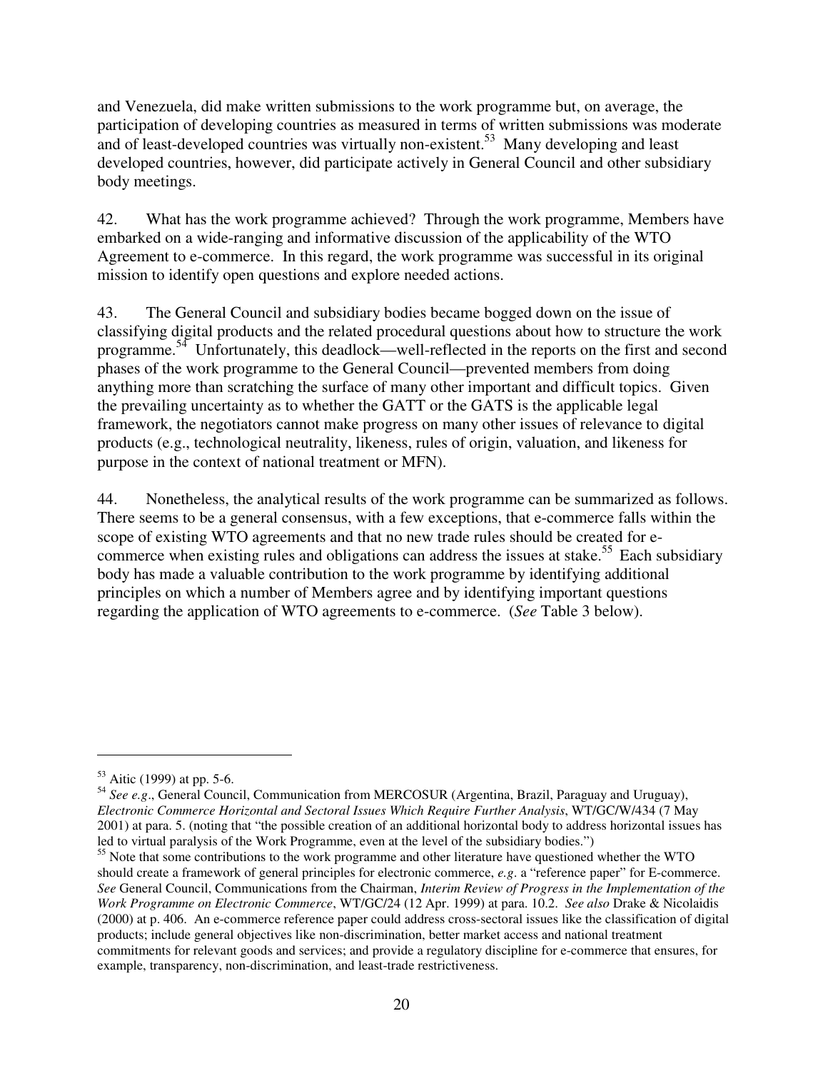and Venezuela, did make written submissions to the work programme but, on average, the participation of developing countries as measured in terms of written submissions was moderate and of least-developed countries was virtually non-existent.[53] Many developing and least developed countries, however, did participate actively in General Council and other subsidiary body meetings.

42. What has the work programme achieved? Through the work programme, Members have embarked on a wide-ranging and informative discussion of the applicability of the WTO Agreement to e-commerce. In this regard, the work programme was successful in its original mission to identify open questions and explore needed actions.

43. The General Council and subsidiary bodies became bogged down on the issue of classifying digital products and the related procedural questions about how to structure the work programme.[54] Unfortunately, this deadlock—well-reflected in the reports on the first and second phases of the work programme to the General Council—prevented members from doing anything more than scratching the surface of many other important and difficult topics. Given the prevailing uncertainty as to whether the GATT or the GATS is the applicable legal framework, the negotiators cannot make progress on many other issues of relevance to digital products (e.g., technological neutrality, likeness, rules of origin, valuation, and likeness for purpose in the context of national treatment or MFN).

44. Nonetheless, the analytical results of the work programme can be summarized as follows. There seems to be a general consensus, with a few exceptions, that e-commerce falls within the scope of existing WTO agreements and that no new trade rules should be created for e-commerce when existing rules and obligations can address the issues at stake.[55] Each subsidiary body has made a valuable contribution to the work programme by identifying additional principles on which a number of Members agree and by identifying important questions regarding the application of WTO agreements to e-commerce. (*See* Table 3 below).

---

[53] Aitic (1999) at pp. 5-6.

[54] *See e.g*., General Council, Communication from MERCOSUR (Argentina, Brazil, Paraguay and Uruguay), *Electronic Commerce Horizontal and Sectoral Issues Which Require Further Analysis*, WT/GC/W/434 (7 May 2001) at para. 5. (noting that "the possible creation of an additional horizontal body to address horizontal issues has led to virtual paralysis of the Work Programme, even at the level of the subsidiary bodies.")

[55] Note that some contributions to the work programme and other literature have questioned whether the WTO should create a framework of general principles for electronic commerce, *e.g*. a "reference paper" for E-commerce. *See* General Council, Communications from the Chairman, *Interim Review of Progress in the Implementation of the Work Programme on Electronic Commerce*, WT/GC/24 (12 Apr. 1999) at para. 10.2. *See also* Drake & Nicolaidis (2000) at p. 406. An e-commerce reference paper could address cross-sectoral issues like the classification of digital products; include general objectives like non-discrimination, better market access and national treatment commitments for relevant goods and services; and provide a regulatory discipline for e-commerce that ensures, for example, transparency, non-discrimination, and least-trade restrictiveness.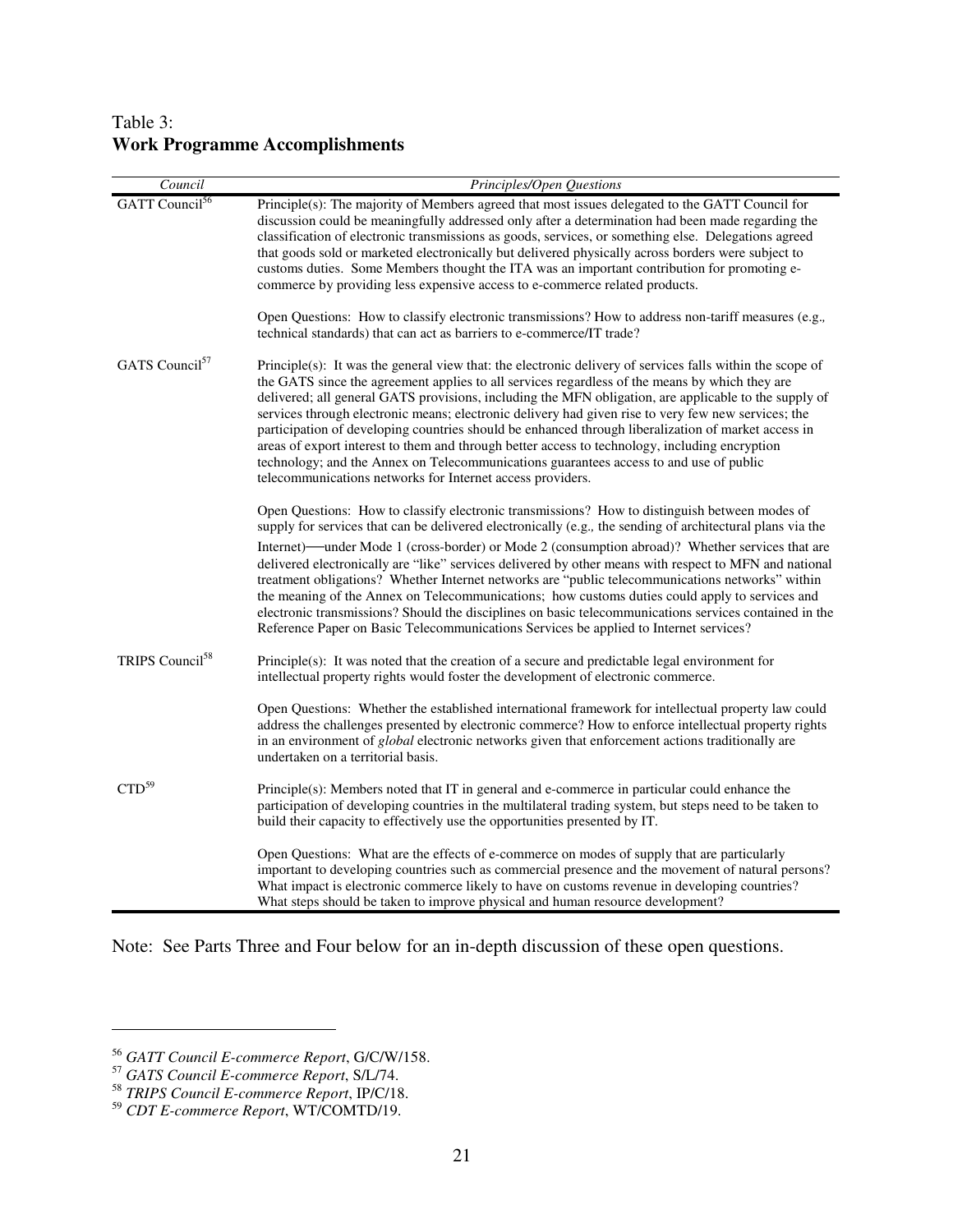Table 3:
**Work Programme Accomplishments**

| *Council* | *Principles/Open Questions* |
|---|---|
| GATT Council[56] | Principle(s): The majority of Members agreed that most issues delegated to the GATT Council for discussion could be meaningfully addressed only after a determination had been made regarding the classification of electronic transmissions as goods, services, or something else. Delegations agreed that goods sold or marketed electronically but delivered physically across borders were subject to customs duties. Some Members thought the ITA was an important contribution for promoting e-commerce by providing less expensive access to e-commerce related products.<br><br>Open Questions: How to classify electronic transmissions? How to address non-tariff measures (e.g., technical standards) that can act as barriers to e-commerce/IT trade? |
| GATS Council[57] | Principle(s): It was the general view that: the electronic delivery of services falls within the scope of the GATS since the agreement applies to all services regardless of the means by which they are delivered; all general GATS provisions, including the MFN obligation, are applicable to the supply of services through electronic means; electronic delivery had given rise to very few new services; the participation of developing countries should be enhanced through liberalization of market access in areas of export interest to them and through better access to technology, including encryption technology; and the Annex on Telecommunications guarantees access to and use of public telecommunications networks for Internet access providers.<br><br>Open Questions: How to classify electronic transmissions? How to distinguish between modes of supply for services that can be delivered electronically (e.g., the sending of architectural plans via the Internet)—under Mode 1 (cross-border) or Mode 2 (consumption abroad)? Whether services that are delivered electronically are "like" services delivered by other means with respect to MFN and national treatment obligations? Whether Internet networks are "public telecommunications networks" within the meaning of the Annex on Telecommunications; how customs duties could apply to services and electronic transmissions? Should the disciplines on basic telecommunications services contained in the Reference Paper on Basic Telecommunications Services be applied to Internet services? |
| TRIPS Council[58] | Principle(s): It was noted that the creation of a secure and predictable legal environment for intellectual property rights would foster the development of electronic commerce.<br><br>Open Questions: Whether the established international framework for intellectual property law could address the challenges presented by electronic commerce? How to enforce intellectual property rights in an environment of *global* electronic networks given that enforcement actions traditionally are undertaken on a territorial basis. |
| CTD[59] | Principle(s): Members noted that IT in general and e-commerce in particular could enhance the participation of developing countries in the multilateral trading system, but steps need to be taken to build their capacity to effectively use the opportunities presented by IT.<br><br>Open Questions: What are the effects of e-commerce on modes of supply that are particularly important to developing countries such as commercial presence and the movement of natural persons? What impact is electronic commerce likely to have on customs revenue in developing countries? What steps should be taken to improve physical and human resource development? |

Note: See Parts Three and Four below for an in-depth discussion of these open questions.

---

[56] *GATT Council E-commerce Report*, G/C/W/158.

[57] *GATS Council E-commerce Report*, S/L/74.

[58] *TRIPS Council E-commerce Report*, IP/C/18.

[59] *CDT E-commerce Report*, WT/COMTD/19.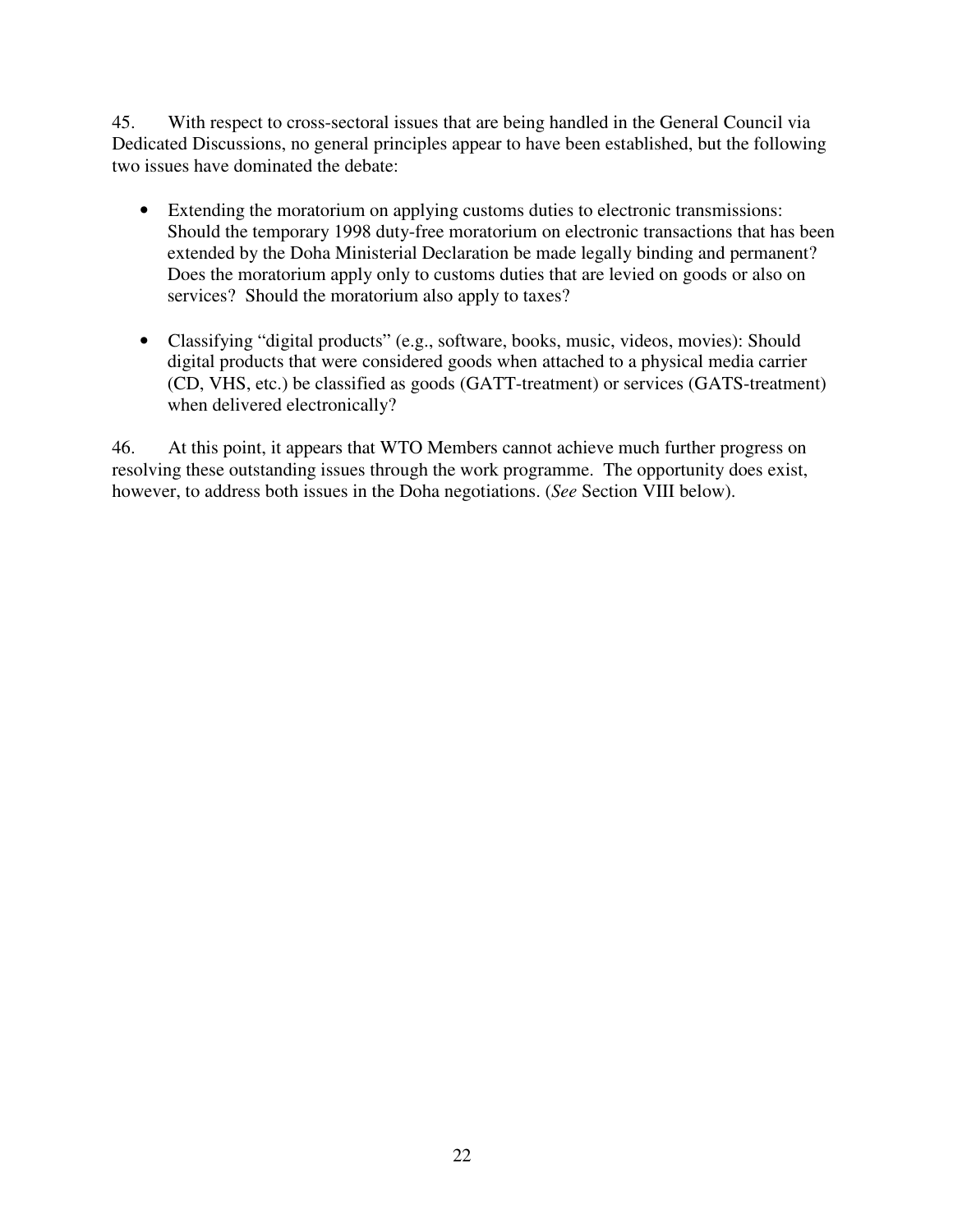45. With respect to cross-sectoral issues that are being handled in the General Council via Dedicated Discussions, no general principles appear to have been established, but the following two issues have dominated the debate:

- Extending the moratorium on applying customs duties to electronic transmissions: Should the temporary 1998 duty-free moratorium on electronic transactions that has been extended by the Doha Ministerial Declaration be made legally binding and permanent? Does the moratorium apply only to customs duties that are levied on goods or also on services? Should the moratorium also apply to taxes?

- Classifying "digital products" (e.g., software, books, music, videos, movies): Should digital products that were considered goods when attached to a physical media carrier (CD, VHS, etc.) be classified as goods (GATT-treatment) or services (GATS-treatment) when delivered electronically?

46. At this point, it appears that WTO Members cannot achieve much further progress on resolving these outstanding issues through the work programme. The opportunity does exist, however, to address both issues in the Doha negotiations. (*See* Section VIII below).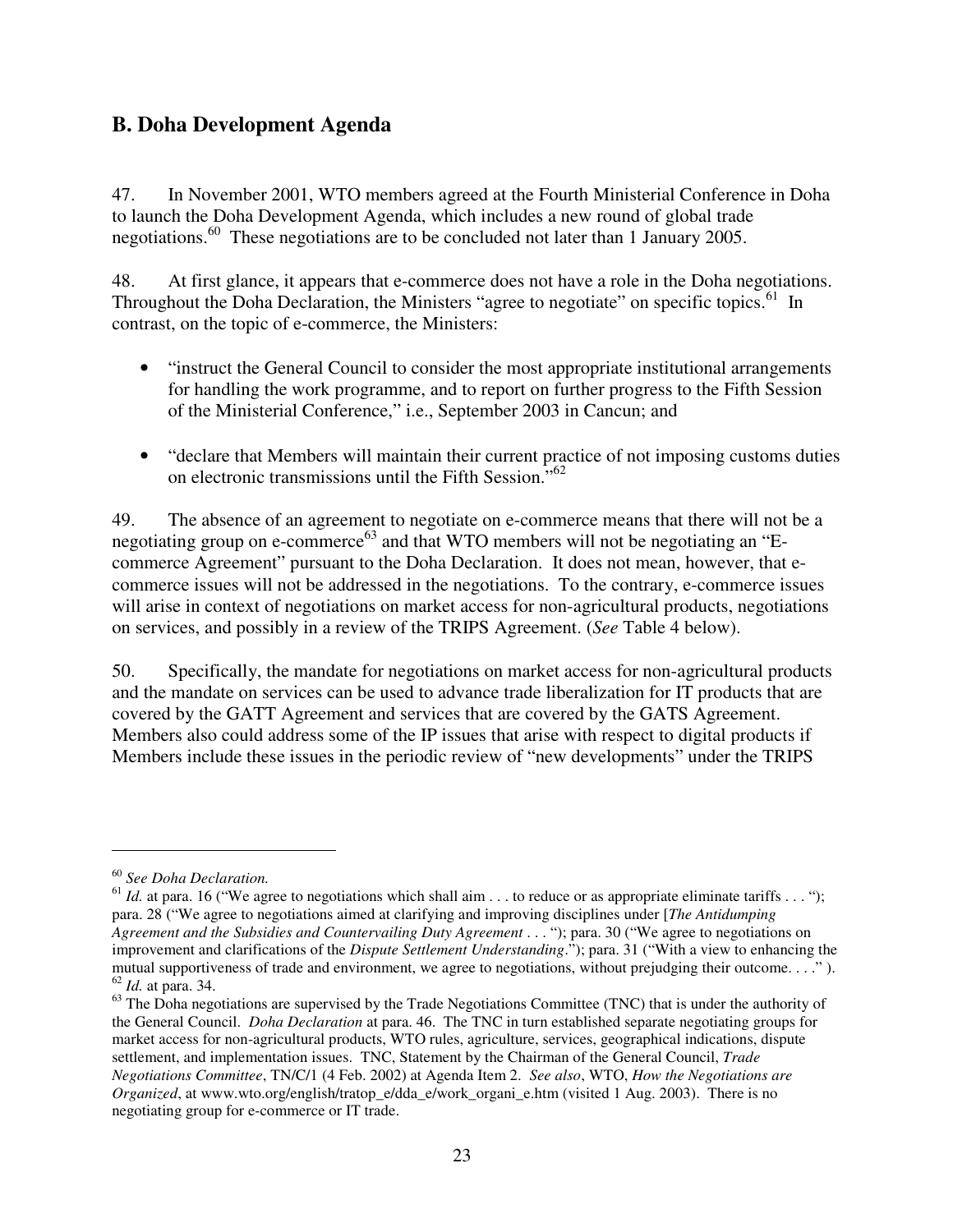## B. Doha Development Agenda

47. In November 2001, WTO members agreed at the Fourth Ministerial Conference in Doha to launch the Doha Development Agenda, which includes a new round of global trade negotiations.[60] These negotiations are to be concluded not later than 1 January 2005.

48. At first glance, it appears that e-commerce does not have a role in the Doha negotiations. Throughout the Doha Declaration, the Ministers "agree to negotiate" on specific topics.[61] In contrast, on the topic of e-commerce, the Ministers:

- "instruct the General Council to consider the most appropriate institutional arrangements for handling the work programme, and to report on further progress to the Fifth Session of the Ministerial Conference," i.e., September 2003 in Cancun; and
- "declare that Members will maintain their current practice of not imposing customs duties on electronic transmissions until the Fifth Session."[62]

49. The absence of an agreement to negotiate on e-commerce means that there will not be a negotiating group on e-commerce[63] and that WTO members will not be negotiating an "E-commerce Agreement" pursuant to the Doha Declaration. It does not mean, however, that e-commerce issues will not be addressed in the negotiations. To the contrary, e-commerce issues will arise in context of negotiations on market access for non-agricultural products, negotiations on services, and possibly in a review of the TRIPS Agreement. (*See* Table 4 below).

50. Specifically, the mandate for negotiations on market access for non-agricultural products and the mandate on services can be used to advance trade liberalization for IT products that are covered by the GATT Agreement and services that are covered by the GATS Agreement. Members also could address some of the IP issues that arise with respect to digital products if Members include these issues in the periodic review of "new developments" under the TRIPS

---

[60] *See Doha Declaration.*

[61] *Id.* at para. 16 ("We agree to negotiations which shall aim . . . to reduce or as appropriate eliminate tariffs . . . "); para. 28 ("We agree to negotiations aimed at clarifying and improving disciplines under [*The Antidumping Agreement and the Subsidies and Countervailing Duty Agreement* . . . "); para. 30 ("We agree to negotiations on improvement and clarifications of the *Dispute Settlement Understanding*."); para. 31 ("With a view to enhancing the mutual supportiveness of trade and environment, we agree to negotiations, without prejudging their outcome. . . ." ).

[62] *Id.* at para. 34.

[63] The Doha negotiations are supervised by the Trade Negotiations Committee (TNC) that is under the authority of the General Council. *Doha Declaration* at para. 46. The TNC in turn established separate negotiating groups for market access for non-agricultural products, WTO rules, agriculture, services, geographical indications, dispute settlement, and implementation issues. TNC, Statement by the Chairman of the General Council, *Trade Negotiations Committee*, TN/C/1 (4 Feb. 2002) at Agenda Item 2. *See also*, WTO, *How the Negotiations are Organized*, at www.wto.org/english/tratop_e/dda_e/work_organi_e.htm (visited 1 Aug. 2003). There is no negotiating group for e-commerce or IT trade.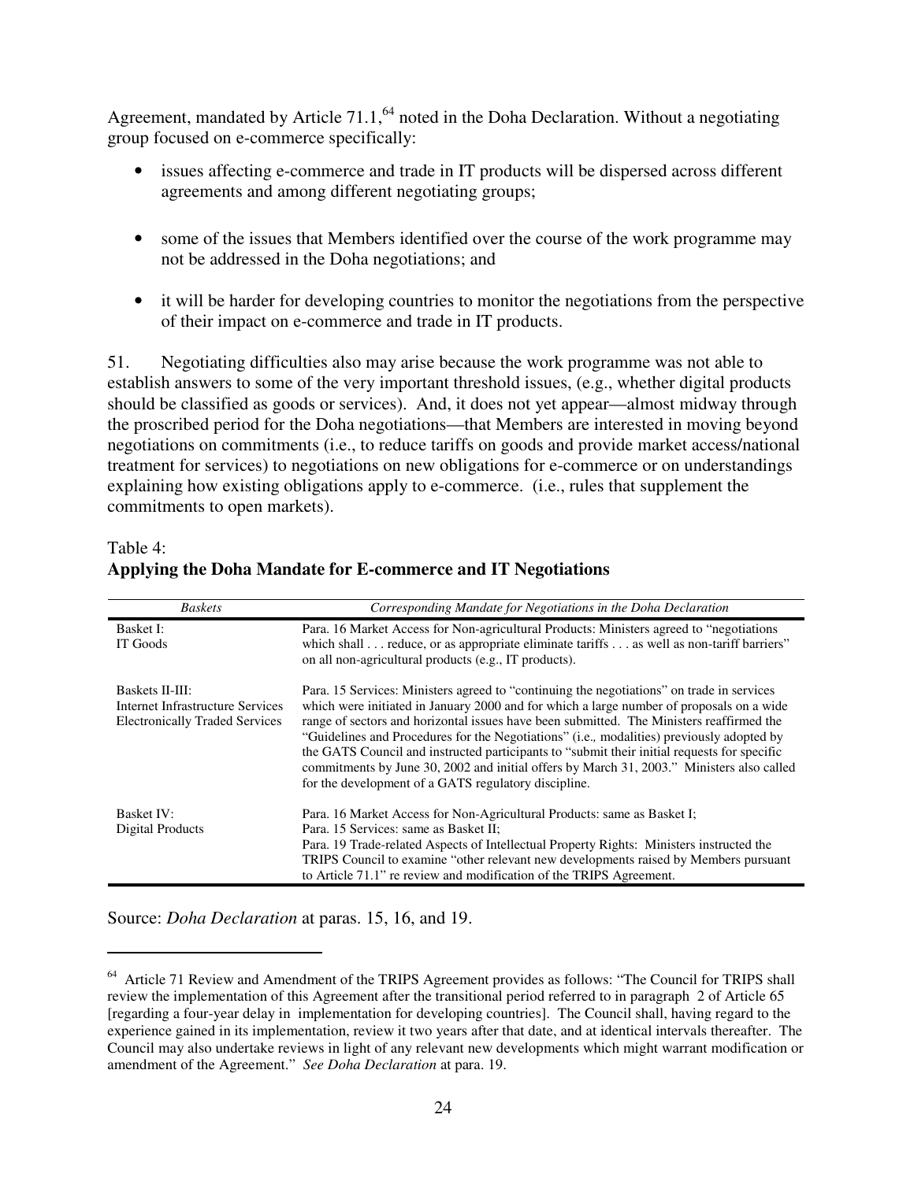Agreement, mandated by Article 71.1,[64] noted in the Doha Declaration. Without a negotiating group focused on e-commerce specifically:

- issues affecting e-commerce and trade in IT products will be dispersed across different agreements and among different negotiating groups;
- some of the issues that Members identified over the course of the work programme may not be addressed in the Doha negotiations; and
- it will be harder for developing countries to monitor the negotiations from the perspective of their impact on e-commerce and trade in IT products.

51. Negotiating difficulties also may arise because the work programme was not able to establish answers to some of the very important threshold issues, (e.g., whether digital products should be classified as goods or services). And, it does not yet appear—almost midway through the proscribed period for the Doha negotiations—that Members are interested in moving beyond negotiations on commitments (i.e., to reduce tariffs on goods and provide market access/national treatment for services) to negotiations on new obligations for e-commerce or on understandings explaining how existing obligations apply to e-commerce. (i.e., rules that supplement the commitments to open markets).

Table 4:
**Applying the Doha Mandate for E-commerce and IT Negotiations**

| *Baskets* | *Corresponding Mandate for Negotiations in the Doha Declaration* |
|---|---|
| Basket I: IT Goods | Para. 16 Market Access for Non-agricultural Products: Ministers agreed to "negotiations which shall . . . reduce, or as appropriate eliminate tariffs . . . as well as non-tariff barriers" on all non-agricultural products (e.g., IT products). |
| Baskets II-III: Internet Infrastructure Services Electronically Traded Services | Para. 15 Services: Ministers agreed to "continuing the negotiations" on trade in services which were initiated in January 2000 and for which a large number of proposals on a wide range of sectors and horizontal issues have been submitted. The Ministers reaffirmed the "Guidelines and Procedures for the Negotiations" (i.e., modalities) previously adopted by the GATS Council and instructed participants to "submit their initial requests for specific commitments by June 30, 2002 and initial offers by March 31, 2003." Ministers also called for the development of a GATS regulatory discipline. |
| Basket IV: Digital Products | Para. 16 Market Access for Non-Agricultural Products: same as Basket I; Para. 15 Services: same as Basket II; Para. 19 Trade-related Aspects of Intellectual Property Rights: Ministers instructed the TRIPS Council to examine "other relevant new developments raised by Members pursuant to Article 71.1" re review and modification of the TRIPS Agreement. |

Source: *Doha Declaration* at paras. 15, 16, and 19.

[64] Article 71 Review and Amendment of the TRIPS Agreement provides as follows: "The Council for TRIPS shall review the implementation of this Agreement after the transitional period referred to in paragraph 2 of Article 65 [regarding a four-year delay in implementation for developing countries]. The Council shall, having regard to the experience gained in its implementation, review it two years after that date, and at identical intervals thereafter. The Council may also undertake reviews in light of any relevant new developments which might warrant modification or amendment of the Agreement." *See Doha Declaration* at para. 19.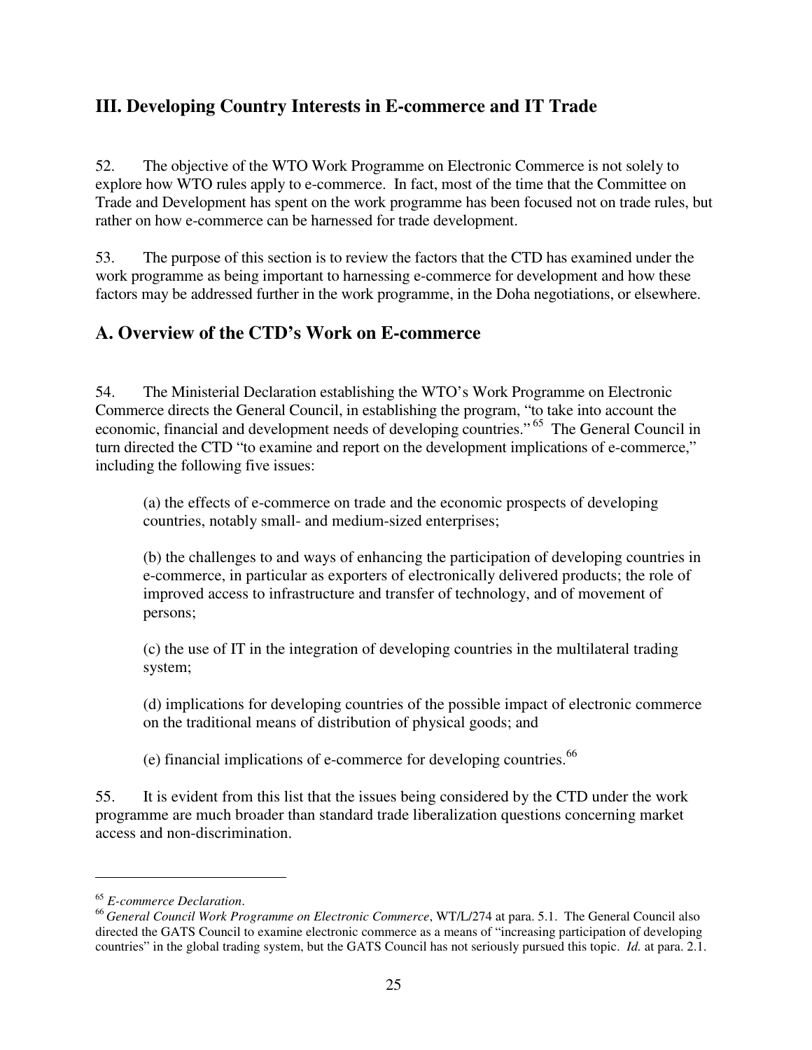## III. Developing Country Interests in E-commerce and IT Trade

52. The objective of the WTO Work Programme on Electronic Commerce is not solely to explore how WTO rules apply to e-commerce. In fact, most of the time that the Committee on Trade and Development has spent on the work programme has been focused not on trade rules, but rather on how e-commerce can be harnessed for trade development.

53. The purpose of this section is to review the factors that the CTD has examined under the work programme as being important to harnessing e-commerce for development and how these factors may be addressed further in the work programme, in the Doha negotiations, or elsewhere.

## A. Overview of the CTD's Work on E-commerce

54. The Ministerial Declaration establishing the WTO's Work Programme on Electronic Commerce directs the General Council, in establishing the program, "to take into account the economic, financial and development needs of developing countries."[65] The General Council in turn directed the CTD "to examine and report on the development implications of e-commerce," including the following five issues:

> (a) the effects of e-commerce on trade and the economic prospects of developing countries, notably small- and medium-sized enterprises;
>
> (b) the challenges to and ways of enhancing the participation of developing countries in e-commerce, in particular as exporters of electronically delivered products; the role of improved access to infrastructure and transfer of technology, and of movement of persons;
>
> (c) the use of IT in the integration of developing countries in the multilateral trading system;
>
> (d) implications for developing countries of the possible impact of electronic commerce on the traditional means of distribution of physical goods; and
>
> (e) financial implications of e-commerce for developing countries.[66]

55. It is evident from this list that the issues being considered by the CTD under the work programme are much broader than standard trade liberalization questions concerning market access and non-discrimination.

---

[65] *E-commerce Declaration*.

[66] *General Council Work Programme on Electronic Commerce*, WT/L/274 at para. 5.1. The General Council also directed the GATS Council to examine electronic commerce as a means of "increasing participation of developing countries" in the global trading system, but the GATS Council has not seriously pursued this topic. *Id.* at para. 2.1.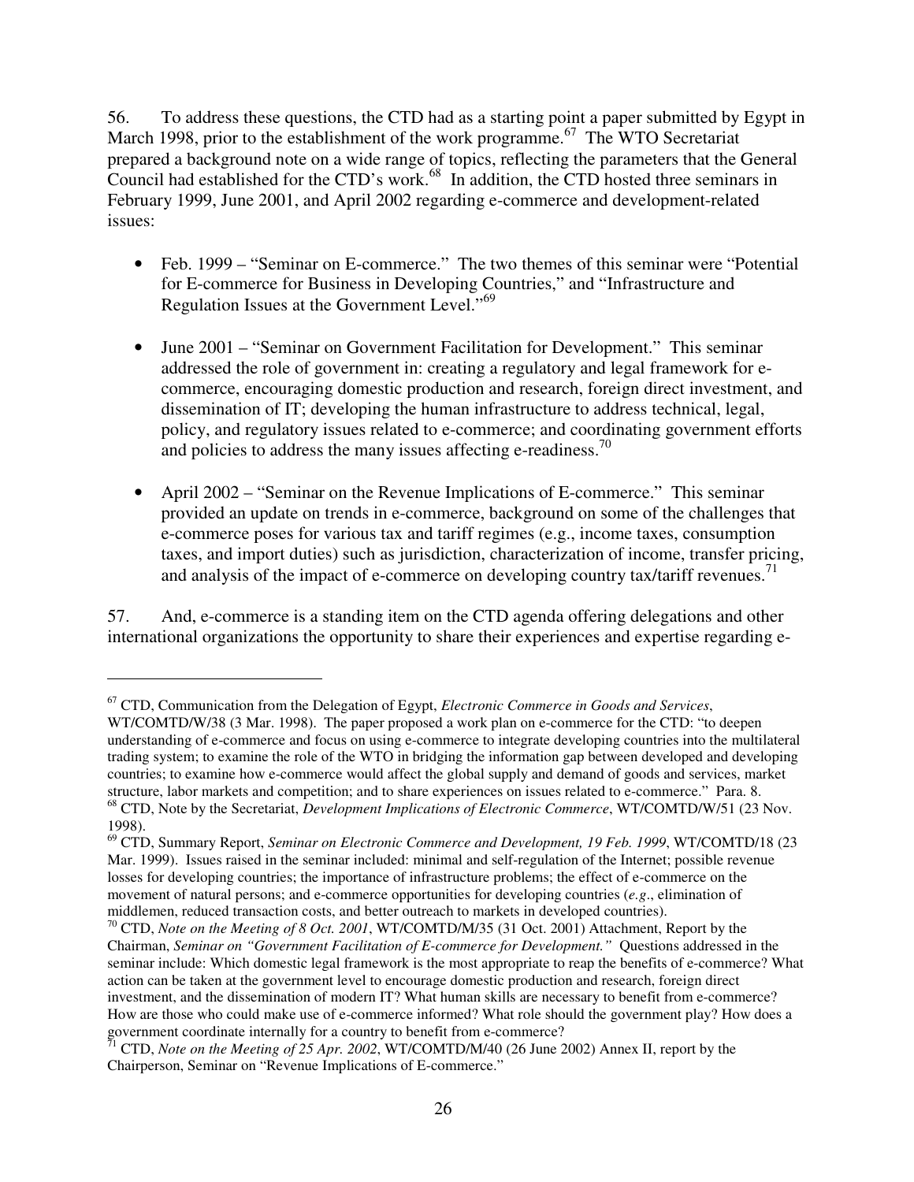56. To address these questions, the CTD had as a starting point a paper submitted by Egypt in March 1998, prior to the establishment of the work programme.[67] The WTO Secretariat prepared a background note on a wide range of topics, reflecting the parameters that the General Council had established for the CTD's work.[68] In addition, the CTD hosted three seminars in February 1999, June 2001, and April 2002 regarding e-commerce and development-related issues:

- Feb. 1999 – "Seminar on E-commerce." The two themes of this seminar were "Potential for E-commerce for Business in Developing Countries," and "Infrastructure and Regulation Issues at the Government Level."[69]

- June 2001 – "Seminar on Government Facilitation for Development." This seminar addressed the role of government in: creating a regulatory and legal framework for e-commerce, encouraging domestic production and research, foreign direct investment, and dissemination of IT; developing the human infrastructure to address technical, legal, policy, and regulatory issues related to e-commerce; and coordinating government efforts and policies to address the many issues affecting e-readiness.[70]

- April 2002 – "Seminar on the Revenue Implications of E-commerce." This seminar provided an update on trends in e-commerce, background on some of the challenges that e-commerce poses for various tax and tariff regimes (e.g., income taxes, consumption taxes, and import duties) such as jurisdiction, characterization of income, transfer pricing, and analysis of the impact of e-commerce on developing country tax/tariff revenues.[71]

57. And, e-commerce is a standing item on the CTD agenda offering delegations and other international organizations the opportunity to share their experiences and expertise regarding e-

---

[67] CTD, Communication from the Delegation of Egypt, *Electronic Commerce in Goods and Services*, WT/COMTD/W/38 (3 Mar. 1998). The paper proposed a work plan on e-commerce for the CTD: "to deepen understanding of e-commerce and focus on using e-commerce to integrate developing countries into the multilateral trading system; to examine the role of the WTO in bridging the information gap between developed and developing countries; to examine how e-commerce would affect the global supply and demand of goods and services, market structure, labor markets and competition; and to share experiences on issues related to e-commerce." Para. 8.

[68] CTD, Note by the Secretariat, *Development Implications of Electronic Commerce*, WT/COMTD/W/51 (23 Nov. 1998).

[69] CTD, Summary Report, *Seminar on Electronic Commerce and Development, 19 Feb. 1999*, WT/COMTD/18 (23 Mar. 1999). Issues raised in the seminar included: minimal and self-regulation of the Internet; possible revenue losses for developing countries; the importance of infrastructure problems; the effect of e-commerce on the movement of natural persons; and e-commerce opportunities for developing countries (*e.g*., elimination of middlemen, reduced transaction costs, and better outreach to markets in developed countries).

[70] CTD, *Note on the Meeting of 8 Oct. 2001*, WT/COMTD/M/35 (31 Oct. 2001) Attachment, Report by the Chairman, *Seminar on "Government Facilitation of E-commerce for Development."* Questions addressed in the seminar include: Which domestic legal framework is the most appropriate to reap the benefits of e-commerce? What action can be taken at the government level to encourage domestic production and research, foreign direct investment, and the dissemination of modern IT? What human skills are necessary to benefit from e-commerce? How are those who could make use of e-commerce informed? What role should the government play? How does a government coordinate internally for a country to benefit from e-commerce?

[71] CTD, *Note on the Meeting of 25 Apr. 2002*, WT/COMTD/M/40 (26 June 2002) Annex II, report by the Chairperson, Seminar on "Revenue Implications of E-commerce."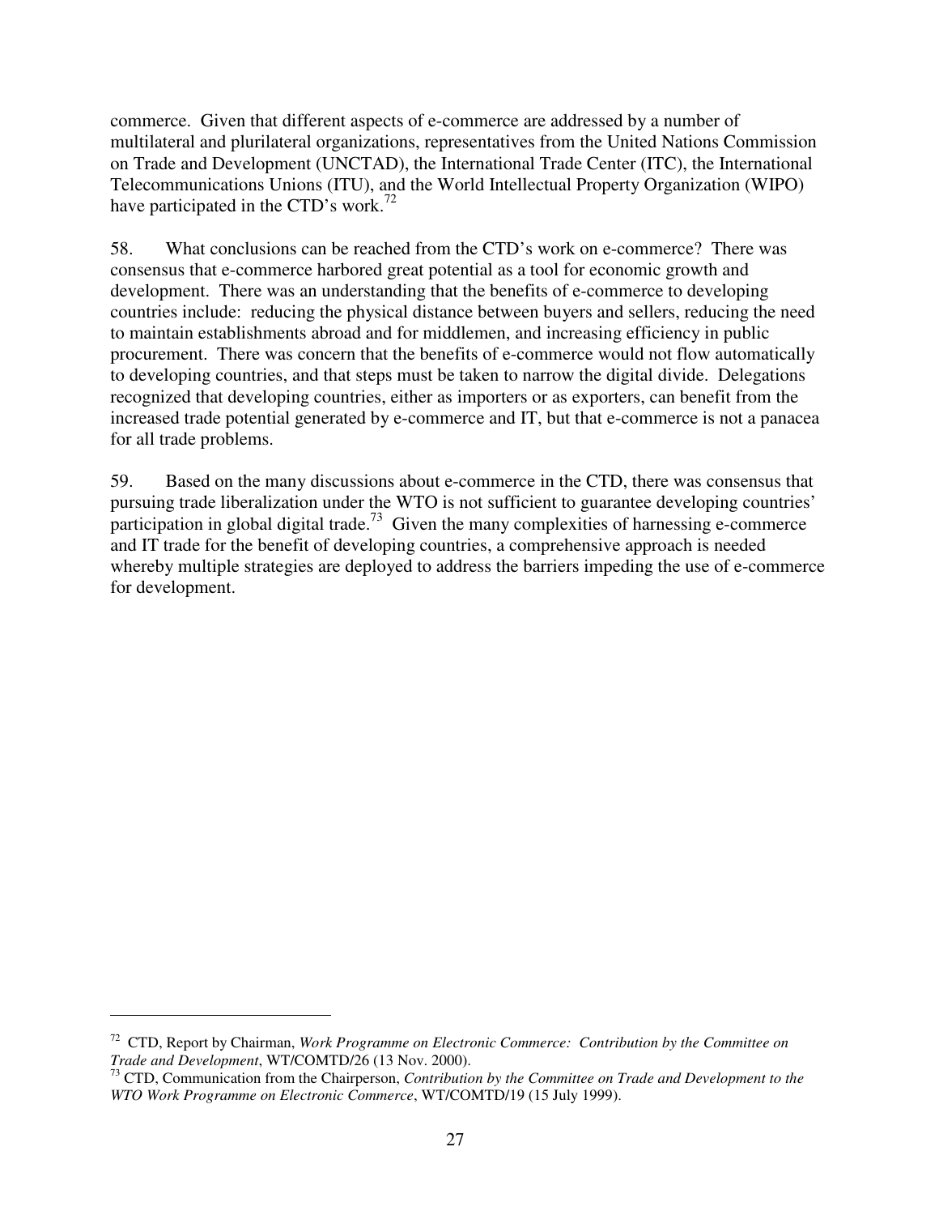commerce. Given that different aspects of e-commerce are addressed by a number of multilateral and plurilateral organizations, representatives from the United Nations Commission on Trade and Development (UNCTAD), the International Trade Center (ITC), the International Telecommunications Unions (ITU), and the World Intellectual Property Organization (WIPO) have participated in the CTD's work.[72]

58. What conclusions can be reached from the CTD's work on e-commerce? There was consensus that e-commerce harbored great potential as a tool for economic growth and development. There was an understanding that the benefits of e-commerce to developing countries include: reducing the physical distance between buyers and sellers, reducing the need to maintain establishments abroad and for middlemen, and increasing efficiency in public procurement. There was concern that the benefits of e-commerce would not flow automatically to developing countries, and that steps must be taken to narrow the digital divide. Delegations recognized that developing countries, either as importers or as exporters, can benefit from the increased trade potential generated by e-commerce and IT, but that e-commerce is not a panacea for all trade problems.

59. Based on the many discussions about e-commerce in the CTD, there was consensus that pursuing trade liberalization under the WTO is not sufficient to guarantee developing countries' participation in global digital trade.[73] Given the many complexities of harnessing e-commerce and IT trade for the benefit of developing countries, a comprehensive approach is needed whereby multiple strategies are deployed to address the barriers impeding the use of e-commerce for development.

---

[72] CTD, Report by Chairman, *Work Programme on Electronic Commerce: Contribution by the Committee on Trade and Development*, WT/COMTD/26 (13 Nov. 2000).

[73] CTD, Communication from the Chairperson, *Contribution by the Committee on Trade and Development to the WTO Work Programme on Electronic Commerce*, WT/COMTD/19 (15 July 1999).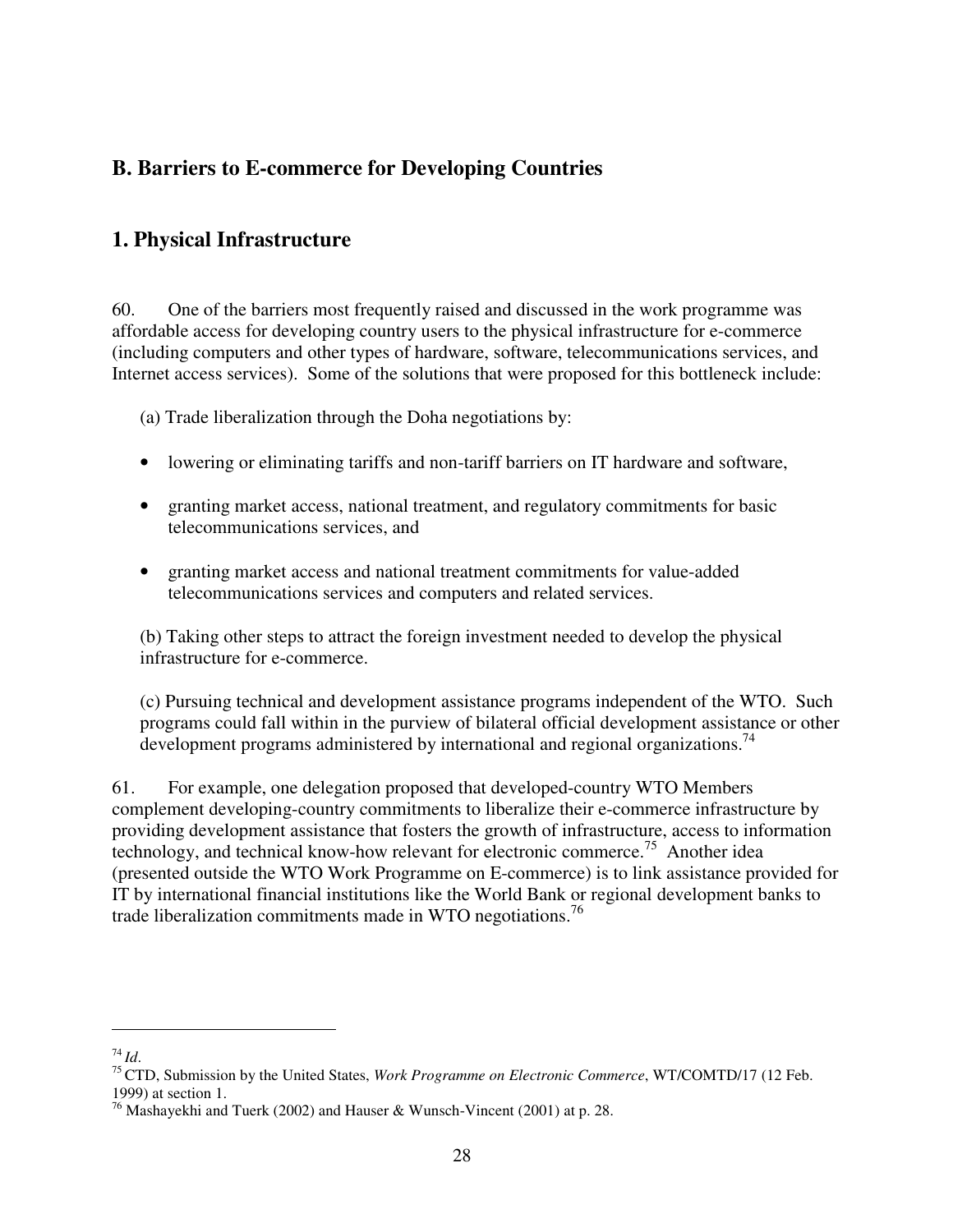## B. Barriers to E-commerce for Developing Countries

### 1. Physical Infrastructure

60. One of the barriers most frequently raised and discussed in the work programme was affordable access for developing country users to the physical infrastructure for e-commerce (including computers and other types of hardware, software, telecommunications services, and Internet access services). Some of the solutions that were proposed for this bottleneck include:

(a) Trade liberalization through the Doha negotiations by:

- lowering or eliminating tariffs and non-tariff barriers on IT hardware and software,
- granting market access, national treatment, and regulatory commitments for basic telecommunications services, and
- granting market access and national treatment commitments for value-added telecommunications services and computers and related services.

(b) Taking other steps to attract the foreign investment needed to develop the physical infrastructure for e-commerce.

(c) Pursuing technical and development assistance programs independent of the WTO. Such programs could fall within in the purview of bilateral official development assistance or other development programs administered by international and regional organizations.[74]

61. For example, one delegation proposed that developed-country WTO Members complement developing-country commitments to liberalize their e-commerce infrastructure by providing development assistance that fosters the growth of infrastructure, access to information technology, and technical know-how relevant for electronic commerce.[75] Another idea (presented outside the WTO Work Programme on E-commerce) is to link assistance provided for IT by international financial institutions like the World Bank or regional development banks to trade liberalization commitments made in WTO negotiations.[76]

---

[74] *Id*.

[75] CTD, Submission by the United States, *Work Programme on Electronic Commerce*, WT/COMTD/17 (12 Feb. 1999) at section 1.

[76] Mashayekhi and Tuerk (2002) and Hauser & Wunsch-Vincent (2001) at p. 28.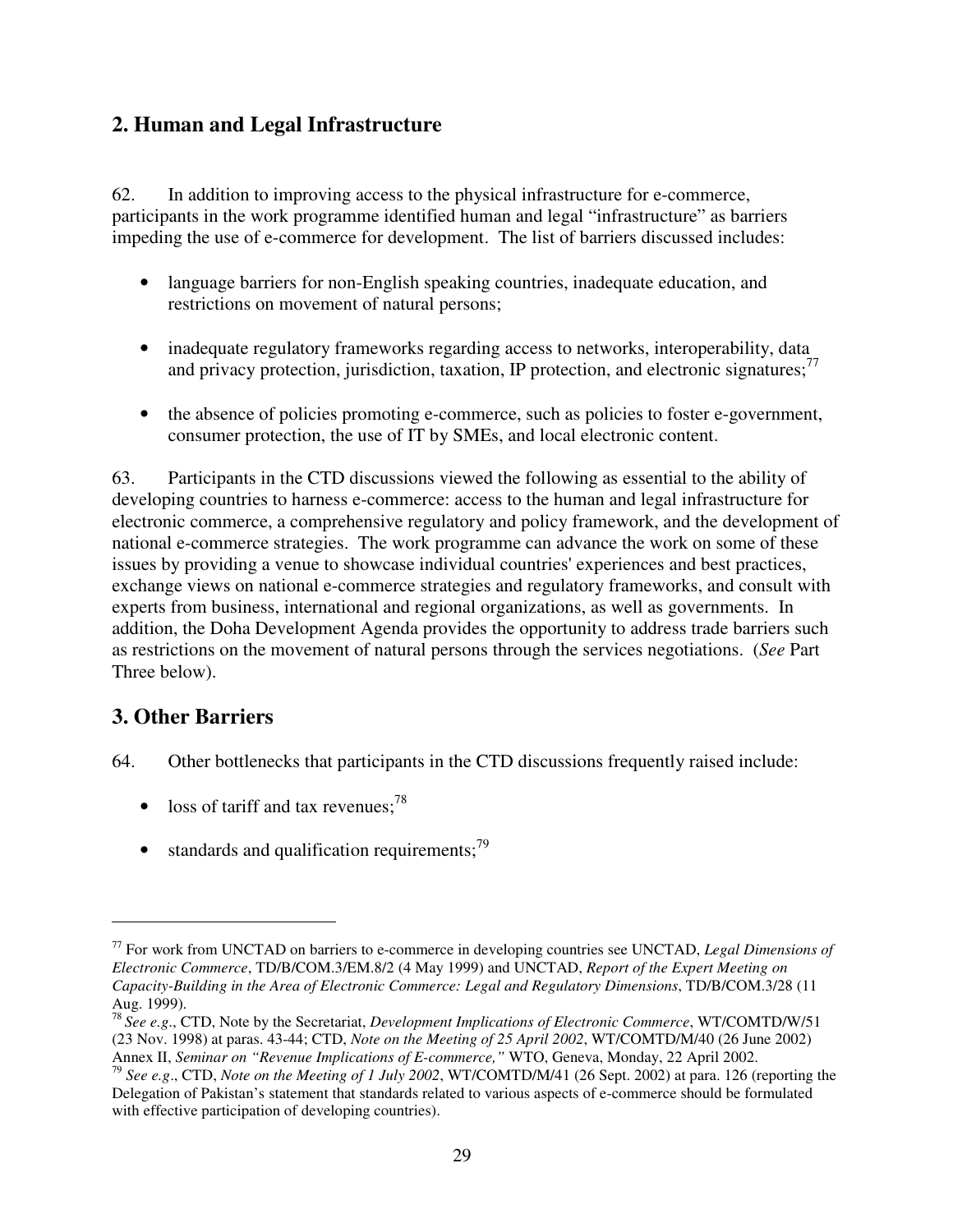## 2. Human and Legal Infrastructure

62. In addition to improving access to the physical infrastructure for e-commerce, participants in the work programme identified human and legal "infrastructure" as barriers impeding the use of e-commerce for development. The list of barriers discussed includes:

- language barriers for non-English speaking countries, inadequate education, and restrictions on movement of natural persons;
- inadequate regulatory frameworks regarding access to networks, interoperability, data and privacy protection, jurisdiction, taxation, IP protection, and electronic signatures;[77]
- the absence of policies promoting e-commerce, such as policies to foster e-government, consumer protection, the use of IT by SMEs, and local electronic content.

63. Participants in the CTD discussions viewed the following as essential to the ability of developing countries to harness e-commerce: access to the human and legal infrastructure for electronic commerce, a comprehensive regulatory and policy framework, and the development of national e-commerce strategies. The work programme can advance the work on some of these issues by providing a venue to showcase individual countries' experiences and best practices, exchange views on national e-commerce strategies and regulatory frameworks, and consult with experts from business, international and regional organizations, as well as governments. In addition, the Doha Development Agenda provides the opportunity to address trade barriers such as restrictions on the movement of natural persons through the services negotiations. (*See* Part Three below).

## 3. Other Barriers

64. Other bottlenecks that participants in the CTD discussions frequently raised include:

- loss of tariff and tax revenues;[78]
- standards and qualification requirements;[79]

---

[77] For work from UNCTAD on barriers to e-commerce in developing countries see UNCTAD, *Legal Dimensions of Electronic Commerce*, TD/B/COM.3/EM.8/2 (4 May 1999) and UNCTAD, *Report of the Expert Meeting on Capacity-Building in the Area of Electronic Commerce: Legal and Regulatory Dimensions*, TD/B/COM.3/28 (11 Aug. 1999).

[78] *See e.g*., CTD, Note by the Secretariat, *Development Implications of Electronic Commerce*, WT/COMTD/W/51 (23 Nov. 1998) at paras. 43-44; CTD, *Note on the Meeting of 25 April 2002*, WT/COMTD/M/40 (26 June 2002) Annex II, *Seminar on "Revenue Implications of E-commerce,"* WTO, Geneva, Monday, 22 April 2002.

[79] *See e.g*., CTD, *Note on the Meeting of 1 July 2002*, WT/COMTD/M/41 (26 Sept. 2002) at para. 126 (reporting the Delegation of Pakistan's statement that standards related to various aspects of e-commerce should be formulated with effective participation of developing countries).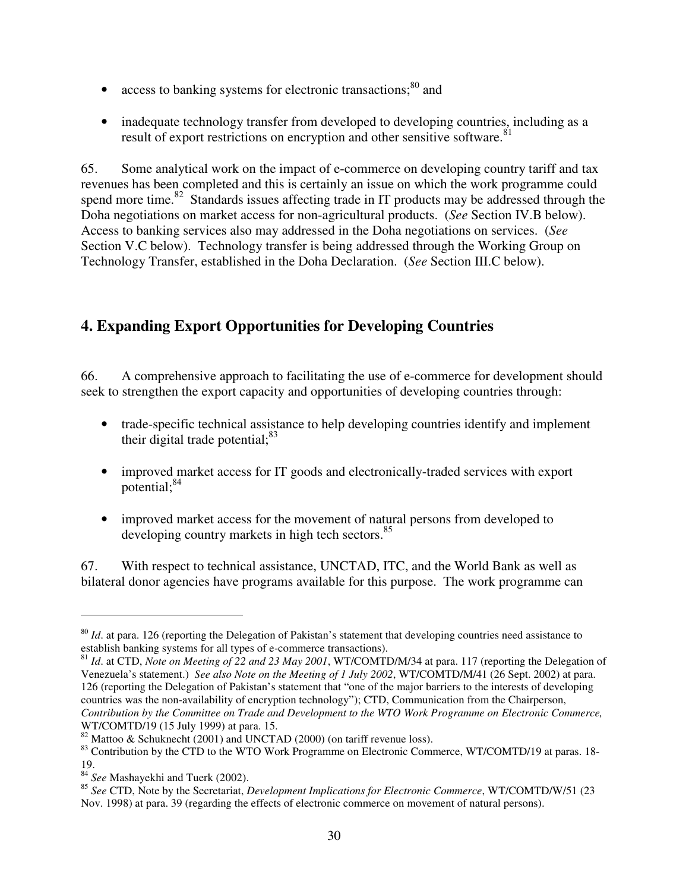- access to banking systems for electronic transactions;[80] and

- inadequate technology transfer from developed to developing countries, including as a result of export restrictions on encryption and other sensitive software.[81]

65. Some analytical work on the impact of e-commerce on developing country tariff and tax revenues has been completed and this is certainly an issue on which the work programme could spend more time.[82] Standards issues affecting trade in IT products may be addressed through the Doha negotiations on market access for non-agricultural products. (*See* Section IV.B below). Access to banking services also may addressed in the Doha negotiations on services. (*See* Section V.C below). Technology transfer is being addressed through the Working Group on Technology Transfer, established in the Doha Declaration. (*See* Section III.C below).

## 4. Expanding Export Opportunities for Developing Countries

66. A comprehensive approach to facilitating the use of e-commerce for development should seek to strengthen the export capacity and opportunities of developing countries through:

- trade-specific technical assistance to help developing countries identify and implement their digital trade potential;[83]

- improved market access for IT goods and electronically-traded services with export potential;[84]

- improved market access for the movement of natural persons from developed to developing country markets in high tech sectors.[85]

67. With respect to technical assistance, UNCTAD, ITC, and the World Bank as well as bilateral donor agencies have programs available for this purpose. The work programme can

---

[80] *Id*. at para. 126 (reporting the Delegation of Pakistan's statement that developing countries need assistance to establish banking systems for all types of e-commerce transactions).

[81] *Id*. at CTD, *Note on Meeting of 22 and 23 May 2001*, WT/COMTD/M/34 at para. 117 (reporting the Delegation of Venezuela's statement.) *See also Note on the Meeting of 1 July 2002*, WT/COMTD/M/41 (26 Sept. 2002) at para. 126 (reporting the Delegation of Pakistan's statement that "one of the major barriers to the interests of developing countries was the non-availability of encryption technology"); CTD, Communication from the Chairperson, *Contribution by the Committee on Trade and Development to the WTO Work Programme on Electronic Commerce,* WT/COMTD/19 (15 July 1999) at para. 15.

[82] Mattoo & Schuknecht (2001) and UNCTAD (2000) (on tariff revenue loss).

[83] Contribution by the CTD to the WTO Work Programme on Electronic Commerce, WT/COMTD/19 at paras. 18-19.

[84] *See* Mashayekhi and Tuerk (2002).

[85] *See* CTD, Note by the Secretariat, *Development Implications for Electronic Commerce*, WT/COMTD/W/51 (23 Nov. 1998) at para. 39 (regarding the effects of electronic commerce on movement of natural persons).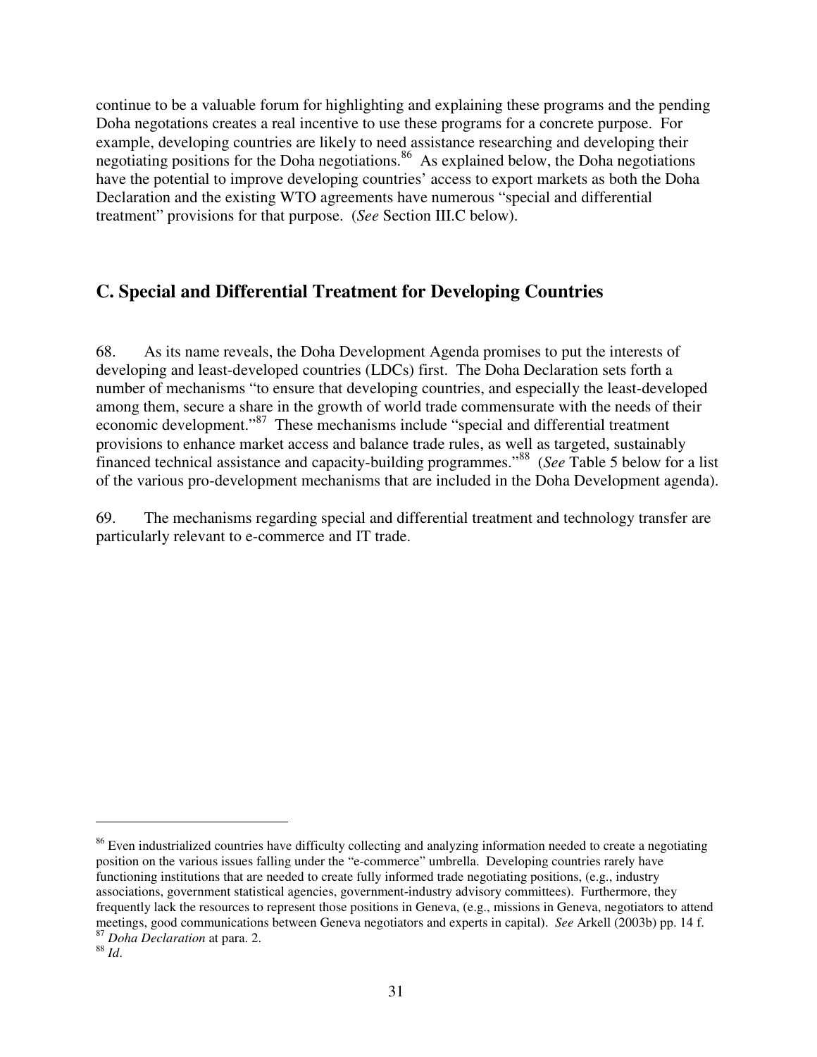continue to be a valuable forum for highlighting and explaining these programs and the pending Doha negotations creates a real incentive to use these programs for a concrete purpose. For example, developing countries are likely to need assistance researching and developing their negotiating positions for the Doha negotiations.[86] As explained below, the Doha negotiations have the potential to improve developing countries' access to export markets as both the Doha Declaration and the existing WTO agreements have numerous "special and differential treatment" provisions for that purpose. (*See* Section III.C below).

## C. Special and Differential Treatment for Developing Countries

68. As its name reveals, the Doha Development Agenda promises to put the interests of developing and least-developed countries (LDCs) first. The Doha Declaration sets forth a number of mechanisms "to ensure that developing countries, and especially the least-developed among them, secure a share in the growth of world trade commensurate with the needs of their economic development."[87] These mechanisms include "special and differential treatment provisions to enhance market access and balance trade rules, as well as targeted, sustainably financed technical assistance and capacity-building programmes."[88] (*See* Table 5 below for a list of the various pro-development mechanisms that are included in the Doha Development agenda).

69. The mechanisms regarding special and differential treatment and technology transfer are particularly relevant to e-commerce and IT trade.

---

[86] Even industrialized countries have difficulty collecting and analyzing information needed to create a negotiating position on the various issues falling under the "e-commerce" umbrella. Developing countries rarely have functioning institutions that are needed to create fully informed trade negotiating positions, (e.g., industry associations, government statistical agencies, government-industry advisory committees). Furthermore, they frequently lack the resources to represent those positions in Geneva, (e.g., missions in Geneva, negotiators to attend meetings, good communications between Geneva negotiators and experts in capital). *See* Arkell (2003b) pp. 14 f.

[87] *Doha Declaration* at para. 2.

[88] *Id*.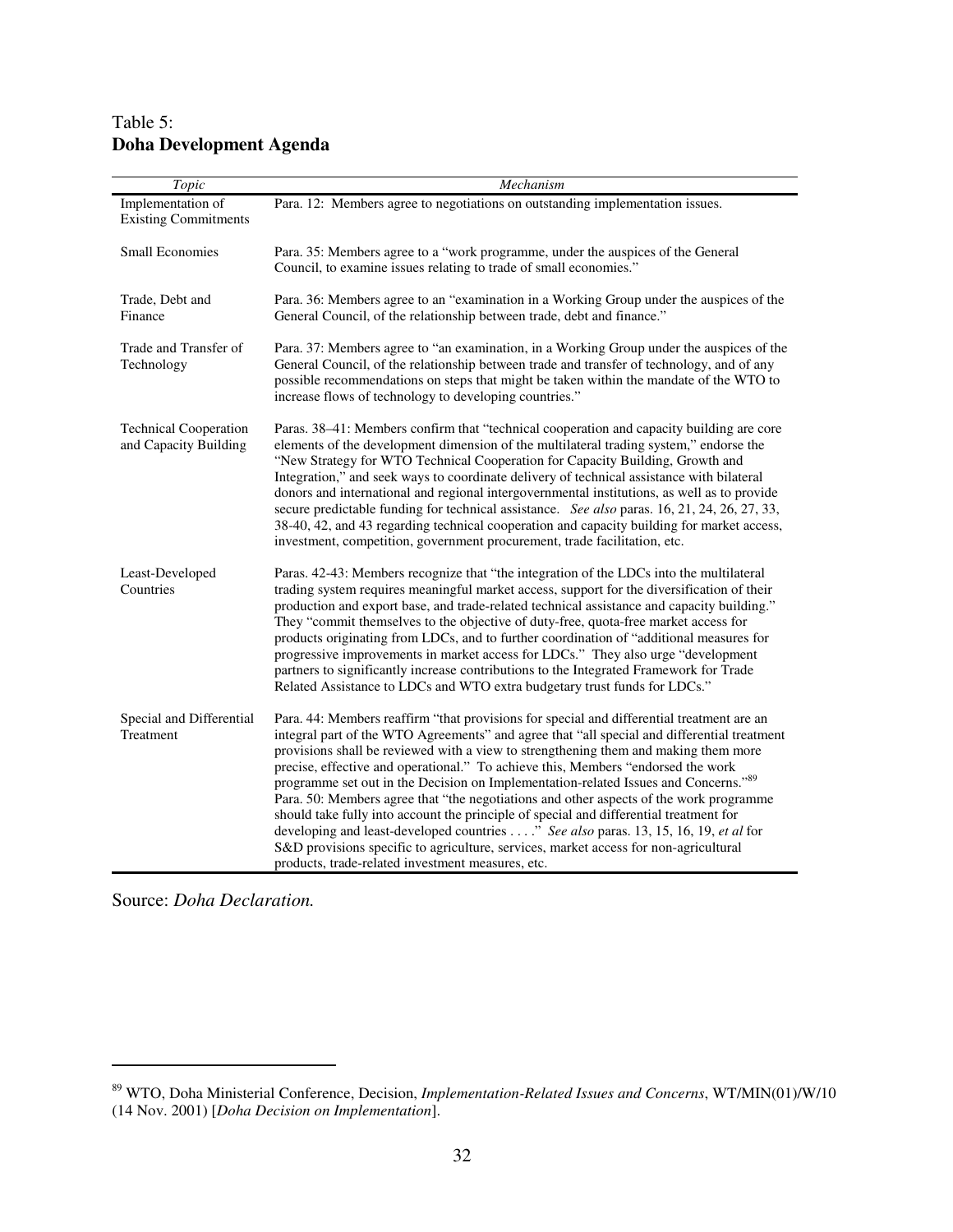Table 5:
**Doha Development Agenda**

| *Topic* | *Mechanism* |
|---|---|
| Implementation of Existing Commitments | Para. 12: Members agree to negotiations on outstanding implementation issues. |
| Small Economies | Para. 35: Members agree to a "work programme, under the auspices of the General Council, to examine issues relating to trade of small economies." |
| Trade, Debt and Finance | Para. 36: Members agree to an "examination in a Working Group under the auspices of the General Council, of the relationship between trade, debt and finance." |
| Trade and Transfer of Technology | Para. 37: Members agree to "an examination, in a Working Group under the auspices of the General Council, of the relationship between trade and transfer of technology, and of any possible recommendations on steps that might be taken within the mandate of the WTO to increase flows of technology to developing countries." |
| Technical Cooperation and Capacity Building | Paras. 38–41: Members confirm that "technical cooperation and capacity building are core elements of the development dimension of the multilateral trading system," endorse the "New Strategy for WTO Technical Cooperation for Capacity Building, Growth and Integration," and seek ways to coordinate delivery of technical assistance with bilateral donors and international and regional intergovernmental institutions, as well as to provide secure predictable funding for technical assistance. *See also* paras. 16, 21, 24, 26, 27, 33, 38-40, 42, and 43 regarding technical cooperation and capacity building for market access, investment, competition, government procurement, trade facilitation, etc. |
| Least-Developed Countries | Paras. 42-43: Members recognize that "the integration of the LDCs into the multilateral trading system requires meaningful market access, support for the diversification of their production and export base, and trade-related technical assistance and capacity building." They "commit themselves to the objective of duty-free, quota-free market access for products originating from LDCs, and to further coordination of "additional measures for progressive improvements in market access for LDCs." They also urge "development partners to significantly increase contributions to the Integrated Framework for Trade Related Assistance to LDCs and WTO extra budgetary trust funds for LDCs." |
| Special and Differential Treatment | Para. 44: Members reaffirm "that provisions for special and differential treatment are an integral part of the WTO Agreements" and agree that "all special and differential treatment provisions shall be reviewed with a view to strengthening them and making them more precise, effective and operational." To achieve this, Members "endorsed the work programme set out in the Decision on Implementation-related Issues and Concerns."[89] Para. 50: Members agree that "the negotiations and other aspects of the work programme should take fully into account the principle of special and differential treatment for developing and least-developed countries . . . ." *See also* paras. 13, 15, 16, 19, *et al* for S&D provisions specific to agriculture, services, market access for non-agricultural products, trade-related investment measures, etc. |

Source: *Doha Declaration.*

---

[89] WTO, Doha Ministerial Conference, Decision, *Implementation-Related Issues and Concerns*, WT/MIN(01)/W/10 (14 Nov. 2001) [*Doha Decision on Implementation*].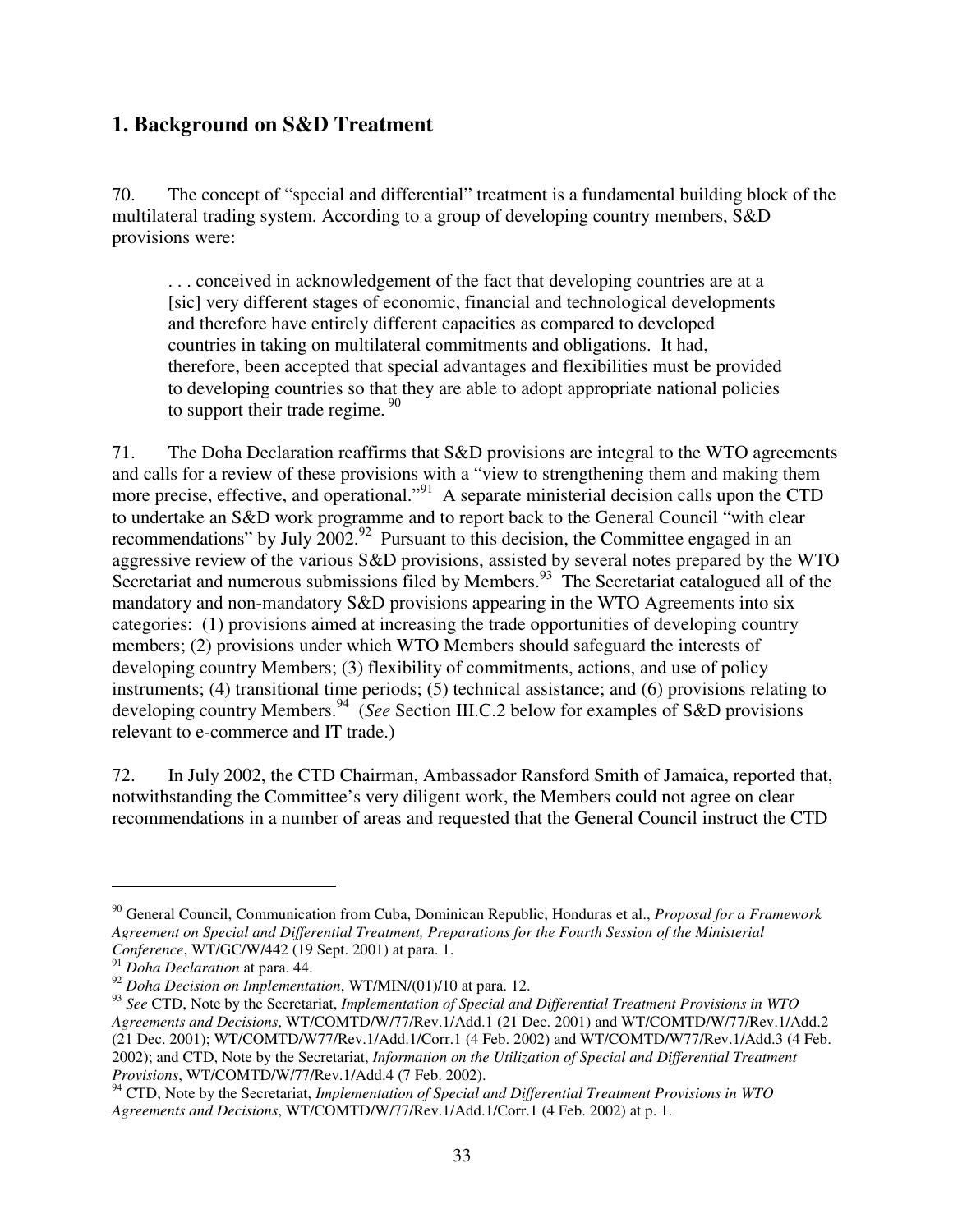## 1. Background on S&D Treatment

70. The concept of "special and differential" treatment is a fundamental building block of the multilateral trading system. According to a group of developing country members, S&D provisions were:

> . . . conceived in acknowledgement of the fact that developing countries are at a [sic] very different stages of economic, financial and technological developments and therefore have entirely different capacities as compared to developed countries in taking on multilateral commitments and obligations. It had, therefore, been accepted that special advantages and flexibilities must be provided to developing countries so that they are able to adopt appropriate national policies to support their trade regime. [90]

71. The Doha Declaration reaffirms that S&D provisions are integral to the WTO agreements and calls for a review of these provisions with a "view to strengthening them and making them more precise, effective, and operational."[91] A separate ministerial decision calls upon the CTD to undertake an S&D work programme and to report back to the General Council "with clear recommendations" by July 2002.[92] Pursuant to this decision, the Committee engaged in an aggressive review of the various S&D provisions, assisted by several notes prepared by the WTO Secretariat and numerous submissions filed by Members.[93] The Secretariat catalogued all of the mandatory and non-mandatory S&D provisions appearing in the WTO Agreements into six categories: (1) provisions aimed at increasing the trade opportunities of developing country members; (2) provisions under which WTO Members should safeguard the interests of developing country Members; (3) flexibility of commitments, actions, and use of policy instruments; (4) transitional time periods; (5) technical assistance; and (6) provisions relating to developing country Members.[94] (*See* Section III.C.2 below for examples of S&D provisions relevant to e-commerce and IT trade.)

72. In July 2002, the CTD Chairman, Ambassador Ransford Smith of Jamaica, reported that, notwithstanding the Committee's very diligent work, the Members could not agree on clear recommendations in a number of areas and requested that the General Council instruct the CTD

---

[90] General Council, Communication from Cuba, Dominican Republic, Honduras et al., *Proposal for a Framework Agreement on Special and Differential Treatment, Preparations for the Fourth Session of the Ministerial Conference*, WT/GC/W/442 (19 Sept. 2001) at para. 1.

[91] *Doha Declaration* at para. 44.

[92] *Doha Decision on Implementation*, WT/MIN/(01)/10 at para. 12.

[93] *See* CTD, Note by the Secretariat, *Implementation of Special and Differential Treatment Provisions in WTO Agreements and Decisions*, WT/COMTD/W/77/Rev.1/Add.1 (21 Dec. 2001) and WT/COMTD/W/77/Rev.1/Add.2 (21 Dec. 2001); WT/COMTD/W77/Rev.1/Add.1/Corr.1 (4 Feb. 2002) and WT/COMTD/W77/Rev.1/Add.3 (4 Feb. 2002); and CTD, Note by the Secretariat, *Information on the Utilization of Special and Differential Treatment Provisions*, WT/COMTD/W/77/Rev.1/Add.4 (7 Feb. 2002).

[94] CTD, Note by the Secretariat, *Implementation of Special and Differential Treatment Provisions in WTO Agreements and Decisions*, WT/COMTD/W/77/Rev.1/Add.1/Corr.1 (4 Feb. 2002) at p. 1.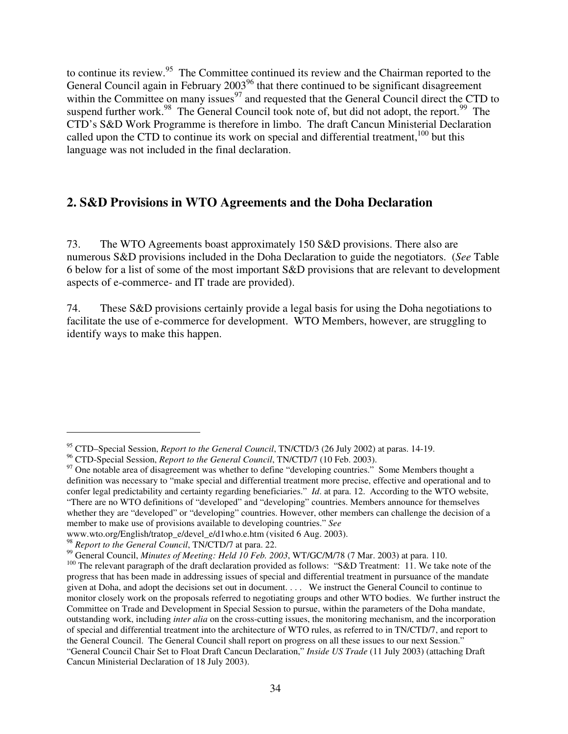to continue its review.[95] The Committee continued its review and the Chairman reported to the General Council again in February 2003[96] that there continued to be significant disagreement within the Committee on many issues[97] and requested that the General Council direct the CTD to suspend further work.[98] The General Council took note of, but did not adopt, the report.[99] The CTD's S&D Work Programme is therefore in limbo. The draft Cancun Ministerial Declaration called upon the CTD to continue its work on special and differential treatment,[100] but this language was not included in the final declaration.

## 2. S&D Provisions in WTO Agreements and the Doha Declaration

73. The WTO Agreements boast approximately 150 S&D provisions. There also are numerous S&D provisions included in the Doha Declaration to guide the negotiators. (*See* Table 6 below for a list of some of the most important S&D provisions that are relevant to development aspects of e-commerce- and IT trade are provided).

74. These S&D provisions certainly provide a legal basis for using the Doha negotiations to facilitate the use of e-commerce for development. WTO Members, however, are struggling to identify ways to make this happen.

---

[95] CTD–Special Session, *Report to the General Council*, TN/CTD/3 (26 July 2002) at paras. 14-19.

[96] CTD-Special Session, *Report to the General Council*, TN/CTD/7 (10 Feb. 2003).

[97] One notable area of disagreement was whether to define "developing countries." Some Members thought a definition was necessary to "make special and differential treatment more precise, effective and operational and to confer legal predictability and certainty regarding beneficiaries." *Id*. at para. 12. According to the WTO website, "There are no WTO definitions of "developed" and "developing" countries. Members announce for themselves whether they are "developed" or "developing" countries. However, other members can challenge the decision of a member to make use of provisions available to developing countries." *See* www.wto.org/English/tratop_e/devel_e/d1who.e.htm (visited 6 Aug. 2003).

[98] *Report to the General Council*, TN/CTD/7 at para. 22.

[99] General Council, *Minutes of Meeting: Held 10 Feb. 2003*, WT/GC/M/78 (7 Mar. 2003) at para. 110.

[100] The relevant paragraph of the draft declaration provided as follows: "S&D Treatment: 11. We take note of the progress that has been made in addressing issues of special and differential treatment in pursuance of the mandate given at Doha, and adopt the decisions set out in document. . . . We instruct the General Council to continue to monitor closely work on the proposals referred to negotiating groups and other WTO bodies. We further instruct the Committee on Trade and Development in Special Session to pursue, within the parameters of the Doha mandate, outstanding work, including *inter alia* on the cross-cutting issues, the monitoring mechanism, and the incorporation of special and differential treatment into the architecture of WTO rules, as referred to in TN/CTD/7, and report to the General Council. The General Council shall report on progress on all these issues to our next Session." "General Council Chair Set to Float Draft Cancun Declaration," *Inside US Trade* (11 July 2003) (attaching Draft Cancun Ministerial Declaration of 18 July 2003).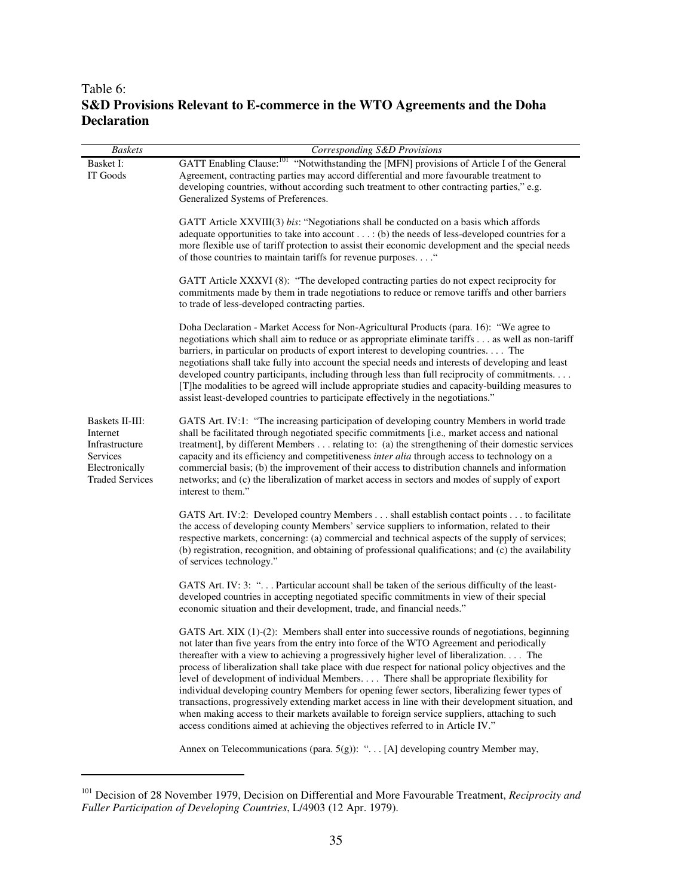Table 6:
**S&D Provisions Relevant to E-commerce in the WTO Agreements and the Doha Declaration**

| *Baskets* | *Corresponding S&D Provisions* |
|---|---|
| Basket I: IT Goods | GATT Enabling Clause:[101] "Notwithstanding the [MFN] provisions of Article I of the General Agreement, contracting parties may accord differential and more favourable treatment to developing countries, without according such treatment to other contracting parties," e.g. Generalized Systems of Preferences. |
| | GATT Article XXVIII(3) *bis*: "Negotiations shall be conducted on a basis which affords adequate opportunities to take into account . . . : (b) the needs of less-developed countries for a more flexible use of tariff protection to assist their economic development and the special needs of those countries to maintain tariffs for revenue purposes. . . ." |
| | GATT Article XXXVI (8): "The developed contracting parties do not expect reciprocity for commitments made by them in trade negotiations to reduce or remove tariffs and other barriers to trade of less-developed contracting parties. |
| | Doha Declaration - Market Access for Non-Agricultural Products (para. 16): "We agree to negotiations which shall aim to reduce or as appropriate eliminate tariffs . . . as well as non-tariff barriers, in particular on products of export interest to developing countries. . . . The negotiations shall take fully into account the special needs and interests of developing and least developed country participants, including through less than full reciprocity of commitments. . . . [T]he modalities to be agreed will include appropriate studies and capacity-building measures to assist least-developed countries to participate effectively in the negotiations." |
| Baskets II-III: Internet Infrastructure Services Electronically Traded Services | GATS Art. IV:1: "The increasing participation of developing country Members in world trade shall be facilitated through negotiated specific commitments [i.e., market access and national treatment], by different Members . . . relating to: (a) the strengthening of their domestic services capacity and its efficiency and competitiveness *inter alia* through access to technology on a commercial basis; (b) the improvement of their access to distribution channels and information networks; and (c) the liberalization of market access in sectors and modes of supply of export interest to them." |
| | GATS Art. IV:2: Developed country Members . . . shall establish contact points . . . to facilitate the access of developing county Members' service suppliers to information, related to their respective markets, concerning: (a) commercial and technical aspects of the supply of services; (b) registration, recognition, and obtaining of professional qualifications; and (c) the availability of services technology." |
| | GATS Art. IV: 3: ". . . Particular account shall be taken of the serious difficulty of the least-developed countries in accepting negotiated specific commitments in view of their special economic situation and their development, trade, and financial needs." |
| | GATS Art. XIX (1)-(2): Members shall enter into successive rounds of negotiations, beginning not later than five years from the entry into force of the WTO Agreement and periodically thereafter with a view to achieving a progressively higher level of liberalization. . . . The process of liberalization shall take place with due respect for national policy objectives and the level of development of individual Members. . . . There shall be appropriate flexibility for individual developing country Members for opening fewer sectors, liberalizing fewer types of transactions, progressively extending market access in line with their development situation, and when making access to their markets available to foreign service suppliers, attaching to such access conditions aimed at achieving the objectives referred to in Article IV." |
| | Annex on Telecommunications (para. 5(g)): ". . . [A] developing country Member may, |

[101] Decision of 28 November 1979, Decision on Differential and More Favourable Treatment, *Reciprocity and Fuller Participation of Developing Countries*, L/4903 (12 Apr. 1979).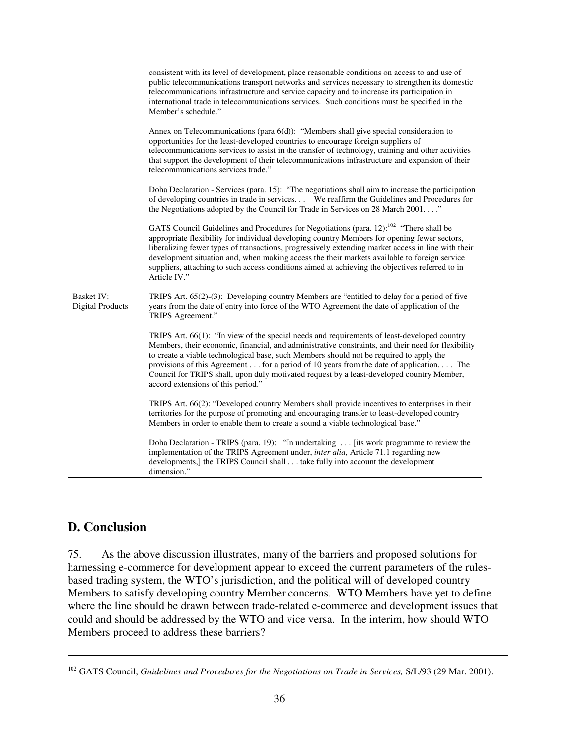| | |
|---|---|
| | consistent with its level of development, place reasonable conditions on access to and use of public telecommunications transport networks and services necessary to strengthen its domestic telecommunications infrastructure and service capacity and to increase its participation in international trade in telecommunications services. Such conditions must be specified in the Member's schedule." |
| | Annex on Telecommunications (para 6(d)): "Members shall give special consideration to opportunities for the least-developed countries to encourage foreign suppliers of telecommunications services to assist in the transfer of technology, training and other activities that support the development of their telecommunications infrastructure and expansion of their telecommunications services trade." |
| | Doha Declaration - Services (para. 15): "The negotiations shall aim to increase the participation of developing countries in trade in services. . . We reaffirm the Guidelines and Procedures for the Negotiations adopted by the Council for Trade in Services on 28 March 2001. . . ." |
| | GATS Council Guidelines and Procedures for Negotiations (para. 12):[102] "There shall be appropriate flexibility for individual developing country Members for opening fewer sectors, liberalizing fewer types of transactions, progressively extending market access in line with their development situation and, when making access the their markets available to foreign service suppliers, attaching to such access conditions aimed at achieving the objectives referred to in Article IV." |
| Basket IV: Digital Products | TRIPS Art. 65(2)-(3): Developing country Members are "entitled to delay for a period of five years from the date of entry into force of the WTO Agreement the date of application of the TRIPS Agreement." |
| | TRIPS Art. 66(1): "In view of the special needs and requirements of least-developed country Members, their economic, financial, and administrative constraints, and their need for flexibility to create a viable technological base, such Members should not be required to apply the provisions of this Agreement . . . for a period of 10 years from the date of application. . . . The Council for TRIPS shall, upon duly motivated request by a least-developed country Member, accord extensions of this period." |
| | TRIPS Art. 66(2): "Developed country Members shall provide incentives to enterprises in their territories for the purpose of promoting and encouraging transfer to least-developed country Members in order to enable them to create a sound a viable technological base." |
| | Doha Declaration - TRIPS (para. 19): "In undertaking . . . [its work programme to review the implementation of the TRIPS Agreement under, *inter alia*, Article 71.1 regarding new developments,] the TRIPS Council shall . . . take fully into account the development dimension." |

## D. Conclusion

75. As the above discussion illustrates, many of the barriers and proposed solutions for harnessing e-commerce for development appear to exceed the current parameters of the rules-based trading system, the WTO's jurisdiction, and the political will of developed country Members to satisfy developing country Member concerns. WTO Members have yet to define where the line should be drawn between trade-related e-commerce and development issues that could and should be addressed by the WTO and vice versa. In the interim, how should WTO Members proceed to address these barriers?

---

[102] GATS Council, *Guidelines and Procedures for the Negotiations on Trade in Services,* S/L/93 (29 Mar. 2001).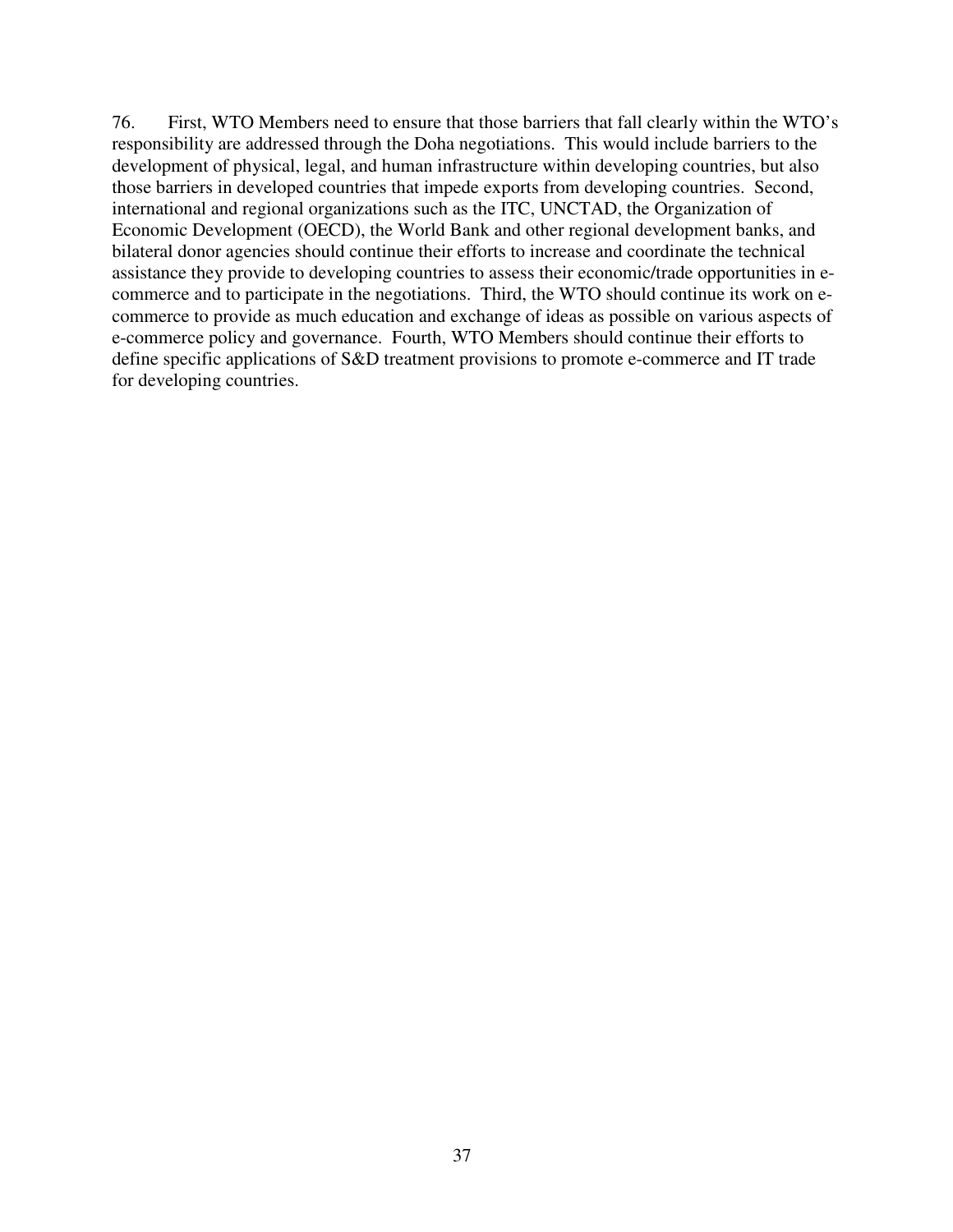76. First, WTO Members need to ensure that those barriers that fall clearly within the WTO's responsibility are addressed through the Doha negotiations. This would include barriers to the development of physical, legal, and human infrastructure within developing countries, but also those barriers in developed countries that impede exports from developing countries. Second, international and regional organizations such as the ITC, UNCTAD, the Organization of Economic Development (OECD), the World Bank and other regional development banks, and bilateral donor agencies should continue their efforts to increase and coordinate the technical assistance they provide to developing countries to assess their economic/trade opportunities in e-commerce and to participate in the negotiations. Third, the WTO should continue its work on e-commerce to provide as much education and exchange of ideas as possible on various aspects of e-commerce policy and governance. Fourth, WTO Members should continue their efforts to define specific applications of S&D treatment provisions to promote e-commerce and IT trade for developing countries.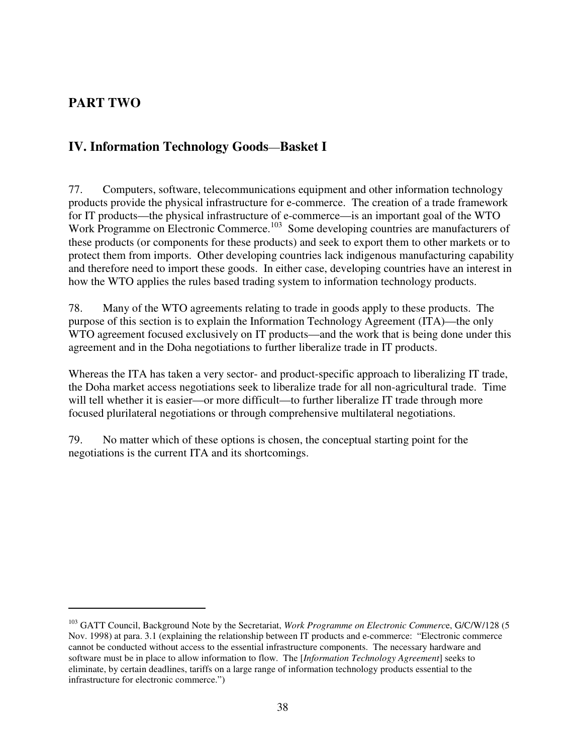## PART TWO

## IV. Information Technology Goods—Basket I

77. Computers, software, telecommunications equipment and other information technology products provide the physical infrastructure for e-commerce. The creation of a trade framework for IT products—the physical infrastructure of e-commerce—is an important goal of the WTO Work Programme on Electronic Commerce.[103] Some developing countries are manufacturers of these products (or components for these products) and seek to export them to other markets or to protect them from imports. Other developing countries lack indigenous manufacturing capability and therefore need to import these goods. In either case, developing countries have an interest in how the WTO applies the rules based trading system to information technology products.

78. Many of the WTO agreements relating to trade in goods apply to these products. The purpose of this section is to explain the Information Technology Agreement (ITA)—the only WTO agreement focused exclusively on IT products—and the work that is being done under this agreement and in the Doha negotiations to further liberalize trade in IT products.

Whereas the ITA has taken a very sector- and product-specific approach to liberalizing IT trade, the Doha market access negotiations seek to liberalize trade for all non-agricultural trade. Time will tell whether it is easier—or more difficult—to further liberalize IT trade through more focused plurilateral negotiations or through comprehensive multilateral negotiations.

79. No matter which of these options is chosen, the conceptual starting point for the negotiations is the current ITA and its shortcomings.

---

[103] GATT Council, Background Note by the Secretariat, *Work Programme on Electronic Commerc*e, G/C/W/128 (5 Nov. 1998) at para. 3.1 (explaining the relationship between IT products and e-commerce: "Electronic commerce cannot be conducted without access to the essential infrastructure components. The necessary hardware and software must be in place to allow information to flow. The [*Information Technology Agreement*] seeks to eliminate, by certain deadlines, tariffs on a large range of information technology products essential to the infrastructure for electronic commerce.")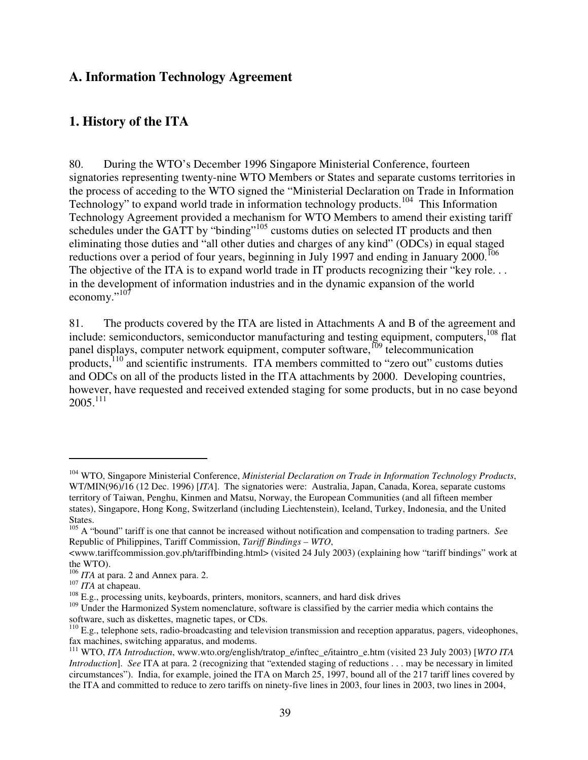## A. Information Technology Agreement

## 1. History of the ITA

80. During the WTO's December 1996 Singapore Ministerial Conference, fourteen signatories representing twenty-nine WTO Members or States and separate customs territories in the process of acceding to the WTO signed the "Ministerial Declaration on Trade in Information Technology" to expand world trade in information technology products.[104] This Information Technology Agreement provided a mechanism for WTO Members to amend their existing tariff schedules under the GATT by "binding"[105] customs duties on selected IT products and then eliminating those duties and "all other duties and charges of any kind" (ODCs) in equal staged reductions over a period of four years, beginning in July 1997 and ending in January 2000.[106] The objective of the ITA is to expand world trade in IT products recognizing their "key role. . . in the development of information industries and in the dynamic expansion of the world economy."[107]

81. The products covered by the ITA are listed in Attachments A and B of the agreement and include: semiconductors, semiconductor manufacturing and testing equipment, computers,[108] flat panel displays, computer network equipment, computer software,[109] telecommunication products,[110] and scientific instruments. ITA members committed to "zero out" customs duties and ODCs on all of the products listed in the ITA attachments by 2000. Developing countries, however, have requested and received extended staging for some products, but in no case beyond 2005.[111]

---

[104] WTO, Singapore Ministerial Conference, *Ministerial Declaration on Trade in Information Technology Products*, WT/MIN(96)/16 (12 Dec. 1996) [*ITA*]. The signatories were: Australia, Japan, Canada, Korea, separate customs territory of Taiwan, Penghu, Kinmen and Matsu, Norway, the European Communities (and all fifteen member states), Singapore, Hong Kong, Switzerland (including Liechtenstein), Iceland, Turkey, Indonesia, and the United States.

[105] A "bound" tariff is one that cannot be increased without notification and compensation to trading partners. *See* Republic of Philippines, Tariff Commission, *Tariff Bindings – WTO*, <www.tariffcommission.gov.ph/tariffbinding.html> (visited 24 July 2003) (explaining how "tariff bindings" work at the WTO).

[106] *ITA* at para. 2 and Annex para. 2.

[107] *ITA* at chapeau.

[108] E.g., processing units, keyboards, printers, monitors, scanners, and hard disk drives

[109] Under the Harmonized System nomenclature, software is classified by the carrier media which contains the software, such as diskettes, magnetic tapes, or CDs.

[110] E.g., telephone sets, radio-broadcasting and television transmission and reception apparatus, pagers, videophones, fax machines, switching apparatus, and modems.

[111] WTO, *ITA Introduction*, www.wto.org/english/tratop_e/inftec_e/itaintro_e.htm (visited 23 July 2003) [*WTO ITA Introduction*]. *See* ITA at para. 2 (recognizing that "extended staging of reductions . . . may be necessary in limited circumstances"). India, for example, joined the ITA on March 25, 1997, bound all of the 217 tariff lines covered by the ITA and committed to reduce to zero tariffs on ninety-five lines in 2003, four lines in 2003, two lines in 2004,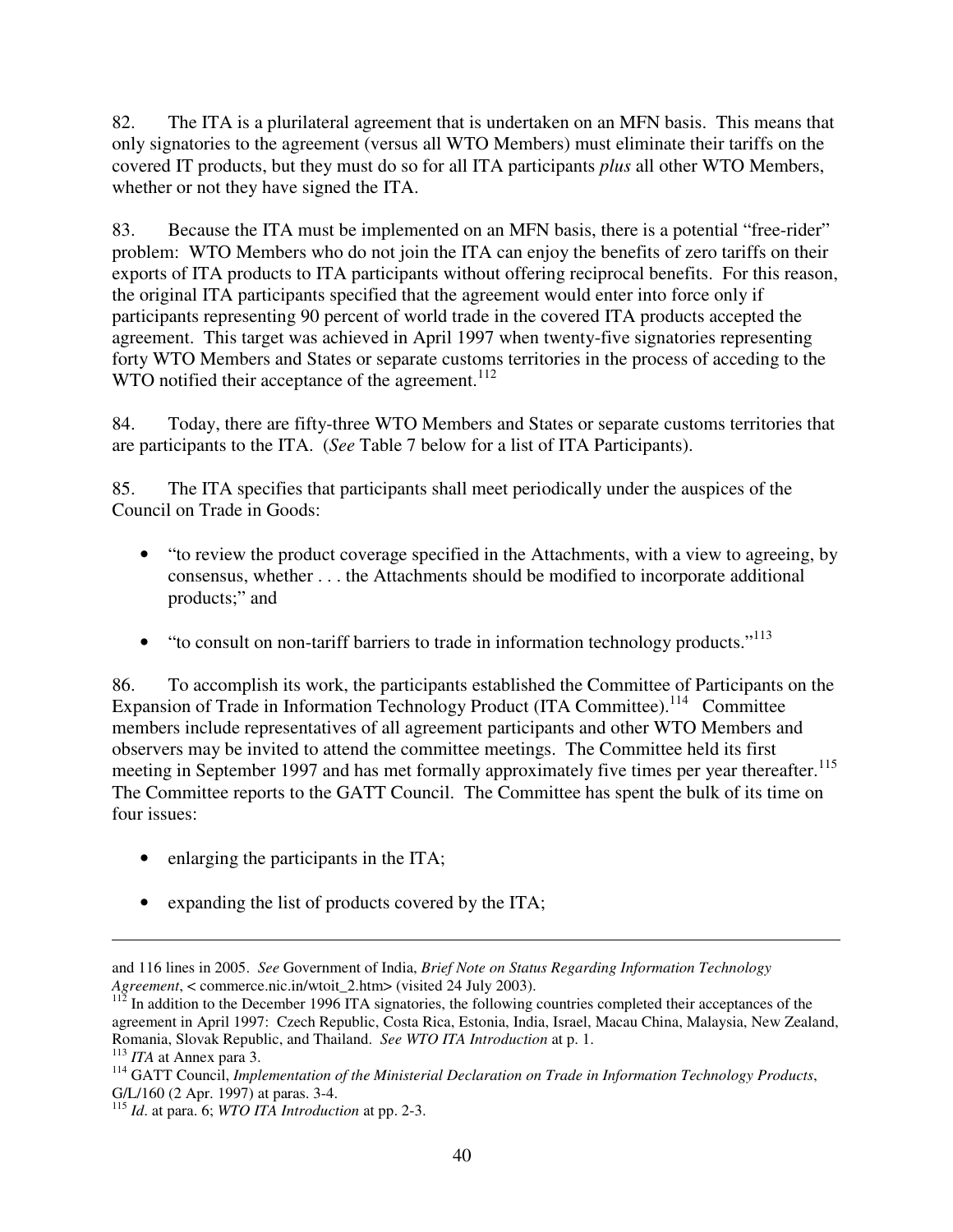82. The ITA is a plurilateral agreement that is undertaken on an MFN basis. This means that only signatories to the agreement (versus all WTO Members) must eliminate their tariffs on the covered IT products, but they must do so for all ITA participants *plus* all other WTO Members, whether or not they have signed the ITA.

83. Because the ITA must be implemented on an MFN basis, there is a potential "free-rider" problem: WTO Members who do not join the ITA can enjoy the benefits of zero tariffs on their exports of ITA products to ITA participants without offering reciprocal benefits. For this reason, the original ITA participants specified that the agreement would enter into force only if participants representing 90 percent of world trade in the covered ITA products accepted the agreement. This target was achieved in April 1997 when twenty-five signatories representing forty WTO Members and States or separate customs territories in the process of acceding to the WTO notified their acceptance of the agreement.[112]

84. Today, there are fifty-three WTO Members and States or separate customs territories that are participants to the ITA. (*See* Table 7 below for a list of ITA Participants).

85. The ITA specifies that participants shall meet periodically under the auspices of the Council on Trade in Goods:

- "to review the product coverage specified in the Attachments, with a view to agreeing, by consensus, whether . . . the Attachments should be modified to incorporate additional products;" and
- "to consult on non-tariff barriers to trade in information technology products."[113]

86. To accomplish its work, the participants established the Committee of Participants on the Expansion of Trade in Information Technology Product (ITA Committee).[114] Committee members include representatives of all agreement participants and other WTO Members and observers may be invited to attend the committee meetings. The Committee held its first meeting in September 1997 and has met formally approximately five times per year thereafter.[115] The Committee reports to the GATT Council. The Committee has spent the bulk of its time on four issues:

- enlarging the participants in the ITA;
- expanding the list of products covered by the ITA;

---

and 116 lines in 2005. *See* Government of India, *Brief Note on Status Regarding Information Technology Agreement*, < commerce.nic.in/wtoit_2.htm> (visited 24 July 2003).

[112] In addition to the December 1996 ITA signatories, the following countries completed their acceptances of the agreement in April 1997: Czech Republic, Costa Rica, Estonia, India, Israel, Macau China, Malaysia, New Zealand, Romania, Slovak Republic, and Thailand. *See WTO ITA Introduction* at p. 1.

[113] *ITA* at Annex para 3.

[114] GATT Council, *Implementation of the Ministerial Declaration on Trade in Information Technology Products*, G/L/160 (2 Apr. 1997) at paras. 3-4.

[115] *Id*. at para. 6; *WTO ITA Introduction* at pp. 2-3.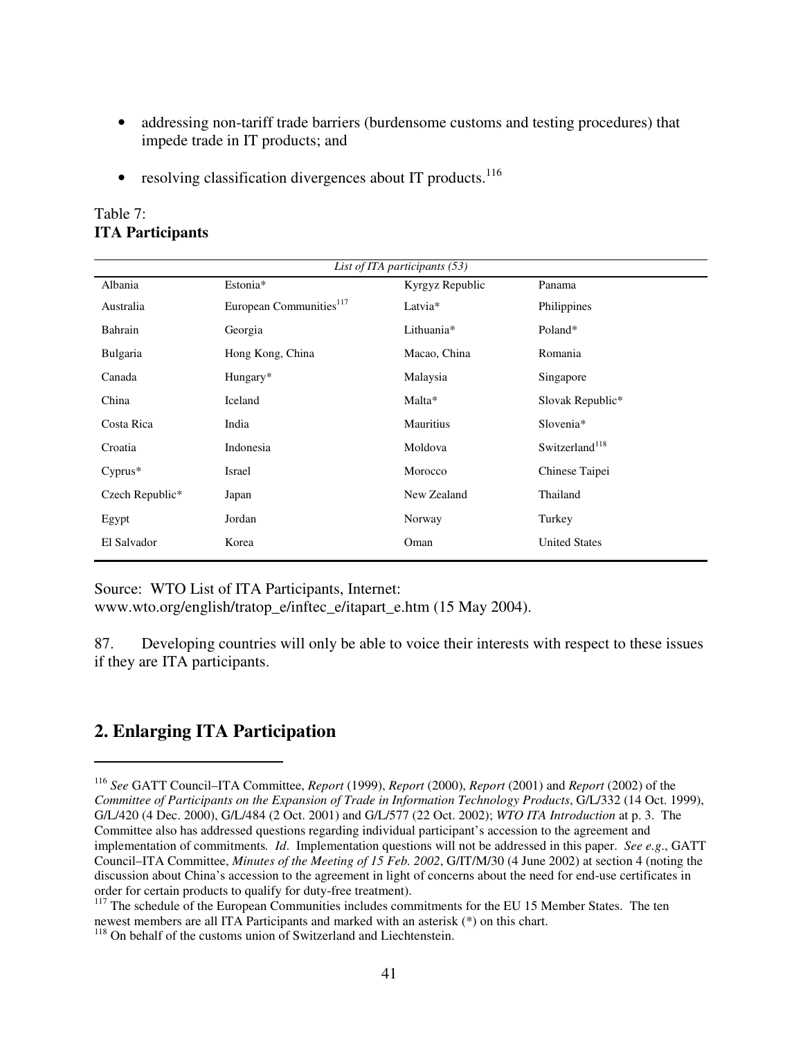- addressing non-tariff trade barriers (burdensome customs and testing procedures) that impede trade in IT products; and

- resolving classification divergences about IT products.[116]

Table 7:
**ITA Participants**

| *List of ITA participants (53)* | | | |
|---|---|---|---|
| Albania | Estonia* | Kyrgyz Republic | Panama |
| Australia | European Communities[117] | Latvia* | Philippines |
| Bahrain | Georgia | Lithuania* | Poland* |
| Bulgaria | Hong Kong, China | Macao, China | Romania |
| Canada | Hungary* | Malaysia | Singapore |
| China | Iceland | Malta* | Slovak Republic* |
| Costa Rica | India | Mauritius | Slovenia* |
| Croatia | Indonesia | Moldova | Switzerland[118] |
| Cyprus* | Israel | Morocco | Chinese Taipei |
| Czech Republic* | Japan | New Zealand | Thailand |
| Egypt | Jordan | Norway | Turkey |
| El Salvador | Korea | Oman | United States |

Source: WTO List of ITA Participants, Internet: www.wto.org/english/tratop_e/inftec_e/itapart_e.htm (15 May 2004).

87. Developing countries will only be able to voice their interests with respect to these issues if they are ITA participants.

## 2. Enlarging ITA Participation

---

[116] *See* GATT Council–ITA Committee, *Report* (1999), *Report* (2000), *Report* (2001) and *Report* (2002) of the *Committee of Participants on the Expansion of Trade in Information Technology Products*, G/L/332 (14 Oct. 1999), G/L/420 (4 Dec. 2000), G/L/484 (2 Oct. 2001) and G/L/577 (22 Oct. 2002); *WTO ITA Introduction* at p. 3. The Committee also has addressed questions regarding individual participant's accession to the agreement and implementation of commitments*. Id*. Implementation questions will not be addressed in this paper. *See e.g*., GATT Council–ITA Committee, *Minutes of the Meeting of 15 Feb. 2002*, G/IT/M/30 (4 June 2002) at section 4 (noting the discussion about China's accession to the agreement in light of concerns about the need for end-use certificates in order for certain products to qualify for duty-free treatment).

[117] The schedule of the European Communities includes commitments for the EU 15 Member States. The ten newest members are all ITA Participants and marked with an asterisk (*) on this chart.

[118] On behalf of the customs union of Switzerland and Liechtenstein.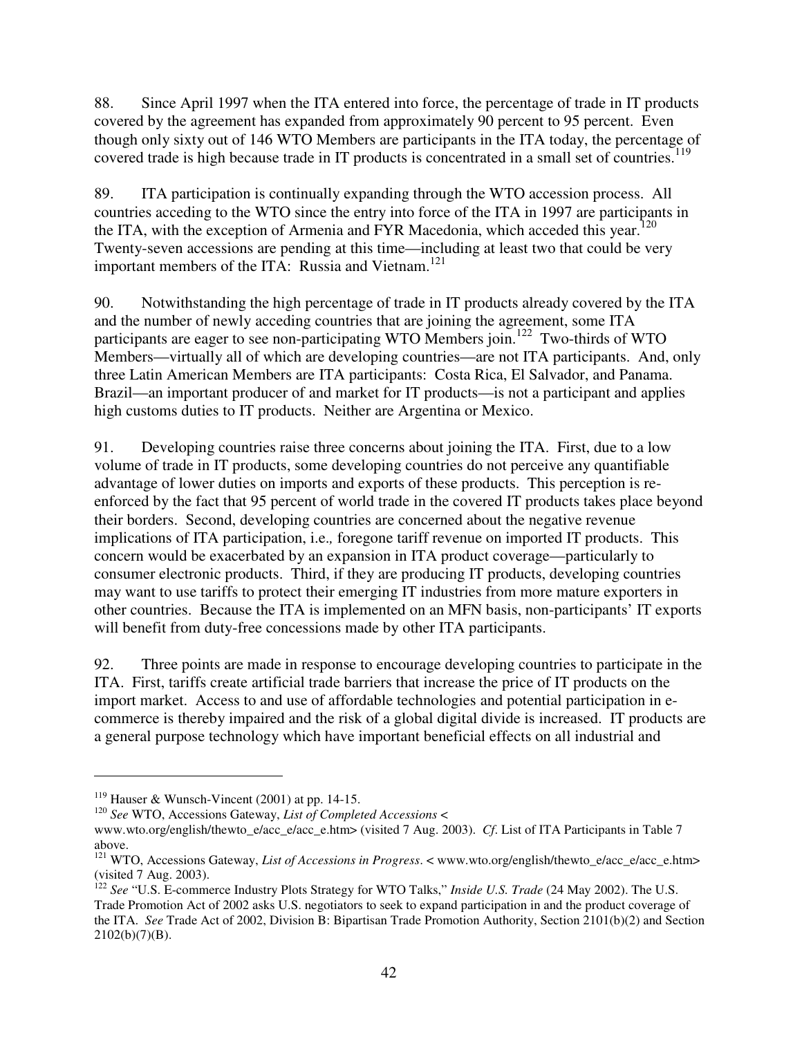88. Since April 1997 when the ITA entered into force, the percentage of trade in IT products covered by the agreement has expanded from approximately 90 percent to 95 percent. Even though only sixty out of 146 WTO Members are participants in the ITA today, the percentage of covered trade is high because trade in IT products is concentrated in a small set of countries.[119]

89. ITA participation is continually expanding through the WTO accession process. All countries acceding to the WTO since the entry into force of the ITA in 1997 are participants in the ITA, with the exception of Armenia and FYR Macedonia, which acceded this year.[120] Twenty-seven accessions are pending at this time—including at least two that could be very important members of the ITA: Russia and Vietnam.[121]

90. Notwithstanding the high percentage of trade in IT products already covered by the ITA and the number of newly acceding countries that are joining the agreement, some ITA participants are eager to see non-participating WTO Members join.[122] Two-thirds of WTO Members—virtually all of which are developing countries—are not ITA participants. And, only three Latin American Members are ITA participants: Costa Rica, El Salvador, and Panama. Brazil—an important producer of and market for IT products—is not a participant and applies high customs duties to IT products. Neither are Argentina or Mexico.

91. Developing countries raise three concerns about joining the ITA. First, due to a low volume of trade in IT products, some developing countries do not perceive any quantifiable advantage of lower duties on imports and exports of these products. This perception is re-enforced by the fact that 95 percent of world trade in the covered IT products takes place beyond their borders. Second, developing countries are concerned about the negative revenue implications of ITA participation, i.e., foregone tariff revenue on imported IT products. This concern would be exacerbated by an expansion in ITA product coverage—particularly to consumer electronic products. Third, if they are producing IT products, developing countries may want to use tariffs to protect their emerging IT industries from more mature exporters in other countries. Because the ITA is implemented on an MFN basis, non-participants' IT exports will benefit from duty-free concessions made by other ITA participants.

92. Three points are made in response to encourage developing countries to participate in the ITA. First, tariffs create artificial trade barriers that increase the price of IT products on the import market. Access to and use of affordable technologies and potential participation in e-commerce is thereby impaired and the risk of a global digital divide is increased. IT products are a general purpose technology which have important beneficial effects on all industrial and

---

[119] Hauser & Wunsch-Vincent (2001) at pp. 14-15.

[120] *See* WTO, Accessions Gateway, *List of Completed Accessions* < www.wto.org/english/thewto_e/acc_e/acc_e.htm> (visited 7 Aug. 2003). *Cf*. List of ITA Participants in Table 7 above.

[121] WTO, Accessions Gateway, *List of Accessions in Progress*. < www.wto.org/english/thewto_e/acc_e/acc_e.htm> (visited 7 Aug. 2003).

[122] *See* "U.S. E-commerce Industry Plots Strategy for WTO Talks," *Inside U.S. Trade* (24 May 2002). The U.S. Trade Promotion Act of 2002 asks U.S. negotiators to seek to expand participation in and the product coverage of the ITA. *See* Trade Act of 2002, Division B: Bipartisan Trade Promotion Authority, Section 2101(b)(2) and Section 2102(b)(7)(B).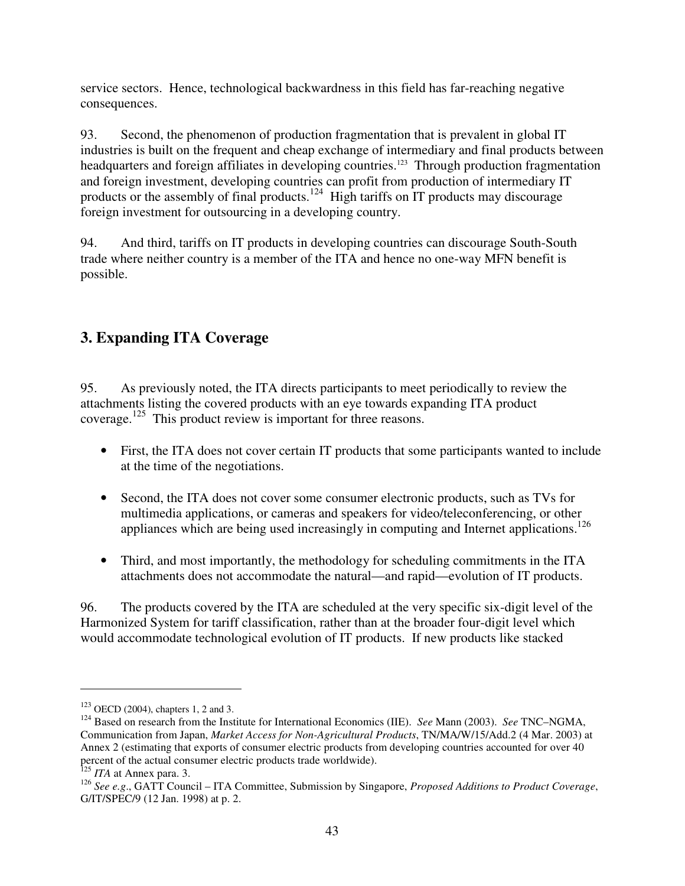service sectors. Hence, technological backwardness in this field has far-reaching negative consequences.

93. Second, the phenomenon of production fragmentation that is prevalent in global IT industries is built on the frequent and cheap exchange of intermediary and final products between headquarters and foreign affiliates in developing countries.[123] Through production fragmentation and foreign investment, developing countries can profit from production of intermediary IT products or the assembly of final products.[124] High tariffs on IT products may discourage foreign investment for outsourcing in a developing country.

94. And third, tariffs on IT products in developing countries can discourage South-South trade where neither country is a member of the ITA and hence no one-way MFN benefit is possible.

## 3. Expanding ITA Coverage

95. As previously noted, the ITA directs participants to meet periodically to review the attachments listing the covered products with an eye towards expanding ITA product coverage.[125] This product review is important for three reasons.

- First, the ITA does not cover certain IT products that some participants wanted to include at the time of the negotiations.
- Second, the ITA does not cover some consumer electronic products, such as TVs for multimedia applications, or cameras and speakers for video/teleconferencing, or other appliances which are being used increasingly in computing and Internet applications.[126]
- Third, and most importantly, the methodology for scheduling commitments in the ITA attachments does not accommodate the natural—and rapid—evolution of IT products.

96. The products covered by the ITA are scheduled at the very specific six-digit level of the Harmonized System for tariff classification, rather than at the broader four-digit level which would accommodate technological evolution of IT products. If new products like stacked

---

[123] OECD (2004), chapters 1, 2 and 3.

[124] Based on research from the Institute for International Economics (IIE). *See* Mann (2003). *See* TNC–NGMA, Communication from Japan, *Market Access for Non-Agricultural Products*, TN/MA/W/15/Add.2 (4 Mar. 2003) at Annex 2 (estimating that exports of consumer electric products from developing countries accounted for over 40 percent of the actual consumer electric products trade worldwide).

[125] *ITA* at Annex para. 3.

[126] *See e.g*., GATT Council – ITA Committee, Submission by Singapore, *Proposed Additions to Product Coverage*, G/IT/SPEC/9 (12 Jan. 1998) at p. 2.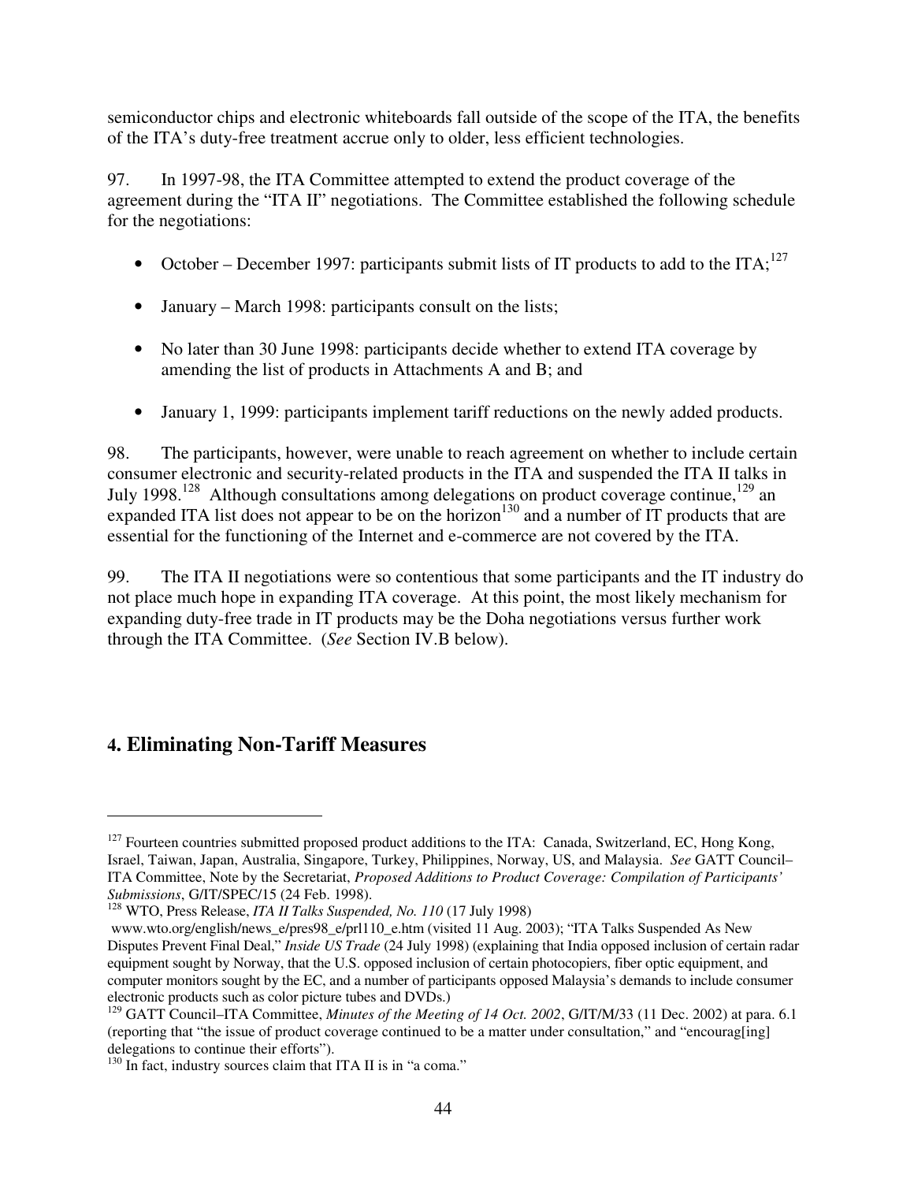semiconductor chips and electronic whiteboards fall outside of the scope of the ITA, the benefits of the ITA's duty-free treatment accrue only to older, less efficient technologies.

97. In 1997-98, the ITA Committee attempted to extend the product coverage of the agreement during the "ITA II" negotiations. The Committee established the following schedule for the negotiations:

- October – December 1997: participants submit lists of IT products to add to the ITA;[127]
- January – March 1998: participants consult on the lists;
- No later than 30 June 1998: participants decide whether to extend ITA coverage by amending the list of products in Attachments A and B; and
- January 1, 1999: participants implement tariff reductions on the newly added products.

98. The participants, however, were unable to reach agreement on whether to include certain consumer electronic and security-related products in the ITA and suspended the ITA II talks in July 1998.[128] Although consultations among delegations on product coverage continue,[129] an expanded ITA list does not appear to be on the horizon[130] and a number of IT products that are essential for the functioning of the Internet and e-commerce are not covered by the ITA.

99. The ITA II negotiations were so contentious that some participants and the IT industry do not place much hope in expanding ITA coverage. At this point, the most likely mechanism for expanding duty-free trade in IT products may be the Doha negotiations versus further work through the ITA Committee. (*See* Section IV.B below).

## 4. Eliminating Non-Tariff Measures

---

[127] Fourteen countries submitted proposed product additions to the ITA: Canada, Switzerland, EC, Hong Kong, Israel, Taiwan, Japan, Australia, Singapore, Turkey, Philippines, Norway, US, and Malaysia. *See* GATT Council–ITA Committee, Note by the Secretariat, *Proposed Additions to Product Coverage: Compilation of Participants' Submissions*, G/IT/SPEC/15 (24 Feb. 1998).

[128] WTO, Press Release, *ITA II Talks Suspended, No. 110* (17 July 1998) www.wto.org/english/news_e/pres98_e/prl110_e.htm (visited 11 Aug. 2003); "ITA Talks Suspended As New Disputes Prevent Final Deal," *Inside US Trade* (24 July 1998) (explaining that India opposed inclusion of certain radar equipment sought by Norway, that the U.S. opposed inclusion of certain photocopiers, fiber optic equipment, and computer monitors sought by the EC, and a number of participants opposed Malaysia's demands to include consumer electronic products such as color picture tubes and DVDs.)

[129] GATT Council–ITA Committee, *Minutes of the Meeting of 14 Oct. 2002*, G/IT/M/33 (11 Dec. 2002) at para. 6.1 (reporting that "the issue of product coverage continued to be a matter under consultation," and "encourag[ing] delegations to continue their efforts").

[130] In fact, industry sources claim that ITA II is in "a coma."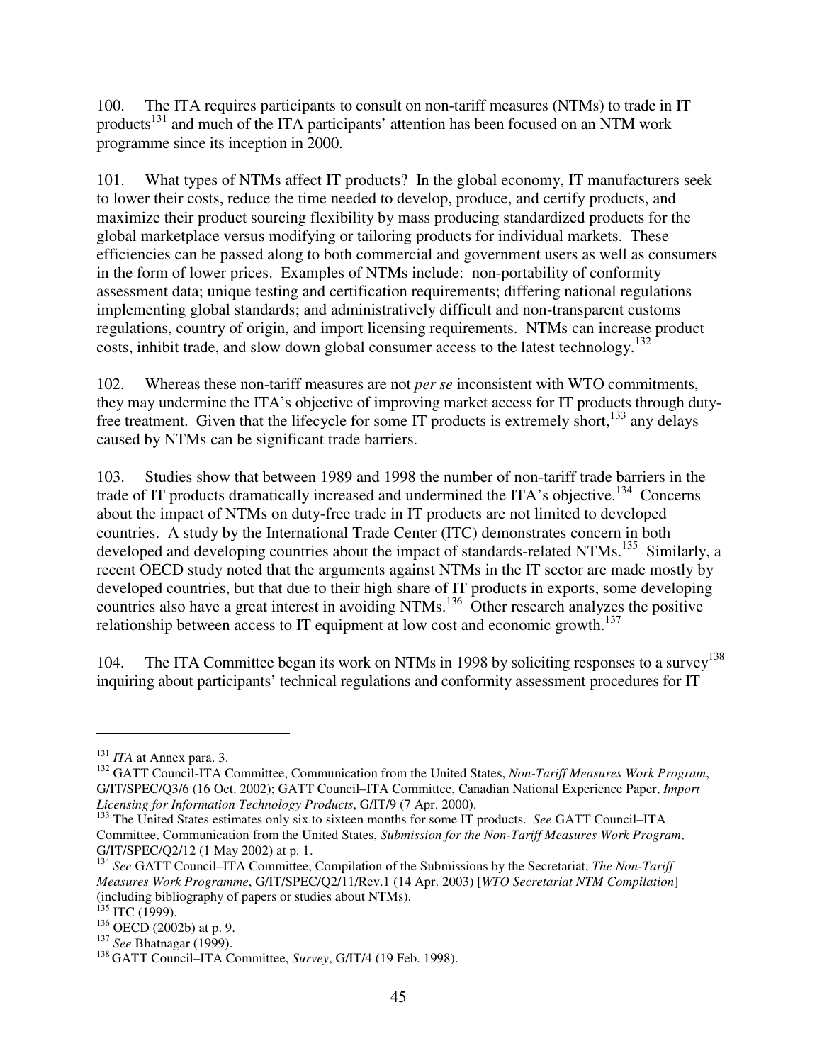100. The ITA requires participants to consult on non-tariff measures (NTMs) to trade in IT products[131] and much of the ITA participants' attention has been focused on an NTM work programme since its inception in 2000.

101. What types of NTMs affect IT products? In the global economy, IT manufacturers seek to lower their costs, reduce the time needed to develop, produce, and certify products, and maximize their product sourcing flexibility by mass producing standardized products for the global marketplace versus modifying or tailoring products for individual markets. These efficiencies can be passed along to both commercial and government users as well as consumers in the form of lower prices. Examples of NTMs include: non-portability of conformity assessment data; unique testing and certification requirements; differing national regulations implementing global standards; and administratively difficult and non-transparent customs regulations, country of origin, and import licensing requirements. NTMs can increase product costs, inhibit trade, and slow down global consumer access to the latest technology.[132]

102. Whereas these non-tariff measures are not *per se* inconsistent with WTO commitments, they may undermine the ITA's objective of improving market access for IT products through duty-free treatment. Given that the lifecycle for some IT products is extremely short,[133] any delays caused by NTMs can be significant trade barriers.

103. Studies show that between 1989 and 1998 the number of non-tariff trade barriers in the trade of IT products dramatically increased and undermined the ITA's objective.[134] Concerns about the impact of NTMs on duty-free trade in IT products are not limited to developed countries. A study by the International Trade Center (ITC) demonstrates concern in both developed and developing countries about the impact of standards-related NTMs.[135] Similarly, a recent OECD study noted that the arguments against NTMs in the IT sector are made mostly by developed countries, but that due to their high share of IT products in exports, some developing countries also have a great interest in avoiding NTMs.[136] Other research analyzes the positive relationship between access to IT equipment at low cost and economic growth.[137]

104. The ITA Committee began its work on NTMs in 1998 by soliciting responses to a survey[138] inquiring about participants' technical regulations and conformity assessment procedures for IT

---

[131] *ITA* at Annex para. 3.

[132] GATT Council-ITA Committee, Communication from the United States, *Non-Tariff Measures Work Program*, G/IT/SPEC/Q3/6 (16 Oct. 2002); GATT Council–ITA Committee, Canadian National Experience Paper, *Import Licensing for Information Technology Products*, G/IT/9 (7 Apr. 2000).

[133] The United States estimates only six to sixteen months for some IT products. *See* GATT Council–ITA Committee, Communication from the United States, *Submission for the Non-Tariff Measures Work Program*, G/IT/SPEC/Q2/12 (1 May 2002) at p. 1.

[134] *See* GATT Council–ITA Committee, Compilation of the Submissions by the Secretariat, *The Non-Tariff Measures Work Programme*, G/IT/SPEC/Q2/11/Rev.1 (14 Apr. 2003) [*WTO Secretariat NTM Compilation*] (including bibliography of papers or studies about NTMs).

[135] ITC (1999).

[136] OECD (2002b) at p. 9.

[137] *See* Bhatnagar (1999).

[138] GATT Council–ITA Committee, *Survey*, G/IT/4 (19 Feb. 1998).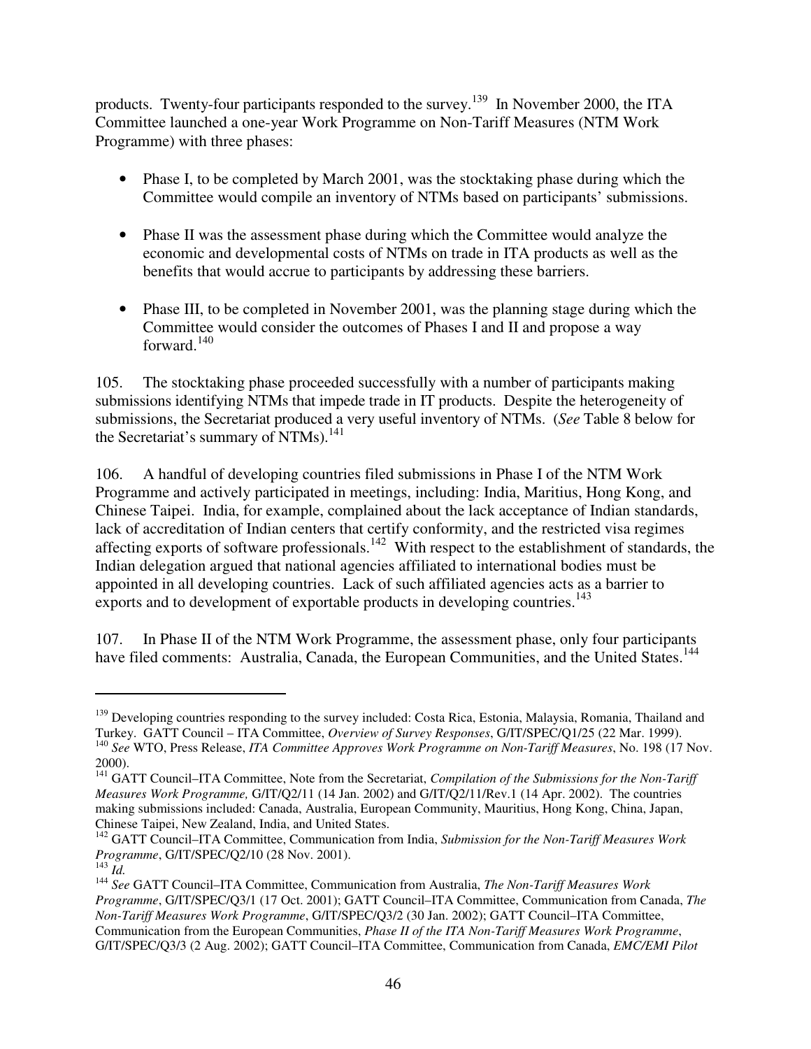products. Twenty-four participants responded to the survey.[139] In November 2000, the ITA Committee launched a one-year Work Programme on Non-Tariff Measures (NTM Work Programme) with three phases:

- Phase I, to be completed by March 2001, was the stocktaking phase during which the Committee would compile an inventory of NTMs based on participants' submissions.

- Phase II was the assessment phase during which the Committee would analyze the economic and developmental costs of NTMs on trade in ITA products as well as the benefits that would accrue to participants by addressing these barriers.

- Phase III, to be completed in November 2001, was the planning stage during which the Committee would consider the outcomes of Phases I and II and propose a way forward.[140]

105. The stocktaking phase proceeded successfully with a number of participants making submissions identifying NTMs that impede trade in IT products. Despite the heterogeneity of submissions, the Secretariat produced a very useful inventory of NTMs. (*See* Table 8 below for the Secretariat's summary of NTMs).[141]

106. A handful of developing countries filed submissions in Phase I of the NTM Work Programme and actively participated in meetings, including: India, Maritius, Hong Kong, and Chinese Taipei. India, for example, complained about the lack acceptance of Indian standards, lack of accreditation of Indian centers that certify conformity, and the restricted visa regimes affecting exports of software professionals.[142] With respect to the establishment of standards, the Indian delegation argued that national agencies affiliated to international bodies must be appointed in all developing countries. Lack of such affiliated agencies acts as a barrier to exports and to development of exportable products in developing countries.[143]

107. In Phase II of the NTM Work Programme, the assessment phase, only four participants have filed comments: Australia, Canada, the European Communities, and the United States.[144]

---

[139] Developing countries responding to the survey included: Costa Rica, Estonia, Malaysia, Romania, Thailand and Turkey. GATT Council – ITA Committee, *Overview of Survey Responses*, G/IT/SPEC/Q1/25 (22 Mar. 1999).

[140] *See* WTO, Press Release, *ITA Committee Approves Work Programme on Non-Tariff Measures*, No. 198 (17 Nov. 2000).

[141] GATT Council–ITA Committee, Note from the Secretariat, *Compilation of the Submissions for the Non-Tariff Measures Work Programme,* G/IT/Q2/11 (14 Jan. 2002) and G/IT/Q2/11/Rev.1 (14 Apr. 2002). The countries making submissions included: Canada, Australia, European Community, Mauritius, Hong Kong, China, Japan, Chinese Taipei, New Zealand, India, and United States.

[142] GATT Council–ITA Committee, Communication from India, *Submission for the Non-Tariff Measures Work Programme*, G/IT/SPEC/Q2/10 (28 Nov. 2001).

[143] *Id.*

[144] *See* GATT Council–ITA Committee, Communication from Australia, *The Non-Tariff Measures Work Programme*, G/IT/SPEC/Q3/1 (17 Oct. 2001); GATT Council–ITA Committee, Communication from Canada, *The Non-Tariff Measures Work Programme*, G/IT/SPEC/Q3/2 (30 Jan. 2002); GATT Council–ITA Committee, Communication from the European Communities, *Phase II of the ITA Non-Tariff Measures Work Programme*, G/IT/SPEC/Q3/3 (2 Aug. 2002); GATT Council–ITA Committee, Communication from Canada, *EMC/EMI Pilot*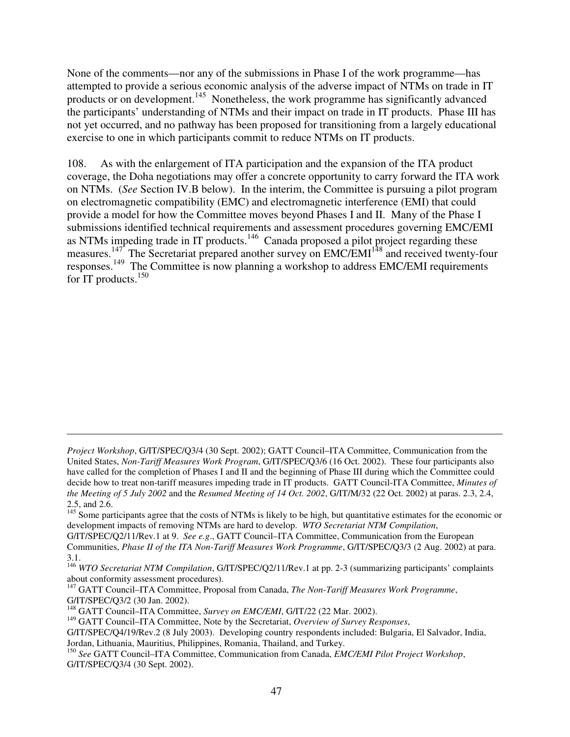None of the comments—nor any of the submissions in Phase I of the work programme—has attempted to provide a serious economic analysis of the adverse impact of NTMs on trade in IT products or on development.[145] Nonetheless, the work programme has significantly advanced the participants' understanding of NTMs and their impact on trade in IT products. Phase III has not yet occurred, and no pathway has been proposed for transitioning from a largely educational exercise to one in which participants commit to reduce NTMs on IT products.

108. As with the enlargement of ITA participation and the expansion of the ITA product coverage, the Doha negotiations may offer a concrete opportunity to carry forward the ITA work on NTMs. (*See* Section IV.B below). In the interim, the Committee is pursuing a pilot program on electromagnetic compatibility (EMC) and electromagnetic interference (EMI) that could provide a model for how the Committee moves beyond Phases I and II. Many of the Phase I submissions identified technical requirements and assessment procedures governing EMC/EMI as NTMs impeding trade in IT products.[146] Canada proposed a pilot project regarding these measures.[147] The Secretariat prepared another survey on EMC/EMI[148] and received twenty-four responses.[149] The Committee is now planning a workshop to address EMC/EMI requirements for IT products.[150]

---

*Project Workshop*, G/IT/SPEC/Q3/4 (30 Sept. 2002); GATT Council–ITA Committee, Communication from the United States, *Non-Tariff Measures Work Program*, G/IT/SPEC/Q3/6 (16 Oct. 2002). These four participants also have called for the completion of Phases I and II and the beginning of Phase III during which the Committee could decide how to treat non-tariff measures impeding trade in IT products. GATT Council-ITA Committee, *Minutes of the Meeting of 5 July 2002* and the *Resumed Meeting of 14 Oct. 2002*, G/IT/M/32 (22 Oct. 2002) at paras. 2.3, 2.4, 2.5, and 2.6.

[145] Some participants agree that the costs of NTMs is likely to be high, but quantitative estimates for the economic or development impacts of removing NTMs are hard to develop. *WTO Secretariat NTM Compilation*, G/IT/SPEC/Q2/11/Rev.1 at 9. *See e.g*., GATT Council–ITA Committee, Communication from the European Communities, *Phase II of the ITA Non-Tariff Measures Work Programme*, G/IT/SPEC/Q3/3 (2 Aug. 2002) at para. 3.1.

[146] *WTO Secretariat NTM Compilation*, G/IT/SPEC/Q2/11/Rev.1 at pp. 2-3 (summarizing participants' complaints about conformity assessment procedures).

[147] GATT Council–ITA Committee, Proposal from Canada, *The Non-Tariff Measures Work Programme*, G/IT/SPEC/Q3/2 (30 Jan. 2002).

[148] GATT Council–ITA Committee, *Survey on EMC/EMI*, G/IT/22 (22 Mar. 2002).

[149] GATT Council–ITA Committee, Note by the Secretariat, *Overview of Survey Responses*, G/IT/SPEC/Q4/19/Rev.2 (8 July 2003). Developing country respondents included: Bulgaria, El Salvador, India, Jordan, Lithuania, Mauritius, Philippines, Romania, Thailand, and Turkey.

[150] *See* GATT Council–ITA Committee, Communication from Canada, *EMC/EMI Pilot Project Workshop*, G/IT/SPEC/Q3/4 (30 Sept. 2002).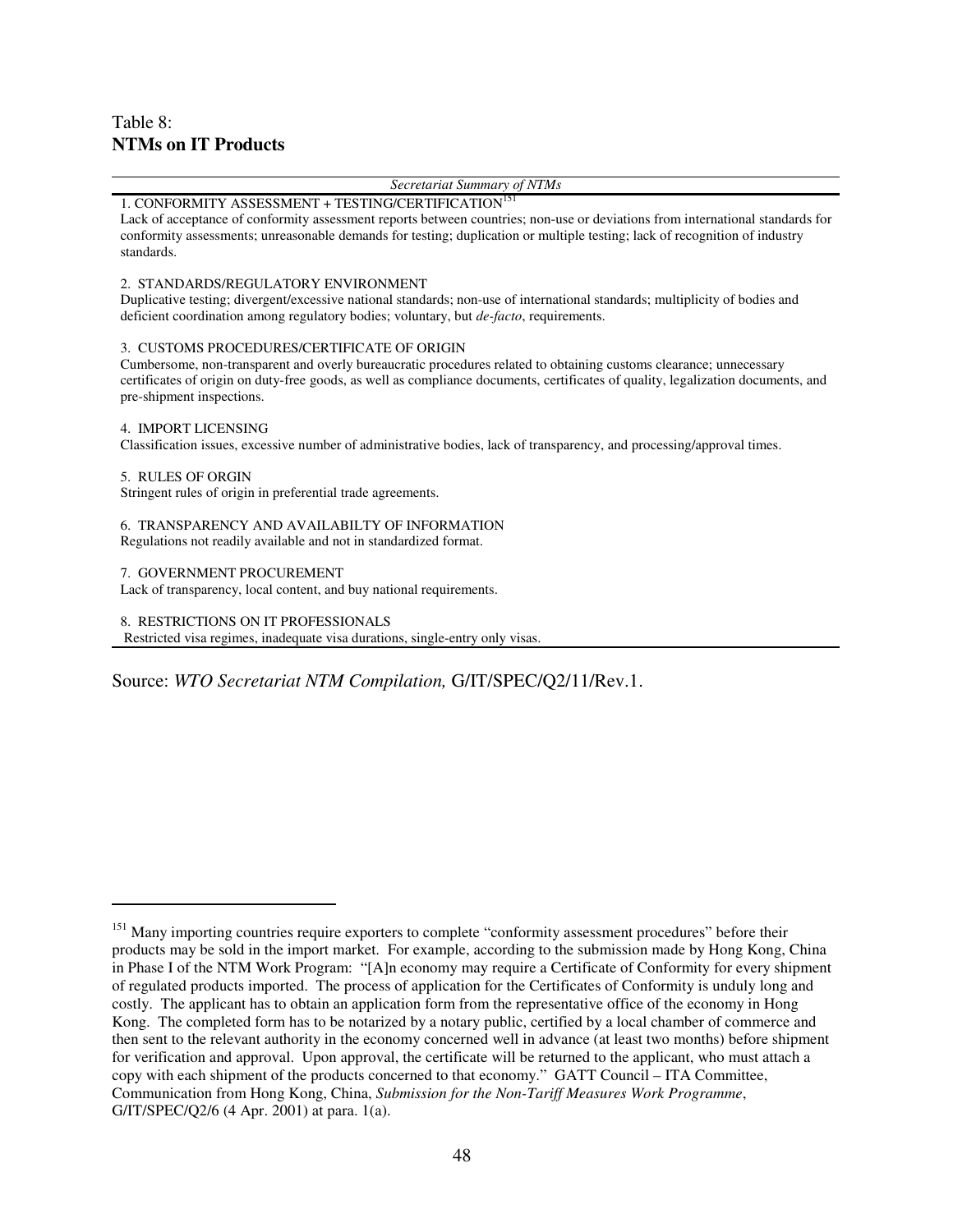Table 8:
**NTMs on IT Products**

| *Secretariat Summary of NTMs* |
|---|
| 1. CONFORMITY ASSESSMENT + TESTING/CERTIFICATION[151]<br>Lack of acceptance of conformity assessment reports between countries; non-use or deviations from international standards for conformity assessments; unreasonable demands for testing; duplication or multiple testing; lack of recognition of industry standards. |
| 2. STANDARDS/REGULATORY ENVIRONMENT<br>Duplicative testing; divergent/excessive national standards; non-use of international standards; multiplicity of bodies and deficient coordination among regulatory bodies; voluntary, but *de-facto*, requirements. |
| 3. CUSTOMS PROCEDURES/CERTIFICATE OF ORIGIN<br>Cumbersome, non-transparent and overly bureaucratic procedures related to obtaining customs clearance; unnecessary certificates of origin on duty-free goods, as well as compliance documents, certificates of quality, legalization documents, and pre-shipment inspections. |
| 4. IMPORT LICENSING<br>Classification issues, excessive number of administrative bodies, lack of transparency, and processing/approval times. |
| 5. RULES OF ORGIN<br>Stringent rules of origin in preferential trade agreements. |
| 6. TRANSPARENCY AND AVAILABILTY OF INFORMATION<br>Regulations not readily available and not in standardized format. |
| 7. GOVERNMENT PROCUREMENT<br>Lack of transparency, local content, and buy national requirements. |
| 8. RESTRICTIONS ON IT PROFESSIONALS<br>Restricted visa regimes, inadequate visa durations, single-entry only visas. |

Source: *WTO Secretariat NTM Compilation,* G/IT/SPEC/Q2/11/Rev.1.

---

[151] Many importing countries require exporters to complete "conformity assessment procedures" before their products may be sold in the import market. For example, according to the submission made by Hong Kong, China in Phase I of the NTM Work Program: "[A]n economy may require a Certificate of Conformity for every shipment of regulated products imported. The process of application for the Certificates of Conformity is unduly long and costly. The applicant has to obtain an application form from the representative office of the economy in Hong Kong. The completed form has to be notarized by a notary public, certified by a local chamber of commerce and then sent to the relevant authority in the economy concerned well in advance (at least two months) before shipment for verification and approval. Upon approval, the certificate will be returned to the applicant, who must attach a copy with each shipment of the products concerned to that economy." GATT Council – ITA Committee, Communication from Hong Kong, China, *Submission for the Non-Tariff Measures Work Programme*, G/IT/SPEC/Q2/6 (4 Apr. 2001) at para. 1(a).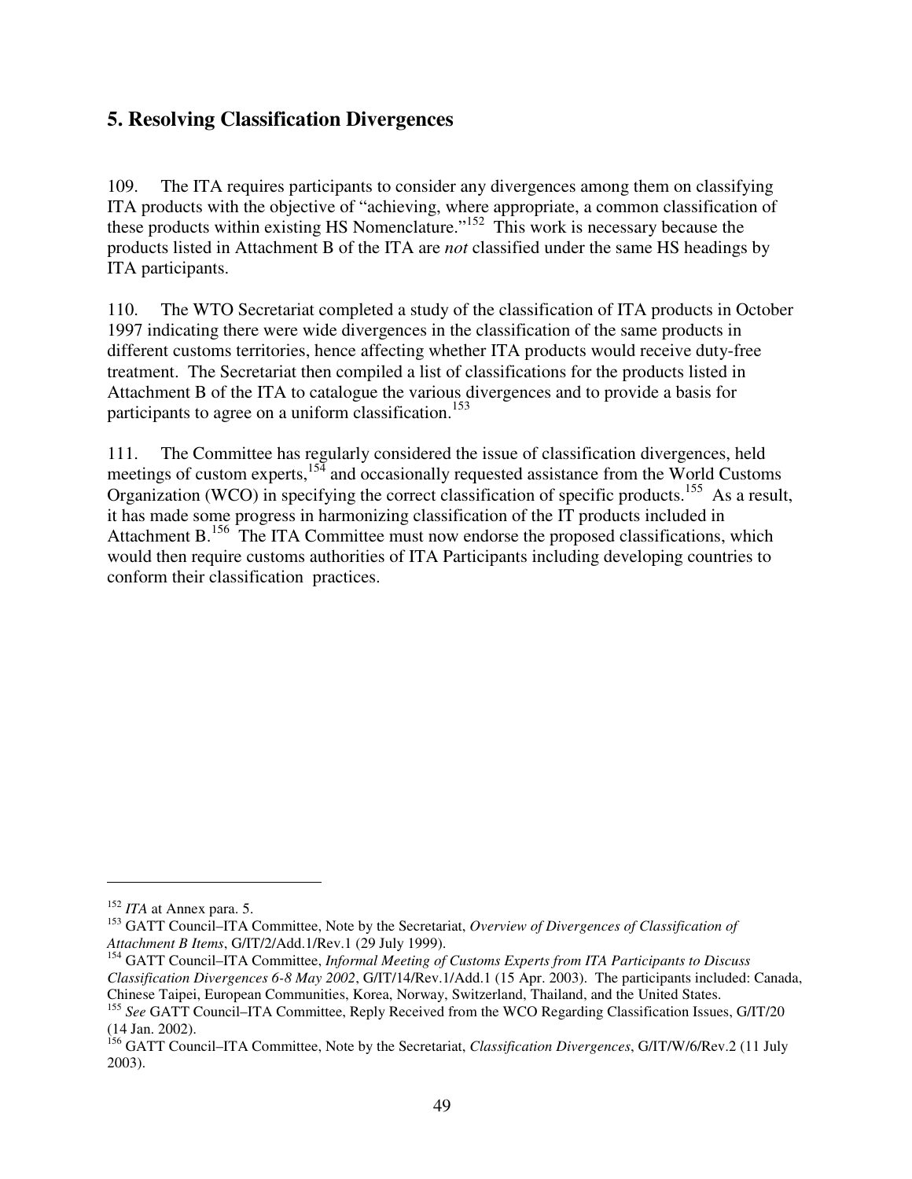## 5. Resolving Classification Divergences

109. The ITA requires participants to consider any divergences among them on classifying ITA products with the objective of "achieving, where appropriate, a common classification of these products within existing HS Nomenclature."[152] This work is necessary because the products listed in Attachment B of the ITA are *not* classified under the same HS headings by ITA participants.

110. The WTO Secretariat completed a study of the classification of ITA products in October 1997 indicating there were wide divergences in the classification of the same products in different customs territories, hence affecting whether ITA products would receive duty-free treatment. The Secretariat then compiled a list of classifications for the products listed in Attachment B of the ITA to catalogue the various divergences and to provide a basis for participants to agree on a uniform classification.[153]

111. The Committee has regularly considered the issue of classification divergences, held meetings of custom experts,[154] and occasionally requested assistance from the World Customs Organization (WCO) in specifying the correct classification of specific products.[155] As a result, it has made some progress in harmonizing classification of the IT products included in Attachment B.[156] The ITA Committee must now endorse the proposed classifications, which would then require customs authorities of ITA Participants including developing countries to conform their classification practices.

---

[152] *ITA* at Annex para. 5.

[153] GATT Council–ITA Committee, Note by the Secretariat, *Overview of Divergences of Classification of Attachment B Items*, G/IT/2/Add.1/Rev.1 (29 July 1999).

[154] GATT Council–ITA Committee, *Informal Meeting of Customs Experts from ITA Participants to Discuss Classification Divergences 6-8 May 2002*, G/IT/14/Rev.1/Add.1 (15 Apr. 2003). The participants included: Canada, Chinese Taipei, European Communities, Korea, Norway, Switzerland, Thailand, and the United States.

[155] *See* GATT Council–ITA Committee, Reply Received from the WCO Regarding Classification Issues, G/IT/20 (14 Jan. 2002).

[156] GATT Council–ITA Committee, Note by the Secretariat, *Classification Divergences*, G/IT/W/6/Rev.2 (11 July 2003).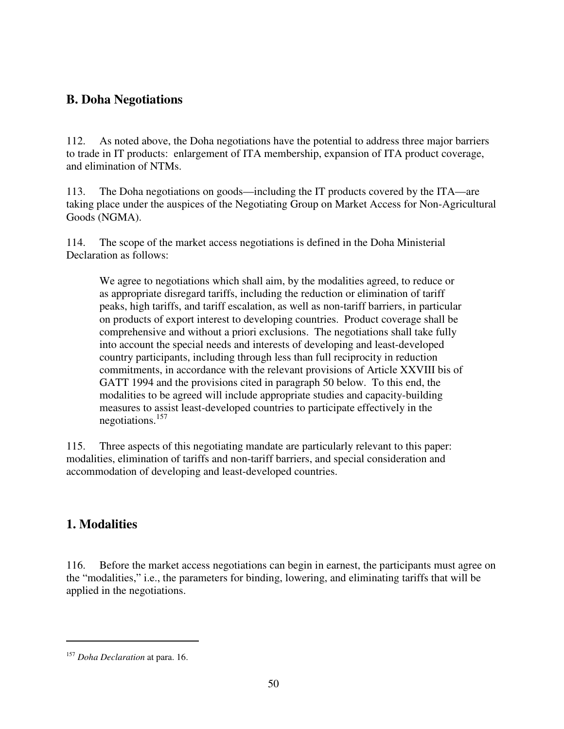## B. Doha Negotiations

112. As noted above, the Doha negotiations have the potential to address three major barriers to trade in IT products: enlargement of ITA membership, expansion of ITA product coverage, and elimination of NTMs.

113. The Doha negotiations on goods—including the IT products covered by the ITA—are taking place under the auspices of the Negotiating Group on Market Access for Non-Agricultural Goods (NGMA).

114. The scope of the market access negotiations is defined in the Doha Ministerial Declaration as follows:

> We agree to negotiations which shall aim, by the modalities agreed, to reduce or as appropriate disregard tariffs, including the reduction or elimination of tariff peaks, high tariffs, and tariff escalation, as well as non-tariff barriers, in particular on products of export interest to developing countries. Product coverage shall be comprehensive and without a priori exclusions. The negotiations shall take fully into account the special needs and interests of developing and least-developed country participants, including through less than full reciprocity in reduction commitments, in accordance with the relevant provisions of Article XXVIII bis of GATT 1994 and the provisions cited in paragraph 50 below. To this end, the modalities to be agreed will include appropriate studies and capacity-building measures to assist least-developed countries to participate effectively in the negotiations.[157]

115. Three aspects of this negotiating mandate are particularly relevant to this paper: modalities, elimination of tariffs and non-tariff barriers, and special consideration and accommodation of developing and least-developed countries.

### 1. Modalities

116. Before the market access negotiations can begin in earnest, the participants must agree on the "modalities," i.e., the parameters for binding, lowering, and eliminating tariffs that will be applied in the negotiations.

---

[157] *Doha Declaration* at para. 16.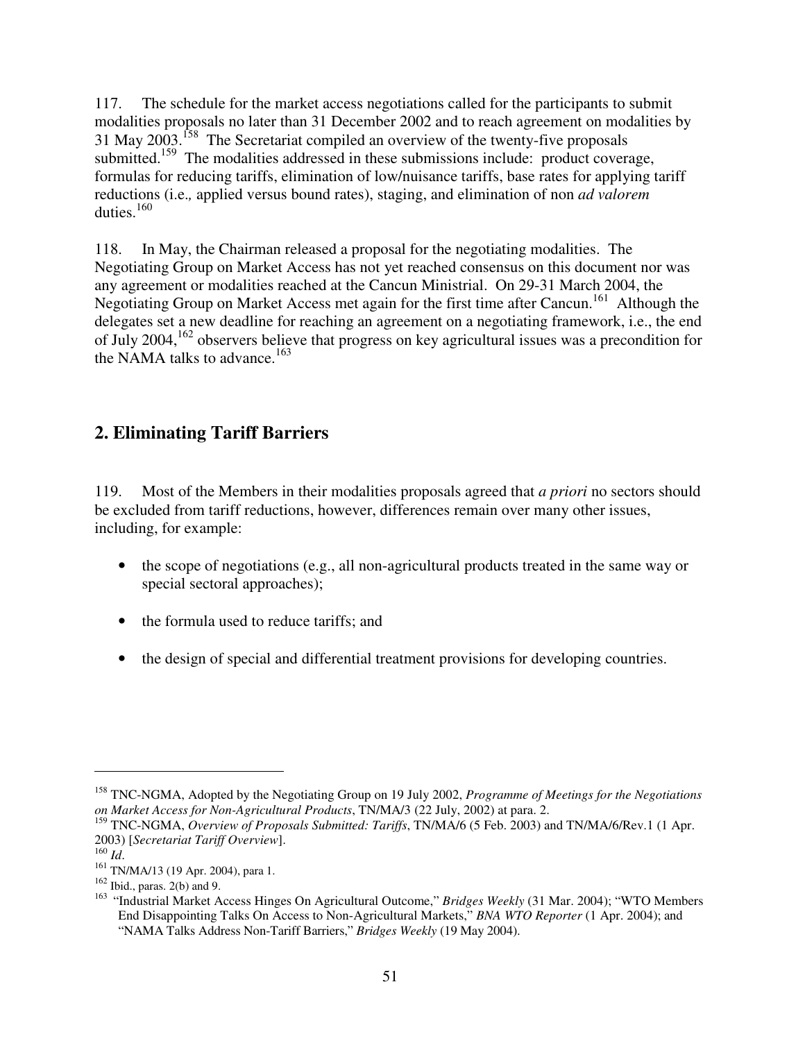117. The schedule for the market access negotiations called for the participants to submit modalities proposals no later than 31 December 2002 and to reach agreement on modalities by 31 May 2003.[158] The Secretariat compiled an overview of the twenty-five proposals submitted.[159] The modalities addressed in these submissions include: product coverage, formulas for reducing tariffs, elimination of low/nuisance tariffs, base rates for applying tariff reductions (i.e., applied versus bound rates), staging, and elimination of non *ad valorem* duties.[160]

118. In May, the Chairman released a proposal for the negotiating modalities. The Negotiating Group on Market Access has not yet reached consensus on this document nor was any agreement or modalities reached at the Cancun Ministrial. On 29-31 March 2004, the Negotiating Group on Market Access met again for the first time after Cancun.[161] Although the delegates set a new deadline for reaching an agreement on a negotiating framework, i.e., the end of July 2004,[162] observers believe that progress on key agricultural issues was a precondition for the NAMA talks to advance.[163]

## 2. Eliminating Tariff Barriers

119. Most of the Members in their modalities proposals agreed that *a priori* no sectors should be excluded from tariff reductions, however, differences remain over many other issues, including, for example:

- the scope of negotiations (e.g., all non-agricultural products treated in the same way or special sectoral approaches);
- the formula used to reduce tariffs; and
- the design of special and differential treatment provisions for developing countries.

---

[158] TNC-NGMA, Adopted by the Negotiating Group on 19 July 2002, *Programme of Meetings for the Negotiations on Market Access for Non-Agricultural Products*, TN/MA/3 (22 July, 2002) at para. 2.

[159] TNC-NGMA, *Overview of Proposals Submitted: Tariffs*, TN/MA/6 (5 Feb. 2003) and TN/MA/6/Rev.1 (1 Apr. 2003) [*Secretariat Tariff Overview*].

[160] *Id*.

[161] TN/MA/13 (19 Apr. 2004), para 1.

[162] Ibid., paras. 2(b) and 9.

[163] "Industrial Market Access Hinges On Agricultural Outcome," *Bridges Weekly* (31 Mar. 2004); "WTO Members End Disappointing Talks On Access to Non-Agricultural Markets," *BNA WTO Reporter* (1 Apr. 2004); and "NAMA Talks Address Non-Tariff Barriers," *Bridges Weekly* (19 May 2004).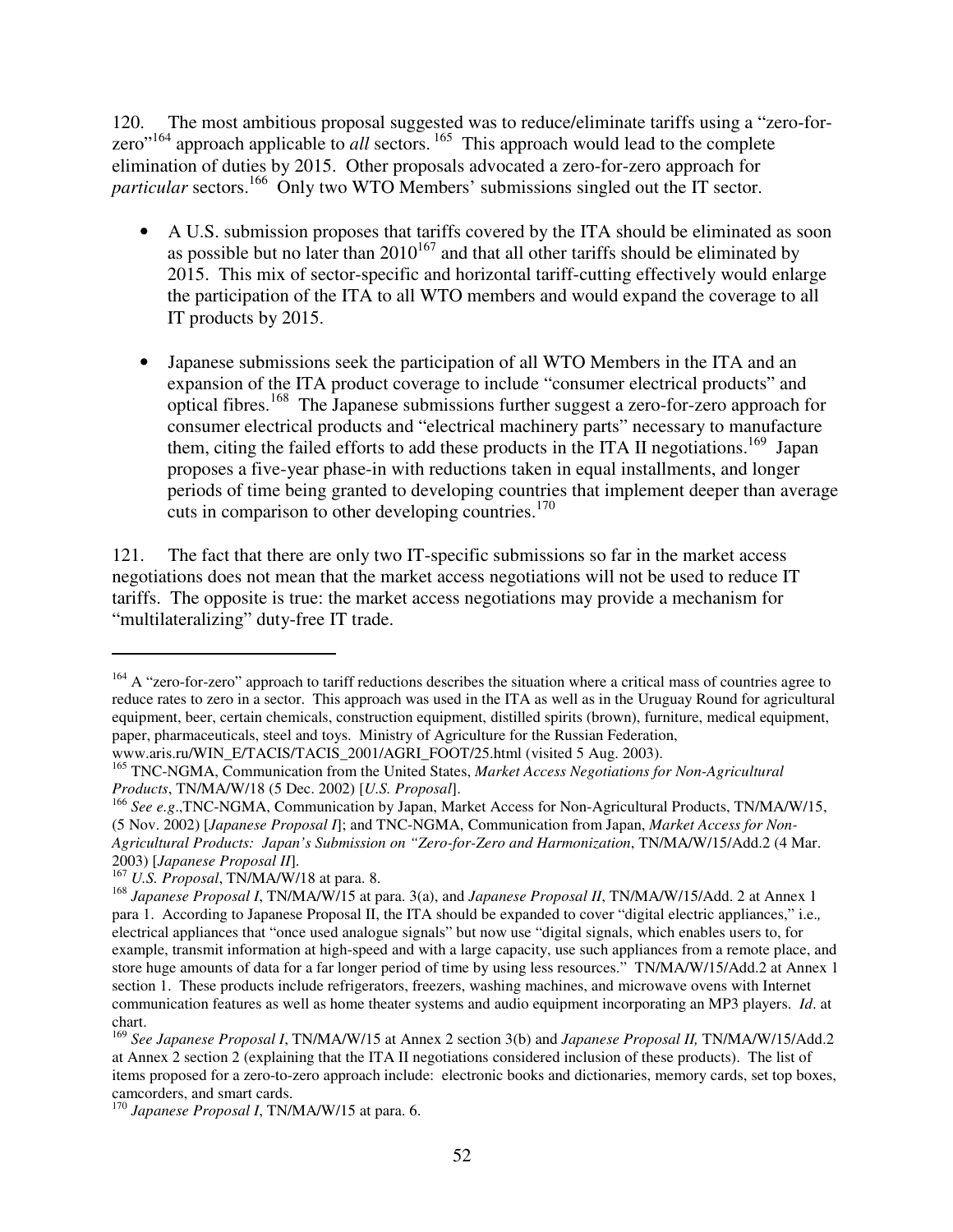120. The most ambitious proposal suggested was to reduce/eliminate tariffs using a "zero-for-zero"[164] approach applicable to *all* sectors.[165] This approach would lead to the complete elimination of duties by 2015. Other proposals advocated a zero-for-zero approach for *particular* sectors.[166] Only two WTO Members' submissions singled out the IT sector.

- A U.S. submission proposes that tariffs covered by the ITA should be eliminated as soon as possible but no later than 2010[167] and that all other tariffs should be eliminated by 2015. This mix of sector-specific and horizontal tariff-cutting effectively would enlarge the participation of the ITA to all WTO members and would expand the coverage to all IT products by 2015.

- Japanese submissions seek the participation of all WTO Members in the ITA and an expansion of the ITA product coverage to include "consumer electrical products" and optical fibres.[168] The Japanese submissions further suggest a zero-for-zero approach for consumer electrical products and "electrical machinery parts" necessary to manufacture them, citing the failed efforts to add these products in the ITA II negotiations.[169] Japan proposes a five-year phase-in with reductions taken in equal installments, and longer periods of time being granted to developing countries that implement deeper than average cuts in comparison to other developing countries.[170]

121. The fact that there are only two IT-specific submissions so far in the market access negotiations does not mean that the market access negotiations will not be used to reduce IT tariffs. The opposite is true: the market access negotiations may provide a mechanism for "multilateralizing" duty-free IT trade.

---

[164] A "zero-for-zero" approach to tariff reductions describes the situation where a critical mass of countries agree to reduce rates to zero in a sector. This approach was used in the ITA as well as in the Uruguay Round for agricultural equipment, beer, certain chemicals, construction equipment, distilled spirits (brown), furniture, medical equipment, paper, pharmaceuticals, steel and toys. Ministry of Agriculture for the Russian Federation, www.aris.ru/WIN_E/TACIS/TACIS_2001/AGRI_FOOT/25.html (visited 5 Aug. 2003).

[165] TNC-NGMA, Communication from the United States, *Market Access Negotiations for Non-Agricultural Products*, TN/MA/W/18 (5 Dec. 2002) [*U.S. Proposal*].

[166] *See e.g*.,TNC-NGMA, Communication by Japan, Market Access for Non-Agricultural Products, TN/MA/W/15, (5 Nov. 2002) [*Japanese Proposal I*]; and TNC-NGMA, Communication from Japan, *Market Access for Non-Agricultural Products: Japan's Submission on "Zero-for-Zero and Harmonization*, TN/MA/W/15/Add.2 (4 Mar. 2003) [*Japanese Proposal II*].

[167] *U.S. Proposal*, TN/MA/W/18 at para. 8.

[168] *Japanese Proposal I*, TN/MA/W/15 at para. 3(a), and *Japanese Proposal II*, TN/MA/W/15/Add. 2 at Annex 1 para 1. According to Japanese Proposal II, the ITA should be expanded to cover "digital electric appliances," i.e., electrical appliances that "once used analogue signals" but now use "digital signals, which enables users to, for example, transmit information at high-speed and with a large capacity, use such appliances from a remote place, and store huge amounts of data for a far longer period of time by using less resources." TN/MA/W/15/Add.2 at Annex 1 section 1. These products include refrigerators, freezers, washing machines, and microwave ovens with Internet communication features as well as home theater systems and audio equipment incorporating an MP3 players. *Id*. at chart.

[169] *See Japanese Proposal I*, TN/MA/W/15 at Annex 2 section 3(b) and *Japanese Proposal II,* TN/MA/W/15/Add.2 at Annex 2 section 2 (explaining that the ITA II negotiations considered inclusion of these products). The list of items proposed for a zero-to-zero approach include: electronic books and dictionaries, memory cards, set top boxes, camcorders, and smart cards.

[170] *Japanese Proposal I*, TN/MA/W/15 at para. 6.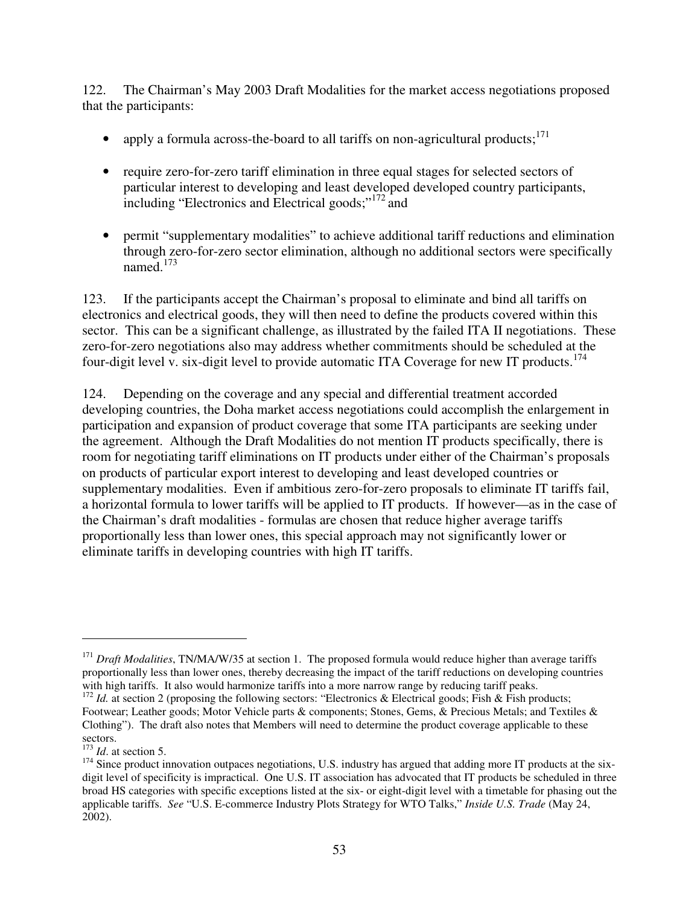122. The Chairman's May 2003 Draft Modalities for the market access negotiations proposed that the participants:

- apply a formula across-the-board to all tariffs on non-agricultural products;[171]

- require zero-for-zero tariff elimination in three equal stages for selected sectors of particular interest to developing and least developed developed country participants, including "Electronics and Electrical goods;"[172] and

- permit "supplementary modalities" to achieve additional tariff reductions and elimination through zero-for-zero sector elimination, although no additional sectors were specifically named.[173]

123. If the participants accept the Chairman's proposal to eliminate and bind all tariffs on electronics and electrical goods, they will then need to define the products covered within this sector. This can be a significant challenge, as illustrated by the failed ITA II negotiations. These zero-for-zero negotiations also may address whether commitments should be scheduled at the four-digit level v. six-digit level to provide automatic ITA Coverage for new IT products.[174]

124. Depending on the coverage and any special and differential treatment accorded developing countries, the Doha market access negotiations could accomplish the enlargement in participation and expansion of product coverage that some ITA participants are seeking under the agreement. Although the Draft Modalities do not mention IT products specifically, there is room for negotiating tariff eliminations on IT products under either of the Chairman's proposals on products of particular export interest to developing and least developed countries or supplementary modalities. Even if ambitious zero-for-zero proposals to eliminate IT tariffs fail, a horizontal formula to lower tariffs will be applied to IT products. If however—as in the case of the Chairman's draft modalities - formulas are chosen that reduce higher average tariffs proportionally less than lower ones, this special approach may not significantly lower or eliminate tariffs in developing countries with high IT tariffs.

---

[171] *Draft Modalities*, TN/MA/W/35 at section 1. The proposed formula would reduce higher than average tariffs proportionally less than lower ones, thereby decreasing the impact of the tariff reductions on developing countries with high tariffs. It also would harmonize tariffs into a more narrow range by reducing tariff peaks.

[172] *Id.* at section 2 (proposing the following sectors: "Electronics & Electrical goods; Fish & Fish products; Footwear; Leather goods; Motor Vehicle parts & components; Stones, Gems, & Precious Metals; and Textiles & Clothing"). The draft also notes that Members will need to determine the product coverage applicable to these sectors.

[173] *Id*. at section 5.

[174] Since product innovation outpaces negotiations, U.S. industry has argued that adding more IT products at the six-digit level of specificity is impractical. One U.S. IT association has advocated that IT products be scheduled in three broad HS categories with specific exceptions listed at the six- or eight-digit level with a timetable for phasing out the applicable tariffs. *See* "U.S. E-commerce Industry Plots Strategy for WTO Talks," *Inside U.S. Trade* (May 24, 2002).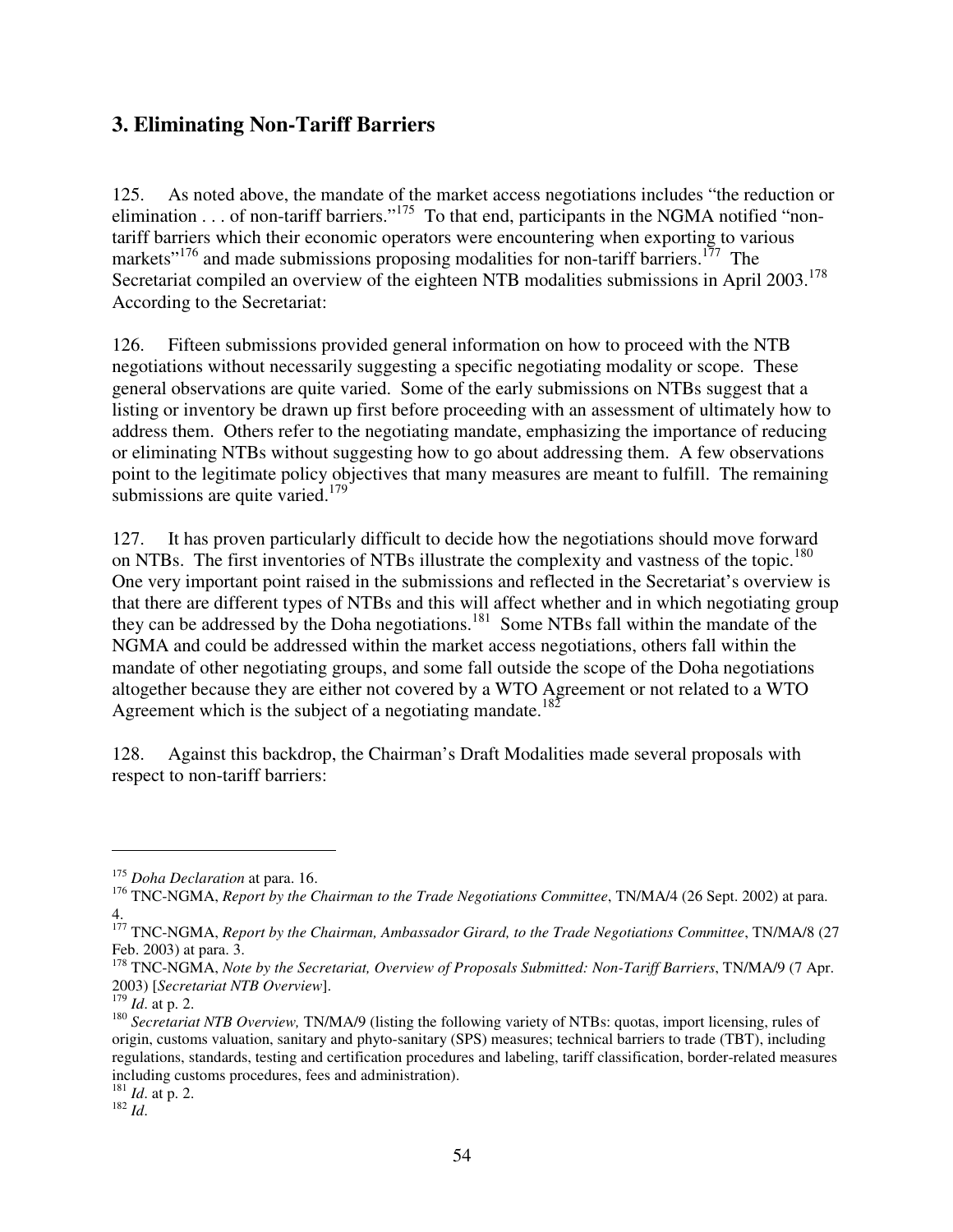## 3. Eliminating Non-Tariff Barriers

125. As noted above, the mandate of the market access negotiations includes "the reduction or elimination . . . of non-tariff barriers."[175] To that end, participants in the NGMA notified "non-tariff barriers which their economic operators were encountering when exporting to various markets"[176] and made submissions proposing modalities for non-tariff barriers.[177] The Secretariat compiled an overview of the eighteen NTB modalities submissions in April 2003.[178] According to the Secretariat:

126. Fifteen submissions provided general information on how to proceed with the NTB negotiations without necessarily suggesting a specific negotiating modality or scope. These general observations are quite varied. Some of the early submissions on NTBs suggest that a listing or inventory be drawn up first before proceeding with an assessment of ultimately how to address them. Others refer to the negotiating mandate, emphasizing the importance of reducing or eliminating NTBs without suggesting how to go about addressing them. A few observations point to the legitimate policy objectives that many measures are meant to fulfill. The remaining submissions are quite varied.[179]

127. It has proven particularly difficult to decide how the negotiations should move forward on NTBs. The first inventories of NTBs illustrate the complexity and vastness of the topic.[180] One very important point raised in the submissions and reflected in the Secretariat's overview is that there are different types of NTBs and this will affect whether and in which negotiating group they can be addressed by the Doha negotiations.[181] Some NTBs fall within the mandate of the NGMA and could be addressed within the market access negotiations, others fall within the mandate of other negotiating groups, and some fall outside the scope of the Doha negotiations altogether because they are either not covered by a WTO Agreement or not related to a WTO Agreement which is the subject of a negotiating mandate.[182]

128. Against this backdrop, the Chairman's Draft Modalities made several proposals with respect to non-tariff barriers:

---

[175] *Doha Declaration* at para. 16.

[176] TNC-NGMA, *Report by the Chairman to the Trade Negotiations Committee*, TN/MA/4 (26 Sept. 2002) at para. 4.

[177] TNC-NGMA, *Report by the Chairman, Ambassador Girard, to the Trade Negotiations Committee*, TN/MA/8 (27 Feb. 2003) at para. 3.

[178] TNC-NGMA, *Note by the Secretariat, Overview of Proposals Submitted: Non-Tariff Barriers*, TN/MA/9 (7 Apr. 2003) [*Secretariat NTB Overview*].

[179] *Id*. at p. 2.

[180] *Secretariat NTB Overview,* TN/MA/9 (listing the following variety of NTBs: quotas, import licensing, rules of origin, customs valuation, sanitary and phyto-sanitary (SPS) measures; technical barriers to trade (TBT), including regulations, standards, testing and certification procedures and labeling, tariff classification, border-related measures including customs procedures, fees and administration).

[181] *Id*. at p. 2.

[182] *Id*.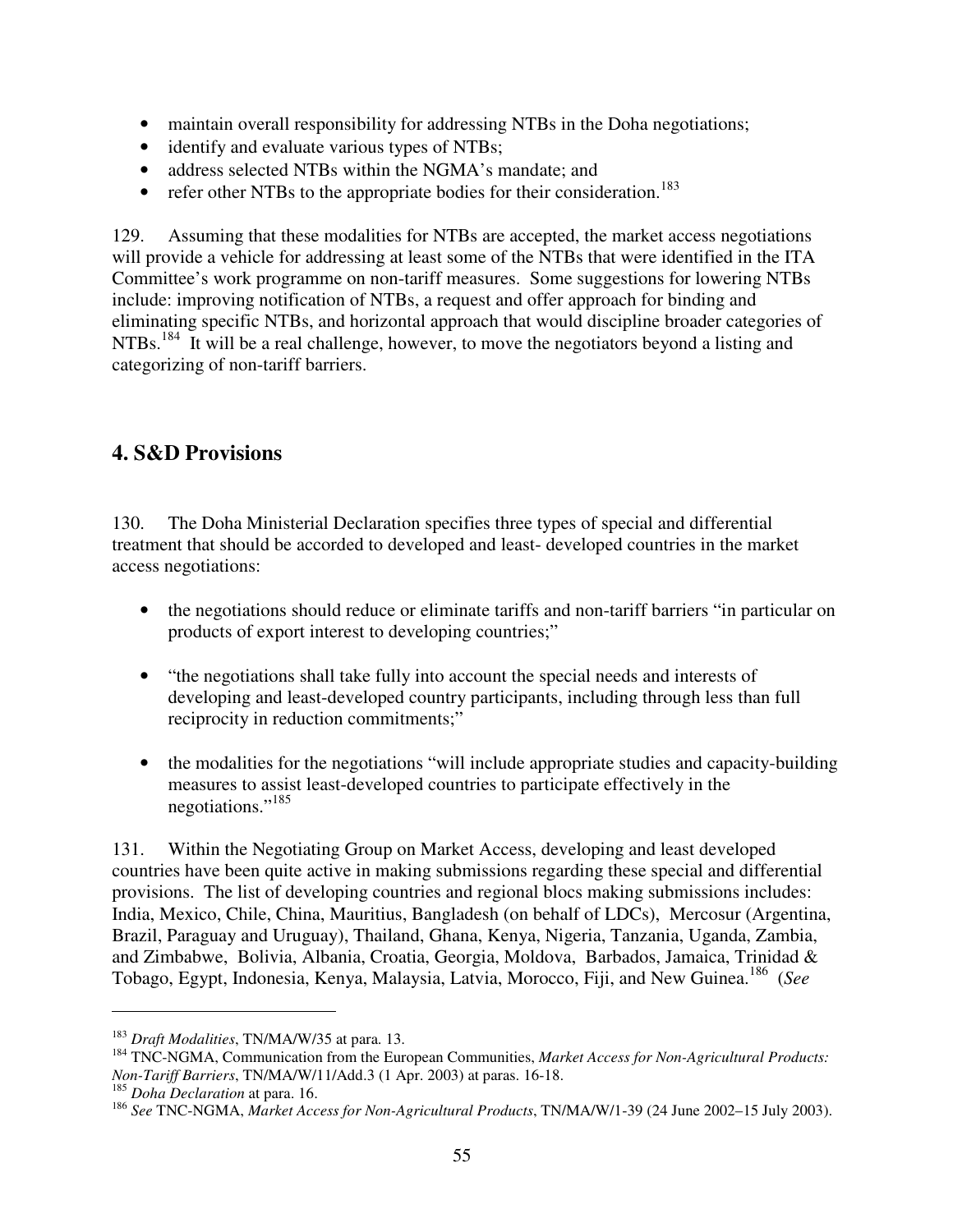- maintain overall responsibility for addressing NTBs in the Doha negotiations;
- identify and evaluate various types of NTBs;
- address selected NTBs within the NGMA's mandate; and
- refer other NTBs to the appropriate bodies for their consideration.[183]

129. Assuming that these modalities for NTBs are accepted, the market access negotiations will provide a vehicle for addressing at least some of the NTBs that were identified in the ITA Committee's work programme on non-tariff measures. Some suggestions for lowering NTBs include: improving notification of NTBs, a request and offer approach for binding and eliminating specific NTBs, and horizontal approach that would discipline broader categories of NTBs.[184] It will be a real challenge, however, to move the negotiators beyond a listing and categorizing of non-tariff barriers.

## 4. S&D Provisions

130. The Doha Ministerial Declaration specifies three types of special and differential treatment that should be accorded to developed and least- developed countries in the market access negotiations:

- the negotiations should reduce or eliminate tariffs and non-tariff barriers "in particular on products of export interest to developing countries;"

- "the negotiations shall take fully into account the special needs and interests of developing and least-developed country participants, including through less than full reciprocity in reduction commitments;"

- the modalities for the negotiations "will include appropriate studies and capacity-building measures to assist least-developed countries to participate effectively in the negotiations."[185]

131. Within the Negotiating Group on Market Access, developing and least developed countries have been quite active in making submissions regarding these special and differential provisions. The list of developing countries and regional blocs making submissions includes: India, Mexico, Chile, China, Mauritius, Bangladesh (on behalf of LDCs), Mercosur (Argentina, Brazil, Paraguay and Uruguay), Thailand, Ghana, Kenya, Nigeria, Tanzania, Uganda, Zambia, and Zimbabwe, Bolivia, Albania, Croatia, Georgia, Moldova, Barbados, Jamaica, Trinidad & Tobago, Egypt, Indonesia, Kenya, Malaysia, Latvia, Morocco, Fiji, and New Guinea.[186] (*See*

---

[183] *Draft Modalities*, TN/MA/W/35 at para. 13.

[184] TNC-NGMA, Communication from the European Communities, *Market Access for Non-Agricultural Products: Non-Tariff Barriers*, TN/MA/W/11/Add.3 (1 Apr. 2003) at paras. 16-18.

[185] *Doha Declaration* at para. 16.

[186] *See* TNC-NGMA, *Market Access for Non-Agricultural Products*, TN/MA/W/1-39 (24 June 2002–15 July 2003).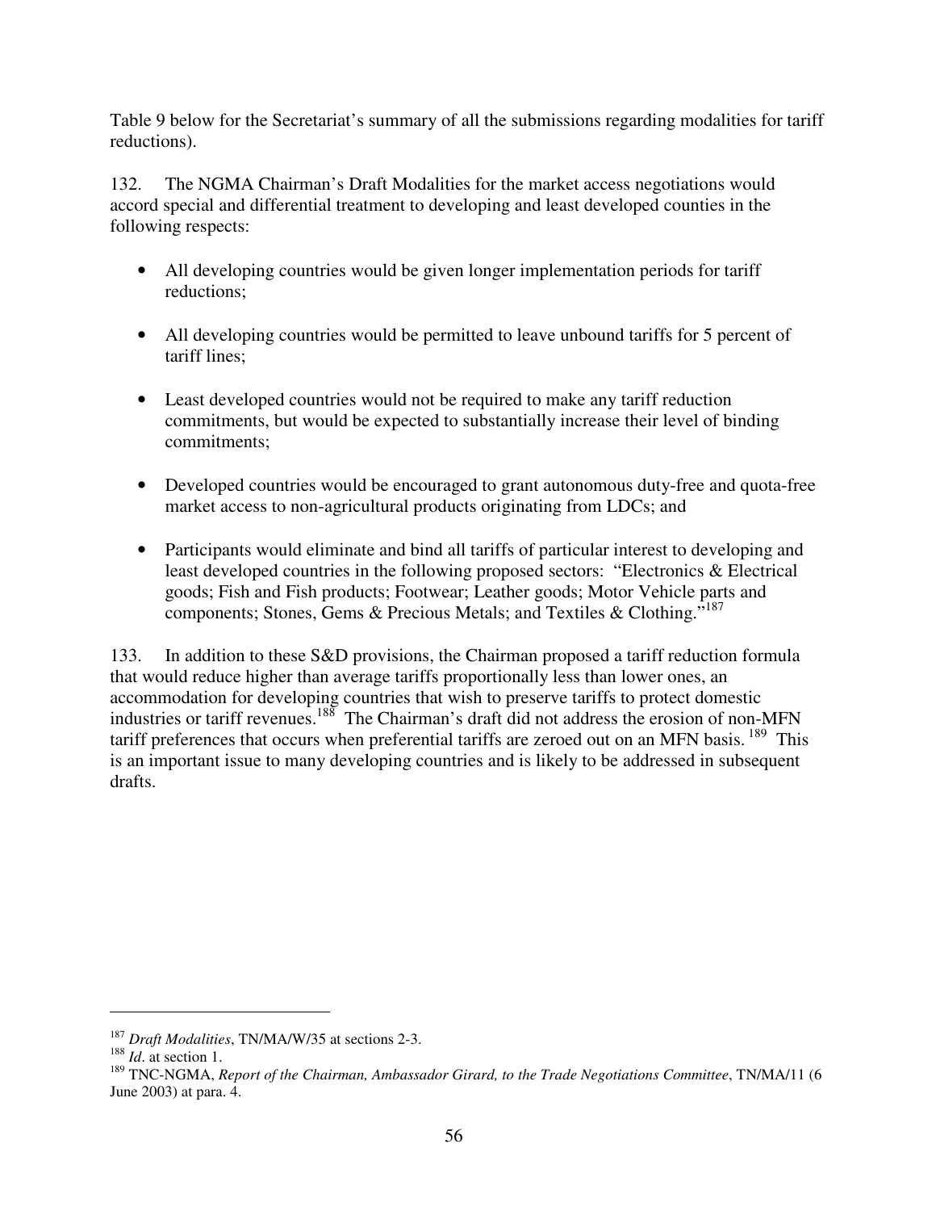Table 9 below for the Secretariat's summary of all the submissions regarding modalities for tariff reductions).

132. The NGMA Chairman's Draft Modalities for the market access negotiations would accord special and differential treatment to developing and least developed counties in the following respects:

- All developing countries would be given longer implementation periods for tariff reductions;
- All developing countries would be permitted to leave unbound tariffs for 5 percent of tariff lines;
- Least developed countries would not be required to make any tariff reduction commitments, but would be expected to substantially increase their level of binding commitments;
- Developed countries would be encouraged to grant autonomous duty-free and quota-free market access to non-agricultural products originating from LDCs; and
- Participants would eliminate and bind all tariffs of particular interest to developing and least developed countries in the following proposed sectors: "Electronics & Electrical goods; Fish and Fish products; Footwear; Leather goods; Motor Vehicle parts and components; Stones, Gems & Precious Metals; and Textiles & Clothing."[187]

133. In addition to these S&D provisions, the Chairman proposed a tariff reduction formula that would reduce higher than average tariffs proportionally less than lower ones, an accommodation for developing countries that wish to preserve tariffs to protect domestic industries or tariff revenues.[188] The Chairman's draft did not address the erosion of non-MFN tariff preferences that occurs when preferential tariffs are zeroed out on an MFN basis.[189] This is an important issue to many developing countries and is likely to be addressed in subsequent drafts.

---

[187] *Draft Modalities*, TN/MA/W/35 at sections 2-3.

[188] *Id*. at section 1.

[189] TNC-NGMA, *Report of the Chairman, Ambassador Girard, to the Trade Negotiations Committee*, TN/MA/11 (6 June 2003) at para. 4.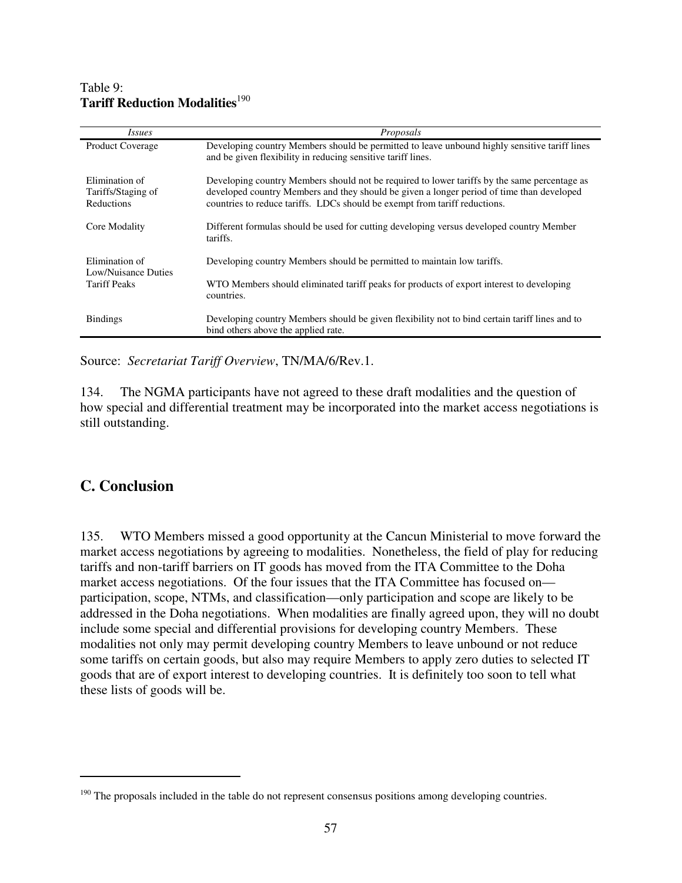Table 9:
**Tariff Reduction Modalities**[190]

| *Issues* | *Proposals* |
|---|---|
| Product Coverage | Developing country Members should be permitted to leave unbound highly sensitive tariff lines and be given flexibility in reducing sensitive tariff lines. |
| Elimination of Tariffs/Staging of Reductions | Developing country Members should not be required to lower tariffs by the same percentage as developed country Members and they should be given a longer period of time than developed countries to reduce tariffs. LDCs should be exempt from tariff reductions. |
| Core Modality | Different formulas should be used for cutting developing versus developed country Member tariffs. |
| Elimination of Low/Nuisance Duties | Developing country Members should be permitted to maintain low tariffs. |
| Tariff Peaks | WTO Members should eliminated tariff peaks for products of export interest to developing countries. |
| Bindings | Developing country Members should be given flexibility not to bind certain tariff lines and to bind others above the applied rate. |

Source: *Secretariat Tariff Overview*, TN/MA/6/Rev.1.

134. The NGMA participants have not agreed to these draft modalities and the question of how special and differential treatment may be incorporated into the market access negotiations is still outstanding.

## C. Conclusion

135. WTO Members missed a good opportunity at the Cancun Ministerial to move forward the market access negotiations by agreeing to modalities. Nonetheless, the field of play for reducing tariffs and non-tariff barriers on IT goods has moved from the ITA Committee to the Doha market access negotiations. Of the four issues that the ITA Committee has focused on—participation, scope, NTMs, and classification—only participation and scope are likely to be addressed in the Doha negotiations. When modalities are finally agreed upon, they will no doubt include some special and differential provisions for developing country Members. These modalities not only may permit developing country Members to leave unbound or not reduce some tariffs on certain goods, but also may require Members to apply zero duties to selected IT goods that are of export interest to developing countries. It is definitely too soon to tell what these lists of goods will be.

[190] The proposals included in the table do not represent consensus positions among developing countries.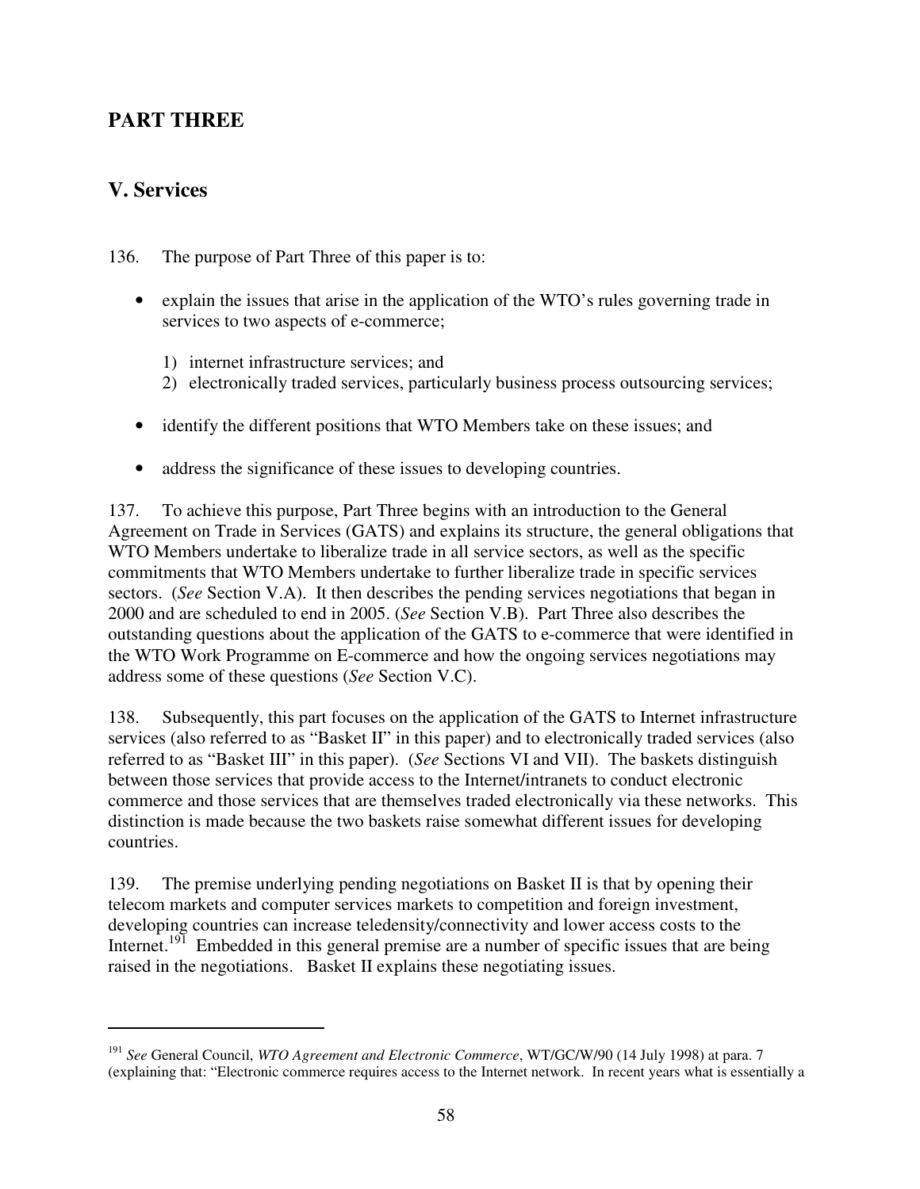## PART THREE

## V. Services

136. The purpose of Part Three of this paper is to:

- explain the issues that arise in the application of the WTO's rules governing trade in services to two aspects of e-commerce;

  1) internet infrastructure services; and
  2) electronically traded services, particularly business process outsourcing services;

- identify the different positions that WTO Members take on these issues; and

- address the significance of these issues to developing countries.

137. To achieve this purpose, Part Three begins with an introduction to the General Agreement on Trade in Services (GATS) and explains its structure, the general obligations that WTO Members undertake to liberalize trade in all service sectors, as well as the specific commitments that WTO Members undertake to further liberalize trade in specific services sectors. (*See* Section V.A). It then describes the pending services negotiations that began in 2000 and are scheduled to end in 2005. (*See* Section V.B). Part Three also describes the outstanding questions about the application of the GATS to e-commerce that were identified in the WTO Work Programme on E-commerce and how the ongoing services negotiations may address some of these questions (*See* Section V.C).

138. Subsequently, this part focuses on the application of the GATS to Internet infrastructure services (also referred to as "Basket II" in this paper) and to electronically traded services (also referred to as "Basket III" in this paper). (*See* Sections VI and VII). The baskets distinguish between those services that provide access to the Internet/intranets to conduct electronic commerce and those services that are themselves traded electronically via these networks. This distinction is made because the two baskets raise somewhat different issues for developing countries.

139. The premise underlying pending negotiations on Basket II is that by opening their telecom markets and computer services markets to competition and foreign investment, developing countries can increase teledensity/connectivity and lower access costs to the Internet.[191] Embedded in this general premise are a number of specific issues that are being raised in the negotiations. Basket II explains these negotiating issues.

---

[191] *See* General Council, *WTO Agreement and Electronic Commerce*, WT/GC/W/90 (14 July 1998) at para. 7 (explaining that: "Electronic commerce requires access to the Internet network. In recent years what is essentially a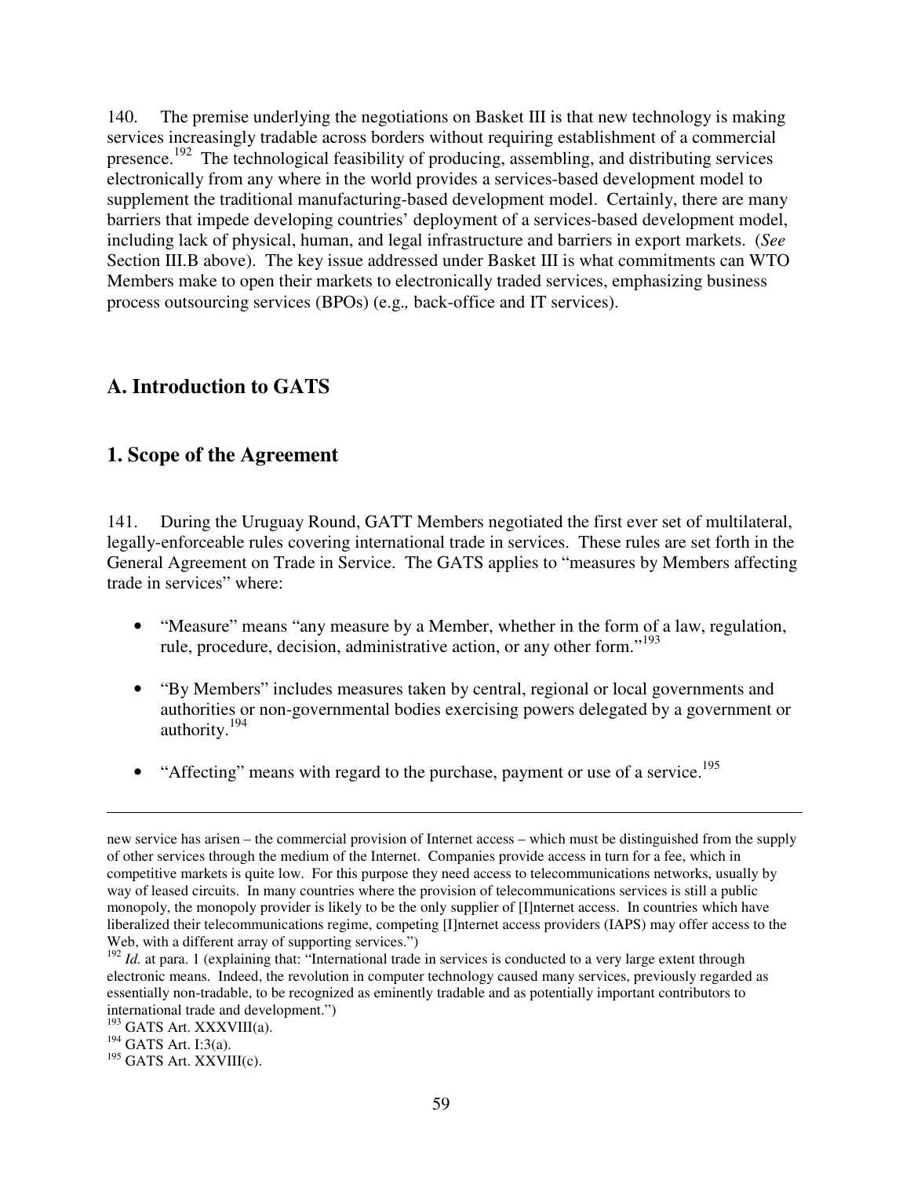140. The premise underlying the negotiations on Basket III is that new technology is making services increasingly tradable across borders without requiring establishment of a commercial presence.[192] The technological feasibility of producing, assembling, and distributing services electronically from any where in the world provides a services-based development model to supplement the traditional manufacturing-based development model. Certainly, there are many barriers that impede developing countries' deployment of a services-based development model, including lack of physical, human, and legal infrastructure and barriers in export markets. (*See* Section III.B above). The key issue addressed under Basket III is what commitments can WTO Members make to open their markets to electronically traded services, emphasizing business process outsourcing services (BPOs) (e.g., back-office and IT services).

## A. Introduction to GATS

### 1. Scope of the Agreement

141. During the Uruguay Round, GATT Members negotiated the first ever set of multilateral, legally-enforceable rules covering international trade in services. These rules are set forth in the General Agreement on Trade in Service. The GATS applies to "measures by Members affecting trade in services" where:

- "Measure" means "any measure by a Member, whether in the form of a law, regulation, rule, procedure, decision, administrative action, or any other form."[193]
- "By Members" includes measures taken by central, regional or local governments and authorities or non-governmental bodies exercising powers delegated by a government or authority.[194]
- "Affecting" means with regard to the purchase, payment or use of a service.[195]

---

new service has arisen – the commercial provision of Internet access – which must be distinguished from the supply of other services through the medium of the Internet. Companies provide access in turn for a fee, which in competitive markets is quite low. For this purpose they need access to telecommunications networks, usually by way of leased circuits. In many countries where the provision of telecommunications services is still a public monopoly, the monopoly provider is likely to be the only supplier of [I]nternet access. In countries which have liberalized their telecommunications regime, competing [I]nternet access providers (IAPS) may offer access to the Web, with a different array of supporting services.")

[192] *Id.* at para. 1 (explaining that: "International trade in services is conducted to a very large extent through electronic means. Indeed, the revolution in computer technology caused many services, previously regarded as essentially non-tradable, to be recognized as eminently tradable and as potentially important contributors to international trade and development.")

[193] GATS Art. XXXVIII(a).

[194] GATS Art. I:3(a).

[195] GATS Art. XXVIII(c).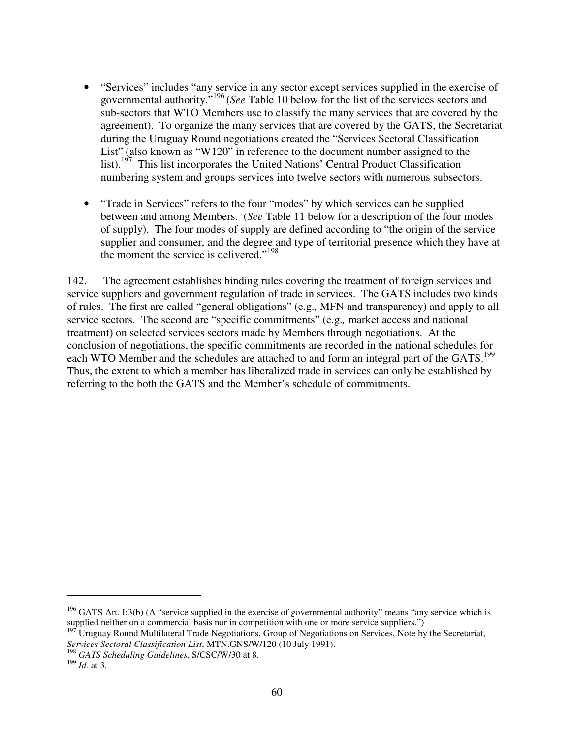- "Services" includes "any service in any sector except services supplied in the exercise of governmental authority."[196] (*See* Table 10 below for the list of the services sectors and sub-sectors that WTO Members use to classify the many services that are covered by the agreement). To organize the many services that are covered by the GATS, the Secretariat during the Uruguay Round negotiations created the "Services Sectoral Classification List" (also known as "W120" in reference to the document number assigned to the list).[197] This list incorporates the United Nations' Central Product Classification numbering system and groups services into twelve sectors with numerous subsectors.

- "Trade in Services" refers to the four "modes" by which services can be supplied between and among Members. (*See* Table 11 below for a description of the four modes of supply). The four modes of supply are defined according to "the origin of the service supplier and consumer, and the degree and type of territorial presence which they have at the moment the service is delivered."[198]

142. The agreement establishes binding rules covering the treatment of foreign services and service suppliers and government regulation of trade in services. The GATS includes two kinds of rules. The first are called "general obligations" (e.g., MFN and transparency) and apply to all service sectors. The second are "specific commitments" (e.g., market access and national treatment) on selected services sectors made by Members through negotiations. At the conclusion of negotiations, the specific commitments are recorded in the national schedules for each WTO Member and the schedules are attached to and form an integral part of the GATS.[199] Thus, the extent to which a member has liberalized trade in services can only be established by referring to the both the GATS and the Member's schedule of commitments.

---

[196] GATS Art. I:3(b) (A "service supplied in the exercise of governmental authority" means "any service which is supplied neither on a commercial basis nor in competition with one or more service suppliers.")

[197] Uruguay Round Multilateral Trade Negotiations, Group of Negotiations on Services, Note by the Secretariat, *Services Sectoral Classification List*, MTN.GNS/W/120 (10 July 1991).

[198] *GATS Scheduling Guidelines*, S/CSC/W/30 at 8.

[199] *Id.* at 3.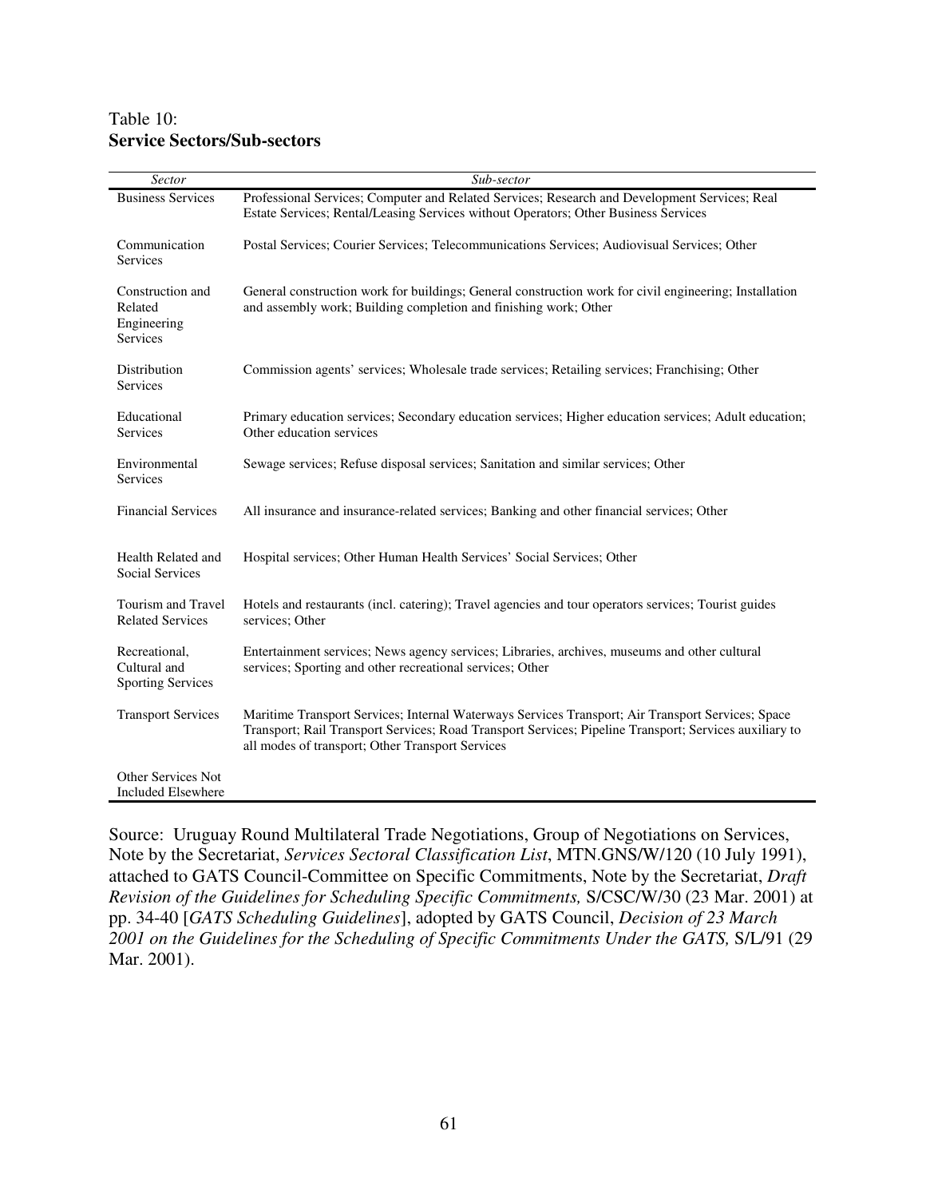Table 10:
**Service Sectors/Sub-sectors**

| *Sector* | *Sub-sector* |
|---|---|
| Business Services | Professional Services; Computer and Related Services; Research and Development Services; Real Estate Services; Rental/Leasing Services without Operators; Other Business Services |
| Communication Services | Postal Services; Courier Services; Telecommunications Services; Audiovisual Services; Other |
| Construction and Related Engineering Services | General construction work for buildings; General construction work for civil engineering; Installation and assembly work; Building completion and finishing work; Other |
| Distribution Services | Commission agents' services; Wholesale trade services; Retailing services; Franchising; Other |
| Educational Services | Primary education services; Secondary education services; Higher education services; Adult education; Other education services |
| Environmental Services | Sewage services; Refuse disposal services; Sanitation and similar services; Other |
| Financial Services | All insurance and insurance-related services; Banking and other financial services; Other |
| Health Related and Social Services | Hospital services; Other Human Health Services' Social Services; Other |
| Tourism and Travel Related Services | Hotels and restaurants (incl. catering); Travel agencies and tour operators services; Tourist guides services; Other |
| Recreational, Cultural and Sporting Services | Entertainment services; News agency services; Libraries, archives, museums and other cultural services; Sporting and other recreational services; Other |
| Transport Services | Maritime Transport Services; Internal Waterways Services Transport; Air Transport Services; Space Transport; Rail Transport Services; Road Transport Services; Pipeline Transport; Services auxiliary to all modes of transport; Other Transport Services |
| Other Services Not Included Elsewhere | |

Source: Uruguay Round Multilateral Trade Negotiations, Group of Negotiations on Services, Note by the Secretariat, *Services Sectoral Classification List*, MTN.GNS/W/120 (10 July 1991), attached to GATS Council-Committee on Specific Commitments, Note by the Secretariat, *Draft Revision of the Guidelines for Scheduling Specific Commitments,* S/CSC/W/30 (23 Mar. 2001) at pp. 34-40 [*GATS Scheduling Guidelines*], adopted by GATS Council, *Decision of 23 March 2001 on the Guidelines for the Scheduling of Specific Commitments Under the GATS,* S/L/91 (29 Mar. 2001).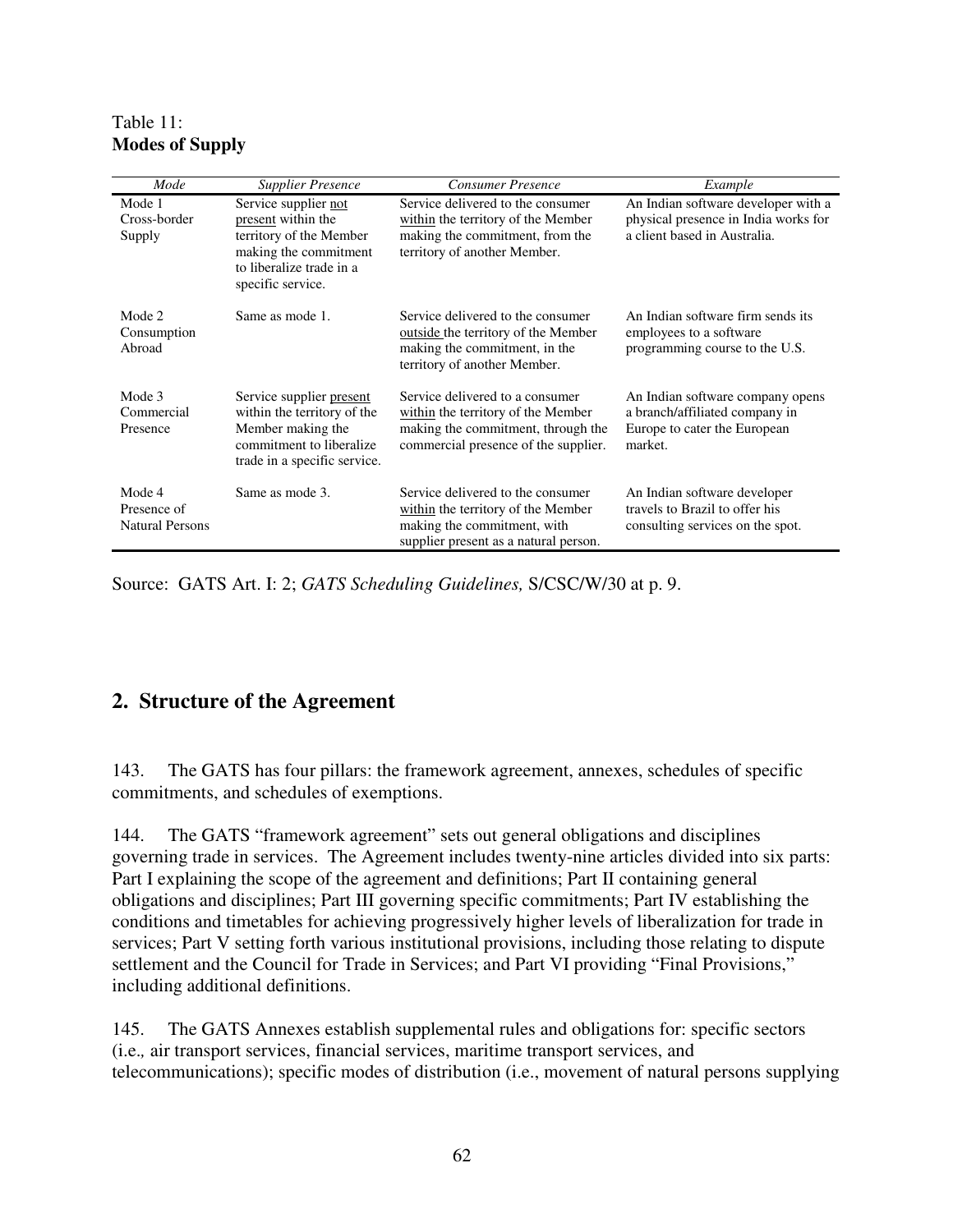Table 11:
**Modes of Supply**

| *Mode* | *Supplier Presence* | *Consumer Presence* | *Example* |
|---|---|---|---|
| Mode 1 Cross-border Supply | Service supplier not present within the territory of the Member making the commitment to liberalize trade in a specific service. | Service delivered to the consumer within the territory of the Member making the commitment, from the territory of another Member. | An Indian software developer with a physical presence in India works for a client based in Australia. |
| Mode 2 Consumption Abroad | Same as mode 1. | Service delivered to the consumer outside the territory of the Member making the commitment, in the territory of another Member. | An Indian software firm sends its employees to a software programming course to the U.S. |
| Mode 3 Commercial Presence | Service supplier present within the territory of the Member making the commitment to liberalize trade in a specific service. | Service delivered to a consumer within the territory of the Member making the commitment, through the commercial presence of the supplier. | An Indian software company opens a branch/affiliated company in Europe to cater the European market. |
| Mode 4 Presence of Natural Persons | Same as mode 3. | Service delivered to the consumer within the territory of the Member making the commitment, with supplier present as a natural person. | An Indian software developer travels to Brazil to offer his consulting services on the spot. |

Source: GATS Art. I: 2; *GATS Scheduling Guidelines,* S/CSC/W/30 at p. 9.

## 2. Structure of the Agreement

143. The GATS has four pillars: the framework agreement, annexes, schedules of specific commitments, and schedules of exemptions.

144. The GATS "framework agreement" sets out general obligations and disciplines governing trade in services. The Agreement includes twenty-nine articles divided into six parts: Part I explaining the scope of the agreement and definitions; Part II containing general obligations and disciplines; Part III governing specific commitments; Part IV establishing the conditions and timetables for achieving progressively higher levels of liberalization for trade in services; Part V setting forth various institutional provisions, including those relating to dispute settlement and the Council for Trade in Services; and Part VI providing "Final Provisions," including additional definitions.

145. The GATS Annexes establish supplemental rules and obligations for: specific sectors (i.e.*,* air transport services, financial services, maritime transport services, and telecommunications); specific modes of distribution (i.e., movement of natural persons supplying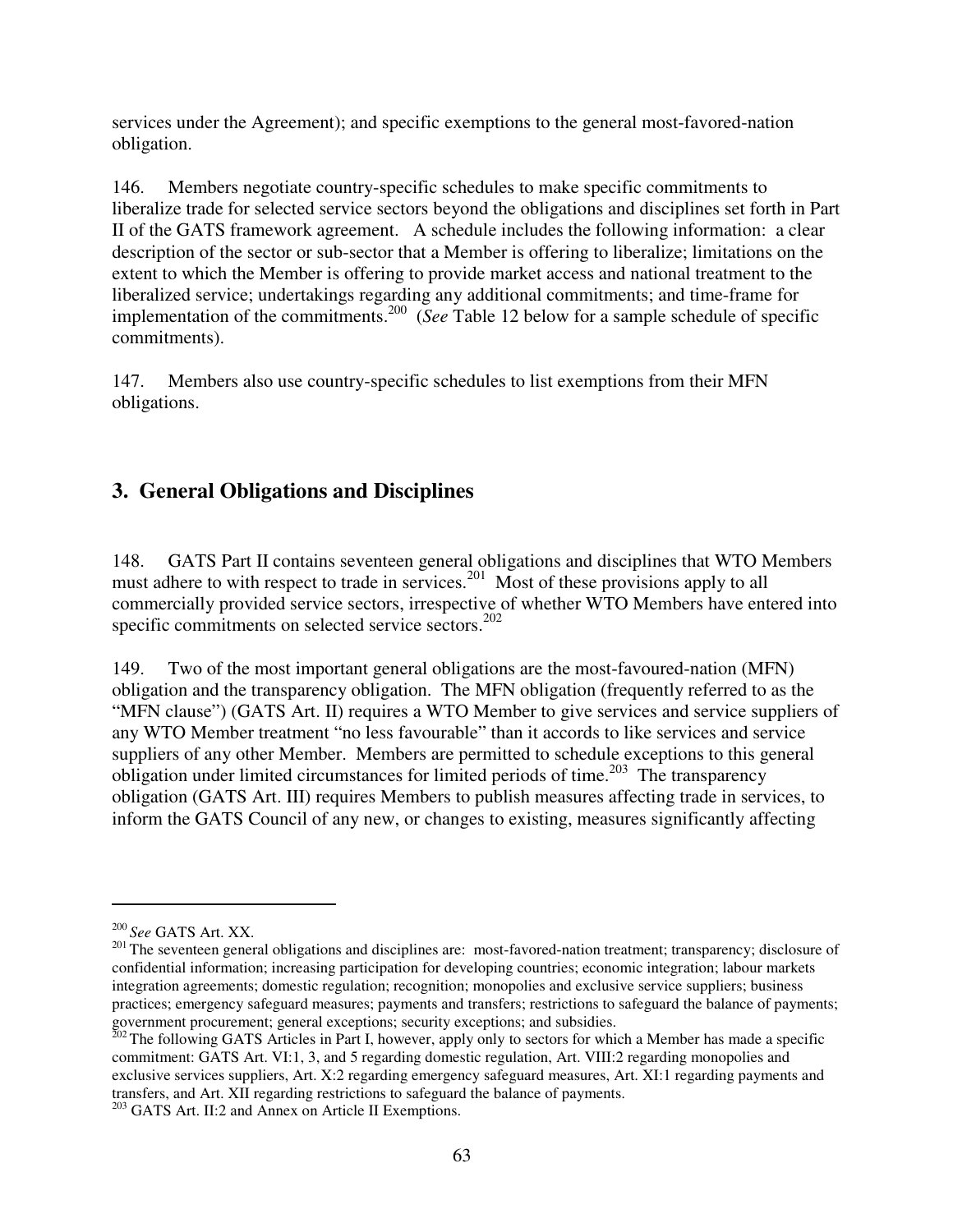services under the Agreement); and specific exemptions to the general most-favored-nation obligation.

146. Members negotiate country-specific schedules to make specific commitments to liberalize trade for selected service sectors beyond the obligations and disciplines set forth in Part II of the GATS framework agreement. A schedule includes the following information: a clear description of the sector or sub-sector that a Member is offering to liberalize; limitations on the extent to which the Member is offering to provide market access and national treatment to the liberalized service; undertakings regarding any additional commitments; and time-frame for implementation of the commitments.[200] (*See* Table 12 below for a sample schedule of specific commitments).

147. Members also use country-specific schedules to list exemptions from their MFN obligations.

## 3. General Obligations and Disciplines

148. GATS Part II contains seventeen general obligations and disciplines that WTO Members must adhere to with respect to trade in services.[201] Most of these provisions apply to all commercially provided service sectors, irrespective of whether WTO Members have entered into specific commitments on selected service sectors.[202]

149. Two of the most important general obligations are the most-favoured-nation (MFN) obligation and the transparency obligation. The MFN obligation (frequently referred to as the "MFN clause") (GATS Art. II) requires a WTO Member to give services and service suppliers of any WTO Member treatment "no less favourable" than it accords to like services and service suppliers of any other Member. Members are permitted to schedule exceptions to this general obligation under limited circumstances for limited periods of time.[203] The transparency obligation (GATS Art. III) requires Members to publish measures affecting trade in services, to inform the GATS Council of any new, or changes to existing, measures significantly affecting

---

[200] *See* GATS Art. XX.

[201] The seventeen general obligations and disciplines are: most-favored-nation treatment; transparency; disclosure of confidential information; increasing participation for developing countries; economic integration; labour markets integration agreements; domestic regulation; recognition; monopolies and exclusive service suppliers; business practices; emergency safeguard measures; payments and transfers; restrictions to safeguard the balance of payments; government procurement; general exceptions; security exceptions; and subsidies.

[202] The following GATS Articles in Part I, however, apply only to sectors for which a Member has made a specific commitment: GATS Art. VI:1, 3, and 5 regarding domestic regulation, Art. VIII:2 regarding monopolies and exclusive services suppliers, Art. X:2 regarding emergency safeguard measures, Art. XI:1 regarding payments and transfers, and Art. XII regarding restrictions to safeguard the balance of payments.

[203] GATS Art. II:2 and Annex on Article II Exemptions.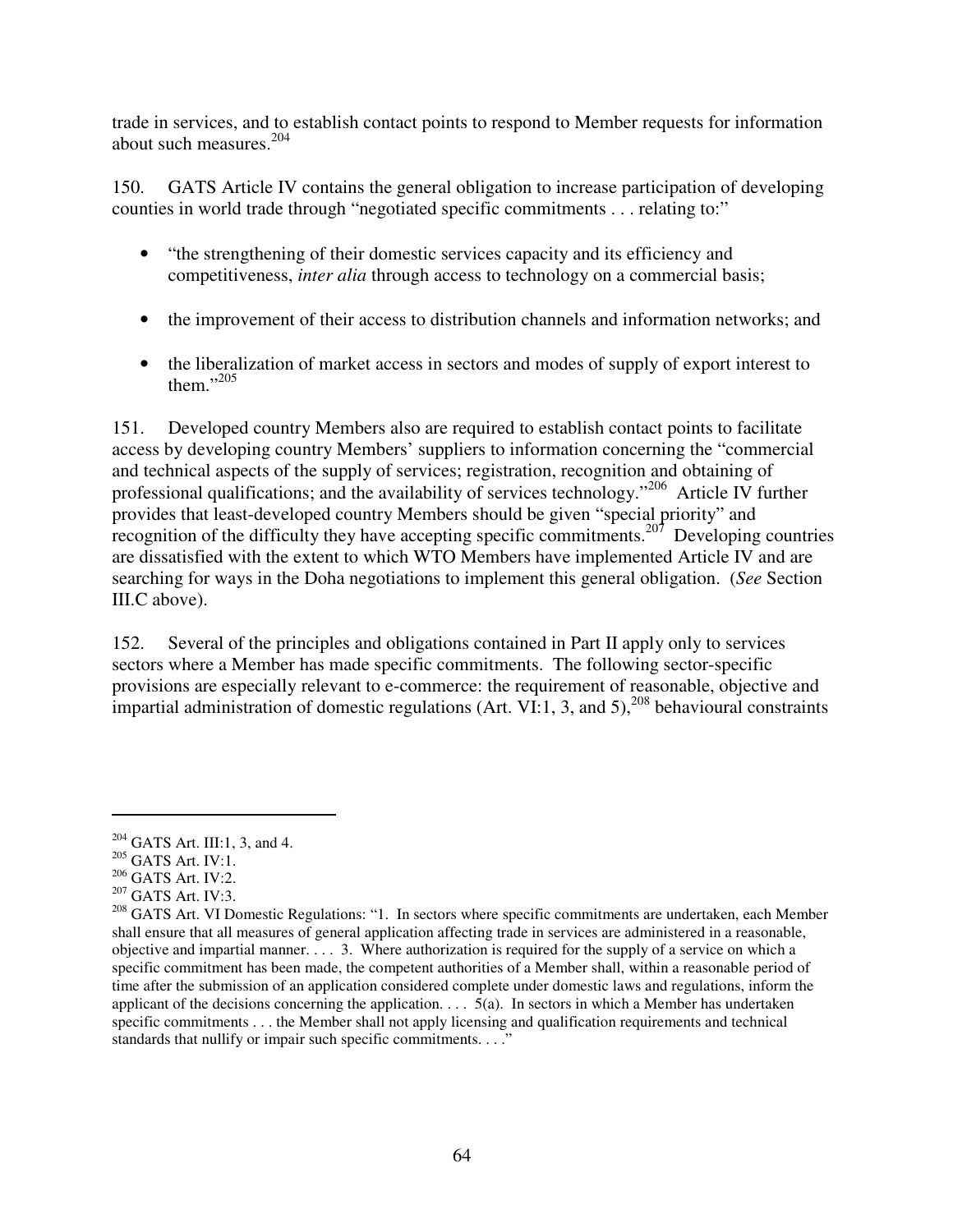trade in services, and to establish contact points to respond to Member requests for information about such measures.[204]

150. GATS Article IV contains the general obligation to increase participation of developing counties in world trade through "negotiated specific commitments . . . relating to:"

- "the strengthening of their domestic services capacity and its efficiency and competitiveness, *inter alia* through access to technology on a commercial basis;
- the improvement of their access to distribution channels and information networks; and
- the liberalization of market access in sectors and modes of supply of export interest to them."[205]

151. Developed country Members also are required to establish contact points to facilitate access by developing country Members' suppliers to information concerning the "commercial and technical aspects of the supply of services; registration, recognition and obtaining of professional qualifications; and the availability of services technology."[206] Article IV further provides that least-developed country Members should be given "special priority" and recognition of the difficulty they have accepting specific commitments.[207] Developing countries are dissatisfied with the extent to which WTO Members have implemented Article IV and are searching for ways in the Doha negotiations to implement this general obligation. (*See* Section III.C above).

152. Several of the principles and obligations contained in Part II apply only to services sectors where a Member has made specific commitments. The following sector-specific provisions are especially relevant to e-commerce: the requirement of reasonable, objective and impartial administration of domestic regulations (Art. VI:1, 3, and 5),[208] behavioural constraints

---

[204] GATS Art. III:1, 3, and 4.

[205] GATS Art. IV:1.

[206] GATS Art. IV:2.

[207] GATS Art. IV:3.

[208] GATS Art. VI Domestic Regulations: "1. In sectors where specific commitments are undertaken, each Member shall ensure that all measures of general application affecting trade in services are administered in a reasonable, objective and impartial manner. . . . 3. Where authorization is required for the supply of a service on which a specific commitment has been made, the competent authorities of a Member shall, within a reasonable period of time after the submission of an application considered complete under domestic laws and regulations, inform the applicant of the decisions concerning the application. . . . 5(a). In sectors in which a Member has undertaken specific commitments . . . the Member shall not apply licensing and qualification requirements and technical standards that nullify or impair such specific commitments. . . ."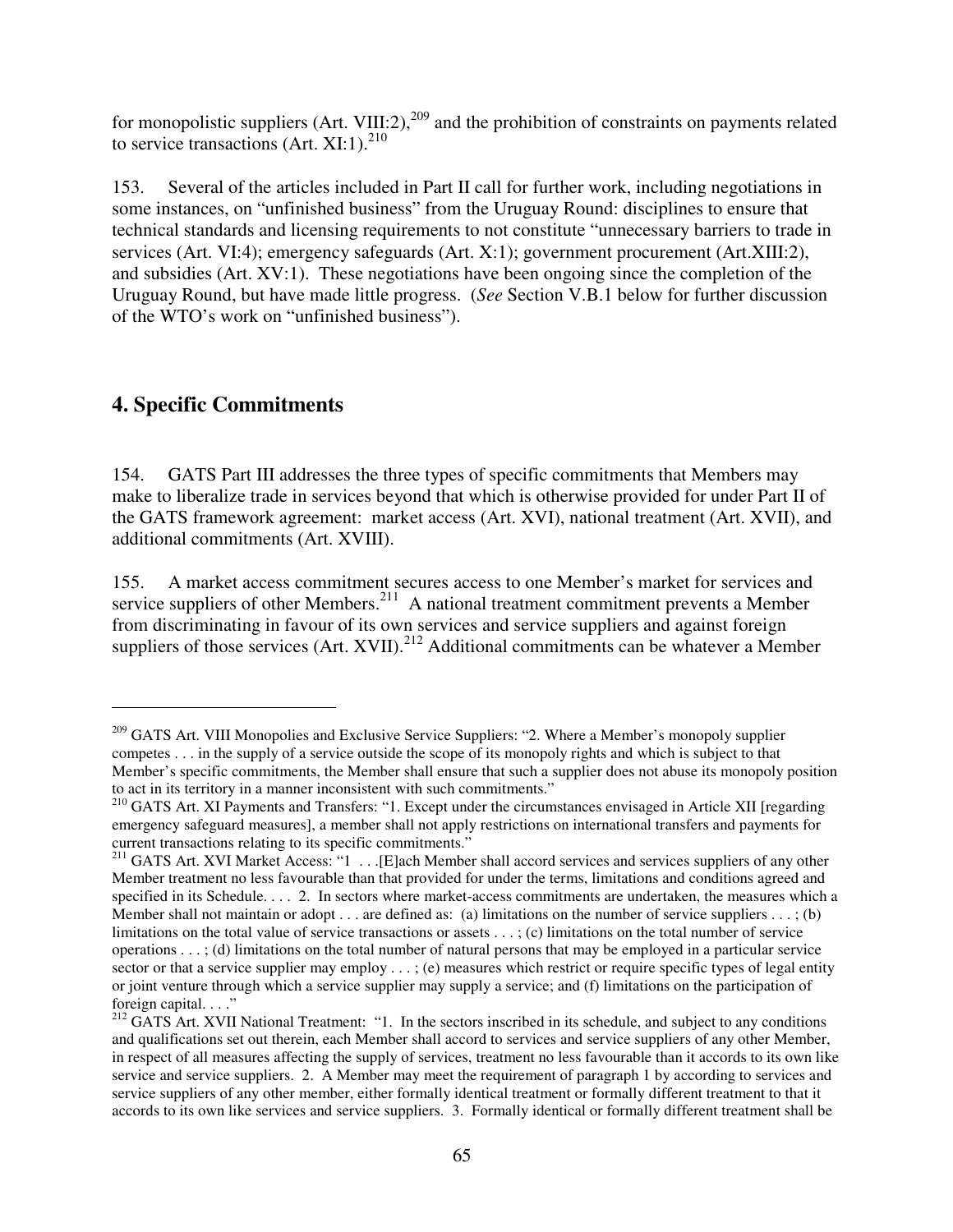for monopolistic suppliers (Art. VIII:2),[209] and the prohibition of constraints on payments related to service transactions (Art. XI:1).[210]

153. Several of the articles included in Part II call for further work, including negotiations in some instances, on "unfinished business" from the Uruguay Round: disciplines to ensure that technical standards and licensing requirements to not constitute "unnecessary barriers to trade in services (Art. VI:4); emergency safeguards (Art. X:1); government procurement (Art.XIII:2), and subsidies (Art. XV:1). These negotiations have been ongoing since the completion of the Uruguay Round, but have made little progress. (*See* Section V.B.1 below for further discussion of the WTO's work on "unfinished business").

## 4. Specific Commitments

154. GATS Part III addresses the three types of specific commitments that Members may make to liberalize trade in services beyond that which is otherwise provided for under Part II of the GATS framework agreement: market access (Art. XVI), national treatment (Art. XVII), and additional commitments (Art. XVIII).

155. A market access commitment secures access to one Member's market for services and service suppliers of other Members.[211] A national treatment commitment prevents a Member from discriminating in favour of its own services and service suppliers and against foreign suppliers of those services (Art. XVII).[212] Additional commitments can be whatever a Member

---

[209] GATS Art. VIII Monopolies and Exclusive Service Suppliers: "2. Where a Member's monopoly supplier competes . . . in the supply of a service outside the scope of its monopoly rights and which is subject to that Member's specific commitments, the Member shall ensure that such a supplier does not abuse its monopoly position to act in its territory in a manner inconsistent with such commitments."

[210] GATS Art. XI Payments and Transfers: "1. Except under the circumstances envisaged in Article XII [regarding emergency safeguard measures], a member shall not apply restrictions on international transfers and payments for current transactions relating to its specific commitments."

[211] GATS Art. XVI Market Access: "1 . . .[E]ach Member shall accord services and services suppliers of any other Member treatment no less favourable than that provided for under the terms, limitations and conditions agreed and specified in its Schedule. . . . 2. In sectors where market-access commitments are undertaken, the measures which a Member shall not maintain or adopt . . . are defined as: (a) limitations on the number of service suppliers . . . ; (b) limitations on the total value of service transactions or assets . . . ; (c) limitations on the total number of service operations . . . ; (d) limitations on the total number of natural persons that may be employed in a particular service sector or that a service supplier may employ . . . ; (e) measures which restrict or require specific types of legal entity or joint venture through which a service supplier may supply a service; and (f) limitations on the participation of foreign capital. . . ."

[212] GATS Art. XVII National Treatment: "1. In the sectors inscribed in its schedule, and subject to any conditions and qualifications set out therein, each Member shall accord to services and service suppliers of any other Member, in respect of all measures affecting the supply of services, treatment no less favourable than it accords to its own like service and service suppliers. 2. A Member may meet the requirement of paragraph 1 by according to services and service suppliers of any other member, either formally identical treatment or formally different treatment to that it accords to its own like services and service suppliers. 3. Formally identical or formally different treatment shall be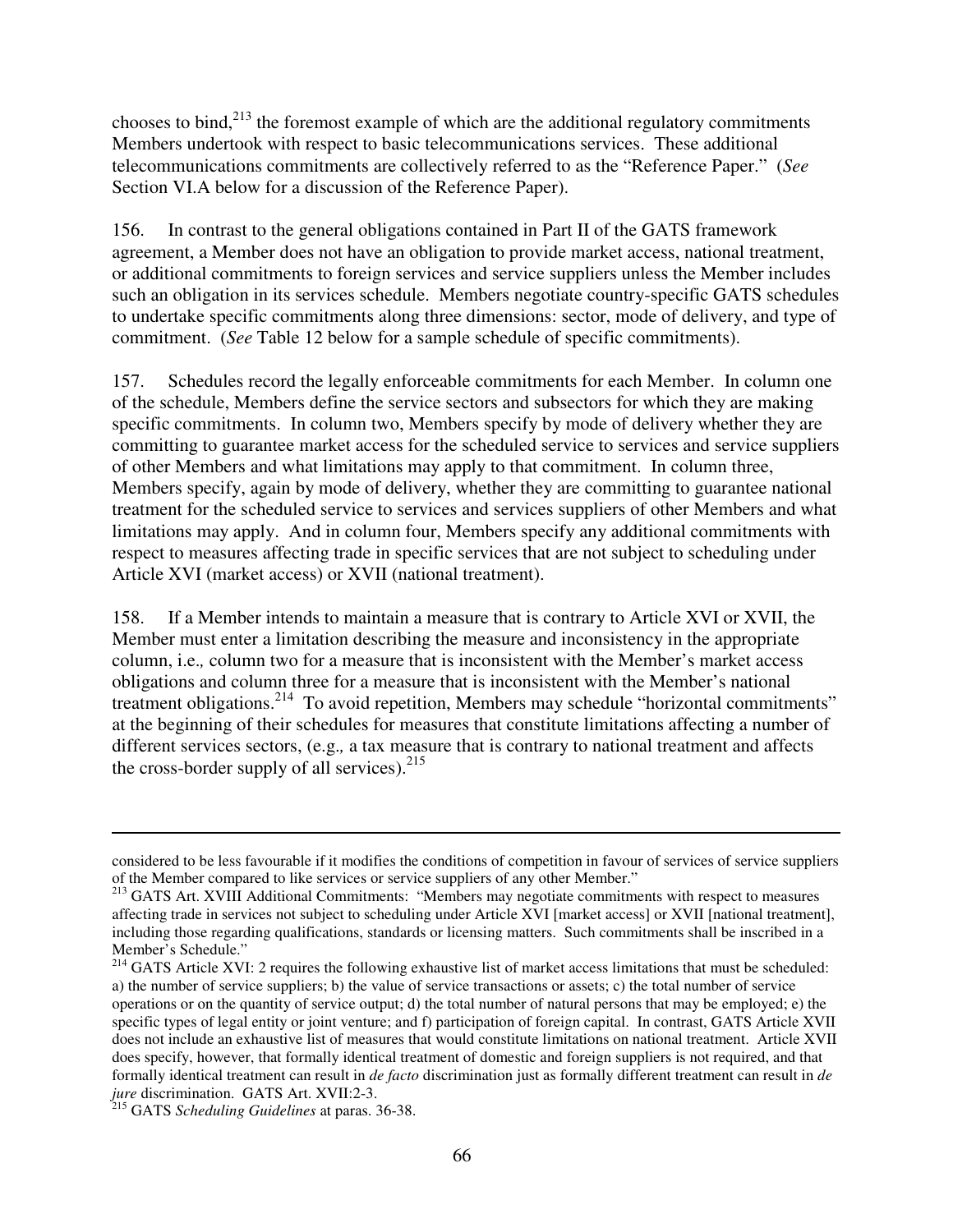chooses to bind,[213] the foremost example of which are the additional regulatory commitments Members undertook with respect to basic telecommunications services. These additional telecommunications commitments are collectively referred to as the "Reference Paper." (*See* Section VI.A below for a discussion of the Reference Paper).

156. In contrast to the general obligations contained in Part II of the GATS framework agreement, a Member does not have an obligation to provide market access, national treatment, or additional commitments to foreign services and service suppliers unless the Member includes such an obligation in its services schedule. Members negotiate country-specific GATS schedules to undertake specific commitments along three dimensions: sector, mode of delivery, and type of commitment. (*See* Table 12 below for a sample schedule of specific commitments).

157. Schedules record the legally enforceable commitments for each Member. In column one of the schedule, Members define the service sectors and subsectors for which they are making specific commitments. In column two, Members specify by mode of delivery whether they are committing to guarantee market access for the scheduled service to services and service suppliers of other Members and what limitations may apply to that commitment. In column three, Members specify, again by mode of delivery, whether they are committing to guarantee national treatment for the scheduled service to services and services suppliers of other Members and what limitations may apply. And in column four, Members specify any additional commitments with respect to measures affecting trade in specific services that are not subject to scheduling under Article XVI (market access) or XVII (national treatment).

158. If a Member intends to maintain a measure that is contrary to Article XVI or XVII, the Member must enter a limitation describing the measure and inconsistency in the appropriate column, i.e.*,* column two for a measure that is inconsistent with the Member's market access obligations and column three for a measure that is inconsistent with the Member's national treatment obligations.[214] To avoid repetition, Members may schedule "horizontal commitments" at the beginning of their schedules for measures that constitute limitations affecting a number of different services sectors, (e.g.*,* a tax measure that is contrary to national treatment and affects the cross-border supply of all services).[215]

---

considered to be less favourable if it modifies the conditions of competition in favour of services of service suppliers of the Member compared to like services or service suppliers of any other Member."

[213] GATS Art. XVIII Additional Commitments: "Members may negotiate commitments with respect to measures affecting trade in services not subject to scheduling under Article XVI [market access] or XVII [national treatment], including those regarding qualifications, standards or licensing matters. Such commitments shall be inscribed in a Member's Schedule."

[214] GATS Article XVI: 2 requires the following exhaustive list of market access limitations that must be scheduled: a) the number of service suppliers; b) the value of service transactions or assets; c) the total number of service operations or on the quantity of service output; d) the total number of natural persons that may be employed; e) the specific types of legal entity or joint venture; and f) participation of foreign capital. In contrast, GATS Article XVII does not include an exhaustive list of measures that would constitute limitations on national treatment. Article XVII does specify, however, that formally identical treatment of domestic and foreign suppliers is not required, and that formally identical treatment can result in *de facto* discrimination just as formally different treatment can result in *de jure* discrimination. GATS Art. XVII:2-3.

[215] GATS *Scheduling Guidelines* at paras. 36-38.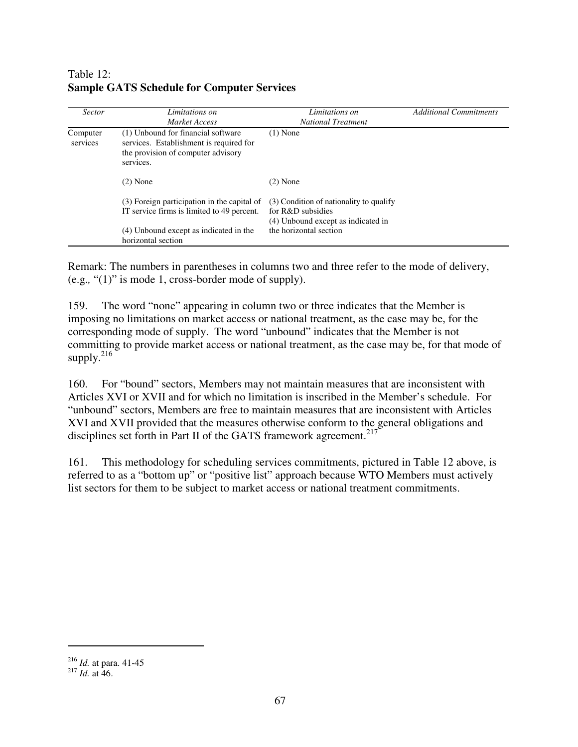Table 12:
**Sample GATS Schedule for Computer Services**

| *Sector* | *Limitations on Market Access* | *Limitations on National Treatment* | *Additional Commitments* |
|---|---|---|---|
| Computer services | (1) Unbound for financial software services. Establishment is required for the provision of computer advisory services. | (1) None | |
| | (2) None | (2) None | |
| | (3) Foreign participation in the capital of IT service firms is limited to 49 percent. | (3) Condition of nationality to qualify for R&D subsidies | |
| | (4) Unbound except as indicated in the horizontal section | (4) Unbound except as indicated in the horizontal section | |

Remark: The numbers in parentheses in columns two and three refer to the mode of delivery, (e.g., "(1)" is mode 1, cross-border mode of supply).

159. The word "none" appearing in column two or three indicates that the Member is imposing no limitations on market access or national treatment, as the case may be, for the corresponding mode of supply. The word "unbound" indicates that the Member is not committing to provide market access or national treatment, as the case may be, for that mode of supply.[216]

160. For "bound" sectors, Members may not maintain measures that are inconsistent with Articles XVI or XVII and for which no limitation is inscribed in the Member's schedule. For "unbound" sectors, Members are free to maintain measures that are inconsistent with Articles XVI and XVII provided that the measures otherwise conform to the general obligations and disciplines set forth in Part II of the GATS framework agreement.[217]

161. This methodology for scheduling services commitments, pictured in Table 12 above, is referred to as a "bottom up" or "positive list" approach because WTO Members must actively list sectors for them to be subject to market access or national treatment commitments.

---

[216] *Id.* at para. 41-45

[217] *Id.* at 46.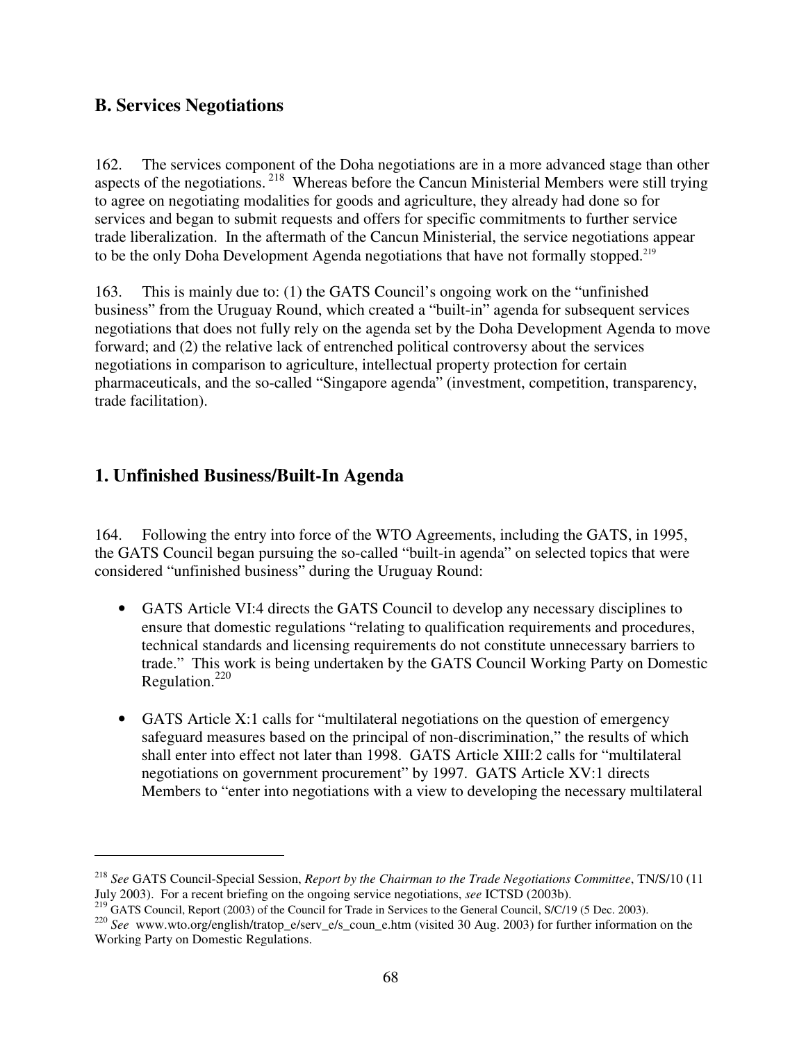## B. Services Negotiations

162. The services component of the Doha negotiations are in a more advanced stage than other aspects of the negotiations.[218] Whereas before the Cancun Ministerial Members were still trying to agree on negotiating modalities for goods and agriculture, they already had done so for services and began to submit requests and offers for specific commitments to further service trade liberalization. In the aftermath of the Cancun Ministerial, the service negotiations appear to be the only Doha Development Agenda negotiations that have not formally stopped.[219]

163. This is mainly due to: (1) the GATS Council's ongoing work on the "unfinished business" from the Uruguay Round, which created a "built-in" agenda for subsequent services negotiations that does not fully rely on the agenda set by the Doha Development Agenda to move forward; and (2) the relative lack of entrenched political controversy about the services negotiations in comparison to agriculture, intellectual property protection for certain pharmaceuticals, and the so-called "Singapore agenda" (investment, competition, transparency, trade facilitation).

## 1. Unfinished Business/Built-In Agenda

164. Following the entry into force of the WTO Agreements, including the GATS, in 1995, the GATS Council began pursuing the so-called "built-in agenda" on selected topics that were considered "unfinished business" during the Uruguay Round:

- GATS Article VI:4 directs the GATS Council to develop any necessary disciplines to ensure that domestic regulations "relating to qualification requirements and procedures, technical standards and licensing requirements do not constitute unnecessary barriers to trade." This work is being undertaken by the GATS Council Working Party on Domestic Regulation.[220]

- GATS Article X:1 calls for "multilateral negotiations on the question of emergency safeguard measures based on the principal of non-discrimination," the results of which shall enter into effect not later than 1998. GATS Article XIII:2 calls for "multilateral negotiations on government procurement" by 1997. GATS Article XV:1 directs Members to "enter into negotiations with a view to developing the necessary multilateral

---

[218] *See* GATS Council-Special Session, *Report by the Chairman to the Trade Negotiations Committee*, TN/S/10 (11 July 2003). For a recent briefing on the ongoing service negotiations, *see* ICTSD (2003b).

[219] GATS Council, Report (2003) of the Council for Trade in Services to the General Council, S/C/19 (5 Dec. 2003).

[220] *See* www.wto.org/english/tratop_e/serv_e/s_coun_e.htm (visited 30 Aug. 2003) for further information on the Working Party on Domestic Regulations.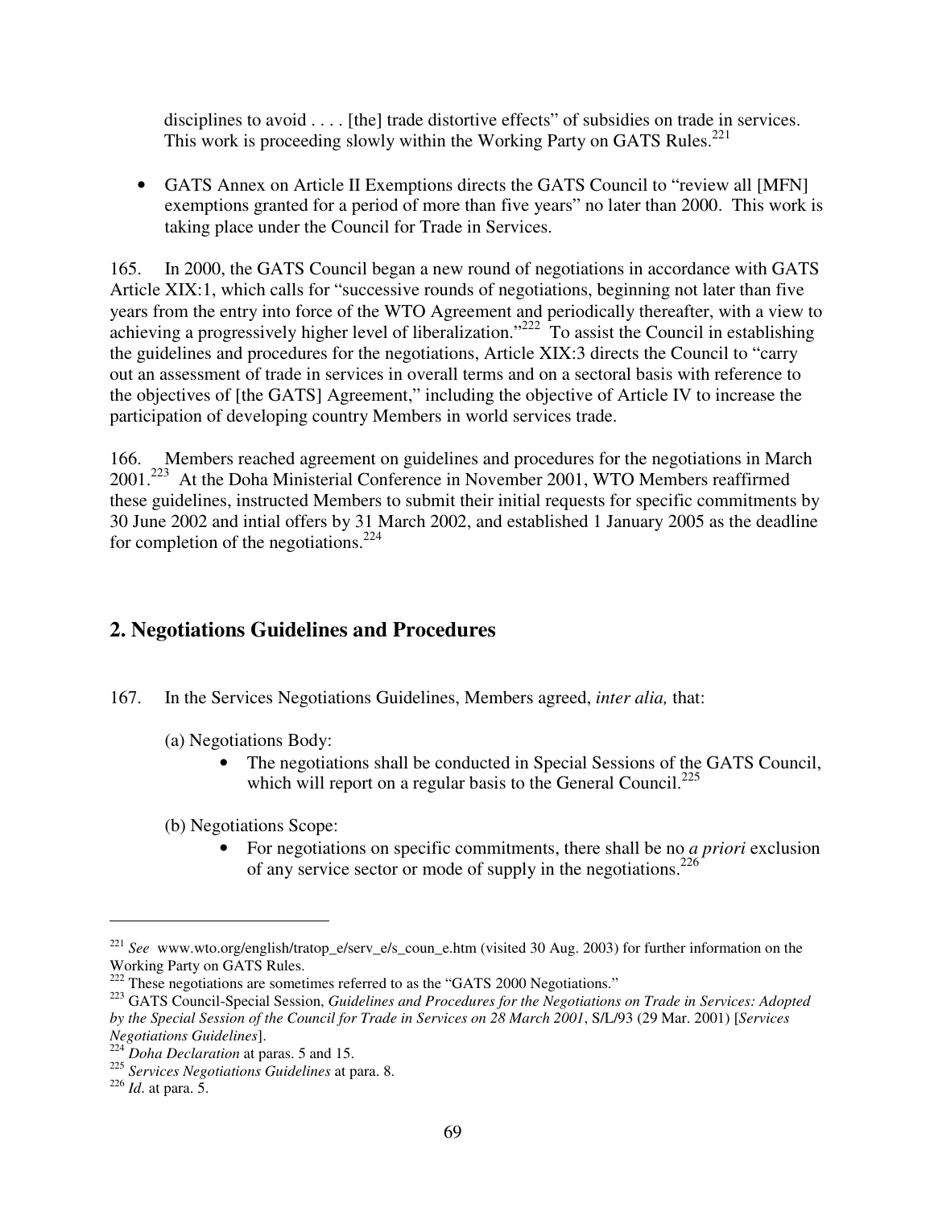disciplines to avoid . . . . [the] trade distortive effects" of subsidies on trade in services. This work is proceeding slowly within the Working Party on GATS Rules.[221]

- GATS Annex on Article II Exemptions directs the GATS Council to "review all [MFN] exemptions granted for a period of more than five years" no later than 2000. This work is taking place under the Council for Trade in Services.

165. In 2000, the GATS Council began a new round of negotiations in accordance with GATS Article XIX:1, which calls for "successive rounds of negotiations, beginning not later than five years from the entry into force of the WTO Agreement and periodically thereafter, with a view to achieving a progressively higher level of liberalization."[222] To assist the Council in establishing the guidelines and procedures for the negotiations, Article XIX:3 directs the Council to "carry out an assessment of trade in services in overall terms and on a sectoral basis with reference to the objectives of [the GATS] Agreement," including the objective of Article IV to increase the participation of developing country Members in world services trade.

166. Members reached agreement on guidelines and procedures for the negotiations in March 2001.[223] At the Doha Ministerial Conference in November 2001, WTO Members reaffirmed these guidelines, instructed Members to submit their initial requests for specific commitments by 30 June 2002 and intial offers by 31 March 2002, and established 1 January 2005 as the deadline for completion of the negotiations.[224]

## 2. Negotiations Guidelines and Procedures

167. In the Services Negotiations Guidelines, Members agreed, *inter alia,* that:

(a) Negotiations Body:

- The negotiations shall be conducted in Special Sessions of the GATS Council, which will report on a regular basis to the General Council.[225]

(b) Negotiations Scope:

- For negotiations on specific commitments, there shall be no *a priori* exclusion of any service sector or mode of supply in the negotiations.[226]

---

[221] *See* www.wto.org/english/tratop_e/serv_e/s_coun_e.htm (visited 30 Aug. 2003) for further information on the Working Party on GATS Rules.

[222] These negotiations are sometimes referred to as the "GATS 2000 Negotiations."

[223] GATS Council-Special Session, *Guidelines and Procedures for the Negotiations on Trade in Services: Adopted by the Special Session of the Council for Trade in Services on 28 March 2001*, S/L/93 (29 Mar. 2001) [*Services Negotiations Guidelines*].

[224] *Doha Declaration* at paras. 5 and 15.

[225] *Services Negotiations Guidelines* at para. 8.

[226] *Id*. at para. 5.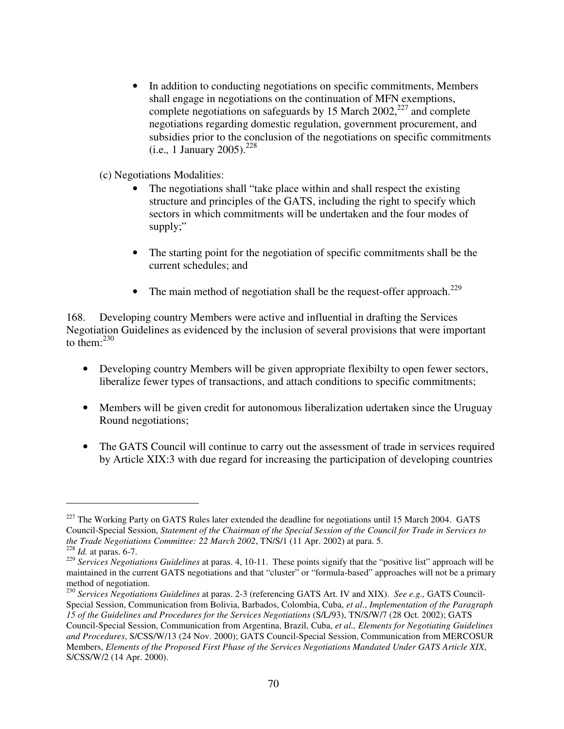- In addition to conducting negotiations on specific commitments, Members shall engage in negotiations on the continuation of MFN exemptions, complete negotiations on safeguards by 15 March 2002,[227] and complete negotiations regarding domestic regulation, government procurement, and subsidies prior to the conclusion of the negotiations on specific commitments (i.e*.,* 1 January 2005).[228]

(c) Negotiations Modalities:

- The negotiations shall "take place within and shall respect the existing structure and principles of the GATS, including the right to specify which sectors in which commitments will be undertaken and the four modes of supply;"

- The starting point for the negotiation of specific commitments shall be the current schedules; and

- The main method of negotiation shall be the request-offer approach.[229]

168. Developing country Members were active and influential in drafting the Services Negotiation Guidelines as evidenced by the inclusion of several provisions that were important to them:[230]

- Developing country Members will be given appropriate flexibilty to open fewer sectors, liberalize fewer types of transactions, and attach conditions to specific commitments;

- Members will be given credit for autonomous liberalization udertaken since the Uruguay Round negotiations;

- The GATS Council will continue to carry out the assessment of trade in services required by Article XIX:3 with due regard for increasing the participation of developing countries

---

[227] The Working Party on GATS Rules later extended the deadline for negotiations until 15 March 2004. GATS Council-Special Session, *Statement of the Chairman of the Special Session of the Council for Trade in Services to the Trade Negotiations Committee: 22 March 2002*, TN/S/1 (11 Apr. 2002) at para. 5.

[228] *Id.* at paras. 6-7.

[229] *Services Negotiations Guidelines* at paras. 4, 10-11. These points signify that the "positive list" approach will be maintained in the current GATS negotiations and that "cluster" or "formula-based" approaches will not be a primary method of negotiation.

[230] *Services Negotiations Guidelines* at paras. 2-3 (referencing GATS Art. IV and XIX). *See e.g.,* GATS Council-Special Session, Communication from Bolivia, Barbados, Colombia, Cuba, *et al*., *Implementation of the Paragraph 15 of the Guidelines and Procedures for the Services Negotiations* (S/L/93), TN/S/W/7 (28 Oct. 2002); GATS Council-Special Session, Communication from Argentina, Brazil, Cuba, *et al., Elements for Negotiating Guidelines and Procedures*, S/CSS/W/13 (24 Nov. 2000); GATS Council-Special Session, Communication from MERCOSUR Members, *Elements of the Proposed First Phase of the Services Negotiations Mandated Under GATS Article XIX*, S/CSS/W/2 (14 Apr. 2000).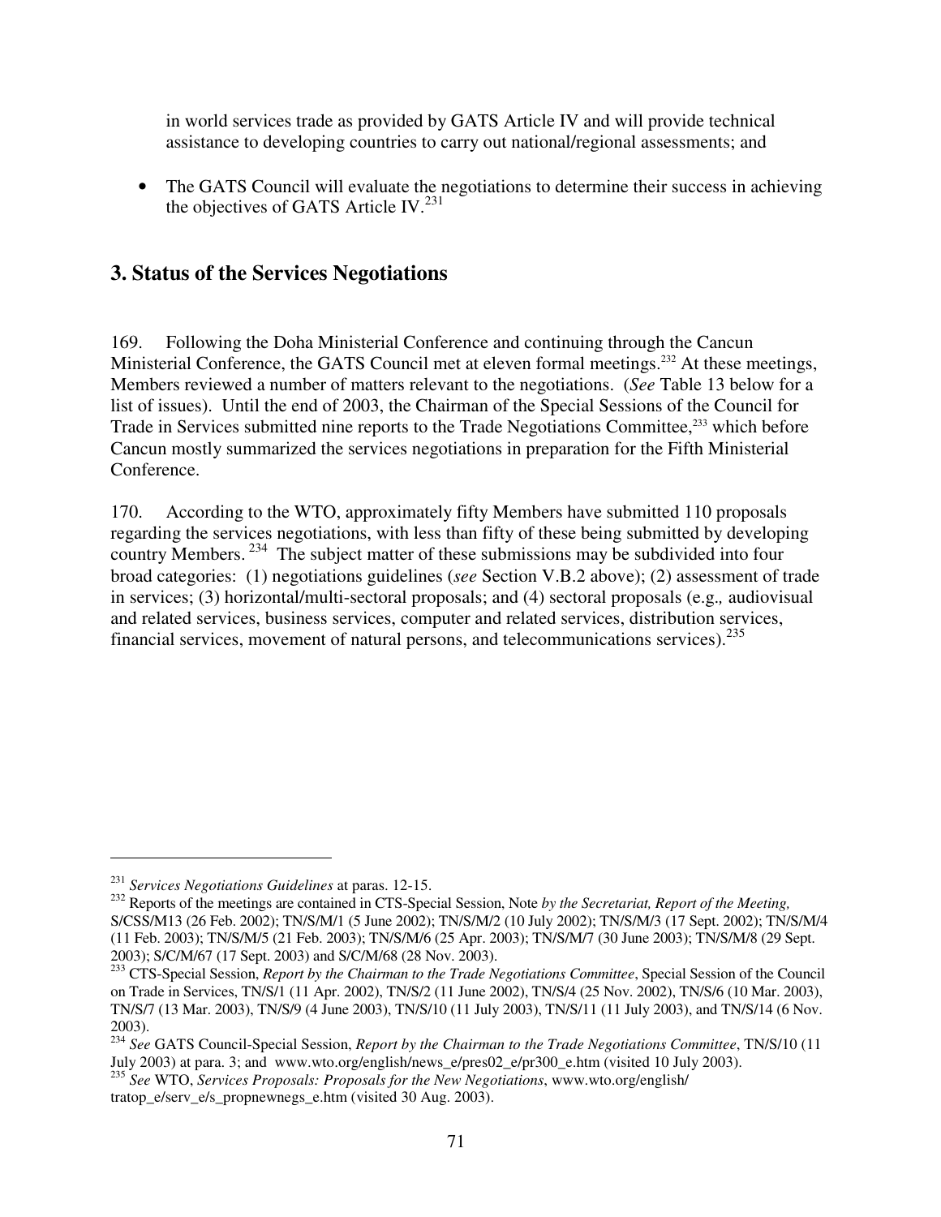in world services trade as provided by GATS Article IV and will provide technical assistance to developing countries to carry out national/regional assessments; and

- The GATS Council will evaluate the negotiations to determine their success in achieving the objectives of GATS Article IV.[231]

## 3. Status of the Services Negotiations

169. Following the Doha Ministerial Conference and continuing through the Cancun Ministerial Conference, the GATS Council met at eleven formal meetings.[232] At these meetings, Members reviewed a number of matters relevant to the negotiations. (*See* Table 13 below for a list of issues). Until the end of 2003, the Chairman of the Special Sessions of the Council for Trade in Services submitted nine reports to the Trade Negotiations Committee,[233] which before Cancun mostly summarized the services negotiations in preparation for the Fifth Ministerial Conference.

170. According to the WTO, approximately fifty Members have submitted 110 proposals regarding the services negotiations, with less than fifty of these being submitted by developing country Members.[234] The subject matter of these submissions may be subdivided into four broad categories: (1) negotiations guidelines (*see* Section V.B.2 above); (2) assessment of trade in services; (3) horizontal/multi-sectoral proposals; and (4) sectoral proposals (e.g., audiovisual and related services, business services, computer and related services, distribution services, financial services, movement of natural persons, and telecommunications services).[235]

---

[231] *Services Negotiations Guidelines* at paras. 12-15.

[232] Reports of the meetings are contained in CTS-Special Session, Note *by the Secretariat, Report of the Meeting,* S/CSS/M13 (26 Feb. 2002); TN/S/M/1 (5 June 2002); TN/S/M/2 (10 July 2002); TN/S/M/3 (17 Sept. 2002); TN/S/M/4 (11 Feb. 2003); TN/S/M/5 (21 Feb. 2003); TN/S/M/6 (25 Apr. 2003); TN/S/M/7 (30 June 2003); TN/S/M/8 (29 Sept. 2003); S/C/M/67 (17 Sept. 2003) and S/C/M/68 (28 Nov. 2003).

[233] CTS-Special Session, *Report by the Chairman to the Trade Negotiations Committee*, Special Session of the Council on Trade in Services, TN/S/1 (11 Apr. 2002), TN/S/2 (11 June 2002), TN/S/4 (25 Nov. 2002), TN/S/6 (10 Mar. 2003), TN/S/7 (13 Mar. 2003), TN/S/9 (4 June 2003), TN/S/10 (11 July 2003), TN/S/11 (11 July 2003), and TN/S/14 (6 Nov. 2003).

[234] *See* GATS Council-Special Session, *Report by the Chairman to the Trade Negotiations Committee*, TN/S/10 (11 July 2003) at para. 3; and www.wto.org/english/news_e/pres02_e/pr300_e.htm (visited 10 July 2003).

[235] *See* WTO, *Services Proposals: Proposals for the New Negotiations*, www.wto.org/english/tratop_e/serv_e/s_propnewnegs_e.htm (visited 30 Aug. 2003).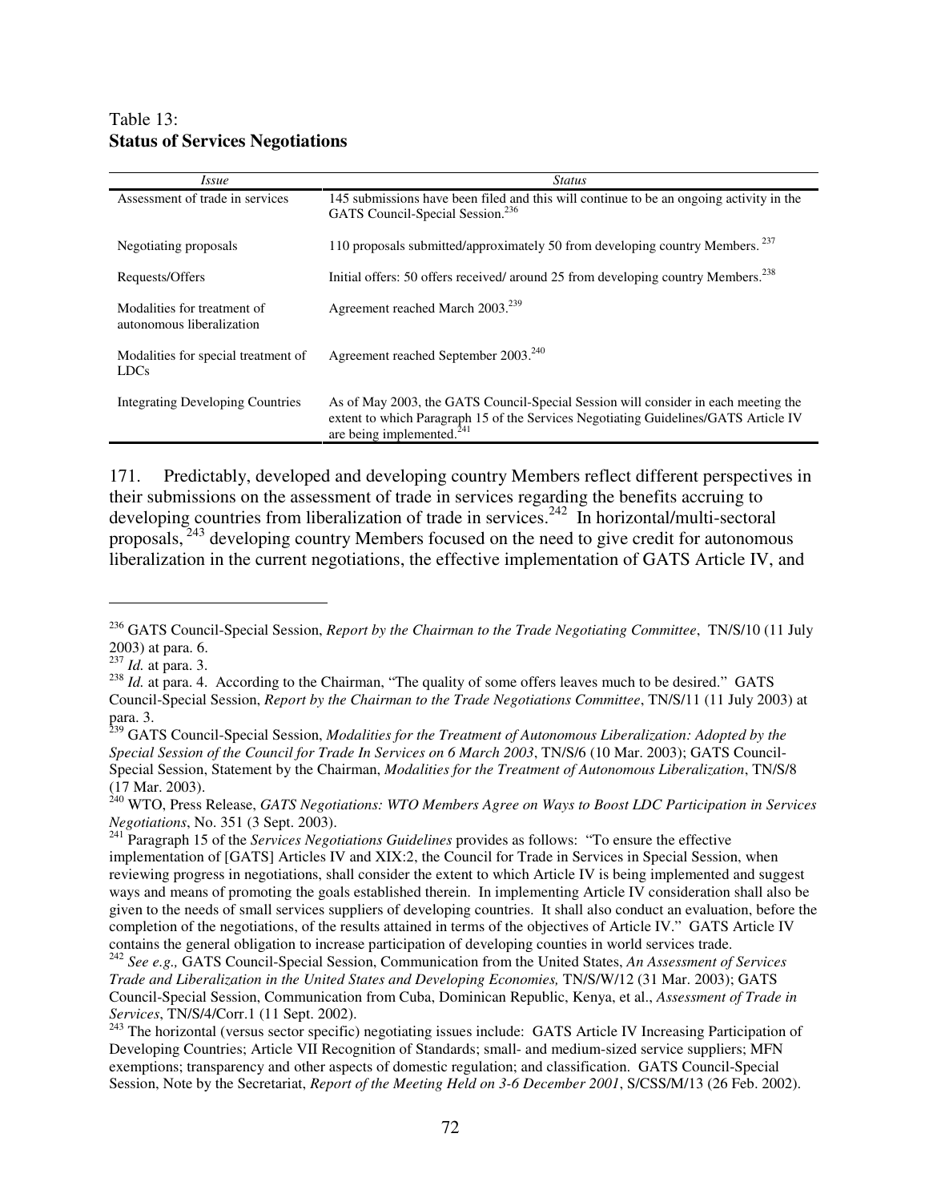Table 13:
**Status of Services Negotiations**

| *Issue* | *Status* |
|---|---|
| Assessment of trade in services | 145 submissions have been filed and this will continue to be an ongoing activity in the GATS Council-Special Session.[236] |
| Negotiating proposals | 110 proposals submitted/approximately 50 from developing country Members.[237] |
| Requests/Offers | Initial offers: 50 offers received/ around 25 from developing country Members.[238] |
| Modalities for treatment of autonomous liberalization | Agreement reached March 2003.[239] |
| Modalities for special treatment of LDCs | Agreement reached September 2003.[240] |
| Integrating Developing Countries | As of May 2003, the GATS Council-Special Session will consider in each meeting the extent to which Paragraph 15 of the Services Negotiating Guidelines/GATS Article IV are being implemented.[241] |

171. Predictably, developed and developing country Members reflect different perspectives in their submissions on the assessment of trade in services regarding the benefits accruing to developing countries from liberalization of trade in services.[242] In horizontal/multi-sectoral proposals,[243] developing country Members focused on the need to give credit for autonomous liberalization in the current negotiations, the effective implementation of GATS Article IV, and

---

[236] GATS Council-Special Session, *Report by the Chairman to the Trade Negotiating Committee*, TN/S/10 (11 July 2003) at para. 6.

[237] *Id.* at para. 3.

[238] *Id.* at para. 4. According to the Chairman, "The quality of some offers leaves much to be desired." GATS Council-Special Session, *Report by the Chairman to the Trade Negotiations Committee*, TN/S/11 (11 July 2003) at para. 3.

[239] GATS Council-Special Session, *Modalities for the Treatment of Autonomous Liberalization: Adopted by the Special Session of the Council for Trade In Services on 6 March 2003*, TN/S/6 (10 Mar. 2003); GATS Council-Special Session, Statement by the Chairman, *Modalities for the Treatment of Autonomous Liberalization*, TN/S/8 (17 Mar. 2003).

[240] WTO, Press Release, *GATS Negotiations: WTO Members Agree on Ways to Boost LDC Participation in Services Negotiations*, No. 351 (3 Sept. 2003).

[241] Paragraph 15 of the *Services Negotiations Guidelines* provides as follows: "To ensure the effective implementation of [GATS] Articles IV and XIX:2, the Council for Trade in Services in Special Session, when reviewing progress in negotiations, shall consider the extent to which Article IV is being implemented and suggest ways and means of promoting the goals established therein. In implementing Article IV consideration shall also be given to the needs of small services suppliers of developing countries. It shall also conduct an evaluation, before the completion of the negotiations, of the results attained in terms of the objectives of Article IV." GATS Article IV contains the general obligation to increase participation of developing counties in world services trade.

[242] *See e.g.,* GATS Council-Special Session, Communication from the United States, *An Assessment of Services Trade and Liberalization in the United States and Developing Economies,* TN/S/W/12 (31 Mar. 2003); GATS Council-Special Session, Communication from Cuba, Dominican Republic, Kenya, et al., *Assessment of Trade in Services*, TN/S/4/Corr.1 (11 Sept. 2002).

[243] The horizontal (versus sector specific) negotiating issues include: GATS Article IV Increasing Participation of Developing Countries; Article VII Recognition of Standards; small- and medium-sized service suppliers; MFN exemptions; transparency and other aspects of domestic regulation; and classification. GATS Council-Special Session, Note by the Secretariat, *Report of the Meeting Held on 3-6 December 2001*, S/CSS/M/13 (26 Feb. 2002).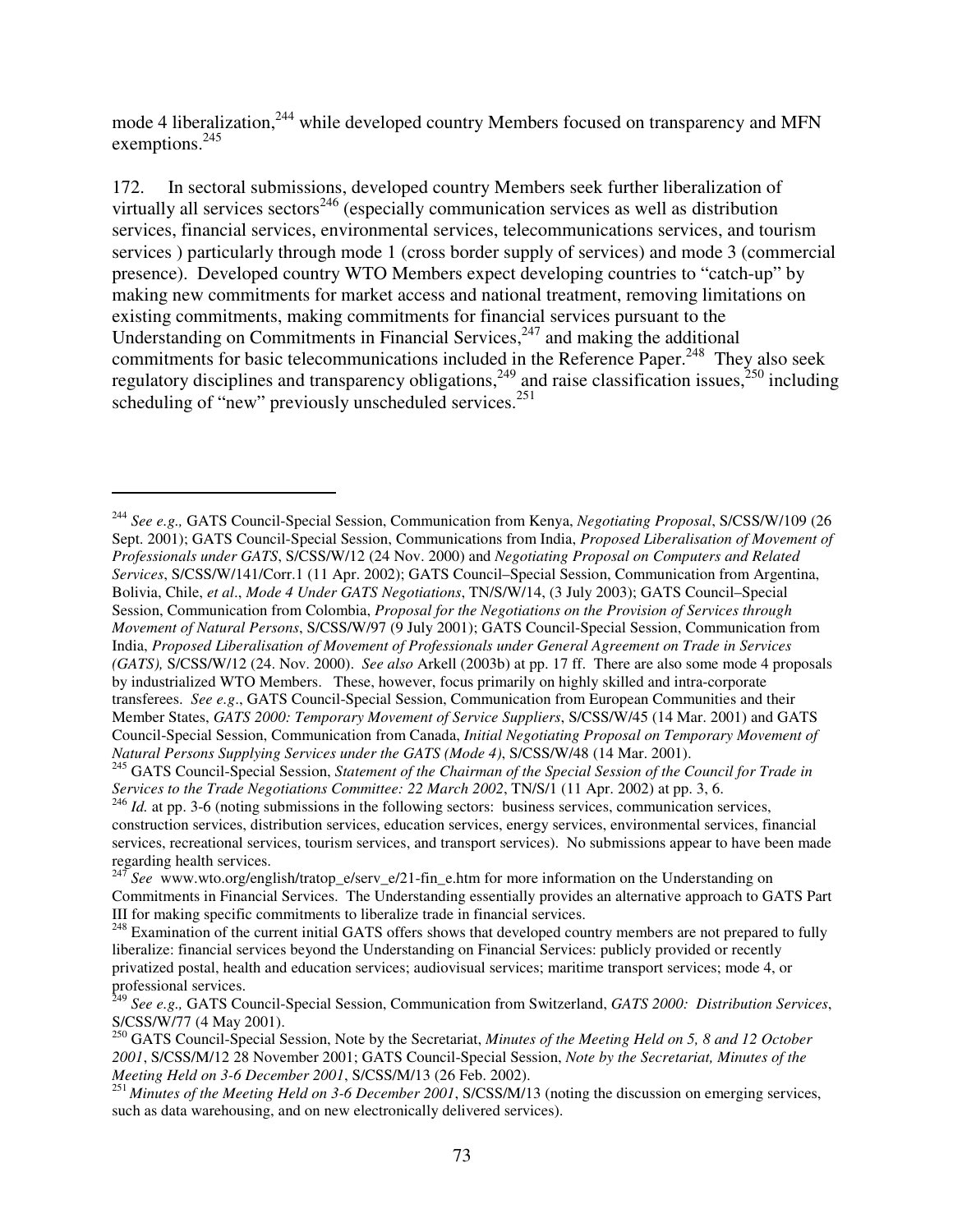mode 4 liberalization,[244] while developed country Members focused on transparency and MFN exemptions.[245]

172. In sectoral submissions, developed country Members seek further liberalization of virtually all services sectors[246] (especially communication services as well as distribution services, financial services, environmental services, telecommunications services, and tourism services ) particularly through mode 1 (cross border supply of services) and mode 3 (commercial presence). Developed country WTO Members expect developing countries to "catch-up" by making new commitments for market access and national treatment, removing limitations on existing commitments, making commitments for financial services pursuant to the Understanding on Commitments in Financial Services,[247] and making the additional commitments for basic telecommunications included in the Reference Paper.[248] They also seek regulatory disciplines and transparency obligations,[249] and raise classification issues,[250] including scheduling of "new" previously unscheduled services.[251]

---

[244] *See e.g.,* GATS Council-Special Session, Communication from Kenya, *Negotiating Proposal*, S/CSS/W/109 (26 Sept. 2001); GATS Council-Special Session, Communications from India, *Proposed Liberalisation of Movement of Professionals under GATS*, S/CSS/W/12 (24 Nov. 2000) and *Negotiating Proposal on Computers and Related Services*, S/CSS/W/141/Corr.1 (11 Apr. 2002); GATS Council–Special Session, Communication from Argentina, Bolivia, Chile, *et al*., *Mode 4 Under GATS Negotiations*, TN/S/W/14, (3 July 2003); GATS Council–Special Session, Communication from Colombia, *Proposal for the Negotiations on the Provision of Services through Movement of Natural Persons*, S/CSS/W/97 (9 July 2001); GATS Council-Special Session, Communication from India, *Proposed Liberalisation of Movement of Professionals under General Agreement on Trade in Services (GATS),* S/CSS/W/12 (24. Nov. 2000). *See also* Arkell (2003b) at pp. 17 ff. There are also some mode 4 proposals by industrialized WTO Members. These, however, focus primarily on highly skilled and intra-corporate transferees. *See e.g*., GATS Council-Special Session, Communication from European Communities and their Member States, *GATS 2000: Temporary Movement of Service Suppliers*, S/CSS/W/45 (14 Mar. 2001) and GATS Council-Special Session, Communication from Canada, *Initial Negotiating Proposal on Temporary Movement of Natural Persons Supplying Services under the GATS (Mode 4)*, S/CSS/W/48 (14 Mar. 2001).

[245] GATS Council-Special Session, *Statement of the Chairman of the Special Session of the Council for Trade in Services to the Trade Negotiations Committee: 22 March 2002*, TN/S/1 (11 Apr. 2002) at pp. 3, 6.

[246] *Id.* at pp. 3-6 (noting submissions in the following sectors: business services, communication services, construction services, distribution services, education services, energy services, environmental services, financial services, recreational services, tourism services, and transport services). No submissions appear to have been made regarding health services.

[247] *See* www.wto.org/english/tratop_e/serv_e/21-fin_e.htm for more information on the Understanding on Commitments in Financial Services. The Understanding essentially provides an alternative approach to GATS Part III for making specific commitments to liberalize trade in financial services.

[248] Examination of the current initial GATS offers shows that developed country members are not prepared to fully liberalize: financial services beyond the Understanding on Financial Services: publicly provided or recently privatized postal, health and education services; audiovisual services; maritime transport services; mode 4, or professional services.

[249] *See e.g.,* GATS Council-Special Session, Communication from Switzerland, *GATS 2000: Distribution Services*, S/CSS/W/77 (4 May 2001).

[250] GATS Council-Special Session, Note by the Secretariat, *Minutes of the Meeting Held on 5, 8 and 12 October 2001*, S/CSS/M/12 28 November 2001; GATS Council-Special Session, *Note by the Secretariat, Minutes of the Meeting Held on 3-6 December 2001*, S/CSS/M/13 (26 Feb. 2002).

[251] *Minutes of the Meeting Held on 3-6 December 2001*, S/CSS/M/13 (noting the discussion on emerging services, such as data warehousing, and on new electronically delivered services).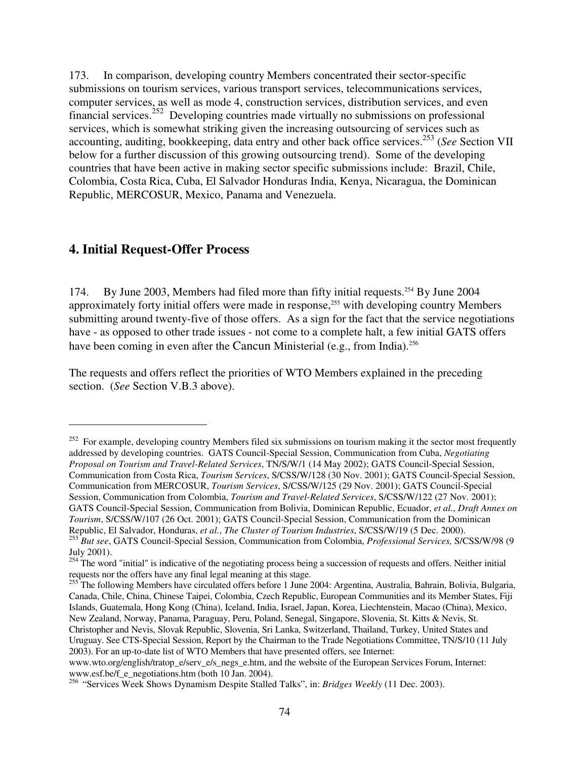173. In comparison, developing country Members concentrated their sector-specific submissions on tourism services, various transport services, telecommunications services, computer services, as well as mode 4, construction services, distribution services, and even financial services.[252] Developing countries made virtually no submissions on professional services, which is somewhat striking given the increasing outsourcing of services such as accounting, auditing, bookkeeping, data entry and other back office services.[253] (*See* Section VII below for a further discussion of this growing outsourcing trend). Some of the developing countries that have been active in making sector specific submissions include: Brazil, Chile, Colombia, Costa Rica, Cuba, El Salvador Honduras India, Kenya, Nicaragua, the Dominican Republic, MERCOSUR, Mexico, Panama and Venezuela.

## 4. Initial Request-Offer Process

174. By June 2003, Members had filed more than fifty initial requests.[254] By June 2004 approximately forty initial offers were made in response,[255] with developing country Members submitting around twenty-five of those offers. As a sign for the fact that the service negotiations have - as opposed to other trade issues - not come to a complete halt, a few initial GATS offers have been coming in even after the Cancun Ministerial (e.g., from India).[256]

The requests and offers reflect the priorities of WTO Members explained in the preceding section. (*See* Section V.B.3 above).

---

[252] For example, developing country Members filed six submissions on tourism making it the sector most frequently addressed by developing countries. GATS Council-Special Session, Communication from Cuba, *Negotiating Proposal on Tourism and Travel-Related Services*, TN/S/W/1 (14 May 2002); GATS Council-Special Session, Communication from Costa Rica, *Tourism Services*, S/CSS/W/128 (30 Nov. 2001); GATS Council-Special Session, Communication from MERCOSUR, *Tourism Services*, S/CSS/W/125 (29 Nov. 2001); GATS Council-Special Session, Communication from Colombia, *Tourism and Travel-Related Services*, S/CSS/W/122 (27 Nov. 2001); GATS Council-Special Session, Communication from Bolivia, Dominican Republic, Ecuador, *et al.*, *Draft Annex on Tourism*, S/CSS/W/107 (26 Oct. 2001); GATS Council-Special Session, Communication from the Dominican Republic, El Salvador, Honduras, *et al.*, *The Cluster of Tourism Industries*, S/CSS/W/19 (5 Dec. 2000).

[253] *But see*, GATS Council-Special Session, Communication from Colombia, *Professional Services,* S/CSS/W/98 (9 July 2001).

[254] The word "initial" is indicative of the negotiating process being a succession of requests and offers. Neither initial requests nor the offers have any final legal meaning at this stage.

[255] The following Members have circulated offers before 1 June 2004: Argentina, Australia, Bahrain, Bolivia, Bulgaria, Canada, Chile, China, Chinese Taipei, Colombia, Czech Republic, European Communities and its Member States, Fiji Islands, Guatemala, Hong Kong (China), Iceland, India, Israel, Japan, Korea, Liechtenstein, Macao (China), Mexico, New Zealand, Norway, Panama, Paraguay, Peru, Poland, Senegal, Singapore, Slovenia, St. Kitts & Nevis, St. Christopher and Nevis, Slovak Republic, Slovenia, Sri Lanka, Switzerland, Thailand, Turkey, United States and Uruguay. See CTS-Special Session, Report by the Chairman to the Trade Negotiations Committee, TN/S/10 (11 July 2003). For an up-to-date list of WTO Members that have presented offers, see Internet: www.wto.org/english/tratop_e/serv_e/s_negs_e.htm, and the website of the European Services Forum, Internet: www.esf.be/f_e_negotiations.htm (both 10 Jan. 2004).

[256] "Services Week Shows Dynamism Despite Stalled Talks", in: *Bridges Weekly* (11 Dec. 2003).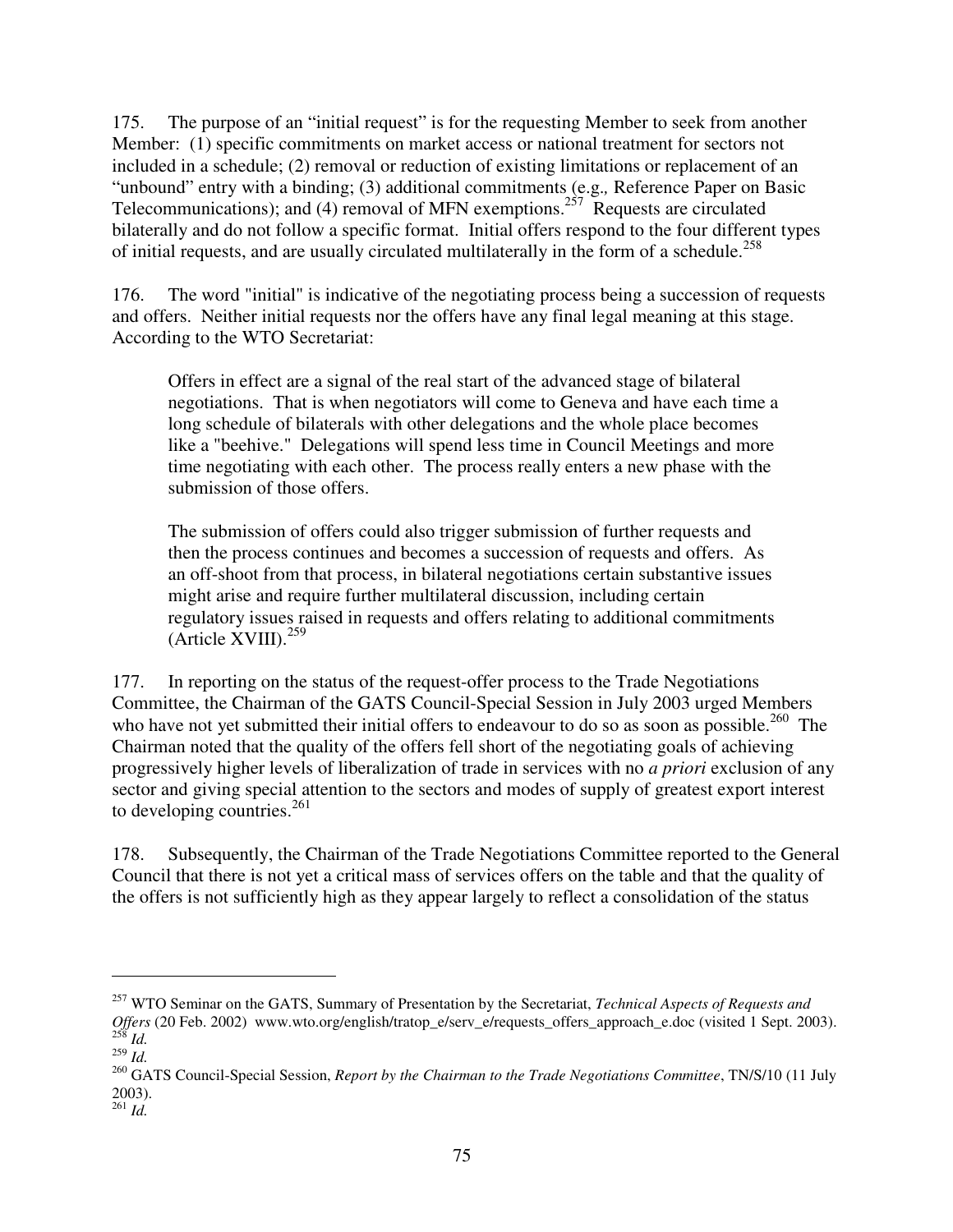175. The purpose of an "initial request" is for the requesting Member to seek from another Member: (1) specific commitments on market access or national treatment for sectors not included in a schedule; (2) removal or reduction of existing limitations or replacement of an "unbound" entry with a binding; (3) additional commitments (e.g., Reference Paper on Basic Telecommunications); and (4) removal of MFN exemptions.[257] Requests are circulated bilaterally and do not follow a specific format. Initial offers respond to the four different types of initial requests, and are usually circulated multilaterally in the form of a schedule.[258]

176. The word "initial" is indicative of the negotiating process being a succession of requests and offers. Neither initial requests nor the offers have any final legal meaning at this stage. According to the WTO Secretariat:

> Offers in effect are a signal of the real start of the advanced stage of bilateral negotiations. That is when negotiators will come to Geneva and have each time a long schedule of bilaterals with other delegations and the whole place becomes like a "beehive." Delegations will spend less time in Council Meetings and more time negotiating with each other. The process really enters a new phase with the submission of those offers.
>
> The submission of offers could also trigger submission of further requests and then the process continues and becomes a succession of requests and offers. As an off-shoot from that process, in bilateral negotiations certain substantive issues might arise and require further multilateral discussion, including certain regulatory issues raised in requests and offers relating to additional commitments (Article XVIII).[259]

177. In reporting on the status of the request-offer process to the Trade Negotiations Committee, the Chairman of the GATS Council-Special Session in July 2003 urged Members who have not yet submitted their initial offers to endeavour to do so as soon as possible.[260] The Chairman noted that the quality of the offers fell short of the negotiating goals of achieving progressively higher levels of liberalization of trade in services with no *a priori* exclusion of any sector and giving special attention to the sectors and modes of supply of greatest export interest to developing countries.[261]

178. Subsequently, the Chairman of the Trade Negotiations Committee reported to the General Council that there is not yet a critical mass of services offers on the table and that the quality of the offers is not sufficiently high as they appear largely to reflect a consolidation of the status

---

[257] WTO Seminar on the GATS, Summary of Presentation by the Secretariat, *Technical Aspects of Requests and Offers* (20 Feb. 2002) www.wto.org/english/tratop_e/serv_e/requests_offers_approach_e.doc (visited 1 Sept. 2003).

[258] *Id.*

[259] *Id.*

[260] GATS Council-Special Session, *Report by the Chairman to the Trade Negotiations Committee*, TN/S/10 (11 July 2003).

[261] *Id.*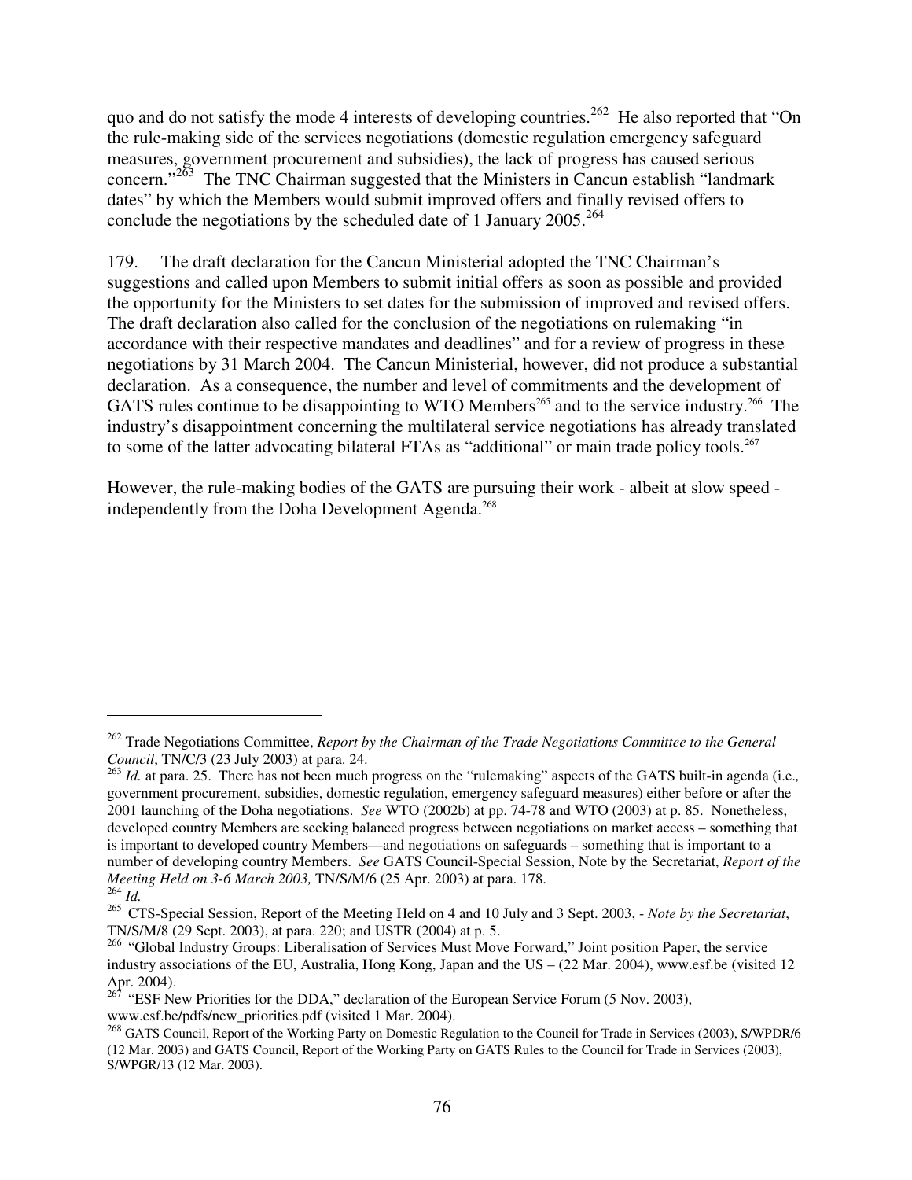quo and do not satisfy the mode 4 interests of developing countries.[262] He also reported that "On the rule-making side of the services negotiations (domestic regulation emergency safeguard measures, government procurement and subsidies), the lack of progress has caused serious concern."[263] The TNC Chairman suggested that the Ministers in Cancun establish "landmark dates" by which the Members would submit improved offers and finally revised offers to conclude the negotiations by the scheduled date of 1 January 2005.[264]

179. The draft declaration for the Cancun Ministerial adopted the TNC Chairman's suggestions and called upon Members to submit initial offers as soon as possible and provided the opportunity for the Ministers to set dates for the submission of improved and revised offers. The draft declaration also called for the conclusion of the negotiations on rulemaking "in accordance with their respective mandates and deadlines" and for a review of progress in these negotiations by 31 March 2004. The Cancun Ministerial, however, did not produce a substantial declaration. As a consequence, the number and level of commitments and the development of GATS rules continue to be disappointing to WTO Members[265] and to the service industry.[266] The industry's disappointment concerning the multilateral service negotiations has already translated to some of the latter advocating bilateral FTAs as "additional" or main trade policy tools.[267]

However, the rule-making bodies of the GATS are pursuing their work - albeit at slow speed - independently from the Doha Development Agenda.[268]

---

[262] Trade Negotiations Committee, *Report by the Chairman of the Trade Negotiations Committee to the General Council*, TN/C/3 (23 July 2003) at para. 24.

[263] *Id.* at para. 25. There has not been much progress on the "rulemaking" aspects of the GATS built-in agenda (i.e., government procurement, subsidies, domestic regulation, emergency safeguard measures) either before or after the 2001 launching of the Doha negotiations. *See* WTO (2002b) at pp. 74-78 and WTO (2003) at p. 85. Nonetheless, developed country Members are seeking balanced progress between negotiations on market access – something that is important to developed country Members—and negotiations on safeguards – something that is important to a number of developing country Members. *See* GATS Council-Special Session, Note by the Secretariat, *Report of the Meeting Held on 3-6 March 2003,* TN/S/M/6 (25 Apr. 2003) at para. 178.

[264] *Id.*

[265] CTS-Special Session, Report of the Meeting Held on 4 and 10 July and 3 Sept. 2003, - *Note by the Secretariat*, TN/S/M/8 (29 Sept. 2003), at para. 220; and USTR (2004) at p. 5.

[266] "Global Industry Groups: Liberalisation of Services Must Move Forward," Joint position Paper, the service industry associations of the EU, Australia, Hong Kong, Japan and the US – (22 Mar. 2004), www.esf.be (visited 12 Apr. 2004).

[267] "ESF New Priorities for the DDA," declaration of the European Service Forum (5 Nov. 2003), www.esf.be/pdfs/new_priorities.pdf (visited 1 Mar. 2004).

[268] GATS Council, Report of the Working Party on Domestic Regulation to the Council for Trade in Services (2003), S/WPDR/6 (12 Mar. 2003) and GATS Council, Report of the Working Party on GATS Rules to the Council for Trade in Services (2003), S/WPGR/13 (12 Mar. 2003).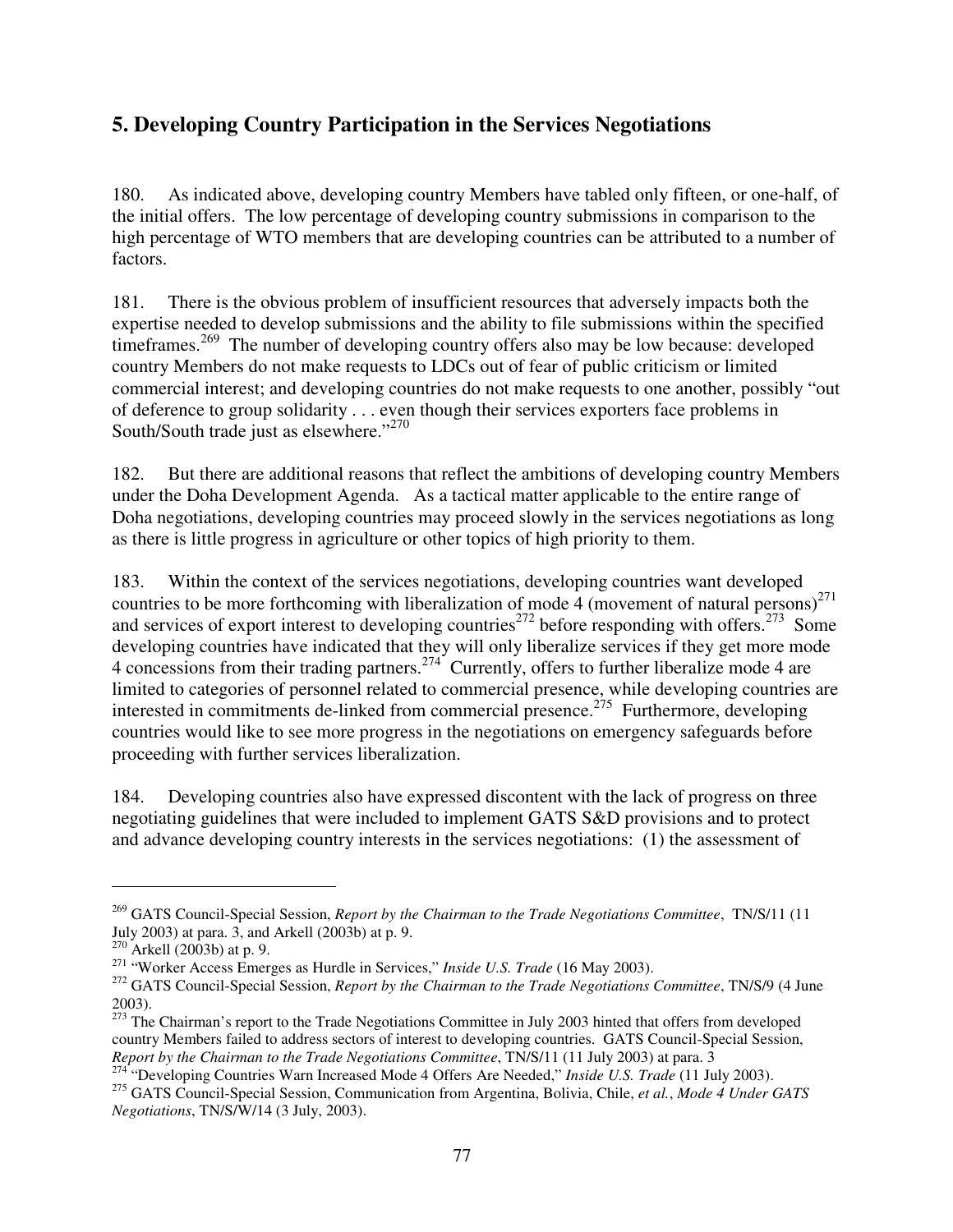## 5. Developing Country Participation in the Services Negotiations

180. As indicated above, developing country Members have tabled only fifteen, or one-half, of the initial offers. The low percentage of developing country submissions in comparison to the high percentage of WTO members that are developing countries can be attributed to a number of factors.

181. There is the obvious problem of insufficient resources that adversely impacts both the expertise needed to develop submissions and the ability to file submissions within the specified timeframes.[269] The number of developing country offers also may be low because: developed country Members do not make requests to LDCs out of fear of public criticism or limited commercial interest; and developing countries do not make requests to one another, possibly "out of deference to group solidarity . . . even though their services exporters face problems in South/South trade just as elsewhere."[270]

182. But there are additional reasons that reflect the ambitions of developing country Members under the Doha Development Agenda. As a tactical matter applicable to the entire range of Doha negotiations, developing countries may proceed slowly in the services negotiations as long as there is little progress in agriculture or other topics of high priority to them.

183. Within the context of the services negotiations, developing countries want developed countries to be more forthcoming with liberalization of mode 4 (movement of natural persons)[271] and services of export interest to developing countries[272] before responding with offers.[273] Some developing countries have indicated that they will only liberalize services if they get more mode 4 concessions from their trading partners.[274] Currently, offers to further liberalize mode 4 are limited to categories of personnel related to commercial presence, while developing countries are interested in commitments de-linked from commercial presence.[275] Furthermore, developing countries would like to see more progress in the negotiations on emergency safeguards before proceeding with further services liberalization.

184. Developing countries also have expressed discontent with the lack of progress on three negotiating guidelines that were included to implement GATS S&D provisions and to protect and advance developing country interests in the services negotiations: (1) the assessment of

---

[269] GATS Council-Special Session, *Report by the Chairman to the Trade Negotiations Committee*, TN/S/11 (11 July 2003) at para. 3, and Arkell (2003b) at p. 9.

[270] Arkell (2003b) at p. 9.

[271] "Worker Access Emerges as Hurdle in Services," *Inside U.S. Trade* (16 May 2003).

[272] GATS Council-Special Session, *Report by the Chairman to the Trade Negotiations Committee*, TN/S/9 (4 June 2003).

[273] The Chairman's report to the Trade Negotiations Committee in July 2003 hinted that offers from developed country Members failed to address sectors of interest to developing countries. GATS Council-Special Session, *Report by the Chairman to the Trade Negotiations Committee*, TN/S/11 (11 July 2003) at para. 3

[274] "Developing Countries Warn Increased Mode 4 Offers Are Needed," *Inside U.S. Trade* (11 July 2003).

[275] GATS Council-Special Session, Communication from Argentina, Bolivia, Chile, *et al.*, *Mode 4 Under GATS Negotiations*, TN/S/W/14 (3 July, 2003).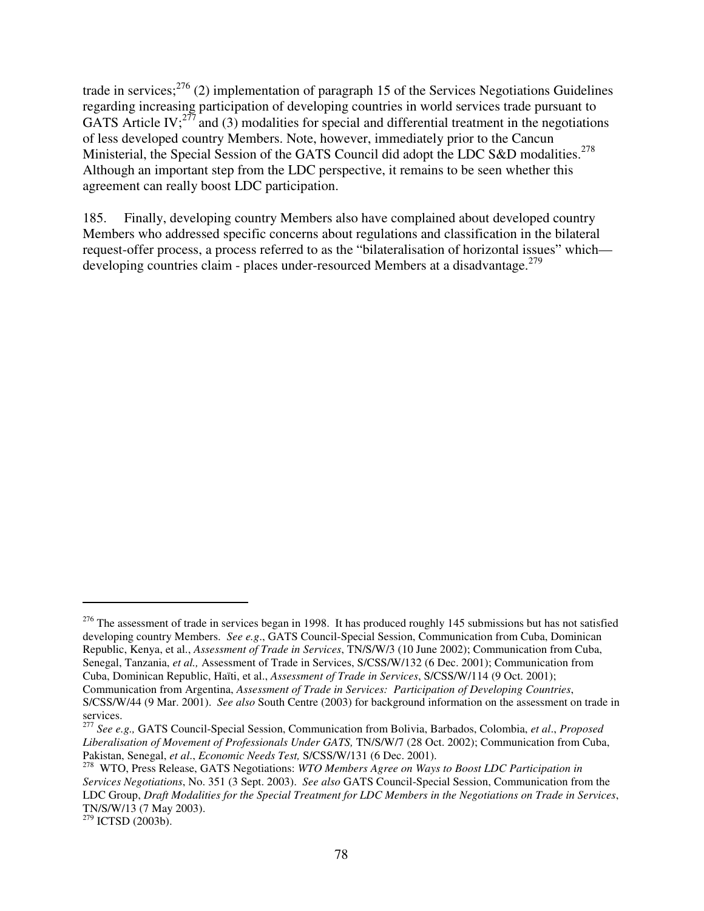trade in services;[276] (2) implementation of paragraph 15 of the Services Negotiations Guidelines regarding increasing participation of developing countries in world services trade pursuant to GATS Article IV;[277] and (3) modalities for special and differential treatment in the negotiations of less developed country Members. Note, however, immediately prior to the Cancun Ministerial, the Special Session of the GATS Council did adopt the LDC S&D modalities.[278] Although an important step from the LDC perspective, it remains to be seen whether this agreement can really boost LDC participation.

185. Finally, developing country Members also have complained about developed country Members who addressed specific concerns about regulations and classification in the bilateral request-offer process, a process referred to as the "bilateralisation of horizontal issues" which—developing countries claim - places under-resourced Members at a disadvantage.[279]

---

[276] The assessment of trade in services began in 1998. It has produced roughly 145 submissions but has not satisfied developing country Members. *See e.g*., GATS Council-Special Session, Communication from Cuba, Dominican Republic, Kenya, et al., *Assessment of Trade in Services*, TN/S/W/3 (10 June 2002); Communication from Cuba, Senegal, Tanzania, *et al.,* Assessment of Trade in Services, S/CSS/W/132 (6 Dec. 2001); Communication from Cuba, Dominican Republic, Haïti, et al., *Assessment of Trade in Services*, S/CSS/W/114 (9 Oct. 2001); Communication from Argentina, *Assessment of Trade in Services: Participation of Developing Countries*, S/CSS/W/44 (9 Mar. 2001). *See also* South Centre (2003) for background information on the assessment on trade in services.

[277] *See e.g.,* GATS Council-Special Session, Communication from Bolivia, Barbados, Colombia, *et al*., *Proposed Liberalisation of Movement of Professionals Under GATS,* TN/S/W/7 (28 Oct. 2002); Communication from Cuba, Pakistan, Senegal, *et al*., *Economic Needs Test,* S/CSS/W/131 (6 Dec. 2001).

[278] WTO, Press Release, GATS Negotiations: *WTO Members Agree on Ways to Boost LDC Participation in Services Negotiations*, No. 351 (3 Sept. 2003). *See also* GATS Council-Special Session, Communication from the LDC Group, *Draft Modalities for the Special Treatment for LDC Members in the Negotiations on Trade in Services*, TN/S/W/13 (7 May 2003).

[279] ICTSD (2003b).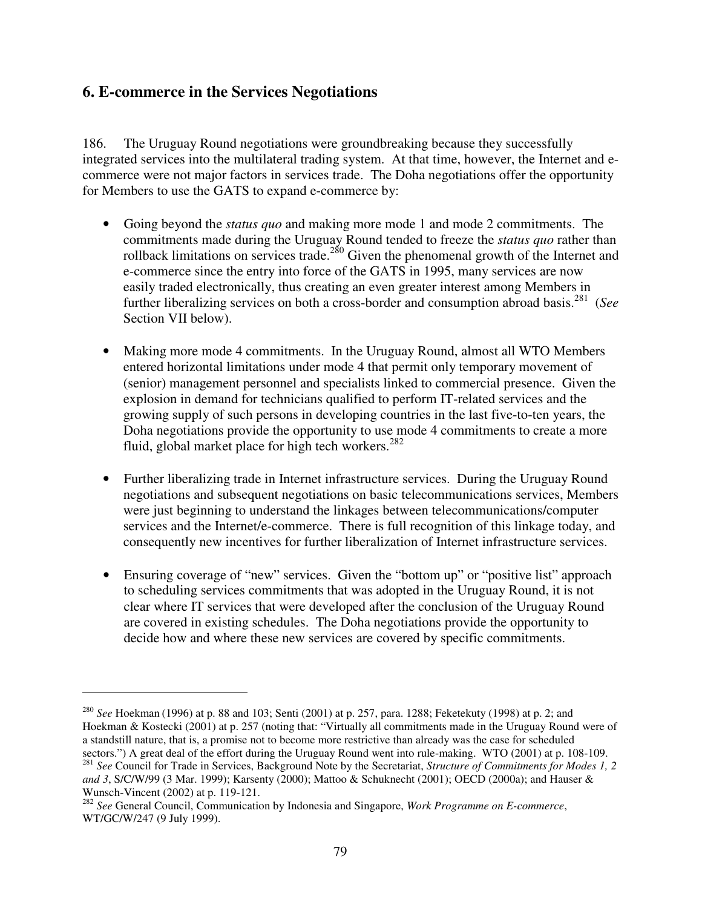## 6. E-commerce in the Services Negotiations

186. The Uruguay Round negotiations were groundbreaking because they successfully integrated services into the multilateral trading system. At that time, however, the Internet and e-commerce were not major factors in services trade. The Doha negotiations offer the opportunity for Members to use the GATS to expand e-commerce by:

- Going beyond the *status quo* and making more mode 1 and mode 2 commitments. The commitments made during the Uruguay Round tended to freeze the *status quo* rather than rollback limitations on services trade.[280] Given the phenomenal growth of the Internet and e-commerce since the entry into force of the GATS in 1995, many services are now easily traded electronically, thus creating an even greater interest among Members in further liberalizing services on both a cross-border and consumption abroad basis.[281] (*See* Section VII below).

- Making more mode 4 commitments. In the Uruguay Round, almost all WTO Members entered horizontal limitations under mode 4 that permit only temporary movement of (senior) management personnel and specialists linked to commercial presence. Given the explosion in demand for technicians qualified to perform IT-related services and the growing supply of such persons in developing countries in the last five-to-ten years, the Doha negotiations provide the opportunity to use mode 4 commitments to create a more fluid, global market place for high tech workers.[282]

- Further liberalizing trade in Internet infrastructure services. During the Uruguay Round negotiations and subsequent negotiations on basic telecommunications services, Members were just beginning to understand the linkages between telecommunications/computer services and the Internet/e-commerce. There is full recognition of this linkage today, and consequently new incentives for further liberalization of Internet infrastructure services.

- Ensuring coverage of "new" services. Given the "bottom up" or "positive list" approach to scheduling services commitments that was adopted in the Uruguay Round, it is not clear where IT services that were developed after the conclusion of the Uruguay Round are covered in existing schedules. The Doha negotiations provide the opportunity to decide how and where these new services are covered by specific commitments.

---

[280] *See* Hoekman (1996) at p. 88 and 103; Senti (2001) at p. 257, para. 1288; Feketekuty (1998) at p. 2; and Hoekman & Kostecki (2001) at p. 257 (noting that: "Virtually all commitments made in the Uruguay Round were of a standstill nature, that is, a promise not to become more restrictive than already was the case for scheduled sectors.") A great deal of the effort during the Uruguay Round went into rule-making. WTO (2001) at p. 108-109.

[281] *See* Council for Trade in Services, Background Note by the Secretariat, *Structure of Commitments for Modes 1, 2 and 3*, S/C/W/99 (3 Mar. 1999); Karsenty (2000); Mattoo & Schuknecht (2001); OECD (2000a); and Hauser & Wunsch-Vincent (2002) at p. 119-121.

[282] *See* General Council, Communication by Indonesia and Singapore, *Work Programme on E-commerce*, WT/GC/W/247 (9 July 1999).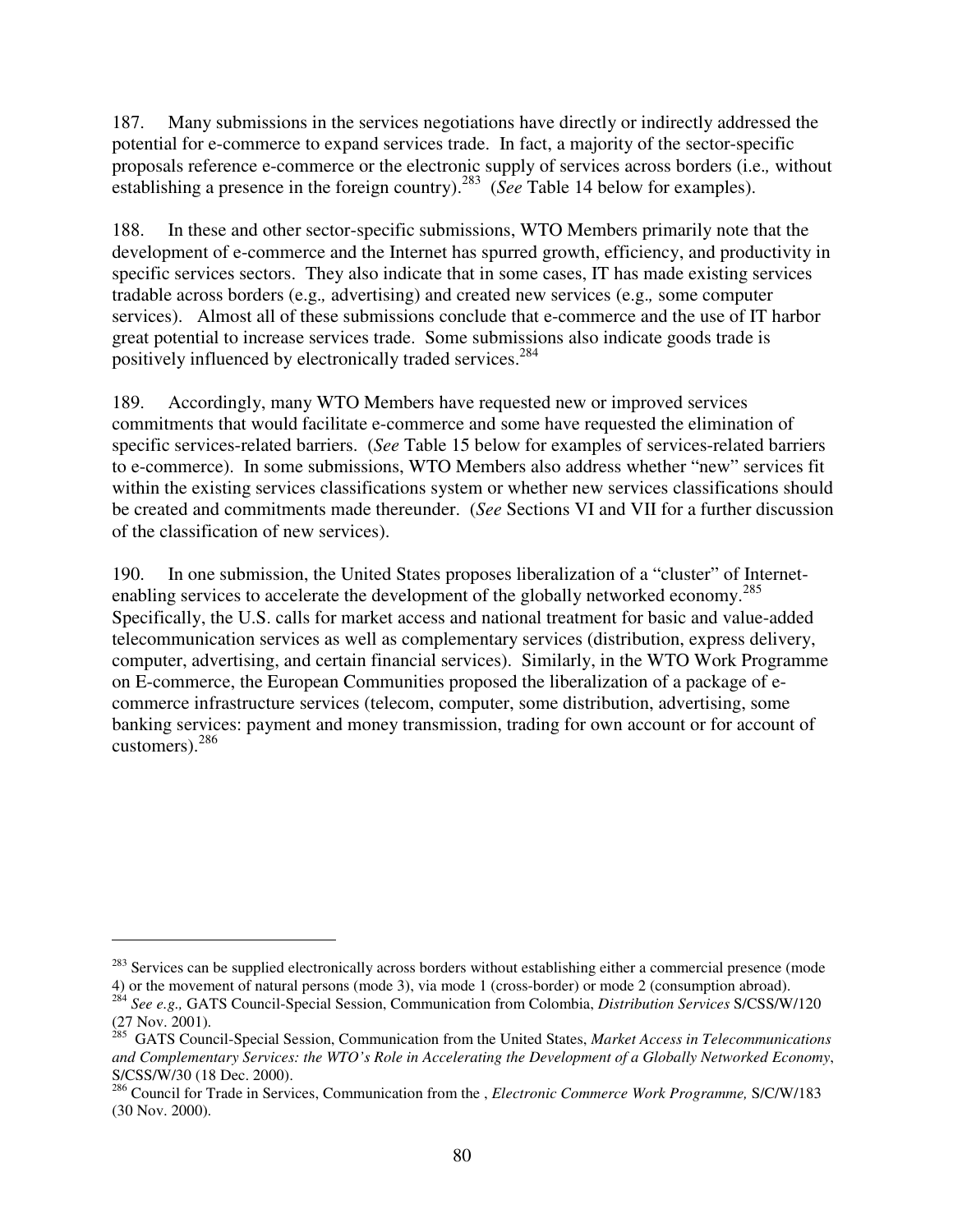187. Many submissions in the services negotiations have directly or indirectly addressed the potential for e-commerce to expand services trade. In fact, a majority of the sector-specific proposals reference e-commerce or the electronic supply of services across borders (i.e., without establishing a presence in the foreign country).[283] (*See* Table 14 below for examples).

188. In these and other sector-specific submissions, WTO Members primarily note that the development of e-commerce and the Internet has spurred growth, efficiency, and productivity in specific services sectors. They also indicate that in some cases, IT has made existing services tradable across borders (e.g., advertising) and created new services (e.g., some computer services). Almost all of these submissions conclude that e-commerce and the use of IT harbor great potential to increase services trade. Some submissions also indicate goods trade is positively influenced by electronically traded services.[284]

189. Accordingly, many WTO Members have requested new or improved services commitments that would facilitate e-commerce and some have requested the elimination of specific services-related barriers. (*See* Table 15 below for examples of services-related barriers to e-commerce). In some submissions, WTO Members also address whether "new" services fit within the existing services classifications system or whether new services classifications should be created and commitments made thereunder. (*See* Sections VI and VII for a further discussion of the classification of new services).

190. In one submission, the United States proposes liberalization of a "cluster" of Internet-enabling services to accelerate the development of the globally networked economy.[285] Specifically, the U.S. calls for market access and national treatment for basic and value-added telecommunication services as well as complementary services (distribution, express delivery, computer, advertising, and certain financial services). Similarly, in the WTO Work Programme on E-commerce, the European Communities proposed the liberalization of a package of e-commerce infrastructure services (telecom, computer, some distribution, advertising, some banking services: payment and money transmission, trading for own account or for account of customers).[286]

---

[283] Services can be supplied electronically across borders without establishing either a commercial presence (mode 4) or the movement of natural persons (mode 3), via mode 1 (cross-border) or mode 2 (consumption abroad).

[284] *See e.g.,* GATS Council-Special Session, Communication from Colombia, *Distribution Services* S/CSS/W/120 (27 Nov. 2001).

[285] GATS Council-Special Session, Communication from the United States, *Market Access in Telecommunications and Complementary Services: the WTO's Role in Accelerating the Development of a Globally Networked Economy*, S/CSS/W/30 (18 Dec. 2000).

[286] Council for Trade in Services, Communication from the , *Electronic Commerce Work Programme,* S/C/W/183 (30 Nov. 2000).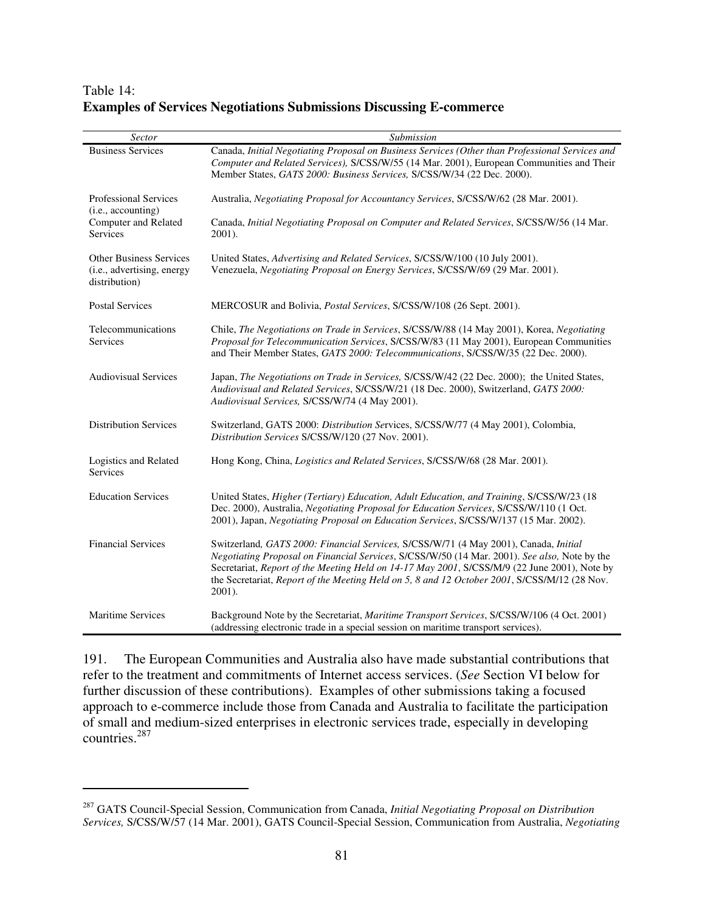Table 14:
**Examples of Services Negotiations Submissions Discussing E-commerce**

| *Sector* | *Submission* |
|---|---|
| Business Services | Canada, *Initial Negotiating Proposal on Business Services (Other than Professional Services and Computer and Related Services),* S/CSS/W/55 (14 Mar. 2001), European Communities and Their Member States, *GATS 2000: Business Services,* S/CSS/W/34 (22 Dec. 2000). |
| Professional Services (i.e., accounting) | Australia, *Negotiating Proposal for Accountancy Services*, S/CSS/W/62 (28 Mar. 2001). |
| Computer and Related Services | Canada, *Initial Negotiating Proposal on Computer and Related Services*, S/CSS/W/56 (14 Mar. 2001). |
| Other Business Services (i.e., advertising, energy distribution) | United States, *Advertising and Related Services*, S/CSS/W/100 (10 July 2001). Venezuela, *Negotiating Proposal on Energy Services*, S/CSS/W/69 (29 Mar. 2001). |
| Postal Services | MERCOSUR and Bolivia, *Postal Services*, S/CSS/W/108 (26 Sept. 2001). |
| Telecommunications Services | Chile, *The Negotiations on Trade in Services*, S/CSS/W/88 (14 May 2001), Korea, *Negotiating Proposal for Telecommunication Services*, S/CSS/W/83 (11 May 2001), European Communities and Their Member States, *GATS 2000: Telecommunications*, S/CSS/W/35 (22 Dec. 2000). |
| Audiovisual Services | Japan, *The Negotiations on Trade in Services,* S/CSS/W/42 (22 Dec. 2000); the United States, *Audiovisual and Related Services*, S/CSS/W/21 (18 Dec. 2000), Switzerland, *GATS 2000: Audiovisual Services,* S/CSS/W/74 (4 May 2001). |
| Distribution Services | Switzerland, GATS 2000: *Distribution Services*, S/CSS/W/77 (4 May 2001), Colombia, *Distribution Services* S/CSS/W/120 (27 Nov. 2001). |
| Logistics and Related Services | Hong Kong, China, *Logistics and Related Services*, S/CSS/W/68 (28 Mar. 2001). |
| Education Services | United States, *Higher (Tertiary) Education, Adult Education, and Training*, S/CSS/W/23 (18 Dec. 2000), Australia, *Negotiating Proposal for Education Services*, S/CSS/W/110 (1 Oct. 2001), Japan, *Negotiating Proposal on Education Services*, S/CSS/W/137 (15 Mar. 2002). |
| Financial Services | Switzerland*, GATS 2000: Financial Services,* S/CSS/W/71 (4 May 2001), Canada, *Initial Negotiating Proposal on Financial Services*, S/CSS/W/50 (14 Mar. 2001). *See also,* Note by the Secretariat, *Report of the Meeting Held on 14-17 May 2001*, S/CSS/M/9 (22 June 2001), Note by the Secretariat, *Report of the Meeting Held on 5, 8 and 12 October 2001*, S/CSS/M/12 (28 Nov. 2001). |
| Maritime Services | Background Note by the Secretariat, *Maritime Transport Services*, S/CSS/W/106 (4 Oct. 2001) (addressing electronic trade in a special session on maritime transport services). |

191. The European Communities and Australia also have made substantial contributions that refer to the treatment and commitments of Internet access services. (*See* Section VI below for further discussion of these contributions). Examples of other submissions taking a focused approach to e-commerce include those from Canada and Australia to facilitate the participation of small and medium-sized enterprises in electronic services trade, especially in developing countries.[287]

[287] GATS Council-Special Session, Communication from Canada, *Initial Negotiating Proposal on Distribution Services,* S/CSS/W/57 (14 Mar. 2001), GATS Council-Special Session, Communication from Australia, *Negotiating*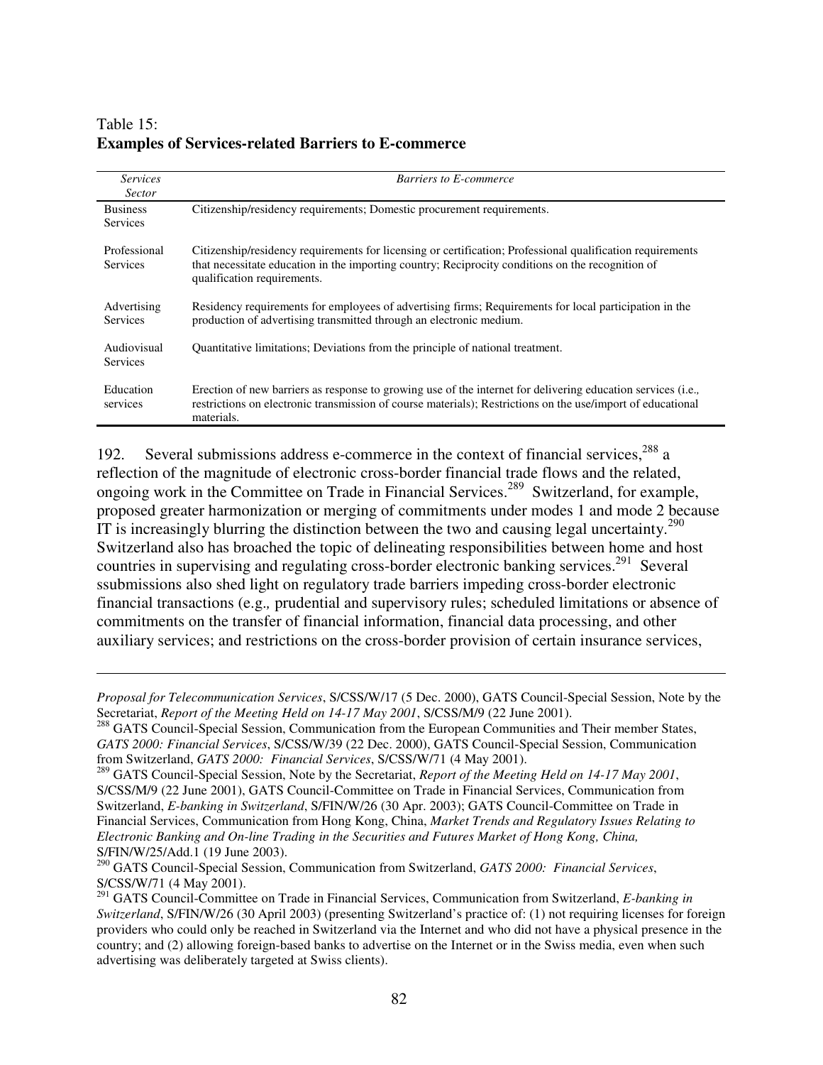Table 15:
**Examples of Services-related Barriers to E-commerce**

| *Services Sector* | *Barriers to E-commerce* |
|---|---|
| Business Services | Citizenship/residency requirements; Domestic procurement requirements. |
| Professional Services | Citizenship/residency requirements for licensing or certification; Professional qualification requirements that necessitate education in the importing country; Reciprocity conditions on the recognition of qualification requirements. |
| Advertising Services | Residency requirements for employees of advertising firms; Requirements for local participation in the production of advertising transmitted through an electronic medium. |
| Audiovisual Services | Quantitative limitations; Deviations from the principle of national treatment. |
| Education services | Erection of new barriers as response to growing use of the internet for delivering education services (i.e., restrictions on electronic transmission of course materials); Restrictions on the use/import of educational materials. |

192. Several submissions address e-commerce in the context of financial services,[288] a reflection of the magnitude of electronic cross-border financial trade flows and the related, ongoing work in the Committee on Trade in Financial Services.[289] Switzerland, for example, proposed greater harmonization or merging of commitments under modes 1 and mode 2 because IT is increasingly blurring the distinction between the two and causing legal uncertainty.[290] Switzerland also has broached the topic of delineating responsibilities between home and host countries in supervising and regulating cross-border electronic banking services.[291] Several ssubmissions also shed light on regulatory trade barriers impeding cross-border electronic financial transactions (e.g., prudential and supervisory rules; scheduled limitations or absence of commitments on the transfer of financial information, financial data processing, and other auxiliary services; and restrictions on the cross-border provision of certain insurance services,

---

*Proposal for Telecommunication Services*, S/CSS/W/17 (5 Dec. 2000), GATS Council-Special Session, Note by the Secretariat, *Report of the Meeting Held on 14-17 May 2001*, S/CSS/M/9 (22 June 2001).

[288] GATS Council-Special Session, Communication from the European Communities and Their member States, *GATS 2000: Financial Services*, S/CSS/W/39 (22 Dec. 2000), GATS Council-Special Session, Communication from Switzerland, *GATS 2000: Financial Services*, S/CSS/W/71 (4 May 2001).

[289] GATS Council-Special Session, Note by the Secretariat, *Report of the Meeting Held on 14-17 May 2001*, S/CSS/M/9 (22 June 2001), GATS Council-Committee on Trade in Financial Services, Communication from Switzerland, *E-banking in Switzerland*, S/FIN/W/26 (30 Apr. 2003); GATS Council-Committee on Trade in Financial Services, Communication from Hong Kong, China, *Market Trends and Regulatory Issues Relating to Electronic Banking and On-line Trading in the Securities and Futures Market of Hong Kong, China,* S/FIN/W/25/Add.1 (19 June 2003).

[290] GATS Council-Special Session, Communication from Switzerland, *GATS 2000: Financial Services*, S/CSS/W/71 (4 May 2001).

[291] GATS Council-Committee on Trade in Financial Services, Communication from Switzerland, *E-banking in Switzerland*, S/FIN/W/26 (30 April 2003) (presenting Switzerland's practice of: (1) not requiring licenses for foreign providers who could only be reached in Switzerland via the Internet and who did not have a physical presence in the country; and (2) allowing foreign-based banks to advertise on the Internet or in the Swiss media, even when such advertising was deliberately targeted at Swiss clients).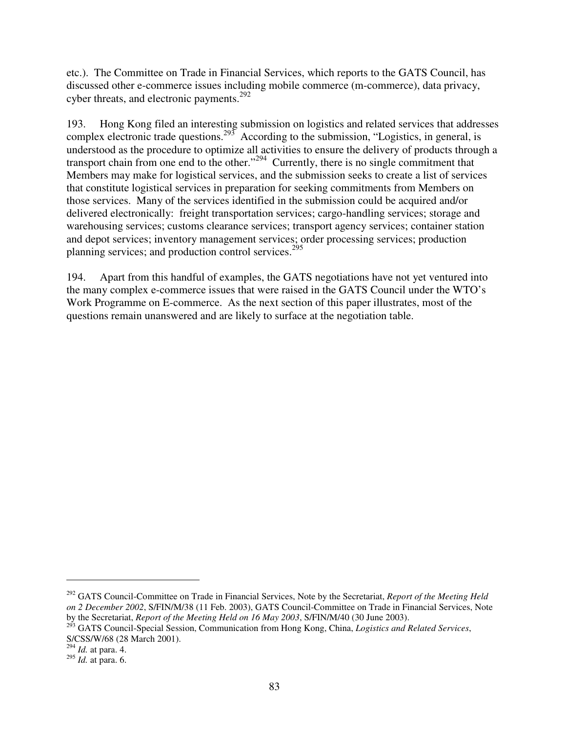etc.). The Committee on Trade in Financial Services, which reports to the GATS Council, has discussed other e-commerce issues including mobile commerce (m-commerce), data privacy, cyber threats, and electronic payments.[292]

193. Hong Kong filed an interesting submission on logistics and related services that addresses complex electronic trade questions.[293] According to the submission, "Logistics, in general, is understood as the procedure to optimize all activities to ensure the delivery of products through a transport chain from one end to the other."[294] Currently, there is no single commitment that Members may make for logistical services, and the submission seeks to create a list of services that constitute logistical services in preparation for seeking commitments from Members on those services. Many of the services identified in the submission could be acquired and/or delivered electronically: freight transportation services; cargo-handling services; storage and warehousing services; customs clearance services; transport agency services; container station and depot services; inventory management services; order processing services; production planning services; and production control services.[295]

194. Apart from this handful of examples, the GATS negotiations have not yet ventured into the many complex e-commerce issues that were raised in the GATS Council under the WTO's Work Programme on E-commerce. As the next section of this paper illustrates, most of the questions remain unanswered and are likely to surface at the negotiation table.

---

[292] GATS Council-Committee on Trade in Financial Services, Note by the Secretariat, *Report of the Meeting Held on 2 December 2002*, S/FIN/M/38 (11 Feb. 2003), GATS Council-Committee on Trade in Financial Services, Note by the Secretariat, *Report of the Meeting Held on 16 May 2003*, S/FIN/M/40 (30 June 2003).

[293] GATS Council-Special Session, Communication from Hong Kong, China, *Logistics and Related Services*, S/CSS/W/68 (28 March 2001).

[294] *Id.* at para. 4.

[295] *Id.* at para. 6.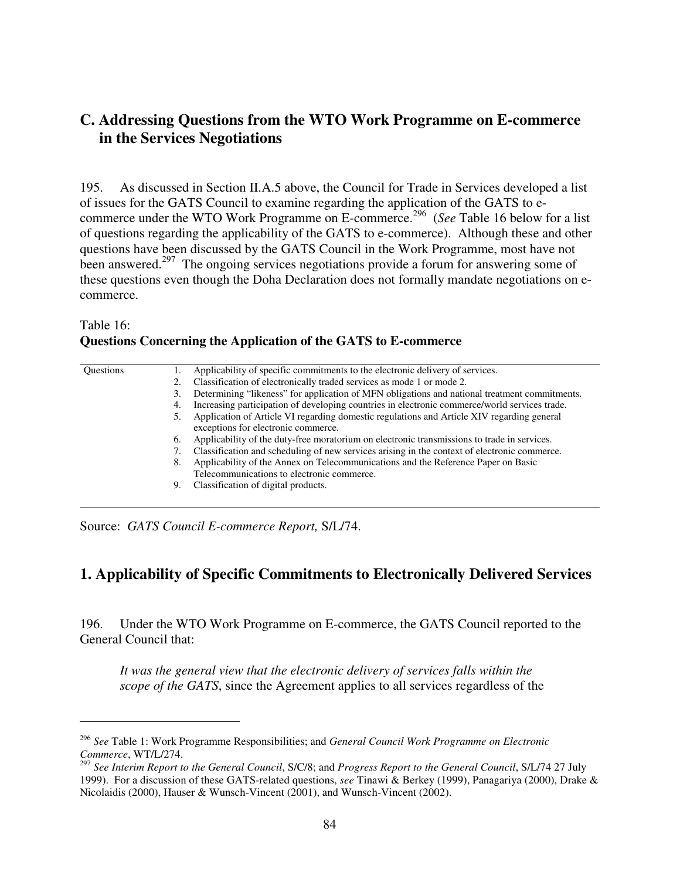## C. Addressing Questions from the WTO Work Programme on E-commerce in the Services Negotiations

195. As discussed in Section II.A.5 above, the Council for Trade in Services developed a list of issues for the GATS Council to examine regarding the application of the GATS to e-commerce under the WTO Work Programme on E-commerce.[296] (*See* Table 16 below for a list of questions regarding the applicability of the GATS to e-commerce). Although these and other questions have been discussed by the GATS Council in the Work Programme, most have not been answered.[297] The ongoing services negotiations provide a forum for answering some of these questions even though the Doha Declaration does not formally mandate negotiations on e-commerce.

Table 16:
**Questions Concerning the Application of the GATS to E-commerce**

| | |
|---|---|
| Questions | 1. Applicability of specific commitments to the electronic delivery of services.<br>2. Classification of electronically traded services as mode 1 or mode 2.<br>3. Determining "likeness" for application of MFN obligations and national treatment commitments.<br>4. Increasing participation of developing countries in electronic commerce/world services trade.<br>5. Application of Article VI regarding domestic regulations and Article XIV regarding general exceptions for electronic commerce.<br>6. Applicability of the duty-free moratorium on electronic transmissions to trade in services.<br>7. Classification and scheduling of new services arising in the context of electronic commerce.<br>8. Applicability of the Annex on Telecommunications and the Reference Paper on Basic Telecommunications to electronic commerce.<br>9. Classification of digital products. |

Source: *GATS Council E-commerce Report,* S/L/74.

## 1. Applicability of Specific Commitments to Electronically Delivered Services

196. Under the WTO Work Programme on E-commerce, the GATS Council reported to the General Council that:

> *It was the general view that the electronic delivery of services falls within the scope of the GATS*, since the Agreement applies to all services regardless of the

[296] *See* Table 1: Work Programme Responsibilities; and *General Council Work Programme on Electronic Commerce*, WT/L/274.

[297] *See Interim Report to the General Council*, S/C/8; and *Progress Report to the General Council*, S/L/74 27 July 1999). For a discussion of these GATS-related questions, *see* Tinawi & Berkey (1999), Panagariya (2000), Drake & Nicolaidis (2000), Hauser & Wunsch-Vincent (2001), and Wunsch-Vincent (2002).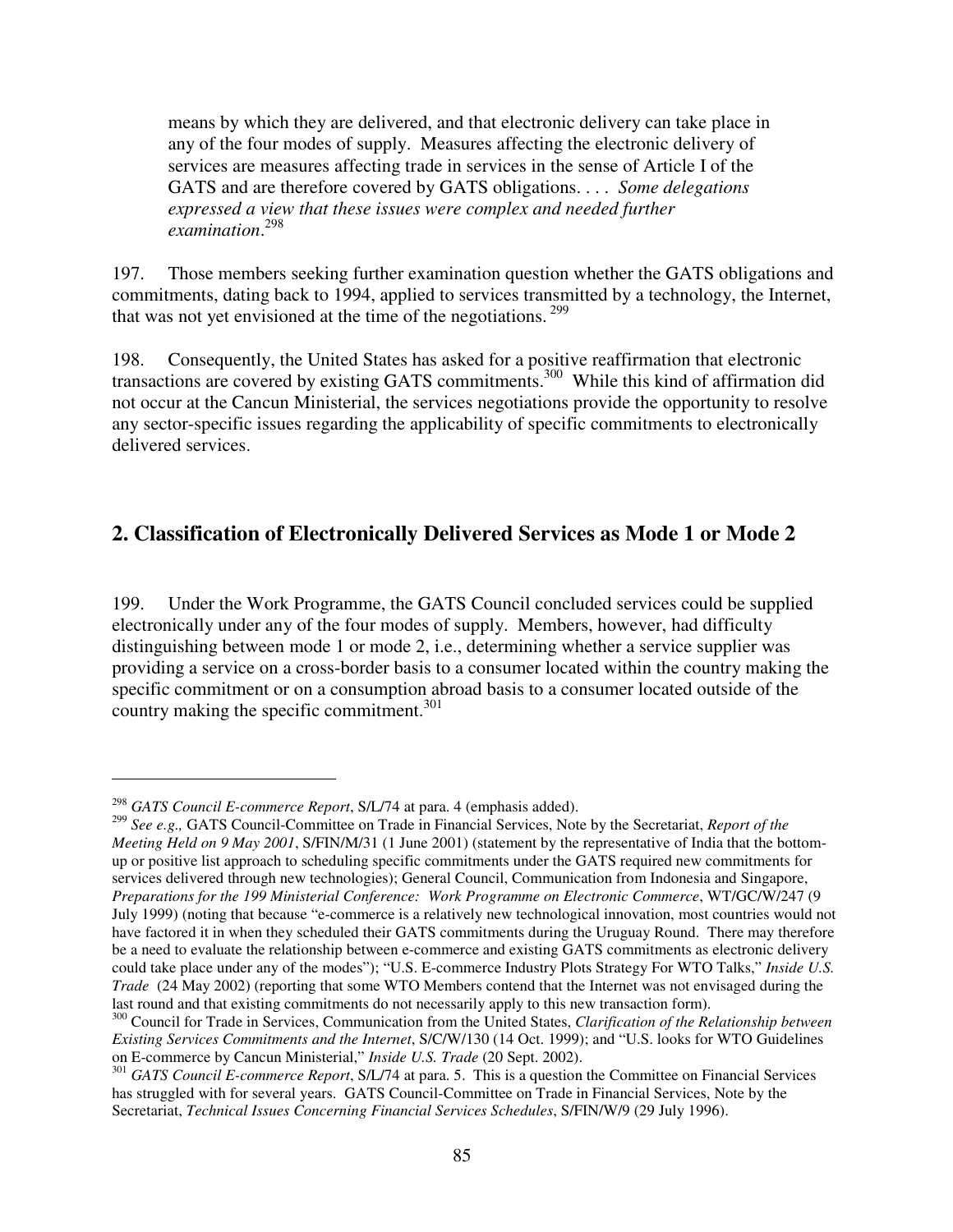> means by which they are delivered, and that electronic delivery can take place in any of the four modes of supply. Measures affecting the electronic delivery of services are measures affecting trade in services in the sense of Article I of the GATS and are therefore covered by GATS obligations. . . . *Some delegations expressed a view that these issues were complex and needed further examination*.[298]

197. Those members seeking further examination question whether the GATS obligations and commitments, dating back to 1994, applied to services transmitted by a technology, the Internet, that was not yet envisioned at the time of the negotiations.[299]

198. Consequently, the United States has asked for a positive reaffirmation that electronic transactions are covered by existing GATS commitments.[300] While this kind of affirmation did not occur at the Cancun Ministerial, the services negotiations provide the opportunity to resolve any sector-specific issues regarding the applicability of specific commitments to electronically delivered services.

## 2. Classification of Electronically Delivered Services as Mode 1 or Mode 2

199. Under the Work Programme, the GATS Council concluded services could be supplied electronically under any of the four modes of supply. Members, however, had difficulty distinguishing between mode 1 or mode 2, i.e., determining whether a service supplier was providing a service on a cross-border basis to a consumer located within the country making the specific commitment or on a consumption abroad basis to a consumer located outside of the country making the specific commitment.[301]

---

[298] *GATS Council E-commerce Report*, S/L/74 at para. 4 (emphasis added).

[299] *See e.g.,* GATS Council-Committee on Trade in Financial Services, Note by the Secretariat, *Report of the Meeting Held on 9 May 2001*, S/FIN/M/31 (1 June 2001) (statement by the representative of India that the bottom-up or positive list approach to scheduling specific commitments under the GATS required new commitments for services delivered through new technologies); General Council, Communication from Indonesia and Singapore, *Preparations for the 199 Ministerial Conference: Work Programme on Electronic Commerce*, WT/GC/W/247 (9 July 1999) (noting that because "e-commerce is a relatively new technological innovation, most countries would not have factored it in when they scheduled their GATS commitments during the Uruguay Round. There may therefore be a need to evaluate the relationship between e-commerce and existing GATS commitments as electronic delivery could take place under any of the modes"); "U.S. E-commerce Industry Plots Strategy For WTO Talks," *Inside U.S. Trade* (24 May 2002) (reporting that some WTO Members contend that the Internet was not envisaged during the last round and that existing commitments do not necessarily apply to this new transaction form).

[300] Council for Trade in Services, Communication from the United States, *Clarification of the Relationship between Existing Services Commitments and the Internet*, S/C/W/130 (14 Oct. 1999); and "U.S. looks for WTO Guidelines on E-commerce by Cancun Ministerial," *Inside U.S. Trade* (20 Sept. 2002).

[301] *GATS Council E-commerce Report*, S/L/74 at para. 5. This is a question the Committee on Financial Services has struggled with for several years. GATS Council-Committee on Trade in Financial Services, Note by the Secretariat, *Technical Issues Concerning Financial Services Schedules*, S/FIN/W/9 (29 July 1996).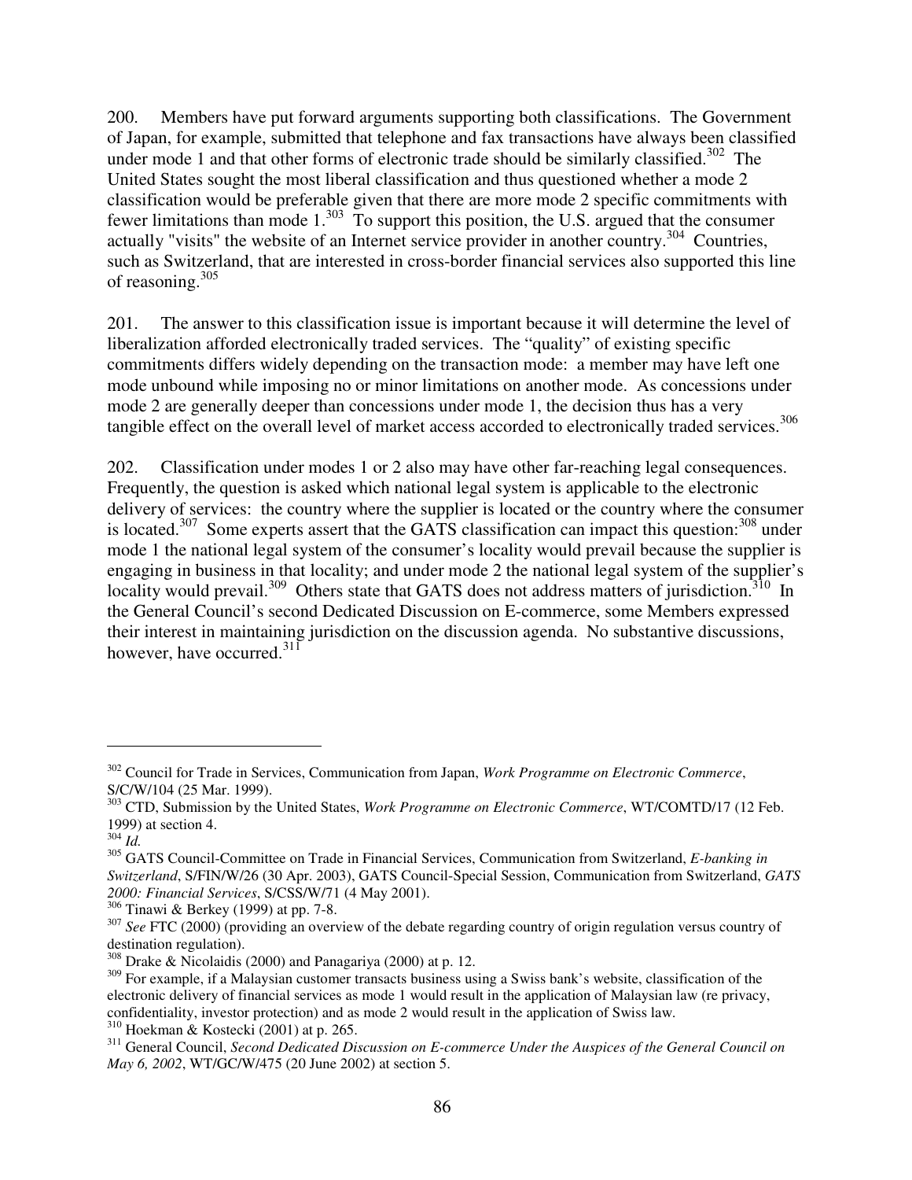200. Members have put forward arguments supporting both classifications. The Government of Japan, for example, submitted that telephone and fax transactions have always been classified under mode 1 and that other forms of electronic trade should be similarly classified.[302] The United States sought the most liberal classification and thus questioned whether a mode 2 classification would be preferable given that there are more mode 2 specific commitments with fewer limitations than mode 1.[303] To support this position, the U.S. argued that the consumer actually "visits" the website of an Internet service provider in another country.[304] Countries, such as Switzerland, that are interested in cross-border financial services also supported this line of reasoning.[305]

201. The answer to this classification issue is important because it will determine the level of liberalization afforded electronically traded services. The "quality" of existing specific commitments differs widely depending on the transaction mode: a member may have left one mode unbound while imposing no or minor limitations on another mode. As concessions under mode 2 are generally deeper than concessions under mode 1, the decision thus has a very tangible effect on the overall level of market access accorded to electronically traded services.[306]

202. Classification under modes 1 or 2 also may have other far-reaching legal consequences. Frequently, the question is asked which national legal system is applicable to the electronic delivery of services: the country where the supplier is located or the country where the consumer is located.[307] Some experts assert that the GATS classification can impact this question:[308] under mode 1 the national legal system of the consumer's locality would prevail because the supplier is engaging in business in that locality; and under mode 2 the national legal system of the supplier's locality would prevail.[309] Others state that GATS does not address matters of jurisdiction.[310] In the General Council's second Dedicated Discussion on E-commerce, some Members expressed their interest in maintaining jurisdiction on the discussion agenda. No substantive discussions, however, have occurred.[311]

---

[302] Council for Trade in Services, Communication from Japan, *Work Programme on Electronic Commerce*, S/C/W/104 (25 Mar. 1999).

[303] CTD, Submission by the United States, *Work Programme on Electronic Commerce*, WT/COMTD/17 (12 Feb. 1999) at section 4.

[304] *Id.*

[305] GATS Council-Committee on Trade in Financial Services, Communication from Switzerland, *E-banking in Switzerland*, S/FIN/W/26 (30 Apr. 2003), GATS Council-Special Session, Communication from Switzerland, *GATS 2000: Financial Services*, S/CSS/W/71 (4 May 2001).

[306] Tinawi & Berkey (1999) at pp. 7-8.

[307] *See* FTC (2000) (providing an overview of the debate regarding country of origin regulation versus country of destination regulation).

[308] Drake & Nicolaidis (2000) and Panagariya (2000) at p. 12.

[309] For example, if a Malaysian customer transacts business using a Swiss bank's website, classification of the electronic delivery of financial services as mode 1 would result in the application of Malaysian law (re privacy, confidentiality, investor protection) and as mode 2 would result in the application of Swiss law.

[310] Hoekman & Kostecki (2001) at p. 265.

[311] General Council, *Second Dedicated Discussion on E-commerce Under the Auspices of the General Council on May 6, 2002*, WT/GC/W/475 (20 June 2002) at section 5.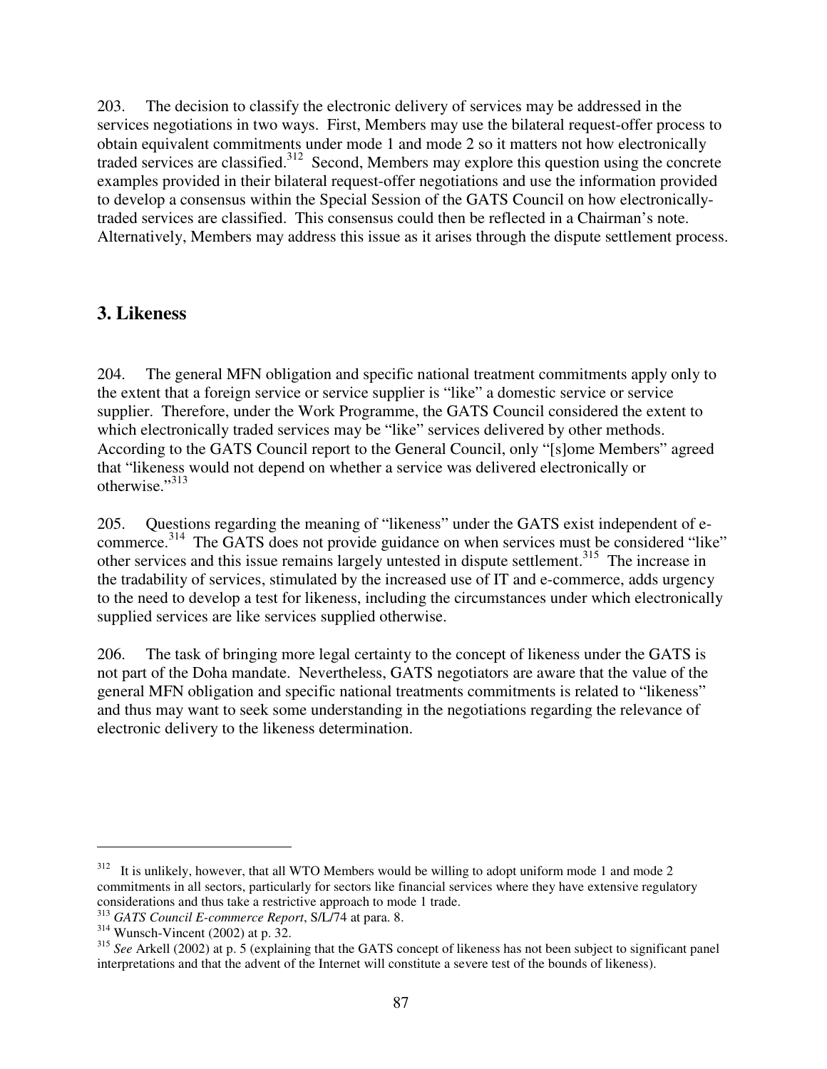203. The decision to classify the electronic delivery of services may be addressed in the services negotiations in two ways. First, Members may use the bilateral request-offer process to obtain equivalent commitments under mode 1 and mode 2 so it matters not how electronically traded services are classified.[312] Second, Members may explore this question using the concrete examples provided in their bilateral request-offer negotiations and use the information provided to develop a consensus within the Special Session of the GATS Council on how electronically-traded services are classified. This consensus could then be reflected in a Chairman's note. Alternatively, Members may address this issue as it arises through the dispute settlement process.

## 3. Likeness

204. The general MFN obligation and specific national treatment commitments apply only to the extent that a foreign service or service supplier is "like" a domestic service or service supplier. Therefore, under the Work Programme, the GATS Council considered the extent to which electronically traded services may be "like" services delivered by other methods. According to the GATS Council report to the General Council, only "[s]ome Members" agreed that "likeness would not depend on whether a service was delivered electronically or otherwise."[313]

205. Questions regarding the meaning of "likeness" under the GATS exist independent of e-commerce.[314] The GATS does not provide guidance on when services must be considered "like" other services and this issue remains largely untested in dispute settlement.[315] The increase in the tradability of services, stimulated by the increased use of IT and e-commerce, adds urgency to the need to develop a test for likeness, including the circumstances under which electronically supplied services are like services supplied otherwise.

206. The task of bringing more legal certainty to the concept of likeness under the GATS is not part of the Doha mandate. Nevertheless, GATS negotiators are aware that the value of the general MFN obligation and specific national treatments commitments is related to "likeness" and thus may want to seek some understanding in the negotiations regarding the relevance of electronic delivery to the likeness determination.

---

[312] It is unlikely, however, that all WTO Members would be willing to adopt uniform mode 1 and mode 2 commitments in all sectors, particularly for sectors like financial services where they have extensive regulatory considerations and thus take a restrictive approach to mode 1 trade.

[313] *GATS Council E-commerce Report*, S/L/74 at para. 8.

[314] Wunsch-Vincent (2002) at p. 32.

[315] *See* Arkell (2002) at p. 5 (explaining that the GATS concept of likeness has not been subject to significant panel interpretations and that the advent of the Internet will constitute a severe test of the bounds of likeness).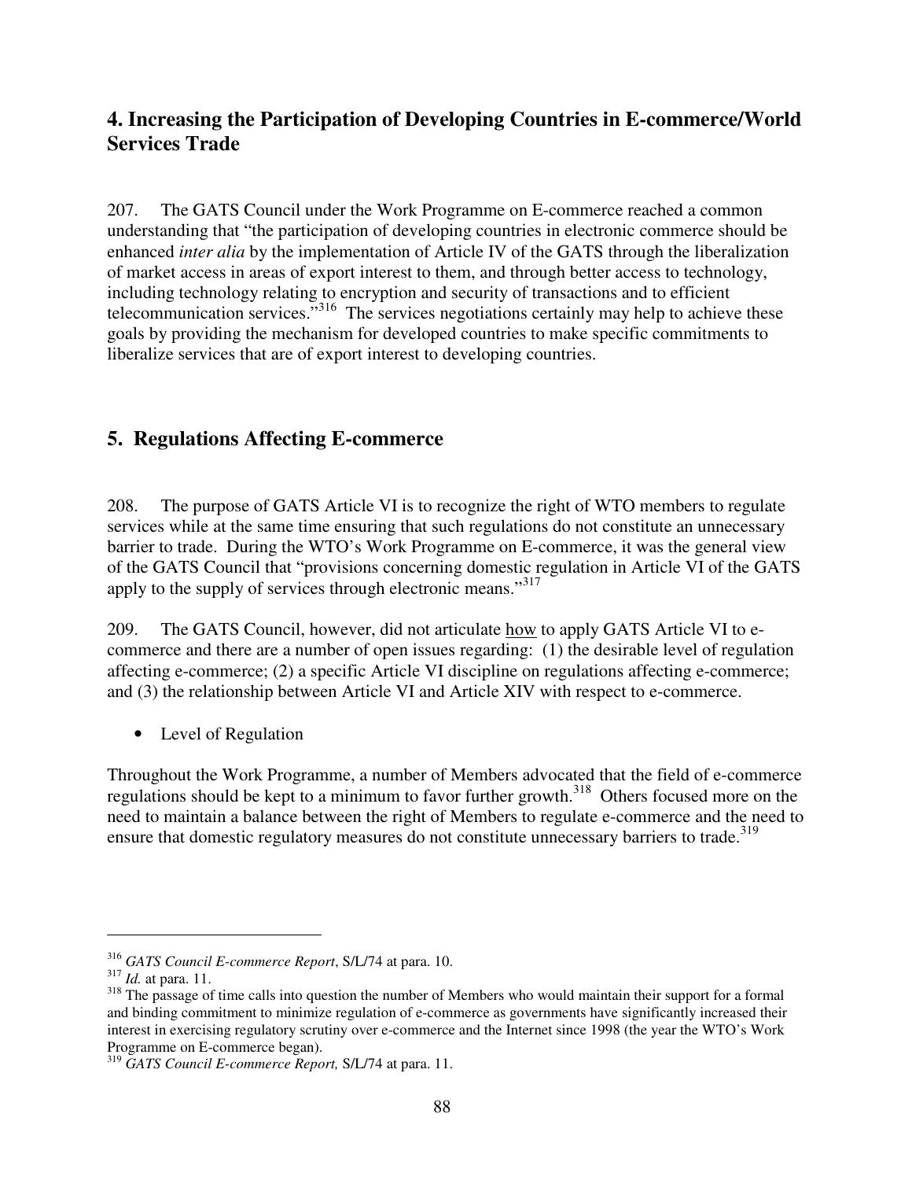## 4. Increasing the Participation of Developing Countries in E-commerce/World Services Trade

207. The GATS Council under the Work Programme on E-commerce reached a common understanding that "the participation of developing countries in electronic commerce should be enhanced *inter alia* by the implementation of Article IV of the GATS through the liberalization of market access in areas of export interest to them, and through better access to technology, including technology relating to encryption and security of transactions and to efficient telecommunication services."[316] The services negotiations certainly may help to achieve these goals by providing the mechanism for developed countries to make specific commitments to liberalize services that are of export interest to developing countries.

## 5. Regulations Affecting E-commerce

208. The purpose of GATS Article VI is to recognize the right of WTO members to regulate services while at the same time ensuring that such regulations do not constitute an unnecessary barrier to trade. During the WTO's Work Programme on E-commerce, it was the general view of the GATS Council that "provisions concerning domestic regulation in Article VI of the GATS apply to the supply of services through electronic means."[317]

209. The GATS Council, however, did not articulate <u>how</u> to apply GATS Article VI to e-commerce and there are a number of open issues regarding: (1) the desirable level of regulation affecting e-commerce; (2) a specific Article VI discipline on regulations affecting e-commerce; and (3) the relationship between Article VI and Article XIV with respect to e-commerce.

- Level of Regulation

Throughout the Work Programme, a number of Members advocated that the field of e-commerce regulations should be kept to a minimum to favor further growth.[318] Others focused more on the need to maintain a balance between the right of Members to regulate e-commerce and the need to ensure that domestic regulatory measures do not constitute unnecessary barriers to trade.[319]

---

[316] *GATS Council E-commerce Report*, S/L/74 at para. 10.

[317] *Id.* at para. 11.

[318] The passage of time calls into question the number of Members who would maintain their support for a formal and binding commitment to minimize regulation of e-commerce as governments have significantly increased their interest in exercising regulatory scrutiny over e-commerce and the Internet since 1998 (the year the WTO's Work Programme on E-commerce began).

[319] *GATS Council E-commerce Report,* S/L/74 at para. 11.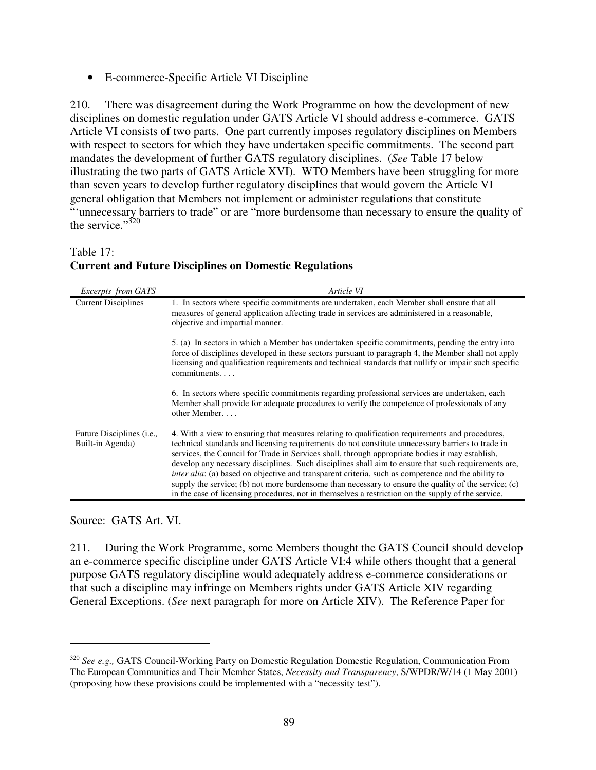- E-commerce-Specific Article VI Discipline

210. There was disagreement during the Work Programme on how the development of new disciplines on domestic regulation under GATS Article VI should address e-commerce. GATS Article VI consists of two parts. One part currently imposes regulatory disciplines on Members with respect to sectors for which they have undertaken specific commitments. The second part mandates the development of further GATS regulatory disciplines. (*See* Table 17 below illustrating the two parts of GATS Article XVI). WTO Members have been struggling for more than seven years to develop further regulatory disciplines that would govern the Article VI general obligation that Members not implement or administer regulations that constitute "'unnecessary barriers to trade" or are "more burdensome than necessary to ensure the quality of the service."[320]

Table 17:
**Current and Future Disciplines on Domestic Regulations**

| *Excerpts from GATS* | *Article VI* |
|---|---|
| Current Disciplines | 1. In sectors where specific commitments are undertaken, each Member shall ensure that all measures of general application affecting trade in services are administered in a reasonable, objective and impartial manner.<br><br>5. (a) In sectors in which a Member has undertaken specific commitments, pending the entry into force of disciplines developed in these sectors pursuant to paragraph 4, the Member shall not apply licensing and qualification requirements and technical standards that nullify or impair such specific commitments. . . .<br><br>6. In sectors where specific commitments regarding professional services are undertaken, each Member shall provide for adequate procedures to verify the competence of professionals of any other Member. . . . |
| Future Disciplines (i.e., Built-in Agenda) | 4. With a view to ensuring that measures relating to qualification requirements and procedures, technical standards and licensing requirements do not constitute unnecessary barriers to trade in services, the Council for Trade in Services shall, through appropriate bodies it may establish, develop any necessary disciplines. Such disciplines shall aim to ensure that such requirements are, *inter alia*: (a) based on objective and transparent criteria, such as competence and the ability to supply the service; (b) not more burdensome than necessary to ensure the quality of the service; (c) in the case of licensing procedures, not in themselves a restriction on the supply of the service. |

Source: GATS Art. VI.

211. During the Work Programme, some Members thought the GATS Council should develop an e-commerce specific discipline under GATS Article VI:4 while others thought that a general purpose GATS regulatory discipline would adequately address e-commerce considerations or that such a discipline may infringe on Members rights under GATS Article XIV regarding General Exceptions. (*See* next paragraph for more on Article XIV). The Reference Paper for

---

[320] *See e.g.,* GATS Council-Working Party on Domestic Regulation Domestic Regulation, Communication From The European Communities and Their Member States, *Necessity and Transparency*, S/WPDR/W/14 (1 May 2001) (proposing how these provisions could be implemented with a "necessity test").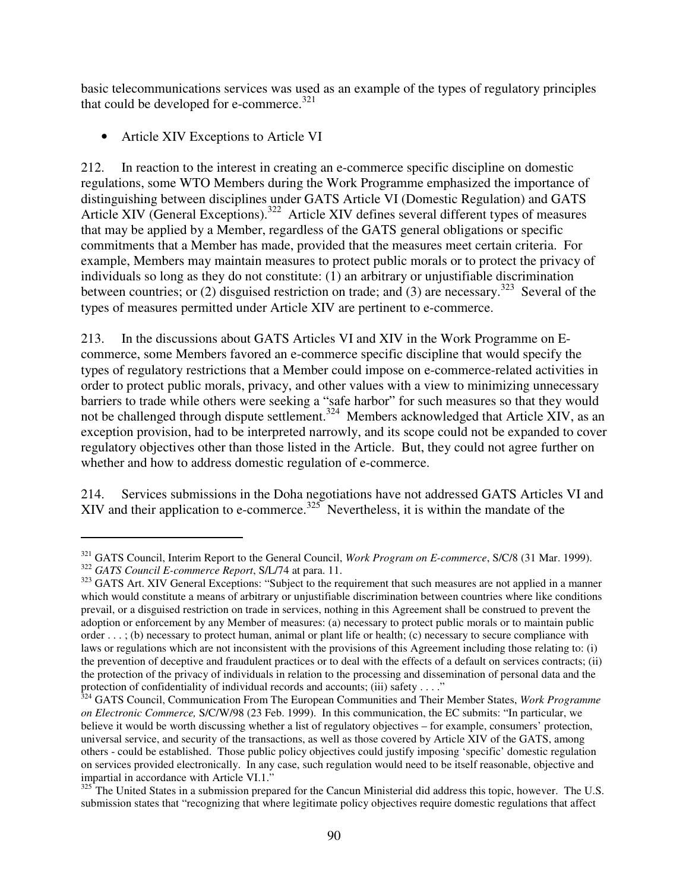basic telecommunications services was used as an example of the types of regulatory principles that could be developed for e-commerce.[321]

- Article XIV Exceptions to Article VI

212. In reaction to the interest in creating an e-commerce specific discipline on domestic regulations, some WTO Members during the Work Programme emphasized the importance of distinguishing between disciplines under GATS Article VI (Domestic Regulation) and GATS Article XIV (General Exceptions).[322] Article XIV defines several different types of measures that may be applied by a Member, regardless of the GATS general obligations or specific commitments that a Member has made, provided that the measures meet certain criteria. For example, Members may maintain measures to protect public morals or to protect the privacy of individuals so long as they do not constitute: (1) an arbitrary or unjustifiable discrimination between countries; or (2) disguised restriction on trade; and (3) are necessary.[323] Several of the types of measures permitted under Article XIV are pertinent to e-commerce.

213. In the discussions about GATS Articles VI and XIV in the Work Programme on E-commerce, some Members favored an e-commerce specific discipline that would specify the types of regulatory restrictions that a Member could impose on e-commerce-related activities in order to protect public morals, privacy, and other values with a view to minimizing unnecessary barriers to trade while others were seeking a "safe harbor" for such measures so that they would not be challenged through dispute settlement.[324] Members acknowledged that Article XIV, as an exception provision, had to be interpreted narrowly, and its scope could not be expanded to cover regulatory objectives other than those listed in the Article. But, they could not agree further on whether and how to address domestic regulation of e-commerce.

214. Services submissions in the Doha negotiations have not addressed GATS Articles VI and XIV and their application to e-commerce.[325] Nevertheless, it is within the mandate of the

---

[321] GATS Council, Interim Report to the General Council, *Work Program on E-commerce*, S/C/8 (31 Mar. 1999).

[322] *GATS Council E-commerce Report*, S/L/74 at para. 11.

[323] GATS Art. XIV General Exceptions: "Subject to the requirement that such measures are not applied in a manner which would constitute a means of arbitrary or unjustifiable discrimination between countries where like conditions prevail, or a disguised restriction on trade in services, nothing in this Agreement shall be construed to prevent the adoption or enforcement by any Member of measures: (a) necessary to protect public morals or to maintain public order . . . ; (b) necessary to protect human, animal or plant life or health; (c) necessary to secure compliance with laws or regulations which are not inconsistent with the provisions of this Agreement including those relating to: (i) the prevention of deceptive and fraudulent practices or to deal with the effects of a default on services contracts; (ii) the protection of the privacy of individuals in relation to the processing and dissemination of personal data and the protection of confidentiality of individual records and accounts; (iii) safety . . . ."

[324] GATS Council, Communication From The European Communities and Their Member States, *Work Programme on Electronic Commerce,* S/C/W/98 (23 Feb. 1999). In this communication, the EC submits: "In particular, we believe it would be worth discussing whether a list of regulatory objectives – for example, consumers' protection, universal service, and security of the transactions, as well as those covered by Article XIV of the GATS, among others - could be established. Those public policy objectives could justify imposing 'specific' domestic regulation on services provided electronically. In any case, such regulation would need to be itself reasonable, objective and impartial in accordance with Article VI.1."

[325] The United States in a submission prepared for the Cancun Ministerial did address this topic, however. The U.S. submission states that "recognizing that where legitimate policy objectives require domestic regulations that affect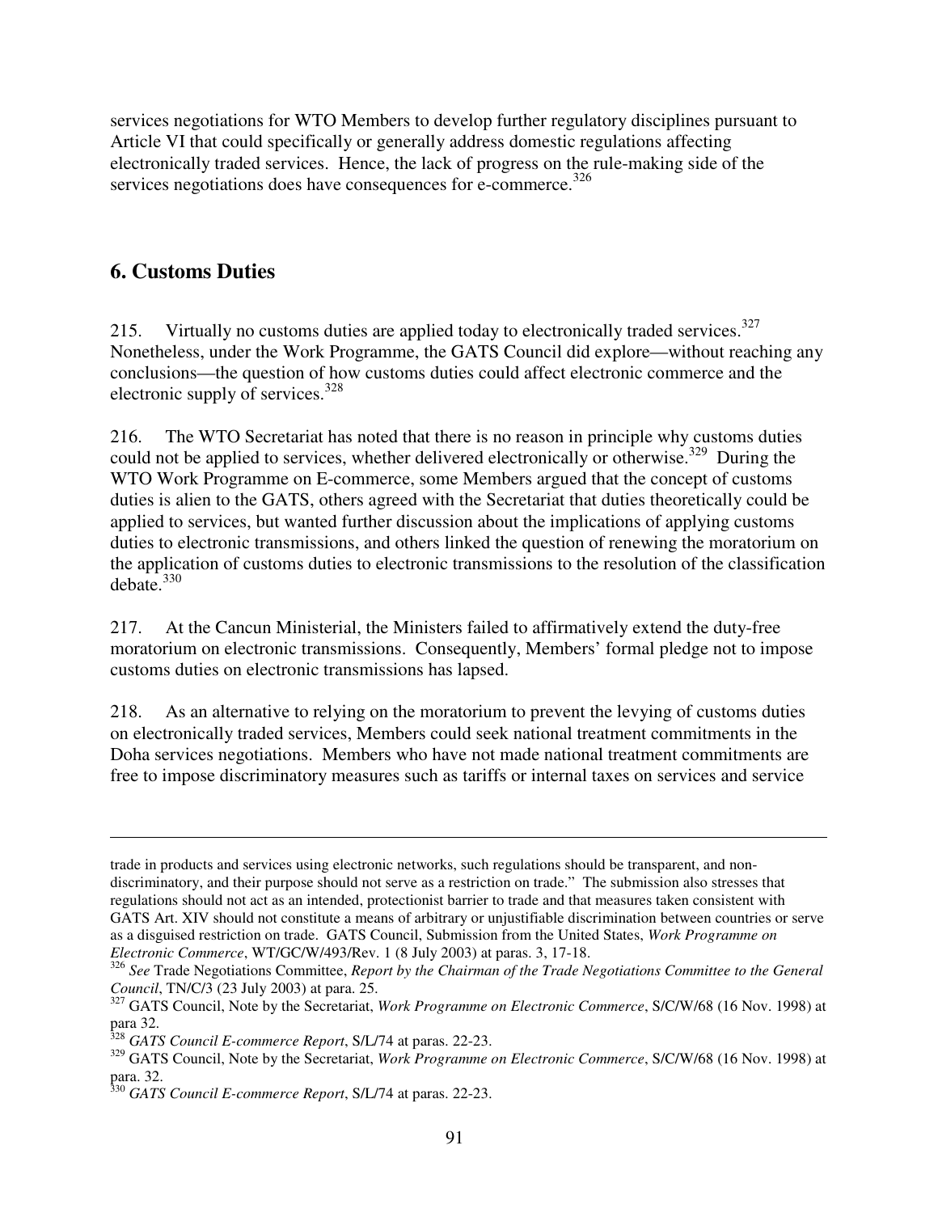services negotiations for WTO Members to develop further regulatory disciplines pursuant to Article VI that could specifically or generally address domestic regulations affecting electronically traded services. Hence, the lack of progress on the rule-making side of the services negotiations does have consequences for e-commerce.[326]

## 6. Customs Duties

215. Virtually no customs duties are applied today to electronically traded services.[327] Nonetheless, under the Work Programme, the GATS Council did explore—without reaching any conclusions—the question of how customs duties could affect electronic commerce and the electronic supply of services.[328]

216. The WTO Secretariat has noted that there is no reason in principle why customs duties could not be applied to services, whether delivered electronically or otherwise.[329] During the WTO Work Programme on E-commerce, some Members argued that the concept of customs duties is alien to the GATS, others agreed with the Secretariat that duties theoretically could be applied to services, but wanted further discussion about the implications of applying customs duties to electronic transmissions, and others linked the question of renewing the moratorium on the application of customs duties to electronic transmissions to the resolution of the classification debate.[330]

217. At the Cancun Ministerial, the Ministers failed to affirmatively extend the duty-free moratorium on electronic transmissions. Consequently, Members' formal pledge not to impose customs duties on electronic transmissions has lapsed.

218. As an alternative to relying on the moratorium to prevent the levying of customs duties on electronically traded services, Members could seek national treatment commitments in the Doha services negotiations. Members who have not made national treatment commitments are free to impose discriminatory measures such as tariffs or internal taxes on services and service

---

trade in products and services using electronic networks, such regulations should be transparent, and non-discriminatory, and their purpose should not serve as a restriction on trade." The submission also stresses that regulations should not act as an intended, protectionist barrier to trade and that measures taken consistent with GATS Art. XIV should not constitute a means of arbitrary or unjustifiable discrimination between countries or serve as a disguised restriction on trade. GATS Council, Submission from the United States, *Work Programme on Electronic Commerce*, WT/GC/W/493/Rev. 1 (8 July 2003) at paras. 3, 17-18.

[326] *See* Trade Negotiations Committee, *Report by the Chairman of the Trade Negotiations Committee to the General Council*, TN/C/3 (23 July 2003) at para. 25.

[327] GATS Council, Note by the Secretariat, *Work Programme on Electronic Commerce*, S/C/W/68 (16 Nov. 1998) at para 32.

[328] *GATS Council E-commerce Report*, S/L/74 at paras. 22-23.

[329] GATS Council, Note by the Secretariat, *Work Programme on Electronic Commerce*, S/C/W/68 (16 Nov. 1998) at para. 32.

[330] *GATS Council E-commerce Report*, S/L/74 at paras. 22-23.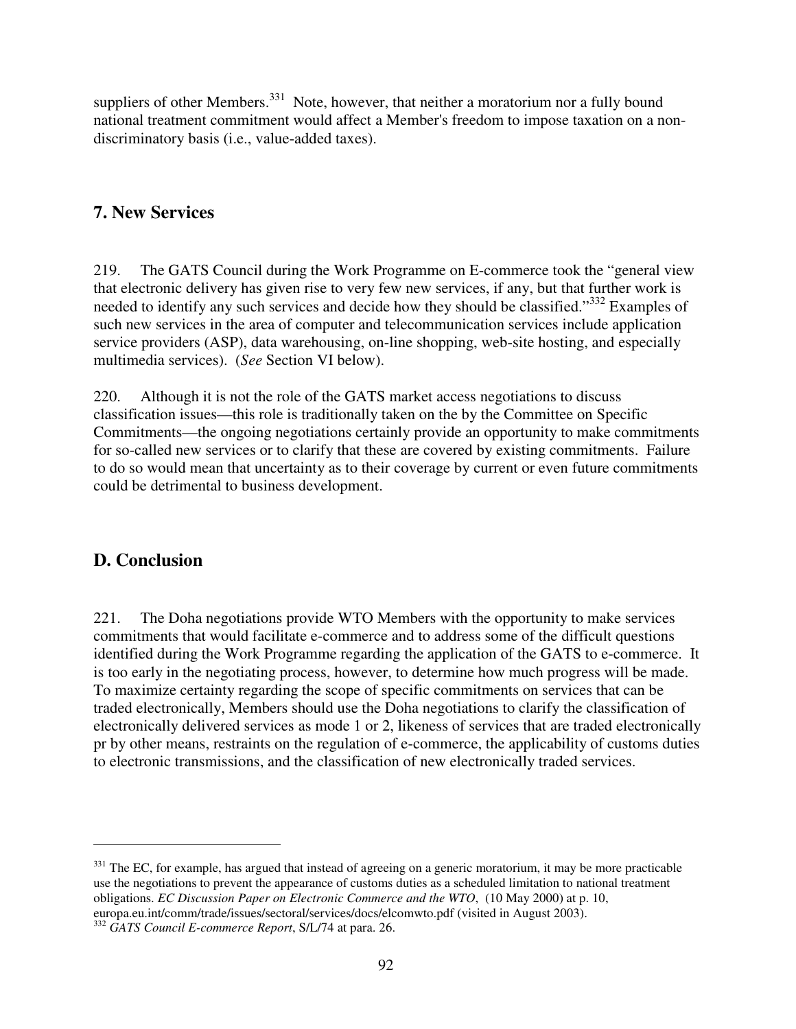suppliers of other Members.[331] Note, however, that neither a moratorium nor a fully bound national treatment commitment would affect a Member's freedom to impose taxation on a non-discriminatory basis (i.e., value-added taxes).

## 7. New Services

219. The GATS Council during the Work Programme on E-commerce took the "general view that electronic delivery has given rise to very few new services, if any, but that further work is needed to identify any such services and decide how they should be classified."[332] Examples of such new services in the area of computer and telecommunication services include application service providers (ASP), data warehousing, on-line shopping, web-site hosting, and especially multimedia services). (*See* Section VI below).

220. Although it is not the role of the GATS market access negotiations to discuss classification issues—this role is traditionally taken on the by the Committee on Specific Commitments—the ongoing negotiations certainly provide an opportunity to make commitments for so-called new services or to clarify that these are covered by existing commitments. Failure to do so would mean that uncertainty as to their coverage by current or even future commitments could be detrimental to business development.

## D. Conclusion

221. The Doha negotiations provide WTO Members with the opportunity to make services commitments that would facilitate e-commerce and to address some of the difficult questions identified during the Work Programme regarding the application of the GATS to e-commerce. It is too early in the negotiating process, however, to determine how much progress will be made. To maximize certainty regarding the scope of specific commitments on services that can be traded electronically, Members should use the Doha negotiations to clarify the classification of electronically delivered services as mode 1 or 2, likeness of services that are traded electronically pr by other means, restraints on the regulation of e-commerce, the applicability of customs duties to electronic transmissions, and the classification of new electronically traded services.

---

[331] The EC, for example, has argued that instead of agreeing on a generic moratorium, it may be more practicable use the negotiations to prevent the appearance of customs duties as a scheduled limitation to national treatment obligations. *EC Discussion Paper on Electronic Commerce and the WTO*, (10 May 2000) at p. 10, europa.eu.int/comm/trade/issues/sectoral/services/docs/elcomwto.pdf (visited in August 2003).

[332] *GATS Council E-commerce Report*, S/L/74 at para. 26.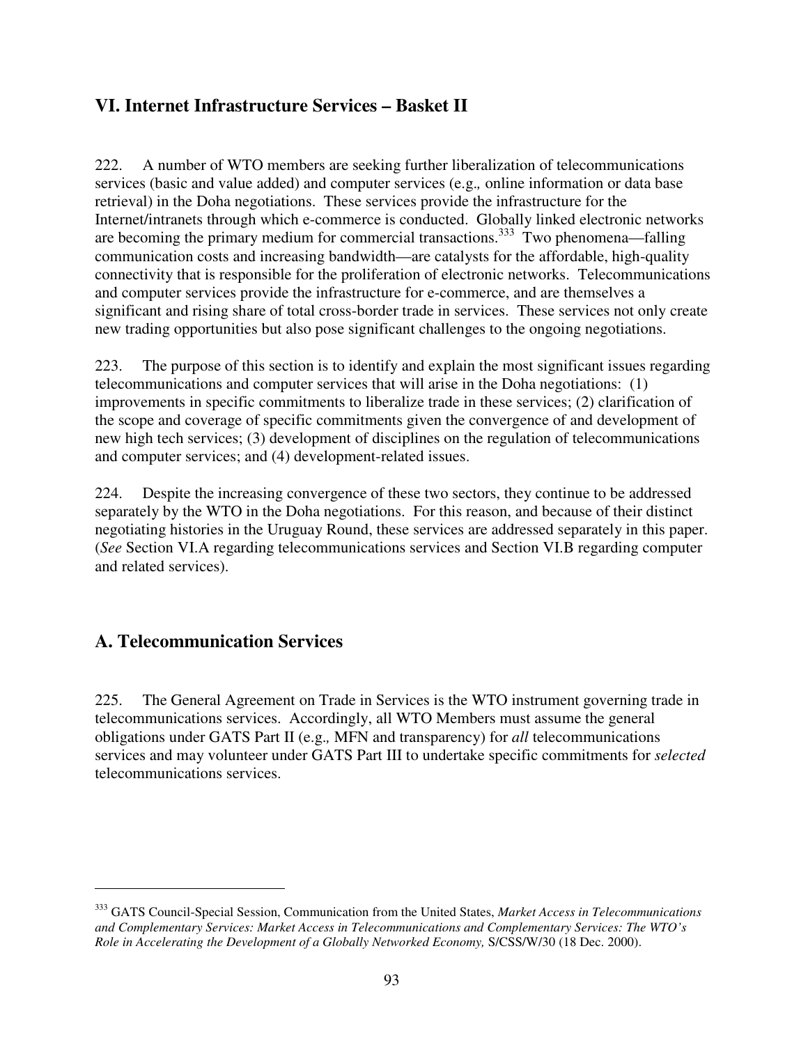## VI. Internet Infrastructure Services – Basket II

222. A number of WTO members are seeking further liberalization of telecommunications services (basic and value added) and computer services (e.g*.,* online information or data base retrieval) in the Doha negotiations. These services provide the infrastructure for the Internet/intranets through which e-commerce is conducted. Globally linked electronic networks are becoming the primary medium for commercial transactions.[333] Two phenomena—falling communication costs and increasing bandwidth—are catalysts for the affordable, high-quality connectivity that is responsible for the proliferation of electronic networks. Telecommunications and computer services provide the infrastructure for e-commerce, and are themselves a significant and rising share of total cross-border trade in services. These services not only create new trading opportunities but also pose significant challenges to the ongoing negotiations.

223. The purpose of this section is to identify and explain the most significant issues regarding telecommunications and computer services that will arise in the Doha negotiations: (1) improvements in specific commitments to liberalize trade in these services; (2) clarification of the scope and coverage of specific commitments given the convergence of and development of new high tech services; (3) development of disciplines on the regulation of telecommunications and computer services; and (4) development-related issues.

224. Despite the increasing convergence of these two sectors, they continue to be addressed separately by the WTO in the Doha negotiations. For this reason, and because of their distinct negotiating histories in the Uruguay Round, these services are addressed separately in this paper. (*See* Section VI.A regarding telecommunications services and Section VI.B regarding computer and related services).

### A. Telecommunication Services

225. The General Agreement on Trade in Services is the WTO instrument governing trade in telecommunications services. Accordingly, all WTO Members must assume the general obligations under GATS Part II (e.g*.,* MFN and transparency) for *all* telecommunications services and may volunteer under GATS Part III to undertake specific commitments for *selected* telecommunications services.

---

[333] GATS Council-Special Session, Communication from the United States, *Market Access in Telecommunications and Complementary Services: Market Access in Telecommunications and Complementary Services: The WTO's Role in Accelerating the Development of a Globally Networked Economy,* S/CSS/W/30 (18 Dec. 2000).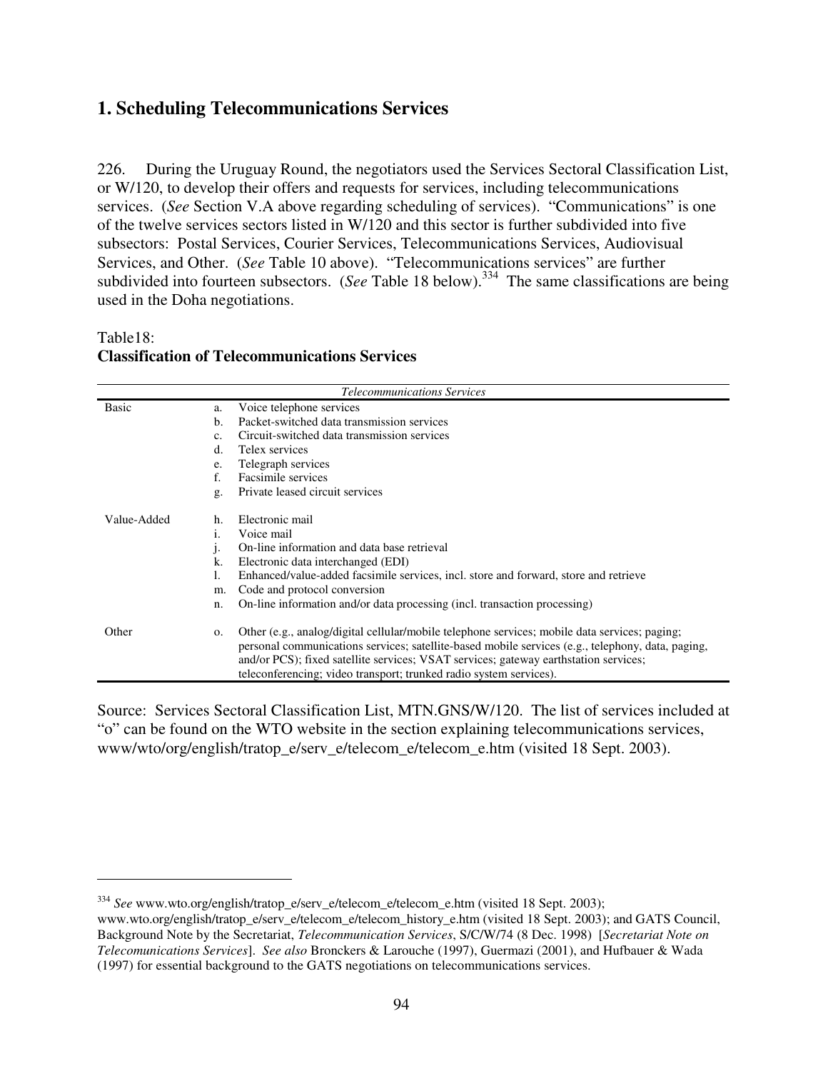## 1. Scheduling Telecommunications Services

226. During the Uruguay Round, the negotiators used the Services Sectoral Classification List, or W/120, to develop their offers and requests for services, including telecommunications services. (*See* Section V.A above regarding scheduling of services). "Communications" is one of the twelve services sectors listed in W/120 and this sector is further subdivided into five subsectors: Postal Services, Courier Services, Telecommunications Services, Audiovisual Services, and Other. (*See* Table 10 above). "Telecommunications services" are further subdivided into fourteen subsectors. (*See* Table 18 below).[334] The same classifications are being used in the Doha negotiations.

Table18:
**Classification of Telecommunications Services**

| *Telecommunications Services* | | |
|---|---|---|
| Basic | a. | Voice telephone services |
| | b. | Packet-switched data transmission services |
| | c. | Circuit-switched data transmission services |
| | d. | Telex services |
| | e. | Telegraph services |
| | f. | Facsimile services |
| | g. | Private leased circuit services |
| Value-Added | h. | Electronic mail |
| | i. | Voice mail |
| | j. | On-line information and data base retrieval |
| | k. | Electronic data interchanged (EDI) |
| | l. | Enhanced/value-added facsimile services, incl. store and forward, store and retrieve |
| | m. | Code and protocol conversion |
| | n. | On-line information and/or data processing (incl. transaction processing) |
| Other | o. | Other (e.g., analog/digital cellular/mobile telephone services; mobile data services; paging; personal communications services; satellite-based mobile services (e.g., telephony, data, paging, and/or PCS); fixed satellite services; VSAT services; gateway earthstation services; teleconferencing; video transport; trunked radio system services). |

Source: Services Sectoral Classification List, MTN.GNS/W/120. The list of services included at "o" can be found on the WTO website in the section explaining telecommunications services, www/wto/org/english/tratop_e/serv_e/telecom_e/telecom_e.htm (visited 18 Sept. 2003).

---

[334] *See* www.wto.org/english/tratop_e/serv_e/telecom_e/telecom_e.htm (visited 18 Sept. 2003); www.wto.org/english/tratop_e/serv_e/telecom_e/telecom_history_e.htm (visited 18 Sept. 2003); and GATS Council, Background Note by the Secretariat, *Telecommunication Services*, S/C/W/74 (8 Dec. 1998) [*Secretariat Note on Telecomunications Services*]. *See also* Bronckers & Larouche (1997), Guermazi (2001), and Hufbauer & Wada (1997) for essential background to the GATS negotiations on telecommunications services.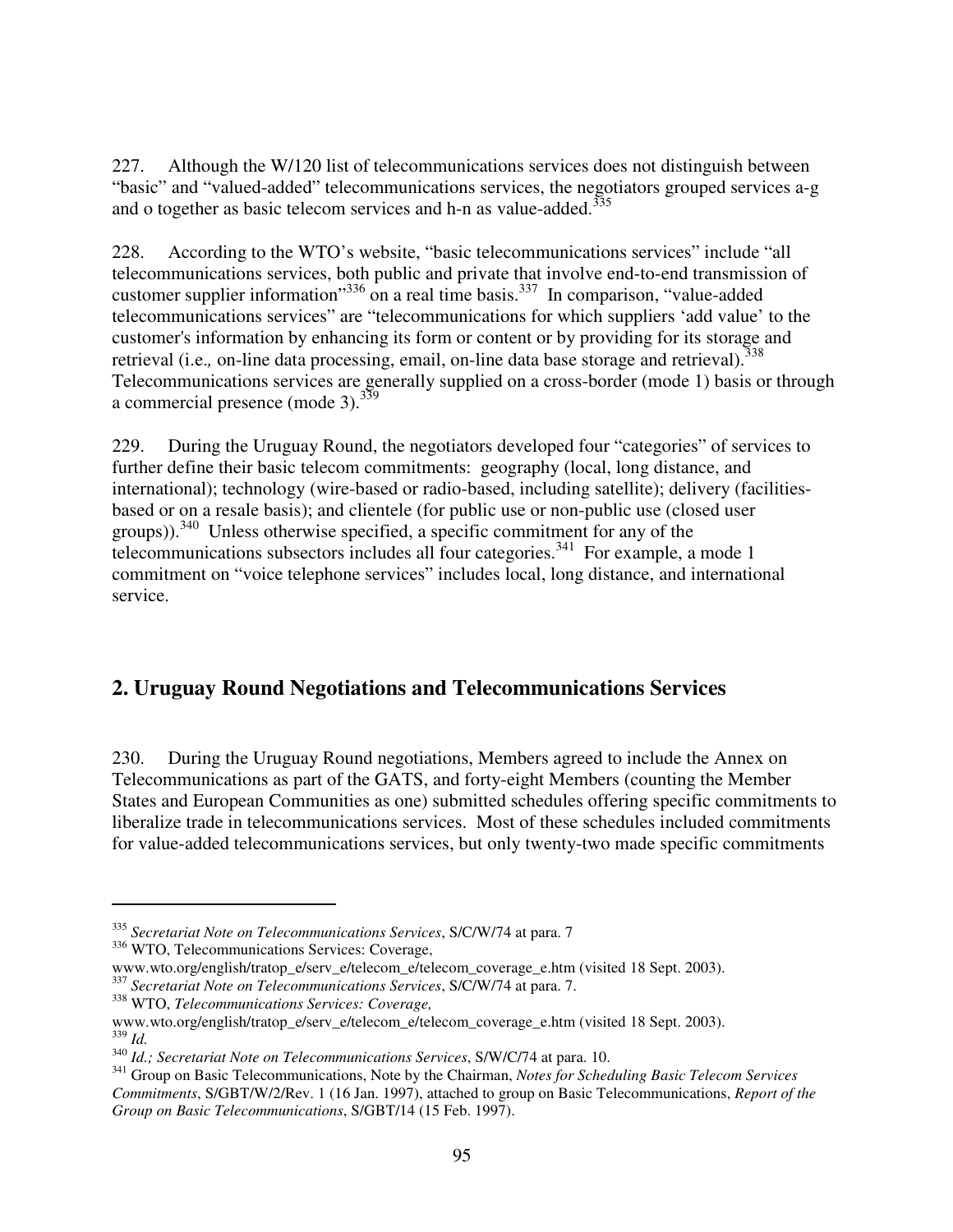227. Although the W/120 list of telecommunications services does not distinguish between "basic" and "valued-added" telecommunications services, the negotiators grouped services a-g and o together as basic telecom services and h-n as value-added.[335]

228. According to the WTO's website, "basic telecommunications services" include "all telecommunications services, both public and private that involve end-to-end transmission of customer supplier information"[336] on a real time basis.[337] In comparison, "value-added telecommunications services" are "telecommunications for which suppliers 'add value' to the customer's information by enhancing its form or content or by providing for its storage and retrieval (i.e., on-line data processing, email, on-line data base storage and retrieval).[338] Telecommunications services are generally supplied on a cross-border (mode 1) basis or through a commercial presence (mode 3).[339]

229. During the Uruguay Round, the negotiators developed four "categories" of services to further define their basic telecom commitments: geography (local, long distance, and international); technology (wire-based or radio-based, including satellite); delivery (facilities-based or on a resale basis); and clientele (for public use or non-public use (closed user groups)).[340] Unless otherwise specified, a specific commitment for any of the telecommunications subsectors includes all four categories.[341] For example, a mode 1 commitment on "voice telephone services" includes local, long distance, and international service.

## 2. Uruguay Round Negotiations and Telecommunications Services

230. During the Uruguay Round negotiations, Members agreed to include the Annex on Telecommunications as part of the GATS, and forty-eight Members (counting the Member States and European Communities as one) submitted schedules offering specific commitments to liberalize trade in telecommunications services. Most of these schedules included commitments for value-added telecommunications services, but only twenty-two made specific commitments

---

[335] *Secretariat Note on Telecommunications Services*, S/C/W/74 at para. 7

[336] WTO, Telecommunications Services: Coverage, www.wto.org/english/tratop_e/serv_e/telecom_e/telecom_coverage_e.htm (visited 18 Sept. 2003).

[337] *Secretariat Note on Telecommunications Services*, S/C/W/74 at para. 7.

[338] WTO, *Telecommunications Services: Coverage,* www.wto.org/english/tratop_e/serv_e/telecom_e/telecom_coverage_e.htm (visited 18 Sept. 2003).

[339] *Id.*

[340] *Id.; Secretariat Note on Telecommunications Services*, S/W/C/74 at para. 10.

[341] Group on Basic Telecommunications, Note by the Chairman, *Notes for Scheduling Basic Telecom Services Commitments*, S/GBT/W/2/Rev. 1 (16 Jan. 1997), attached to group on Basic Telecommunications, *Report of the Group on Basic Telecommunications*, S/GBT/14 (15 Feb. 1997).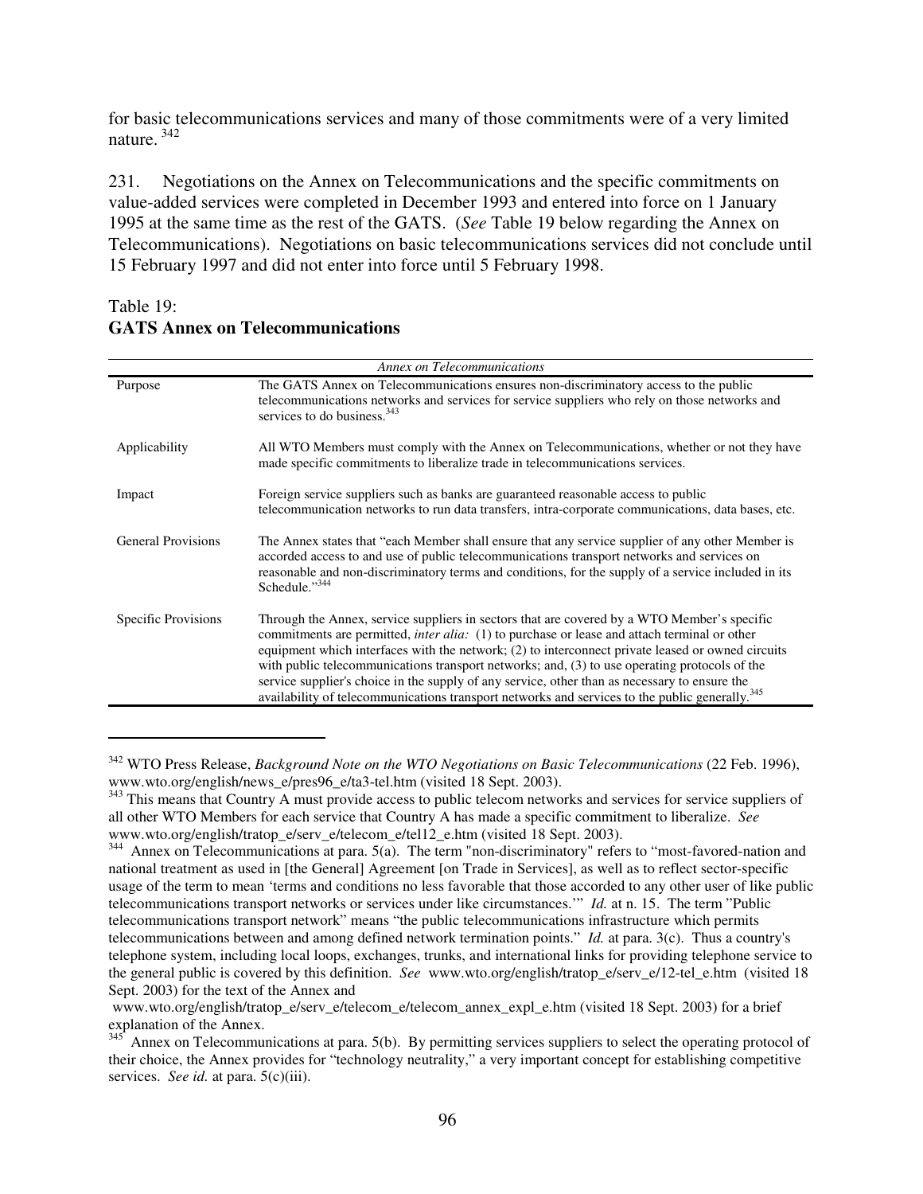for basic telecommunications services and many of those commitments were of a very limited nature. [342]

231. Negotiations on the Annex on Telecommunications and the specific commitments on value-added services were completed in December 1993 and entered into force on 1 January 1995 at the same time as the rest of the GATS. (*See* Table 19 below regarding the Annex on Telecommunications). Negotiations on basic telecommunications services did not conclude until 15 February 1997 and did not enter into force until 5 February 1998.

Table 19:
**GATS Annex on Telecommunications**

| *Annex on Telecommunications* | |
|---|---|
| Purpose | The GATS Annex on Telecommunications ensures non-discriminatory access to the public telecommunications networks and services for service suppliers who rely on those networks and services to do business.[343] |
| Applicability | All WTO Members must comply with the Annex on Telecommunications, whether or not they have made specific commitments to liberalize trade in telecommunications services. |
| Impact | Foreign service suppliers such as banks are guaranteed reasonable access to public telecommunication networks to run data transfers, intra-corporate communications, data bases, etc. |
| General Provisions | The Annex states that "each Member shall ensure that any service supplier of any other Member is accorded access to and use of public telecommunications transport networks and services on reasonable and non-discriminatory terms and conditions, for the supply of a service included in its Schedule."[344] |
| Specific Provisions | Through the Annex, service suppliers in sectors that are covered by a WTO Member's specific commitments are permitted, *inter alia:* (1) to purchase or lease and attach terminal or other equipment which interfaces with the network; (2) to interconnect private leased or owned circuits with public telecommunications transport networks; and, (3) to use operating protocols of the service supplier's choice in the supply of any service, other than as necessary to ensure the availability of telecommunications transport networks and services to the public generally.[345] |

---

[342] WTO Press Release, *Background Note on the WTO Negotiations on Basic Telecommunications* (22 Feb. 1996), www.wto.org/english/news_e/pres96_e/ta3-tel.htm (visited 18 Sept. 2003).

[343] This means that Country A must provide access to public telecom networks and services for service suppliers of all other WTO Members for each service that Country A has made a specific commitment to liberalize. *See* www.wto.org/english/tratop_e/serv_e/telecom_e/tel12_e.htm (visited 18 Sept. 2003).

[344] Annex on Telecommunications at para. 5(a). The term "non-discriminatory" refers to "most-favored-nation and national treatment as used in [the General] Agreement [on Trade in Services], as well as to reflect sector-specific usage of the term to mean 'terms and conditions no less favorable that those accorded to any other user of like public telecommunications transport networks or services under like circumstances.'" *Id.* at n. 15. The term "Public telecommunications transport network" means "the public telecommunications infrastructure which permits telecommunications between and among defined network termination points." *Id.* at para. 3(c). Thus a country's telephone system, including local loops, exchanges, trunks, and international links for providing telephone service to the general public is covered by this definition. *See* www.wto.org/english/tratop_e/serv_e/12-tel_e.htm (visited 18 Sept. 2003) for the text of the Annex and www.wto.org/english/tratop_e/serv_e/telecom_e/telecom_annex_expl_e.htm (visited 18 Sept. 2003) for a brief explanation of the Annex.

[345] Annex on Telecommunications at para. 5(b). By permitting services suppliers to select the operating protocol of their choice, the Annex provides for "technology neutrality," a very important concept for establishing competitive services. *See id.* at para. 5(c)(iii).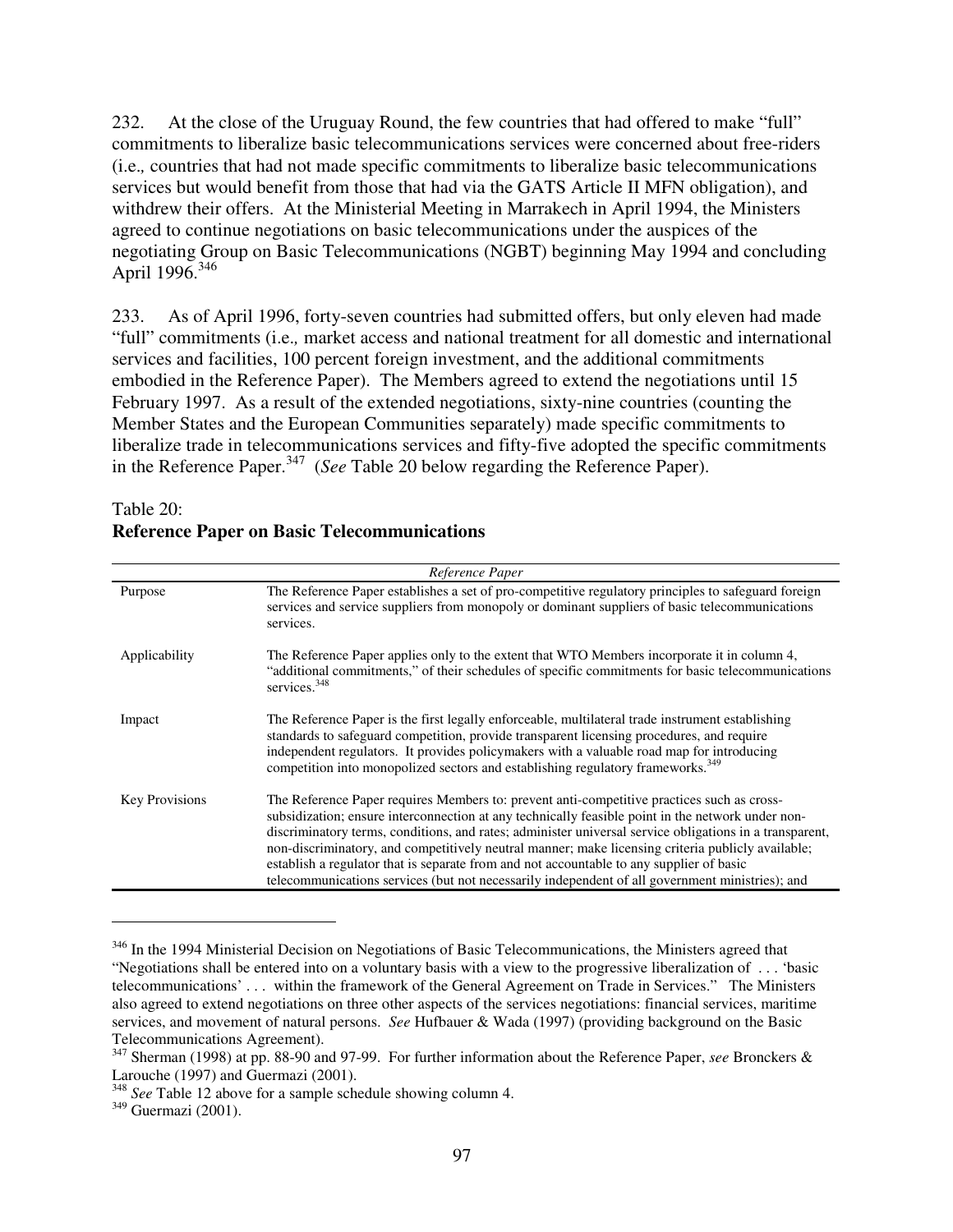232. At the close of the Uruguay Round, the few countries that had offered to make "full" commitments to liberalize basic telecommunications services were concerned about free-riders (i.e., countries that had not made specific commitments to liberalize basic telecommunications services but would benefit from those that had via the GATS Article II MFN obligation), and withdrew their offers. At the Ministerial Meeting in Marrakech in April 1994, the Ministers agreed to continue negotiations on basic telecommunications under the auspices of the negotiating Group on Basic Telecommunications (NGBT) beginning May 1994 and concluding April 1996.[346]

233. As of April 1996, forty-seven countries had submitted offers, but only eleven had made "full" commitments (i.e., market access and national treatment for all domestic and international services and facilities, 100 percent foreign investment, and the additional commitments embodied in the Reference Paper). The Members agreed to extend the negotiations until 15 February 1997. As a result of the extended negotiations, sixty-nine countries (counting the Member States and the European Communities separately) made specific commitments to liberalize trade in telecommunications services and fifty-five adopted the specific commitments in the Reference Paper.[347] (*See* Table 20 below regarding the Reference Paper).

Table 20:
**Reference Paper on Basic Telecommunications**

| | *Reference Paper* |
|---|---|
| Purpose | The Reference Paper establishes a set of pro-competitive regulatory principles to safeguard foreign services and service suppliers from monopoly or dominant suppliers of basic telecommunications services. |
| Applicability | The Reference Paper applies only to the extent that WTO Members incorporate it in column 4, "additional commitments," of their schedules of specific commitments for basic telecommunications services.[348] |
| Impact | The Reference Paper is the first legally enforceable, multilateral trade instrument establishing standards to safeguard competition, provide transparent licensing procedures, and require independent regulators. It provides policymakers with a valuable road map for introducing competition into monopolized sectors and establishing regulatory frameworks.[349] |
| Key Provisions | The Reference Paper requires Members to: prevent anti-competitive practices such as cross-subsidization; ensure interconnection at any technically feasible point in the network under non-discriminatory terms, conditions, and rates; administer universal service obligations in a transparent, non-discriminatory, and competitively neutral manner; make licensing criteria publicly available; establish a regulator that is separate from and not accountable to any supplier of basic telecommunications services (but not necessarily independent of all government ministries); and |

[346] In the 1994 Ministerial Decision on Negotiations of Basic Telecommunications, the Ministers agreed that "Negotiations shall be entered into on a voluntary basis with a view to the progressive liberalization of . . . 'basic telecommunications' . . . within the framework of the General Agreement on Trade in Services." The Ministers also agreed to extend negotiations on three other aspects of the services negotiations: financial services, maritime services, and movement of natural persons. *See* Hufbauer & Wada (1997) (providing background on the Basic Telecommunications Agreement).

[347] Sherman (1998) at pp. 88-90 and 97-99. For further information about the Reference Paper, *see* Bronckers & Larouche (1997) and Guermazi (2001).

[348] *See* Table 12 above for a sample schedule showing column 4.

[349] Guermazi (2001).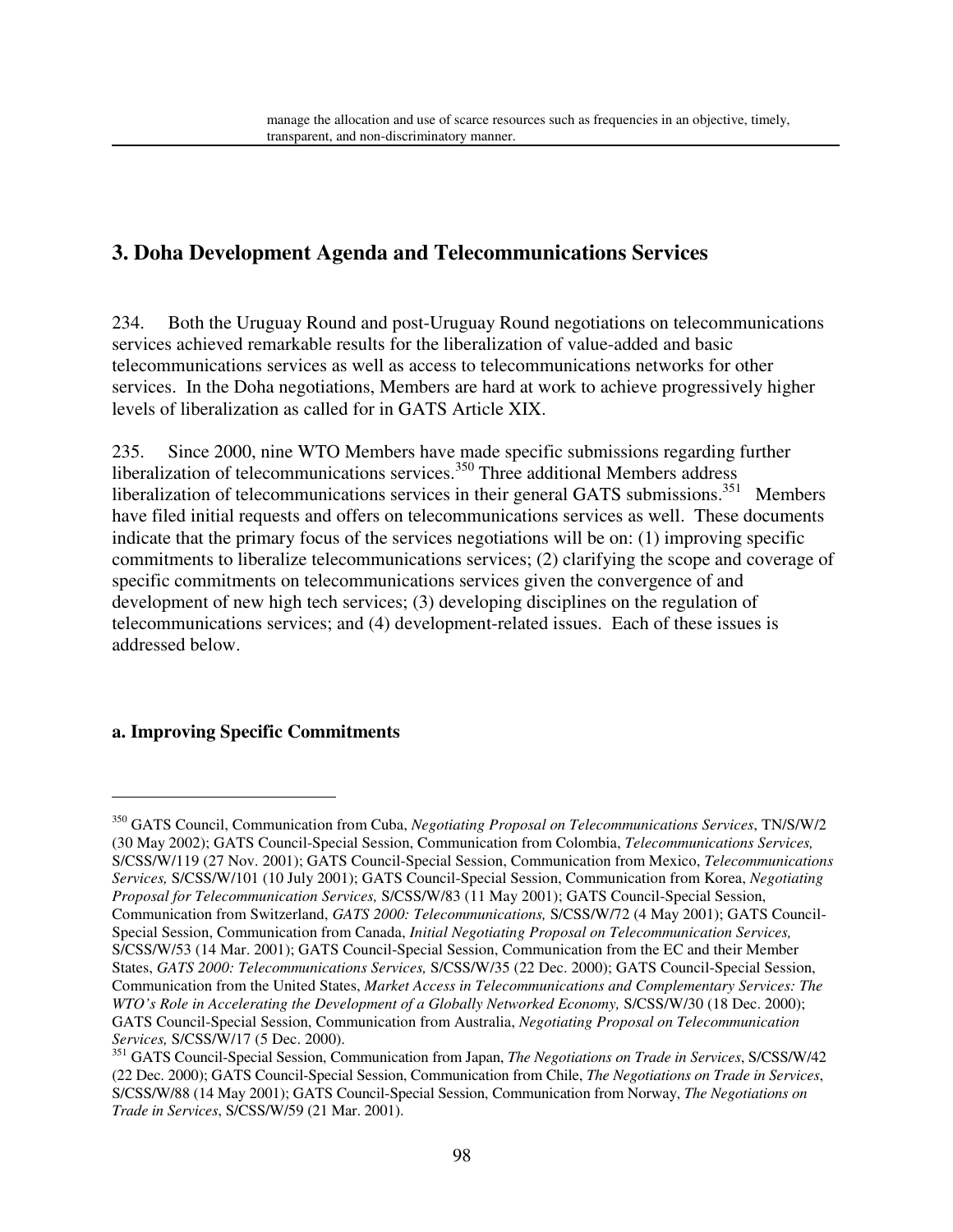manage the allocation and use of scarce resources such as frequencies in an objective, timely, transparent, and non-discriminatory manner.

## 3. Doha Development Agenda and Telecommunications Services

234. Both the Uruguay Round and post-Uruguay Round negotiations on telecommunications services achieved remarkable results for the liberalization of value-added and basic telecommunications services as well as access to telecommunications networks for other services. In the Doha negotiations, Members are hard at work to achieve progressively higher levels of liberalization as called for in GATS Article XIX.

235. Since 2000, nine WTO Members have made specific submissions regarding further liberalization of telecommunications services.[350] Three additional Members address liberalization of telecommunications services in their general GATS submissions.[351] Members have filed initial requests and offers on telecommunications services as well. These documents indicate that the primary focus of the services negotiations will be on: (1) improving specific commitments to liberalize telecommunications services; (2) clarifying the scope and coverage of specific commitments on telecommunications services given the convergence of and development of new high tech services; (3) developing disciplines on the regulation of telecommunications services; and (4) development-related issues. Each of these issues is addressed below.

### a. Improving Specific Commitments

---

[350] GATS Council, Communication from Cuba, *Negotiating Proposal on Telecommunications Services*, TN/S/W/2 (30 May 2002); GATS Council-Special Session, Communication from Colombia, *Telecommunications Services,* S/CSS/W/119 (27 Nov. 2001); GATS Council-Special Session, Communication from Mexico, *Telecommunications Services,* S/CSS/W/101 (10 July 2001); GATS Council-Special Session, Communication from Korea, *Negotiating Proposal for Telecommunication Services,* S/CSS/W/83 (11 May 2001); GATS Council-Special Session, Communication from Switzerland, *GATS 2000: Telecommunications,* S/CSS/W/72 (4 May 2001); GATS Council-Special Session, Communication from Canada, *Initial Negotiating Proposal on Telecommunication Services,* S/CSS/W/53 (14 Mar. 2001); GATS Council-Special Session, Communication from the EC and their Member States, *GATS 2000: Telecommunications Services,* S/CSS/W/35 (22 Dec. 2000); GATS Council-Special Session, Communication from the United States, *Market Access in Telecommunications and Complementary Services: The WTO's Role in Accelerating the Development of a Globally Networked Economy,* S/CSS/W/30 (18 Dec. 2000); GATS Council-Special Session, Communication from Australia, *Negotiating Proposal on Telecommunication Services,* S/CSS/W/17 (5 Dec. 2000).

[351] GATS Council-Special Session, Communication from Japan, *The Negotiations on Trade in Services*, S/CSS/W/42 (22 Dec. 2000); GATS Council-Special Session, Communication from Chile, *The Negotiations on Trade in Services*, S/CSS/W/88 (14 May 2001); GATS Council-Special Session, Communication from Norway, *The Negotiations on Trade in Services*, S/CSS/W/59 (21 Mar. 2001).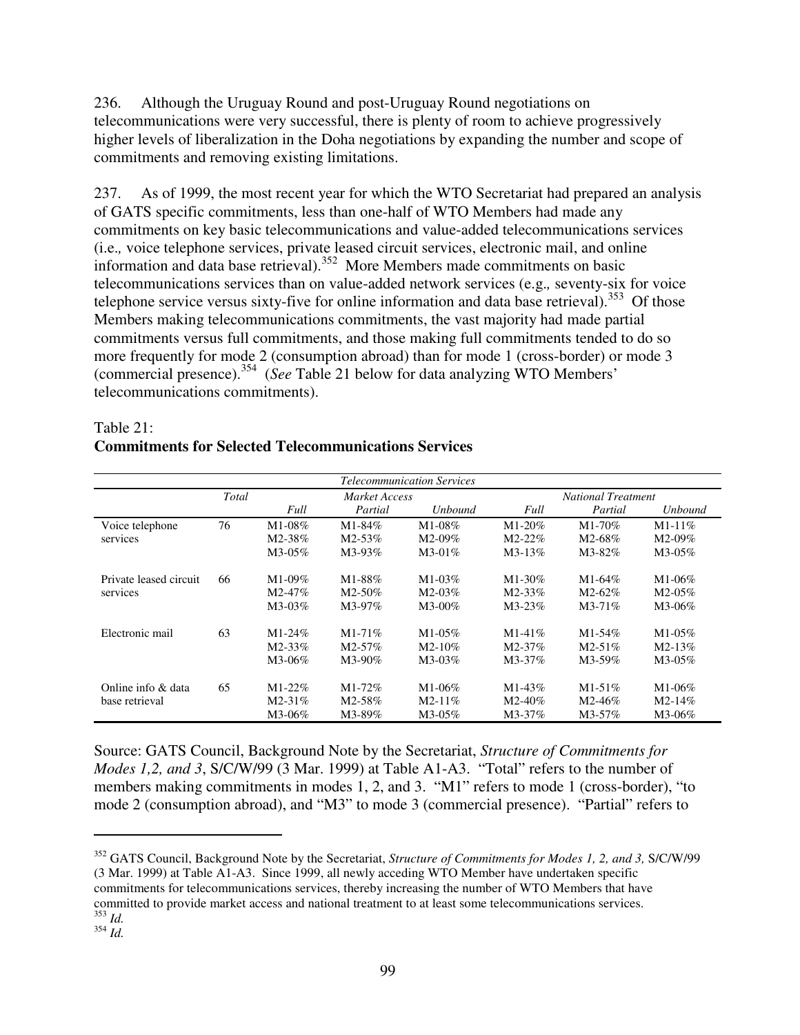236. Although the Uruguay Round and post-Uruguay Round negotiations on telecommunications were very successful, there is plenty of room to achieve progressively higher levels of liberalization in the Doha negotiations by expanding the number and scope of commitments and removing existing limitations.

237. As of 1999, the most recent year for which the WTO Secretariat had prepared an analysis of GATS specific commitments, less than one-half of WTO Members had made any commitments on key basic telecommunications and value-added telecommunications services (i.e., voice telephone services, private leased circuit services, electronic mail, and online information and data base retrieval).[352] More Members made commitments on basic telecommunications services than on value-added network services (e.g., seventy-six for voice telephone service versus sixty-five for online information and data base retrieval).[353] Of those Members making telecommunications commitments, the vast majority had made partial commitments versus full commitments, and those making full commitments tended to do so more frequently for mode 2 (consumption abroad) than for mode 1 (cross-border) or mode 3 (commercial presence).[354] (*See* Table 21 below for data analyzing WTO Members' telecommunications commitments).

Table 21:
**Commitments for Selected Telecommunications Services**

| *Telecommunication Services* | | | | | | | |
|---|---|---|---|---|---|---|---|
| | *Total* | *Market Access* | | | *National Treatment* | | |
| | | *Full* | *Partial* | *Unbound* | *Full* | *Partial* | *Unbound* |
| Voice telephone services | 76 | M1-08%<br>M2-38%<br>M3-05% | M1-84%<br>M2-53%<br>M3-93% | M1-08%<br>M2-09%<br>M3-01% | M1-20%<br>M2-22%<br>M3-13% | M1-70%<br>M2-68%<br>M3-82% | M1-11%<br>M2-09%<br>M3-05% |
| Private leased circuit services | 66 | M1-09%<br>M2-47%<br>M3-03% | M1-88%<br>M2-50%<br>M3-97% | M1-03%<br>M2-03%<br>M3-00% | M1-30%<br>M2-33%<br>M3-23% | M1-64%<br>M2-62%<br>M3-71% | M1-06%<br>M2-05%<br>M3-06% |
| Electronic mail | 63 | M1-24%<br>M2-33%<br>M3-06% | M1-71%<br>M2-57%<br>M3-90% | M1-05%<br>M2-10%<br>M3-03% | M1-41%<br>M2-37%<br>M3-37% | M1-54%<br>M2-51%<br>M3-59% | M1-05%<br>M2-13%<br>M3-05% |
| Online info & data base retrieval | 65 | M1-22%<br>M2-31%<br>M3-06% | M1-72%<br>M2-58%<br>M3-89% | M1-06%<br>M2-11%<br>M3-05% | M1-43%<br>M2-40%<br>M3-37% | M1-51%<br>M2-46%<br>M3-57% | M1-06%<br>M2-14%<br>M3-06% |

Source: GATS Council, Background Note by the Secretariat, *Structure of Commitments for Modes 1,2, and 3*, S/C/W/99 (3 Mar. 1999) at Table A1-A3. "Total" refers to the number of members making commitments in modes 1, 2, and 3. "M1" refers to mode 1 (cross-border), "to mode 2 (consumption abroad), and "M3" to mode 3 (commercial presence). "Partial" refers to

---

[352] GATS Council, Background Note by the Secretariat, *Structure of Commitments for Modes 1, 2, and 3,* S/C/W/99 (3 Mar. 1999) at Table A1-A3. Since 1999, all newly acceding WTO Member have undertaken specific commitments for telecommunications services, thereby increasing the number of WTO Members that have committed to provide market access and national treatment to at least some telecommunications services.

[353] *Id.*

[354] *Id.*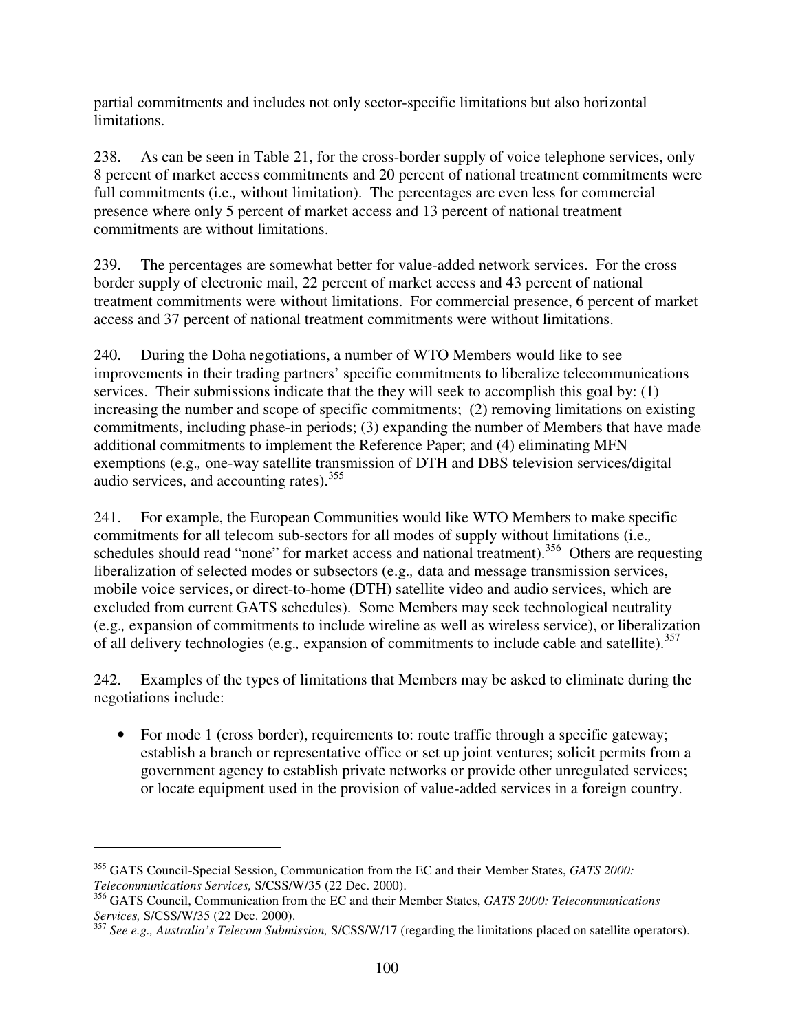partial commitments and includes not only sector-specific limitations but also horizontal limitations.

238. As can be seen in Table 21, for the cross-border supply of voice telephone services, only 8 percent of market access commitments and 20 percent of national treatment commitments were full commitments (i.e., without limitation). The percentages are even less for commercial presence where only 5 percent of market access and 13 percent of national treatment commitments are without limitations.

239. The percentages are somewhat better for value-added network services. For the cross border supply of electronic mail, 22 percent of market access and 43 percent of national treatment commitments were without limitations. For commercial presence, 6 percent of market access and 37 percent of national treatment commitments were without limitations.

240. During the Doha negotiations, a number of WTO Members would like to see improvements in their trading partners' specific commitments to liberalize telecommunications services. Their submissions indicate that the they will seek to accomplish this goal by: (1) increasing the number and scope of specific commitments; (2) removing limitations on existing commitments, including phase-in periods; (3) expanding the number of Members that have made additional commitments to implement the Reference Paper; and (4) eliminating MFN exemptions (e.g., one-way satellite transmission of DTH and DBS television services/digital audio services, and accounting rates).[355]

241. For example, the European Communities would like WTO Members to make specific commitments for all telecom sub-sectors for all modes of supply without limitations (i.e., schedules should read "none" for market access and national treatment).[356] Others are requesting liberalization of selected modes or subsectors (e.g., data and message transmission services, mobile voice services, or direct-to-home (DTH) satellite video and audio services, which are excluded from current GATS schedules). Some Members may seek technological neutrality (e.g., expansion of commitments to include wireline as well as wireless service), or liberalization of all delivery technologies (e.g., expansion of commitments to include cable and satellite).[357]

242. Examples of the types of limitations that Members may be asked to eliminate during the negotiations include:

- For mode 1 (cross border), requirements to: route traffic through a specific gateway; establish a branch or representative office or set up joint ventures; solicit permits from a government agency to establish private networks or provide other unregulated services; or locate equipment used in the provision of value-added services in a foreign country.

---

[355] GATS Council-Special Session, Communication from the EC and their Member States, *GATS 2000: Telecommunications Services,* S/CSS/W/35 (22 Dec. 2000).

[356] GATS Council, Communication from the EC and their Member States, *GATS 2000: Telecommunications Services,* S/CSS/W/35 (22 Dec. 2000).

[357] *See e.g., Australia's Telecom Submission,* S/CSS/W/17 (regarding the limitations placed on satellite operators).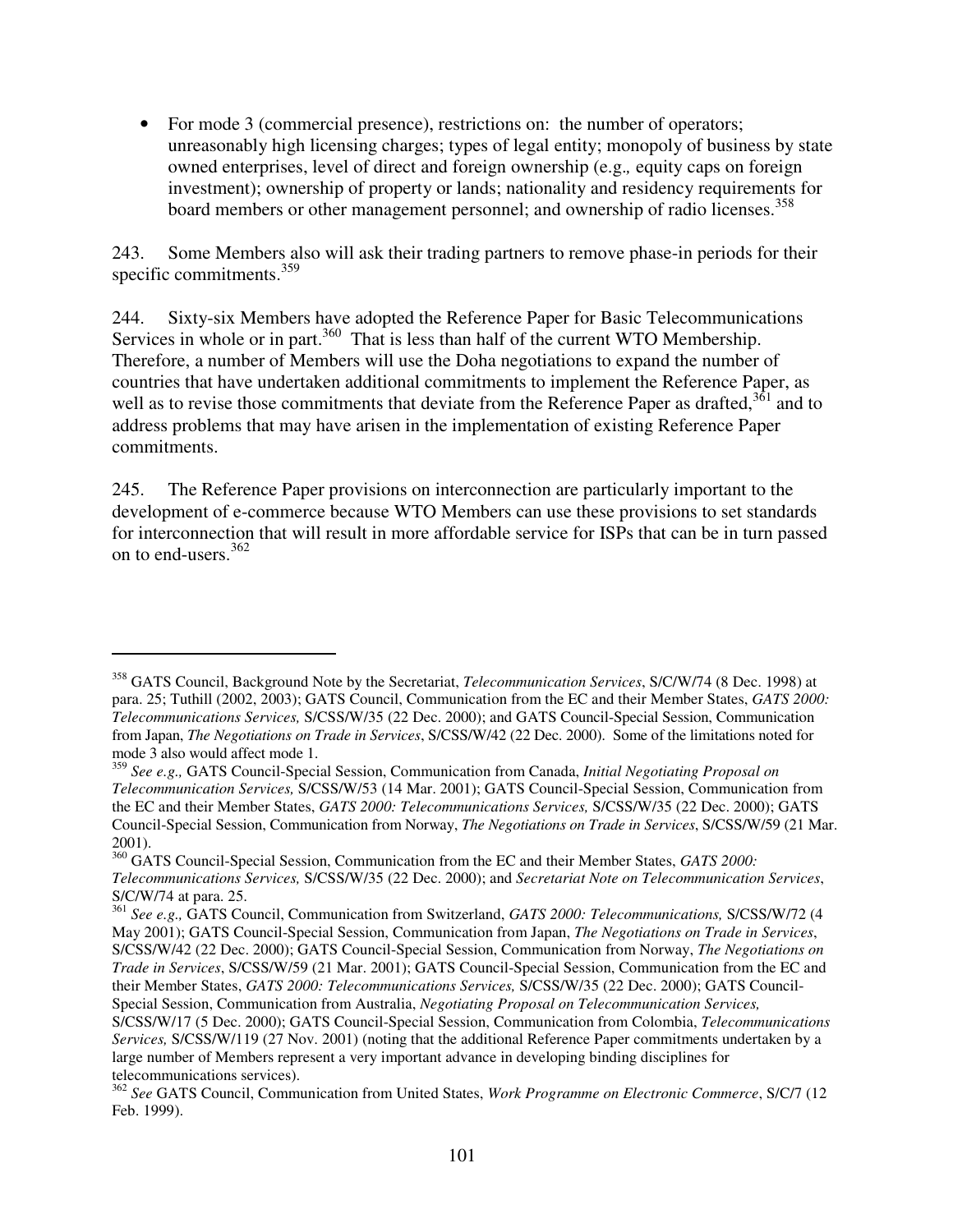- For mode 3 (commercial presence), restrictions on: the number of operators; unreasonably high licensing charges; types of legal entity; monopoly of business by state owned enterprises, level of direct and foreign ownership (e.g., equity caps on foreign investment); ownership of property or lands; nationality and residency requirements for board members or other management personnel; and ownership of radio licenses.[358]

243. Some Members also will ask their trading partners to remove phase-in periods for their specific commitments.[359]

244. Sixty-six Members have adopted the Reference Paper for Basic Telecommunications Services in whole or in part.[360] That is less than half of the current WTO Membership. Therefore, a number of Members will use the Doha negotiations to expand the number of countries that have undertaken additional commitments to implement the Reference Paper, as well as to revise those commitments that deviate from the Reference Paper as drafted,[361] and to address problems that may have arisen in the implementation of existing Reference Paper commitments.

245. The Reference Paper provisions on interconnection are particularly important to the development of e-commerce because WTO Members can use these provisions to set standards for interconnection that will result in more affordable service for ISPs that can be in turn passed on to end-users.[362]

---

[358] GATS Council, Background Note by the Secretariat, *Telecommunication Services*, S/C/W/74 (8 Dec. 1998) at para. 25; Tuthill (2002, 2003); GATS Council, Communication from the EC and their Member States, *GATS 2000: Telecommunications Services,* S/CSS/W/35 (22 Dec. 2000); and GATS Council-Special Session, Communication from Japan, *The Negotiations on Trade in Services*, S/CSS/W/42 (22 Dec. 2000). Some of the limitations noted for mode 3 also would affect mode 1.

[359] *See e.g.,* GATS Council-Special Session, Communication from Canada, *Initial Negotiating Proposal on Telecommunication Services,* S/CSS/W/53 (14 Mar. 2001); GATS Council-Special Session, Communication from the EC and their Member States, *GATS 2000: Telecommunications Services,* S/CSS/W/35 (22 Dec. 2000); GATS Council-Special Session, Communication from Norway, *The Negotiations on Trade in Services*, S/CSS/W/59 (21 Mar. 2001).

[360] GATS Council-Special Session, Communication from the EC and their Member States, *GATS 2000: Telecommunications Services,* S/CSS/W/35 (22 Dec. 2000); and *Secretariat Note on Telecommunication Services*, S/C/W/74 at para. 25.

[361] *See e.g.,* GATS Council, Communication from Switzerland, *GATS 2000: Telecommunications,* S/CSS/W/72 (4 May 2001); GATS Council-Special Session, Communication from Japan, *The Negotiations on Trade in Services*, S/CSS/W/42 (22 Dec. 2000); GATS Council-Special Session, Communication from Norway, *The Negotiations on Trade in Services*, S/CSS/W/59 (21 Mar. 2001); GATS Council-Special Session, Communication from the EC and their Member States, *GATS 2000: Telecommunications Services,* S/CSS/W/35 (22 Dec. 2000); GATS Council-Special Session, Communication from Australia, *Negotiating Proposal on Telecommunication Services,* S/CSS/W/17 (5 Dec. 2000); GATS Council-Special Session, Communication from Colombia, *Telecommunications Services,* S/CSS/W/119 (27 Nov. 2001) (noting that the additional Reference Paper commitments undertaken by a large number of Members represent a very important advance in developing binding disciplines for telecommunications services).

[362] *See* GATS Council, Communication from United States, *Work Programme on Electronic Commerce*, S/C/7 (12 Feb. 1999).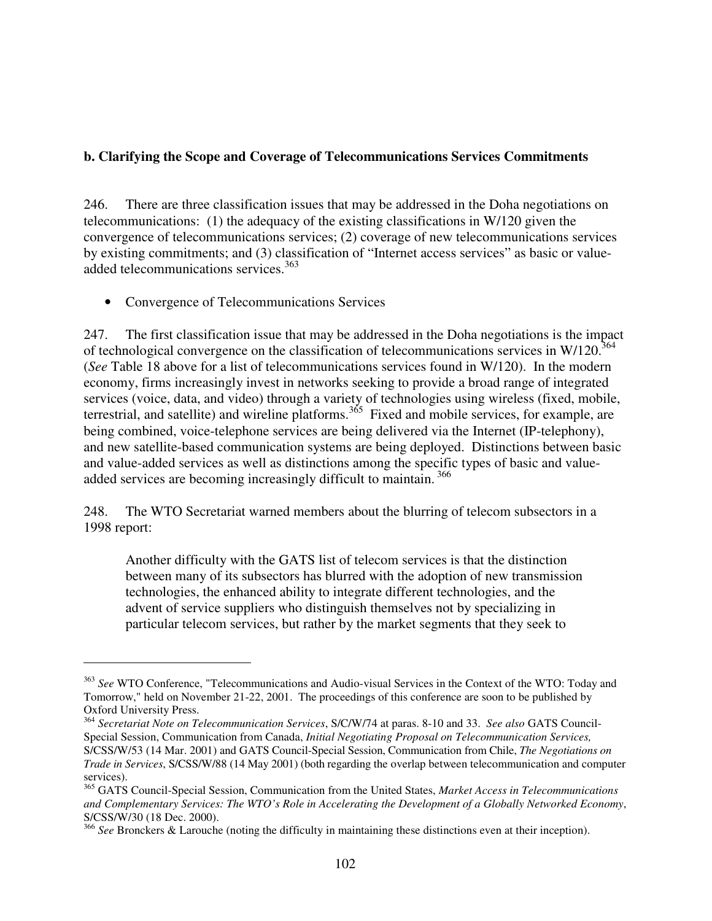**b. Clarifying the Scope and Coverage of Telecommunications Services Commitments**

246. There are three classification issues that may be addressed in the Doha negotiations on telecommunications: (1) the adequacy of the existing classifications in W/120 given the convergence of telecommunications services; (2) coverage of new telecommunications services by existing commitments; and (3) classification of "Internet access services" as basic or value-added telecommunications services.[363]

- Convergence of Telecommunications Services

247. The first classification issue that may be addressed in the Doha negotiations is the impact of technological convergence on the classification of telecommunications services in W/120.[364] (*See* Table 18 above for a list of telecommunications services found in W/120). In the modern economy, firms increasingly invest in networks seeking to provide a broad range of integrated services (voice, data, and video) through a variety of technologies using wireless (fixed, mobile, terrestrial, and satellite) and wireline platforms.[365] Fixed and mobile services, for example, are being combined, voice-telephone services are being delivered via the Internet (IP-telephony), and new satellite-based communication systems are being deployed. Distinctions between basic and value-added services as well as distinctions among the specific types of basic and value-added services are becoming increasingly difficult to maintain.[366]

248. The WTO Secretariat warned members about the blurring of telecom subsectors in a 1998 report:

> Another difficulty with the GATS list of telecom services is that the distinction between many of its subsectors has blurred with the adoption of new transmission technologies, the enhanced ability to integrate different technologies, and the advent of service suppliers who distinguish themselves not by specializing in particular telecom services, but rather by the market segments that they seek to

---

[363] *See* WTO Conference, "Telecommunications and Audio-visual Services in the Context of the WTO: Today and Tomorrow," held on November 21-22, 2001. The proceedings of this conference are soon to be published by Oxford University Press.

[364] *Secretariat Note on Telecommunication Services*, S/C/W/74 at paras. 8-10 and 33. *See also* GATS Council-Special Session, Communication from Canada, *Initial Negotiating Proposal on Telecommunication Services,* S/CSS/W/53 (14 Mar. 2001) and GATS Council-Special Session, Communication from Chile, *The Negotiations on Trade in Services*, S/CSS/W/88 (14 May 2001) (both regarding the overlap between telecommunication and computer services).

[365] GATS Council-Special Session, Communication from the United States, *Market Access in Telecommunications and Complementary Services: The WTO's Role in Accelerating the Development of a Globally Networked Economy*, S/CSS/W/30 (18 Dec. 2000).

[366] *See* Bronckers & Larouche (noting the difficulty in maintaining these distinctions even at their inception).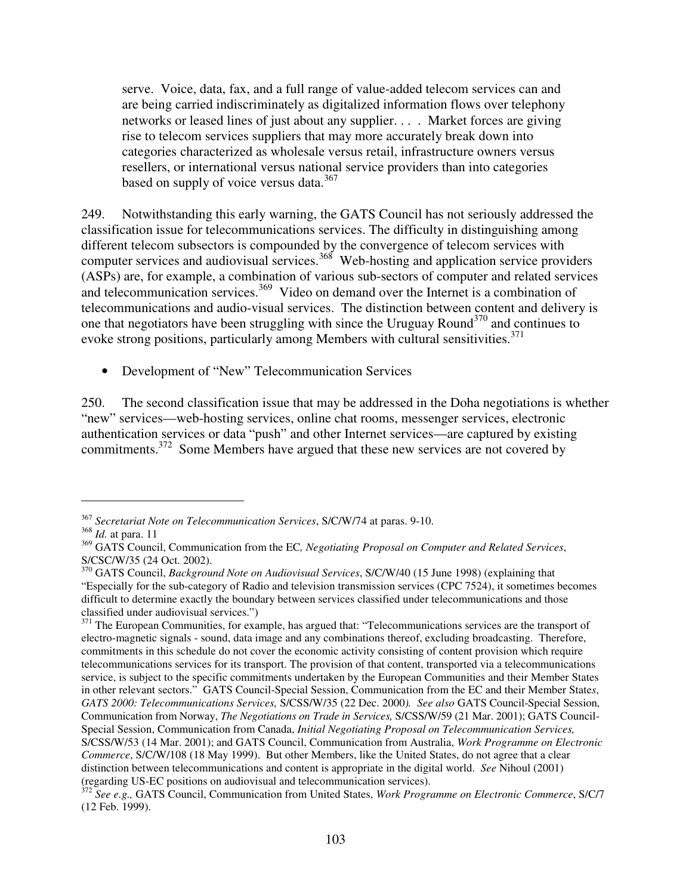> serve. Voice, data, fax, and a full range of value-added telecom services can and are being carried indiscriminately as digitalized information flows over telephony networks or leased lines of just about any supplier. . . . Market forces are giving rise to telecom services suppliers that may more accurately break down into categories characterized as wholesale versus retail, infrastructure owners versus resellers, or international versus national service providers than into categories based on supply of voice versus data.[367]

249. Notwithstanding this early warning, the GATS Council has not seriously addressed the classification issue for telecommunications services. The difficulty in distinguishing among different telecom subsectors is compounded by the convergence of telecom services with computer services and audiovisual services.[368] Web-hosting and application service providers (ASPs) are, for example, a combination of various sub-sectors of computer and related services and telecommunication services.[369] Video on demand over the Internet is a combination of telecommunications and audio-visual services. The distinction between content and delivery is one that negotiators have been struggling with since the Uruguay Round[370] and continues to evoke strong positions, particularly among Members with cultural sensitivities.[371]

- Development of "New" Telecommunication Services

250. The second classification issue that may be addressed in the Doha negotiations is whether "new" services—web-hosting services, online chat rooms, messenger services, electronic authentication services or data "push" and other Internet services—are captured by existing commitments.[372] Some Members have argued that these new services are not covered by

---

[367] *Secretariat Note on Telecommunication Services*, S/C/W/74 at paras. 9-10.

[368] *Id.* at para. 11

[369] GATS Council, Communication from the EC*, Negotiating Proposal on Computer and Related Services*, S/CSC/W/35 (24 Oct. 2002).

[370] GATS Council, *Background Note on Audiovisual Services*, S/C/W/40 (15 June 1998) (explaining that "Especially for the sub-category of Radio and television transmission services (CPC 7524), it sometimes becomes difficult to determine exactly the boundary between services classified under telecommunications and those classified under audiovisual services.")

[371] The European Communities, for example, has argued that: "Telecommunications services are the transport of electro-magnetic signals - sound, data image and any combinations thereof, excluding broadcasting. Therefore, commitments in this schedule do not cover the economic activity consisting of content provision which require telecommunications services for its transport. The provision of that content, transported via a telecommunications service, is subject to the specific commitments undertaken by the European Communities and their Member States in other relevant sectors." GATS Council-Special Session, Communication from the EC and their Member States, *GATS 2000: Telecommunications Services,* S/CSS/W/35 (22 Dec. 2000*). See also* GATS Council-Special Session, Communication from Norway, *The Negotiations on Trade in Services,* S/CSS/W/59 (21 Mar. 2001); GATS Council-Special Session, Communication from Canada, *Initial Negotiating Proposal on Telecommunication Services,* S/CSS/W/53 (14 Mar. 2001); and GATS Council, Communication from Australia, *Work Programme on Electronic Commerce*, S/C/W/108 (18 May 1999). But other Members, like the United States, do not agree that a clear distinction between telecommunications and content is appropriate in the digital world. *See* Nihoul (2001) (regarding US-EC positions on audiovisual and telecommunication services).

[372] *See e.g.,* GATS Council, Communication from United States, *Work Programme on Electronic Commerce*, S/C/7 (12 Feb. 1999).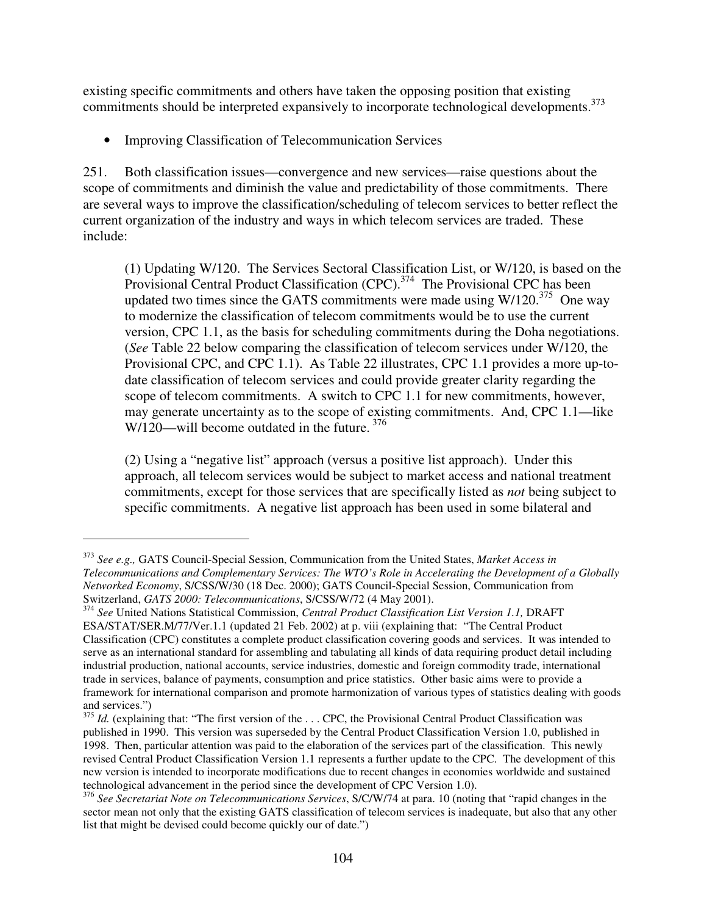existing specific commitments and others have taken the opposing position that existing commitments should be interpreted expansively to incorporate technological developments.[373]

- Improving Classification of Telecommunication Services

251. Both classification issues—convergence and new services—raise questions about the scope of commitments and diminish the value and predictability of those commitments. There are several ways to improve the classification/scheduling of telecom services to better reflect the current organization of the industry and ways in which telecom services are traded. These include:

> (1) Updating W/120. The Services Sectoral Classification List, or W/120, is based on the Provisional Central Product Classification (CPC).[374] The Provisional CPC has been updated two times since the GATS commitments were made using W/120.[375] One way to modernize the classification of telecom commitments would be to use the current version, CPC 1.1, as the basis for scheduling commitments during the Doha negotiations. (*See* Table 22 below comparing the classification of telecom services under W/120, the Provisional CPC, and CPC 1.1). As Table 22 illustrates, CPC 1.1 provides a more up-to-date classification of telecom services and could provide greater clarity regarding the scope of telecom commitments. A switch to CPC 1.1 for new commitments, however, may generate uncertainty as to the scope of existing commitments. And, CPC 1.1—like W/120—will become outdated in the future.[376]
>
> (2) Using a "negative list" approach (versus a positive list approach). Under this approach, all telecom services would be subject to market access and national treatment commitments, except for those services that are specifically listed as *not* being subject to specific commitments. A negative list approach has been used in some bilateral and

---

[373] *See e.g.,* GATS Council-Special Session, Communication from the United States, *Market Access in Telecommunications and Complementary Services: The WTO's Role in Accelerating the Development of a Globally Networked Economy*, S/CSS/W/30 (18 Dec. 2000); GATS Council-Special Session, Communication from Switzerland, *GATS 2000: Telecommunications*, S/CSS/W/72 (4 May 2001).

[374] *See* United Nations Statistical Commission, *Central Product Classification List Version 1.1,* DRAFT ESA/STAT/SER.M/77/Ver.1.1 (updated 21 Feb. 2002) at p. viii (explaining that: "The Central Product Classification (CPC) constitutes a complete product classification covering goods and services. It was intended to serve as an international standard for assembling and tabulating all kinds of data requiring product detail including industrial production, national accounts, service industries, domestic and foreign commodity trade, international trade in services, balance of payments, consumption and price statistics. Other basic aims were to provide a framework for international comparison and promote harmonization of various types of statistics dealing with goods and services.")

[375] *Id.* (explaining that: "The first version of the . . . CPC, the Provisional Central Product Classification was published in 1990. This version was superseded by the Central Product Classification Version 1.0, published in 1998. Then, particular attention was paid to the elaboration of the services part of the classification. This newly revised Central Product Classification Version 1.1 represents a further update to the CPC. The development of this new version is intended to incorporate modifications due to recent changes in economies worldwide and sustained technological advancement in the period since the development of CPC Version 1.0).

[376] *See Secretariat Note on Telecommunications Services*, S/C/W/74 at para. 10 (noting that "rapid changes in the sector mean not only that the existing GATS classification of telecom services is inadequate, but also that any other list that might be devised could become quickly our of date.")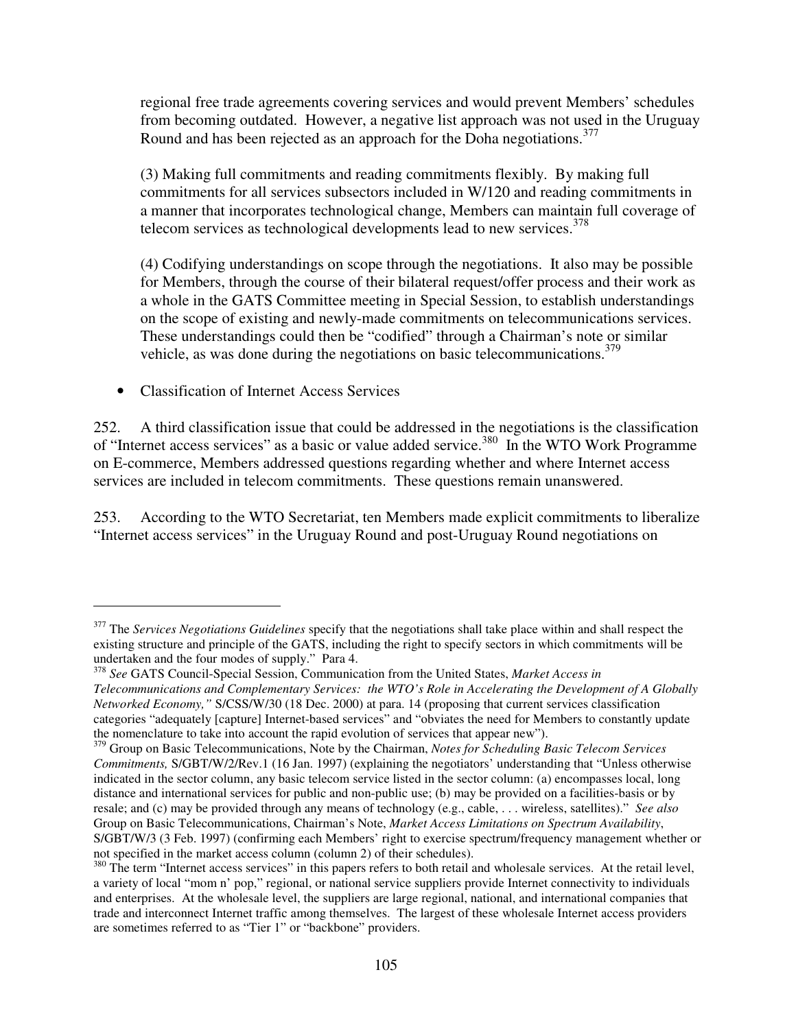regional free trade agreements covering services and would prevent Members' schedules from becoming outdated. However, a negative list approach was not used in the Uruguay Round and has been rejected as an approach for the Doha negotiations.[377]

(3) Making full commitments and reading commitments flexibly. By making full commitments for all services subsectors included in W/120 and reading commitments in a manner that incorporates technological change, Members can maintain full coverage of telecom services as technological developments lead to new services.[378]

(4) Codifying understandings on scope through the negotiations. It also may be possible for Members, through the course of their bilateral request/offer process and their work as a whole in the GATS Committee meeting in Special Session, to establish understandings on the scope of existing and newly-made commitments on telecommunications services. These understandings could then be "codified" through a Chairman's note or similar vehicle, as was done during the negotiations on basic telecommunications.[379]

- Classification of Internet Access Services

252. A third classification issue that could be addressed in the negotiations is the classification of "Internet access services" as a basic or value added service.[380] In the WTO Work Programme on E-commerce, Members addressed questions regarding whether and where Internet access services are included in telecom commitments. These questions remain unanswered.

253. According to the WTO Secretariat, ten Members made explicit commitments to liberalize "Internet access services" in the Uruguay Round and post-Uruguay Round negotiations on

---

[377] The *Services Negotiations Guidelines* specify that the negotiations shall take place within and shall respect the existing structure and principle of the GATS, including the right to specify sectors in which commitments will be undertaken and the four modes of supply." Para 4.

[378] *See* GATS Council-Special Session, Communication from the United States, *Market Access in Telecommunications and Complementary Services: the WTO's Role in Accelerating the Development of A Globally Networked Economy,"* S/CSS/W/30 (18 Dec. 2000) at para. 14 (proposing that current services classification categories "adequately [capture] Internet-based services" and "obviates the need for Members to constantly update the nomenclature to take into account the rapid evolution of services that appear new").

[379] Group on Basic Telecommunications, Note by the Chairman, *Notes for Scheduling Basic Telecom Services Commitments,* S/GBT/W/2/Rev.1 (16 Jan. 1997) (explaining the negotiators' understanding that "Unless otherwise indicated in the sector column, any basic telecom service listed in the sector column: (a) encompasses local, long distance and international services for public and non-public use; (b) may be provided on a facilities-basis or by resale; and (c) may be provided through any means of technology (e.g., cable, . . . wireless, satellites)." *See also* Group on Basic Telecommunications, Chairman's Note, *Market Access Limitations on Spectrum Availability*, S/GBT/W/3 (3 Feb. 1997) (confirming each Members' right to exercise spectrum/frequency management whether or not specified in the market access column (column 2) of their schedules).

[380] The term "Internet access services" in this papers refers to both retail and wholesale services. At the retail level, a variety of local "mom n' pop," regional, or national service suppliers provide Internet connectivity to individuals and enterprises. At the wholesale level, the suppliers are large regional, national, and international companies that trade and interconnect Internet traffic among themselves. The largest of these wholesale Internet access providers are sometimes referred to as "Tier 1" or "backbone" providers.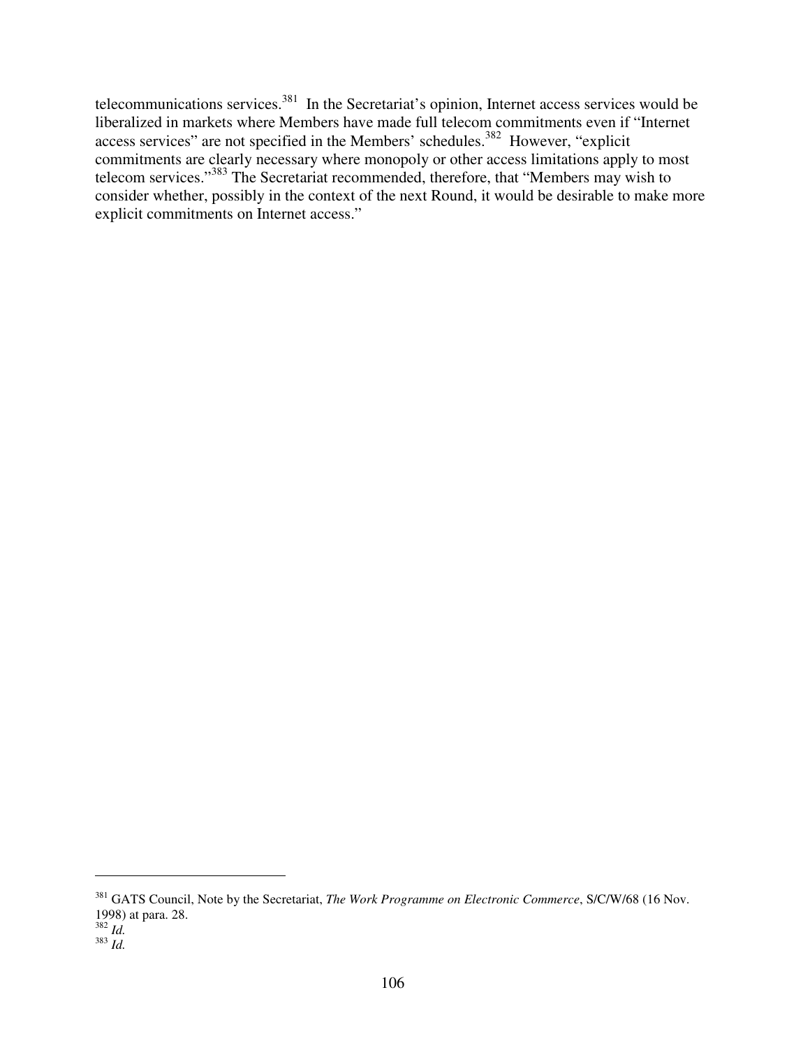telecommunications services.[381] In the Secretariat's opinion, Internet access services would be liberalized in markets where Members have made full telecom commitments even if "Internet access services" are not specified in the Members' schedules.[382] However, "explicit commitments are clearly necessary where monopoly or other access limitations apply to most telecom services."[383] The Secretariat recommended, therefore, that "Members may wish to consider whether, possibly in the context of the next Round, it would be desirable to make more explicit commitments on Internet access."

---

[381] GATS Council, Note by the Secretariat, *The Work Programme on Electronic Commerce*, S/C/W/68 (16 Nov. 1998) at para. 28.

[382] *Id.*

[383] *Id.*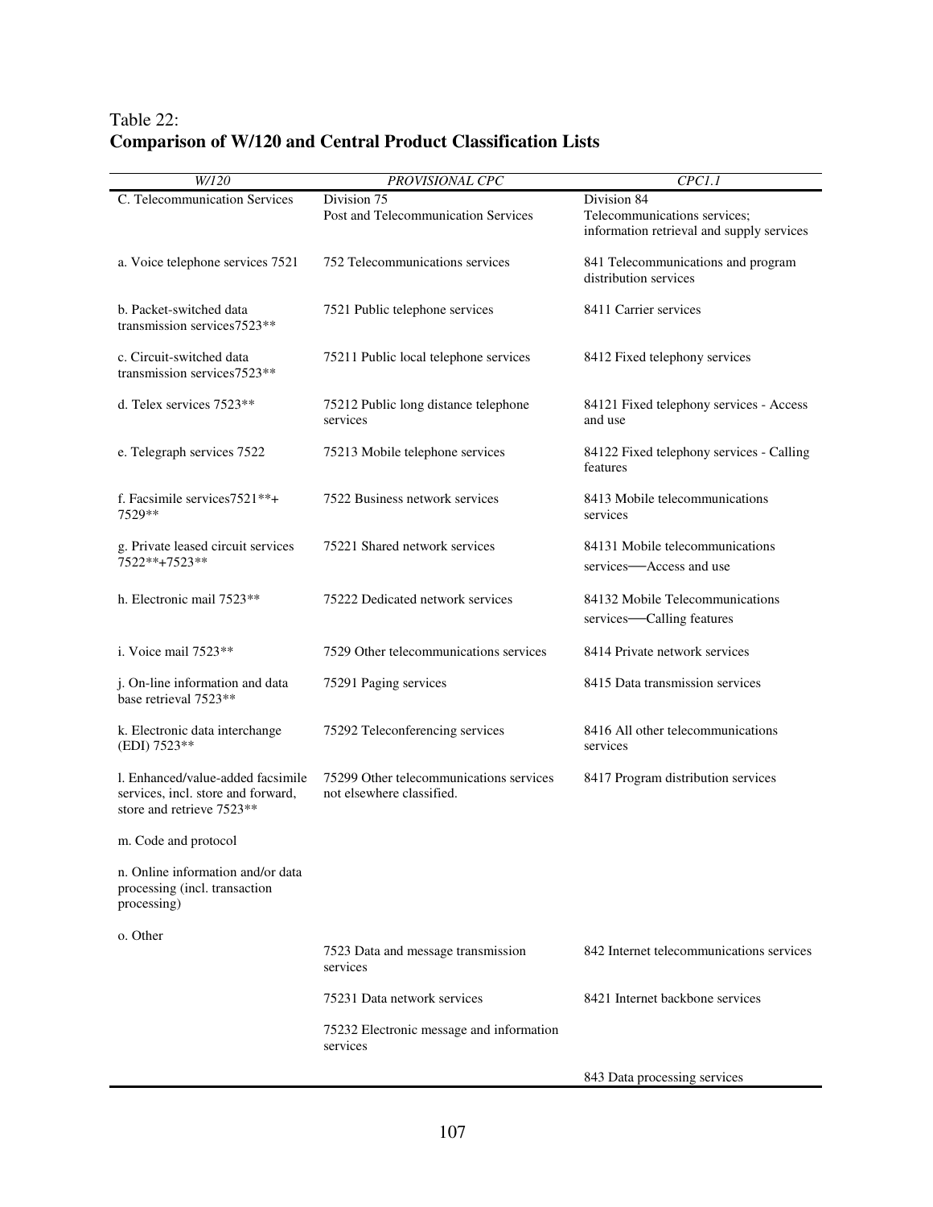Table 22:
**Comparison of W/120 and Central Product Classification Lists**

| *W/120* | *PROVISIONAL CPC* | *CPC1.1* |
|---|---|---|
| C. Telecommunication Services | Division 75 Post and Telecommunication Services | Division 84 Telecommunications services; information retrieval and supply services |
| a. Voice telephone services 7521 | 752 Telecommunications services | 841 Telecommunications and program distribution services |
| b. Packet-switched data transmission services7523** | 7521 Public telephone services | 8411 Carrier services |
| c. Circuit-switched data transmission services7523** | 75211 Public local telephone services | 8412 Fixed telephony services |
| d. Telex services 7523** | 75212 Public long distance telephone services | 84121 Fixed telephony services - Access and use |
| e. Telegraph services 7522 | 75213 Mobile telephone services | 84122 Fixed telephony services - Calling features |
| f. Facsimile services7521**+ 7529** | 7522 Business network services | 8413 Mobile telecommunications services |
| g. Private leased circuit services 7522**+7523** | 75221 Shared network services | 84131 Mobile telecommunications services—Access and use |
| h. Electronic mail 7523** | 75222 Dedicated network services | 84132 Mobile Telecommunications services—Calling features |
| i. Voice mail 7523** | 7529 Other telecommunications services | 8414 Private network services |
| j. On-line information and data base retrieval 7523** | 75291 Paging services | 8415 Data transmission services |
| k. Electronic data interchange (EDI) 7523** | 75292 Teleconferencing services | 8416 All other telecommunications services |
| l. Enhanced/value-added facsimile services, incl. store and forward, store and retrieve 7523** | 75299 Other telecommunications services not elsewhere classified. | 8417 Program distribution services |
| m. Code and protocol | | |
| n. Online information and/or data processing (incl. transaction processing) | | |
| o. Other | | |
| | 7523 Data and message transmission services | 842 Internet telecommunications services |
| | 75231 Data network services | 8421 Internet backbone services |
| | 75232 Electronic message and information services | |
| | | 843 Data processing services |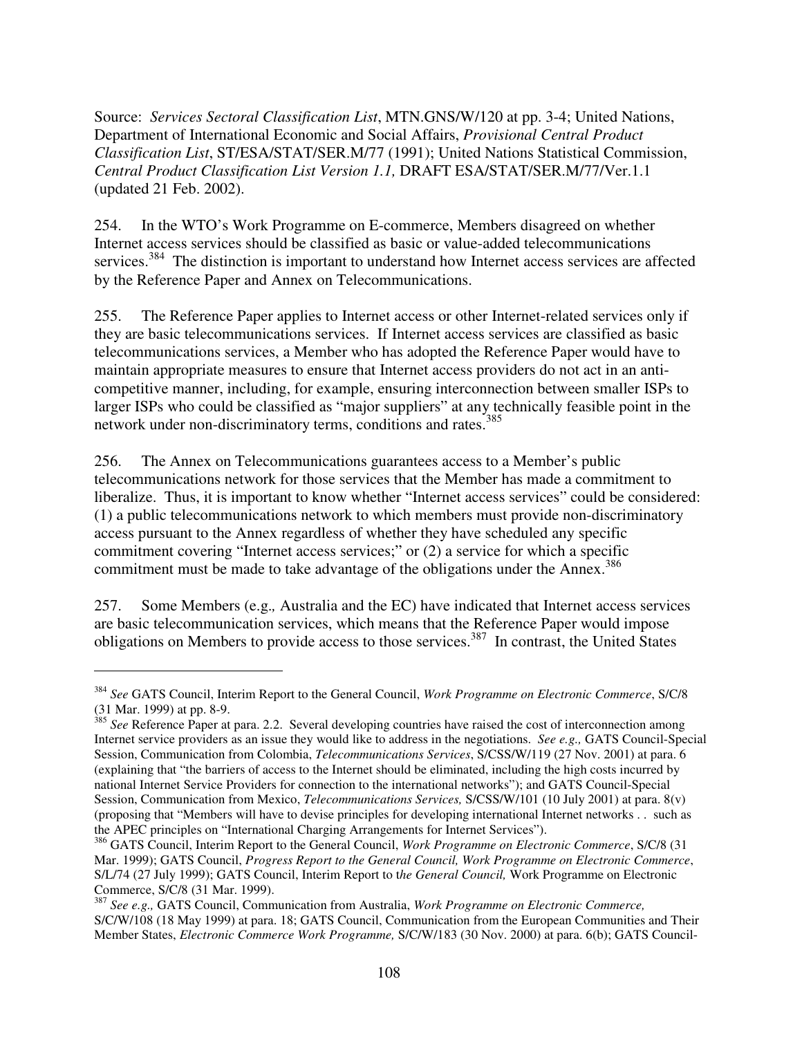Source: *Services Sectoral Classification List*, MTN.GNS/W/120 at pp. 3-4; United Nations, Department of International Economic and Social Affairs, *Provisional Central Product Classification List*, ST/ESA/STAT/SER.M/77 (1991); United Nations Statistical Commission, *Central Product Classification List Version 1.1,* DRAFT ESA/STAT/SER.M/77/Ver.1.1 (updated 21 Feb. 2002).

254. In the WTO's Work Programme on E-commerce, Members disagreed on whether Internet access services should be classified as basic or value-added telecommunications services.[384] The distinction is important to understand how Internet access services are affected by the Reference Paper and Annex on Telecommunications.

255. The Reference Paper applies to Internet access or other Internet-related services only if they are basic telecommunications services. If Internet access services are classified as basic telecommunications services, a Member who has adopted the Reference Paper would have to maintain appropriate measures to ensure that Internet access providers do not act in an anti-competitive manner, including, for example, ensuring interconnection between smaller ISPs to larger ISPs who could be classified as "major suppliers" at any technically feasible point in the network under non-discriminatory terms, conditions and rates.[385]

256. The Annex on Telecommunications guarantees access to a Member's public telecommunications network for those services that the Member has made a commitment to liberalize. Thus, it is important to know whether "Internet access services" could be considered: (1) a public telecommunications network to which members must provide non-discriminatory access pursuant to the Annex regardless of whether they have scheduled any specific commitment covering "Internet access services;" or (2) a service for which a specific commitment must be made to take advantage of the obligations under the Annex.[386]

257. Some Members (e.g.*,* Australia and the EC) have indicated that Internet access services are basic telecommunication services, which means that the Reference Paper would impose obligations on Members to provide access to those services.[387] In contrast, the United States

---

[384] *See* GATS Council, Interim Report to the General Council, *Work Programme on Electronic Commerce*, S/C/8 (31 Mar. 1999) at pp. 8-9.

[385] *See* Reference Paper at para. 2.2. Several developing countries have raised the cost of interconnection among Internet service providers as an issue they would like to address in the negotiations. *See e.g.,* GATS Council-Special Session, Communication from Colombia, *Telecommunications Services*, S/CSS/W/119 (27 Nov. 2001) at para. 6 (explaining that "the barriers of access to the Internet should be eliminated, including the high costs incurred by national Internet Service Providers for connection to the international networks"); and GATS Council-Special Session, Communication from Mexico, *Telecommunications Services,* S/CSS/W/101 (10 July 2001) at para. 8(v) (proposing that "Members will have to devise principles for developing international Internet networks . . such as the APEC principles on "International Charging Arrangements for Internet Services").

[386] GATS Council, Interim Report to the General Council, *Work Programme on Electronic Commerce*, S/C/8 (31 Mar. 1999); GATS Council, *Progress Report to the General Council, Work Programme on Electronic Commerce*, S/L/74 (27 July 1999); GATS Council, Interim Report to t*he General Council,* Work Programme on Electronic Commerce, S/C/8 (31 Mar. 1999).

[387] *See e.g.,* GATS Council, Communication from Australia, *Work Programme on Electronic Commerce,* S/C/W/108 (18 May 1999) at para. 18; GATS Council, Communication from the European Communities and Their Member States, *Electronic Commerce Work Programme,* S/C/W/183 (30 Nov. 2000) at para. 6(b); GATS Council-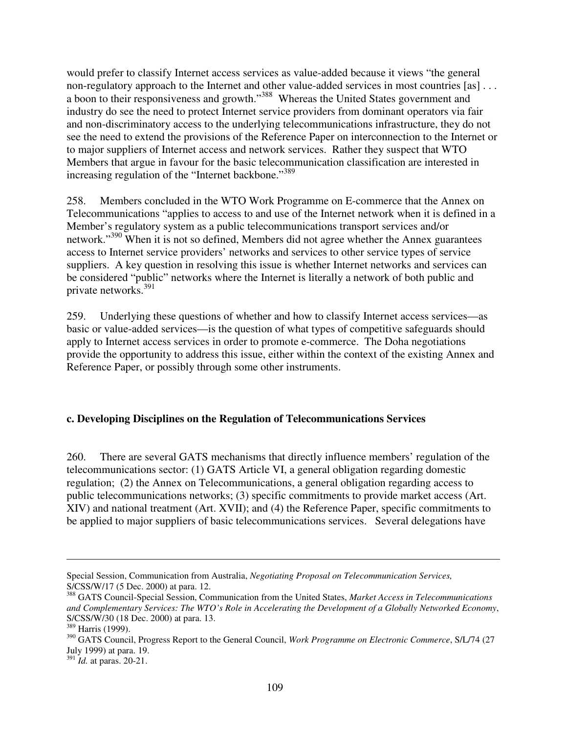would prefer to classify Internet access services as value-added because it views "the general non-regulatory approach to the Internet and other value-added services in most countries [as] . . . a boon to their responsiveness and growth."[388] Whereas the United States government and industry do see the need to protect Internet service providers from dominant operators via fair and non-discriminatory access to the underlying telecommunications infrastructure, they do not see the need to extend the provisions of the Reference Paper on interconnection to the Internet or to major suppliers of Internet access and network services. Rather they suspect that WTO Members that argue in favour for the basic telecommunication classification are interested in increasing regulation of the "Internet backbone."[389]

258. Members concluded in the WTO Work Programme on E-commerce that the Annex on Telecommunications "applies to access to and use of the Internet network when it is defined in a Member's regulatory system as a public telecommunications transport services and/or network."[390] When it is not so defined, Members did not agree whether the Annex guarantees access to Internet service providers' networks and services to other service types of service suppliers. A key question in resolving this issue is whether Internet networks and services can be considered "public" networks where the Internet is literally a network of both public and private networks.[391]

259. Underlying these questions of whether and how to classify Internet access services—as basic or value-added services—is the question of what types of competitive safeguards should apply to Internet access services in order to promote e-commerce. The Doha negotiations provide the opportunity to address this issue, either within the context of the existing Annex and Reference Paper, or possibly through some other instruments.

### c. Developing Disciplines on the Regulation of Telecommunications Services

260. There are several GATS mechanisms that directly influence members' regulation of the telecommunications sector: (1) GATS Article VI, a general obligation regarding domestic regulation; (2) the Annex on Telecommunications, a general obligation regarding access to public telecommunications networks; (3) specific commitments to provide market access (Art. XIV) and national treatment (Art. XVII); and (4) the Reference Paper, specific commitments to be applied to major suppliers of basic telecommunications services. Several delegations have

---

Special Session, Communication from Australia, *Negotiating Proposal on Telecommunication Services,* S/CSS/W/17 (5 Dec. 2000) at para. 12.

[388] GATS Council-Special Session, Communication from the United States, *Market Access in Telecommunications and Complementary Services: The WTO's Role in Accelerating the Development of a Globally Networked Economy*, S/CSS/W/30 (18 Dec. 2000) at para. 13.

[389] Harris (1999).

[390] GATS Council, Progress Report to the General Council, *Work Programme on Electronic Commerce*, S/L/74 (27 July 1999) at para. 19.

[391] *Id.* at paras. 20-21.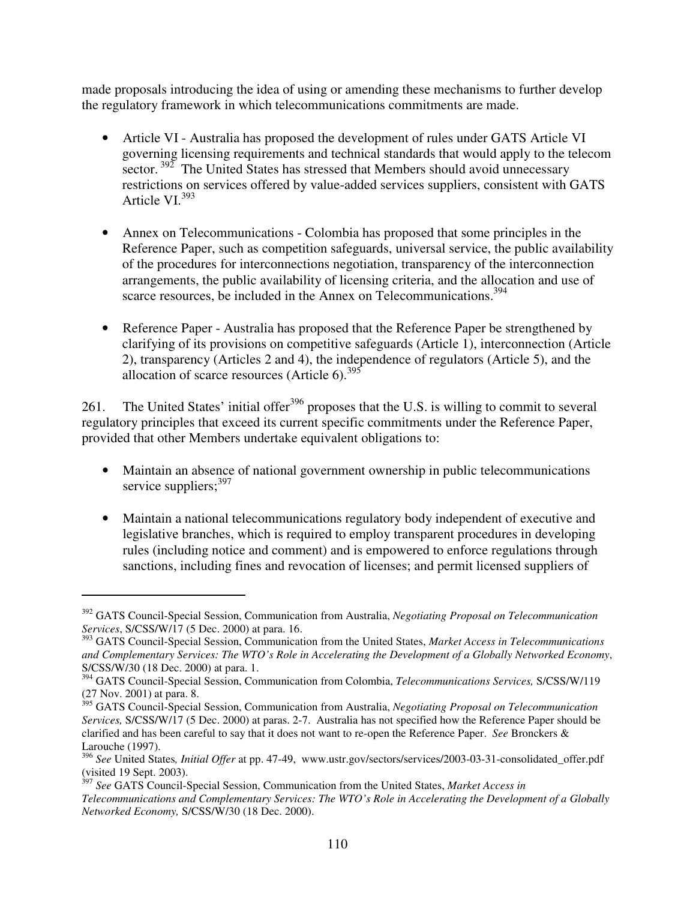made proposals introducing the idea of using or amending these mechanisms to further develop the regulatory framework in which telecommunications commitments are made.

- Article VI - Australia has proposed the development of rules under GATS Article VI governing licensing requirements and technical standards that would apply to the telecom sector.[392] The United States has stressed that Members should avoid unnecessary restrictions on services offered by value-added services suppliers, consistent with GATS Article VI.[393]

- Annex on Telecommunications - Colombia has proposed that some principles in the Reference Paper, such as competition safeguards, universal service, the public availability of the procedures for interconnections negotiation, transparency of the interconnection arrangements, the public availability of licensing criteria, and the allocation and use of scarce resources, be included in the Annex on Telecommunications.[394]

- Reference Paper - Australia has proposed that the Reference Paper be strengthened by clarifying of its provisions on competitive safeguards (Article 1), interconnection (Article 2), transparency (Articles 2 and 4), the independence of regulators (Article 5), and the allocation of scarce resources (Article 6).[395]

261. The United States' initial offer[396] proposes that the U.S. is willing to commit to several regulatory principles that exceed its current specific commitments under the Reference Paper, provided that other Members undertake equivalent obligations to:

- Maintain an absence of national government ownership in public telecommunications service suppliers;[397]

- Maintain a national telecommunications regulatory body independent of executive and legislative branches, which is required to employ transparent procedures in developing rules (including notice and comment) and is empowered to enforce regulations through sanctions, including fines and revocation of licenses; and permit licensed suppliers of

---

[392] GATS Council-Special Session, Communication from Australia, *Negotiating Proposal on Telecommunication Services*, S/CSS/W/17 (5 Dec. 2000) at para. 16.

[393] GATS Council-Special Session, Communication from the United States, *Market Access in Telecommunications and Complementary Services: The WTO's Role in Accelerating the Development of a Globally Networked Economy*, S/CSS/W/30 (18 Dec. 2000) at para. 1.

[394] GATS Council-Special Session, Communication from Colombia, *Telecommunications Services,* S/CSS/W/119 (27 Nov. 2001) at para. 8.

[395] GATS Council-Special Session, Communication from Australia, *Negotiating Proposal on Telecommunication Services,* S/CSS/W/17 (5 Dec. 2000) at paras. 2-7. Australia has not specified how the Reference Paper should be clarified and has been careful to say that it does not want to re-open the Reference Paper. *See* Bronckers & Larouche (1997).

[396] *See* United States*, Initial Offer* at pp. 47-49, www.ustr.gov/sectors/services/2003-03-31-consolidated_offer.pdf (visited 19 Sept. 2003).

[397] *See* GATS Council-Special Session, Communication from the United States, *Market Access in Telecommunications and Complementary Services: The WTO's Role in Accelerating the Development of a Globally Networked Economy,* S/CSS/W/30 (18 Dec. 2000).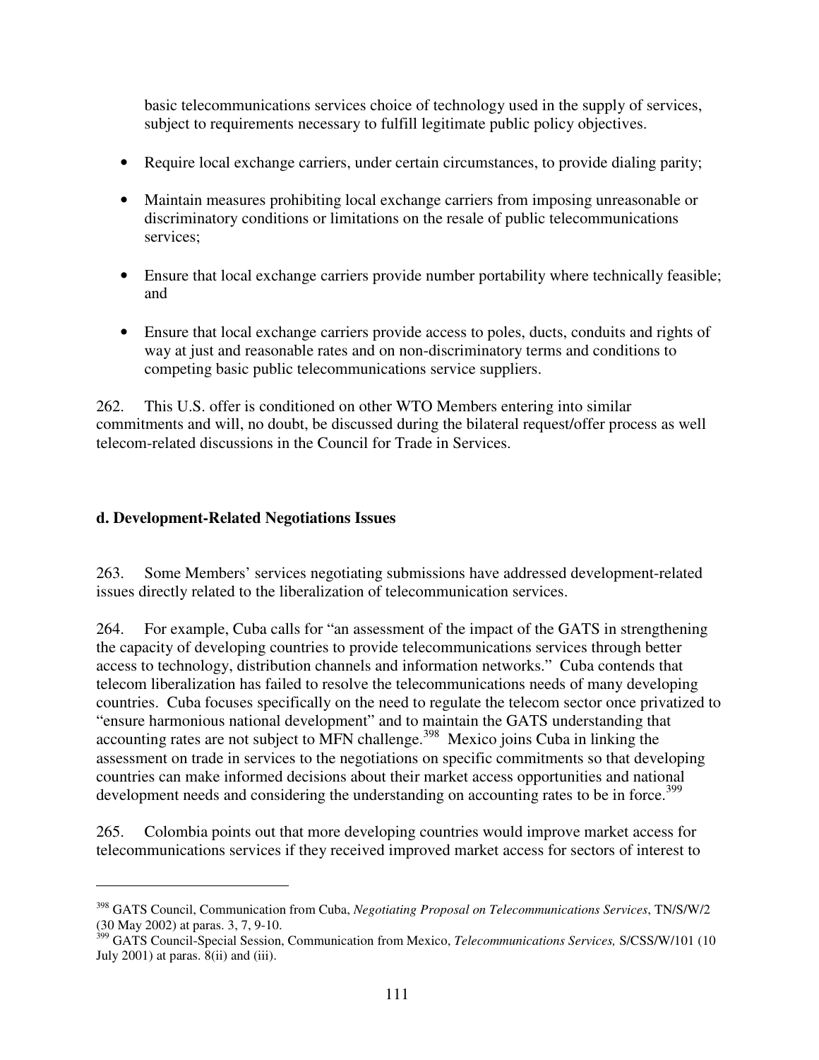basic telecommunications services choice of technology used in the supply of services, subject to requirements necessary to fulfill legitimate public policy objectives.

- Require local exchange carriers, under certain circumstances, to provide dialing parity;
- Maintain measures prohibiting local exchange carriers from imposing unreasonable or discriminatory conditions or limitations on the resale of public telecommunications services;
- Ensure that local exchange carriers provide number portability where technically feasible; and
- Ensure that local exchange carriers provide access to poles, ducts, conduits and rights of way at just and reasonable rates and on non-discriminatory terms and conditions to competing basic public telecommunications service suppliers.

262. This U.S. offer is conditioned on other WTO Members entering into similar commitments and will, no doubt, be discussed during the bilateral request/offer process as well telecom-related discussions in the Council for Trade in Services.

### d. Development-Related Negotiations Issues

263. Some Members' services negotiating submissions have addressed development-related issues directly related to the liberalization of telecommunication services.

264. For example, Cuba calls for "an assessment of the impact of the GATS in strengthening the capacity of developing countries to provide telecommunications services through better access to technology, distribution channels and information networks." Cuba contends that telecom liberalization has failed to resolve the telecommunications needs of many developing countries. Cuba focuses specifically on the need to regulate the telecom sector once privatized to "ensure harmonious national development" and to maintain the GATS understanding that accounting rates are not subject to MFN challenge.[398] Mexico joins Cuba in linking the assessment on trade in services to the negotiations on specific commitments so that developing countries can make informed decisions about their market access opportunities and national development needs and considering the understanding on accounting rates to be in force.[399]

265. Colombia points out that more developing countries would improve market access for telecommunications services if they received improved market access for sectors of interest to

---

[398] GATS Council, Communication from Cuba, *Negotiating Proposal on Telecommunications Services*, TN/S/W/2 (30 May 2002) at paras. 3, 7, 9-10.

[399] GATS Council-Special Session, Communication from Mexico, *Telecommunications Services,* S/CSS/W/101 (10 July 2001) at paras. 8(ii) and (iii).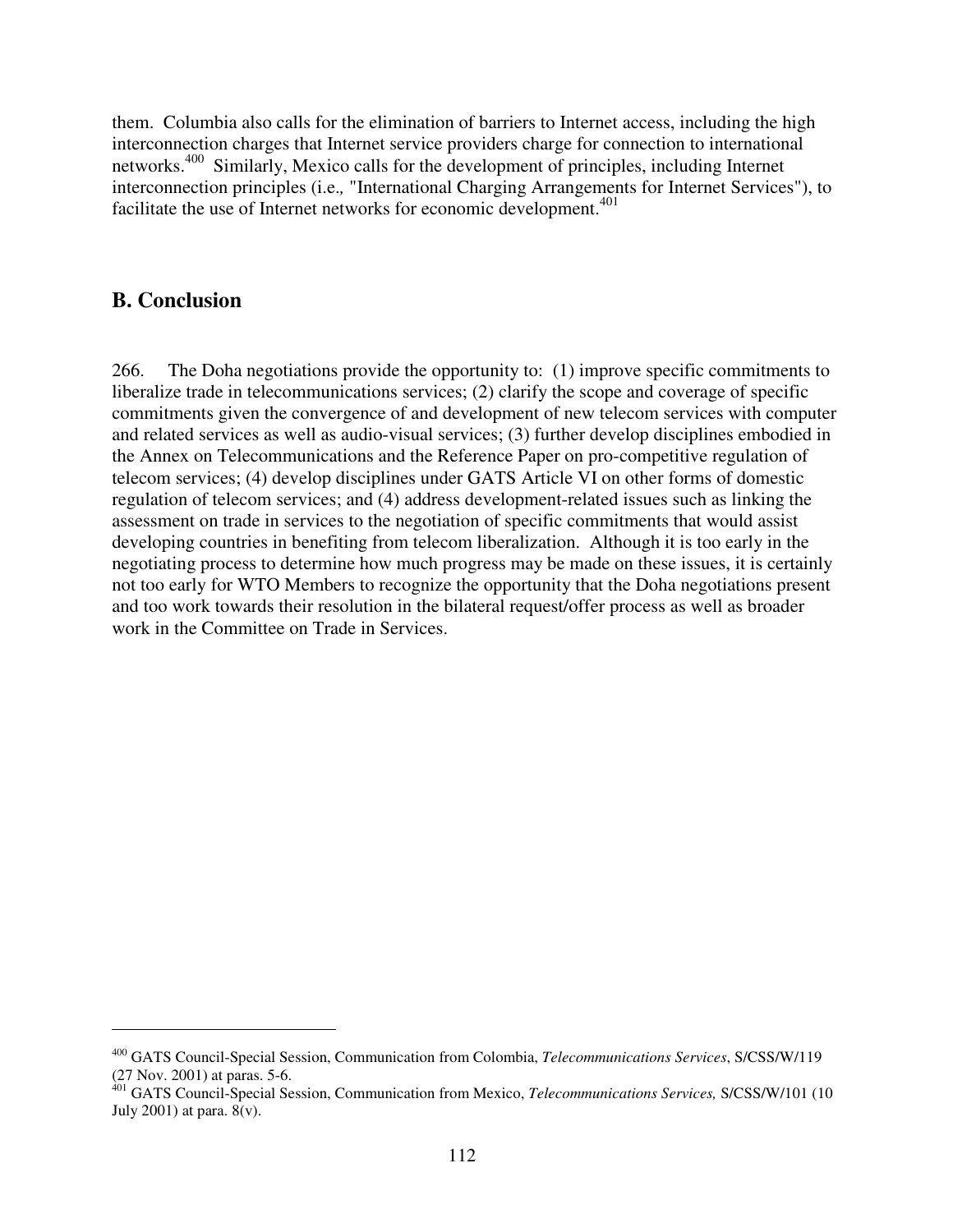them. Columbia also calls for the elimination of barriers to Internet access, including the high interconnection charges that Internet service providers charge for connection to international networks.[400] Similarly, Mexico calls for the development of principles, including Internet interconnection principles (i.e., "International Charging Arrangements for Internet Services"), to facilitate the use of Internet networks for economic development.[401]

## B. Conclusion

266. The Doha negotiations provide the opportunity to: (1) improve specific commitments to liberalize trade in telecommunications services; (2) clarify the scope and coverage of specific commitments given the convergence of and development of new telecom services with computer and related services as well as audio-visual services; (3) further develop disciplines embodied in the Annex on Telecommunications and the Reference Paper on pro-competitive regulation of telecom services; (4) develop disciplines under GATS Article VI on other forms of domestic regulation of telecom services; and (4) address development-related issues such as linking the assessment on trade in services to the negotiation of specific commitments that would assist developing countries in benefiting from telecom liberalization. Although it is too early in the negotiating process to determine how much progress may be made on these issues, it is certainly not too early for WTO Members to recognize the opportunity that the Doha negotiations present and too work towards their resolution in the bilateral request/offer process as well as broader work in the Committee on Trade in Services.

---

[400] GATS Council-Special Session, Communication from Colombia, *Telecommunications Services*, S/CSS/W/119 (27 Nov. 2001) at paras. 5-6.

[401] GATS Council-Special Session, Communication from Mexico, *Telecommunications Services,* S/CSS/W/101 (10 July 2001) at para. 8(v).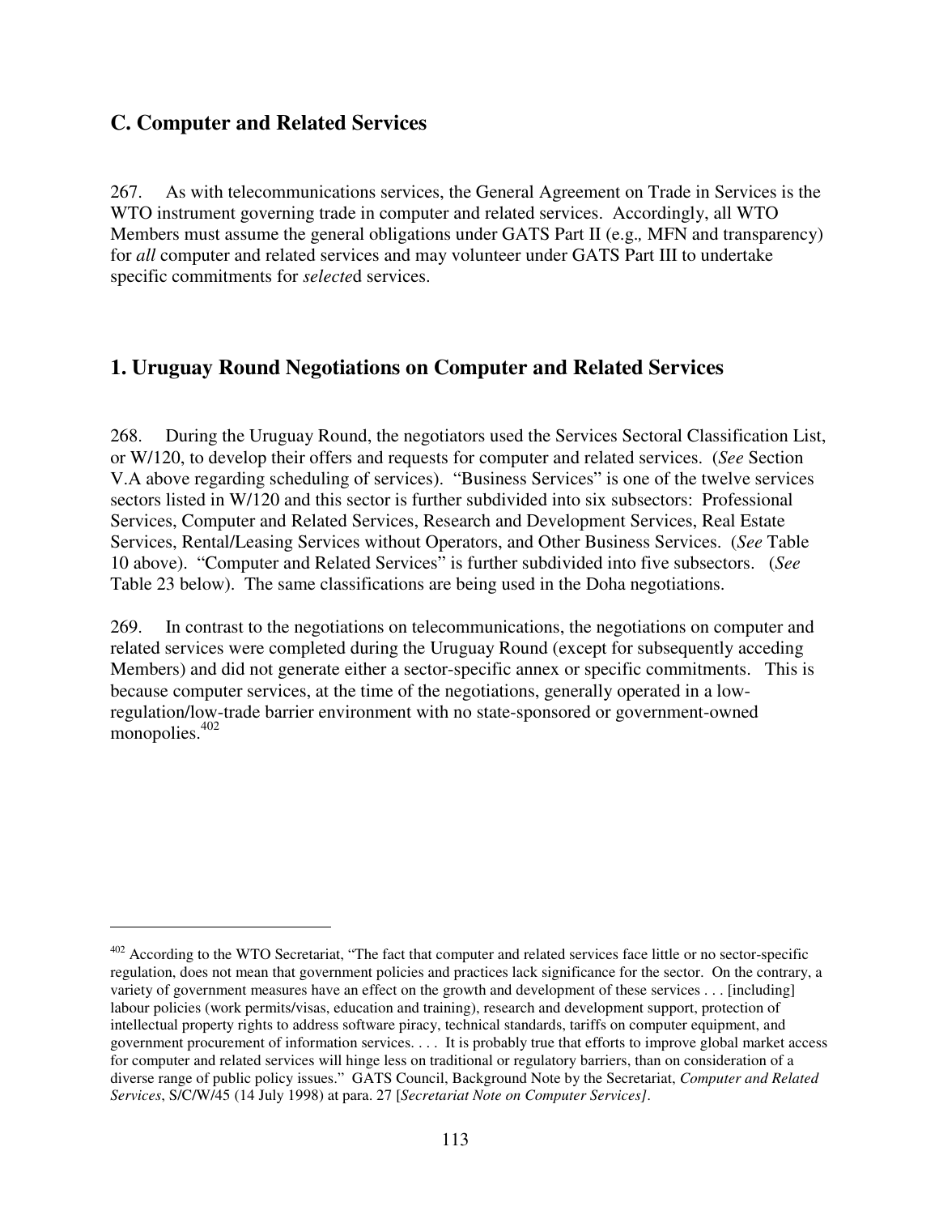## C. Computer and Related Services

267. As with telecommunications services, the General Agreement on Trade in Services is the WTO instrument governing trade in computer and related services. Accordingly, all WTO Members must assume the general obligations under GATS Part II (e.g., MFN and transparency) for *all* computer and related services and may volunteer under GATS Part III to undertake specific commitments for *selecte*d services.

## 1. Uruguay Round Negotiations on Computer and Related Services

268. During the Uruguay Round, the negotiators used the Services Sectoral Classification List, or W/120, to develop their offers and requests for computer and related services. (*See* Section V.A above regarding scheduling of services). "Business Services" is one of the twelve services sectors listed in W/120 and this sector is further subdivided into six subsectors: Professional Services, Computer and Related Services, Research and Development Services, Real Estate Services, Rental/Leasing Services without Operators, and Other Business Services. (*See* Table 10 above). "Computer and Related Services" is further subdivided into five subsectors. (*See* Table 23 below). The same classifications are being used in the Doha negotiations.

269. In contrast to the negotiations on telecommunications, the negotiations on computer and related services were completed during the Uruguay Round (except for subsequently acceding Members) and did not generate either a sector-specific annex or specific commitments. This is because computer services, at the time of the negotiations, generally operated in a low-regulation/low-trade barrier environment with no state-sponsored or government-owned monopolies.[402]

---

[402] According to the WTO Secretariat, "The fact that computer and related services face little or no sector-specific regulation, does not mean that government policies and practices lack significance for the sector. On the contrary, a variety of government measures have an effect on the growth and development of these services . . . [including] labour policies (work permits/visas, education and training), research and development support, protection of intellectual property rights to address software piracy, technical standards, tariffs on computer equipment, and government procurement of information services. . . . It is probably true that efforts to improve global market access for computer and related services will hinge less on traditional or regulatory barriers, than on consideration of a diverse range of public policy issues." GATS Council, Background Note by the Secretariat, *Computer and Related Services*, S/C/W/45 (14 July 1998) at para. 27 [*Secretariat Note on Computer Services]*.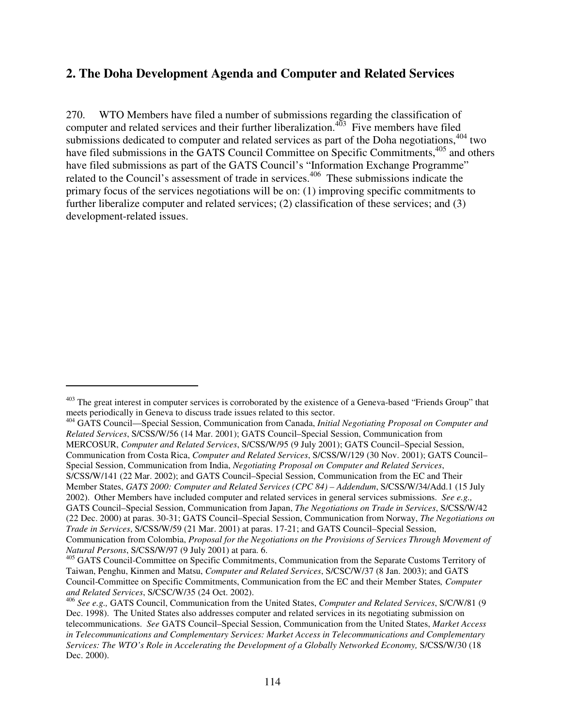## 2. The Doha Development Agenda and Computer and Related Services

270. WTO Members have filed a number of submissions regarding the classification of computer and related services and their further liberalization.[403] Five members have filed submissions dedicated to computer and related services as part of the Doha negotiations,[404] two have filed submissions in the GATS Council Committee on Specific Commitments,[405] and others have filed submissions as part of the GATS Council's "Information Exchange Programme" related to the Council's assessment of trade in services.[406] These submissions indicate the primary focus of the services negotiations will be on: (1) improving specific commitments to further liberalize computer and related services; (2) classification of these services; and (3) development-related issues.

---

[403] The great interest in computer services is corroborated by the existence of a Geneva-based "Friends Group" that meets periodically in Geneva to discuss trade issues related to this sector.

[404] GATS Council—Special Session, Communication from Canada, *Initial Negotiating Proposal on Computer and Related Services*, S/CSS/W/56 (14 Mar. 2001); GATS Council–Special Session, Communication from MERCOSUR, *Computer and Related Services*, S/CSS/W/95 (9 July 2001); GATS Council–Special Session, Communication from Costa Rica, *Computer and Related Services*, S/CSS/W/129 (30 Nov. 2001); GATS Council–Special Session, Communication from India, *Negotiating Proposal on Computer and Related Services*, S/CSS/W/141 (22 Mar. 2002); and GATS Council–Special Session, Communication from the EC and Their Member States, *GATS 2000: Computer and Related Services (CPC 84) – Addendum*, S/CSS/W/34/Add.1 (15 July 2002). Other Members have included computer and related services in general services submissions. *See e.g.,* GATS Council–Special Session, Communication from Japan, *The Negotiations on Trade in Services*, S/CSS/W/42 (22 Dec. 2000) at paras. 30-31; GATS Council–Special Session, Communication from Norway, *The Negotiations on Trade in Services*, S/CSS/W/59 (21 Mar. 2001) at paras. 17-21; and GATS Council–Special Session, Communication from Colombia, *Proposal for the Negotiations on the Provisions of Services Through Movement of Natural Persons*, S/CSS/W/97 (9 July 2001) at para. 6.

[405] GATS Council-Committee on Specific Commitments, Communication from the Separate Customs Territory of Taiwan, Penghu, Kinmen and Matsu, *Computer and Related Services*, S/CSC/W/37 (8 Jan. 2003); and GATS Council-Committee on Specific Commitments, Communication from the EC and their Member States*, Computer and Related Services*, S/CSC/W/35 (24 Oct. 2002).

[406] *See e.g.,* GATS Council, Communication from the United States, *Computer and Related Services*, S/C/W/81 (9 Dec. 1998). The United States also addresses computer and related services in its negotiating submission on telecommunications. *See* GATS Council–Special Session, Communication from the United States, *Market Access in Telecommunications and Complementary Services: Market Access in Telecommunications and Complementary Services: The WTO's Role in Accelerating the Development of a Globally Networked Economy,* S/CSS/W/30 (18 Dec. 2000).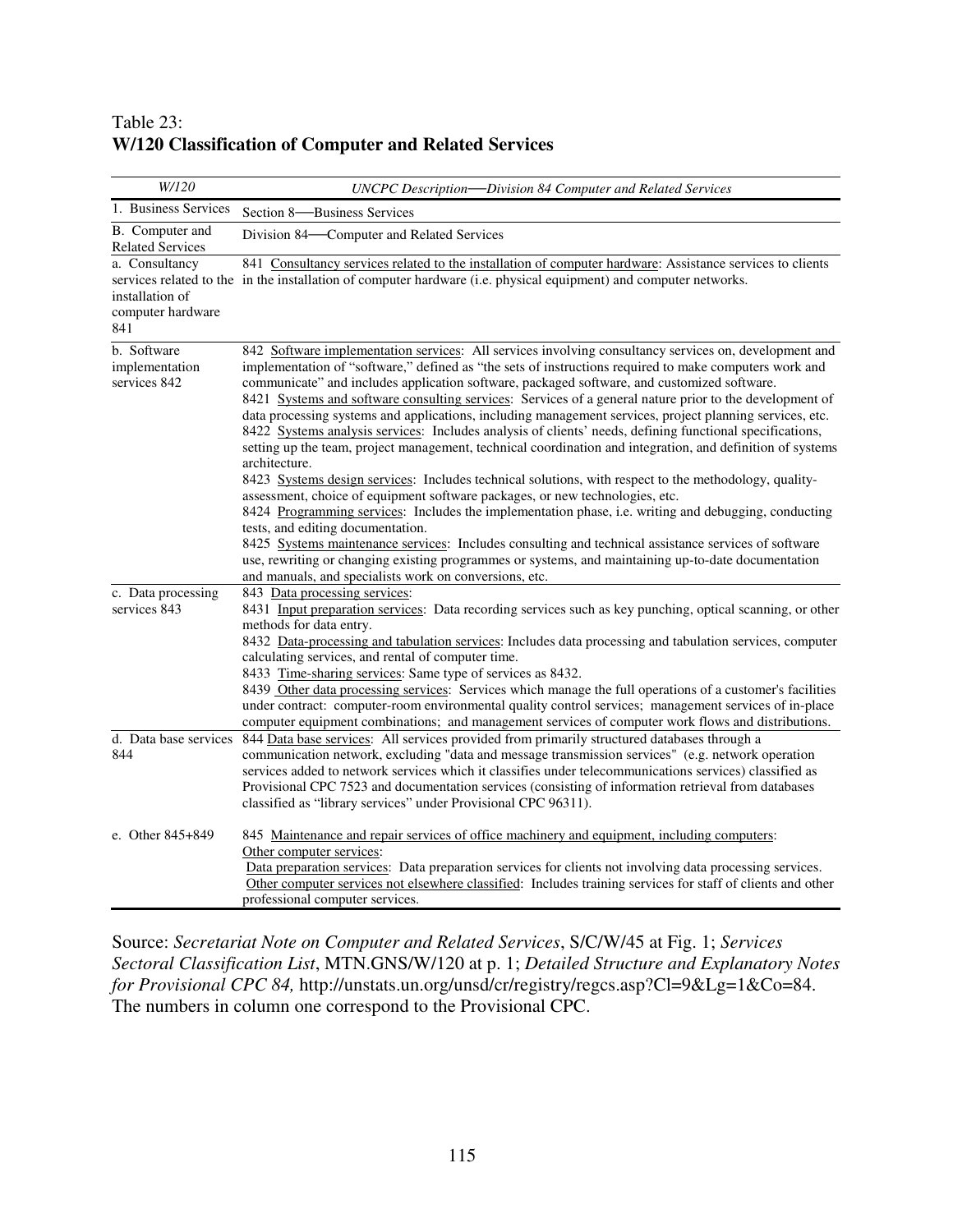Table 23:
**W/120 Classification of Computer and Related Services**

| *W/120* | *UNCPC Description—Division 84 Computer and Related Services* |
|---|---|
| 1. Business Services | Section 8—Business Services |
| B. Computer and Related Services | Division 84—Computer and Related Services |
| a. Consultancy services related to the installation of computer hardware 841 | 841 Consultancy services related to the installation of computer hardware: Assistance services to clients in the installation of computer hardware (i.e. physical equipment) and computer networks. |
| b. Software implementation services 842 | 842 Software implementation services: All services involving consultancy services on, development and implementation of "software," defined as "the sets of instructions required to make computers work and communicate" and includes application software, packaged software, and customized software.<br>8421 Systems and software consulting services: Services of a general nature prior to the development of data processing systems and applications, including management services, project planning services, etc.<br>8422 Systems analysis services: Includes analysis of clients' needs, defining functional specifications, setting up the team, project management, technical coordination and integration, and definition of systems architecture.<br>8423 Systems design services: Includes technical solutions, with respect to the methodology, quality-assessment, choice of equipment software packages, or new technologies, etc.<br>8424 Programming services: Includes the implementation phase, i.e. writing and debugging, conducting tests, and editing documentation.<br>8425 Systems maintenance services: Includes consulting and technical assistance services of software use, rewriting or changing existing programmes or systems, and maintaining up-to-date documentation and manuals, and specialists work on conversions, etc. |
| c. Data processing services 843 | 843 Data processing services:<br>8431 Input preparation services: Data recording services such as key punching, optical scanning, or other methods for data entry.<br>8432 Data-processing and tabulation services: Includes data processing and tabulation services, computer calculating services, and rental of computer time.<br>8433 Time-sharing services: Same type of services as 8432.<br>8439 Other data processing services: Services which manage the full operations of a customer's facilities under contract: computer-room environmental quality control services; management services of in-place computer equipment combinations; and management services of computer work flows and distributions. |
| d. Data base services 844 | 844 Data base services: All services provided from primarily structured databases through a communication network, excluding "data and message transmission services" (e.g. network operation services added to network services which it classifies under telecommunications services) classified as Provisional CPC 7523 and documentation services (consisting of information retrieval from databases classified as "library services" under Provisional CPC 96311). |
| e. Other 845+849 | 845 Maintenance and repair services of office machinery and equipment, including computers:<br>Other computer services:<br>Data preparation services: Data preparation services for clients not involving data processing services.<br>Other computer services not elsewhere classified: Includes training services for staff of clients and other professional computer services. |

Source: *Secretariat Note on Computer and Related Services*, S/C/W/45 at Fig. 1; *Services Sectoral Classification List*, MTN.GNS/W/120 at p. 1; *Detailed Structure and Explanatory Notes for Provisional CPC 84,* http://unstats.un.org/unsd/cr/registry/regcs.asp?Cl=9&Lg=1&Co=84. The numbers in column one correspond to the Provisional CPC.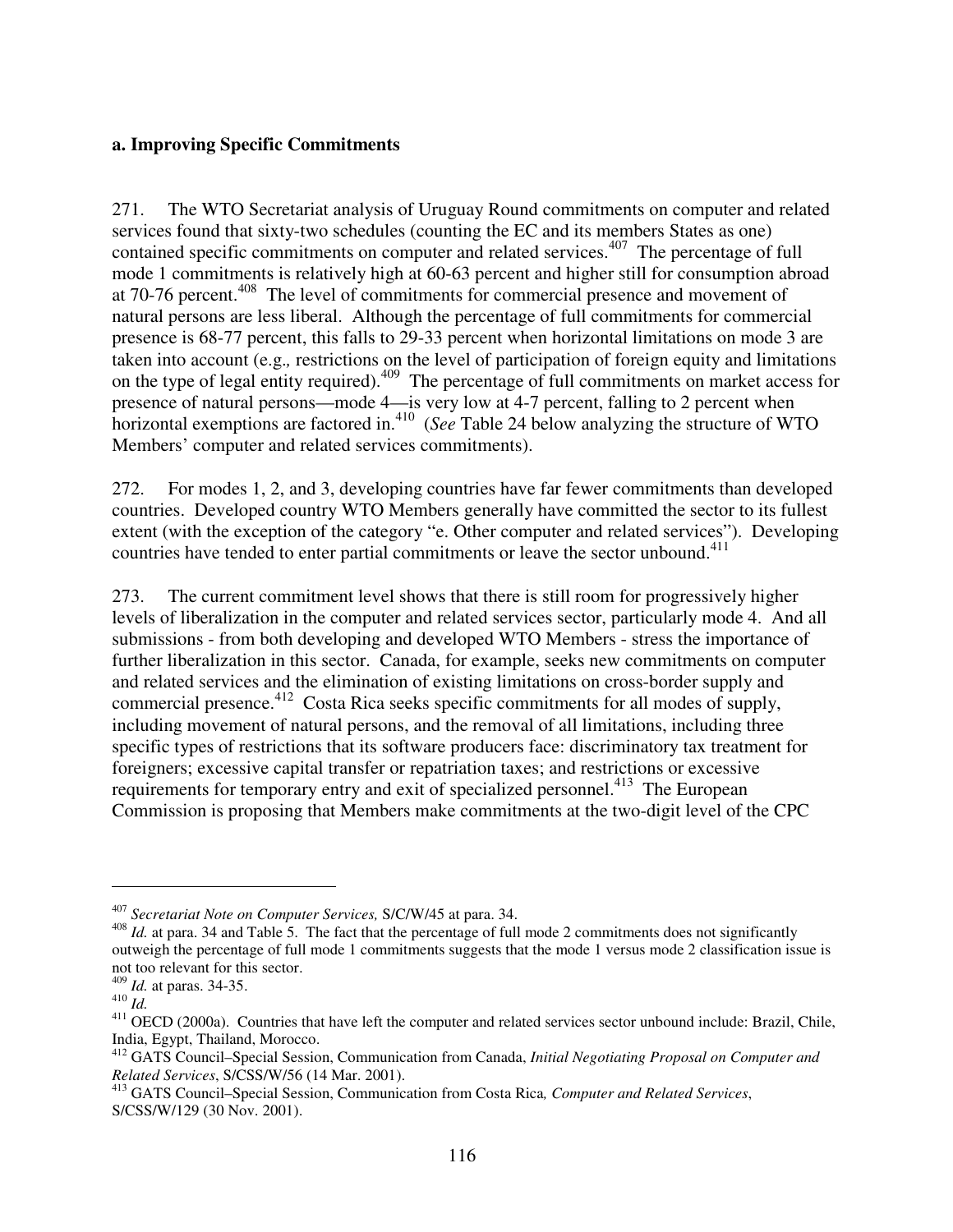**a. Improving Specific Commitments**

271. The WTO Secretariat analysis of Uruguay Round commitments on computer and related services found that sixty-two schedules (counting the EC and its members States as one) contained specific commitments on computer and related services.[407] The percentage of full mode 1 commitments is relatively high at 60-63 percent and higher still for consumption abroad at 70-76 percent.[408] The level of commitments for commercial presence and movement of natural persons are less liberal. Although the percentage of full commitments for commercial presence is 68-77 percent, this falls to 29-33 percent when horizontal limitations on mode 3 are taken into account (e.g., restrictions on the level of participation of foreign equity and limitations on the type of legal entity required).[409] The percentage of full commitments on market access for presence of natural persons—mode 4—is very low at 4-7 percent, falling to 2 percent when horizontal exemptions are factored in.[410] (*See* Table 24 below analyzing the structure of WTO Members' computer and related services commitments).

272. For modes 1, 2, and 3, developing countries have far fewer commitments than developed countries. Developed country WTO Members generally have committed the sector to its fullest extent (with the exception of the category "e. Other computer and related services"). Developing countries have tended to enter partial commitments or leave the sector unbound.[411]

273. The current commitment level shows that there is still room for progressively higher levels of liberalization in the computer and related services sector, particularly mode 4. And all submissions - from both developing and developed WTO Members - stress the importance of further liberalization in this sector. Canada, for example, seeks new commitments on computer and related services and the elimination of existing limitations on cross-border supply and commercial presence.[412] Costa Rica seeks specific commitments for all modes of supply, including movement of natural persons, and the removal of all limitations, including three specific types of restrictions that its software producers face: discriminatory tax treatment for foreigners; excessive capital transfer or repatriation taxes; and restrictions or excessive requirements for temporary entry and exit of specialized personnel.[413] The European Commission is proposing that Members make commitments at the two-digit level of the CPC

---

[407] *Secretariat Note on Computer Services,* S/C/W/45 at para. 34.

[408] *Id.* at para. 34 and Table 5. The fact that the percentage of full mode 2 commitments does not significantly outweigh the percentage of full mode 1 commitments suggests that the mode 1 versus mode 2 classification issue is not too relevant for this sector.

[409] *Id.* at paras. 34-35.

[410] *Id.*

[411] OECD (2000a). Countries that have left the computer and related services sector unbound include: Brazil, Chile, India, Egypt, Thailand, Morocco.

[412] GATS Council–Special Session, Communication from Canada, *Initial Negotiating Proposal on Computer and Related Services*, S/CSS/W/56 (14 Mar. 2001).

[413] GATS Council–Special Session, Communication from Costa Rica*, Computer and Related Services*, S/CSS/W/129 (30 Nov. 2001).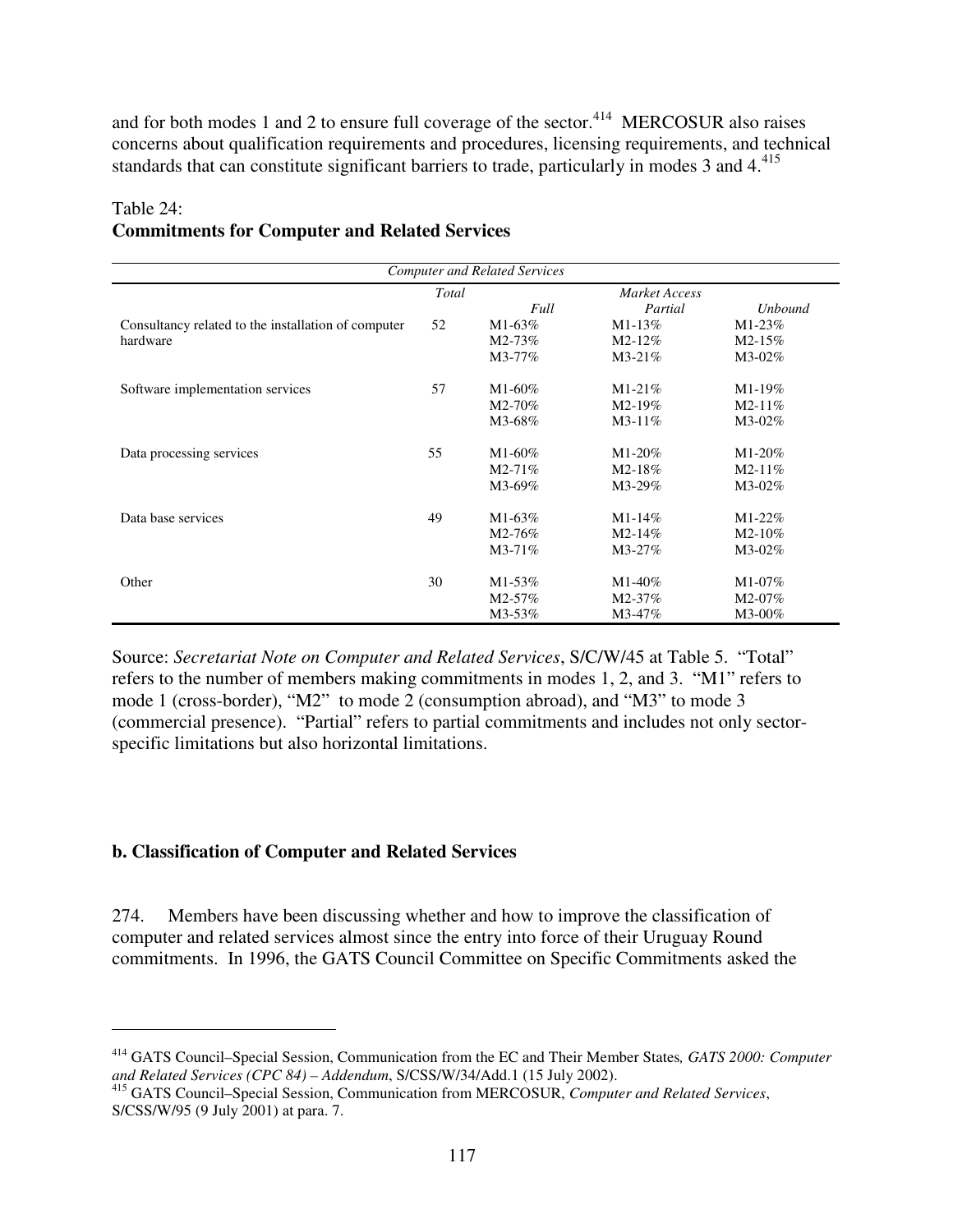and for both modes 1 and 2 to ensure full coverage of the sector.[414] MERCOSUR also raises concerns about qualification requirements and procedures, licensing requirements, and technical standards that can constitute significant barriers to trade, particularly in modes 3 and 4.[415]

Table 24:
**Commitments for Computer and Related Services**

| *Computer and Related Services* | | | | |
|---|---|---|---|---|
| | *Total* | *Market Access* | | |
| | | *Full* | *Partial* | *Unbound* |
| Consultancy related to the installation of computer hardware | 52 | M1-63%<br>M2-73%<br>M3-77% | M1-13%<br>M2-12%<br>M3-21% | M1-23%<br>M2-15%<br>M3-02% |
| Software implementation services | 57 | M1-60%<br>M2-70%<br>M3-68% | M1-21%<br>M2-19%<br>M3-11% | M1-19%<br>M2-11%<br>M3-02% |
| Data processing services | 55 | M1-60%<br>M2-71%<br>M3-69% | M1-20%<br>M2-18%<br>M3-29% | M1-20%<br>M2-11%<br>M3-02% |
| Data base services | 49 | M1-63%<br>M2-76%<br>M3-71% | M1-14%<br>M2-14%<br>M3-27% | M1-22%<br>M2-10%<br>M3-02% |
| Other | 30 | M1-53%<br>M2-57%<br>M3-53% | M1-40%<br>M2-37%<br>M3-47% | M1-07%<br>M2-07%<br>M3-00% |

Source: *Secretariat Note on Computer and Related Services*, S/C/W/45 at Table 5. "Total" refers to the number of members making commitments in modes 1, 2, and 3. "M1" refers to mode 1 (cross-border), "M2" to mode 2 (consumption abroad), and "M3" to mode 3 (commercial presence). "Partial" refers to partial commitments and includes not only sector-specific limitations but also horizontal limitations.

### b. Classification of Computer and Related Services

274. Members have been discussing whether and how to improve the classification of computer and related services almost since the entry into force of their Uruguay Round commitments. In 1996, the GATS Council Committee on Specific Commitments asked the

[414] GATS Council–Special Session, Communication from the EC and Their Member States*, GATS 2000: Computer and Related Services (CPC 84) – Addendum*, S/CSS/W/34/Add.1 (15 July 2002).

[415] GATS Council–Special Session, Communication from MERCOSUR, *Computer and Related Services*, S/CSS/W/95 (9 July 2001) at para. 7.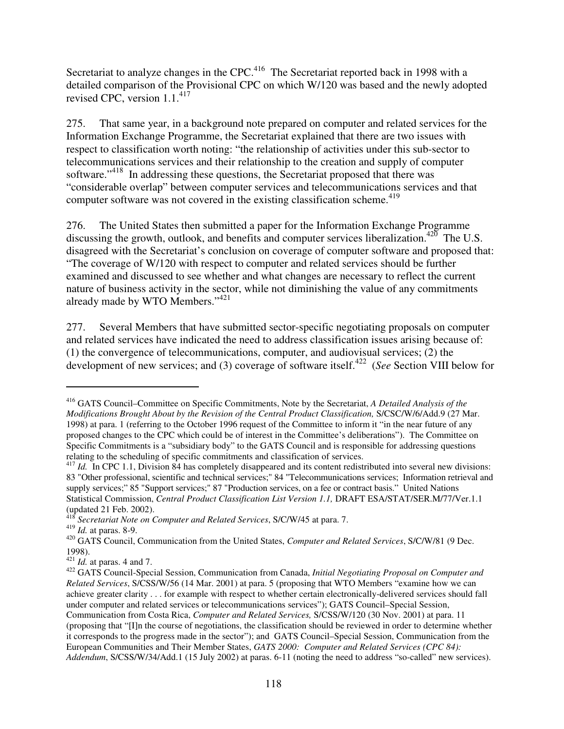Secretariat to analyze changes in the CPC.[416] The Secretariat reported back in 1998 with a detailed comparison of the Provisional CPC on which W/120 was based and the newly adopted revised CPC, version 1.1.[417]

275. That same year, in a background note prepared on computer and related services for the Information Exchange Programme, the Secretariat explained that there are two issues with respect to classification worth noting: "the relationship of activities under this sub-sector to telecommunications services and their relationship to the creation and supply of computer software."[418] In addressing these questions, the Secretariat proposed that there was "considerable overlap" between computer services and telecommunications services and that computer software was not covered in the existing classification scheme.[419]

276. The United States then submitted a paper for the Information Exchange Programme discussing the growth, outlook, and benefits and computer services liberalization.[420] The U.S. disagreed with the Secretariat's conclusion on coverage of computer software and proposed that: "The coverage of W/120 with respect to computer and related services should be further examined and discussed to see whether and what changes are necessary to reflect the current nature of business activity in the sector, while not diminishing the value of any commitments already made by WTO Members."[421]

277. Several Members that have submitted sector-specific negotiating proposals on computer and related services have indicated the need to address classification issues arising because of: (1) the convergence of telecommunications, computer, and audiovisual services; (2) the development of new services; and (3) coverage of software itself.[422] (*See* Section VIII below for

---

[416] GATS Council–Committee on Specific Commitments, Note by the Secretariat, *A Detailed Analysis of the Modifications Brought About by the Revision of the Central Product Classification,* S/CSC/W/6/Add.9 (27 Mar. 1998) at para. 1 (referring to the October 1996 request of the Committee to inform it "in the near future of any proposed changes to the CPC which could be of interest in the Committee's deliberations"). The Committee on Specific Commitments is a "subsidiary body" to the GATS Council and is responsible for addressing questions relating to the scheduling of specific commitments and classification of services.

[417] *Id.* In CPC 1.1, Division 84 has completely disappeared and its content redistributed into several new divisions: 83 "Other professional, scientific and technical services;" 84 "Telecommunications services; Information retrieval and supply services;" 85 "Support services;" 87 "Production services, on a fee or contract basis." United Nations Statistical Commission, *Central Product Classification List Version 1.1,* DRAFT ESA/STAT/SER.M/77/Ver.1.1 (updated 21 Feb. 2002).

[418] *Secretariat Note on Computer and Related Services*, S/C/W/45 at para. 7.

[419] *Id.* at paras. 8-9.

[420] GATS Council, Communication from the United States, *Computer and Related Services*, S/C/W/81 (9 Dec. 1998).

[421] *Id.* at paras. 4 and 7.

[422] GATS Council-Special Session, Communication from Canada, *Initial Negotiating Proposal on Computer and Related Services*, S/CSS/W/56 (14 Mar. 2001) at para. 5 (proposing that WTO Members "examine how we can achieve greater clarity . . . for example with respect to whether certain electronically-delivered services should fall under computer and related services or telecommunications services"); GATS Council–Special Session, Communication from Costa Rica, *Computer and Related Services,* S/CSS/W/120 (30 Nov. 2001) at para. 11 (proposing that "[I]n the course of negotiations, the classification should be reviewed in order to determine whether it corresponds to the progress made in the sector"); and GATS Council–Special Session, Communication from the European Communities and Their Member States, *GATS 2000: Computer and Related Services (CPC 84): Addendum*, S/CSS/W/34/Add.1 (15 July 2002) at paras. 6-11 (noting the need to address "so-called" new services).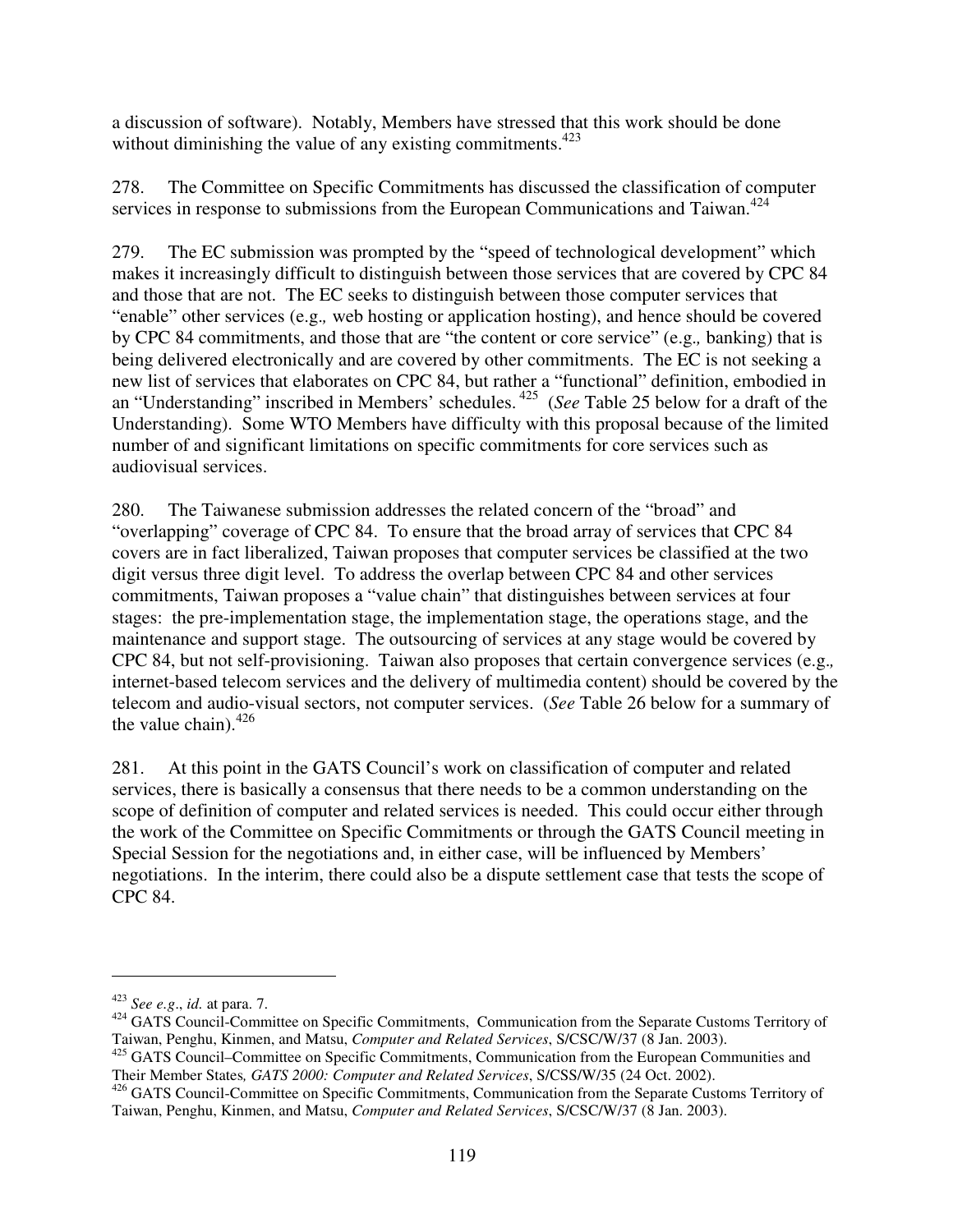a discussion of software). Notably, Members have stressed that this work should be done without diminishing the value of any existing commitments.[423]

278. The Committee on Specific Commitments has discussed the classification of computer services in response to submissions from the European Communications and Taiwan.[424]

279. The EC submission was prompted by the "speed of technological development" which makes it increasingly difficult to distinguish between those services that are covered by CPC 84 and those that are not. The EC seeks to distinguish between those computer services that "enable" other services (e.g., web hosting or application hosting), and hence should be covered by CPC 84 commitments, and those that are "the content or core service" (e.g., banking) that is being delivered electronically and are covered by other commitments. The EC is not seeking a new list of services that elaborates on CPC 84, but rather a "functional" definition, embodied in an "Understanding" inscribed in Members' schedules.[425] (*See* Table 25 below for a draft of the Understanding). Some WTO Members have difficulty with this proposal because of the limited number of and significant limitations on specific commitments for core services such as audiovisual services.

280. The Taiwanese submission addresses the related concern of the "broad" and "overlapping" coverage of CPC 84. To ensure that the broad array of services that CPC 84 covers are in fact liberalized, Taiwan proposes that computer services be classified at the two digit versus three digit level. To address the overlap between CPC 84 and other services commitments, Taiwan proposes a "value chain" that distinguishes between services at four stages: the pre-implementation stage, the implementation stage, the operations stage, and the maintenance and support stage. The outsourcing of services at any stage would be covered by CPC 84, but not self-provisioning. Taiwan also proposes that certain convergence services (e.g., internet-based telecom services and the delivery of multimedia content) should be covered by the telecom and audio-visual sectors, not computer services. (*See* Table 26 below for a summary of the value chain).[426]

281. At this point in the GATS Council's work on classification of computer and related services, there is basically a consensus that there needs to be a common understanding on the scope of definition of computer and related services is needed. This could occur either through the work of the Committee on Specific Commitments or through the GATS Council meeting in Special Session for the negotiations and, in either case, will be influenced by Members' negotiations. In the interim, there could also be a dispute settlement case that tests the scope of CPC 84.

---

[423] *See e.g*., *id.* at para. 7.

[424] GATS Council-Committee on Specific Commitments, Communication from the Separate Customs Territory of Taiwan, Penghu, Kinmen, and Matsu, *Computer and Related Services*, S/CSC/W/37 (8 Jan. 2003).

[425] GATS Council–Committee on Specific Commitments, Communication from the European Communities and Their Member States*, GATS 2000: Computer and Related Services*, S/CSS/W/35 (24 Oct. 2002).

[426] GATS Council-Committee on Specific Commitments, Communication from the Separate Customs Territory of Taiwan, Penghu, Kinmen, and Matsu, *Computer and Related Services*, S/CSC/W/37 (8 Jan. 2003).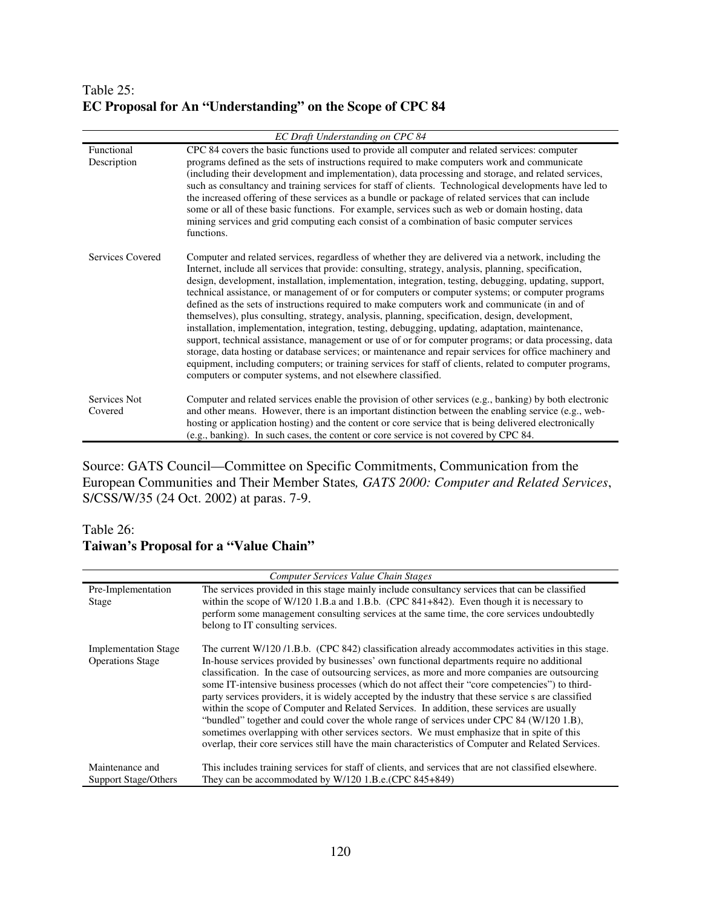Table 25:
**EC Proposal for An "Understanding" on the Scope of CPC 84**

| *EC Draft Understanding on CPC 84* | |
|---|---|
| Functional Description | CPC 84 covers the basic functions used to provide all computer and related services: computer programs defined as the sets of instructions required to make computers work and communicate (including their development and implementation), data processing and storage, and related services, such as consultancy and training services for staff of clients. Technological developments have led to the increased offering of these services as a bundle or package of related services that can include some or all of these basic functions. For example, services such as web or domain hosting, data mining services and grid computing each consist of a combination of basic computer services functions. |
| Services Covered | Computer and related services, regardless of whether they are delivered via a network, including the Internet, include all services that provide: consulting, strategy, analysis, planning, specification, design, development, installation, implementation, integration, testing, debugging, updating, support, technical assistance, or management of or for computers or computer systems; or computer programs defined as the sets of instructions required to make computers work and communicate (in and of themselves), plus consulting, strategy, analysis, planning, specification, design, development, installation, implementation, integration, testing, debugging, updating, adaptation, maintenance, support, technical assistance, management or use of or for computer programs; or data processing, data storage, data hosting or database services; or maintenance and repair services for office machinery and equipment, including computers; or training services for staff of clients, related to computer programs, computers or computer systems, and not elsewhere classified. |
| Services Not Covered | Computer and related services enable the provision of other services (e.g., banking) by both electronic and other means. However, there is an important distinction between the enabling service (e.g., web-hosting or application hosting) and the content or core service that is being delivered electronically (e.g., banking). In such cases, the content or core service is not covered by CPC 84. |

Source: GATS Council—Committee on Specific Commitments, Communication from the European Communities and Their Member States*, GATS 2000: Computer and Related Services*, S/CSS/W/35 (24 Oct. 2002) at paras. 7-9.

Table 26:
**Taiwan's Proposal for a "Value Chain"**

| *Computer Services Value Chain Stages* | |
|---|---|
| Pre-Implementation Stage | The services provided in this stage mainly include consultancy services that can be classified within the scope of W/120 1.B.a and 1.B.b. (CPC 841+842). Even though it is necessary to perform some management consulting services at the same time, the core services undoubtedly belong to IT consulting services. |
| Implementation Stage Operations Stage | The current W/120 /1.B.b. (CPC 842) classification already accommodates activities in this stage. In-house services provided by businesses' own functional departments require no additional classification. In the case of outsourcing services, as more and more companies are outsourcing some IT-intensive business processes (which do not affect their "core competencies") to third-party services providers, it is widely accepted by the industry that these service s are classified within the scope of Computer and Related Services. In addition, these services are usually "bundled" together and could cover the whole range of services under CPC 84 (W/120 1.B), sometimes overlapping with other services sectors. We must emphasize that in spite of this overlap, their core services still have the main characteristics of Computer and Related Services. |
| Maintenance and Support Stage/Others | This includes training services for staff of clients, and services that are not classified elsewhere. They can be accommodated by W/120 1.B.e.(CPC 845+849) |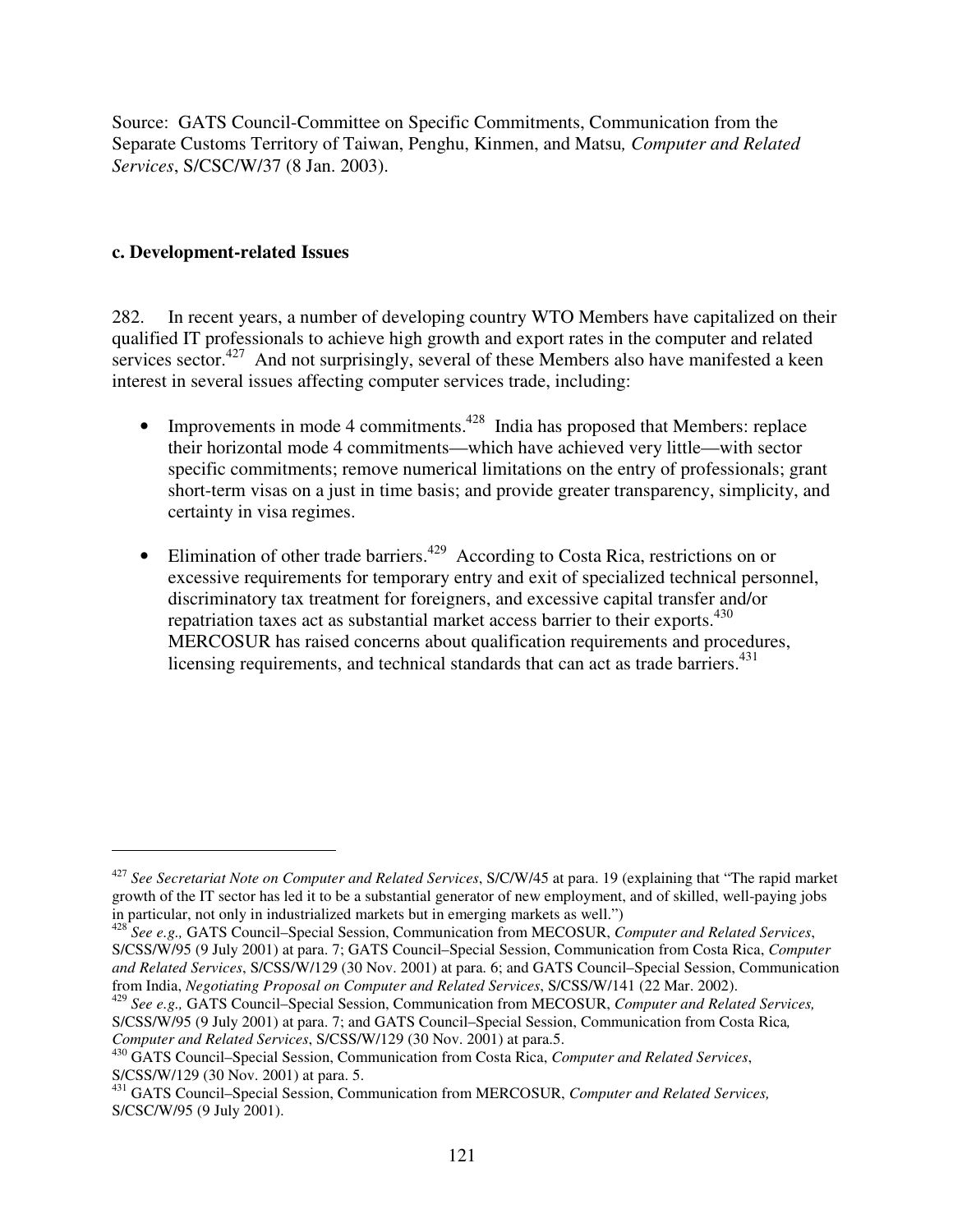Source: GATS Council-Committee on Specific Commitments, Communication from the Separate Customs Territory of Taiwan, Penghu, Kinmen, and Matsu*, Computer and Related Services*, S/CSC/W/37 (8 Jan. 2003).

**c. Development-related Issues**

282. In recent years, a number of developing country WTO Members have capitalized on their qualified IT professionals to achieve high growth and export rates in the computer and related services sector.[427] And not surprisingly, several of these Members also have manifested a keen interest in several issues affecting computer services trade, including:

- Improvements in mode 4 commitments.[428] India has proposed that Members: replace their horizontal mode 4 commitments—which have achieved very little—with sector specific commitments; remove numerical limitations on the entry of professionals; grant short-term visas on a just in time basis; and provide greater transparency, simplicity, and certainty in visa regimes.

- Elimination of other trade barriers.[429] According to Costa Rica, restrictions on or excessive requirements for temporary entry and exit of specialized technical personnel, discriminatory tax treatment for foreigners, and excessive capital transfer and/or repatriation taxes act as substantial market access barrier to their exports.[430] MERCOSUR has raised concerns about qualification requirements and procedures, licensing requirements, and technical standards that can act as trade barriers.[431]

---

[427] *See Secretariat Note on Computer and Related Services*, S/C/W/45 at para. 19 (explaining that "The rapid market growth of the IT sector has led it to be a substantial generator of new employment, and of skilled, well-paying jobs in particular, not only in industrialized markets but in emerging markets as well.")

[428] *See e.g.,* GATS Council–Special Session, Communication from MECOSUR, *Computer and Related Services*, S/CSS/W/95 (9 July 2001) at para. 7; GATS Council–Special Session, Communication from Costa Rica, *Computer and Related Services*, S/CSS/W/129 (30 Nov. 2001) at para. 6; and GATS Council–Special Session, Communication from India, *Negotiating Proposal on Computer and Related Services*, S/CSS/W/141 (22 Mar. 2002).

[429] *See e.g.,* GATS Council–Special Session, Communication from MECOSUR, *Computer and Related Services,* S/CSS/W/95 (9 July 2001) at para. 7; and GATS Council–Special Session, Communication from Costa Rica*, Computer and Related Services*, S/CSS/W/129 (30 Nov. 2001) at para.5.

[430] GATS Council–Special Session, Communication from Costa Rica, *Computer and Related Services*, S/CSS/W/129 (30 Nov. 2001) at para. 5.

[431] GATS Council–Special Session, Communication from MERCOSUR, *Computer and Related Services,* S/CSC/W/95 (9 July 2001).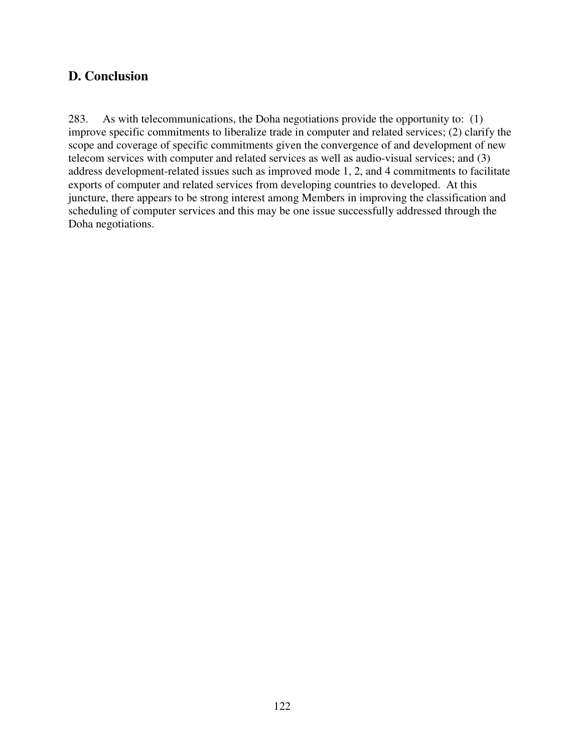## D. Conclusion

283. As with telecommunications, the Doha negotiations provide the opportunity to: (1) improve specific commitments to liberalize trade in computer and related services; (2) clarify the scope and coverage of specific commitments given the convergence of and development of new telecom services with computer and related services as well as audio-visual services; and (3) address development-related issues such as improved mode 1, 2, and 4 commitments to facilitate exports of computer and related services from developing countries to developed. At this juncture, there appears to be strong interest among Members in improving the classification and scheduling of computer services and this may be one issue successfully addressed through the Doha negotiations.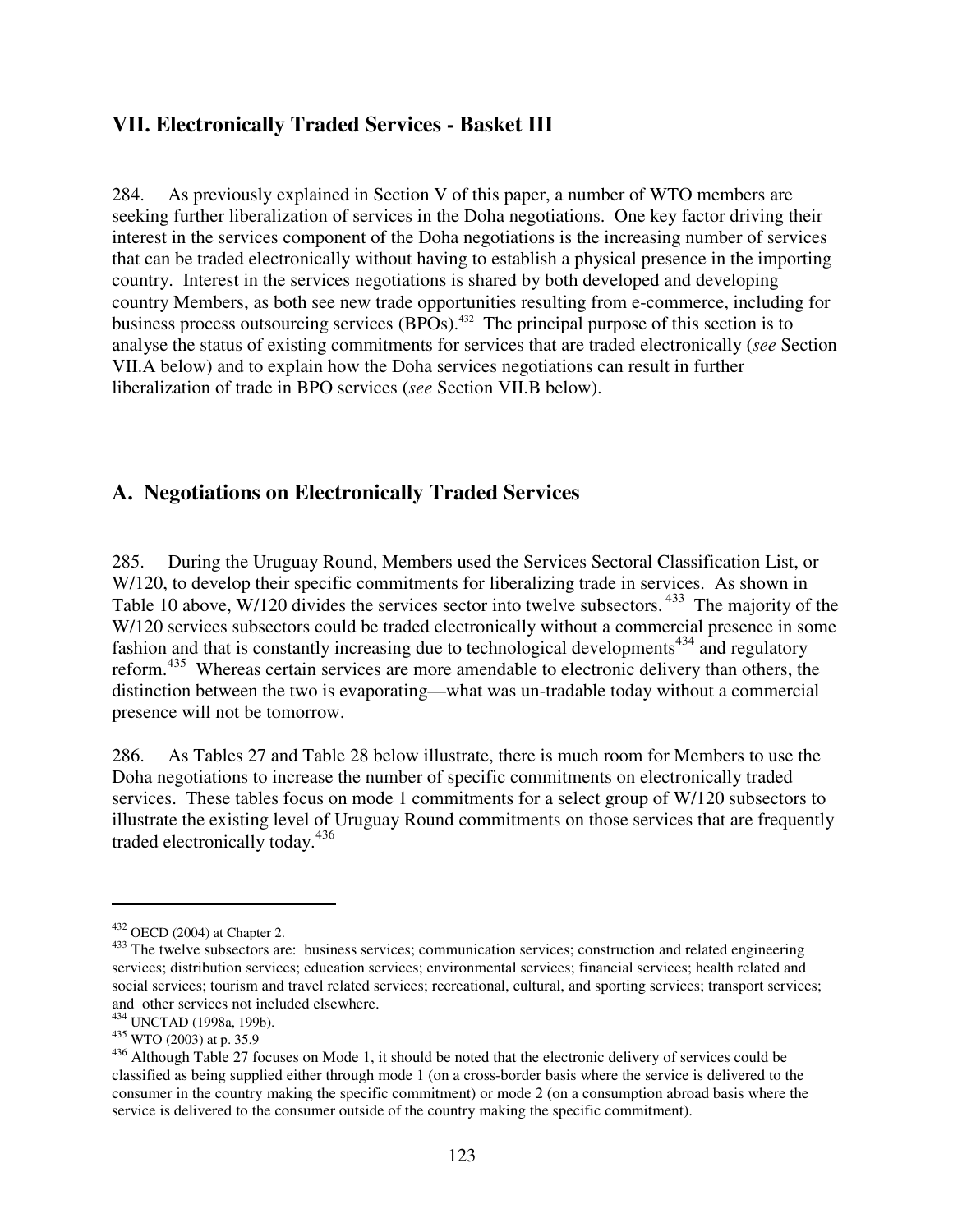## VII. Electronically Traded Services - Basket III

284. As previously explained in Section V of this paper, a number of WTO members are seeking further liberalization of services in the Doha negotiations. One key factor driving their interest in the services component of the Doha negotiations is the increasing number of services that can be traded electronically without having to establish a physical presence in the importing country. Interest in the services negotiations is shared by both developed and developing country Members, as both see new trade opportunities resulting from e-commerce, including for business process outsourcing services (BPOs).[432] The principal purpose of this section is to analyse the status of existing commitments for services that are traded electronically (*see* Section VII.A below) and to explain how the Doha services negotiations can result in further liberalization of trade in BPO services (*see* Section VII.B below).

### A. Negotiations on Electronically Traded Services

285. During the Uruguay Round, Members used the Services Sectoral Classification List, or W/120, to develop their specific commitments for liberalizing trade in services. As shown in Table 10 above, W/120 divides the services sector into twelve subsectors.[433] The majority of the W/120 services subsectors could be traded electronically without a commercial presence in some fashion and that is constantly increasing due to technological developments[434] and regulatory reform.[435] Whereas certain services are more amendable to electronic delivery than others, the distinction between the two is evaporating—what was un-tradable today without a commercial presence will not be tomorrow.

286. As Tables 27 and Table 28 below illustrate, there is much room for Members to use the Doha negotiations to increase the number of specific commitments on electronically traded services. These tables focus on mode 1 commitments for a select group of W/120 subsectors to illustrate the existing level of Uruguay Round commitments on those services that are frequently traded electronically today.[436]

---

[432] OECD (2004) at Chapter 2.

[433] The twelve subsectors are: business services; communication services; construction and related engineering services; distribution services; education services; environmental services; financial services; health related and social services; tourism and travel related services; recreational, cultural, and sporting services; transport services; and other services not included elsewhere.

[434] UNCTAD (1998a, 199b).

[435] WTO (2003) at p. 35.9

[436] Although Table 27 focuses on Mode 1, it should be noted that the electronic delivery of services could be classified as being supplied either through mode 1 (on a cross-border basis where the service is delivered to the consumer in the country making the specific commitment) or mode 2 (on a consumption abroad basis where the service is delivered to the consumer outside of the country making the specific commitment).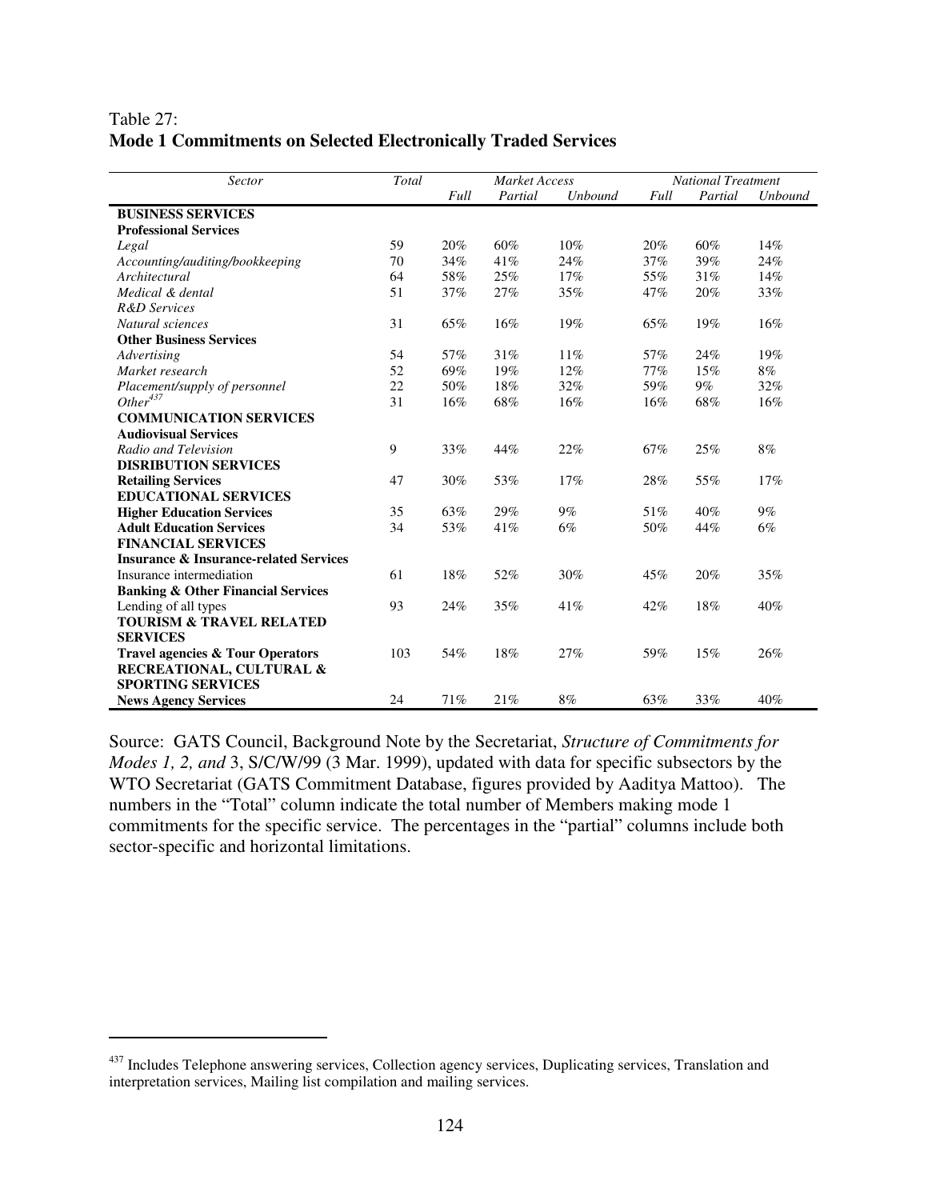Table 27:
**Mode 1 Commitments on Selected Electronically Traded Services**

| *Sector* | *Total* | *Market Access* | | | *National Treatment* | | |
|---|---|---|---|---|---|---|---|
| | | *Full* | *Partial* | *Unbound* | *Full* | *Partial* | *Unbound* |
| **BUSINESS SERVICES** | | | | | | | |
| **Professional Services** | | | | | | | |
| *Legal* | 59 | 20% | 60% | 10% | 20% | 60% | 14% |
| *Accounting/auditing/bookkeeping* | 70 | 34% | 41% | 24% | 37% | 39% | 24% |
| *Architectural* | 64 | 58% | 25% | 17% | 55% | 31% | 14% |
| *Medical & dental* | 51 | 37% | 27% | 35% | 47% | 20% | 33% |
| *R&D Services* | | | | | | | |
| *Natural sciences* | 31 | 65% | 16% | 19% | 65% | 19% | 16% |
| **Other Business Services** | | | | | | | |
| *Advertising* | 54 | 57% | 31% | 11% | 57% | 24% | 19% |
| *Market research* | 52 | 69% | 19% | 12% | 77% | 15% | 8% |
| *Placement/supply of personnel* | 22 | 50% | 18% | 32% | 59% | 9% | 32% |
| *Other*[437] | 31 | 16% | 68% | 16% | 16% | 68% | 16% |
| **COMMUNICATION SERVICES** | | | | | | | |
| **Audiovisual Services** | | | | | | | |
| *Radio and Television* | 9 | 33% | 44% | 22% | 67% | 25% | 8% |
| **DISRIBUTION SERVICES** | | | | | | | |
| **Retailing Services** | 47 | 30% | 53% | 17% | 28% | 55% | 17% |
| **EDUCATIONAL SERVICES** | | | | | | | |
| **Higher Education Services** | 35 | 63% | 29% | 9% | 51% | 40% | 9% |
| **Adult Education Services** | 34 | 53% | 41% | 6% | 50% | 44% | 6% |
| **FINANCIAL SERVICES** | | | | | | | |
| **Insurance & Insurance-related Services** | | | | | | | |
| Insurance intermediation | 61 | 18% | 52% | 30% | 45% | 20% | 35% |
| **Banking & Other Financial Services** | | | | | | | |
| Lending of all types | 93 | 24% | 35% | 41% | 42% | 18% | 40% |
| **TOURISM & TRAVEL RELATED SERVICES** | | | | | | | |
| **Travel agencies & Tour Operators** | 103 | 54% | 18% | 27% | 59% | 15% | 26% |
| **RECREATIONAL, CULTURAL & SPORTING SERVICES** | | | | | | | |
| **News Agency Services** | 24 | 71% | 21% | 8% | 63% | 33% | 40% |

Source: GATS Council, Background Note by the Secretariat, *Structure of Commitments for Modes 1, 2, and* 3, S/C/W/99 (3 Mar. 1999), updated with data for specific subsectors by the WTO Secretariat (GATS Commitment Database, figures provided by Aaditya Mattoo). The numbers in the "Total" column indicate the total number of Members making mode 1 commitments for the specific service. The percentages in the "partial" columns include both sector-specific and horizontal limitations.

[437] Includes Telephone answering services, Collection agency services, Duplicating services, Translation and interpretation services, Mailing list compilation and mailing services.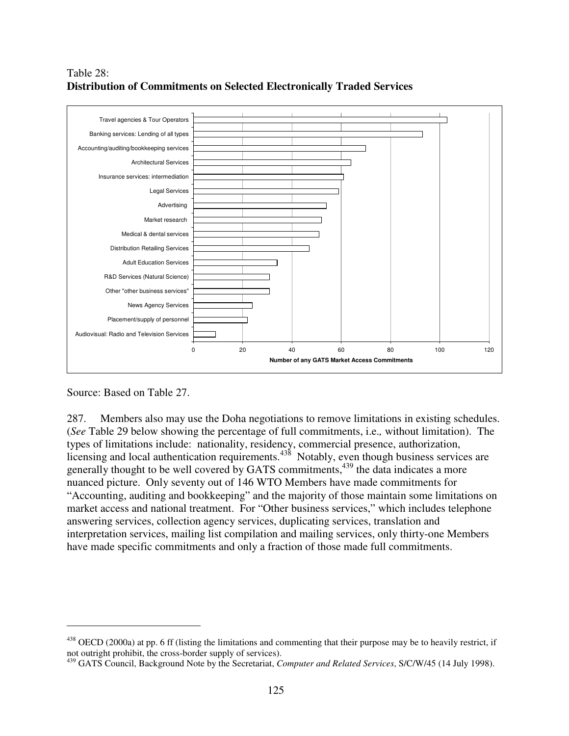Table 28:
**Distribution of Commitments on Selected Electronically Traded Services**

| Service | Number of any GATS Market Access Commitments |
|---|---|
| Travel agencies & Tour Operators | 103 |
| Banking services: Lending of all types | 93 |
| Accounting/auditing/bookkeeping services | 70 |
| Architectural Services | 64 |
| Insurance services: intermediation | 61 |
| Legal Services | 59 |
| Advertising | 54 |
| Market research | 52 |
| Medical & dental services | 51 |
| Distribution Retailing Services | 47 |
| Adult Education Services | 34 |
| R&D Services (Natural Science) | 31 |
| Other "other business services" | 31 |
| News Agency Services | 24 |
| Placement/supply of personnel | 22 |
| Audiovisual: Radio and Television Services | 9 |

Source: Based on Table 27.

287. Members also may use the Doha negotiations to remove limitations in existing schedules. (*See* Table 29 below showing the percentage of full commitments, i.e.*,* without limitation). The types of limitations include: nationality, residency, commercial presence, authorization, licensing and local authentication requirements.[438] Notably, even though business services are generally thought to be well covered by GATS commitments,[439] the data indicates a more nuanced picture. Only seventy out of 146 WTO Members have made commitments for "Accounting, auditing and bookkeeping" and the majority of those maintain some limitations on market access and national treatment. For "Other business services," which includes telephone answering services, collection agency services, duplicating services, translation and interpretation services, mailing list compilation and mailing services, only thirty-one Members have made specific commitments and only a fraction of those made full commitments.

---

[438] OECD (2000a) at pp. 6 ff (listing the limitations and commenting that their purpose may be to heavily restrict, if not outright prohibit, the cross-border supply of services).

[439] GATS Council, Background Note by the Secretariat, *Computer and Related Services*, S/C/W/45 (14 July 1998).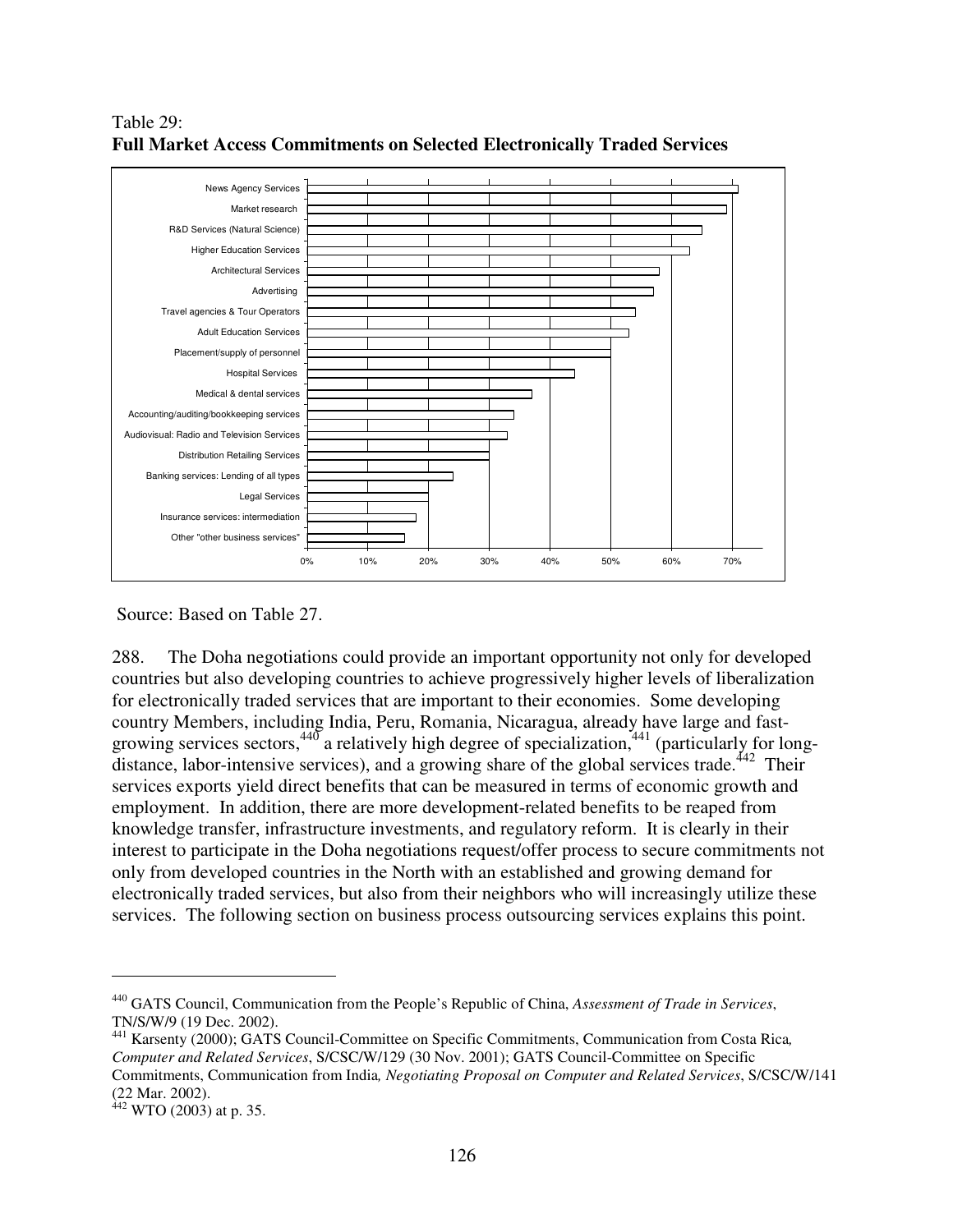Table 29:
**Full Market Access Commitments on Selected Electronically Traded Services**

News Agency Services
Market research
R&D Services (Natural Science)
Higher Education Services
Architectural Services
Advertising
Travel agencies & Tour Operators
Adult Education Services
Placement/supply of personnel
Hospital Services
Medical & dental services
Accounting/auditing/bookkeeping services
Audiovisual: Radio and Television Services
Distribution Retailing Services
Banking services: Lending of all types
Legal Services
Insurance services: intermediation
Other "other business services"

0% 10% 20% 30% 40% 50% 60% 70%

Source: Based on Table 27.

288. The Doha negotiations could provide an important opportunity not only for developed countries but also developing countries to achieve progressively higher levels of liberalization for electronically traded services that are important to their economies. Some developing country Members, including India, Peru, Romania, Nicaragua, already have large and fast-growing services sectors,[440] a relatively high degree of specialization,[441] (particularly for long-distance, labor-intensive services), and a growing share of the global services trade.[442] Their services exports yield direct benefits that can be measured in terms of economic growth and employment. In addition, there are more development-related benefits to be reaped from knowledge transfer, infrastructure investments, and regulatory reform. It is clearly in their interest to participate in the Doha negotiations request/offer process to secure commitments not only from developed countries in the North with an established and growing demand for electronically traded services, but also from their neighbors who will increasingly utilize these services. The following section on business process outsourcing services explains this point.

---

[440] GATS Council, Communication from the People's Republic of China, *Assessment of Trade in Services*, TN/S/W/9 (19 Dec. 2002).

[441] Karsenty (2000); GATS Council-Committee on Specific Commitments, Communication from Costa Rica*, Computer and Related Services*, S/CSC/W/129 (30 Nov. 2001); GATS Council-Committee on Specific Commitments, Communication from India*, Negotiating Proposal on Computer and Related Services*, S/CSC/W/141 (22 Mar. 2002).

[442] WTO (2003) at p. 35.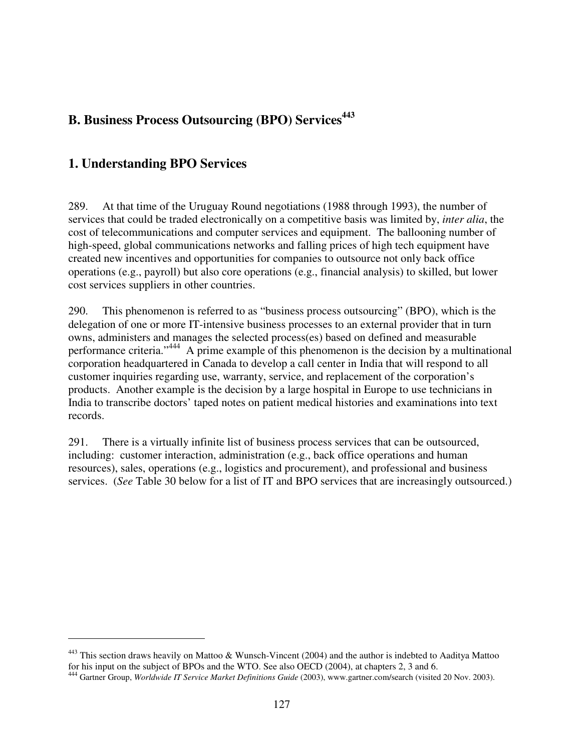## B. Business Process Outsourcing (BPO) Services[443]

### 1. Understanding BPO Services

289. At that time of the Uruguay Round negotiations (1988 through 1993), the number of services that could be traded electronically on a competitive basis was limited by, *inter alia*, the cost of telecommunications and computer services and equipment. The ballooning number of high-speed, global communications networks and falling prices of high tech equipment have created new incentives and opportunities for companies to outsource not only back office operations (e.g., payroll) but also core operations (e.g., financial analysis) to skilled, but lower cost services suppliers in other countries.

290. This phenomenon is referred to as "business process outsourcing" (BPO), which is the delegation of one or more IT-intensive business processes to an external provider that in turn owns, administers and manages the selected process(es) based on defined and measurable performance criteria."[444] A prime example of this phenomenon is the decision by a multinational corporation headquartered in Canada to develop a call center in India that will respond to all customer inquiries regarding use, warranty, service, and replacement of the corporation's products. Another example is the decision by a large hospital in Europe to use technicians in India to transcribe doctors' taped notes on patient medical histories and examinations into text records.

291. There is a virtually infinite list of business process services that can be outsourced, including: customer interaction, administration (e.g., back office operations and human resources), sales, operations (e.g., logistics and procurement), and professional and business services. (*See* Table 30 below for a list of IT and BPO services that are increasingly outsourced.)

---

[443] This section draws heavily on Mattoo & Wunsch-Vincent (2004) and the author is indebted to Aaditya Mattoo for his input on the subject of BPOs and the WTO. See also OECD (2004), at chapters 2, 3 and 6.

[444] Gartner Group, *Worldwide IT Service Market Definitions Guide* (2003), www.gartner.com/search (visited 20 Nov. 2003).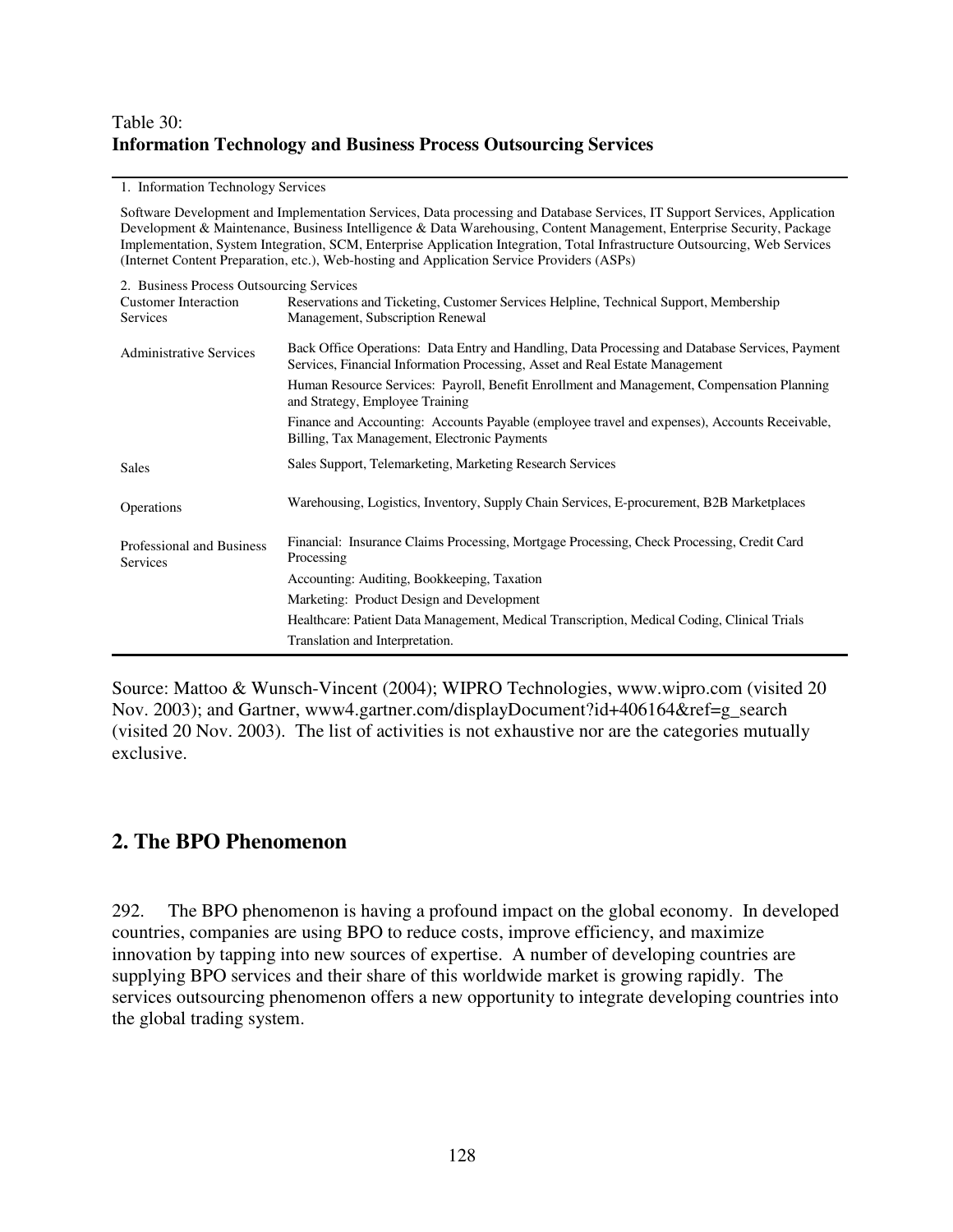Table 30:
**Information Technology and Business Process Outsourcing Services**

| | |
|---|---|
| 1. Information Technology Services | |
| Software Development and Implementation Services, Data processing and Database Services, IT Support Services, Application Development & Maintenance, Business Intelligence & Data Warehousing, Content Management, Enterprise Security, Package Implementation, System Integration, SCM, Enterprise Application Integration, Total Infrastructure Outsourcing, Web Services (Internet Content Preparation, etc.), Web-hosting and Application Service Providers (ASPs) | |
| 2. Business Process Outsourcing Services | |
| Customer Interaction Services | Reservations and Ticketing, Customer Services Helpline, Technical Support, Membership Management, Subscription Renewal |
| Administrative Services | Back Office Operations: Data Entry and Handling, Data Processing and Database Services, Payment Services, Financial Information Processing, Asset and Real Estate Management |
| | Human Resource Services: Payroll, Benefit Enrollment and Management, Compensation Planning and Strategy, Employee Training |
| | Finance and Accounting: Accounts Payable (employee travel and expenses), Accounts Receivable, Billing, Tax Management, Electronic Payments |
| Sales | Sales Support, Telemarketing, Marketing Research Services |
| Operations | Warehousing, Logistics, Inventory, Supply Chain Services, E-procurement, B2B Marketplaces |
| Professional and Business Services | Financial: Insurance Claims Processing, Mortgage Processing, Check Processing, Credit Card Processing |
| | Accounting: Auditing, Bookkeeping, Taxation |
| | Marketing: Product Design and Development |
| | Healthcare: Patient Data Management, Medical Transcription, Medical Coding, Clinical Trials |
| | Translation and Interpretation. |

Source: Mattoo & Wunsch-Vincent (2004); WIPRO Technologies, www.wipro.com (visited 20 Nov. 2003); and Gartner, www4.gartner.com/displayDocument?id+406164&ref=g_search (visited 20 Nov. 2003). The list of activities is not exhaustive nor are the categories mutually exclusive.

## 2. The BPO Phenomenon

292. The BPO phenomenon is having a profound impact on the global economy. In developed countries, companies are using BPO to reduce costs, improve efficiency, and maximize innovation by tapping into new sources of expertise. A number of developing countries are supplying BPO services and their share of this worldwide market is growing rapidly. The services outsourcing phenomenon offers a new opportunity to integrate developing countries into the global trading system.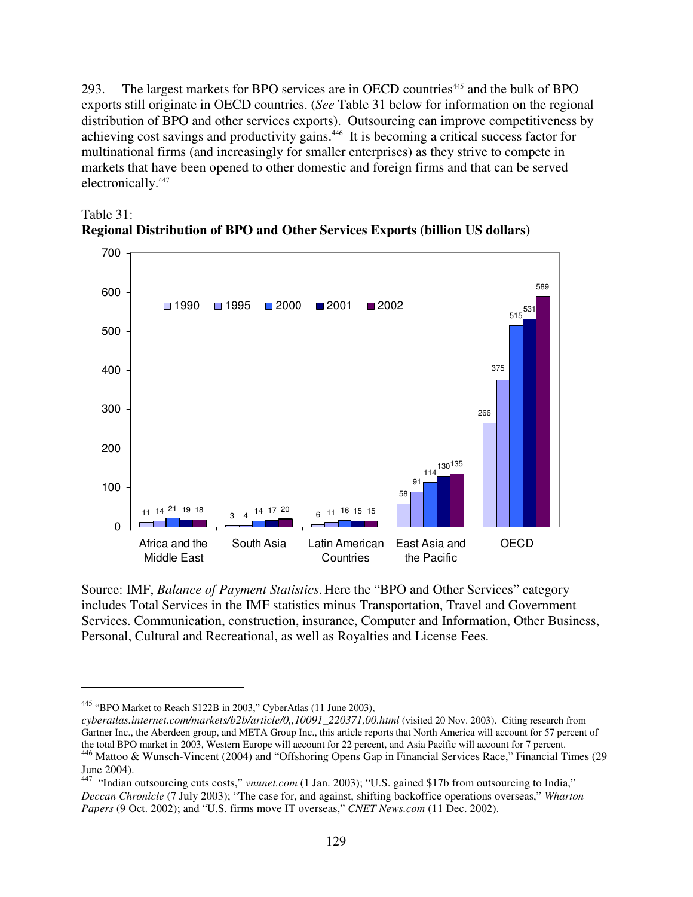293. The largest markets for BPO services are in OECD countries[445] and the bulk of BPO exports still originate in OECD countries. (*See* Table 31 below for information on the regional distribution of BPO and other services exports). Outsourcing can improve competitiveness by achieving cost savings and productivity gains.[446] It is becoming a critical success factor for multinational firms (and increasingly for smaller enterprises) as they strive to compete in markets that have been opened to other domestic and foreign firms and that can be served electronically.[447]

Table 31:
**Regional Distribution of BPO and Other Services Exports (billion US dollars)**

| Region | 1990 | 1995 | 2000 | 2001 | 2002 |
|---|---|---|---|---|---|
| Africa and the Middle East | 11 | 14 | 21 | 19 | 18 |
| South Asia | 3 | 4 | 14 | 17 | 20 |
| Latin American Countries | 6 | 11 | 16 | 15 | 15 |
| East Asia and the Pacific | 58 | 91 | 114 | 130 | 135 |
| OECD | 266 | 375 | 515 | 531 | 589 |

Source: IMF, *Balance of Payment Statistics*. Here the "BPO and Other Services" category includes Total Services in the IMF statistics minus Transportation, Travel and Government Services. Communication, construction, insurance, Computer and Information, Other Business, Personal, Cultural and Recreational, as well as Royalties and License Fees.

---

[445] "BPO Market to Reach $122B in 2003," CyberAtlas (11 June 2003), *cyberatlas.internet.com/markets/b2b/article/0,,10091_220371,00.html* (visited 20 Nov. 2003). Citing research from Gartner Inc., the Aberdeen group, and META Group Inc., this article reports that North America will account for 57 percent of the total BPO market in 2003, Western Europe will account for 22 percent, and Asia Pacific will account for 7 percent.

[446] Mattoo & Wunsch-Vincent (2004) and "Offshoring Opens Gap in Financial Services Race," Financial Times (29 June 2004).

[447] "Indian outsourcing cuts costs," *vnunet.com* (1 Jan. 2003); "U.S. gained $17b from outsourcing to India," *Deccan Chronicle* (7 July 2003); "The case for, and against, shifting backoffice operations overseas," *Wharton Papers* (9 Oct. 2002); and "U.S. firms move IT overseas," *CNET News.com* (11 Dec. 2002).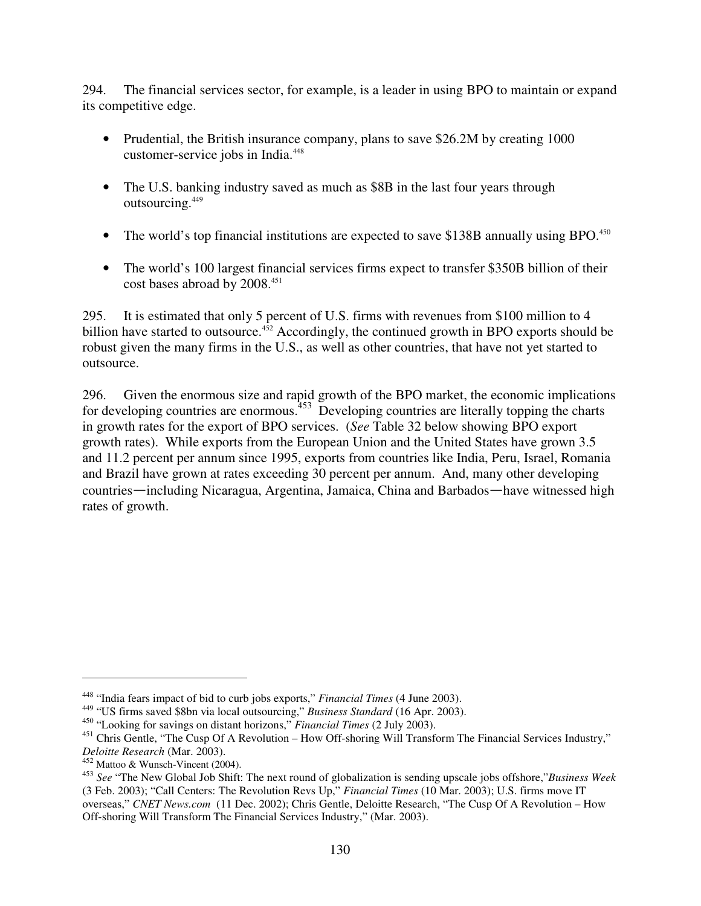294. The financial services sector, for example, is a leader in using BPO to maintain or expand its competitive edge.

- Prudential, the British insurance company, plans to save $26.2M by creating 1000 customer-service jobs in India.[448]

- The U.S. banking industry saved as much as $8B in the last four years through outsourcing.[449]

- The world's top financial institutions are expected to save $138B annually using BPO.[450]

- The world's 100 largest financial services firms expect to transfer $350B billion of their cost bases abroad by 2008.[451]

295. It is estimated that only 5 percent of U.S. firms with revenues from $100 million to 4 billion have started to outsource.[452] Accordingly, the continued growth in BPO exports should be robust given the many firms in the U.S., as well as other countries, that have not yet started to outsource.

296. Given the enormous size and rapid growth of the BPO market, the economic implications for developing countries are enormous.[453] Developing countries are literally topping the charts in growth rates for the export of BPO services. (*See* Table 32 below showing BPO export growth rates). While exports from the European Union and the United States have grown 3.5 and 11.2 percent per annum since 1995, exports from countries like India, Peru, Israel, Romania and Brazil have grown at rates exceeding 30 percent per annum. And, many other developing countries—including Nicaragua, Argentina, Jamaica, China and Barbados—have witnessed high rates of growth.

---

[448] "India fears impact of bid to curb jobs exports," *Financial Times* (4 June 2003).

[449] "US firms saved $8bn via local outsourcing," *Business Standard* (16 Apr. 2003).

[450] "Looking for savings on distant horizons," *Financial Times* (2 July 2003).

[451] Chris Gentle, "The Cusp Of A Revolution – How Off-shoring Will Transform The Financial Services Industry," *Deloitte Research* (Mar. 2003).

[452] Mattoo & Wunsch-Vincent (2004).

[453] *See* "The New Global Job Shift: The next round of globalization is sending upscale jobs offshore,"*Business Week* (3 Feb. 2003); "Call Centers: The Revolution Revs Up," *Financial Times* (10 Mar. 2003); U.S. firms move IT overseas," *CNET News.com* (11 Dec. 2002); Chris Gentle, Deloitte Research, "The Cusp Of A Revolution – How Off-shoring Will Transform The Financial Services Industry," (Mar. 2003).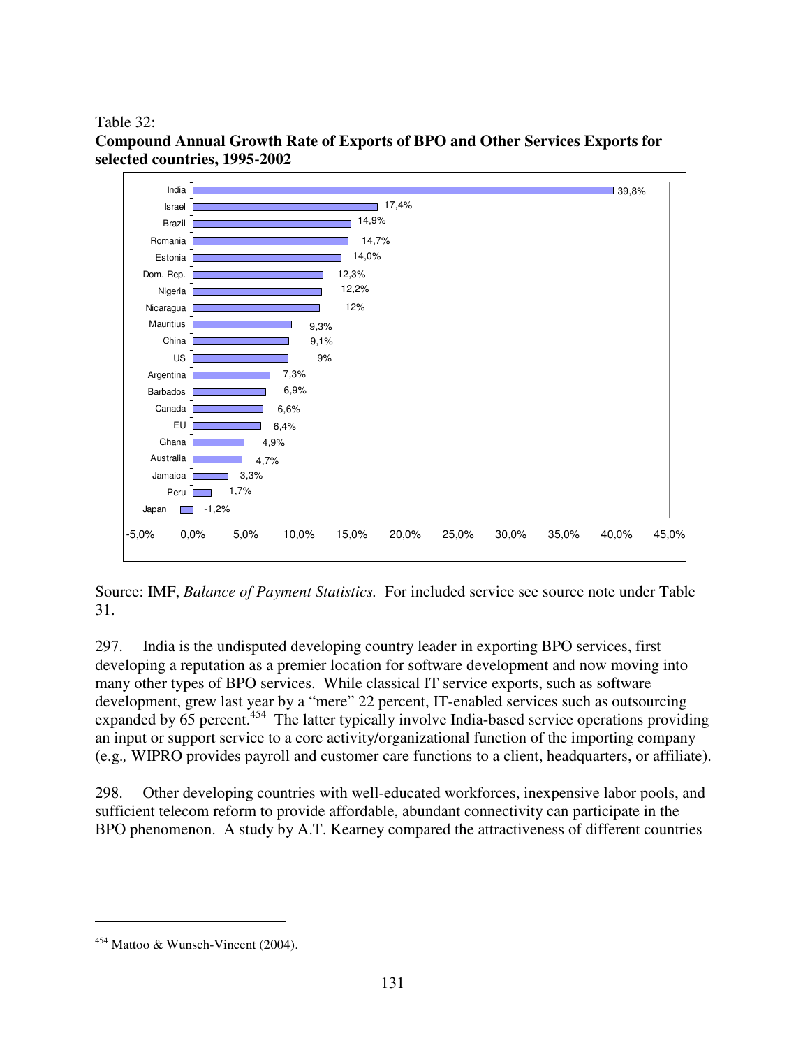Table 32:
**Compound Annual Growth Rate of Exports of BPO and Other Services Exports for selected countries, 1995-2002**

| Country | CAGR |
|---|---|
| India | 39,8% |
| Israel | 17,4% |
| Brazil | 14,9% |
| Romania | 14,7% |
| Estonia | 14,0% |
| Dom. Rep. | 12,3% |
| Nigeria | 12,2% |
| Nicaragua | 12% |
| Mauritius | 9,3% |
| China | 9,1% |
| US | 9% |
| Argentina | 7,3% |
| Barbados | 6,9% |
| Canada | 6,6% |
| EU | 6,4% |
| Ghana | 4,9% |
| Australia | 4,7% |
| Jamaica | 3,3% |
| Peru | 1,7% |
| Japan | -1,2% |

Source: IMF, *Balance of Payment Statistics.* For included service see source note under Table 31.

297. India is the undisputed developing country leader in exporting BPO services, first developing a reputation as a premier location for software development and now moving into many other types of BPO services. While classical IT service exports, such as software development, grew last year by a "mere" 22 percent, IT-enabled services such as outsourcing expanded by 65 percent.[454] The latter typically involve India-based service operations providing an input or support service to a core activity/organizational function of the importing company (e.g., WIPRO provides payroll and customer care functions to a client, headquarters, or affiliate).

298. Other developing countries with well-educated workforces, inexpensive labor pools, and sufficient telecom reform to provide affordable, abundant connectivity can participate in the BPO phenomenon. A study by A.T. Kearney compared the attractiveness of different countries

---

[454] Mattoo & Wunsch-Vincent (2004).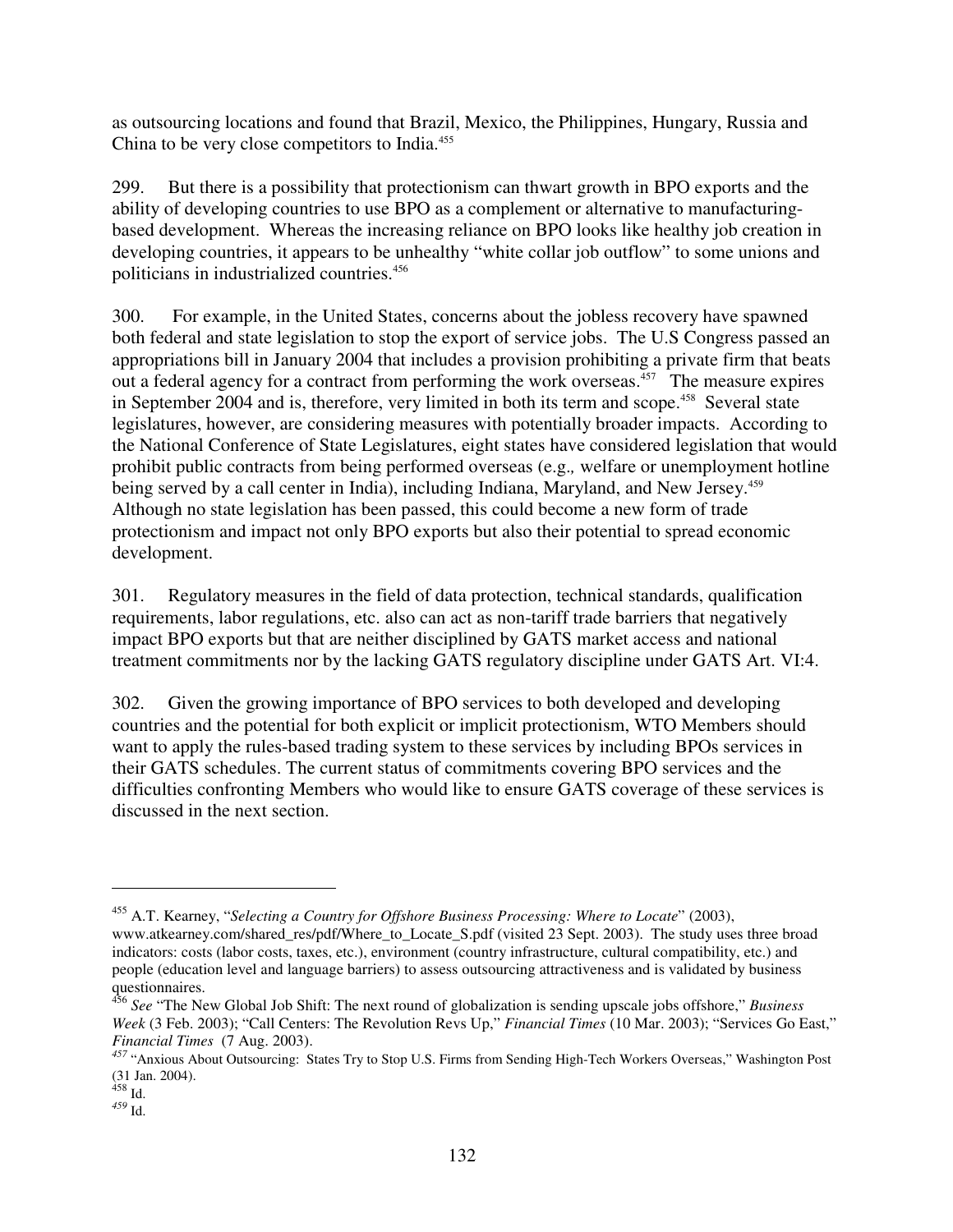as outsourcing locations and found that Brazil, Mexico, the Philippines, Hungary, Russia and China to be very close competitors to India.[455]

299. But there is a possibility that protectionism can thwart growth in BPO exports and the ability of developing countries to use BPO as a complement or alternative to manufacturing-based development. Whereas the increasing reliance on BPO looks like healthy job creation in developing countries, it appears to be unhealthy "white collar job outflow" to some unions and politicians in industrialized countries.[456]

300. For example, in the United States, concerns about the jobless recovery have spawned both federal and state legislation to stop the export of service jobs. The U.S Congress passed an appropriations bill in January 2004 that includes a provision prohibiting a private firm that beats out a federal agency for a contract from performing the work overseas.[457] The measure expires in September 2004 and is, therefore, very limited in both its term and scope.[458] Several state legislatures, however, are considering measures with potentially broader impacts. According to the National Conference of State Legislatures, eight states have considered legislation that would prohibit public contracts from being performed overseas (e.g., welfare or unemployment hotline being served by a call center in India), including Indiana, Maryland, and New Jersey.[459] Although no state legislation has been passed, this could become a new form of trade protectionism and impact not only BPO exports but also their potential to spread economic development.

301. Regulatory measures in the field of data protection, technical standards, qualification requirements, labor regulations, etc. also can act as non-tariff trade barriers that negatively impact BPO exports but that are neither disciplined by GATS market access and national treatment commitments nor by the lacking GATS regulatory discipline under GATS Art. VI:4.

302. Given the growing importance of BPO services to both developed and developing countries and the potential for both explicit or implicit protectionism, WTO Members should want to apply the rules-based trading system to these services by including BPOs services in their GATS schedules. The current status of commitments covering BPO services and the difficulties confronting Members who would like to ensure GATS coverage of these services is discussed in the next section.

---

[455] A.T. Kearney, "*Selecting a Country for Offshore Business Processing: Where to Locate*" (2003), www.atkearney.com/shared_res/pdf/Where_to_Locate_S.pdf (visited 23 Sept. 2003). The study uses three broad indicators: costs (labor costs, taxes, etc.), environment (country infrastructure, cultural compatibility, etc.) and people (education level and language barriers) to assess outsourcing attractiveness and is validated by business questionnaires.

[456] *See* "The New Global Job Shift: The next round of globalization is sending upscale jobs offshore," *Business Week* (3 Feb. 2003); "Call Centers: The Revolution Revs Up," *Financial Times* (10 Mar. 2003); "Services Go East," *Financial Times* (7 Aug. 2003).

[457] "Anxious About Outsourcing: States Try to Stop U.S. Firms from Sending High-Tech Workers Overseas," Washington Post (31 Jan. 2004).

[458] Id.

[459] Id.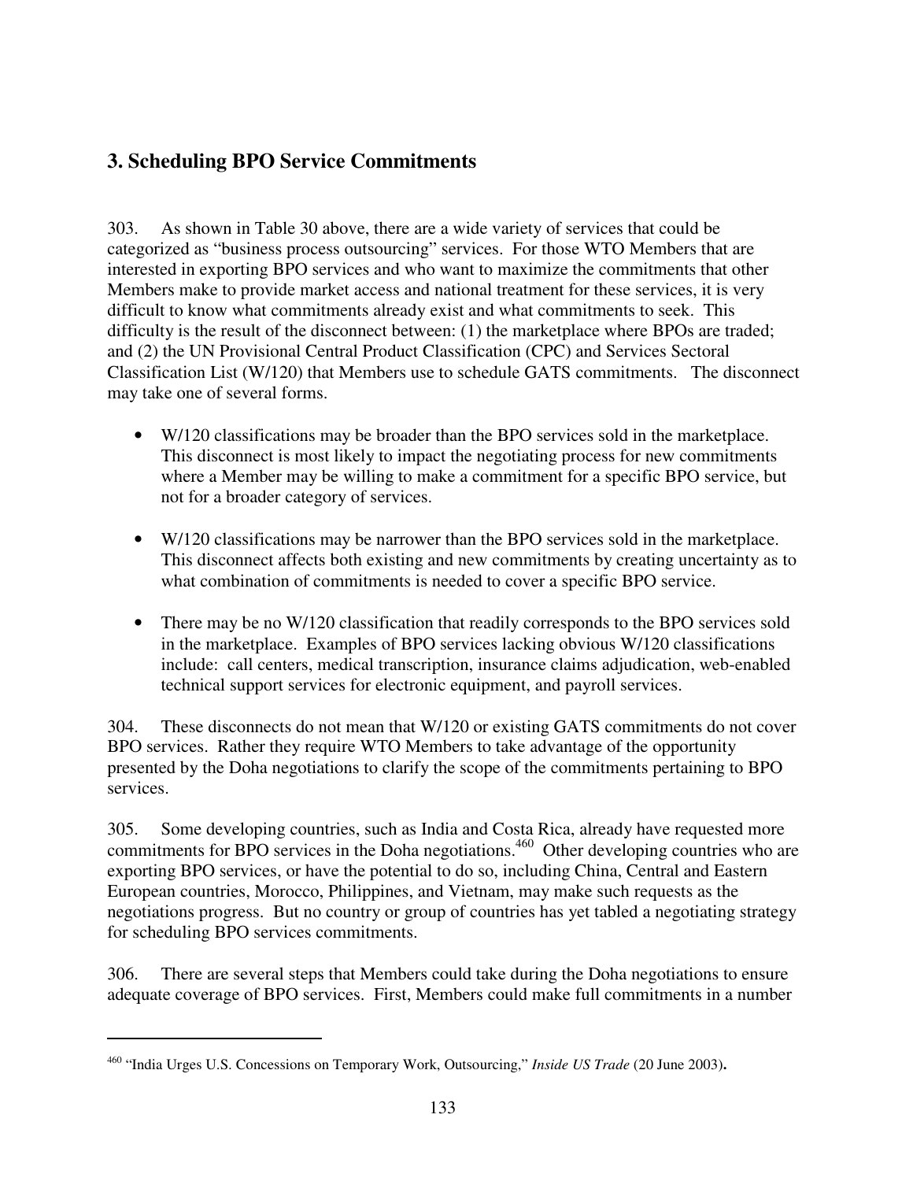## 3. Scheduling BPO Service Commitments

303. As shown in Table 30 above, there are a wide variety of services that could be categorized as "business process outsourcing" services. For those WTO Members that are interested in exporting BPO services and who want to maximize the commitments that other Members make to provide market access and national treatment for these services, it is very difficult to know what commitments already exist and what commitments to seek. This difficulty is the result of the disconnect between: (1) the marketplace where BPOs are traded; and (2) the UN Provisional Central Product Classification (CPC) and Services Sectoral Classification List (W/120) that Members use to schedule GATS commitments. The disconnect may take one of several forms.

- W/120 classifications may be broader than the BPO services sold in the marketplace. This disconnect is most likely to impact the negotiating process for new commitments where a Member may be willing to make a commitment for a specific BPO service, but not for a broader category of services.
- W/120 classifications may be narrower than the BPO services sold in the marketplace. This disconnect affects both existing and new commitments by creating uncertainty as to what combination of commitments is needed to cover a specific BPO service.
- There may be no W/120 classification that readily corresponds to the BPO services sold in the marketplace. Examples of BPO services lacking obvious W/120 classifications include: call centers, medical transcription, insurance claims adjudication, web-enabled technical support services for electronic equipment, and payroll services.

304. These disconnects do not mean that W/120 or existing GATS commitments do not cover BPO services. Rather they require WTO Members to take advantage of the opportunity presented by the Doha negotiations to clarify the scope of the commitments pertaining to BPO services.

305. Some developing countries, such as India and Costa Rica, already have requested more commitments for BPO services in the Doha negotiations.[460] Other developing countries who are exporting BPO services, or have the potential to do so, including China, Central and Eastern European countries, Morocco, Philippines, and Vietnam, may make such requests as the negotiations progress. But no country or group of countries has yet tabled a negotiating strategy for scheduling BPO services commitments.

306. There are several steps that Members could take during the Doha negotiations to ensure adequate coverage of BPO services. First, Members could make full commitments in a number

---

[460] "India Urges U.S. Concessions on Temporary Work, Outsourcing," *Inside US Trade* (20 June 2003).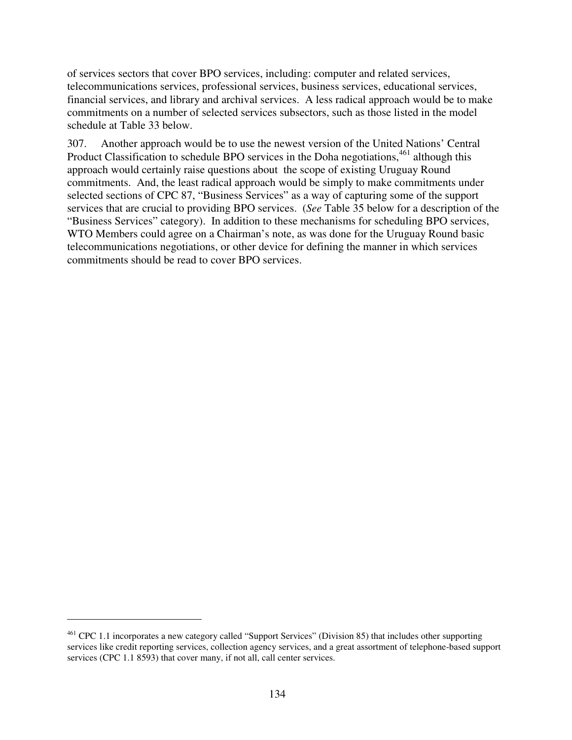of services sectors that cover BPO services, including: computer and related services, telecommunications services, professional services, business services, educational services, financial services, and library and archival services. A less radical approach would be to make commitments on a number of selected services subsectors, such as those listed in the model schedule at Table 33 below.

307. Another approach would be to use the newest version of the United Nations' Central Product Classification to schedule BPO services in the Doha negotiations,[461] although this approach would certainly raise questions about the scope of existing Uruguay Round commitments. And, the least radical approach would be simply to make commitments under selected sections of CPC 87, "Business Services" as a way of capturing some of the support services that are crucial to providing BPO services. (*See* Table 35 below for a description of the "Business Services" category). In addition to these mechanisms for scheduling BPO services, WTO Members could agree on a Chairman's note, as was done for the Uruguay Round basic telecommunications negotiations, or other device for defining the manner in which services commitments should be read to cover BPO services.

---

[461] CPC 1.1 incorporates a new category called "Support Services" (Division 85) that includes other supporting services like credit reporting services, collection agency services, and a great assortment of telephone-based support services (CPC 1.1 8593) that cover many, if not all, call center services.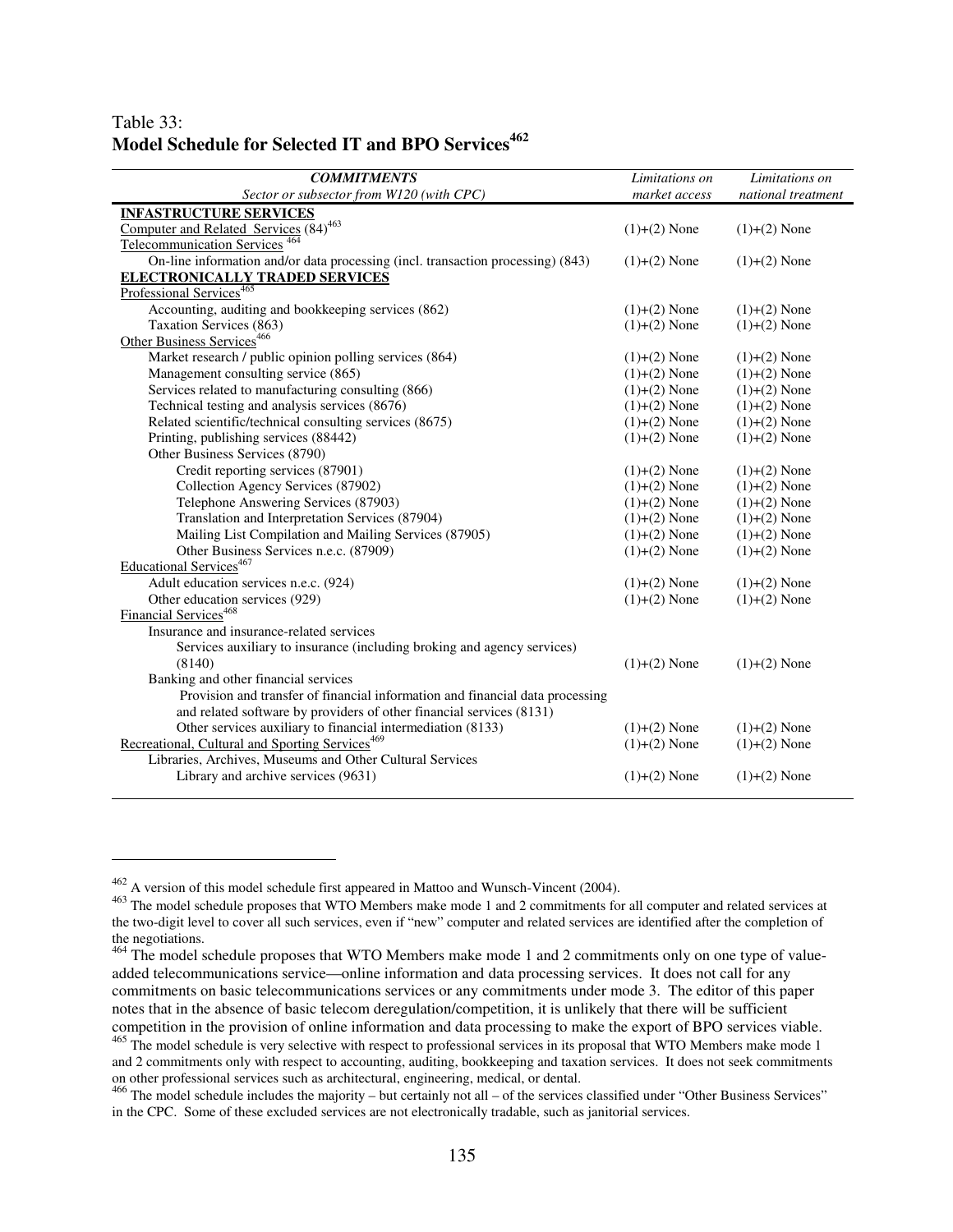Table 33:
**Model Schedule for Selected IT and BPO Services[462]**

| *COMMITMENTS* *Sector or subsector from W120 (with CPC)* | *Limitations on market access* | *Limitations on national treatment* |
|---|---|---|
| **INFASTRUCTURE SERVICES** | | |
| Computer and Related Services (84)[463] | (1)+(2) None | (1)+(2) None |
| Telecommunication Services[464] | | |
| On-line information and/or data processing (incl. transaction processing) (843) | (1)+(2) None | (1)+(2) None |
| **ELECTRONICALLY TRADED SERVICES** | | |
| Professional Services[465] | | |
| Accounting, auditing and bookkeeping services (862) | (1)+(2) None | (1)+(2) None |
| Taxation Services (863) | (1)+(2) None | (1)+(2) None |
| Other Business Services[466] | | |
| Market research / public opinion polling services (864) | (1)+(2) None | (1)+(2) None |
| Management consulting service (865) | (1)+(2) None | (1)+(2) None |
| Services related to manufacturing consulting (866) | (1)+(2) None | (1)+(2) None |
| Technical testing and analysis services (8676) | (1)+(2) None | (1)+(2) None |
| Related scientific/technical consulting services (8675) | (1)+(2) None | (1)+(2) None |
| Printing, publishing services (88442) | (1)+(2) None | (1)+(2) None |
| Other Business Services (8790) | | |
| Credit reporting services (87901) | (1)+(2) None | (1)+(2) None |
| Collection Agency Services (87902) | (1)+(2) None | (1)+(2) None |
| Telephone Answering Services (87903) | (1)+(2) None | (1)+(2) None |
| Translation and Interpretation Services (87904) | (1)+(2) None | (1)+(2) None |
| Mailing List Compilation and Mailing Services (87905) | (1)+(2) None | (1)+(2) None |
| Other Business Services n.e.c. (87909) | (1)+(2) None | (1)+(2) None |
| Educational Services[467] | | |
| Adult education services n.e.c. (924) | (1)+(2) None | (1)+(2) None |
| Other education services (929) | (1)+(2) None | (1)+(2) None |
| Financial Services[468] | | |
| Insurance and insurance-related services | | |
| Services auxiliary to insurance (including broking and agency services) (8140) | (1)+(2) None | (1)+(2) None |
| Banking and other financial services | | |
| Provision and transfer of financial information and financial data processing and related software by providers of other financial services (8131) | | |
| Other services auxiliary to financial intermediation (8133) | (1)+(2) None | (1)+(2) None |
| Recreational, Cultural and Sporting Services[469] | (1)+(2) None | (1)+(2) None |
| Libraries, Archives, Museums and Other Cultural Services | | |
| Library and archive services (9631) | (1)+(2) None | (1)+(2) None |

[462] A version of this model schedule first appeared in Mattoo and Wunsch-Vincent (2004).

[463] The model schedule proposes that WTO Members make mode 1 and 2 commitments for all computer and related services at the two-digit level to cover all such services, even if "new" computer and related services are identified after the completion of the negotiations.

[464] The model schedule proposes that WTO Members make mode 1 and 2 commitments only on one type of value-added telecommunications service—online information and data processing services. It does not call for any commitments on basic telecommunications services or any commitments under mode 3. The editor of this paper notes that in the absence of basic telecom deregulation/competition, it is unlikely that there will be sufficient competition in the provision of online information and data processing to make the export of BPO services viable.

[465] The model schedule is very selective with respect to professional services in its proposal that WTO Members make mode 1 and 2 commitments only with respect to accounting, auditing, bookkeeping and taxation services. It does not seek commitments on other professional services such as architectural, engineering, medical, or dental.

[466] The model schedule includes the majority – but certainly not all – of the services classified under "Other Business Services" in the CPC. Some of these excluded services are not electronically tradable, such as janitorial services.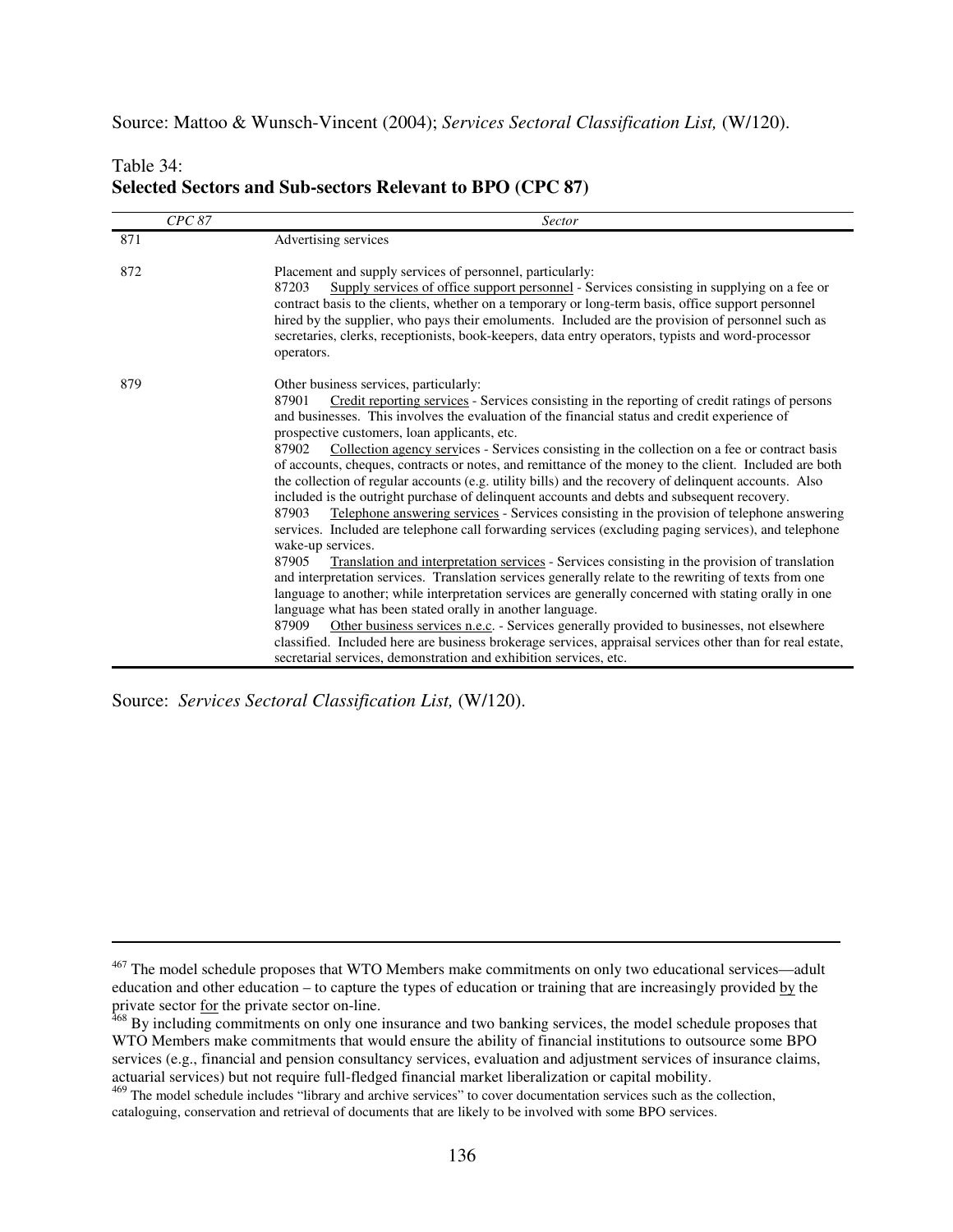Source: Mattoo & Wunsch-Vincent (2004); *Services Sectoral Classification List,* (W/120).

Table 34:
**Selected Sectors and Sub-sectors Relevant to BPO (CPC 87)**

| *CPC 87* | *Sector* |
|---|---|
| 871 | Advertising services |
| 872 | Placement and supply services of personnel, particularly:<br>87203 Supply services of office support personnel - Services consisting in supplying on a fee or contract basis to the clients, whether on a temporary or long-term basis, office support personnel hired by the supplier, who pays their emoluments. Included are the provision of personnel such as secretaries, clerks, receptionists, book-keepers, data entry operators, typists and word-processor operators. |
| 879 | Other business services, particularly:<br>87901 Credit reporting services - Services consisting in the reporting of credit ratings of persons and businesses. This involves the evaluation of the financial status and credit experience of prospective customers, loan applicants, etc.<br>87902 Collection agency services - Services consisting in the collection on a fee or contract basis of accounts, cheques, contracts or notes, and remittance of the money to the client. Included are both the collection of regular accounts (e.g. utility bills) and the recovery of delinquent accounts. Also included is the outright purchase of delinquent accounts and debts and subsequent recovery.<br>87903 Telephone answering services - Services consisting in the provision of telephone answering services. Included are telephone call forwarding services (excluding paging services), and telephone wake-up services.<br>87905 Translation and interpretation services - Services consisting in the provision of translation and interpretation services. Translation services generally relate to the rewriting of texts from one language to another; while interpretation services are generally concerned with stating orally in one language what has been stated orally in another language.<br>87909 Other business services n.e.c. - Services generally provided to businesses, not elsewhere classified. Included here are business brokerage services, appraisal services other than for real estate, secretarial services, demonstration and exhibition services, etc. |

Source: *Services Sectoral Classification List,* (W/120).

---

[467] The model schedule proposes that WTO Members make commitments on only two educational services—adult education and other education – to capture the types of education or training that are increasingly provided by the private sector for the private sector on-line.

[468] By including commitments on only one insurance and two banking services, the model schedule proposes that WTO Members make commitments that would ensure the ability of financial institutions to outsource some BPO services (e.g., financial and pension consultancy services, evaluation and adjustment services of insurance claims, actuarial services) but not require full-fledged financial market liberalization or capital mobility.

[469] The model schedule includes "library and archive services" to cover documentation services such as the collection, cataloguing, conservation and retrieval of documents that are likely to be involved with some BPO services.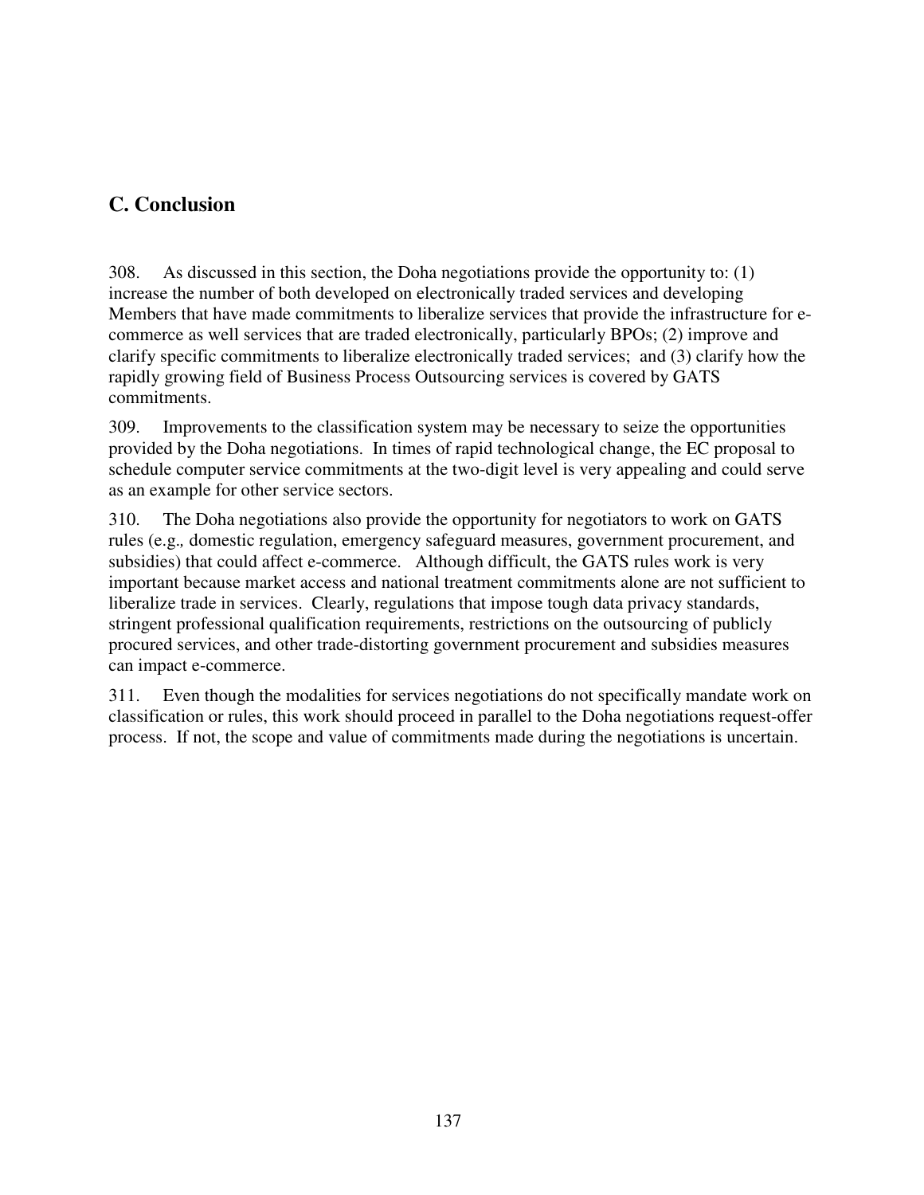## C. Conclusion

308. As discussed in this section, the Doha negotiations provide the opportunity to: (1) increase the number of both developed on electronically traded services and developing Members that have made commitments to liberalize services that provide the infrastructure for e-commerce as well services that are traded electronically, particularly BPOs; (2) improve and clarify specific commitments to liberalize electronically traded services; and (3) clarify how the rapidly growing field of Business Process Outsourcing services is covered by GATS commitments.

309. Improvements to the classification system may be necessary to seize the opportunities provided by the Doha negotiations. In times of rapid technological change, the EC proposal to schedule computer service commitments at the two-digit level is very appealing and could serve as an example for other service sectors.

310. The Doha negotiations also provide the opportunity for negotiators to work on GATS rules (e.g., domestic regulation, emergency safeguard measures, government procurement, and subsidies) that could affect e-commerce. Although difficult, the GATS rules work is very important because market access and national treatment commitments alone are not sufficient to liberalize trade in services. Clearly, regulations that impose tough data privacy standards, stringent professional qualification requirements, restrictions on the outsourcing of publicly procured services, and other trade-distorting government procurement and subsidies measures can impact e-commerce.

311. Even though the modalities for services negotiations do not specifically mandate work on classification or rules, this work should proceed in parallel to the Doha negotiations request-offer process. If not, the scope and value of commitments made during the negotiations is uncertain.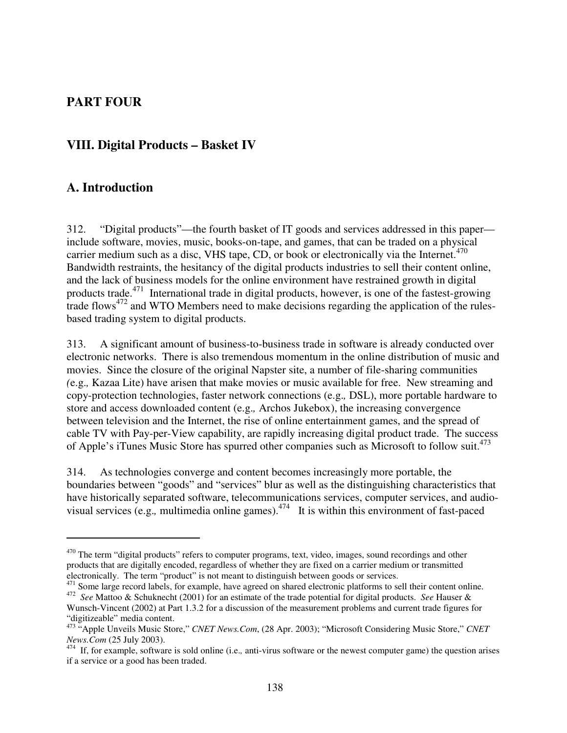# PART FOUR

## VIII. Digital Products – Basket IV

## A. Introduction

312. "Digital products"—the fourth basket of IT goods and services addressed in this paper—include software, movies, music, books-on-tape, and games, that can be traded on a physical carrier medium such as a disc, VHS tape, CD, or book or electronically via the Internet.[470] Bandwidth restraints, the hesitancy of the digital products industries to sell their content online, and the lack of business models for the online environment have restrained growth in digital products trade.[471] International trade in digital products, however, is one of the fastest-growing trade flows[472] and WTO Members need to make decisions regarding the application of the rules-based trading system to digital products.

313. A significant amount of business-to-business trade in software is already conducted over electronic networks. There is also tremendous momentum in the online distribution of music and movies. Since the closure of the original Napster site, a number of file-sharing communities (*e.g.,* Kazaa Lite) have arisen that make movies or music available for free. New streaming and copy-protection technologies, faster network connections (e.g.*,* DSL), more portable hardware to store and access downloaded content (e.g.*,* Archos Jukebox), the increasing convergence between television and the Internet, the rise of online entertainment games, and the spread of cable TV with Pay-per-View capability, are rapidly increasing digital product trade. The success of Apple's iTunes Music Store has spurred other companies such as Microsoft to follow suit.[473]

314. As technologies converge and content becomes increasingly more portable, the boundaries between "goods" and "services" blur as well as the distinguishing characteristics that have historically separated software, telecommunications services, computer services, and audio-visual services (e.g.*,* multimedia online games).[474] It is within this environment of fast-paced

---

[470] The term "digital products" refers to computer programs, text, video, images, sound recordings and other products that are digitally encoded, regardless of whether they are fixed on a carrier medium or transmitted electronically. The term "product" is not meant to distinguish between goods or services.

[471] Some large record labels, for example, have agreed on shared electronic platforms to sell their content online.

[472] *See* Mattoo & Schuknecht (2001) for an estimate of the trade potential for digital products. *See* Hauser & Wunsch-Vincent (2002) at Part 1.3.2 for a discussion of the measurement problems and current trade figures for "digitizeable" media content.

[473] "Apple Unveils Music Store," *CNET News.Com*, (28 Apr. 2003); "Microsoft Considering Music Store," *CNET News.Com* (25 July 2003).

[474] If, for example, software is sold online (i.e.*,* anti-virus software or the newest computer game) the question arises if a service or a good has been traded.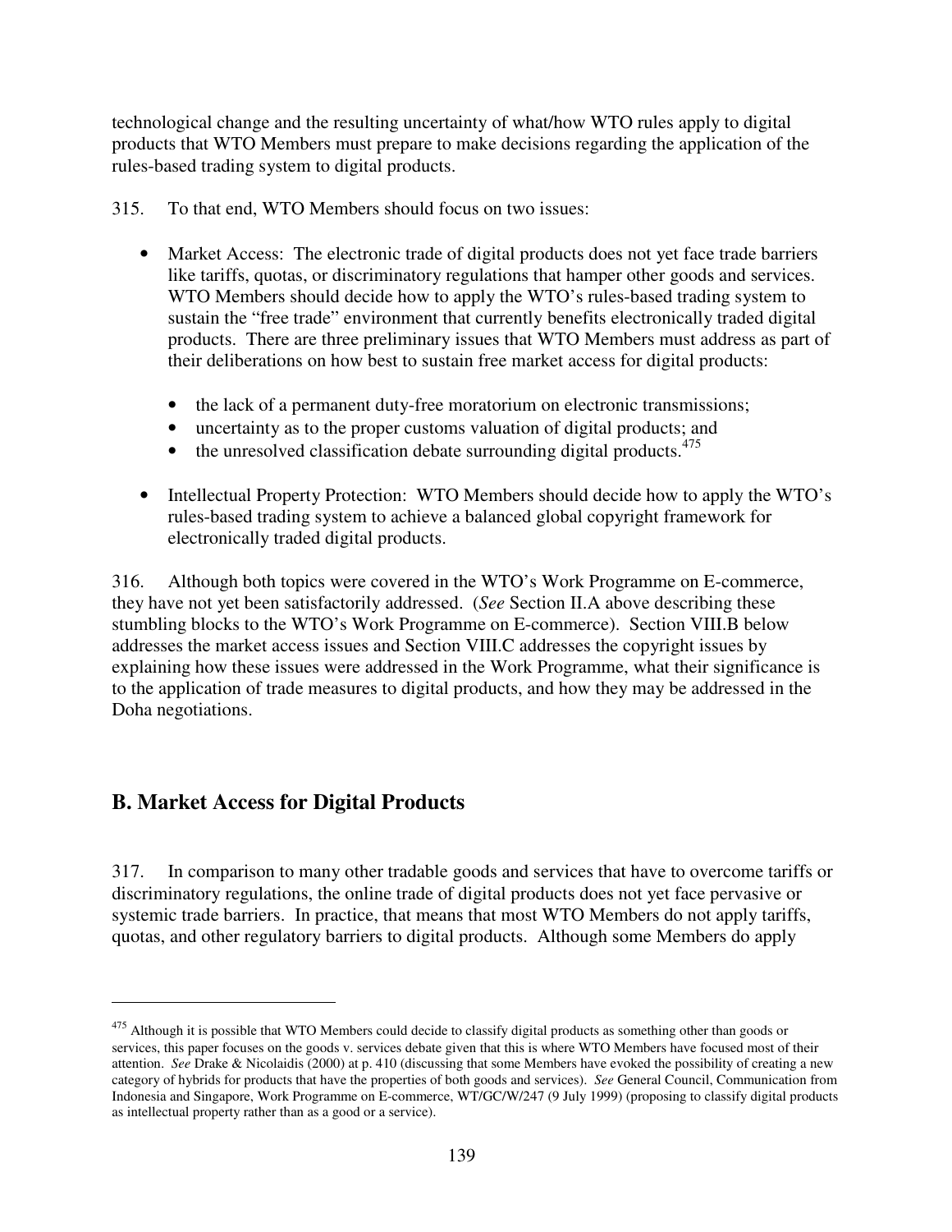technological change and the resulting uncertainty of what/how WTO rules apply to digital products that WTO Members must prepare to make decisions regarding the application of the rules-based trading system to digital products.

315. To that end, WTO Members should focus on two issues:

- Market Access: The electronic trade of digital products does not yet face trade barriers like tariffs, quotas, or discriminatory regulations that hamper other goods and services. WTO Members should decide how to apply the WTO's rules-based trading system to sustain the "free trade" environment that currently benefits electronically traded digital products. There are three preliminary issues that WTO Members must address as part of their deliberations on how best to sustain free market access for digital products:
    - the lack of a permanent duty-free moratorium on electronic transmissions;
    - uncertainty as to the proper customs valuation of digital products; and
    - the unresolved classification debate surrounding digital products.[475]
- Intellectual Property Protection: WTO Members should decide how to apply the WTO's rules-based trading system to achieve a balanced global copyright framework for electronically traded digital products.

316. Although both topics were covered in the WTO's Work Programme on E-commerce, they have not yet been satisfactorily addressed. (*See* Section II.A above describing these stumbling blocks to the WTO's Work Programme on E-commerce). Section VIII.B below addresses the market access issues and Section VIII.C addresses the copyright issues by explaining how these issues were addressed in the Work Programme, what their significance is to the application of trade measures to digital products, and how they may be addressed in the Doha negotiations.

## B. Market Access for Digital Products

317. In comparison to many other tradable goods and services that have to overcome tariffs or discriminatory regulations, the online trade of digital products does not yet face pervasive or systemic trade barriers. In practice, that means that most WTO Members do not apply tariffs, quotas, and other regulatory barriers to digital products. Although some Members do apply

[475] Although it is possible that WTO Members could decide to classify digital products as something other than goods or services, this paper focuses on the goods v. services debate given that this is where WTO Members have focused most of their attention. *See* Drake & Nicolaidis (2000) at p. 410 (discussing that some Members have evoked the possibility of creating a new category of hybrids for products that have the properties of both goods and services). *See* General Council, Communication from Indonesia and Singapore, Work Programme on E-commerce, WT/GC/W/247 (9 July 1999) (proposing to classify digital products as intellectual property rather than as a good or a service).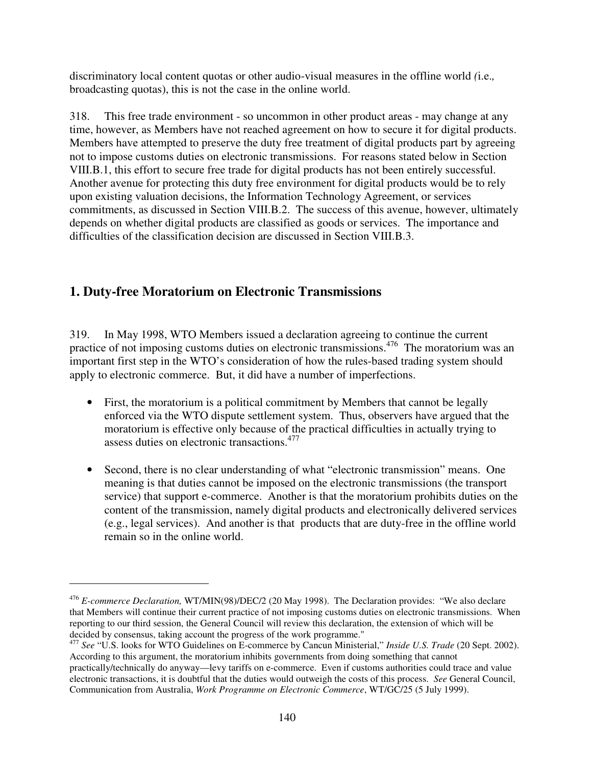discriminatory local content quotas or other audio-visual measures in the offline world *(*i.e.*,* broadcasting quotas), this is not the case in the online world.

318. This free trade environment - so uncommon in other product areas - may change at any time, however, as Members have not reached agreement on how to secure it for digital products. Members have attempted to preserve the duty free treatment of digital products part by agreeing not to impose customs duties on electronic transmissions. For reasons stated below in Section VIII.B.1, this effort to secure free trade for digital products has not been entirely successful. Another avenue for protecting this duty free environment for digital products would be to rely upon existing valuation decisions, the Information Technology Agreement, or services commitments, as discussed in Section VIII.B.2. The success of this avenue, however, ultimately depends on whether digital products are classified as goods or services. The importance and difficulties of the classification decision are discussed in Section VIII.B.3.

## 1. Duty-free Moratorium on Electronic Transmissions

319. In May 1998, WTO Members issued a declaration agreeing to continue the current practice of not imposing customs duties on electronic transmissions.[476] The moratorium was an important first step in the WTO's consideration of how the rules-based trading system should apply to electronic commerce. But, it did have a number of imperfections.

- First, the moratorium is a political commitment by Members that cannot be legally enforced via the WTO dispute settlement system. Thus, observers have argued that the moratorium is effective only because of the practical difficulties in actually trying to assess duties on electronic transactions.[477]

- Second, there is no clear understanding of what "electronic transmission" means. One meaning is that duties cannot be imposed on the electronic transmissions (the transport service) that support e-commerce. Another is that the moratorium prohibits duties on the content of the transmission, namely digital products and electronically delivered services (e.g., legal services). And another is that products that are duty-free in the offline world remain so in the online world.

---

[476] *E-commerce Declaration,* WT/MIN(98)/DEC/2 (20 May 1998). The Declaration provides: "We also declare that Members will continue their current practice of not imposing customs duties on electronic transmissions. When reporting to our third session, the General Council will review this declaration, the extension of which will be decided by consensus, taking account the progress of the work programme."

[477] *See* "U.S. looks for WTO Guidelines on E-commerce by Cancun Ministerial," *Inside U.S. Trade* (20 Sept. 2002). According to this argument, the moratorium inhibits governments from doing something that cannot practically/technically do anyway—levy tariffs on e-commerce. Even if customs authorities could trace and value electronic transactions, it is doubtful that the duties would outweigh the costs of this process. *See* General Council, Communication from Australia, *Work Programme on Electronic Commerce*, WT/GC/25 (5 July 1999).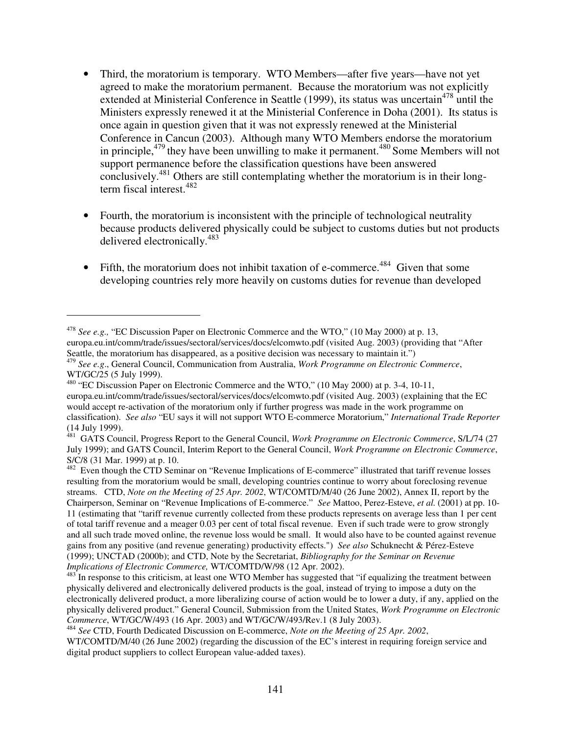- Third, the moratorium is temporary. WTO Members—after five years—have not yet agreed to make the moratorium permanent. Because the moratorium was not explicitly extended at Ministerial Conference in Seattle (1999), its status was uncertain[478] until the Ministers expressly renewed it at the Ministerial Conference in Doha (2001). Its status is once again in question given that it was not expressly renewed at the Ministerial Conference in Cancun (2003). Although many WTO Members endorse the moratorium in principle,[479] they have been unwilling to make it permanent.[480] Some Members will not support permanence before the classification questions have been answered conclusively.[481] Others are still contemplating whether the moratorium is in their long-term fiscal interest.[482]

- Fourth, the moratorium is inconsistent with the principle of technological neutrality because products delivered physically could be subject to customs duties but not products delivered electronically.[483]

- Fifth, the moratorium does not inhibit taxation of e-commerce.[484] Given that some developing countries rely more heavily on customs duties for revenue than developed

---

[478] *See e.g.,* "EC Discussion Paper on Electronic Commerce and the WTO," (10 May 2000) at p. 13, europa.eu.int/comm/trade/issues/sectoral/services/docs/elcomwto.pdf (visited Aug. 2003) (providing that "After Seattle, the moratorium has disappeared, as a positive decision was necessary to maintain it.")

[479] *See e.g*., General Council, Communication from Australia, *Work Programme on Electronic Commerce*, WT/GC/25 (5 July 1999).

[480] "EC Discussion Paper on Electronic Commerce and the WTO," (10 May 2000) at p. 3-4, 10-11, europa.eu.int/comm/trade/issues/sectoral/services/docs/elcomwto.pdf (visited Aug. 2003) (explaining that the EC would accept re-activation of the moratorium only if further progress was made in the work programme on classification). *See also* "EU says it will not support WTO E-commerce Moratorium," *International Trade Reporter* (14 July 1999).

[481] GATS Council, Progress Report to the General Council, *Work Programme on Electronic Commerce*, S/L/74 (27 July 1999); and GATS Council, Interim Report to the General Council, *Work Programme on Electronic Commerce*, S/C/8 (31 Mar. 1999) at p. 10.

[482] Even though the CTD Seminar on "Revenue Implications of E-commerce" illustrated that tariff revenue losses resulting from the moratorium would be small, developing countries continue to worry about foreclosing revenue streams. CTD, *Note on the Meeting of 25 Apr. 2002*, WT/COMTD/M/40 (26 June 2002), Annex II, report by the Chairperson, Seminar on "Revenue Implications of E-commerce." *See* Mattoo, Perez-Esteve, *et al.* (2001) at pp. 10-11 (estimating that "tariff revenue currently collected from these products represents on average less than 1 per cent of total tariff revenue and a meager 0.03 per cent of total fiscal revenue. Even if such trade were to grow strongly and all such trade moved online, the revenue loss would be small. It would also have to be counted against revenue gains from any positive (and revenue generating) productivity effects.") *See also* Schuknecht & Pérez-Esteve (1999); UNCTAD (2000b); and CTD, Note by the Secretariat, *Bibliography for the Seminar on Revenue Implications of Electronic Commerce,* WT/COMTD/W/98 (12 Apr. 2002).

[483] In response to this criticism, at least one WTO Member has suggested that "if equalizing the treatment between physically delivered and electronically delivered products is the goal, instead of trying to impose a duty on the electronically delivered product, a more liberalizing course of action would be to lower a duty, if any, applied on the physically delivered product." General Council, Submission from the United States, *Work Programme on Electronic Commerce*, WT/GC/W/493 (16 Apr. 2003) and WT/GC/W/493/Rev.1 (8 July 2003).

[484] *See* CTD, Fourth Dedicated Discussion on E-commerce, *Note on the Meeting of 25 Apr. 2002*, WT/COMTD/M/40 (26 June 2002) (regarding the discussion of the EC's interest in requiring foreign service and digital product suppliers to collect European value-added taxes).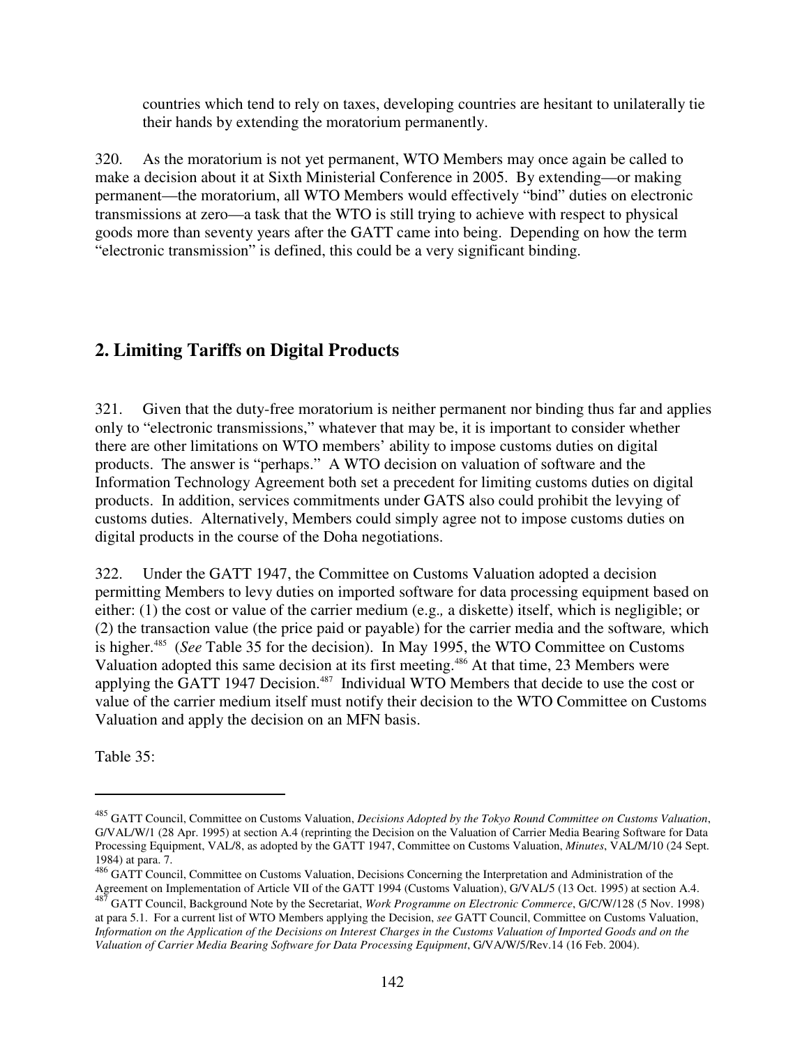countries which tend to rely on taxes, developing countries are hesitant to unilaterally tie their hands by extending the moratorium permanently.

320. As the moratorium is not yet permanent, WTO Members may once again be called to make a decision about it at Sixth Ministerial Conference in 2005. By extending—or making permanent—the moratorium, all WTO Members would effectively "bind" duties on electronic transmissions at zero—a task that the WTO is still trying to achieve with respect to physical goods more than seventy years after the GATT came into being. Depending on how the term "electronic transmission" is defined, this could be a very significant binding.

## 2. Limiting Tariffs on Digital Products

321. Given that the duty-free moratorium is neither permanent nor binding thus far and applies only to "electronic transmissions," whatever that may be, it is important to consider whether there are other limitations on WTO members' ability to impose customs duties on digital products. The answer is "perhaps." A WTO decision on valuation of software and the Information Technology Agreement both set a precedent for limiting customs duties on digital products. In addition, services commitments under GATS also could prohibit the levying of customs duties. Alternatively, Members could simply agree not to impose customs duties on digital products in the course of the Doha negotiations.

322. Under the GATT 1947, the Committee on Customs Valuation adopted a decision permitting Members to levy duties on imported software for data processing equipment based on either: (1) the cost or value of the carrier medium (e.g., a diskette) itself, which is negligible; or (2) the transaction value (the price paid or payable) for the carrier media and the software, which is higher.[485] (*See* Table 35 for the decision). In May 1995, the WTO Committee on Customs Valuation adopted this same decision at its first meeting.[486] At that time, 23 Members were applying the GATT 1947 Decision.[487] Individual WTO Members that decide to use the cost or value of the carrier medium itself must notify their decision to the WTO Committee on Customs Valuation and apply the decision on an MFN basis.

Table 35:

[485] GATT Council, Committee on Customs Valuation, *Decisions Adopted by the Tokyo Round Committee on Customs Valuation*, G/VAL/W/1 (28 Apr. 1995) at section A.4 (reprinting the Decision on the Valuation of Carrier Media Bearing Software for Data Processing Equipment, VAL/8, as adopted by the GATT 1947, Committee on Customs Valuation, *Minutes*, VAL/M/10 (24 Sept. 1984) at para. 7.

[486] GATT Council, Committee on Customs Valuation, Decisions Concerning the Interpretation and Administration of the Agreement on Implementation of Article VII of the GATT 1994 (Customs Valuation), G/VAL/5 (13 Oct. 1995) at section A.4.

[487] GATT Council, Background Note by the Secretariat, *Work Programme on Electronic Commerce*, G/C/W/128 (5 Nov. 1998) at para 5.1. For a current list of WTO Members applying the Decision, *see* GATT Council, Committee on Customs Valuation, *Information on the Application of the Decisions on Interest Charges in the Customs Valuation of Imported Goods and on the Valuation of Carrier Media Bearing Software for Data Processing Equipment*, G/VA/W/5/Rev.14 (16 Feb. 2004).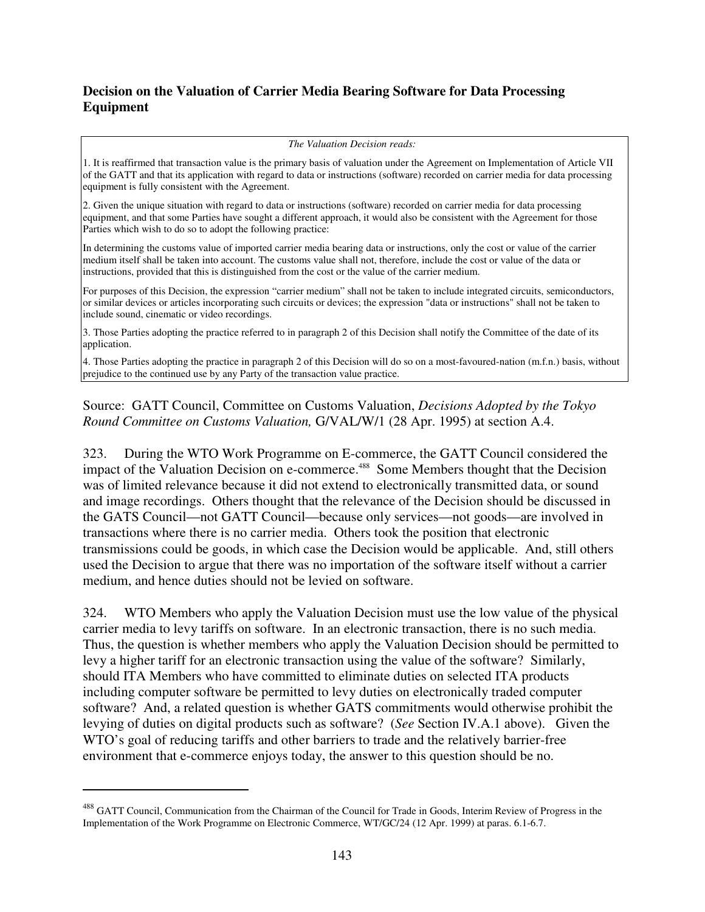### Decision on the Valuation of Carrier Media Bearing Software for Data Processing Equipment

> *The Valuation Decision reads:*
>
> 1. It is reaffirmed that transaction value is the primary basis of valuation under the Agreement on Implementation of Article VII of the GATT and that its application with regard to data or instructions (software) recorded on carrier media for data processing equipment is fully consistent with the Agreement.
>
> 2. Given the unique situation with regard to data or instructions (software) recorded on carrier media for data processing equipment, and that some Parties have sought a different approach, it would also be consistent with the Agreement for those Parties which wish to do so to adopt the following practice:
>
> In determining the customs value of imported carrier media bearing data or instructions, only the cost or value of the carrier medium itself shall be taken into account. The customs value shall not, therefore, include the cost or value of the data or instructions, provided that this is distinguished from the cost or the value of the carrier medium.
>
> For purposes of this Decision, the expression "carrier medium" shall not be taken to include integrated circuits, semiconductors, or similar devices or articles incorporating such circuits or devices; the expression "data or instructions" shall not be taken to include sound, cinematic or video recordings.
>
> 3. Those Parties adopting the practice referred to in paragraph 2 of this Decision shall notify the Committee of the date of its application.
>
> 4. Those Parties adopting the practice in paragraph 2 of this Decision will do so on a most-favoured-nation (m.f.n.) basis, without prejudice to the continued use by any Party of the transaction value practice.

Source: GATT Council, Committee on Customs Valuation, *Decisions Adopted by the Tokyo Round Committee on Customs Valuation,* G/VAL/W/1 (28 Apr. 1995) at section A.4.

323. During the WTO Work Programme on E-commerce, the GATT Council considered the impact of the Valuation Decision on e-commerce.[488] Some Members thought that the Decision was of limited relevance because it did not extend to electronically transmitted data, or sound and image recordings. Others thought that the relevance of the Decision should be discussed in the GATS Council—not GATT Council—because only services—not goods—are involved in transactions where there is no carrier media. Others took the position that electronic transmissions could be goods, in which case the Decision would be applicable. And, still others used the Decision to argue that there was no importation of the software itself without a carrier medium, and hence duties should not be levied on software.

324. WTO Members who apply the Valuation Decision must use the low value of the physical carrier media to levy tariffs on software. In an electronic transaction, there is no such media. Thus, the question is whether members who apply the Valuation Decision should be permitted to levy a higher tariff for an electronic transaction using the value of the software? Similarly, should ITA Members who have committed to eliminate duties on selected ITA products including computer software be permitted to levy duties on electronically traded computer software? And, a related question is whether GATS commitments would otherwise prohibit the levying of duties on digital products such as software? (*See* Section IV.A.1 above). Given the WTO's goal of reducing tariffs and other barriers to trade and the relatively barrier-free environment that e-commerce enjoys today, the answer to this question should be no.

---

[488] GATT Council, Communication from the Chairman of the Council for Trade in Goods, Interim Review of Progress in the Implementation of the Work Programme on Electronic Commerce, WT/GC/24 (12 Apr. 1999) at paras. 6.1-6.7.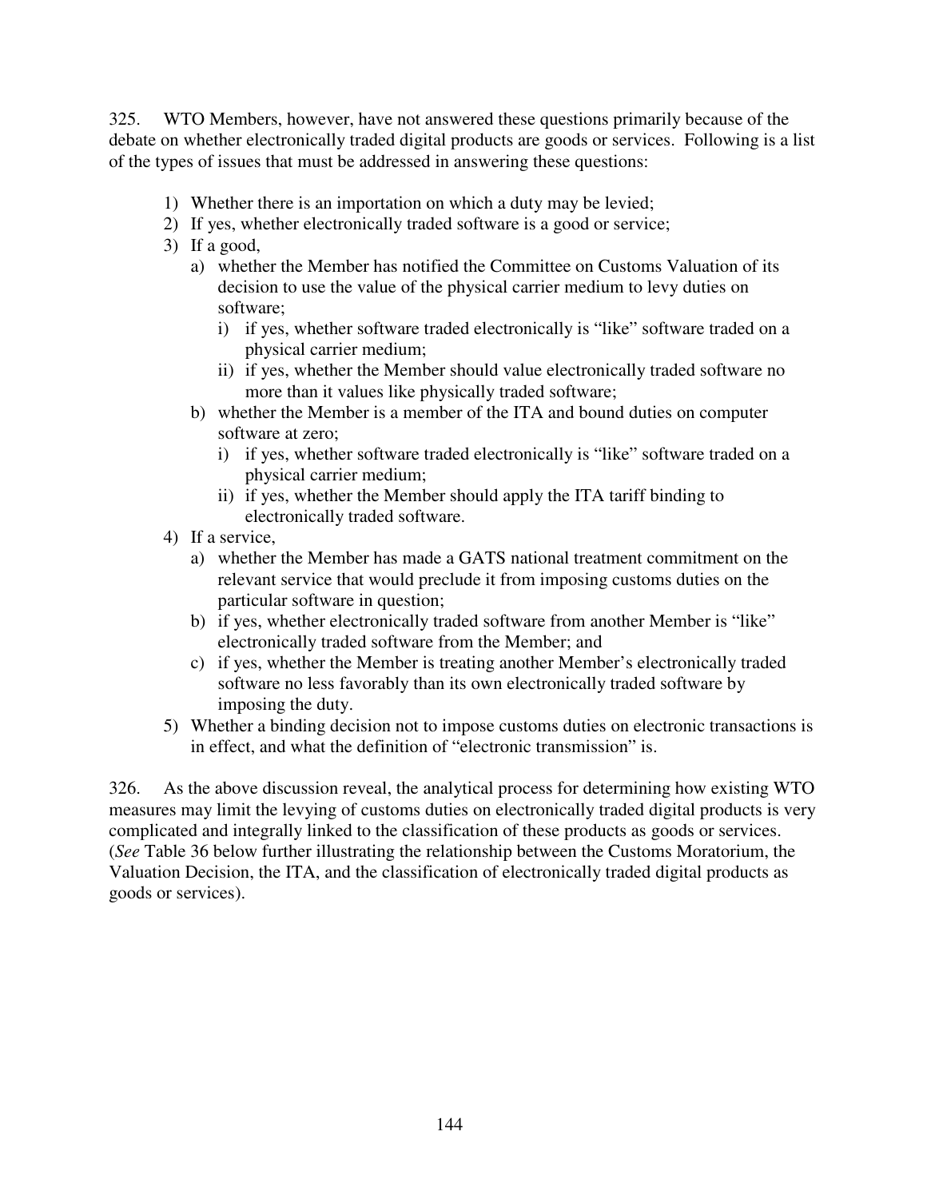325. WTO Members, however, have not answered these questions primarily because of the debate on whether electronically traded digital products are goods or services. Following is a list of the types of issues that must be addressed in answering these questions:

1) Whether there is an importation on which a duty may be levied;
2) If yes, whether electronically traded software is a good or service;
3) If a good,
   a) whether the Member has notified the Committee on Customs Valuation of its decision to use the value of the physical carrier medium to levy duties on software;
      i) if yes, whether software traded electronically is "like" software traded on a physical carrier medium;
      ii) if yes, whether the Member should value electronically traded software no more than it values like physically traded software;
   b) whether the Member is a member of the ITA and bound duties on computer software at zero;
      i) if yes, whether software traded electronically is "like" software traded on a physical carrier medium;
      ii) if yes, whether the Member should apply the ITA tariff binding to electronically traded software.
4) If a service,
   a) whether the Member has made a GATS national treatment commitment on the relevant service that would preclude it from imposing customs duties on the particular software in question;
   b) if yes, whether electronically traded software from another Member is "like" electronically traded software from the Member; and
   c) if yes, whether the Member is treating another Member's electronically traded software no less favorably than its own electronically traded software by imposing the duty.
5) Whether a binding decision not to impose customs duties on electronic transactions is in effect, and what the definition of "electronic transmission" is.

326. As the above discussion reveal, the analytical process for determining how existing WTO measures may limit the levying of customs duties on electronically traded digital products is very complicated and integrally linked to the classification of these products as goods or services. (*See* Table 36 below further illustrating the relationship between the Customs Moratorium, the Valuation Decision, the ITA, and the classification of electronically traded digital products as goods or services).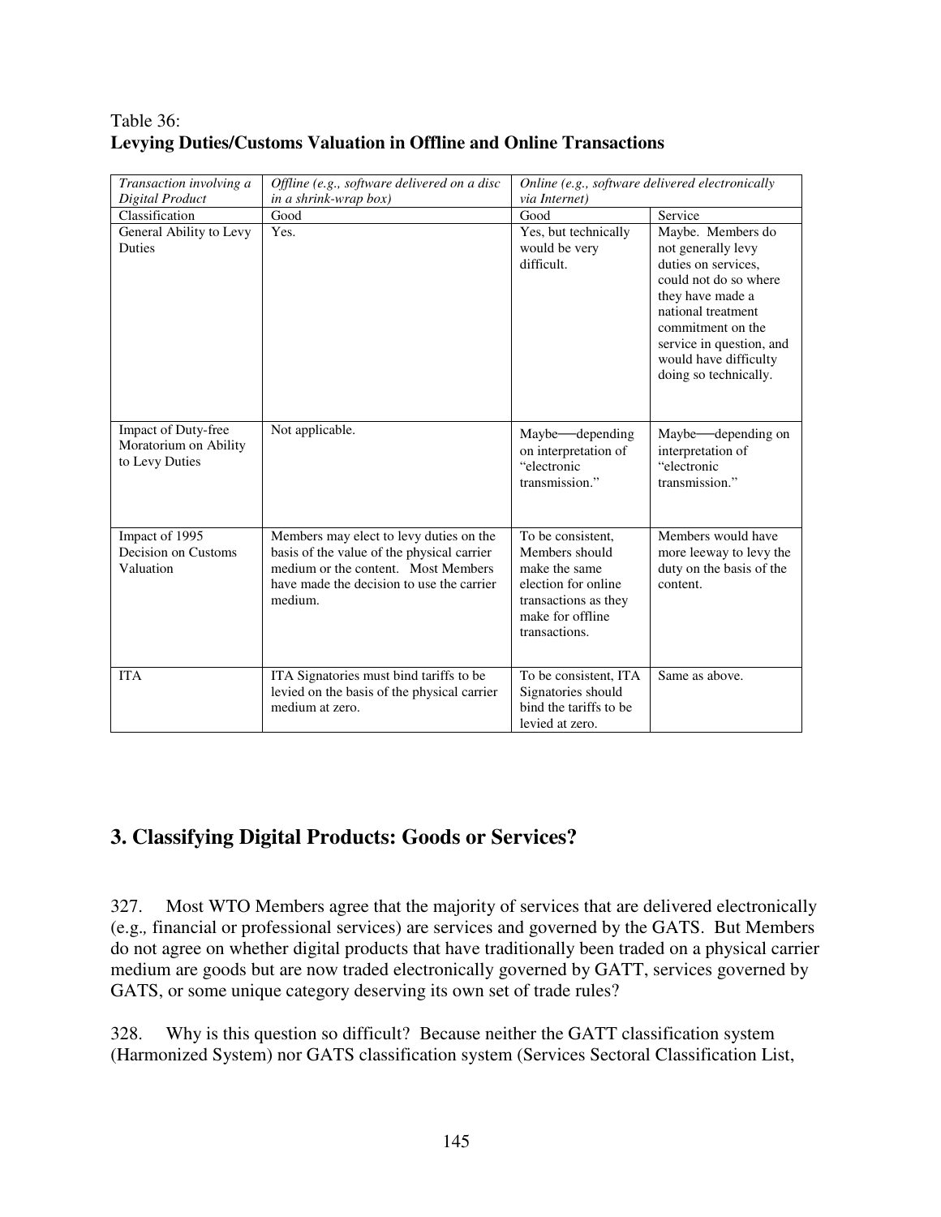Table 36:
**Levying Duties/Customs Valuation in Offline and Online Transactions**

| *Transaction involving a Digital Product* | *Offline (e.g., software delivered on a disc in a shrink-wrap box)* | *Online (e.g., software delivered electronically via Internet)* | |
|---|---|---|---|
| Classification | Good | Good | Service |
| General Ability to Levy Duties | Yes. | Yes, but technically would be very difficult. | Maybe. Members do not generally levy duties on services, could not do so where they have made a national treatment commitment on the service in question, and would have difficulty doing so technically. |
| Impact of Duty-free Moratorium on Ability to Levy Duties | Not applicable. | Maybe—depending on interpretation of "electronic transmission." | Maybe—depending on interpretation of "electronic transmission." |
| Impact of 1995 Decision on Customs Valuation | Members may elect to levy duties on the basis of the value of the physical carrier medium or the content. Most Members have made the decision to use the carrier medium. | To be consistent, Members should make the same election for online transactions as they make for offline transactions. | Members would have more leeway to levy the duty on the basis of the content. |
| ITA | ITA Signatories must bind tariffs to be levied on the basis of the physical carrier medium at zero. | To be consistent, ITA Signatories should bind the tariffs to be levied at zero. | Same as above. |

## 3. Classifying Digital Products: Goods or Services?

327. Most WTO Members agree that the majority of services that are delivered electronically (e.g., financial or professional services) are services and governed by the GATS. But Members do not agree on whether digital products that have traditionally been traded on a physical carrier medium are goods but are now traded electronically governed by GATT, services governed by GATS, or some unique category deserving its own set of trade rules?

328. Why is this question so difficult? Because neither the GATT classification system (Harmonized System) nor GATS classification system (Services Sectoral Classification List,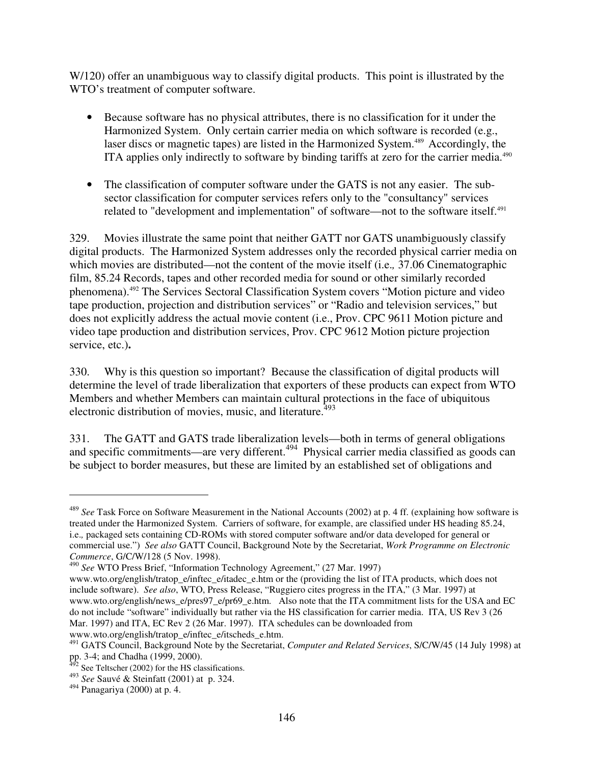W/120) offer an unambiguous way to classify digital products. This point is illustrated by the WTO's treatment of computer software.

- Because software has no physical attributes, there is no classification for it under the Harmonized System. Only certain carrier media on which software is recorded (e.g., laser discs or magnetic tapes) are listed in the Harmonized System.[489] Accordingly, the ITA applies only indirectly to software by binding tariffs at zero for the carrier media.[490]

- The classification of computer software under the GATS is not any easier. The sub-sector classification for computer services refers only to the "consultancy" services related to "development and implementation" of software—not to the software itself.[491]

329. Movies illustrate the same point that neither GATT nor GATS unambiguously classify digital products. The Harmonized System addresses only the recorded physical carrier media on which movies are distributed—not the content of the movie itself (i.e.*,* 37.06 Cinematographic film, 85.24 Records, tapes and other recorded media for sound or other similarly recorded phenomena).[492] The Services Sectoral Classification System covers "Motion picture and video tape production, projection and distribution services" or "Radio and television services," but does not explicitly address the actual movie content (i.e., Prov. CPC 9611 Motion picture and video tape production and distribution services, Prov. CPC 9612 Motion picture projection service, etc.)**.**

330. Why is this question so important? Because the classification of digital products will determine the level of trade liberalization that exporters of these products can expect from WTO Members and whether Members can maintain cultural protections in the face of ubiquitous electronic distribution of movies, music, and literature.[493]

331. The GATT and GATS trade liberalization levels—both in terms of general obligations and specific commitments—are very different.[494] Physical carrier media classified as goods can be subject to border measures, but these are limited by an established set of obligations and

---

[489] *See* Task Force on Software Measurement in the National Accounts (2002) at p. 4 ff. (explaining how software is treated under the Harmonized System. Carriers of software, for example, are classified under HS heading 85.24, i.e.*,* packaged sets containing CD-ROMs with stored computer software and/or data developed for general or commercial use.") *See also* GATT Council, Background Note by the Secretariat, *Work Programme on Electronic Commerce*, G/C/W/128 (5 Nov. 1998).

[490] *See* WTO Press Brief, "Information Technology Agreement," (27 Mar. 1997) www.wto.org/english/tratop_e/inftec_e/itadec_e.htm or the (providing the list of ITA products, which does not include software). *See also*, WTO, Press Release, "Ruggiero cites progress in the ITA," (3 Mar. 1997) at www.wto.org/english/news_e/pres97_e/pr69_e.htm. Also note that the ITA commitment lists for the USA and EC do not include "software" individually but rather via the HS classification for carrier media. ITA, US Rev 3 (26 Mar. 1997) and ITA, EC Rev 2 (26 Mar. 1997). ITA schedules can be downloaded from www.wto.org/english/tratop_e/inftec_e/itscheds_e.htm.

[491] GATS Council, Background Note by the Secretariat, *Computer and Related Services*, S/C/W/45 (14 July 1998) at pp. 3-4; and Chadha (1999, 2000).

[492] See Teltscher (2002) for the HS classifications.

[493] *See* Sauvé & Steinfatt (2001) at p. 324.

[494] Panagariya (2000) at p. 4.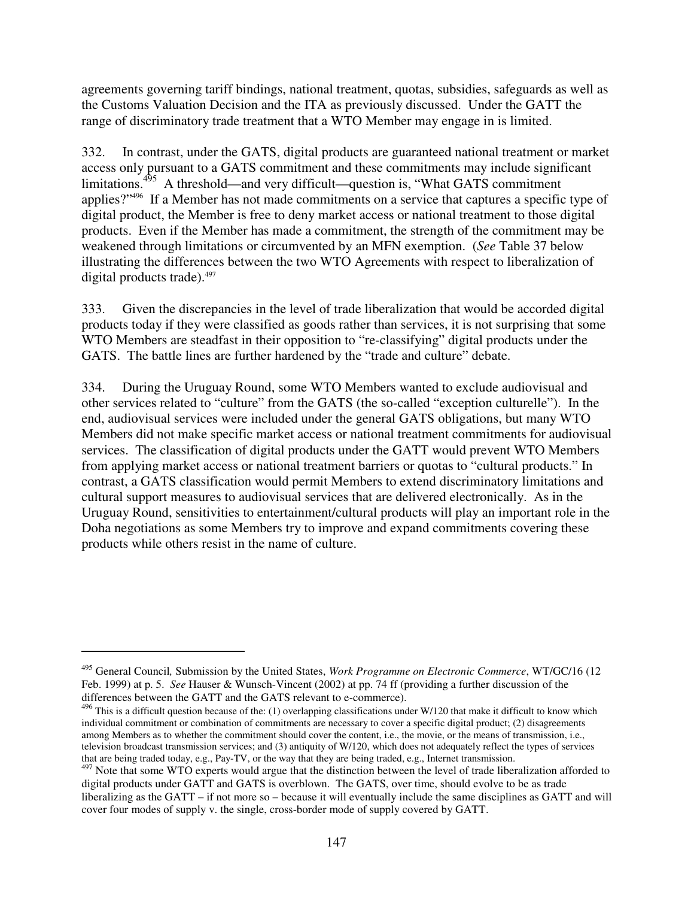agreements governing tariff bindings, national treatment, quotas, subsidies, safeguards as well as the Customs Valuation Decision and the ITA as previously discussed. Under the GATT the range of discriminatory trade treatment that a WTO Member may engage in is limited.

332. In contrast, under the GATS, digital products are guaranteed national treatment or market access only pursuant to a GATS commitment and these commitments may include significant limitations.[495] A threshold—and very difficult—question is, "What GATS commitment applies?"[496] If a Member has not made commitments on a service that captures a specific type of digital product, the Member is free to deny market access or national treatment to those digital products. Even if the Member has made a commitment, the strength of the commitment may be weakened through limitations or circumvented by an MFN exemption. (*See* Table 37 below illustrating the differences between the two WTO Agreements with respect to liberalization of digital products trade).[497]

333. Given the discrepancies in the level of trade liberalization that would be accorded digital products today if they were classified as goods rather than services, it is not surprising that some WTO Members are steadfast in their opposition to "re-classifying" digital products under the GATS. The battle lines are further hardened by the "trade and culture" debate.

334. During the Uruguay Round, some WTO Members wanted to exclude audiovisual and other services related to "culture" from the GATS (the so-called "exception culturelle"). In the end, audiovisual services were included under the general GATS obligations, but many WTO Members did not make specific market access or national treatment commitments for audiovisual services. The classification of digital products under the GATT would prevent WTO Members from applying market access or national treatment barriers or quotas to "cultural products." In contrast, a GATS classification would permit Members to extend discriminatory limitations and cultural support measures to audiovisual services that are delivered electronically. As in the Uruguay Round, sensitivities to entertainment/cultural products will play an important role in the Doha negotiations as some Members try to improve and expand commitments covering these products while others resist in the name of culture.

---

[495] General Council*,* Submission by the United States, *Work Programme on Electronic Commerce*, WT/GC/16 (12 Feb. 1999) at p. 5. *See* Hauser & Wunsch-Vincent (2002) at pp. 74 ff (providing a further discussion of the differences between the GATT and the GATS relevant to e-commerce).

[496] This is a difficult question because of the: (1) overlapping classifications under W/120 that make it difficult to know which individual commitment or combination of commitments are necessary to cover a specific digital product; (2) disagreements among Members as to whether the commitment should cover the content, i.e., the movie, or the means of transmission, i.e., television broadcast transmission services; and (3) antiquity of W/120, which does not adequately reflect the types of services that are being traded today, e.g., Pay-TV, or the way that they are being traded, e.g., Internet transmission.

[497] Note that some WTO experts would argue that the distinction between the level of trade liberalization afforded to digital products under GATT and GATS is overblown. The GATS, over time, should evolve to be as trade liberalizing as the GATT – if not more so – because it will eventually include the same disciplines as GATT and will cover four modes of supply v. the single, cross-border mode of supply covered by GATT.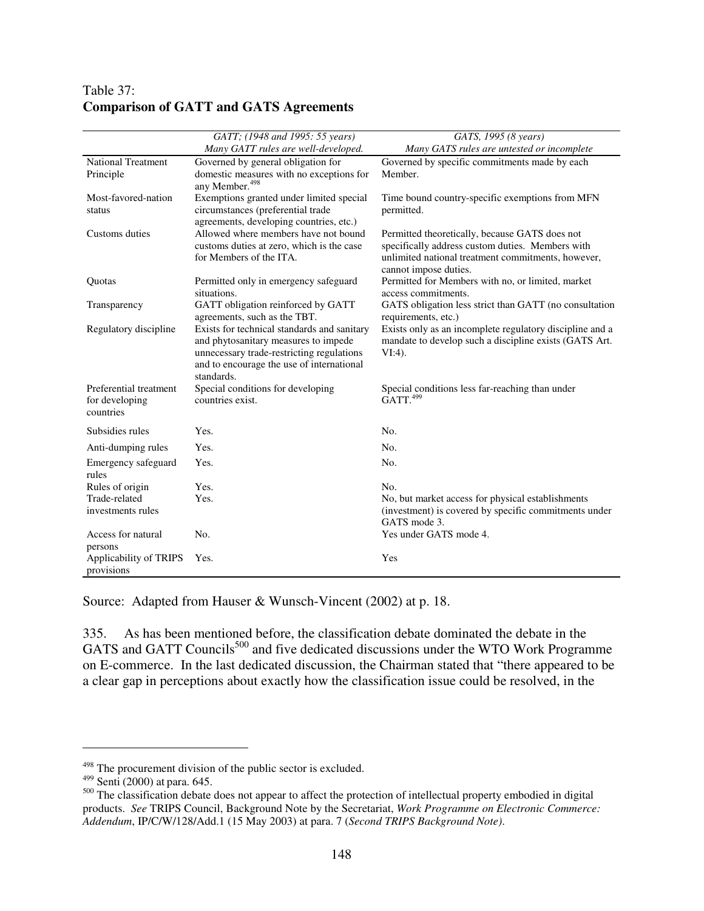Table 37:
**Comparison of GATT and GATS Agreements**

| | *GATT; (1948 and 1995: 55 years)* *Many GATT rules are well-developed.* | *GATS, 1995 (8 years)* *Many GATS rules are untested or incomplete* |
|---|---|---|
| National Treatment Principle | Governed by general obligation for domestic measures with no exceptions for any Member.[498] | Governed by specific commitments made by each Member. |
| Most-favored-nation status | Exemptions granted under limited special circumstances (preferential trade agreements, developing countries, etc.) | Time bound country-specific exemptions from MFN permitted. |
| Customs duties | Allowed where members have not bound customs duties at zero, which is the case for Members of the ITA. | Permitted theoretically, because GATS does not specifically address custom duties. Members with unlimited national treatment commitments, however, cannot impose duties. |
| Quotas | Permitted only in emergency safeguard situations. | Permitted for Members with no, or limited, market access commitments. |
| Transparency | GATT obligation reinforced by GATT agreements, such as the TBT. | GATS obligation less strict than GATT (no consultation requirements, etc.) |
| Regulatory discipline | Exists for technical standards and sanitary and phytosanitary measures to impede unnecessary trade-restricting regulations and to encourage the use of international standards. | Exists only as an incomplete regulatory discipline and a mandate to develop such a discipline exists (GATS Art. VI:4). |
| Preferential treatment for developing countries | Special conditions for developing countries exist. | Special conditions less far-reaching than under GATT.[499] |
| Subsidies rules | Yes. | No. |
| Anti-dumping rules | Yes. | No. |
| Emergency safeguard rules | Yes. | No. |
| Rules of origin | Yes. | No. |
| Trade-related investments rules | Yes. | No, but market access for physical establishments (investment) is covered by specific commitments under GATS mode 3. |
| Access for natural persons | No. | Yes under GATS mode 4. |
| Applicability of TRIPS provisions | Yes. | Yes |

Source: Adapted from Hauser & Wunsch-Vincent (2002) at p. 18.

335. As has been mentioned before, the classification debate dominated the debate in the GATS and GATT Councils[500] and five dedicated discussions under the WTO Work Programme on E-commerce. In the last dedicated discussion, the Chairman stated that "there appeared to be a clear gap in perceptions about exactly how the classification issue could be resolved, in the

[498] The procurement division of the public sector is excluded.

[499] Senti (2000) at para. 645.

[500] The classification debate does not appear to affect the protection of intellectual property embodied in digital products. *See* TRIPS Council, Background Note by the Secretariat, *Work Programme on Electronic Commerce: Addendum*, IP/C/W/128/Add.1 (15 May 2003) at para. 7 (*Second TRIPS Background Note)*.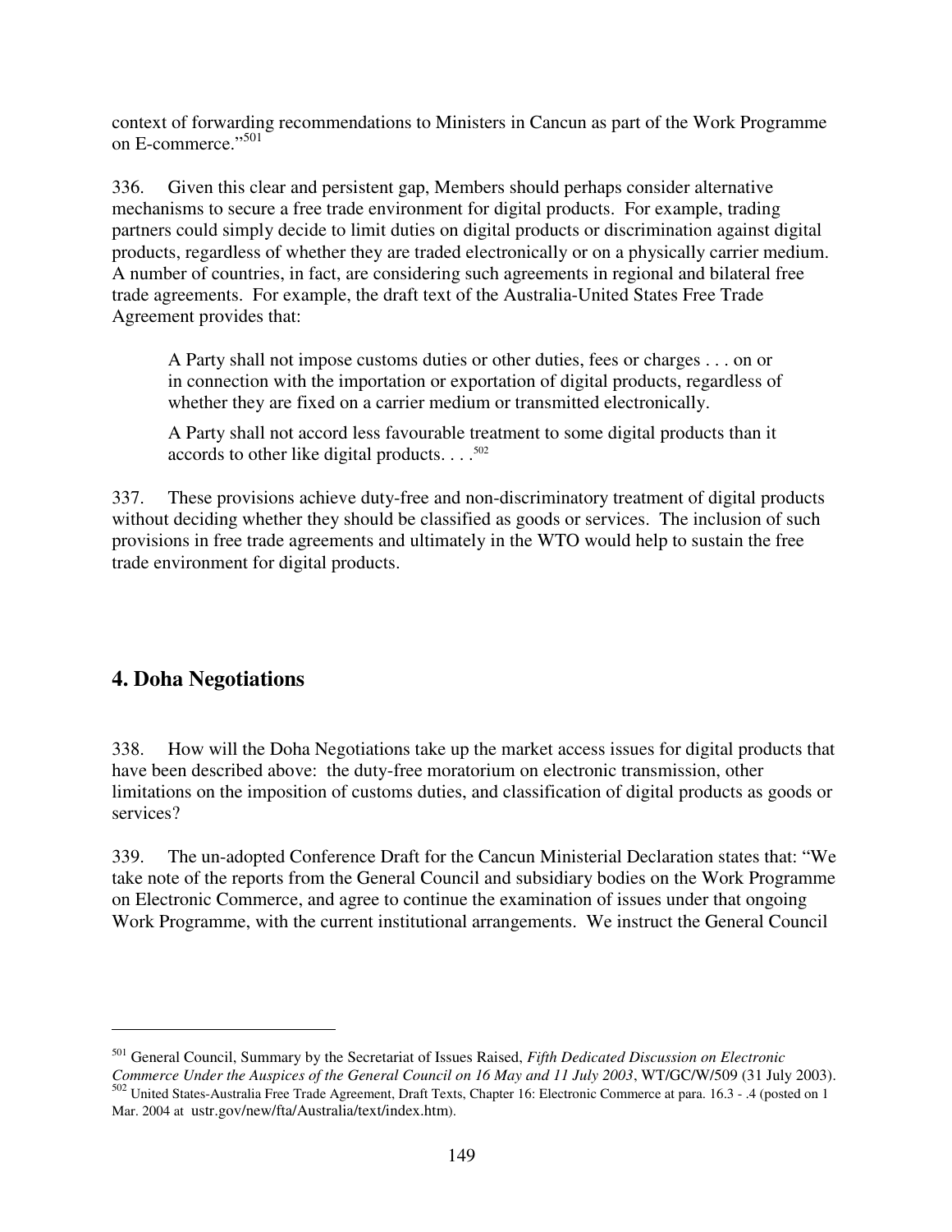context of forwarding recommendations to Ministers in Cancun as part of the Work Programme on E-commerce."[501]

336. Given this clear and persistent gap, Members should perhaps consider alternative mechanisms to secure a free trade environment for digital products. For example, trading partners could simply decide to limit duties on digital products or discrimination against digital products, regardless of whether they are traded electronically or on a physically carrier medium. A number of countries, in fact, are considering such agreements in regional and bilateral free trade agreements. For example, the draft text of the Australia-United States Free Trade Agreement provides that:

> A Party shall not impose customs duties or other duties, fees or charges . . . on or in connection with the importation or exportation of digital products, regardless of whether they are fixed on a carrier medium or transmitted electronically.
>
> A Party shall not accord less favourable treatment to some digital products than it accords to other like digital products. . . .[502]

337. These provisions achieve duty-free and non-discriminatory treatment of digital products without deciding whether they should be classified as goods or services. The inclusion of such provisions in free trade agreements and ultimately in the WTO would help to sustain the free trade environment for digital products.

## 4. Doha Negotiations

338. How will the Doha Negotiations take up the market access issues for digital products that have been described above: the duty-free moratorium on electronic transmission, other limitations on the imposition of customs duties, and classification of digital products as goods or services?

339. The un-adopted Conference Draft for the Cancun Ministerial Declaration states that: "We take note of the reports from the General Council and subsidiary bodies on the Work Programme on Electronic Commerce, and agree to continue the examination of issues under that ongoing Work Programme, with the current institutional arrangements. We instruct the General Council

---

[501] General Council, Summary by the Secretariat of Issues Raised, *Fifth Dedicated Discussion on Electronic Commerce Under the Auspices of the General Council on 16 May and 11 July 2003*, WT/GC/W/509 (31 July 2003).

[502] United States-Australia Free Trade Agreement, Draft Texts, Chapter 16: Electronic Commerce at para. 16.3 - .4 (posted on 1 Mar. 2004 at ustr.gov/new/fta/Australia/text/index.htm).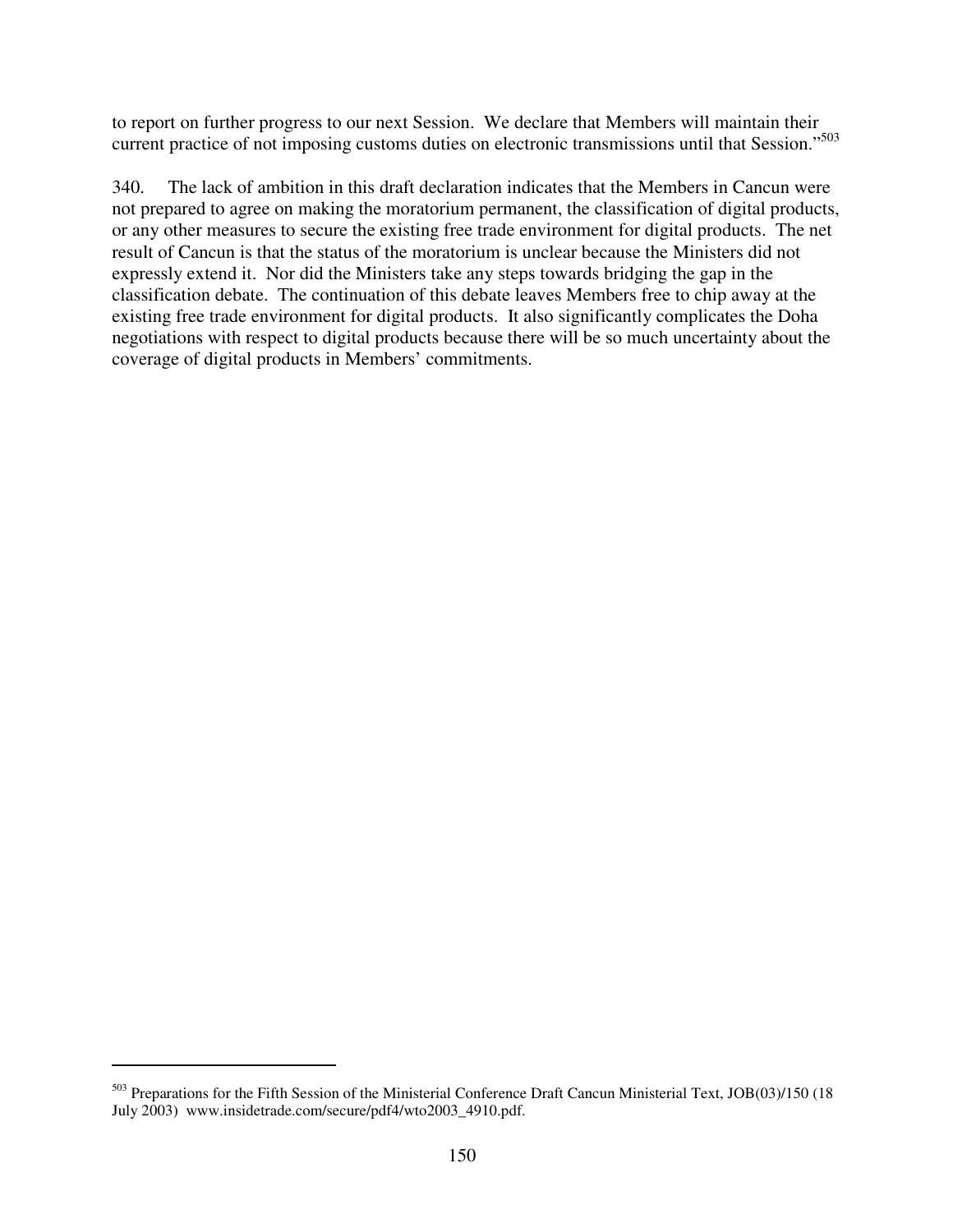to report on further progress to our next Session. We declare that Members will maintain their current practice of not imposing customs duties on electronic transmissions until that Session."[503]

340. The lack of ambition in this draft declaration indicates that the Members in Cancun were not prepared to agree on making the moratorium permanent, the classification of digital products, or any other measures to secure the existing free trade environment for digital products. The net result of Cancun is that the status of the moratorium is unclear because the Ministers did not expressly extend it. Nor did the Ministers take any steps towards bridging the gap in the classification debate. The continuation of this debate leaves Members free to chip away at the existing free trade environment for digital products. It also significantly complicates the Doha negotiations with respect to digital products because there will be so much uncertainty about the coverage of digital products in Members' commitments.

---

[503] Preparations for the Fifth Session of the Ministerial Conference Draft Cancun Ministerial Text, JOB(03)/150 (18 July 2003) www.insidetrade.com/secure/pdf4/wto2003_4910.pdf.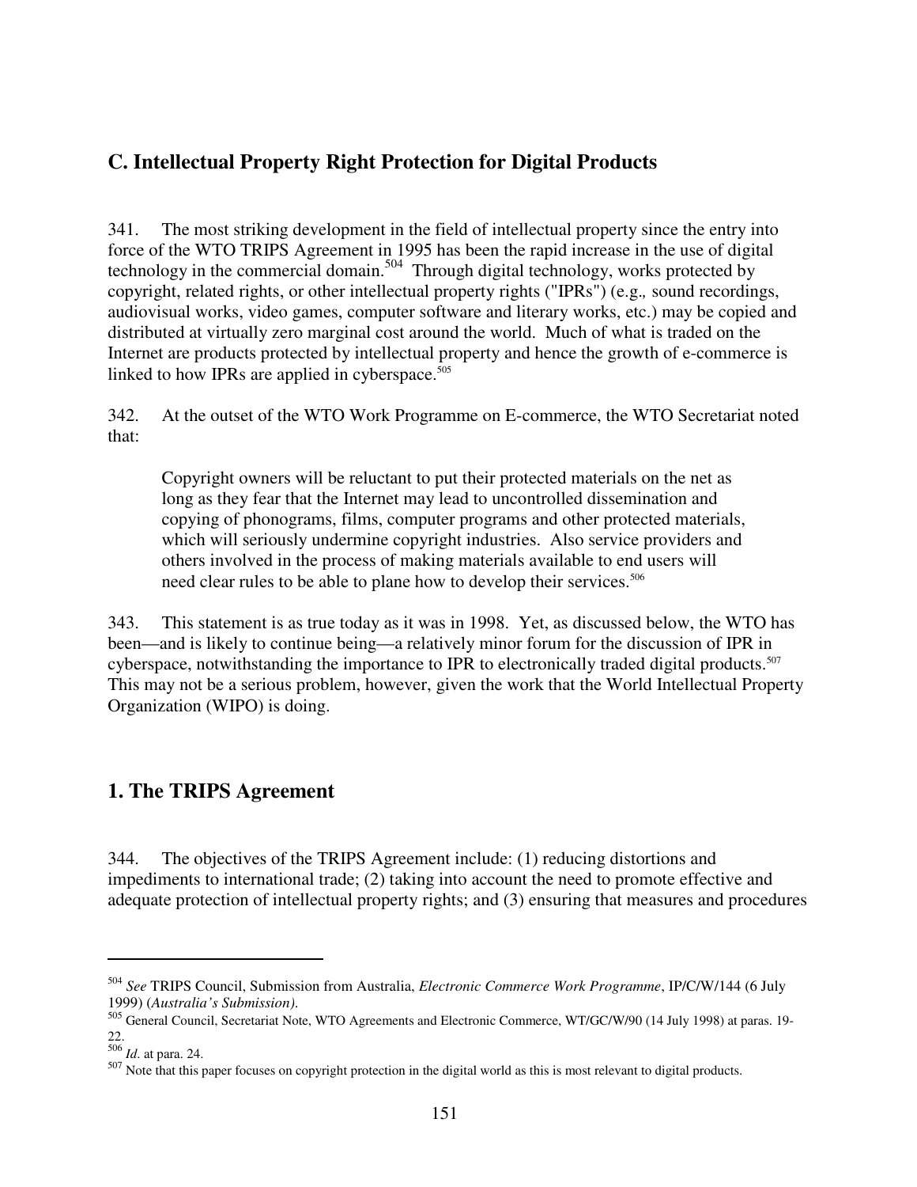## C. Intellectual Property Right Protection for Digital Products

341. The most striking development in the field of intellectual property since the entry into force of the WTO TRIPS Agreement in 1995 has been the rapid increase in the use of digital technology in the commercial domain.[504] Through digital technology, works protected by copyright, related rights, or other intellectual property rights ("IPRs") (e.g., sound recordings, audiovisual works, video games, computer software and literary works, etc.) may be copied and distributed at virtually zero marginal cost around the world. Much of what is traded on the Internet are products protected by intellectual property and hence the growth of e-commerce is linked to how IPRs are applied in cyberspace.[505]

342. At the outset of the WTO Work Programme on E-commerce, the WTO Secretariat noted that:

> Copyright owners will be reluctant to put their protected materials on the net as long as they fear that the Internet may lead to uncontrolled dissemination and copying of phonograms, films, computer programs and other protected materials, which will seriously undermine copyright industries. Also service providers and others involved in the process of making materials available to end users will need clear rules to be able to plane how to develop their services.[506]

343. This statement is as true today as it was in 1998. Yet, as discussed below, the WTO has been—and is likely to continue being—a relatively minor forum for the discussion of IPR in cyberspace, notwithstanding the importance to IPR to electronically traded digital products.[507] This may not be a serious problem, however, given the work that the World Intellectual Property Organization (WIPO) is doing.

## 1. The TRIPS Agreement

344. The objectives of the TRIPS Agreement include: (1) reducing distortions and impediments to international trade; (2) taking into account the need to promote effective and adequate protection of intellectual property rights; and (3) ensuring that measures and procedures

---

[504] *See* TRIPS Council, Submission from Australia, *Electronic Commerce Work Programme*, IP/C/W/144 (6 July 1999) (*Australia's Submission).*

[505] General Council, Secretariat Note, WTO Agreements and Electronic Commerce, WT/GC/W/90 (14 July 1998) at paras. 19-22.

[506] *Id*. at para. 24.

[507] Note that this paper focuses on copyright protection in the digital world as this is most relevant to digital products.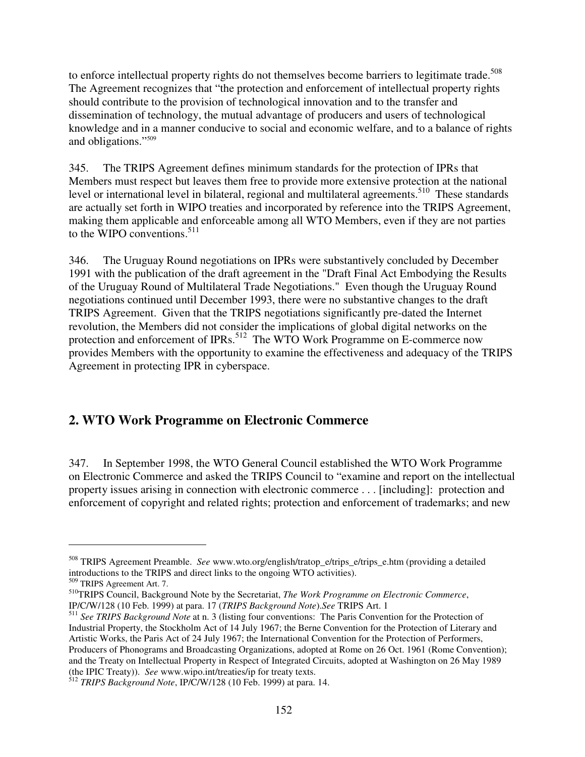to enforce intellectual property rights do not themselves become barriers to legitimate trade.[508] The Agreement recognizes that "the protection and enforcement of intellectual property rights should contribute to the provision of technological innovation and to the transfer and dissemination of technology, the mutual advantage of producers and users of technological knowledge and in a manner conducive to social and economic welfare, and to a balance of rights and obligations."[509]

345. The TRIPS Agreement defines minimum standards for the protection of IPRs that Members must respect but leaves them free to provide more extensive protection at the national level or international level in bilateral, regional and multilateral agreements.[510] These standards are actually set forth in WIPO treaties and incorporated by reference into the TRIPS Agreement, making them applicable and enforceable among all WTO Members, even if they are not parties to the WIPO conventions.[511]

346. The Uruguay Round negotiations on IPRs were substantively concluded by December 1991 with the publication of the draft agreement in the "Draft Final Act Embodying the Results of the Uruguay Round of Multilateral Trade Negotiations." Even though the Uruguay Round negotiations continued until December 1993, there were no substantive changes to the draft TRIPS Agreement. Given that the TRIPS negotiations significantly pre-dated the Internet revolution, the Members did not consider the implications of global digital networks on the protection and enforcement of IPRs.[512] The WTO Work Programme on E-commerce now provides Members with the opportunity to examine the effectiveness and adequacy of the TRIPS Agreement in protecting IPR in cyberspace.

## 2. WTO Work Programme on Electronic Commerce

347. In September 1998, the WTO General Council established the WTO Work Programme on Electronic Commerce and asked the TRIPS Council to "examine and report on the intellectual property issues arising in connection with electronic commerce . . . [including]: protection and enforcement of copyright and related rights; protection and enforcement of trademarks; and new

---

[508] TRIPS Agreement Preamble. *See* www.wto.org/english/tratop_e/trips_e/trips_e.htm (providing a detailed introductions to the TRIPS and direct links to the ongoing WTO activities).

[509] TRIPS Agreement Art. 7.

[510] TRIPS Council, Background Note by the Secretariat, *The Work Programme on Electronic Commerce*, IP/C/W/128 (10 Feb. 1999) at para. 17 (*TRIPS Background Note*).*See* TRIPS Art. 1

[511] *See TRIPS Background Note* at n. 3 (listing four conventions: The Paris Convention for the Protection of Industrial Property, the Stockholm Act of 14 July 1967; the Berne Convention for the Protection of Literary and Artistic Works, the Paris Act of 24 July 1967; the International Convention for the Protection of Performers, Producers of Phonograms and Broadcasting Organizations, adopted at Rome on 26 Oct. 1961 (Rome Convention); and the Treaty on Intellectual Property in Respect of Integrated Circuits, adopted at Washington on 26 May 1989 (the IPIC Treaty)). *See* www.wipo.int/treaties/ip for treaty texts.

[512] *TRIPS Background Note*, IP/C/W/128 (10 Feb. 1999) at para. 14.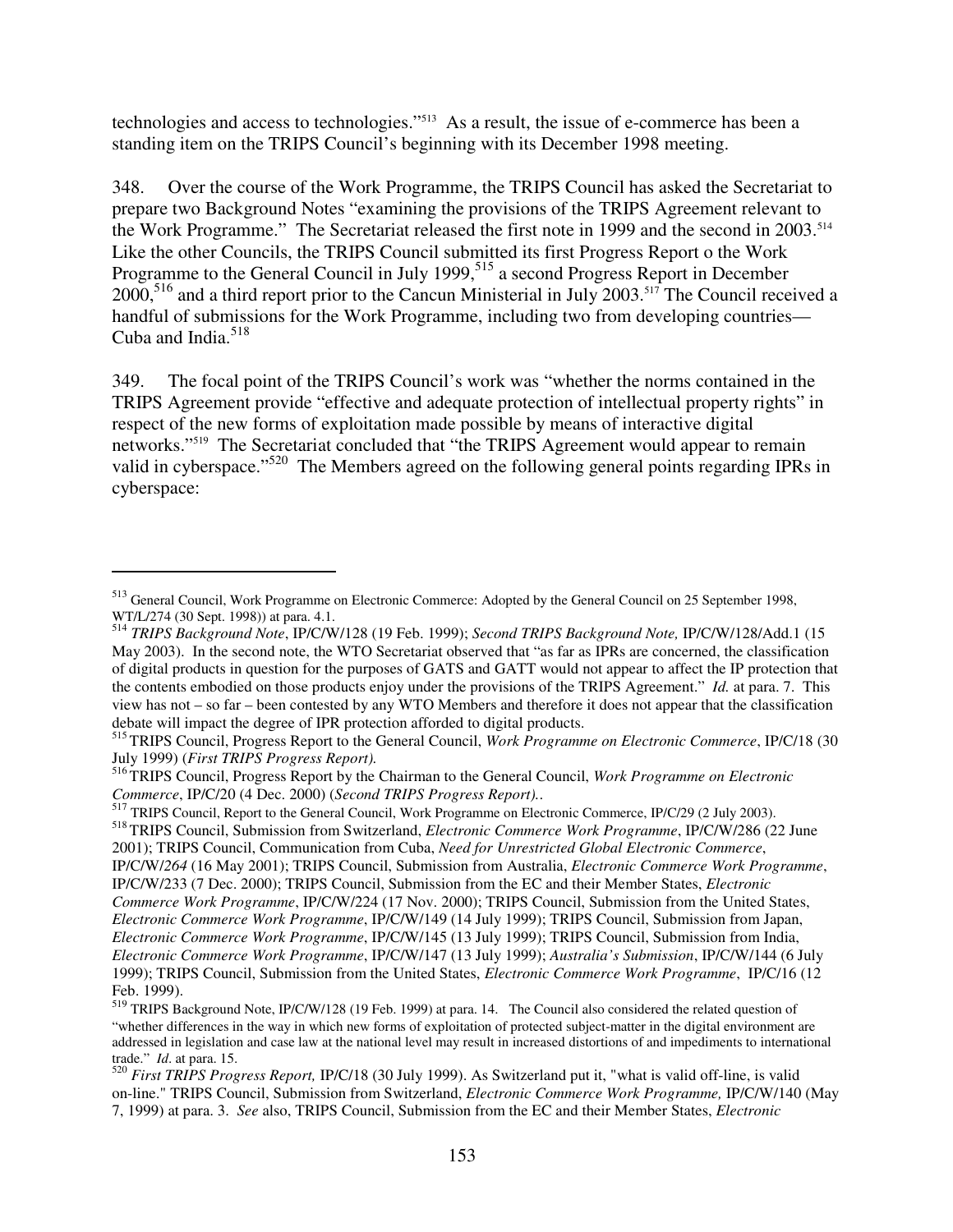technologies and access to technologies."[513] As a result, the issue of e-commerce has been a standing item on the TRIPS Council's beginning with its December 1998 meeting.

348. Over the course of the Work Programme, the TRIPS Council has asked the Secretariat to prepare two Background Notes "examining the provisions of the TRIPS Agreement relevant to the Work Programme." The Secretariat released the first note in 1999 and the second in 2003.[514] Like the other Councils, the TRIPS Council submitted its first Progress Report o the Work Programme to the General Council in July 1999,[515] a second Progress Report in December 2000,[516] and a third report prior to the Cancun Ministerial in July 2003.[517] The Council received a handful of submissions for the Work Programme, including two from developing countries—Cuba and India.[518]

349. The focal point of the TRIPS Council's work was "whether the norms contained in the TRIPS Agreement provide "effective and adequate protection of intellectual property rights" in respect of the new forms of exploitation made possible by means of interactive digital networks."[519] The Secretariat concluded that "the TRIPS Agreement would appear to remain valid in cyberspace."[520] The Members agreed on the following general points regarding IPRs in cyberspace:

---

[513] General Council, Work Programme on Electronic Commerce: Adopted by the General Council on 25 September 1998, WT/L/274 (30 Sept. 1998)) at para. 4.1.

[514] *TRIPS Background Note*, IP/C/W/128 (19 Feb. 1999); *Second TRIPS Background Note,* IP/C/W/128/Add.1 (15 May 2003). In the second note, the WTO Secretariat observed that "as far as IPRs are concerned, the classification of digital products in question for the purposes of GATS and GATT would not appear to affect the IP protection that the contents embodied on those products enjoy under the provisions of the TRIPS Agreement." *Id.* at para. 7. This view has not – so far – been contested by any WTO Members and therefore it does not appear that the classification debate will impact the degree of IPR protection afforded to digital products.

[515] TRIPS Council, Progress Report to the General Council, *Work Programme on Electronic Commerce*, IP/C/18 (30 July 1999) (*First TRIPS Progress Report).*

[516] TRIPS Council, Progress Report by the Chairman to the General Council, *Work Programme on Electronic Commerce*, IP/C/20 (4 Dec. 2000) (*Second TRIPS Progress Report).*.

[517] TRIPS Council, Report to the General Council, Work Programme on Electronic Commerce, IP/C/29 (2 July 2003).

[518] TRIPS Council, Submission from Switzerland, *Electronic Commerce Work Programme*, IP/C/W/286 (22 June 2001); TRIPS Council, Communication from Cuba, *Need for Unrestricted Global Electronic Commerce*, IP/C/W/*264* (16 May 2001); TRIPS Council, Submission from Australia, *Electronic Commerce Work Programme*, IP/C/W/233 (7 Dec. 2000); TRIPS Council, Submission from the EC and their Member States, *Electronic Commerce Work Programme*, IP/C/W/224 (17 Nov. 2000); TRIPS Council, Submission from the United States, *Electronic Commerce Work Programme*, IP/C/W/149 (14 July 1999); TRIPS Council, Submission from Japan, *Electronic Commerce Work Programme*, IP/C/W/145 (13 July 1999); TRIPS Council, Submission from India, *Electronic Commerce Work Programme*, IP/C/W/147 (13 July 1999); *Australia's Submission*, IP/C/W/144 (6 July 1999); TRIPS Council, Submission from the United States, *Electronic Commerce Work Programme*, IP/C/16 (12 Feb. 1999).

[519] TRIPS Background Note, IP/C/W/128 (19 Feb. 1999) at para. 14. The Council also considered the related question of "whether differences in the way in which new forms of exploitation of protected subject-matter in the digital environment are addressed in legislation and case law at the national level may result in increased distortions of and impediments to international trade." *Id*. at para. 15.

[520] *First TRIPS Progress Report,* IP/C/18 (30 July 1999). As Switzerland put it, "what is valid off-line, is valid on-line." TRIPS Council, Submission from Switzerland, *Electronic Commerce Work Programme,* IP/C/W/140 (May 7, 1999) at para. 3. *See* also, TRIPS Council, Submission from the EC and their Member States, *Electronic*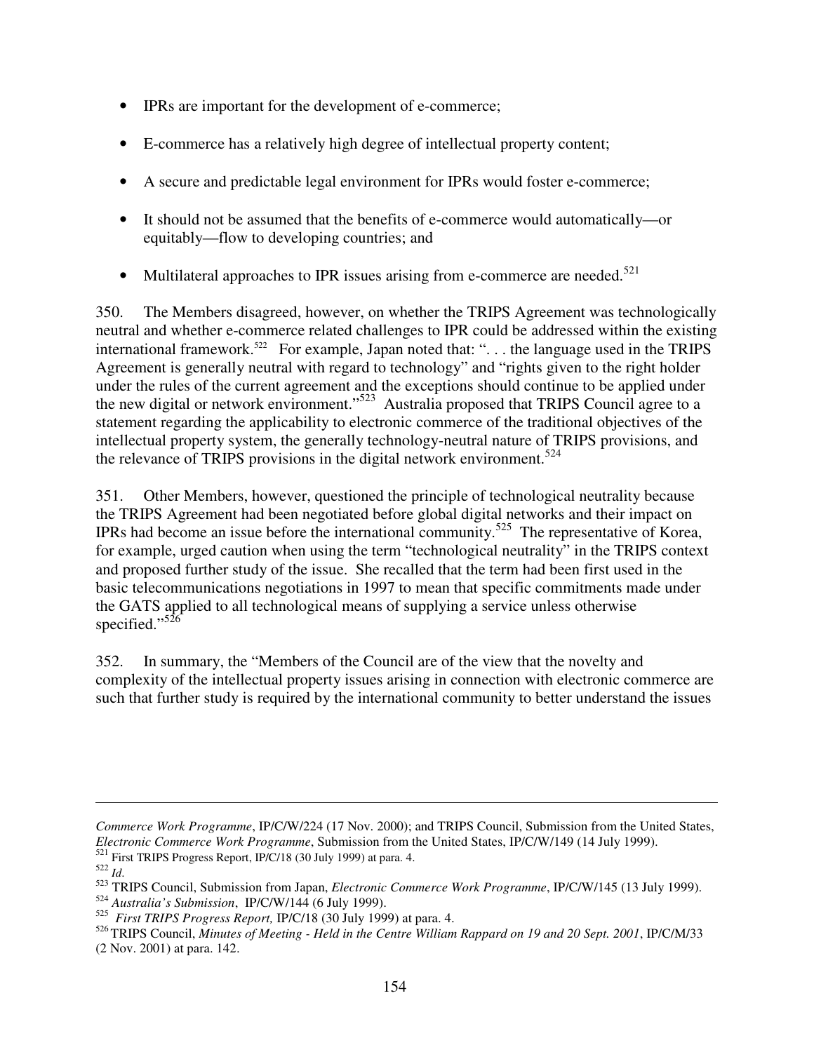- IPRs are important for the development of e-commerce;
- E-commerce has a relatively high degree of intellectual property content;
- A secure and predictable legal environment for IPRs would foster e-commerce;
- It should not be assumed that the benefits of e-commerce would automatically—or equitably—flow to developing countries; and
- Multilateral approaches to IPR issues arising from e-commerce are needed.[521]

350. The Members disagreed, however, on whether the TRIPS Agreement was technologically neutral and whether e-commerce related challenges to IPR could be addressed within the existing international framework.[522] For example, Japan noted that: ". . . the language used in the TRIPS Agreement is generally neutral with regard to technology" and "rights given to the right holder under the rules of the current agreement and the exceptions should continue to be applied under the new digital or network environment."[523] Australia proposed that TRIPS Council agree to a statement regarding the applicability to electronic commerce of the traditional objectives of the intellectual property system, the generally technology-neutral nature of TRIPS provisions, and the relevance of TRIPS provisions in the digital network environment.[524]

351. Other Members, however, questioned the principle of technological neutrality because the TRIPS Agreement had been negotiated before global digital networks and their impact on IPRs had become an issue before the international community.[525] The representative of Korea, for example, urged caution when using the term "technological neutrality" in the TRIPS context and proposed further study of the issue. She recalled that the term had been first used in the basic telecommunications negotiations in 1997 to mean that specific commitments made under the GATS applied to all technological means of supplying a service unless otherwise specified."[526]

352. In summary, the "Members of the Council are of the view that the novelty and complexity of the intellectual property issues arising in connection with electronic commerce are such that further study is required by the international community to better understand the issues

---

*Commerce Work Programme*, IP/C/W/224 (17 Nov. 2000); and TRIPS Council, Submission from the United States, *Electronic Commerce Work Programme*, Submission from the United States, IP/C/W/149 (14 July 1999).

[521] First TRIPS Progress Report, IP/C/18 (30 July 1999) at para. 4.

[522] *Id.*

[523] TRIPS Council, Submission from Japan, *Electronic Commerce Work Programme*, IP/C/W/145 (13 July 1999).

[524] *Australia's Submission*, IP/C/W/144 (6 July 1999).

[525] *First TRIPS Progress Report,* IP/C/18 (30 July 1999) at para. 4.

[526] TRIPS Council, *Minutes of Meeting - Held in the Centre William Rappard on 19 and 20 Sept. 2001*, IP/C/M/33 (2 Nov. 2001) at para. 142.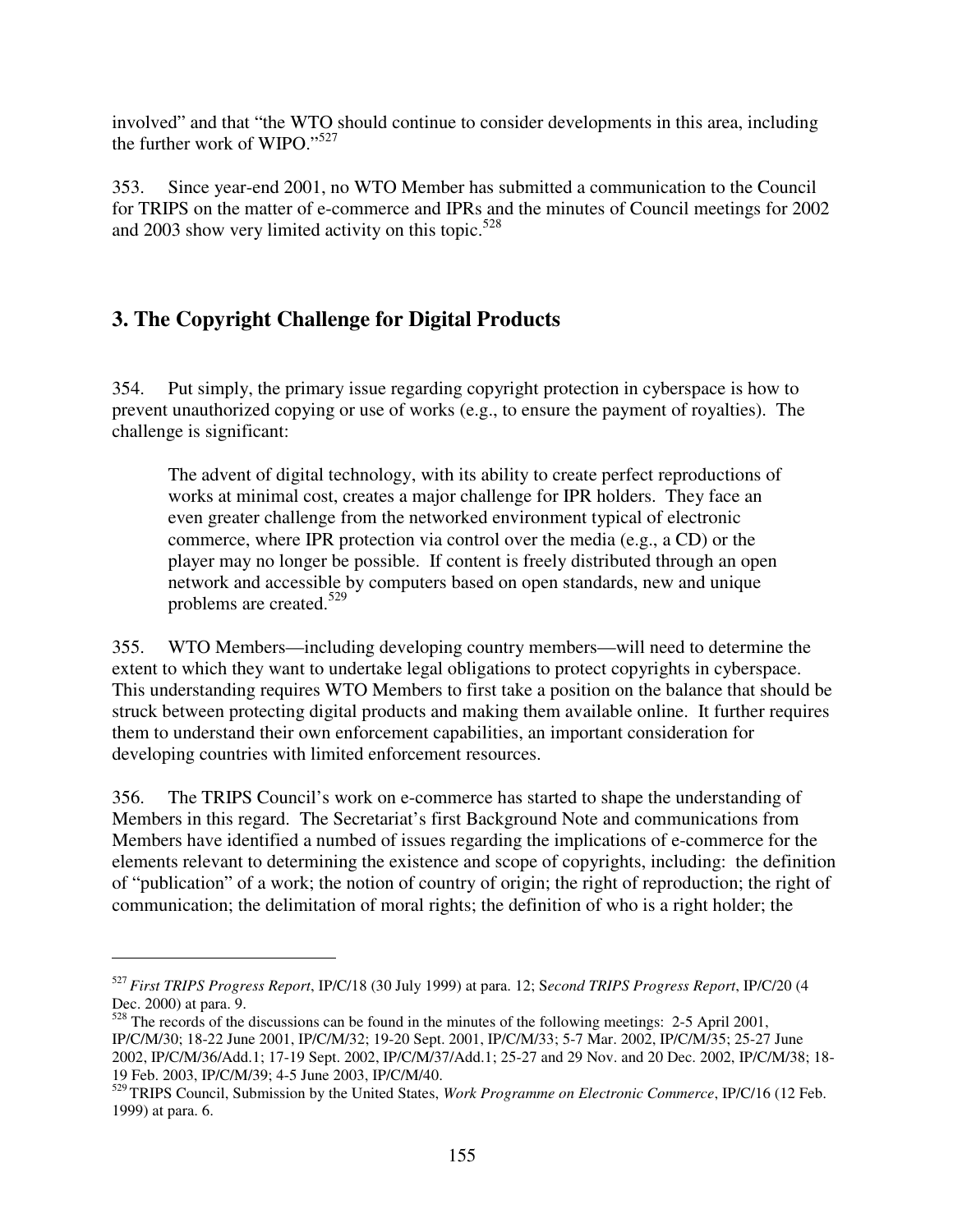involved" and that "the WTO should continue to consider developments in this area, including the further work of WIPO."[527]

353. Since year-end 2001, no WTO Member has submitted a communication to the Council for TRIPS on the matter of e-commerce and IPRs and the minutes of Council meetings for 2002 and 2003 show very limited activity on this topic.[528]

## 3. The Copyright Challenge for Digital Products

354. Put simply, the primary issue regarding copyright protection in cyberspace is how to prevent unauthorized copying or use of works (e.g., to ensure the payment of royalties). The challenge is significant:

> The advent of digital technology, with its ability to create perfect reproductions of works at minimal cost, creates a major challenge for IPR holders. They face an even greater challenge from the networked environment typical of electronic commerce, where IPR protection via control over the media (e.g., a CD) or the player may no longer be possible. If content is freely distributed through an open network and accessible by computers based on open standards, new and unique problems are created.[529]

355. WTO Members—including developing country members—will need to determine the extent to which they want to undertake legal obligations to protect copyrights in cyberspace. This understanding requires WTO Members to first take a position on the balance that should be struck between protecting digital products and making them available online. It further requires them to understand their own enforcement capabilities, an important consideration for developing countries with limited enforcement resources.

356. The TRIPS Council's work on e-commerce has started to shape the understanding of Members in this regard. The Secretariat's first Background Note and communications from Members have identified a numbed of issues regarding the implications of e-commerce for the elements relevant to determining the existence and scope of copyrights, including: the definition of "publication" of a work; the notion of country of origin; the right of reproduction; the right of communication; the delimitation of moral rights; the definition of who is a right holder; the

---

[527] *First TRIPS Progress Report*, IP/C/18 (30 July 1999) at para. 12; S*econd TRIPS Progress Report*, IP/C/20 (4 Dec. 2000) at para. 9.

[528] The records of the discussions can be found in the minutes of the following meetings: 2-5 April 2001, IP/C/M/30; 18-22 June 2001, IP/C/M/32; 19-20 Sept. 2001, IP/C/M/33; 5-7 Mar. 2002, IP/C/M/35; 25-27 June 2002, IP/C/M/36/Add.1; 17-19 Sept. 2002, IP/C/M/37/Add.1; 25-27 and 29 Nov. and 20 Dec. 2002, IP/C/M/38; 18-19 Feb. 2003, IP/C/M/39; 4-5 June 2003, IP/C/M/40.

[529] TRIPS Council, Submission by the United States, *Work Programme on Electronic Commerce*, IP/C/16 (12 Feb. 1999) at para. 6.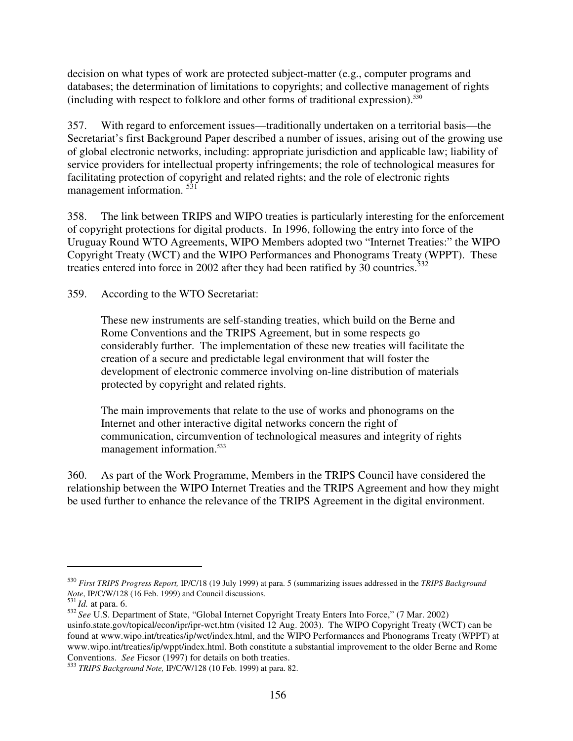decision on what types of work are protected subject-matter (e.g., computer programs and databases; the determination of limitations to copyrights; and collective management of rights (including with respect to folklore and other forms of traditional expression).[530]

357. With regard to enforcement issues—traditionally undertaken on a territorial basis—the Secretariat's first Background Paper described a number of issues, arising out of the growing use of global electronic networks, including: appropriate jurisdiction and applicable law; liability of service providers for intellectual property infringements; the role of technological measures for facilitating protection of copyright and related rights; and the role of electronic rights management information. [531]

358. The link between TRIPS and WIPO treaties is particularly interesting for the enforcement of copyright protections for digital products. In 1996, following the entry into force of the Uruguay Round WTO Agreements, WIPO Members adopted two "Internet Treaties:" the WIPO Copyright Treaty (WCT) and the WIPO Performances and Phonograms Treaty (WPPT). These treaties entered into force in 2002 after they had been ratified by 30 countries.[532]

359. According to the WTO Secretariat:

> These new instruments are self-standing treaties, which build on the Berne and Rome Conventions and the TRIPS Agreement, but in some respects go considerably further. The implementation of these new treaties will facilitate the creation of a secure and predictable legal environment that will foster the development of electronic commerce involving on-line distribution of materials protected by copyright and related rights.
>
> The main improvements that relate to the use of works and phonograms on the Internet and other interactive digital networks concern the right of communication, circumvention of technological measures and integrity of rights management information.[533]

360. As part of the Work Programme, Members in the TRIPS Council have considered the relationship between the WIPO Internet Treaties and the TRIPS Agreement and how they might be used further to enhance the relevance of the TRIPS Agreement in the digital environment.

---

[530] *First TRIPS Progress Report,* IP/C/18 (19 July 1999) at para. 5 (summarizing issues addressed in the *TRIPS Background Note*, IP/C/W/128 (16 Feb. 1999) and Council discussions.

[531] *Id.* at para. 6.

[532] *See* U.S. Department of State, "Global Internet Copyright Treaty Enters Into Force," (7 Mar. 2002) usinfo.state.gov/topical/econ/ipr/ipr-wct.htm (visited 12 Aug. 2003). The WIPO Copyright Treaty (WCT) can be found at www.wipo.int/treaties/ip/wct/index.html, and the WIPO Performances and Phonograms Treaty (WPPT) at www.wipo.int/treaties/ip/wppt/index.html. Both constitute a substantial improvement to the older Berne and Rome Conventions. *See* Ficsor (1997) for details on both treaties.

[533] *TRIPS Background Note,* IP/C/W/128 (10 Feb. 1999) at para. 82.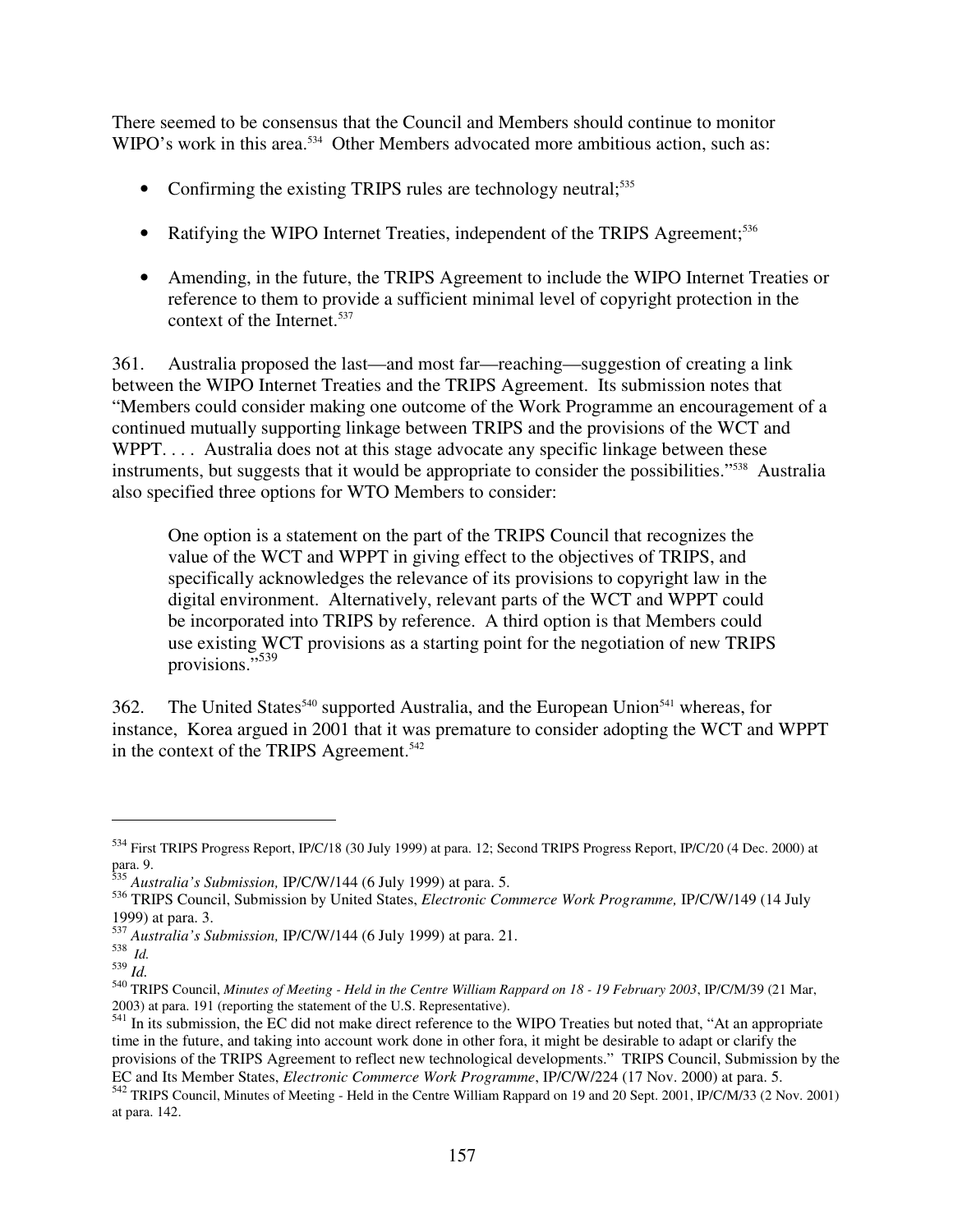There seemed to be consensus that the Council and Members should continue to monitor WIPO's work in this area.[534] Other Members advocated more ambitious action, such as:

- Confirming the existing TRIPS rules are technology neutral;[535]
- Ratifying the WIPO Internet Treaties, independent of the TRIPS Agreement;[536]
- Amending, in the future, the TRIPS Agreement to include the WIPO Internet Treaties or reference to them to provide a sufficient minimal level of copyright protection in the context of the Internet.[537]

361. Australia proposed the last—and most far—reaching—suggestion of creating a link between the WIPO Internet Treaties and the TRIPS Agreement. Its submission notes that "Members could consider making one outcome of the Work Programme an encouragement of a continued mutually supporting linkage between TRIPS and the provisions of the WCT and WPPT. . . . Australia does not at this stage advocate any specific linkage between these instruments, but suggests that it would be appropriate to consider the possibilities."[538] Australia also specified three options for WTO Members to consider:

> One option is a statement on the part of the TRIPS Council that recognizes the value of the WCT and WPPT in giving effect to the objectives of TRIPS, and specifically acknowledges the relevance of its provisions to copyright law in the digital environment. Alternatively, relevant parts of the WCT and WPPT could be incorporated into TRIPS by reference. A third option is that Members could use existing WCT provisions as a starting point for the negotiation of new TRIPS provisions."[539]

362. The United States[540] supported Australia, and the European Union[541] whereas, for instance, Korea argued in 2001 that it was premature to consider adopting the WCT and WPPT in the context of the TRIPS Agreement.[542]

---

[534] First TRIPS Progress Report, IP/C/18 (30 July 1999) at para. 12; Second TRIPS Progress Report, IP/C/20 (4 Dec. 2000) at para. 9.

[535] *Australia's Submission,* IP/C/W/144 (6 July 1999) at para. 5.

[536] TRIPS Council, Submission by United States, *Electronic Commerce Work Programme,* IP/C/W/149 (14 July 1999) at para. 3.

[537] *Australia's Submission,* IP/C/W/144 (6 July 1999) at para. 21.

[538] *Id.*

[539] *Id.*

[540] TRIPS Council, *Minutes of Meeting - Held in the Centre William Rappard on 18 - 19 February 2003*, IP/C/M/39 (21 Mar, 2003) at para. 191 (reporting the statement of the U.S. Representative).

[541] In its submission, the EC did not make direct reference to the WIPO Treaties but noted that, "At an appropriate time in the future, and taking into account work done in other fora, it might be desirable to adapt or clarify the provisions of the TRIPS Agreement to reflect new technological developments." TRIPS Council, Submission by the EC and Its Member States, *Electronic Commerce Work Programme*, IP/C/W/224 (17 Nov. 2000) at para. 5.

[542] TRIPS Council, Minutes of Meeting - Held in the Centre William Rappard on 19 and 20 Sept. 2001, IP/C/M/33 (2 Nov. 2001) at para. 142.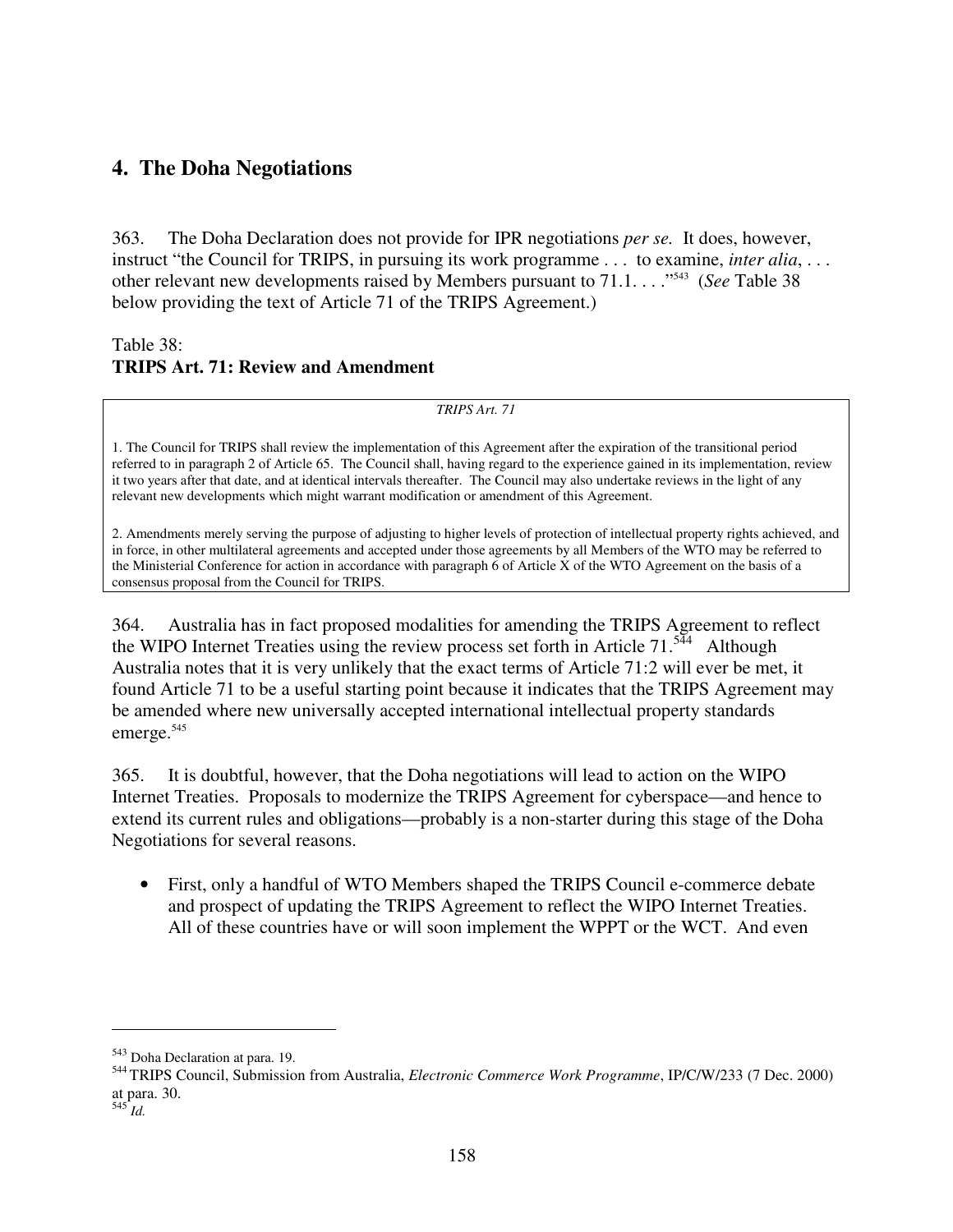## 4. The Doha Negotiations

363. The Doha Declaration does not provide for IPR negotiations *per se.* It does, however, instruct "the Council for TRIPS, in pursuing its work programme . . . to examine, *inter alia*, . . . other relevant new developments raised by Members pursuant to 71.1. . . ."[543] (*See* Table 38 below providing the text of Article 71 of the TRIPS Agreement.)

Table 38:
**TRIPS Art. 71: Review and Amendment**

| *TRIPS Art. 71* |
|---|
| 1. The Council for TRIPS shall review the implementation of this Agreement after the expiration of the transitional period referred to in paragraph 2 of Article 65. The Council shall, having regard to the experience gained in its implementation, review it two years after that date, and at identical intervals thereafter. The Council may also undertake reviews in the light of any relevant new developments which might warrant modification or amendment of this Agreement. |
| 2. Amendments merely serving the purpose of adjusting to higher levels of protection of intellectual property rights achieved, and in force, in other multilateral agreements and accepted under those agreements by all Members of the WTO may be referred to the Ministerial Conference for action in accordance with paragraph 6 of Article X of the WTO Agreement on the basis of a consensus proposal from the Council for TRIPS. |

364. Australia has in fact proposed modalities for amending the TRIPS Agreement to reflect the WIPO Internet Treaties using the review process set forth in Article 71.[544] Although Australia notes that it is very unlikely that the exact terms of Article 71:2 will ever be met, it found Article 71 to be a useful starting point because it indicates that the TRIPS Agreement may be amended where new universally accepted international intellectual property standards emerge.[545]

365. It is doubtful, however, that the Doha negotiations will lead to action on the WIPO Internet Treaties. Proposals to modernize the TRIPS Agreement for cyberspace—and hence to extend its current rules and obligations—probably is a non-starter during this stage of the Doha Negotiations for several reasons.

- First, only a handful of WTO Members shaped the TRIPS Council e-commerce debate and prospect of updating the TRIPS Agreement to reflect the WIPO Internet Treaties. All of these countries have or will soon implement the WPPT or the WCT. And even

---

[543] Doha Declaration at para. 19.

[544] TRIPS Council, Submission from Australia, *Electronic Commerce Work Programme*, IP/C/W/233 (7 Dec. 2000) at para. 30.

[545] *Id.*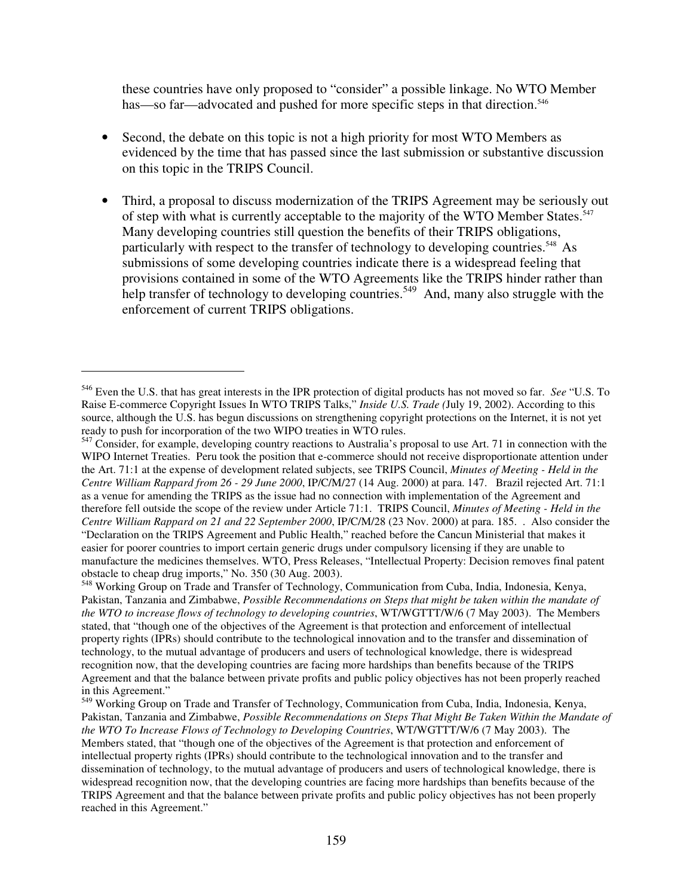these countries have only proposed to "consider" a possible linkage. No WTO Member has—so far—advocated and pushed for more specific steps in that direction.[546]

- Second, the debate on this topic is not a high priority for most WTO Members as evidenced by the time that has passed since the last submission or substantive discussion on this topic in the TRIPS Council.

- Third, a proposal to discuss modernization of the TRIPS Agreement may be seriously out of step with what is currently acceptable to the majority of the WTO Member States.[547] Many developing countries still question the benefits of their TRIPS obligations, particularly with respect to the transfer of technology to developing countries.[548] As submissions of some developing countries indicate there is a widespread feeling that provisions contained in some of the WTO Agreements like the TRIPS hinder rather than help transfer of technology to developing countries.[549] And, many also struggle with the enforcement of current TRIPS obligations.

---

[546] Even the U.S. that has great interests in the IPR protection of digital products has not moved so far. *See* "U.S. To Raise E-commerce Copyright Issues In WTO TRIPS Talks," *Inside U.S. Trade (*July 19, 2002). According to this source, although the U.S. has begun discussions on strengthening copyright protections on the Internet, it is not yet ready to push for incorporation of the two WIPO treaties in WTO rules.

[547] Consider, for example, developing country reactions to Australia's proposal to use Art. 71 in connection with the WIPO Internet Treaties. Peru took the position that e-commerce should not receive disproportionate attention under the Art. 71:1 at the expense of development related subjects, see TRIPS Council, *Minutes of Meeting - Held in the Centre William Rappard from 26 - 29 June 2000*, IP/C/M/27 (14 Aug. 2000) at para. 147. Brazil rejected Art. 71:1 as a venue for amending the TRIPS as the issue had no connection with implementation of the Agreement and therefore fell outside the scope of the review under Article 71:1. TRIPS Council, *Minutes of Meeting - Held in the Centre William Rappard on 21 and 22 September 2000*, IP/C/M/28 (23 Nov. 2000) at para. 185. . Also consider the "Declaration on the TRIPS Agreement and Public Health," reached before the Cancun Ministerial that makes it easier for poorer countries to import certain generic drugs under compulsory licensing if they are unable to manufacture the medicines themselves. WTO, Press Releases, "Intellectual Property: Decision removes final patent obstacle to cheap drug imports," No. 350 (30 Aug. 2003).

[548] Working Group on Trade and Transfer of Technology, Communication from Cuba, India, Indonesia, Kenya, Pakistan, Tanzania and Zimbabwe, *Possible Recommendations on Steps that might be taken within the mandate of the WTO to increase flows of technology to developing countries*, WT/WGTTT/W/6 (7 May 2003). The Members stated, that "though one of the objectives of the Agreement is that protection and enforcement of intellectual property rights (IPRs) should contribute to the technological innovation and to the transfer and dissemination of technology, to the mutual advantage of producers and users of technological knowledge, there is widespread recognition now, that the developing countries are facing more hardships than benefits because of the TRIPS Agreement and that the balance between private profits and public policy objectives has not been properly reached in this Agreement."

[549] Working Group on Trade and Transfer of Technology, Communication from Cuba, India, Indonesia, Kenya, Pakistan, Tanzania and Zimbabwe, *Possible Recommendations on Steps That Might Be Taken Within the Mandate of the WTO To Increase Flows of Technology to Developing Countries*, WT/WGTTT/W/6 (7 May 2003). The Members stated, that "though one of the objectives of the Agreement is that protection and enforcement of intellectual property rights (IPRs) should contribute to the technological innovation and to the transfer and dissemination of technology, to the mutual advantage of producers and users of technological knowledge, there is widespread recognition now, that the developing countries are facing more hardships than benefits because of the TRIPS Agreement and that the balance between private profits and public policy objectives has not been properly reached in this Agreement."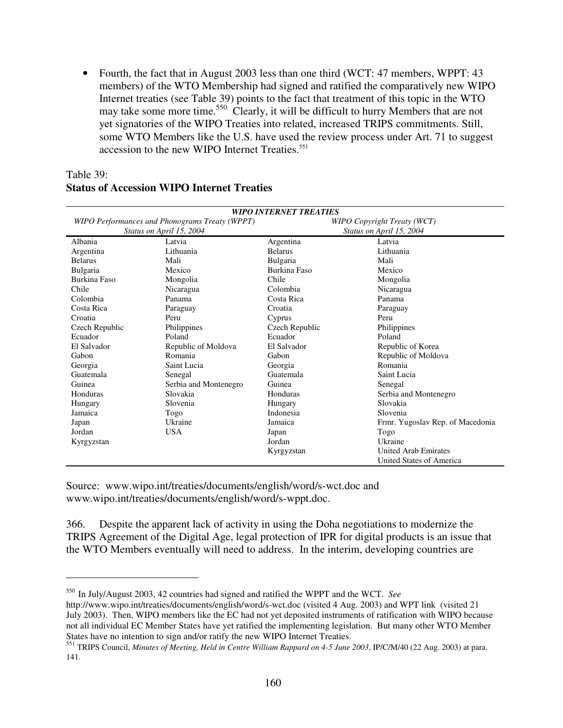- Fourth, the fact that in August 2003 less than one third (WCT: 47 members, WPPT: 43 members) of the WTO Membership had signed and ratified the comparatively new WIPO Internet treaties (see Table 39) points to the fact that treatment of this topic in the WTO may take some more time.[550] Clearly, it will be difficult to hurry Members that are not yet signatories of the WIPO Treaties into related, increased TRIPS commitments. Still, some WTO Members like the U.S. have used the review process under Art. 71 to suggest accession to the new WIPO Internet Treaties.[551]

Table 39:
**Status of Accession WIPO Internet Treaties**

| ***WIPO INTERNET TREATIES*** | | | |
|---|---|---|---|
| *WIPO Performances and Phonograms Treaty (WPPT) Status on April 15, 2004* | | *WIPO Copyright Treaty (WCT) Status on April 15, 2004* | |
| Albania | Latvia | Argentina | Latvia |
| Argentina | Lithuania | Belarus | Lithuania |
| Belarus | Mali | Bulgaria | Mali |
| Bulgaria | Mexico | Burkina Faso | Mexico |
| Burkina Faso | Mongolia | Chile | Mongolia |
| Chile | Nicaragua | Colombia | Nicaragua |
| Colombia | Panama | Costa Rica | Panama |
| Costa Rica | Paraguay | Croatia | Paraguay |
| Croatia | Peru | Cyprus | Peru |
| Czech Republic | Philippines | Czech Republic | Philippines |
| Ecuador | Poland | Ecuador | Poland |
| El Salvador | Republic of Moldova | El Salvador | Republic of Korea |
| Gabon | Romania | Gabon | Republic of Moldova |
| Georgia | Saint Lucia | Georgia | Romania |
| Guatemala | Senegal | Guatemala | Saint Lucia |
| Guinea | Serbia and Montenegro | Guinea | Senegal |
| Honduras | Slovakia | Honduras | Serbia and Montenegro |
| Hungary | Slovenia | Hungary | Slovakia |
| Jamaica | Togo | Indonesia | Slovenia |
| Japan | Ukraine | Jamaica | Frmr. Yugoslav Rep. of Macedonia |
| Jordan | USA | Japan | Togo |
| Kyrgyzstan | | Jordan | Ukraine |
| | | Kyrgyzstan | United Arab Emirates |
| | | | United States of America |

Source: www.wipo.int/treaties/documents/english/word/s-wct.doc and www.wipo.int/treaties/documents/english/word/s-wppt.doc.

366. Despite the apparent lack of activity in using the Doha negotiations to modernize the TRIPS Agreement of the Digital Age, legal protection of IPR for digital products is an issue that the WTO Members eventually will need to address. In the interim, developing countries are

[550] In July/August 2003, 42 countries had signed and ratified the WPPT and the WCT. *See* http://www.wipo.int/treaties/documents/english/word/s-wct.doc (visited 4 Aug. 2003) and WPT link (visited 21 July 2003). Then, WIPO members like the EC had not yet deposited instruments of ratification with WIPO because not all individual EC Member States have yet ratified the implementing legislation. But many other WTO Member States have no intention to sign and/or ratify the new WIPO Internet Treaties.

[551] TRIPS Council, *Minutes of Meeting, Held in Centre William Rappard on 4-5 June 2003*, IP/C/M/40 (22 Aug. 2003) at para. 141.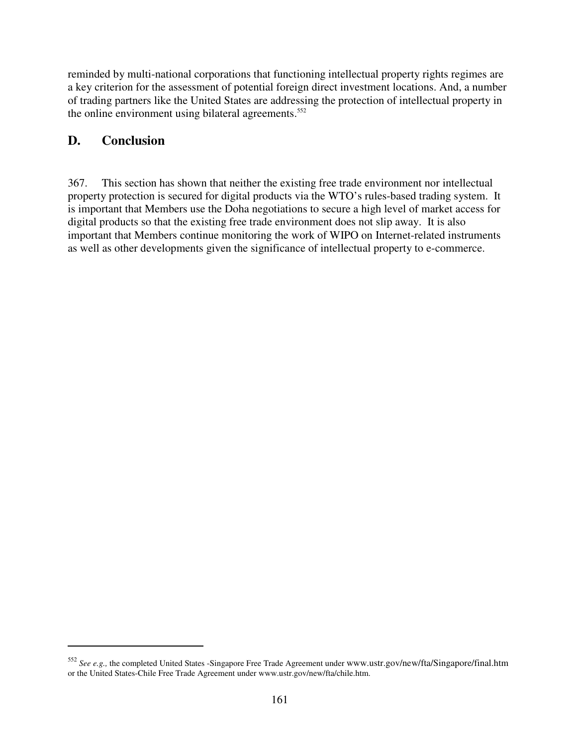reminded by multi-national corporations that functioning intellectual property rights regimes are a key criterion for the assessment of potential foreign direct investment locations. And, a number of trading partners like the United States are addressing the protection of intellectual property in the online environment using bilateral agreements.[552]

## D. Conclusion

367. This section has shown that neither the existing free trade environment nor intellectual property protection is secured for digital products via the WTO's rules-based trading system. It is important that Members use the Doha negotiations to secure a high level of market access for digital products so that the existing free trade environment does not slip away. It is also important that Members continue monitoring the work of WIPO on Internet-related instruments as well as other developments given the significance of intellectual property to e-commerce.

---

[552] *See e.g.,* the completed United States -Singapore Free Trade Agreement under www.ustr.gov/new/fta/Singapore/final.htm or the United States-Chile Free Trade Agreement under www.ustr.gov/new/fta/chile.htm.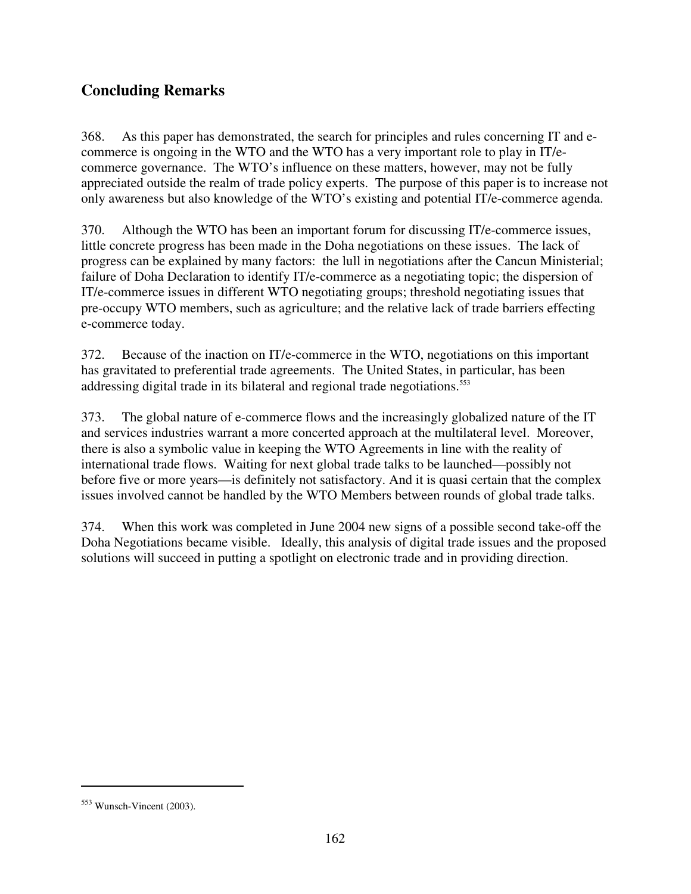## Concluding Remarks

368. As this paper has demonstrated, the search for principles and rules concerning IT and e-commerce is ongoing in the WTO and the WTO has a very important role to play in IT/e-commerce governance. The WTO's influence on these matters, however, may not be fully appreciated outside the realm of trade policy experts. The purpose of this paper is to increase not only awareness but also knowledge of the WTO's existing and potential IT/e-commerce agenda.

370. Although the WTO has been an important forum for discussing IT/e-commerce issues, little concrete progress has been made in the Doha negotiations on these issues. The lack of progress can be explained by many factors: the lull in negotiations after the Cancun Ministerial; failure of Doha Declaration to identify IT/e-commerce as a negotiating topic; the dispersion of IT/e-commerce issues in different WTO negotiating groups; threshold negotiating issues that pre-occupy WTO members, such as agriculture; and the relative lack of trade barriers effecting e-commerce today.

372. Because of the inaction on IT/e-commerce in the WTO, negotiations on this important has gravitated to preferential trade agreements. The United States, in particular, has been addressing digital trade in its bilateral and regional trade negotiations.[553]

373. The global nature of e-commerce flows and the increasingly globalized nature of the IT and services industries warrant a more concerted approach at the multilateral level. Moreover, there is also a symbolic value in keeping the WTO Agreements in line with the reality of international trade flows. Waiting for next global trade talks to be launched—possibly not before five or more years—is definitely not satisfactory. And it is quasi certain that the complex issues involved cannot be handled by the WTO Members between rounds of global trade talks.

374. When this work was completed in June 2004 new signs of a possible second take-off the Doha Negotiations became visible. Ideally, this analysis of digital trade issues and the proposed solutions will succeed in putting a spotlight on electronic trade and in providing direction.

---

[553] Wunsch-Vincent (2003).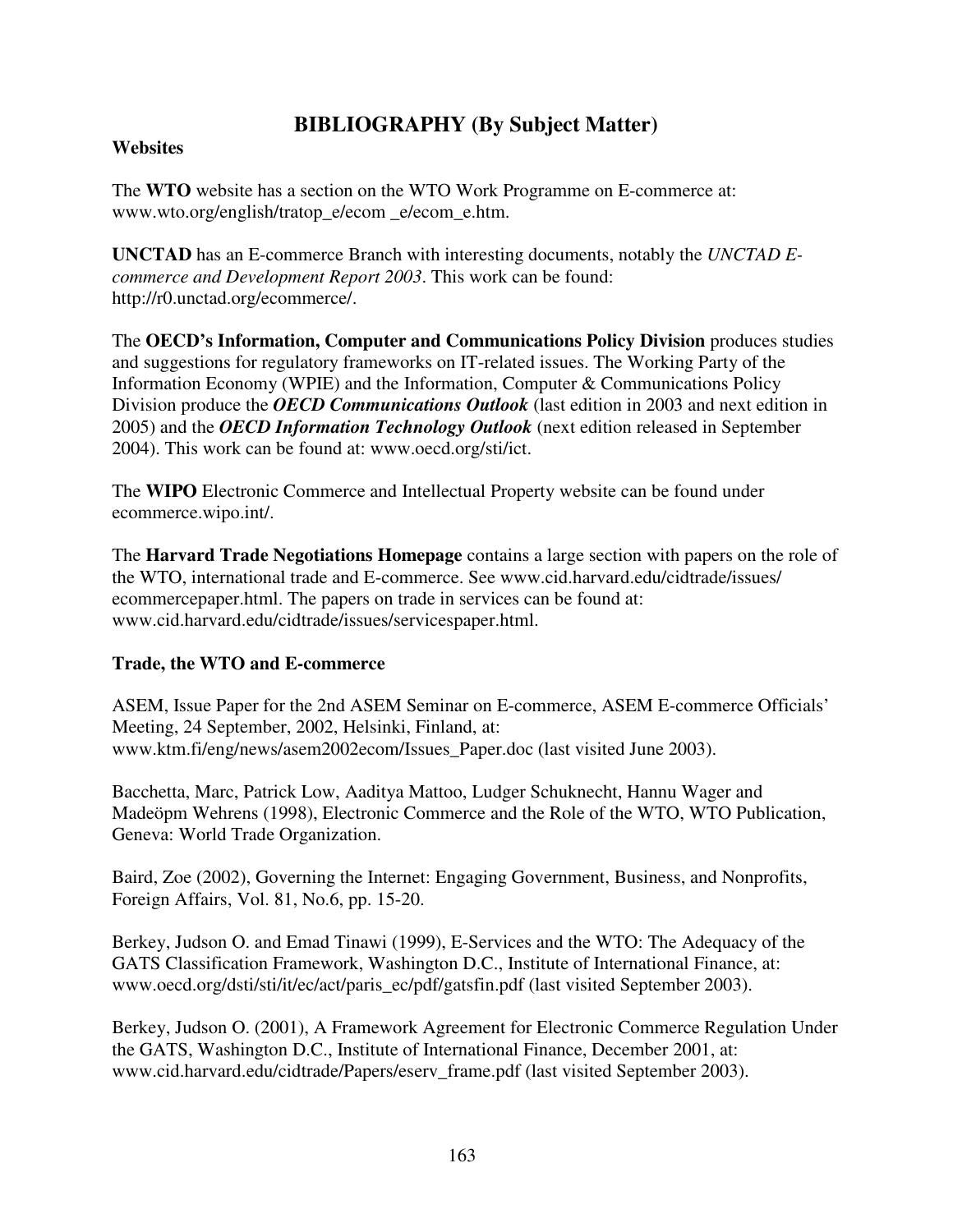# BIBLIOGRAPHY (By Subject Matter)

**Websites**

The **WTO** website has a section on the WTO Work Programme on E-commerce at: www.wto.org/english/tratop_e/ecom _e/ecom_e.htm.

**UNCTAD** has an E-commerce Branch with interesting documents, notably the *UNCTAD E-commerce and Development Report 2003*. This work can be found: http://r0.unctad.org/ecommerce/.

The **OECD's Information, Computer and Communications Policy Division** produces studies and suggestions for regulatory frameworks on IT-related issues. The Working Party of the Information Economy (WPIE) and the Information, Computer & Communications Policy Division produce the ***OECD Communications Outlook*** (last edition in 2003 and next edition in 2005) and the ***OECD Information Technology Outlook*** (next edition released in September 2004). This work can be found at: www.oecd.org/sti/ict.

The **WIPO** Electronic Commerce and Intellectual Property website can be found under ecommerce.wipo.int/.

The **Harvard Trade Negotiations Homepage** contains a large section with papers on the role of the WTO, international trade and E-commerce. See www.cid.harvard.edu/cidtrade/issues/ ecommercepaper.html. The papers on trade in services can be found at: www.cid.harvard.edu/cidtrade/issues/servicespaper.html.

**Trade, the WTO and E-commerce**

ASEM, Issue Paper for the 2nd ASEM Seminar on E-commerce, ASEM E-commerce Officials' Meeting, 24 September, 2002, Helsinki, Finland, at: www.ktm.fi/eng/news/asem2002ecom/Issues_Paper.doc (last visited June 2003).

Bacchetta, Marc, Patrick Low, Aaditya Mattoo, Ludger Schuknecht, Hannu Wager and Madeöpm Wehrens (1998), Electronic Commerce and the Role of the WTO, WTO Publication, Geneva: World Trade Organization.

Baird, Zoe (2002), Governing the Internet: Engaging Government, Business, and Nonprofits, Foreign Affairs, Vol. 81, No.6, pp. 15-20.

Berkey, Judson O. and Emad Tinawi (1999), E-Services and the WTO: The Adequacy of the GATS Classification Framework, Washington D.C., Institute of International Finance, at: www.oecd.org/dsti/sti/it/ec/act/paris_ec/pdf/gatsfin.pdf (last visited September 2003).

Berkey, Judson O. (2001), A Framework Agreement for Electronic Commerce Regulation Under the GATS, Washington D.C., Institute of International Finance, December 2001, at: www.cid.harvard.edu/cidtrade/Papers/eserv_frame.pdf (last visited September 2003).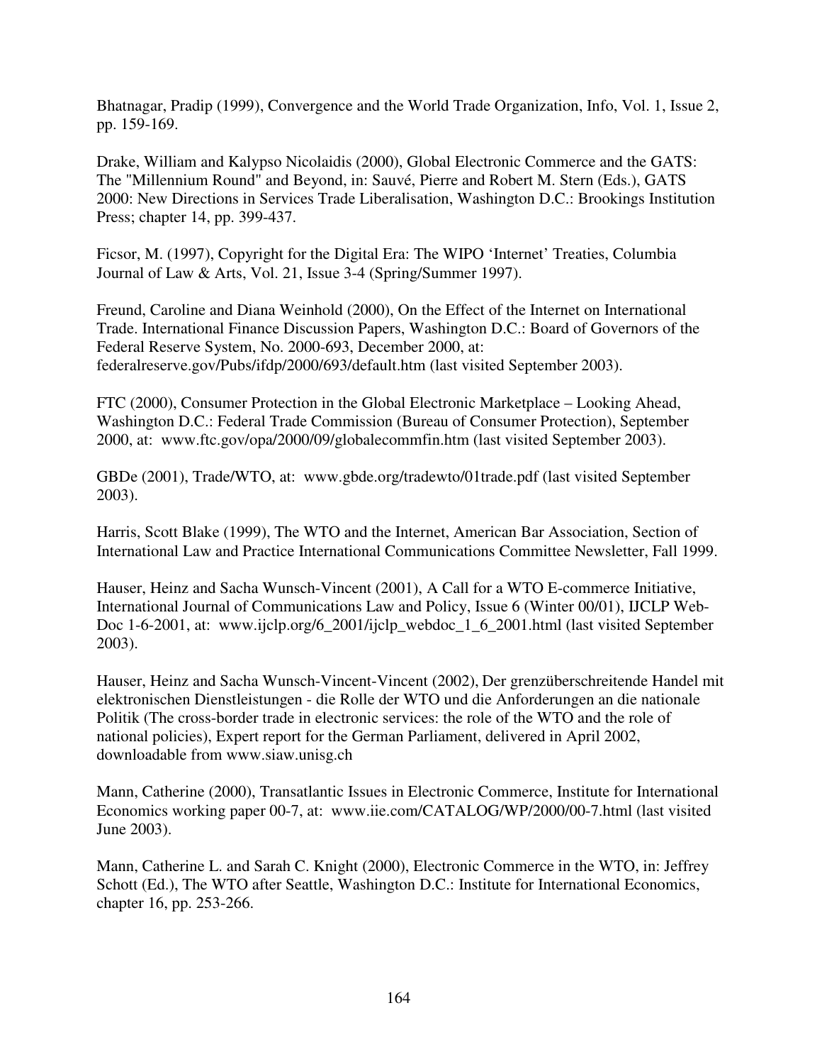Bhatnagar, Pradip (1999), Convergence and the World Trade Organization, Info, Vol. 1, Issue 2, pp. 159-169.

Drake, William and Kalypso Nicolaidis (2000), Global Electronic Commerce and the GATS: The "Millennium Round" and Beyond, in: Sauvé, Pierre and Robert M. Stern (Eds.), GATS 2000: New Directions in Services Trade Liberalisation, Washington D.C.: Brookings Institution Press; chapter 14, pp. 399-437.

Ficsor, M. (1997), Copyright for the Digital Era: The WIPO 'Internet' Treaties, Columbia Journal of Law & Arts, Vol. 21, Issue 3-4 (Spring/Summer 1997).

Freund, Caroline and Diana Weinhold (2000), On the Effect of the Internet on International Trade. International Finance Discussion Papers, Washington D.C.: Board of Governors of the Federal Reserve System, No. 2000-693, December 2000, at: federalreserve.gov/Pubs/ifdp/2000/693/default.htm (last visited September 2003).

FTC (2000), Consumer Protection in the Global Electronic Marketplace – Looking Ahead, Washington D.C.: Federal Trade Commission (Bureau of Consumer Protection), September 2000, at: www.ftc.gov/opa/2000/09/globalecommfin.htm (last visited September 2003).

GBDe (2001), Trade/WTO, at: www.gbde.org/tradewto/01trade.pdf (last visited September 2003).

Harris, Scott Blake (1999), The WTO and the Internet, American Bar Association, Section of International Law and Practice International Communications Committee Newsletter, Fall 1999.

Hauser, Heinz and Sacha Wunsch-Vincent (2001), A Call for a WTO E-commerce Initiative, International Journal of Communications Law and Policy, Issue 6 (Winter 00/01), IJCLP Web-Doc 1-6-2001, at: www.ijclp.org/6_2001/ijclp_webdoc_1_6_2001.html (last visited September 2003).

Hauser, Heinz and Sacha Wunsch-Vincent-Vincent (2002), Der grenzüberschreitende Handel mit elektronischen Dienstleistungen - die Rolle der WTO und die Anforderungen an die nationale Politik (The cross-border trade in electronic services: the role of the WTO and the role of national policies), Expert report for the German Parliament, delivered in April 2002, downloadable from www.siaw.unisg.ch

Mann, Catherine (2000), Transatlantic Issues in Electronic Commerce, Institute for International Economics working paper 00-7, at: www.iie.com/CATALOG/WP/2000/00-7.html (last visited June 2003).

Mann, Catherine L. and Sarah C. Knight (2000), Electronic Commerce in the WTO, in: Jeffrey Schott (Ed.), The WTO after Seattle, Washington D.C.: Institute for International Economics, chapter 16, pp. 253-266.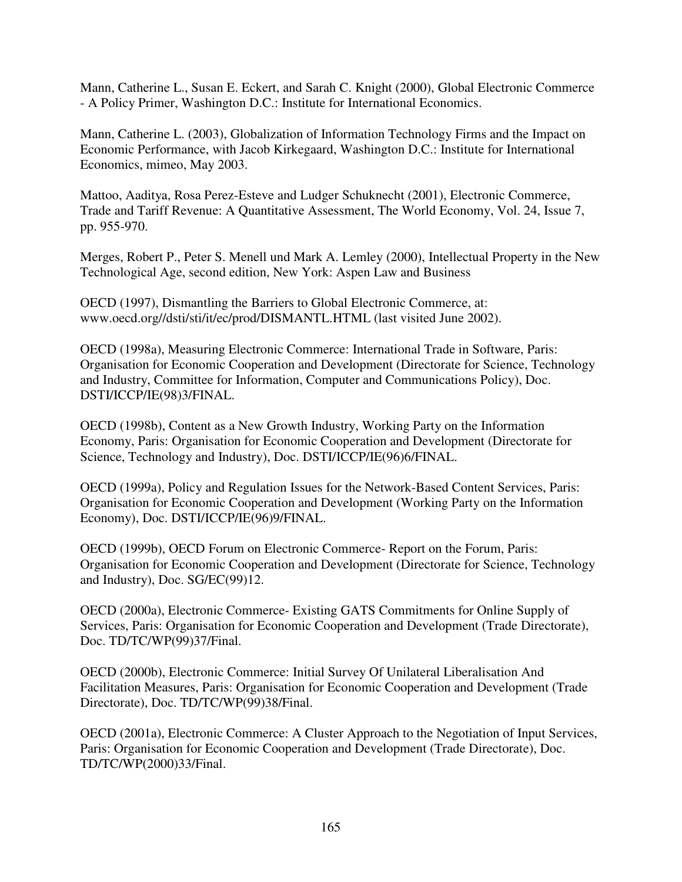Mann, Catherine L., Susan E. Eckert, and Sarah C. Knight (2000), Global Electronic Commerce - A Policy Primer, Washington D.C.: Institute for International Economics.

Mann, Catherine L. (2003), Globalization of Information Technology Firms and the Impact on Economic Performance, with Jacob Kirkegaard, Washington D.C.: Institute for International Economics, mimeo, May 2003.

Mattoo, Aaditya, Rosa Perez-Esteve and Ludger Schuknecht (2001), Electronic Commerce, Trade and Tariff Revenue: A Quantitative Assessment, The World Economy, Vol. 24, Issue 7, pp. 955-970.

Merges, Robert P., Peter S. Menell und Mark A. Lemley (2000), Intellectual Property in the New Technological Age, second edition, New York: Aspen Law and Business

OECD (1997), Dismantling the Barriers to Global Electronic Commerce, at: www.oecd.org//dsti/sti/it/ec/prod/DISMANTL.HTML (last visited June 2002).

OECD (1998a), Measuring Electronic Commerce: International Trade in Software, Paris: Organisation for Economic Cooperation and Development (Directorate for Science, Technology and Industry, Committee for Information, Computer and Communications Policy), Doc. DSTI/ICCP/IE(98)3/FINAL.

OECD (1998b), Content as a New Growth Industry, Working Party on the Information Economy, Paris: Organisation for Economic Cooperation and Development (Directorate for Science, Technology and Industry), Doc. DSTI/ICCP/IE(96)6/FINAL.

OECD (1999a), Policy and Regulation Issues for the Network-Based Content Services, Paris: Organisation for Economic Cooperation and Development (Working Party on the Information Economy), Doc. DSTI/ICCP/IE(96)9/FINAL.

OECD (1999b), OECD Forum on Electronic Commerce- Report on the Forum, Paris: Organisation for Economic Cooperation and Development (Directorate for Science, Technology and Industry), Doc. SG/EC(99)12.

OECD (2000a), Electronic Commerce- Existing GATS Commitments for Online Supply of Services, Paris: Organisation for Economic Cooperation and Development (Trade Directorate), Doc. TD/TC/WP(99)37/Final.

OECD (2000b), Electronic Commerce: Initial Survey Of Unilateral Liberalisation And Facilitation Measures, Paris: Organisation for Economic Cooperation and Development (Trade Directorate), Doc. TD/TC/WP(99)38/Final.

OECD (2001a), Electronic Commerce: A Cluster Approach to the Negotiation of Input Services, Paris: Organisation for Economic Cooperation and Development (Trade Directorate), Doc. TD/TC/WP(2000)33/Final.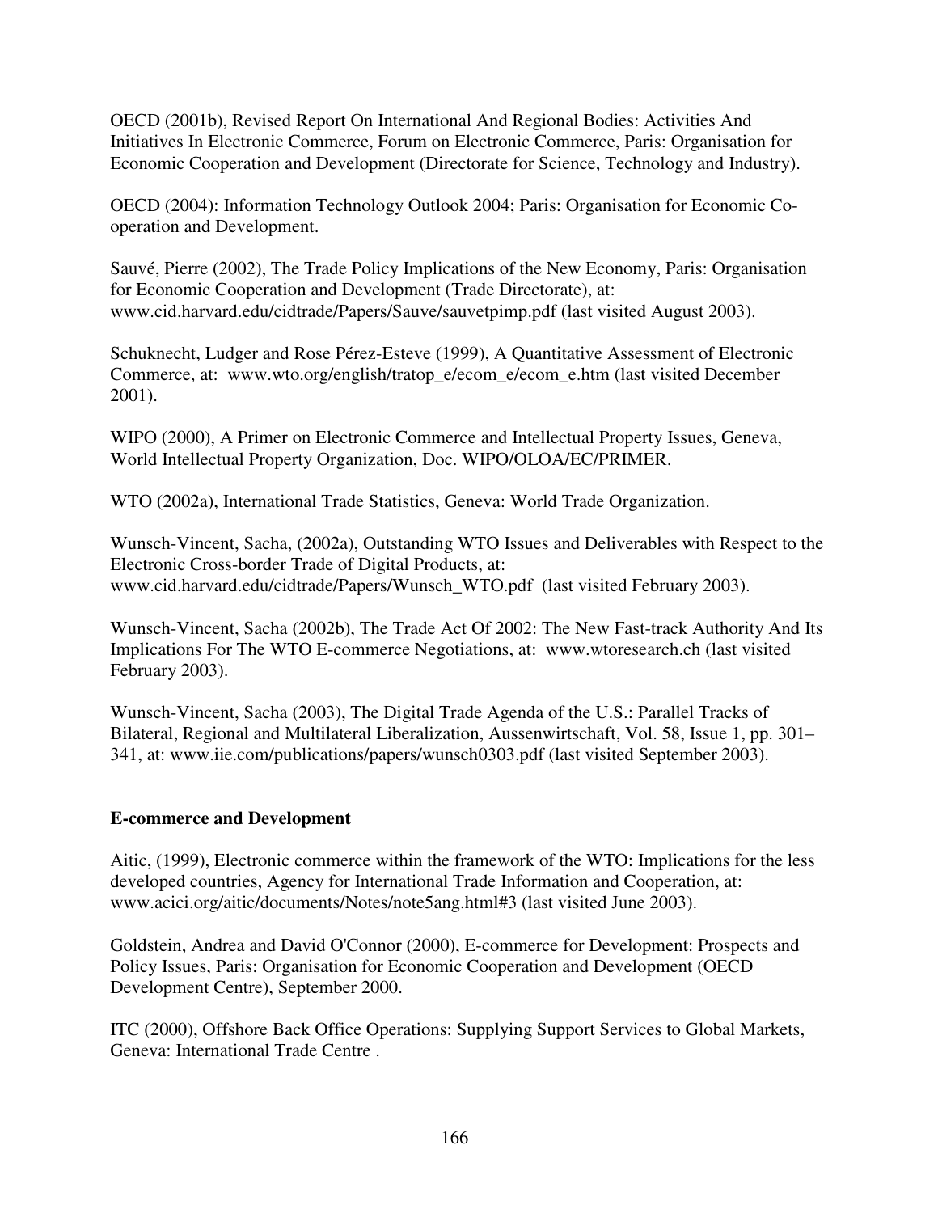OECD (2001b), Revised Report On International And Regional Bodies: Activities And Initiatives In Electronic Commerce, Forum on Electronic Commerce, Paris: Organisation for Economic Cooperation and Development (Directorate for Science, Technology and Industry).

OECD (2004): Information Technology Outlook 2004; Paris: Organisation for Economic Co-operation and Development.

Sauvé, Pierre (2002), The Trade Policy Implications of the New Economy, Paris: Organisation for Economic Cooperation and Development (Trade Directorate), at: www.cid.harvard.edu/cidtrade/Papers/Sauve/sauvetpimp.pdf (last visited August 2003).

Schuknecht, Ludger and Rose Pérez-Esteve (1999), A Quantitative Assessment of Electronic Commerce, at: www.wto.org/english/tratop_e/ecom_e/ecom_e.htm (last visited December 2001).

WIPO (2000), A Primer on Electronic Commerce and Intellectual Property Issues, Geneva, World Intellectual Property Organization, Doc. WIPO/OLOA/EC/PRIMER.

WTO (2002a), International Trade Statistics, Geneva: World Trade Organization.

Wunsch-Vincent, Sacha, (2002a), Outstanding WTO Issues and Deliverables with Respect to the Electronic Cross-border Trade of Digital Products, at: www.cid.harvard.edu/cidtrade/Papers/Wunsch_WTO.pdf (last visited February 2003).

Wunsch-Vincent, Sacha (2002b), The Trade Act Of 2002: The New Fast-track Authority And Its Implications For The WTO E-commerce Negotiations, at: www.wtoresearch.ch (last visited February 2003).

Wunsch-Vincent, Sacha (2003), The Digital Trade Agenda of the U.S.: Parallel Tracks of Bilateral, Regional and Multilateral Liberalization, Aussenwirtschaft, Vol. 58, Issue 1, pp. 301–341, at: www.iie.com/publications/papers/wunsch0303.pdf (last visited September 2003).

**E-commerce and Development**

Aitic, (1999), Electronic commerce within the framework of the WTO: Implications for the less developed countries, Agency for International Trade Information and Cooperation, at: www.acici.org/aitic/documents/Notes/note5ang.html#3 (last visited June 2003).

Goldstein, Andrea and David O'Connor (2000), E-commerce for Development: Prospects and Policy Issues, Paris: Organisation for Economic Cooperation and Development (OECD Development Centre), September 2000.

ITC (2000), Offshore Back Office Operations: Supplying Support Services to Global Markets, Geneva: International Trade Centre .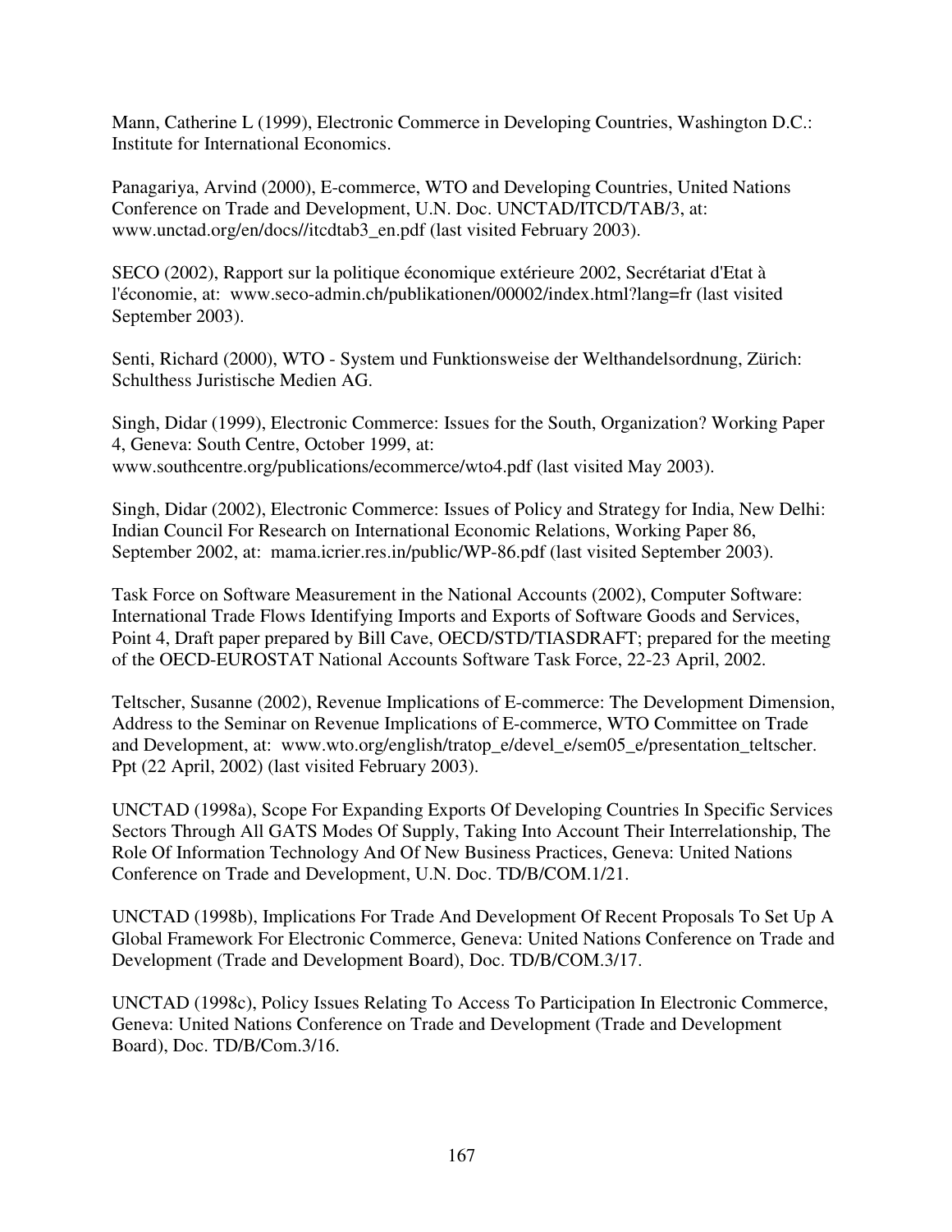Mann, Catherine L (1999), Electronic Commerce in Developing Countries, Washington D.C.: Institute for International Economics.

Panagariya, Arvind (2000), E-commerce, WTO and Developing Countries, United Nations Conference on Trade and Development, U.N. Doc. UNCTAD/ITCD/TAB/3, at: www.unctad.org/en/docs//itcdtab3_en.pdf (last visited February 2003).

SECO (2002), Rapport sur la politique économique extérieure 2002, Secrétariat d'Etat à l'économie, at: www.seco-admin.ch/publikationen/00002/index.html?lang=fr (last visited September 2003).

Senti, Richard (2000), WTO - System und Funktionsweise der Welthandelsordnung, Zürich: Schulthess Juristische Medien AG.

Singh, Didar (1999), Electronic Commerce: Issues for the South, Organization? Working Paper 4, Geneva: South Centre, October 1999, at: www.southcentre.org/publications/ecommerce/wto4.pdf (last visited May 2003).

Singh, Didar (2002), Electronic Commerce: Issues of Policy and Strategy for India, New Delhi: Indian Council For Research on International Economic Relations, Working Paper 86, September 2002, at: mama.icrier.res.in/public/WP-86.pdf (last visited September 2003).

Task Force on Software Measurement in the National Accounts (2002), Computer Software: International Trade Flows Identifying Imports and Exports of Software Goods and Services, Point 4, Draft paper prepared by Bill Cave, OECD/STD/TIASDRAFT; prepared for the meeting of the OECD-EUROSTAT National Accounts Software Task Force, 22-23 April, 2002.

Teltscher, Susanne (2002), Revenue Implications of E-commerce: The Development Dimension, Address to the Seminar on Revenue Implications of E-commerce, WTO Committee on Trade and Development, at: www.wto.org/english/tratop_e/devel_e/sem05_e/presentation_teltscher.Ppt (22 April, 2002) (last visited February 2003).

UNCTAD (1998a), Scope For Expanding Exports Of Developing Countries In Specific Services Sectors Through All GATS Modes Of Supply, Taking Into Account Their Interrelationship, The Role Of Information Technology And Of New Business Practices, Geneva: United Nations Conference on Trade and Development, U.N. Doc. TD/B/COM.1/21.

UNCTAD (1998b), Implications For Trade And Development Of Recent Proposals To Set Up A Global Framework For Electronic Commerce, Geneva: United Nations Conference on Trade and Development (Trade and Development Board), Doc. TD/B/COM.3/17.

UNCTAD (1998c), Policy Issues Relating To Access To Participation In Electronic Commerce, Geneva: United Nations Conference on Trade and Development (Trade and Development Board), Doc. TD/B/Com.3/16.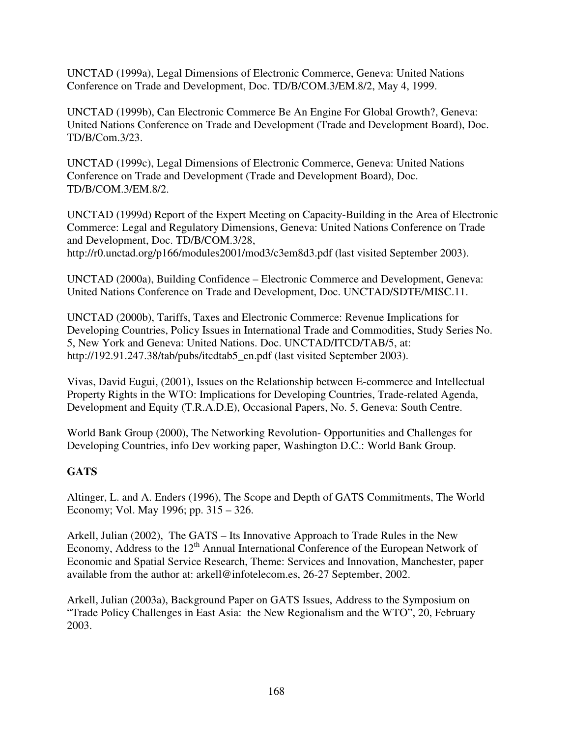UNCTAD (1999a), Legal Dimensions of Electronic Commerce, Geneva: United Nations Conference on Trade and Development, Doc. TD/B/COM.3/EM.8/2, May 4, 1999.

UNCTAD (1999b), Can Electronic Commerce Be An Engine For Global Growth?, Geneva: United Nations Conference on Trade and Development (Trade and Development Board), Doc. TD/B/Com.3/23.

UNCTAD (1999c), Legal Dimensions of Electronic Commerce, Geneva: United Nations Conference on Trade and Development (Trade and Development Board), Doc. TD/B/COM.3/EM.8/2.

UNCTAD (1999d) Report of the Expert Meeting on Capacity-Building in the Area of Electronic Commerce: Legal and Regulatory Dimensions, Geneva: United Nations Conference on Trade and Development, Doc. TD/B/COM.3/28, http://r0.unctad.org/p166/modules2001/mod3/c3em8d3.pdf (last visited September 2003).

UNCTAD (2000a), Building Confidence – Electronic Commerce and Development, Geneva: United Nations Conference on Trade and Development, Doc. UNCTAD/SDTE/MISC.11.

UNCTAD (2000b), Tariffs, Taxes and Electronic Commerce: Revenue Implications for Developing Countries, Policy Issues in International Trade and Commodities, Study Series No. 5, New York and Geneva: United Nations. Doc. UNCTAD/ITCD/TAB/5, at: http://192.91.247.38/tab/pubs/itcdtab5_en.pdf (last visited September 2003).

Vivas, David Eugui, (2001), Issues on the Relationship between E-commerce and Intellectual Property Rights in the WTO: Implications for Developing Countries, Trade-related Agenda, Development and Equity (T.R.A.D.E), Occasional Papers, No. 5, Geneva: South Centre.

World Bank Group (2000), The Networking Revolution- Opportunities and Challenges for Developing Countries, info Dev working paper, Washington D.C.: World Bank Group.

**GATS**

Altinger, L. and A. Enders (1996), The Scope and Depth of GATS Commitments, The World Economy; Vol. May 1996; pp. 315 – 326.

Arkell, Julian (2002), The GATS – Its Innovative Approach to Trade Rules in the New Economy, Address to the 12th Annual International Conference of the European Network of Economic and Spatial Service Research, Theme: Services and Innovation, Manchester, paper available from the author at: arkell@infotelecom.es, 26-27 September, 2002.

Arkell, Julian (2003a), Background Paper on GATS Issues, Address to the Symposium on "Trade Policy Challenges in East Asia: the New Regionalism and the WTO", 20, February 2003.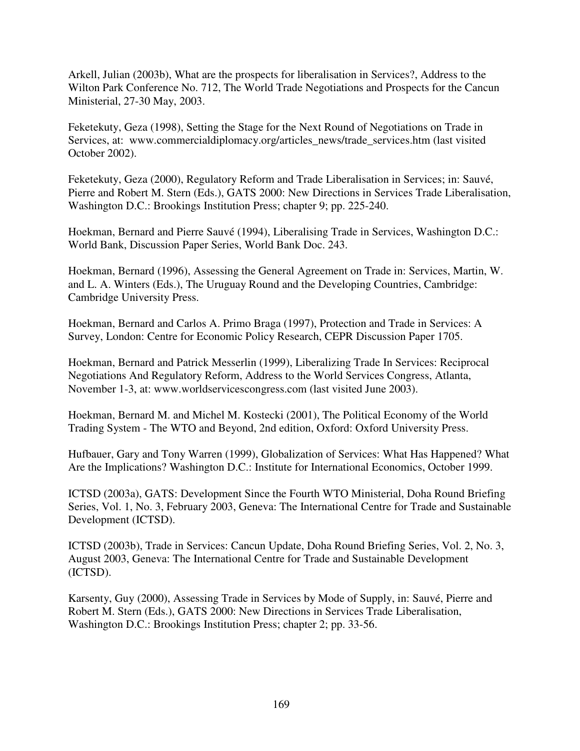Arkell, Julian (2003b), What are the prospects for liberalisation in Services?, Address to the Wilton Park Conference No. 712, The World Trade Negotiations and Prospects for the Cancun Ministerial, 27-30 May, 2003.

Feketekuty, Geza (1998), Setting the Stage for the Next Round of Negotiations on Trade in Services, at: www.commercialdiplomacy.org/articles_news/trade_services.htm (last visited October 2002).

Feketekuty, Geza (2000), Regulatory Reform and Trade Liberalisation in Services; in: Sauvé, Pierre and Robert M. Stern (Eds.), GATS 2000: New Directions in Services Trade Liberalisation, Washington D.C.: Brookings Institution Press; chapter 9; pp. 225-240.

Hoekman, Bernard and Pierre Sauvé (1994), Liberalising Trade in Services, Washington D.C.: World Bank, Discussion Paper Series, World Bank Doc. 243.

Hoekman, Bernard (1996), Assessing the General Agreement on Trade in: Services, Martin, W. and L. A. Winters (Eds.), The Uruguay Round and the Developing Countries, Cambridge: Cambridge University Press.

Hoekman, Bernard and Carlos A. Primo Braga (1997), Protection and Trade in Services: A Survey, London: Centre for Economic Policy Research, CEPR Discussion Paper 1705.

Hoekman, Bernard and Patrick Messerlin (1999), Liberalizing Trade In Services: Reciprocal Negotiations And Regulatory Reform, Address to the World Services Congress, Atlanta, November 1-3, at: www.worldservicescongress.com (last visited June 2003).

Hoekman, Bernard M. and Michel M. Kostecki (2001), The Political Economy of the World Trading System - The WTO and Beyond, 2nd edition, Oxford: Oxford University Press.

Hufbauer, Gary and Tony Warren (1999), Globalization of Services: What Has Happened? What Are the Implications? Washington D.C.: Institute for International Economics, October 1999.

ICTSD (2003a), GATS: Development Since the Fourth WTO Ministerial, Doha Round Briefing Series, Vol. 1, No. 3, February 2003, Geneva: The International Centre for Trade and Sustainable Development (ICTSD).

ICTSD (2003b), Trade in Services: Cancun Update, Doha Round Briefing Series, Vol. 2, No. 3, August 2003, Geneva: The International Centre for Trade and Sustainable Development (ICTSD).

Karsenty, Guy (2000), Assessing Trade in Services by Mode of Supply, in: Sauvé, Pierre and Robert M. Stern (Eds.), GATS 2000: New Directions in Services Trade Liberalisation, Washington D.C.: Brookings Institution Press; chapter 2; pp. 33-56.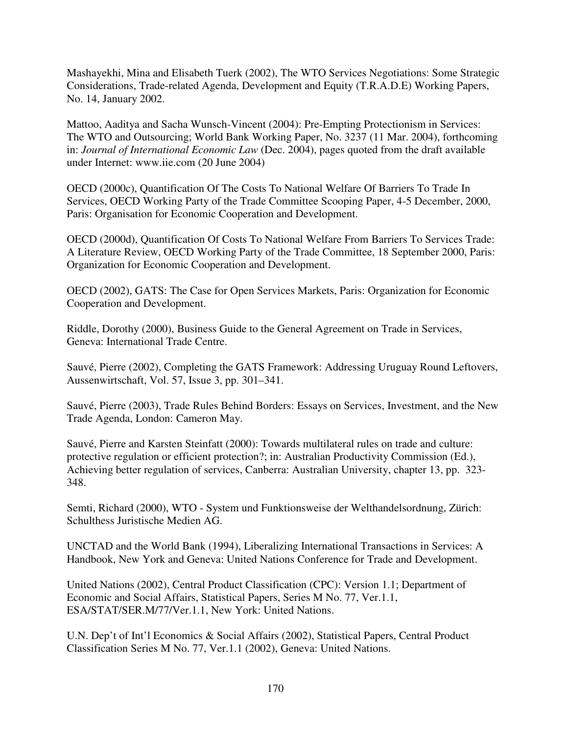Mashayekhi, Mina and Elisabeth Tuerk (2002), The WTO Services Negotiations: Some Strategic Considerations, Trade-related Agenda, Development and Equity (T.R.A.D.E) Working Papers, No. 14, January 2002.

Mattoo, Aaditya and Sacha Wunsch-Vincent (2004): Pre-Empting Protectionism in Services: The WTO and Outsourcing; World Bank Working Paper, No. 3237 (11 Mar. 2004), forthcoming in: *Journal of International Economic Law* (Dec. 2004), pages quoted from the draft available under Internet: www.iie.com (20 June 2004)

OECD (2000c), Quantification Of The Costs To National Welfare Of Barriers To Trade In Services, OECD Working Party of the Trade Committee Scooping Paper, 4-5 December, 2000, Paris: Organisation for Economic Cooperation and Development.

OECD (2000d), Quantification Of Costs To National Welfare From Barriers To Services Trade: A Literature Review, OECD Working Party of the Trade Committee, 18 September 2000, Paris: Organization for Economic Cooperation and Development.

OECD (2002), GATS: The Case for Open Services Markets, Paris: Organization for Economic Cooperation and Development.

Riddle, Dorothy (2000), Business Guide to the General Agreement on Trade in Services, Geneva: International Trade Centre.

Sauvé, Pierre (2002), Completing the GATS Framework: Addressing Uruguay Round Leftovers, Aussenwirtschaft, Vol. 57, Issue 3, pp. 301–341.

Sauvé, Pierre (2003), Trade Rules Behind Borders: Essays on Services, Investment, and the New Trade Agenda, London: Cameron May.

Sauvé, Pierre and Karsten Steinfatt (2000): Towards multilateral rules on trade and culture: protective regulation or efficient protection?; in: Australian Productivity Commission (Ed.), Achieving better regulation of services, Canberra: Australian University, chapter 13, pp. 323-348.

Semti, Richard (2000), WTO - System und Funktionsweise der Welthandelsordnung, Zürich: Schulthess Juristische Medien AG.

UNCTAD and the World Bank (1994), Liberalizing International Transactions in Services: A Handbook, New York and Geneva: United Nations Conference for Trade and Development.

United Nations (2002), Central Product Classification (CPC): Version 1.1; Department of Economic and Social Affairs, Statistical Papers, Series M No. 77, Ver.1.1, ESA/STAT/SER.M/77/Ver.1.1, New York: United Nations.

U.N. Dep't of Int'l Economics & Social Affairs (2002), Statistical Papers, Central Product Classification Series M No. 77, Ver.1.1 (2002), Geneva: United Nations.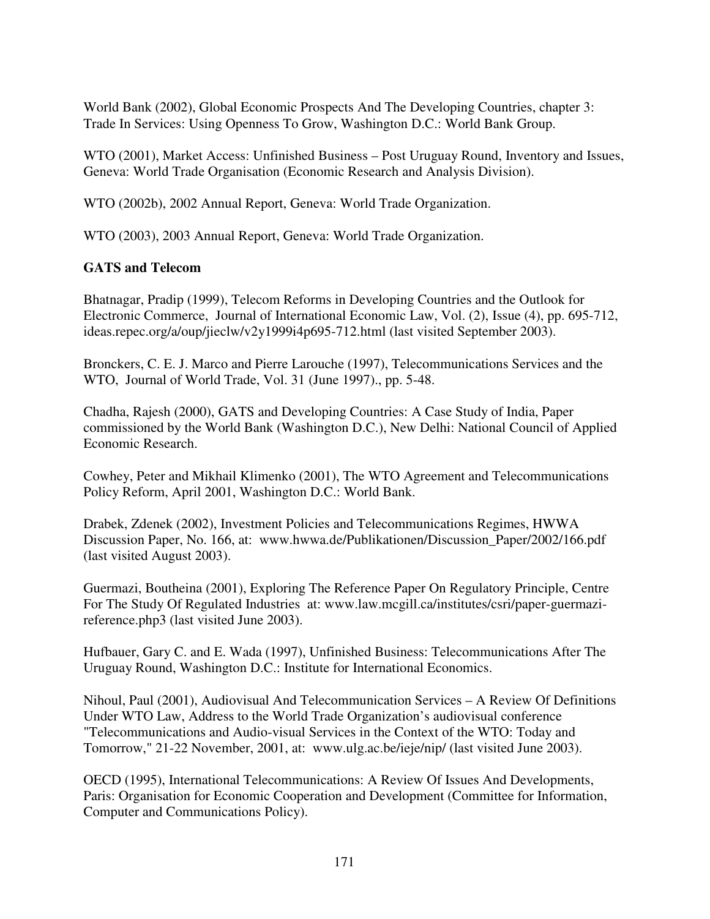World Bank (2002), Global Economic Prospects And The Developing Countries, chapter 3: Trade In Services: Using Openness To Grow, Washington D.C.: World Bank Group.

WTO (2001), Market Access: Unfinished Business – Post Uruguay Round, Inventory and Issues, Geneva: World Trade Organisation (Economic Research and Analysis Division).

WTO (2002b), 2002 Annual Report, Geneva: World Trade Organization.

WTO (2003), 2003 Annual Report, Geneva: World Trade Organization.

**GATS and Telecom**

Bhatnagar, Pradip (1999), Telecom Reforms in Developing Countries and the Outlook for Electronic Commerce, Journal of International Economic Law, Vol. (2), Issue (4), pp. 695-712, ideas.repec.org/a/oup/jieclw/v2y1999i4p695-712.html (last visited September 2003).

Bronckers, C. E. J. Marco and Pierre Larouche (1997), Telecommunications Services and the WTO, Journal of World Trade, Vol. 31 (June 1997)., pp. 5-48.

Chadha, Rajesh (2000), GATS and Developing Countries: A Case Study of India, Paper commissioned by the World Bank (Washington D.C.), New Delhi: National Council of Applied Economic Research.

Cowhey, Peter and Mikhail Klimenko (2001), The WTO Agreement and Telecommunications Policy Reform, April 2001, Washington D.C.: World Bank.

Drabek, Zdenek (2002), Investment Policies and Telecommunications Regimes, HWWA Discussion Paper, No. 166, at: www.hwwa.de/Publikationen/Discussion_Paper/2002/166.pdf (last visited August 2003).

Guermazi, Boutheina (2001), Exploring The Reference Paper On Regulatory Principle, Centre For The Study Of Regulated Industries at: www.law.mcgill.ca/institutes/csri/paper-guermazi-reference.php3 (last visited June 2003).

Hufbauer, Gary C. and E. Wada (1997), Unfinished Business: Telecommunications After The Uruguay Round, Washington D.C.: Institute for International Economics.

Nihoul, Paul (2001), Audiovisual And Telecommunication Services – A Review Of Definitions Under WTO Law, Address to the World Trade Organization's audiovisual conference "Telecommunications and Audio-visual Services in the Context of the WTO: Today and Tomorrow," 21-22 November, 2001, at: www.ulg.ac.be/ieje/nip/ (last visited June 2003).

OECD (1995), International Telecommunications: A Review Of Issues And Developments, Paris: Organisation for Economic Cooperation and Development (Committee for Information, Computer and Communications Policy).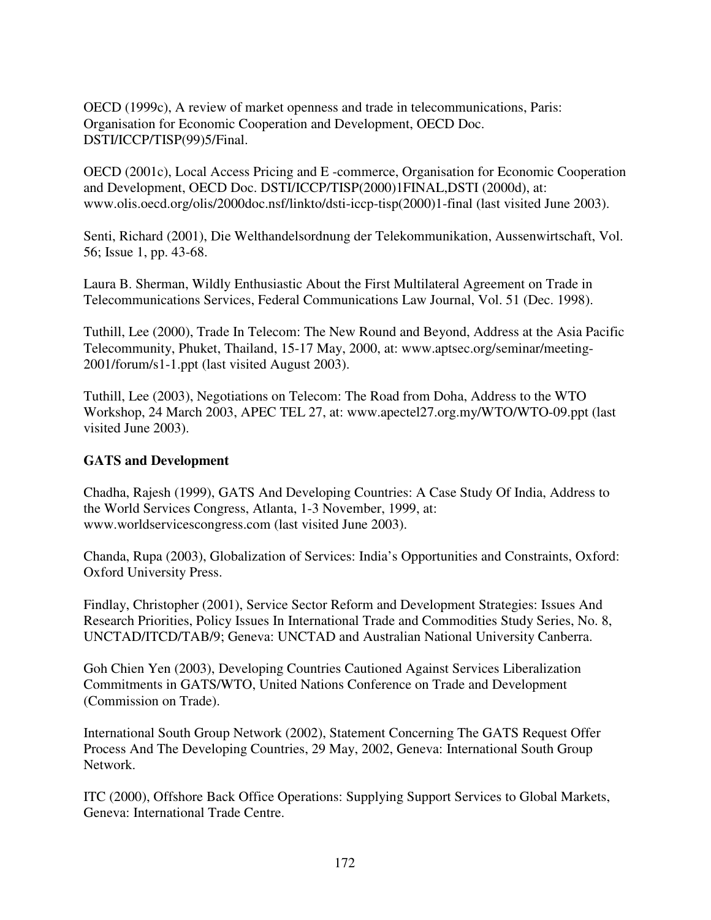OECD (1999c), A review of market openness and trade in telecommunications, Paris: Organisation for Economic Cooperation and Development, OECD Doc. DSTI/ICCP/TISP(99)5/Final.

OECD (2001c), Local Access Pricing and E -commerce, Organisation for Economic Cooperation and Development, OECD Doc. DSTI/ICCP/TISP(2000)1FINAL,DSTI (2000d), at: www.olis.oecd.org/olis/2000doc.nsf/linkto/dsti-iccp-tisp(2000)1-final (last visited June 2003).

Senti, Richard (2001), Die Welthandelsordnung der Telekommunikation, Aussenwirtschaft, Vol. 56; Issue 1, pp. 43-68.

Laura B. Sherman, Wildly Enthusiastic About the First Multilateral Agreement on Trade in Telecommunications Services, Federal Communications Law Journal, Vol. 51 (Dec. 1998).

Tuthill, Lee (2000), Trade In Telecom: The New Round and Beyond, Address at the Asia Pacific Telecommunity, Phuket, Thailand, 15-17 May, 2000, at: www.aptsec.org/seminar/meeting-2001/forum/s1-1.ppt (last visited August 2003).

Tuthill, Lee (2003), Negotiations on Telecom: The Road from Doha, Address to the WTO Workshop, 24 March 2003, APEC TEL 27, at: www.apectel27.org.my/WTO/WTO-09.ppt (last visited June 2003).

**GATS and Development**

Chadha, Rajesh (1999), GATS And Developing Countries: A Case Study Of India, Address to the World Services Congress, Atlanta, 1-3 November, 1999, at: www.worldservicescongress.com (last visited June 2003).

Chanda, Rupa (2003), Globalization of Services: India's Opportunities and Constraints, Oxford: Oxford University Press.

Findlay, Christopher (2001), Service Sector Reform and Development Strategies: Issues And Research Priorities, Policy Issues In International Trade and Commodities Study Series, No. 8, UNCTAD/ITCD/TAB/9; Geneva: UNCTAD and Australian National University Canberra.

Goh Chien Yen (2003), Developing Countries Cautioned Against Services Liberalization Commitments in GATS/WTO, United Nations Conference on Trade and Development (Commission on Trade).

International South Group Network (2002), Statement Concerning The GATS Request Offer Process And The Developing Countries, 29 May, 2002, Geneva: International South Group Network.

ITC (2000), Offshore Back Office Operations: Supplying Support Services to Global Markets, Geneva: International Trade Centre.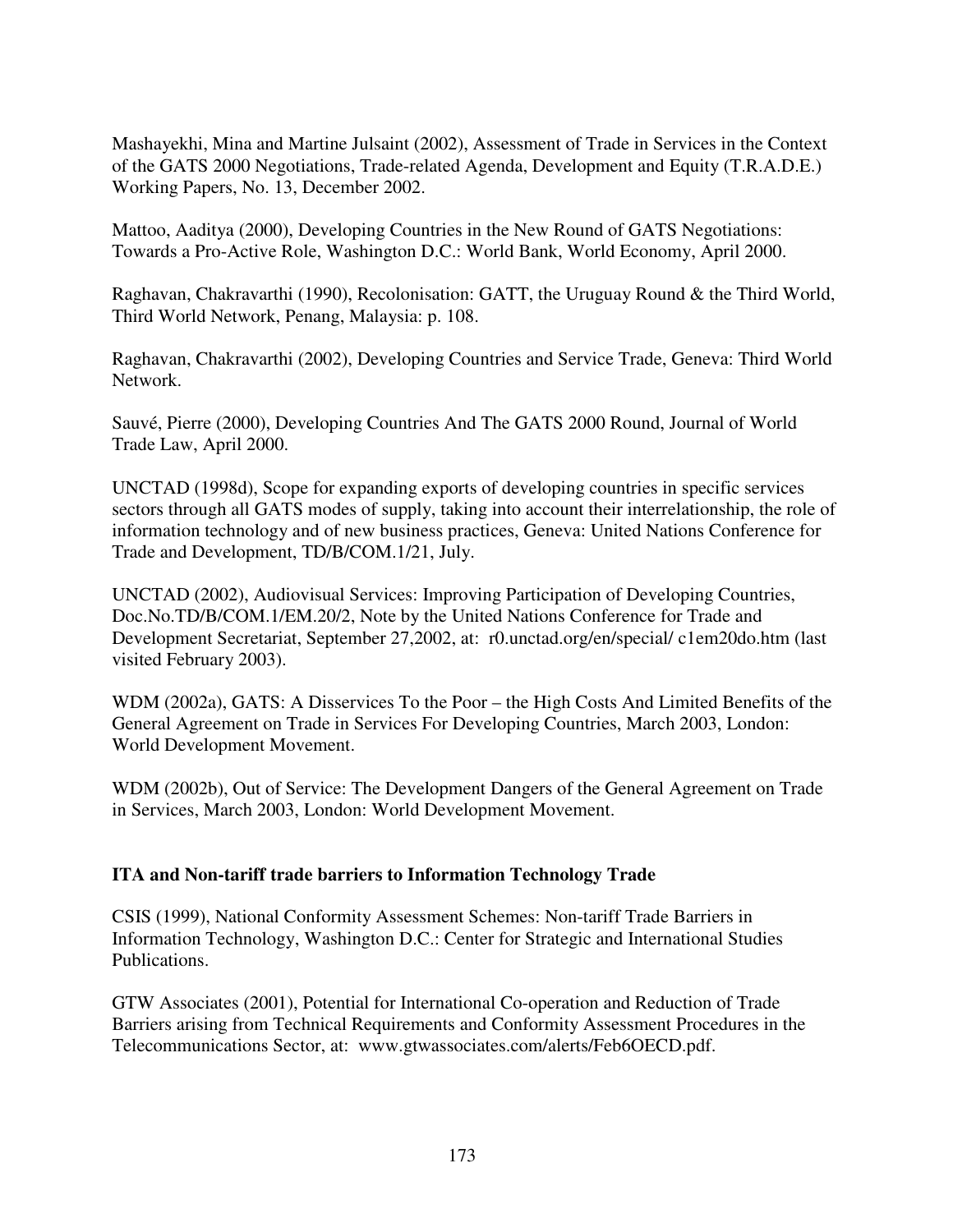Mashayekhi, Mina and Martine Julsaint (2002), Assessment of Trade in Services in the Context of the GATS 2000 Negotiations, Trade-related Agenda, Development and Equity (T.R.A.D.E.) Working Papers, No. 13, December 2002.

Mattoo, Aaditya (2000), Developing Countries in the New Round of GATS Negotiations: Towards a Pro-Active Role, Washington D.C.: World Bank, World Economy, April 2000.

Raghavan, Chakravarthi (1990), Recolonisation: GATT, the Uruguay Round & the Third World, Third World Network, Penang, Malaysia: p. 108.

Raghavan, Chakravarthi (2002), Developing Countries and Service Trade, Geneva: Third World Network.

Sauvé, Pierre (2000), Developing Countries And The GATS 2000 Round, Journal of World Trade Law, April 2000.

UNCTAD (1998d), Scope for expanding exports of developing countries in specific services sectors through all GATS modes of supply, taking into account their interrelationship, the role of information technology and of new business practices, Geneva: United Nations Conference for Trade and Development, TD/B/COM.1/21, July.

UNCTAD (2002), Audiovisual Services: Improving Participation of Developing Countries, Doc.No.TD/B/COM.1/EM.20/2, Note by the United Nations Conference for Trade and Development Secretariat, September 27,2002, at: r0.unctad.org/en/special/ c1em20do.htm (last visited February 2003).

WDM (2002a), GATS: A Disservices To the Poor – the High Costs And Limited Benefits of the General Agreement on Trade in Services For Developing Countries, March 2003, London: World Development Movement.

WDM (2002b), Out of Service: The Development Dangers of the General Agreement on Trade in Services, March 2003, London: World Development Movement.

**ITA and Non-tariff trade barriers to Information Technology Trade**

CSIS (1999), National Conformity Assessment Schemes: Non-tariff Trade Barriers in Information Technology, Washington D.C.: Center for Strategic and International Studies Publications.

GTW Associates (2001), Potential for International Co-operation and Reduction of Trade Barriers arising from Technical Requirements and Conformity Assessment Procedures in the Telecommunications Sector, at: www.gtwassociates.com/alerts/Feb6OECD.pdf.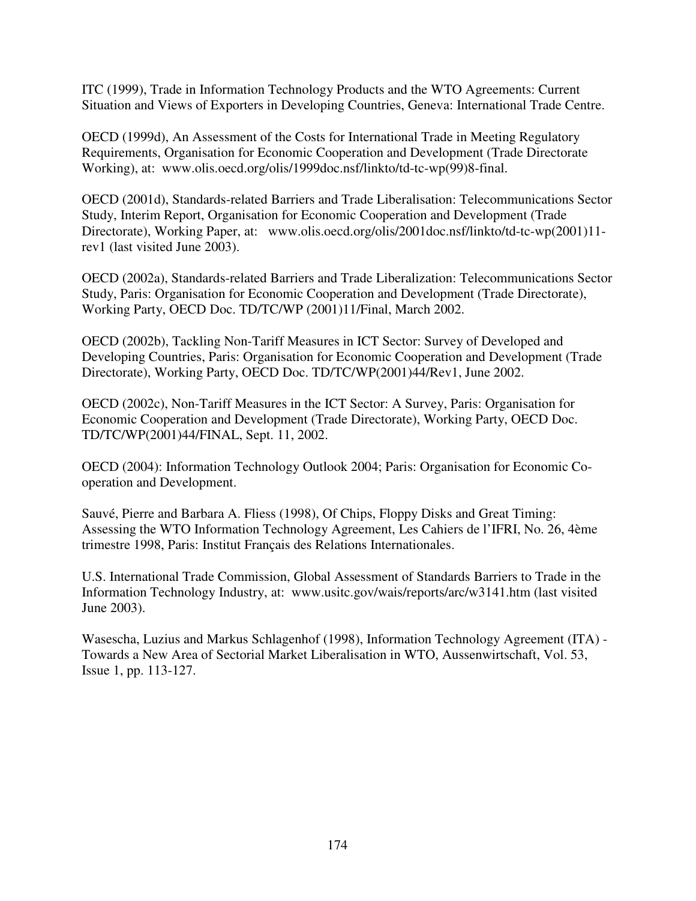ITC (1999), Trade in Information Technology Products and the WTO Agreements: Current Situation and Views of Exporters in Developing Countries, Geneva: International Trade Centre.

OECD (1999d), An Assessment of the Costs for International Trade in Meeting Regulatory Requirements, Organisation for Economic Cooperation and Development (Trade Directorate Working), at: www.olis.oecd.org/olis/1999doc.nsf/linkto/td-tc-wp(99)8-final.

OECD (2001d), Standards-related Barriers and Trade Liberalisation: Telecommunications Sector Study, Interim Report, Organisation for Economic Cooperation and Development (Trade Directorate), Working Paper, at: www.olis.oecd.org/olis/2001doc.nsf/linkto/td-tc-wp(2001)11-rev1 (last visited June 2003).

OECD (2002a), Standards-related Barriers and Trade Liberalization: Telecommunications Sector Study, Paris: Organisation for Economic Cooperation and Development (Trade Directorate), Working Party, OECD Doc. TD/TC/WP (2001)11/Final, March 2002.

OECD (2002b), Tackling Non-Tariff Measures in ICT Sector: Survey of Developed and Developing Countries, Paris: Organisation for Economic Cooperation and Development (Trade Directorate), Working Party, OECD Doc. TD/TC/WP(2001)44/Rev1, June 2002.

OECD (2002c), Non-Tariff Measures in the ICT Sector: A Survey, Paris: Organisation for Economic Cooperation and Development (Trade Directorate), Working Party, OECD Doc. TD/TC/WP(2001)44/FINAL, Sept. 11, 2002.

OECD (2004): Information Technology Outlook 2004; Paris: Organisation for Economic Co-operation and Development.

Sauvé, Pierre and Barbara A. Fliess (1998), Of Chips, Floppy Disks and Great Timing: Assessing the WTO Information Technology Agreement, Les Cahiers de l'IFRI, No. 26, 4ème trimestre 1998, Paris: Institut Français des Relations Internationales.

U.S. International Trade Commission, Global Assessment of Standards Barriers to Trade in the Information Technology Industry, at: www.usitc.gov/wais/reports/arc/w3141.htm (last visited June 2003).

Wasescha, Luzius and Markus Schlagenhof (1998), Information Technology Agreement (ITA) - Towards a New Area of Sectorial Market Liberalisation in WTO, Aussenwirtschaft, Vol. 53, Issue 1, pp. 113-127.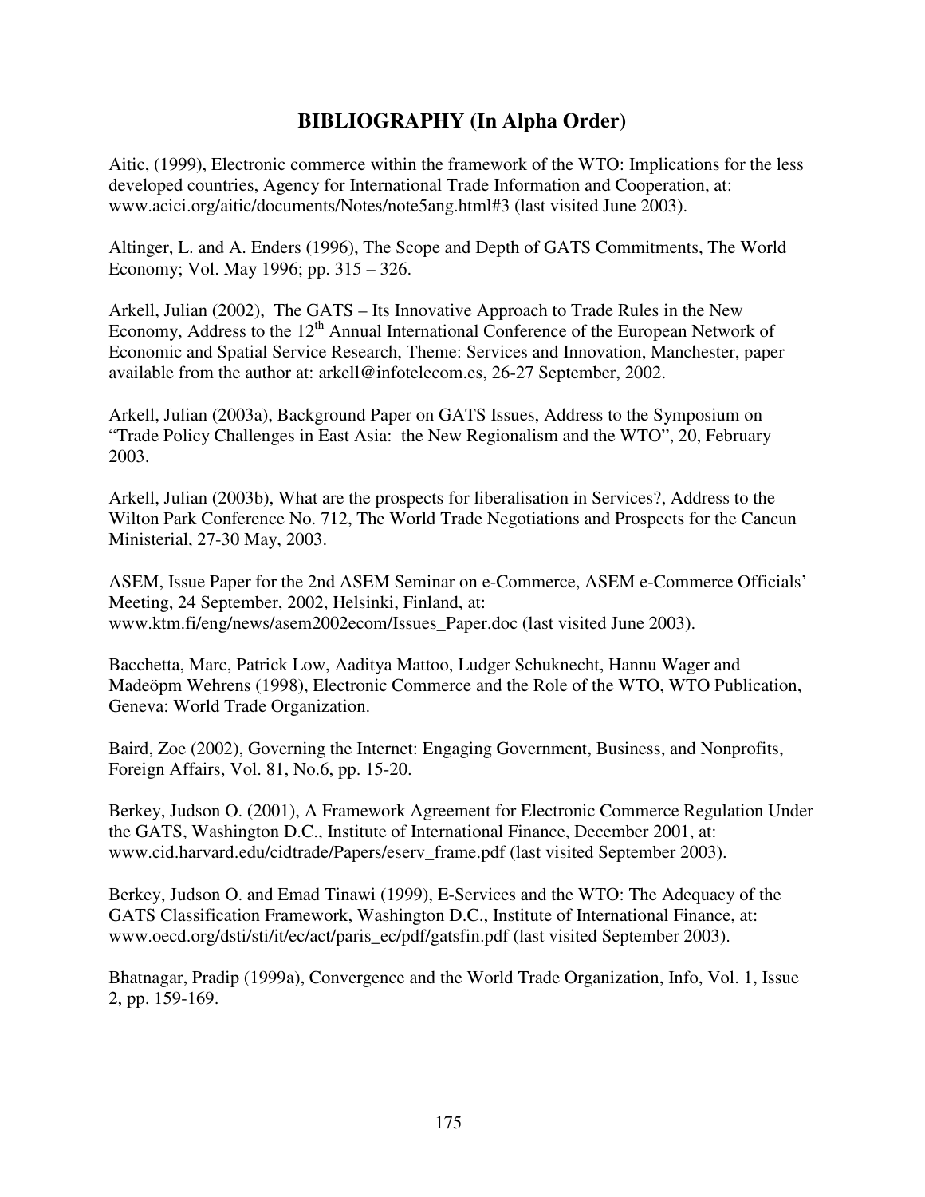## BIBLIOGRAPHY (In Alpha Order)

Aitic, (1999), Electronic commerce within the framework of the WTO: Implications for the less developed countries, Agency for International Trade Information and Cooperation, at: www.acici.org/aitic/documents/Notes/note5ang.html#3 (last visited June 2003).

Altinger, L. and A. Enders (1996), The Scope and Depth of GATS Commitments, The World Economy; Vol. May 1996; pp. 315 – 326.

Arkell, Julian (2002), The GATS – Its Innovative Approach to Trade Rules in the New Economy, Address to the 12th Annual International Conference of the European Network of Economic and Spatial Service Research, Theme: Services and Innovation, Manchester, paper available from the author at: arkell@infotelecom.es, 26-27 September, 2002.

Arkell, Julian (2003a), Background Paper on GATS Issues, Address to the Symposium on "Trade Policy Challenges in East Asia: the New Regionalism and the WTO", 20, February 2003.

Arkell, Julian (2003b), What are the prospects for liberalisation in Services?, Address to the Wilton Park Conference No. 712, The World Trade Negotiations and Prospects for the Cancun Ministerial, 27-30 May, 2003.

ASEM, Issue Paper for the 2nd ASEM Seminar on e-Commerce, ASEM e-Commerce Officials' Meeting, 24 September, 2002, Helsinki, Finland, at: www.ktm.fi/eng/news/asem2002ecom/Issues_Paper.doc (last visited June 2003).

Bacchetta, Marc, Patrick Low, Aaditya Mattoo, Ludger Schuknecht, Hannu Wager and Madeöpm Wehrens (1998), Electronic Commerce and the Role of the WTO, WTO Publication, Geneva: World Trade Organization.

Baird, Zoe (2002), Governing the Internet: Engaging Government, Business, and Nonprofits, Foreign Affairs, Vol. 81, No.6, pp. 15-20.

Berkey, Judson O. (2001), A Framework Agreement for Electronic Commerce Regulation Under the GATS, Washington D.C., Institute of International Finance, December 2001, at: www.cid.harvard.edu/cidtrade/Papers/eserv_frame.pdf (last visited September 2003).

Berkey, Judson O. and Emad Tinawi (1999), E-Services and the WTO: The Adequacy of the GATS Classification Framework, Washington D.C., Institute of International Finance, at: www.oecd.org/dsti/sti/it/ec/act/paris_ec/pdf/gatsfin.pdf (last visited September 2003).

Bhatnagar, Pradip (1999a), Convergence and the World Trade Organization, Info, Vol. 1, Issue 2, pp. 159-169.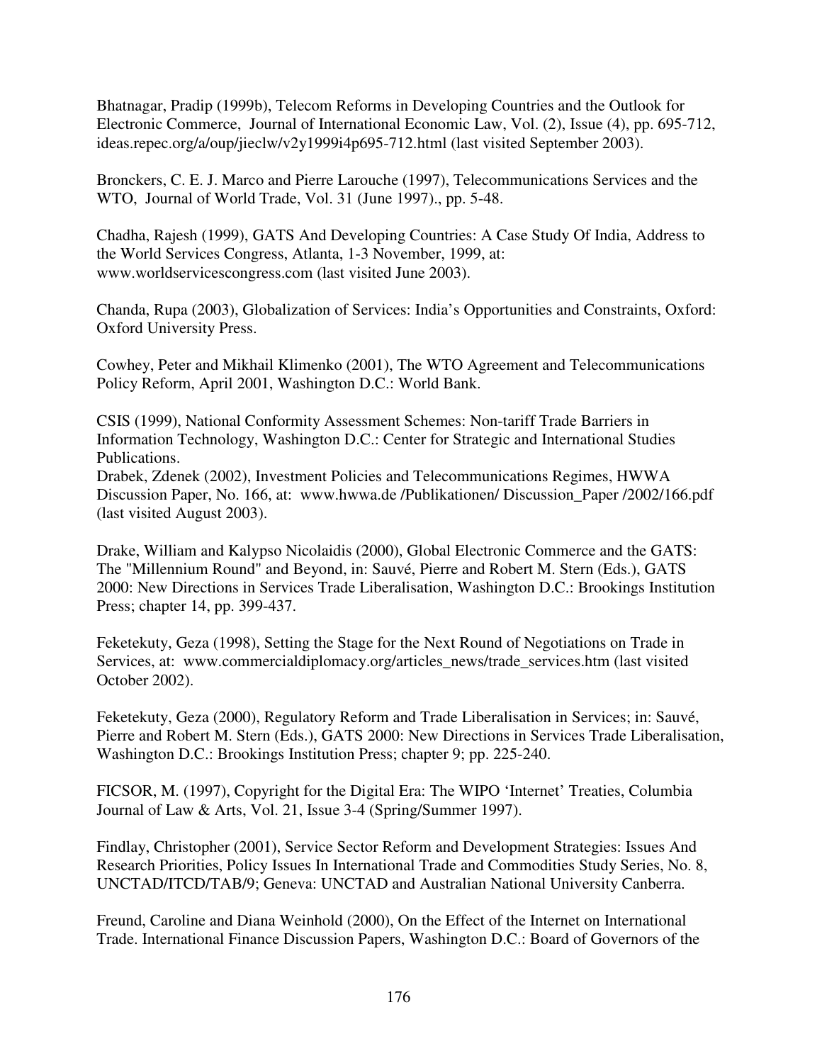Bhatnagar, Pradip (1999b), Telecom Reforms in Developing Countries and the Outlook for Electronic Commerce, Journal of International Economic Law, Vol. (2), Issue (4), pp. 695-712, ideas.repec.org/a/oup/jieclw/v2y1999i4p695-712.html (last visited September 2003).

Bronckers, C. E. J. Marco and Pierre Larouche (1997), Telecommunications Services and the WTO, Journal of World Trade, Vol. 31 (June 1997)., pp. 5-48.

Chadha, Rajesh (1999), GATS And Developing Countries: A Case Study Of India, Address to the World Services Congress, Atlanta, 1-3 November, 1999, at: www.worldservicescongress.com (last visited June 2003).

Chanda, Rupa (2003), Globalization of Services: India's Opportunities and Constraints, Oxford: Oxford University Press.

Cowhey, Peter and Mikhail Klimenko (2001), The WTO Agreement and Telecommunications Policy Reform, April 2001, Washington D.C.: World Bank.

CSIS (1999), National Conformity Assessment Schemes: Non-tariff Trade Barriers in Information Technology, Washington D.C.: Center for Strategic and International Studies Publications.

Drabek, Zdenek (2002), Investment Policies and Telecommunications Regimes, HWWA Discussion Paper, No. 166, at: www.hwwa.de /Publikationen/ Discussion_Paper /2002/166.pdf (last visited August 2003).

Drake, William and Kalypso Nicolaidis (2000), Global Electronic Commerce and the GATS: The "Millennium Round" and Beyond, in: Sauvé, Pierre and Robert M. Stern (Eds.), GATS 2000: New Directions in Services Trade Liberalisation, Washington D.C.: Brookings Institution Press; chapter 14, pp. 399-437.

Feketekuty, Geza (1998), Setting the Stage for the Next Round of Negotiations on Trade in Services, at: www.commercialdiplomacy.org/articles_news/trade_services.htm (last visited October 2002).

Feketekuty, Geza (2000), Regulatory Reform and Trade Liberalisation in Services; in: Sauvé, Pierre and Robert M. Stern (Eds.), GATS 2000: New Directions in Services Trade Liberalisation, Washington D.C.: Brookings Institution Press; chapter 9; pp. 225-240.

FICSOR, M. (1997), Copyright for the Digital Era: The WIPO 'Internet' Treaties, Columbia Journal of Law & Arts, Vol. 21, Issue 3-4 (Spring/Summer 1997).

Findlay, Christopher (2001), Service Sector Reform and Development Strategies: Issues And Research Priorities, Policy Issues In International Trade and Commodities Study Series, No. 8, UNCTAD/ITCD/TAB/9; Geneva: UNCTAD and Australian National University Canberra.

Freund, Caroline and Diana Weinhold (2000), On the Effect of the Internet on International Trade. International Finance Discussion Papers, Washington D.C.: Board of Governors of the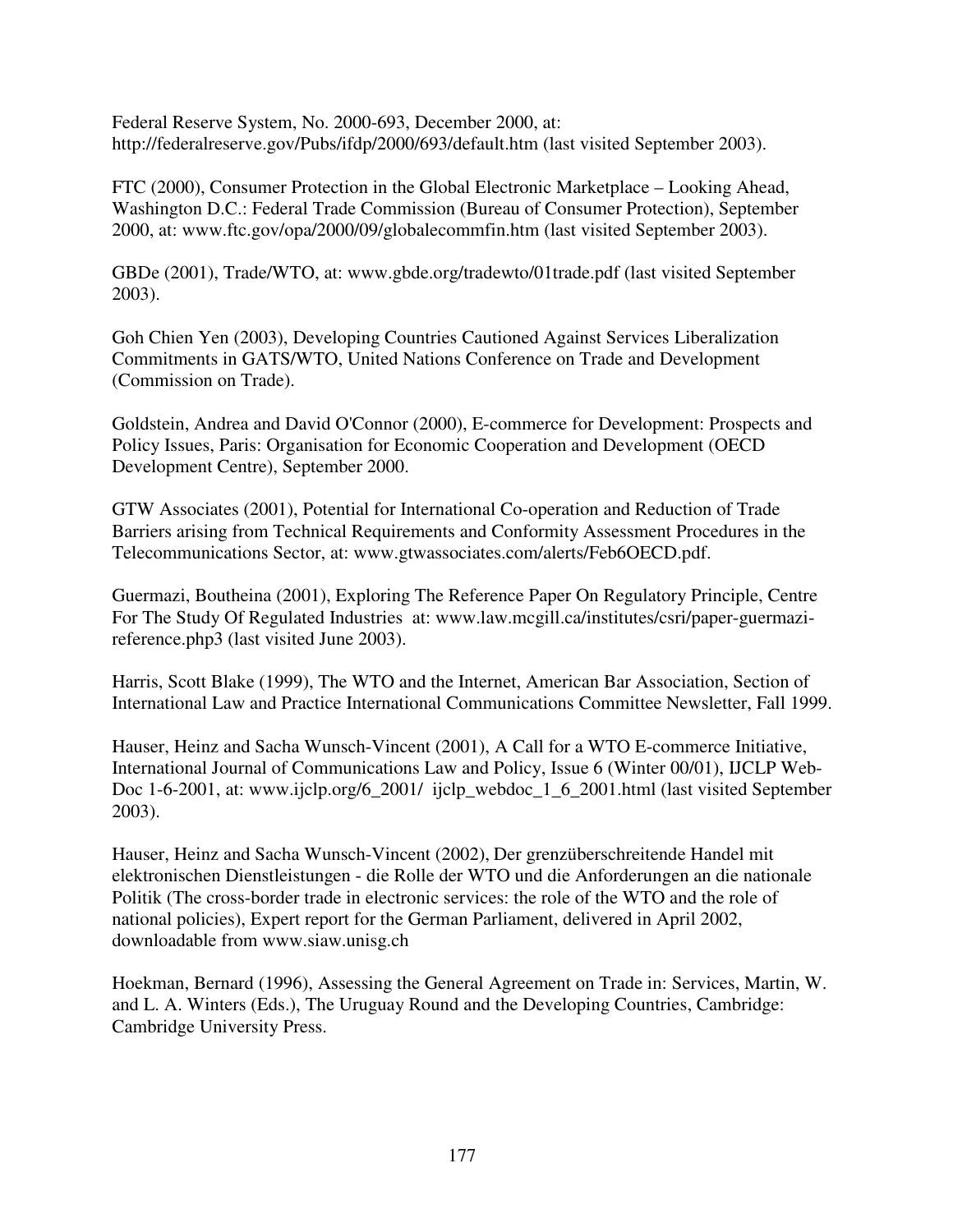Federal Reserve System, No. 2000-693, December 2000, at: http://federalreserve.gov/Pubs/ifdp/2000/693/default.htm (last visited September 2003).

FTC (2000), Consumer Protection in the Global Electronic Marketplace – Looking Ahead, Washington D.C.: Federal Trade Commission (Bureau of Consumer Protection), September 2000, at: www.ftc.gov/opa/2000/09/globalecommfin.htm (last visited September 2003).

GBDe (2001), Trade/WTO, at: www.gbde.org/tradewto/01trade.pdf (last visited September 2003).

Goh Chien Yen (2003), Developing Countries Cautioned Against Services Liberalization Commitments in GATS/WTO, United Nations Conference on Trade and Development (Commission on Trade).

Goldstein, Andrea and David O'Connor (2000), E-commerce for Development: Prospects and Policy Issues, Paris: Organisation for Economic Cooperation and Development (OECD Development Centre), September 2000.

GTW Associates (2001), Potential for International Co-operation and Reduction of Trade Barriers arising from Technical Requirements and Conformity Assessment Procedures in the Telecommunications Sector, at: www.gtwassociates.com/alerts/Feb6OECD.pdf.

Guermazi, Boutheina (2001), Exploring The Reference Paper On Regulatory Principle, Centre For The Study Of Regulated Industries at: www.law.mcgill.ca/institutes/csri/paper-guermazi-reference.php3 (last visited June 2003).

Harris, Scott Blake (1999), The WTO and the Internet, American Bar Association, Section of International Law and Practice International Communications Committee Newsletter, Fall 1999.

Hauser, Heinz and Sacha Wunsch-Vincent (2001), A Call for a WTO E-commerce Initiative, International Journal of Communications Law and Policy, Issue 6 (Winter 00/01), IJCLP Web-Doc 1-6-2001, at: www.ijclp.org/6_2001/ ijclp_webdoc_1_6_2001.html (last visited September 2003).

Hauser, Heinz and Sacha Wunsch-Vincent (2002), Der grenzüberschreitende Handel mit elektronischen Dienstleistungen - die Rolle der WTO und die Anforderungen an die nationale Politik (The cross-border trade in electronic services: the role of the WTO and the role of national policies), Expert report for the German Parliament, delivered in April 2002, downloadable from www.siaw.unisg.ch

Hoekman, Bernard (1996), Assessing the General Agreement on Trade in: Services, Martin, W. and L. A. Winters (Eds.), The Uruguay Round and the Developing Countries, Cambridge: Cambridge University Press.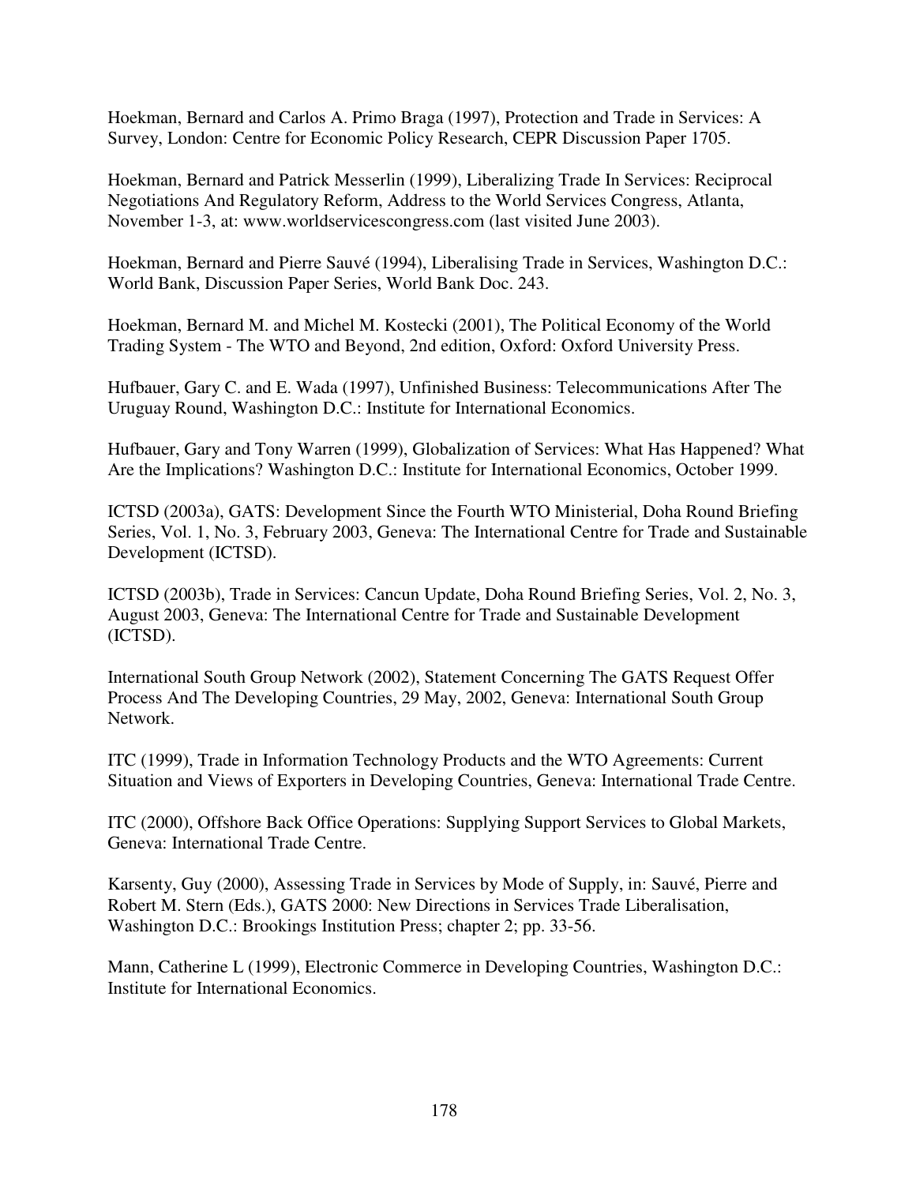Hoekman, Bernard and Carlos A. Primo Braga (1997), Protection and Trade in Services: A Survey, London: Centre for Economic Policy Research, CEPR Discussion Paper 1705.

Hoekman, Bernard and Patrick Messerlin (1999), Liberalizing Trade In Services: Reciprocal Negotiations And Regulatory Reform, Address to the World Services Congress, Atlanta, November 1-3, at: www.worldservicescongress.com (last visited June 2003).

Hoekman, Bernard and Pierre Sauvé (1994), Liberalising Trade in Services, Washington D.C.: World Bank, Discussion Paper Series, World Bank Doc. 243.

Hoekman, Bernard M. and Michel M. Kostecki (2001), The Political Economy of the World Trading System - The WTO and Beyond, 2nd edition, Oxford: Oxford University Press.

Hufbauer, Gary C. and E. Wada (1997), Unfinished Business: Telecommunications After The Uruguay Round, Washington D.C.: Institute for International Economics.

Hufbauer, Gary and Tony Warren (1999), Globalization of Services: What Has Happened? What Are the Implications? Washington D.C.: Institute for International Economics, October 1999.

ICTSD (2003a), GATS: Development Since the Fourth WTO Ministerial, Doha Round Briefing Series, Vol. 1, No. 3, February 2003, Geneva: The International Centre for Trade and Sustainable Development (ICTSD).

ICTSD (2003b), Trade in Services: Cancun Update, Doha Round Briefing Series, Vol. 2, No. 3, August 2003, Geneva: The International Centre for Trade and Sustainable Development (ICTSD).

International South Group Network (2002), Statement Concerning The GATS Request Offer Process And The Developing Countries, 29 May, 2002, Geneva: International South Group Network.

ITC (1999), Trade in Information Technology Products and the WTO Agreements: Current Situation and Views of Exporters in Developing Countries, Geneva: International Trade Centre.

ITC (2000), Offshore Back Office Operations: Supplying Support Services to Global Markets, Geneva: International Trade Centre.

Karsenty, Guy (2000), Assessing Trade in Services by Mode of Supply, in: Sauvé, Pierre and Robert M. Stern (Eds.), GATS 2000: New Directions in Services Trade Liberalisation, Washington D.C.: Brookings Institution Press; chapter 2; pp. 33-56.

Mann, Catherine L (1999), Electronic Commerce in Developing Countries, Washington D.C.: Institute for International Economics.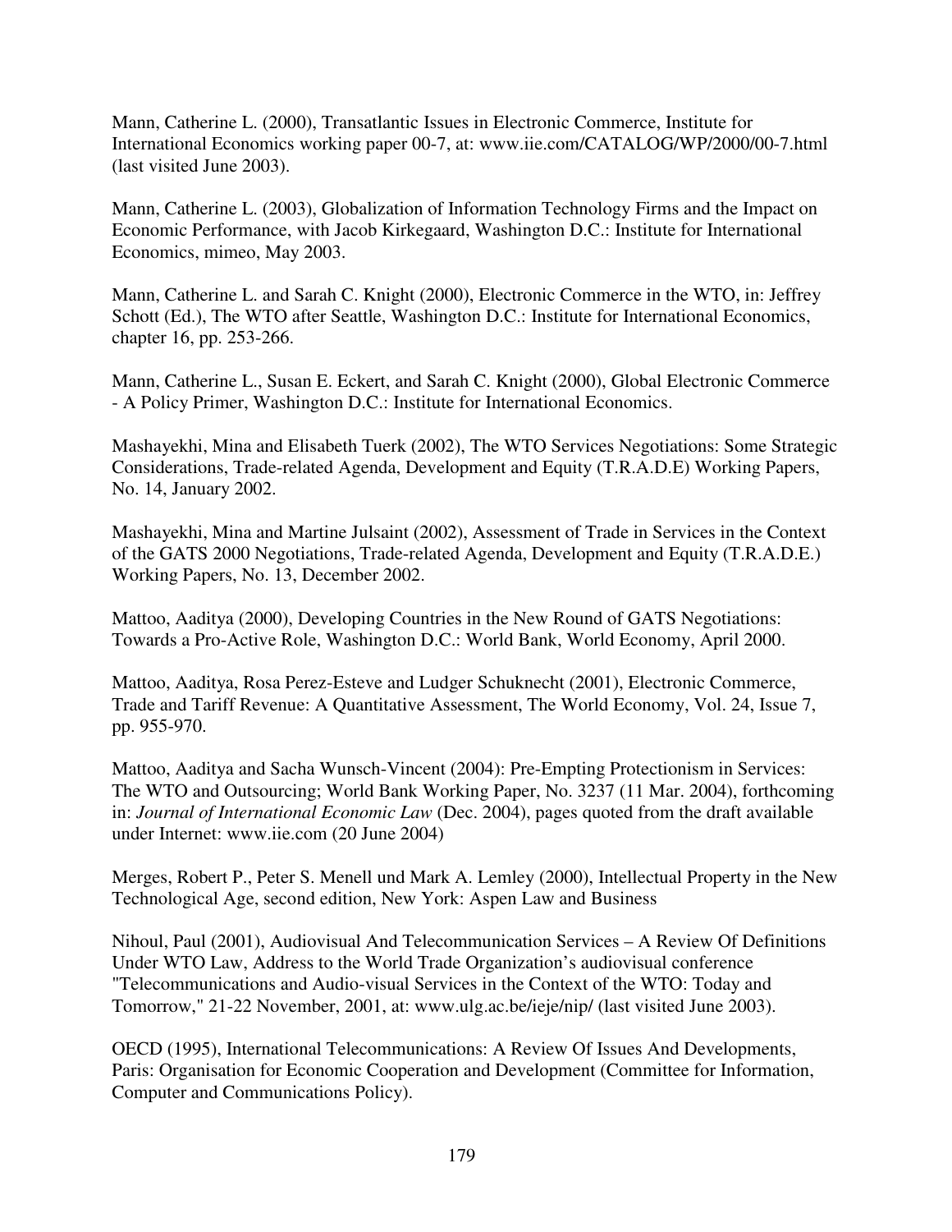Mann, Catherine L. (2000), Transatlantic Issues in Electronic Commerce, Institute for International Economics working paper 00-7, at: www.iie.com/CATALOG/WP/2000/00-7.html (last visited June 2003).

Mann, Catherine L. (2003), Globalization of Information Technology Firms and the Impact on Economic Performance, with Jacob Kirkegaard, Washington D.C.: Institute for International Economics, mimeo, May 2003.

Mann, Catherine L. and Sarah C. Knight (2000), Electronic Commerce in the WTO, in: Jeffrey Schott (Ed.), The WTO after Seattle, Washington D.C.: Institute for International Economics, chapter 16, pp. 253-266.

Mann, Catherine L., Susan E. Eckert, and Sarah C. Knight (2000), Global Electronic Commerce - A Policy Primer, Washington D.C.: Institute for International Economics.

Mashayekhi, Mina and Elisabeth Tuerk (2002), The WTO Services Negotiations: Some Strategic Considerations, Trade-related Agenda, Development and Equity (T.R.A.D.E) Working Papers, No. 14, January 2002.

Mashayekhi, Mina and Martine Julsaint (2002), Assessment of Trade in Services in the Context of the GATS 2000 Negotiations, Trade-related Agenda, Development and Equity (T.R.A.D.E.) Working Papers, No. 13, December 2002.

Mattoo, Aaditya (2000), Developing Countries in the New Round of GATS Negotiations: Towards a Pro-Active Role, Washington D.C.: World Bank, World Economy, April 2000.

Mattoo, Aaditya, Rosa Perez-Esteve and Ludger Schuknecht (2001), Electronic Commerce, Trade and Tariff Revenue: A Quantitative Assessment, The World Economy, Vol. 24, Issue 7, pp. 955-970.

Mattoo, Aaditya and Sacha Wunsch-Vincent (2004): Pre-Empting Protectionism in Services: The WTO and Outsourcing; World Bank Working Paper, No. 3237 (11 Mar. 2004), forthcoming in: *Journal of International Economic Law* (Dec. 2004), pages quoted from the draft available under Internet: www.iie.com (20 June 2004)

Merges, Robert P., Peter S. Menell und Mark A. Lemley (2000), Intellectual Property in the New Technological Age, second edition, New York: Aspen Law and Business

Nihoul, Paul (2001), Audiovisual And Telecommunication Services – A Review Of Definitions Under WTO Law, Address to the World Trade Organization's audiovisual conference "Telecommunications and Audio-visual Services in the Context of the WTO: Today and Tomorrow," 21-22 November, 2001, at: www.ulg.ac.be/ieje/nip/ (last visited June 2003).

OECD (1995), International Telecommunications: A Review Of Issues And Developments, Paris: Organisation for Economic Cooperation and Development (Committee for Information, Computer and Communications Policy).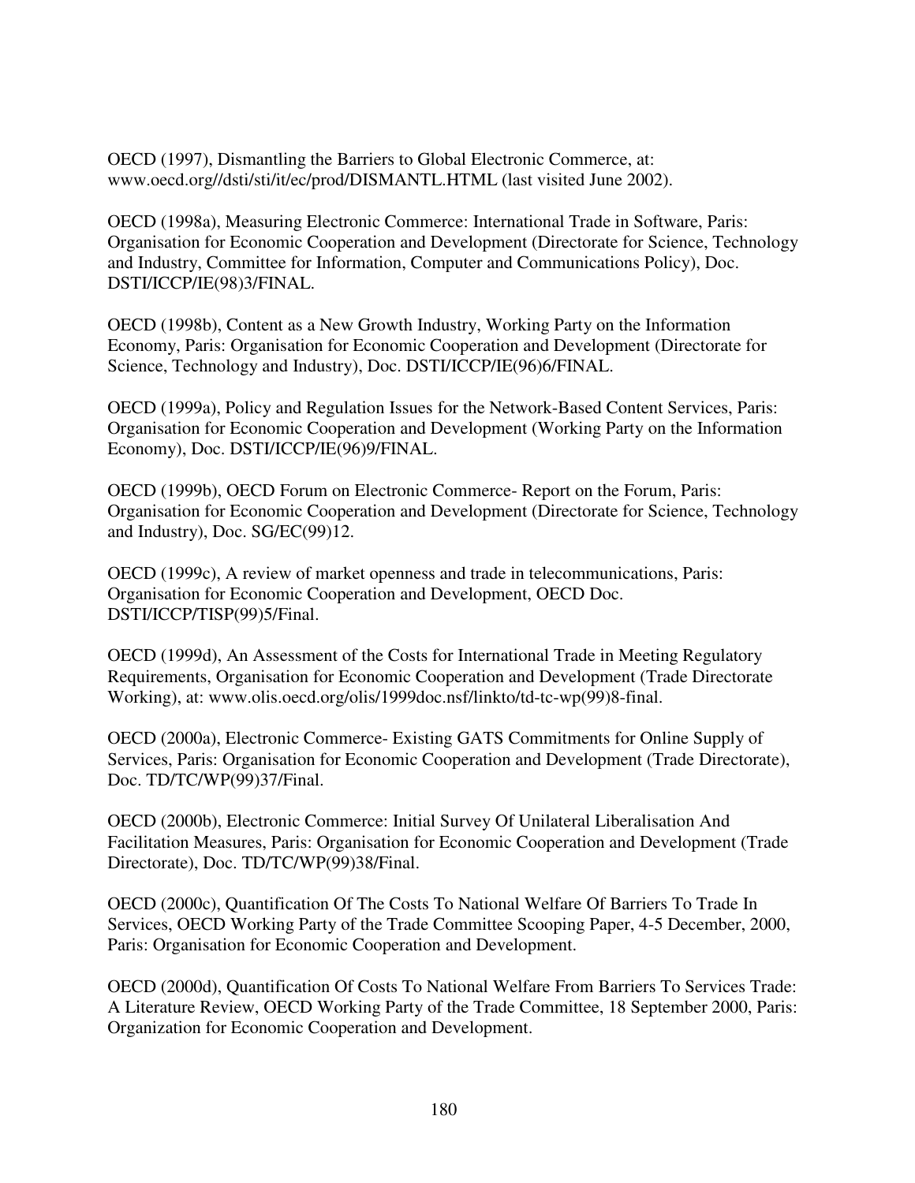OECD (1997), Dismantling the Barriers to Global Electronic Commerce, at: www.oecd.org//dsti/sti/it/ec/prod/DISMANTL.HTML (last visited June 2002).

OECD (1998a), Measuring Electronic Commerce: International Trade in Software, Paris: Organisation for Economic Cooperation and Development (Directorate for Science, Technology and Industry, Committee for Information, Computer and Communications Policy), Doc. DSTI/ICCP/IE(98)3/FINAL.

OECD (1998b), Content as a New Growth Industry, Working Party on the Information Economy, Paris: Organisation for Economic Cooperation and Development (Directorate for Science, Technology and Industry), Doc. DSTI/ICCP/IE(96)6/FINAL.

OECD (1999a), Policy and Regulation Issues for the Network-Based Content Services, Paris: Organisation for Economic Cooperation and Development (Working Party on the Information Economy), Doc. DSTI/ICCP/IE(96)9/FINAL.

OECD (1999b), OECD Forum on Electronic Commerce- Report on the Forum, Paris: Organisation for Economic Cooperation and Development (Directorate for Science, Technology and Industry), Doc. SG/EC(99)12.

OECD (1999c), A review of market openness and trade in telecommunications, Paris: Organisation for Economic Cooperation and Development, OECD Doc. DSTI/ICCP/TISP(99)5/Final.

OECD (1999d), An Assessment of the Costs for International Trade in Meeting Regulatory Requirements, Organisation for Economic Cooperation and Development (Trade Directorate Working), at: www.olis.oecd.org/olis/1999doc.nsf/linkto/td-tc-wp(99)8-final.

OECD (2000a), Electronic Commerce- Existing GATS Commitments for Online Supply of Services, Paris: Organisation for Economic Cooperation and Development (Trade Directorate), Doc. TD/TC/WP(99)37/Final.

OECD (2000b), Electronic Commerce: Initial Survey Of Unilateral Liberalisation And Facilitation Measures, Paris: Organisation for Economic Cooperation and Development (Trade Directorate), Doc. TD/TC/WP(99)38/Final.

OECD (2000c), Quantification Of The Costs To National Welfare Of Barriers To Trade In Services, OECD Working Party of the Trade Committee Scooping Paper, 4-5 December, 2000, Paris: Organisation for Economic Cooperation and Development.

OECD (2000d), Quantification Of Costs To National Welfare From Barriers To Services Trade: A Literature Review, OECD Working Party of the Trade Committee, 18 September 2000, Paris: Organization for Economic Cooperation and Development.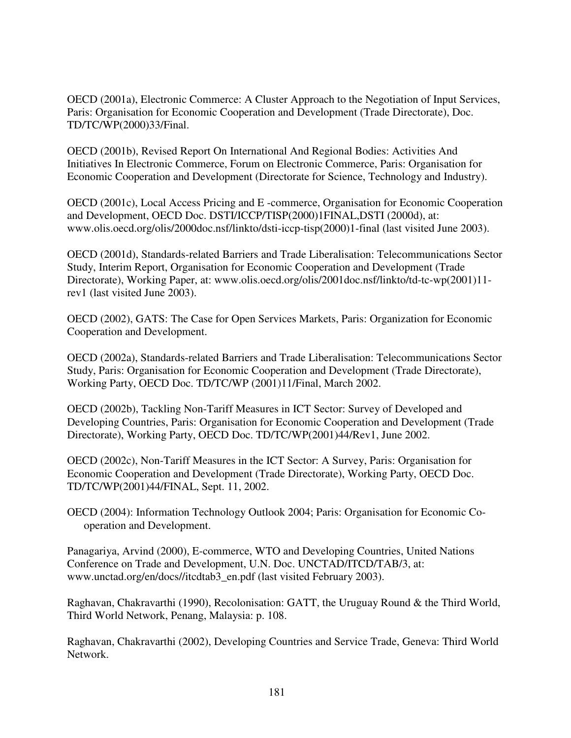OECD (2001a), Electronic Commerce: A Cluster Approach to the Negotiation of Input Services, Paris: Organisation for Economic Cooperation and Development (Trade Directorate), Doc. TD/TC/WP(2000)33/Final.

OECD (2001b), Revised Report On International And Regional Bodies: Activities And Initiatives In Electronic Commerce, Forum on Electronic Commerce, Paris: Organisation for Economic Cooperation and Development (Directorate for Science, Technology and Industry).

OECD (2001c), Local Access Pricing and E -commerce, Organisation for Economic Cooperation and Development, OECD Doc. DSTI/ICCP/TISP(2000)1FINAL,DSTI (2000d), at: www.olis.oecd.org/olis/2000doc.nsf/linkto/dsti-iccp-tisp(2000)1-final (last visited June 2003).

OECD (2001d), Standards-related Barriers and Trade Liberalisation: Telecommunications Sector Study, Interim Report, Organisation for Economic Cooperation and Development (Trade Directorate), Working Paper, at: www.olis.oecd.org/olis/2001doc.nsf/linkto/td-tc-wp(2001)11-rev1 (last visited June 2003).

OECD (2002), GATS: The Case for Open Services Markets, Paris: Organization for Economic Cooperation and Development.

OECD (2002a), Standards-related Barriers and Trade Liberalisation: Telecommunications Sector Study, Paris: Organisation for Economic Cooperation and Development (Trade Directorate), Working Party, OECD Doc. TD/TC/WP (2001)11/Final, March 2002.

OECD (2002b), Tackling Non-Tariff Measures in ICT Sector: Survey of Developed and Developing Countries, Paris: Organisation for Economic Cooperation and Development (Trade Directorate), Working Party, OECD Doc. TD/TC/WP(2001)44/Rev1, June 2002.

OECD (2002c), Non-Tariff Measures in the ICT Sector: A Survey, Paris: Organisation for Economic Cooperation and Development (Trade Directorate), Working Party, OECD Doc. TD/TC/WP(2001)44/FINAL, Sept. 11, 2002.

OECD (2004): Information Technology Outlook 2004; Paris: Organisation for Economic Co-operation and Development.

Panagariya, Arvind (2000), E-commerce, WTO and Developing Countries, United Nations Conference on Trade and Development, U.N. Doc. UNCTAD/ITCD/TAB/3, at: www.unctad.org/en/docs//itcdtab3_en.pdf (last visited February 2003).

Raghavan, Chakravarthi (1990), Recolonisation: GATT, the Uruguay Round & the Third World, Third World Network, Penang, Malaysia: p. 108.

Raghavan, Chakravarthi (2002), Developing Countries and Service Trade, Geneva: Third World Network.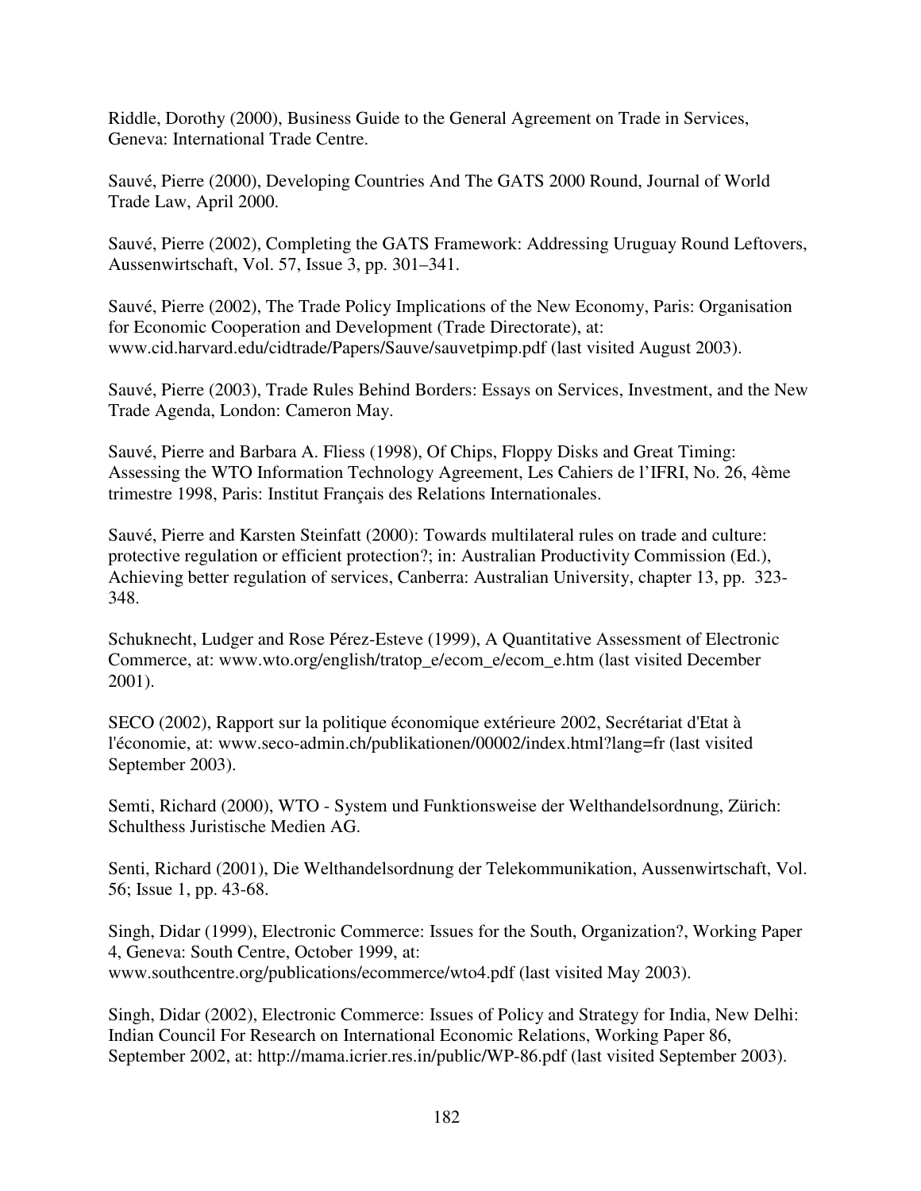Riddle, Dorothy (2000), Business Guide to the General Agreement on Trade in Services, Geneva: International Trade Centre.

Sauvé, Pierre (2000), Developing Countries And The GATS 2000 Round, Journal of World Trade Law, April 2000.

Sauvé, Pierre (2002), Completing the GATS Framework: Addressing Uruguay Round Leftovers, Aussenwirtschaft, Vol. 57, Issue 3, pp. 301–341.

Sauvé, Pierre (2002), The Trade Policy Implications of the New Economy, Paris: Organisation for Economic Cooperation and Development (Trade Directorate), at: www.cid.harvard.edu/cidtrade/Papers/Sauve/sauvetpimp.pdf (last visited August 2003).

Sauvé, Pierre (2003), Trade Rules Behind Borders: Essays on Services, Investment, and the New Trade Agenda, London: Cameron May.

Sauvé, Pierre and Barbara A. Fliess (1998), Of Chips, Floppy Disks and Great Timing: Assessing the WTO Information Technology Agreement, Les Cahiers de l'IFRI, No. 26, 4ème trimestre 1998, Paris: Institut Français des Relations Internationales.

Sauvé, Pierre and Karsten Steinfatt (2000): Towards multilateral rules on trade and culture: protective regulation or efficient protection?; in: Australian Productivity Commission (Ed.), Achieving better regulation of services, Canberra: Australian University, chapter 13, pp. 323-348.

Schuknecht, Ludger and Rose Pérez-Esteve (1999), A Quantitative Assessment of Electronic Commerce, at: www.wto.org/english/tratop_e/ecom_e/ecom_e.htm (last visited December 2001).

SECO (2002), Rapport sur la politique économique extérieure 2002, Secrétariat d'Etat à l'économie, at: www.seco-admin.ch/publikationen/00002/index.html?lang=fr (last visited September 2003).

Semti, Richard (2000), WTO - System und Funktionsweise der Welthandelsordnung, Zürich: Schulthess Juristische Medien AG.

Senti, Richard (2001), Die Welthandelsordnung der Telekommunikation, Aussenwirtschaft, Vol. 56; Issue 1, pp. 43-68.

Singh, Didar (1999), Electronic Commerce: Issues for the South, Organization?, Working Paper 4, Geneva: South Centre, October 1999, at: www.southcentre.org/publications/ecommerce/wto4.pdf (last visited May 2003).

Singh, Didar (2002), Electronic Commerce: Issues of Policy and Strategy for India, New Delhi: Indian Council For Research on International Economic Relations, Working Paper 86, September 2002, at: http://mama.icrier.res.in/public/WP-86.pdf (last visited September 2003).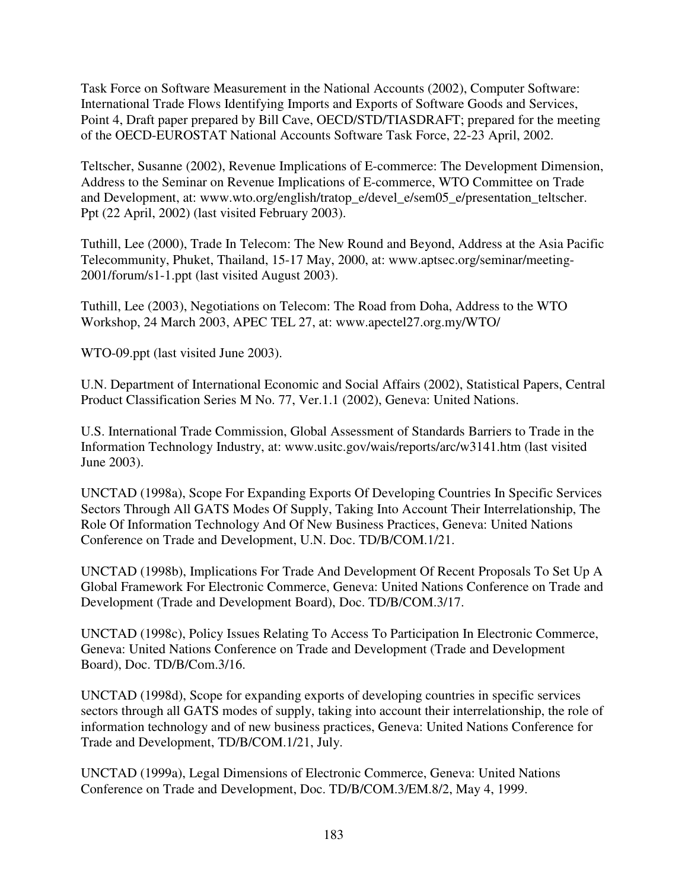Task Force on Software Measurement in the National Accounts (2002), Computer Software: International Trade Flows Identifying Imports and Exports of Software Goods and Services, Point 4, Draft paper prepared by Bill Cave, OECD/STD/TIASDRAFT; prepared for the meeting of the OECD-EUROSTAT National Accounts Software Task Force, 22-23 April, 2002.

Teltscher, Susanne (2002), Revenue Implications of E-commerce: The Development Dimension, Address to the Seminar on Revenue Implications of E-commerce, WTO Committee on Trade and Development, at: www.wto.org/english/tratop_e/devel_e/sem05_e/presentation_teltscher. Ppt (22 April, 2002) (last visited February 2003).

Tuthill, Lee (2000), Trade In Telecom: The New Round and Beyond, Address at the Asia Pacific Telecommunity, Phuket, Thailand, 15-17 May, 2000, at: www.aptsec.org/seminar/meeting-2001/forum/s1-1.ppt (last visited August 2003).

Tuthill, Lee (2003), Negotiations on Telecom: The Road from Doha, Address to the WTO Workshop, 24 March 2003, APEC TEL 27, at: www.apectel27.org.my/WTO/

WTO-09.ppt (last visited June 2003).

U.N. Department of International Economic and Social Affairs (2002), Statistical Papers, Central Product Classification Series M No. 77, Ver.1.1 (2002), Geneva: United Nations.

U.S. International Trade Commission, Global Assessment of Standards Barriers to Trade in the Information Technology Industry, at: www.usitc.gov/wais/reports/arc/w3141.htm (last visited June 2003).

UNCTAD (1998a), Scope For Expanding Exports Of Developing Countries In Specific Services Sectors Through All GATS Modes Of Supply, Taking Into Account Their Interrelationship, The Role Of Information Technology And Of New Business Practices, Geneva: United Nations Conference on Trade and Development, U.N. Doc. TD/B/COM.1/21.

UNCTAD (1998b), Implications For Trade And Development Of Recent Proposals To Set Up A Global Framework For Electronic Commerce, Geneva: United Nations Conference on Trade and Development (Trade and Development Board), Doc. TD/B/COM.3/17.

UNCTAD (1998c), Policy Issues Relating To Access To Participation In Electronic Commerce, Geneva: United Nations Conference on Trade and Development (Trade and Development Board), Doc. TD/B/Com.3/16.

UNCTAD (1998d), Scope for expanding exports of developing countries in specific services sectors through all GATS modes of supply, taking into account their interrelationship, the role of information technology and of new business practices, Geneva: United Nations Conference for Trade and Development, TD/B/COM.1/21, July.

UNCTAD (1999a), Legal Dimensions of Electronic Commerce, Geneva: United Nations Conference on Trade and Development, Doc. TD/B/COM.3/EM.8/2, May 4, 1999.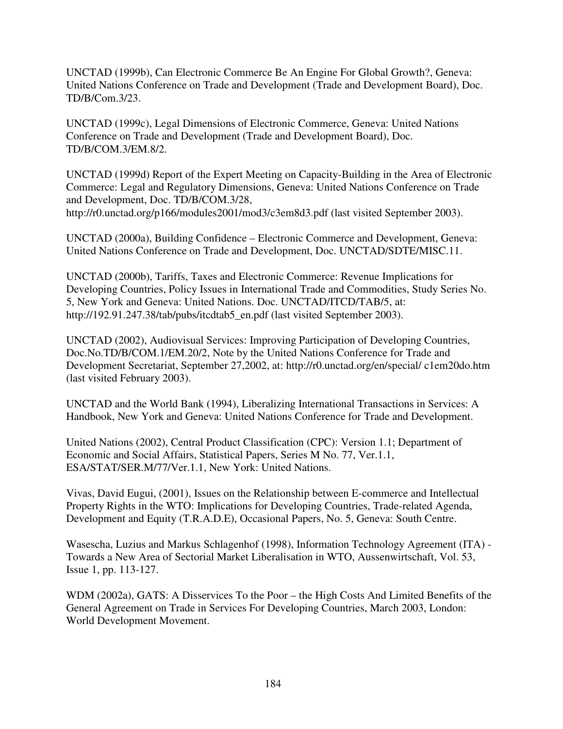UNCTAD (1999b), Can Electronic Commerce Be An Engine For Global Growth?, Geneva: United Nations Conference on Trade and Development (Trade and Development Board), Doc. TD/B/Com.3/23.

UNCTAD (1999c), Legal Dimensions of Electronic Commerce, Geneva: United Nations Conference on Trade and Development (Trade and Development Board), Doc. TD/B/COM.3/EM.8/2.

UNCTAD (1999d) Report of the Expert Meeting on Capacity-Building in the Area of Electronic Commerce: Legal and Regulatory Dimensions, Geneva: United Nations Conference on Trade and Development, Doc. TD/B/COM.3/28, http://r0.unctad.org/p166/modules2001/mod3/c3em8d3.pdf (last visited September 2003).

UNCTAD (2000a), Building Confidence – Electronic Commerce and Development, Geneva: United Nations Conference on Trade and Development, Doc. UNCTAD/SDTE/MISC.11.

UNCTAD (2000b), Tariffs, Taxes and Electronic Commerce: Revenue Implications for Developing Countries, Policy Issues in International Trade and Commodities, Study Series No. 5, New York and Geneva: United Nations. Doc. UNCTAD/ITCD/TAB/5, at: http://192.91.247.38/tab/pubs/itcdtab5_en.pdf (last visited September 2003).

UNCTAD (2002), Audiovisual Services: Improving Participation of Developing Countries, Doc.No.TD/B/COM.1/EM.20/2, Note by the United Nations Conference for Trade and Development Secretariat, September 27,2002, at: http://r0.unctad.org/en/special/ c1em20do.htm (last visited February 2003).

UNCTAD and the World Bank (1994), Liberalizing International Transactions in Services: A Handbook, New York and Geneva: United Nations Conference for Trade and Development.

United Nations (2002), Central Product Classification (CPC): Version 1.1; Department of Economic and Social Affairs, Statistical Papers, Series M No. 77, Ver.1.1, ESA/STAT/SER.M/77/Ver.1.1, New York: United Nations.

Vivas, David Eugui, (2001), Issues on the Relationship between E-commerce and Intellectual Property Rights in the WTO: Implications for Developing Countries, Trade-related Agenda, Development and Equity (T.R.A.D.E), Occasional Papers, No. 5, Geneva: South Centre.

Wasescha, Luzius and Markus Schlagenhof (1998), Information Technology Agreement (ITA) - Towards a New Area of Sectorial Market Liberalisation in WTO, Aussenwirtschaft, Vol. 53, Issue 1, pp. 113-127.

WDM (2002a), GATS: A Disservices To the Poor – the High Costs And Limited Benefits of the General Agreement on Trade in Services For Developing Countries, March 2003, London: World Development Movement.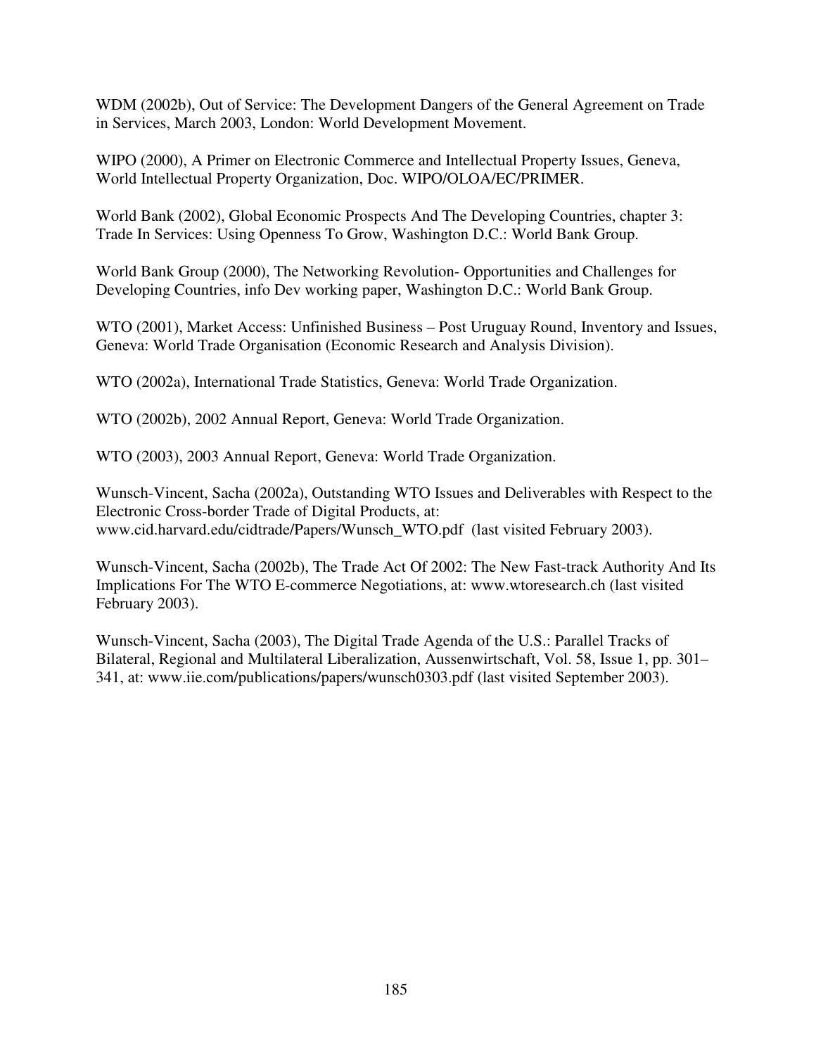WDM (2002b), Out of Service: The Development Dangers of the General Agreement on Trade in Services, March 2003, London: World Development Movement.

WIPO (2000), A Primer on Electronic Commerce and Intellectual Property Issues, Geneva, World Intellectual Property Organization, Doc. WIPO/OLOA/EC/PRIMER.

World Bank (2002), Global Economic Prospects And The Developing Countries, chapter 3: Trade In Services: Using Openness To Grow, Washington D.C.: World Bank Group.

World Bank Group (2000), The Networking Revolution- Opportunities and Challenges for Developing Countries, info Dev working paper, Washington D.C.: World Bank Group.

WTO (2001), Market Access: Unfinished Business – Post Uruguay Round, Inventory and Issues, Geneva: World Trade Organisation (Economic Research and Analysis Division).

WTO (2002a), International Trade Statistics, Geneva: World Trade Organization.

WTO (2002b), 2002 Annual Report, Geneva: World Trade Organization.

WTO (2003), 2003 Annual Report, Geneva: World Trade Organization.

Wunsch-Vincent, Sacha (2002a), Outstanding WTO Issues and Deliverables with Respect to the Electronic Cross-border Trade of Digital Products, at: www.cid.harvard.edu/cidtrade/Papers/Wunsch_WTO.pdf (last visited February 2003).

Wunsch-Vincent, Sacha (2002b), The Trade Act Of 2002: The New Fast-track Authority And Its Implications For The WTO E-commerce Negotiations, at: www.wtoresearch.ch (last visited February 2003).

Wunsch-Vincent, Sacha (2003), The Digital Trade Agenda of the U.S.: Parallel Tracks of Bilateral, Regional and Multilateral Liberalization, Aussenwirtschaft, Vol. 58, Issue 1, pp. 301–341, at: www.iie.com/publications/papers/wunsch0303.pdf (last visited September 2003).